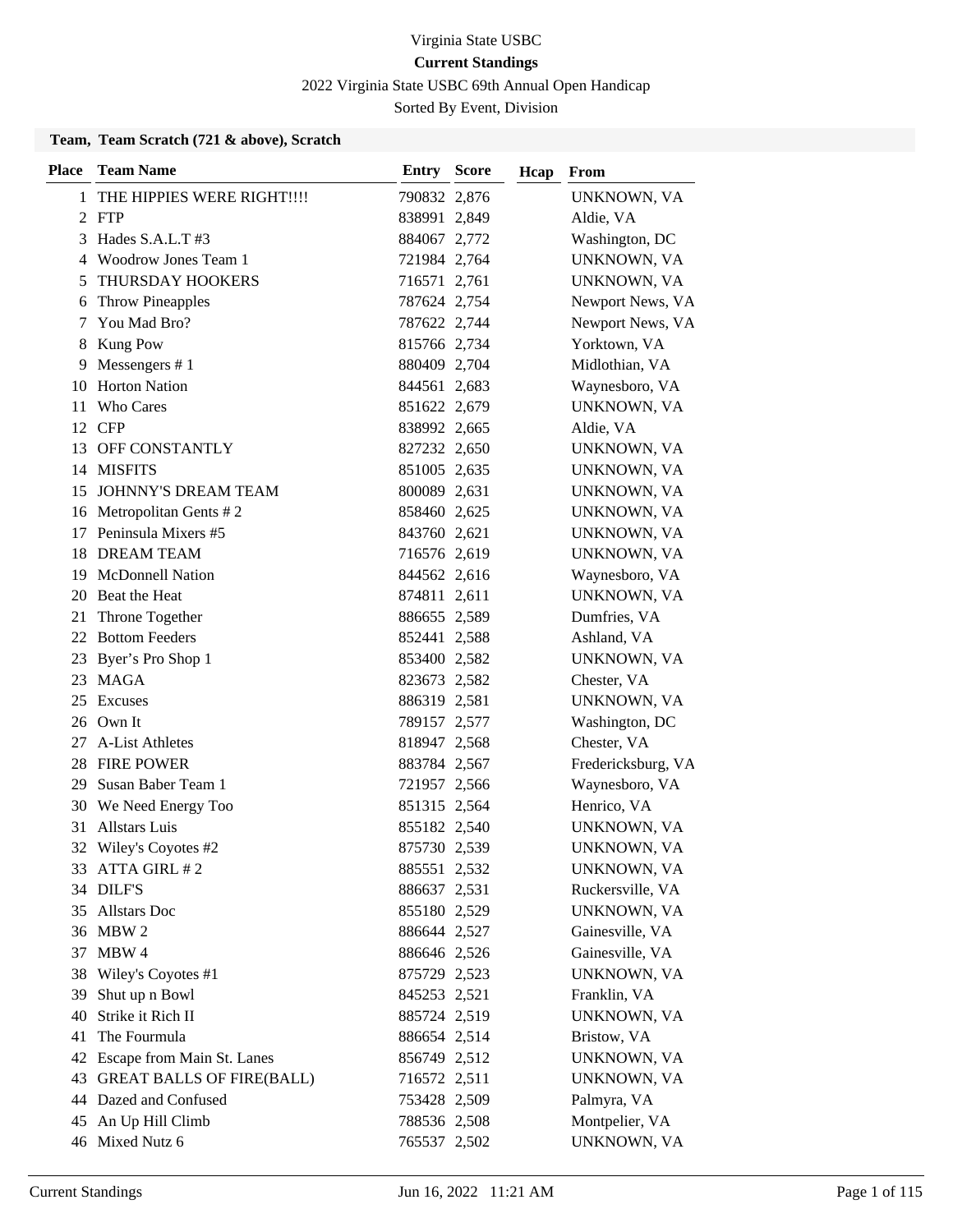Virginia State USBC

**Current Standings**

2022 Virginia State USBC 69th Annual Open Handicap

Sorted By Event, Division

**Team, Team Scratch (721 & above), Scratch**

| Place | Team Name | Entry | Score | Hcap | From |
|---|---|---|---|---|---|
| 1 | THE HIPPIES WERE RIGHT!!!! | 790832 | 2,876 | | UNKNOWN, VA |
| 2 | FTP | 838991 | 2,849 | | Aldie, VA |
| 3 | Hades S.A.L.T #3 | 884067 | 2,772 | | Washington, DC |
| 4 | Woodrow Jones Team 1 | 721984 | 2,764 | | UNKNOWN, VA |
| 5 | THURSDAY HOOKERS | 716571 | 2,761 | | UNKNOWN, VA |
| 6 | Throw Pineapples | 787624 | 2,754 | | Newport News, VA |
| 7 | You Mad Bro? | 787622 | 2,744 | | Newport News, VA |
| 8 | Kung Pow | 815766 | 2,734 | | Yorktown, VA |
| 9 | Messengers # 1 | 880409 | 2,704 | | Midlothian, VA |
| 10 | Horton Nation | 844561 | 2,683 | | Waynesboro, VA |
| 11 | Who Cares | 851622 | 2,679 | | UNKNOWN, VA |
| 12 | CFP | 838992 | 2,665 | | Aldie, VA |
| 13 | OFF CONSTANTLY | 827232 | 2,650 | | UNKNOWN, VA |
| 14 | MISFITS | 851005 | 2,635 | | UNKNOWN, VA |
| 15 | JOHNNY'S DREAM TEAM | 800089 | 2,631 | | UNKNOWN, VA |
| 16 | Metropolitan Gents # 2 | 858460 | 2,625 | | UNKNOWN, VA |
| 17 | Peninsula Mixers #5 | 843760 | 2,621 | | UNKNOWN, VA |
| 18 | DREAM TEAM | 716576 | 2,619 | | UNKNOWN, VA |
| 19 | McDonnell Nation | 844562 | 2,616 | | Waynesboro, VA |
| 20 | Beat the Heat | 874811 | 2,611 | | UNKNOWN, VA |
| 21 | Throne Together | 886655 | 2,589 | | Dumfries, VA |
| 22 | Bottom Feeders | 852441 | 2,588 | | Ashland, VA |
| 23 | Byer's Pro Shop 1 | 853400 | 2,582 | | UNKNOWN, VA |
| 23 | MAGA | 823673 | 2,582 | | Chester, VA |
| 25 | Excuses | 886319 | 2,581 | | UNKNOWN, VA |
| 26 | Own It | 789157 | 2,577 | | Washington, DC |
| 27 | A-List Athletes | 818947 | 2,568 | | Chester, VA |
| 28 | FIRE POWER | 883784 | 2,567 | | Fredericksburg, VA |
| 29 | Susan Baber Team 1 | 721957 | 2,566 | | Waynesboro, VA |
| 30 | We Need Energy Too | 851315 | 2,564 | | Henrico, VA |
| 31 | Allstars Luis | 855182 | 2,540 | | UNKNOWN, VA |
| 32 | Wiley's Coyotes #2 | 875730 | 2,539 | | UNKNOWN, VA |
| 33 | ATTA GIRL # 2 | 885551 | 2,532 | | UNKNOWN, VA |
| 34 | DILF'S | 886637 | 2,531 | | Ruckersville, VA |
| 35 | Allstars Doc | 855180 | 2,529 | | UNKNOWN, VA |
| 36 | MBW 2 | 886644 | 2,527 | | Gainesville, VA |
| 37 | MBW 4 | 886646 | 2,526 | | Gainesville, VA |
| 38 | Wiley's Coyotes #1 | 875729 | 2,523 | | UNKNOWN, VA |
| 39 | Shut up n Bowl | 845253 | 2,521 | | Franklin, VA |
| 40 | Strike it Rich II | 885724 | 2,519 | | UNKNOWN, VA |
| 41 | The Fourmula | 886654 | 2,514 | | Bristow, VA |
| 42 | Escape from Main St. Lanes | 856749 | 2,512 | | UNKNOWN, VA |
| 43 | GREAT BALLS OF FIRE(BALL) | 716572 | 2,511 | | UNKNOWN, VA |
| 44 | Dazed and Confused | 753428 | 2,509 | | Palmyra, VA |
| 45 | An Up Hill Climb | 788536 | 2,508 | | Montpelier, VA |
| 46 | Mixed Nutz 6 | 765537 | 2,502 | | UNKNOWN, VA |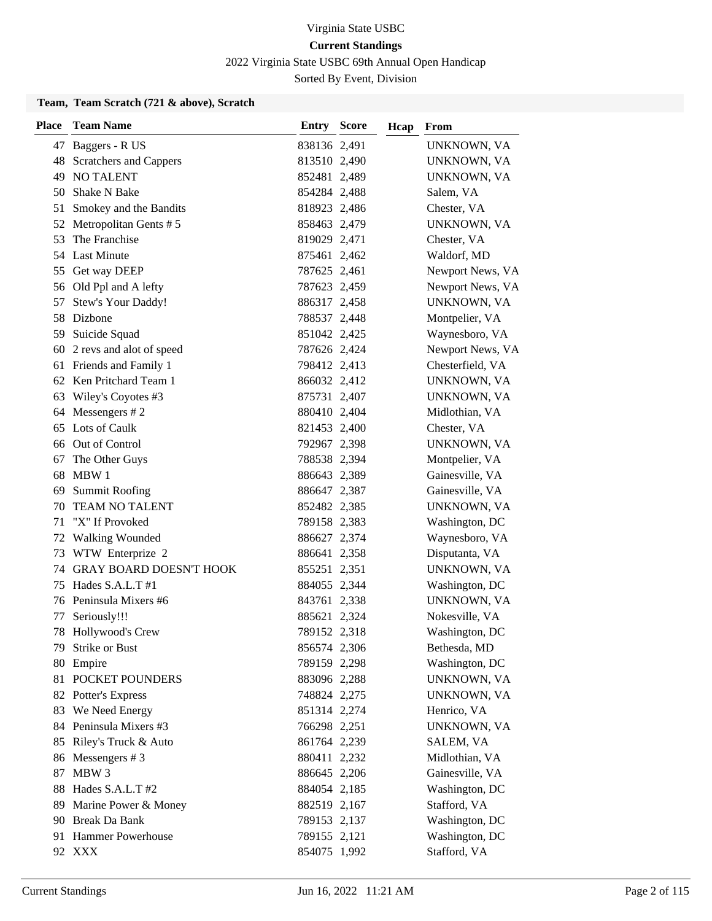Virginia State USBC

**Current Standings**

2022 Virginia State USBC 69th Annual Open Handicap

Sorted By Event, Division

### Team, Team Scratch (721 & above), Scratch

| Place | Team Name | Entry | Score | Hcap | From |
|---|---|---|---|---|---|
| 47 | Baggers - R US | 838136 | 2,491 | | UNKNOWN, VA |
| 48 | Scratchers and Cappers | 813510 | 2,490 | | UNKNOWN, VA |
| 49 | NO TALENT | 852481 | 2,489 | | UNKNOWN, VA |
| 50 | Shake N Bake | 854284 | 2,488 | | Salem, VA |
| 51 | Smokey and the Bandits | 818923 | 2,486 | | Chester, VA |
| 52 | Metropolitan Gents # 5 | 858463 | 2,479 | | UNKNOWN, VA |
| 53 | The Franchise | 819029 | 2,471 | | Chester, VA |
| 54 | Last Minute | 875461 | 2,462 | | Waldorf, MD |
| 55 | Get way DEEP | 787625 | 2,461 | | Newport News, VA |
| 56 | Old Ppl and A lefty | 787623 | 2,459 | | Newport News, VA |
| 57 | Stew's Your Daddy! | 886317 | 2,458 | | UNKNOWN, VA |
| 58 | Dizbone | 788537 | 2,448 | | Montpelier, VA |
| 59 | Suicide Squad | 851042 | 2,425 | | Waynesboro, VA |
| 60 | 2 revs and alot of speed | 787626 | 2,424 | | Newport News, VA |
| 61 | Friends and Family 1 | 798412 | 2,413 | | Chesterfield, VA |
| 62 | Ken Pritchard Team 1 | 866032 | 2,412 | | UNKNOWN, VA |
| 63 | Wiley's Coyotes #3 | 875731 | 2,407 | | UNKNOWN, VA |
| 64 | Messengers # 2 | 880410 | 2,404 | | Midlothian, VA |
| 65 | Lots of Caulk | 821453 | 2,400 | | Chester, VA |
| 66 | Out of Control | 792967 | 2,398 | | UNKNOWN, VA |
| 67 | The Other Guys | 788538 | 2,394 | | Montpelier, VA |
| 68 | MBW 1 | 886643 | 2,389 | | Gainesville, VA |
| 69 | Summit Roofing | 886647 | 2,387 | | Gainesville, VA |
| 70 | TEAM NO TALENT | 852482 | 2,385 | | UNKNOWN, VA |
| 71 | "X" If Provoked | 789158 | 2,383 | | Washington, DC |
| 72 | Walking Wounded | 886627 | 2,374 | | Waynesboro, VA |
| 73 | WTW Enterprize 2 | 886641 | 2,358 | | Disputanta, VA |
| 74 | GRAY BOARD DOESN'T HOOK | 855251 | 2,351 | | UNKNOWN, VA |
| 75 | Hades S.A.L.T #1 | 884055 | 2,344 | | Washington, DC |
| 76 | Peninsula Mixers #6 | 843761 | 2,338 | | UNKNOWN, VA |
| 77 | Seriously!!! | 885621 | 2,324 | | Nokesville, VA |
| 78 | Hollywood's Crew | 789152 | 2,318 | | Washington, DC |
| 79 | Strike or Bust | 856574 | 2,306 | | Bethesda, MD |
| 80 | Empire | 789159 | 2,298 | | Washington, DC |
| 81 | POCKET POUNDERS | 883096 | 2,288 | | UNKNOWN, VA |
| 82 | Potter's Express | 748824 | 2,275 | | UNKNOWN, VA |
| 83 | We Need Energy | 851314 | 2,274 | | Henrico, VA |
| 84 | Peninsula Mixers #3 | 766298 | 2,251 | | UNKNOWN, VA |
| 85 | Riley's Truck & Auto | 861764 | 2,239 | | SALEM, VA |
| 86 | Messengers # 3 | 880411 | 2,232 | | Midlothian, VA |
| 87 | MBW 3 | 886645 | 2,206 | | Gainesville, VA |
| 88 | Hades S.A.L.T #2 | 884054 | 2,185 | | Washington, DC |
| 89 | Marine Power & Money | 882519 | 2,167 | | Stafford, VA |
| 90 | Break Da Bank | 789153 | 2,137 | | Washington, DC |
| 91 | Hammer Powerhouse | 789155 | 2,121 | | Washington, DC |
| 92 | XXX | 854075 | 1,992 | | Stafford, VA |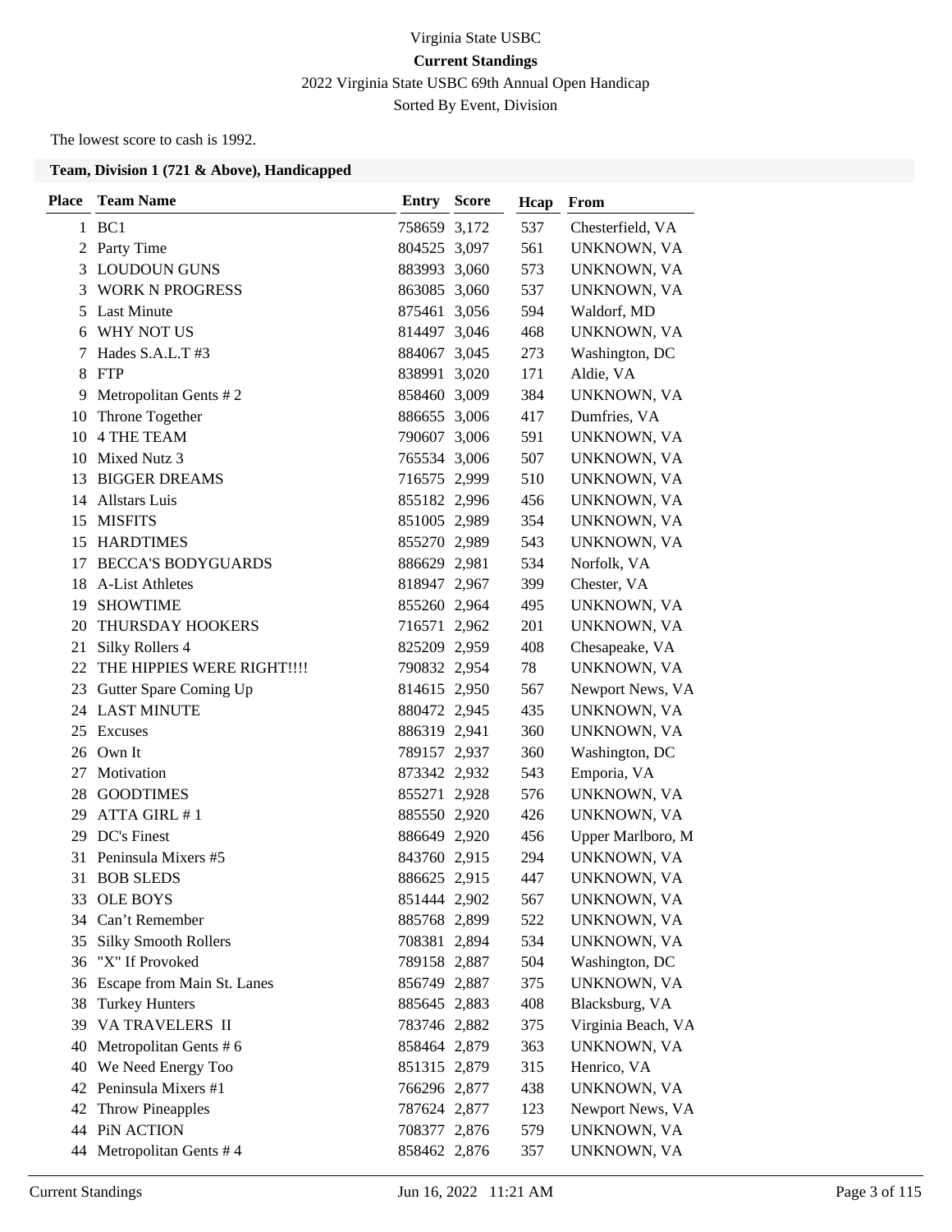Virginia State USBC

**Current Standings**

2022 Virginia State USBC 69th Annual Open Handicap

Sorted By Event, Division

The lowest score to cash is 1992.

### Team, Division 1 (721 & Above), Handicapped

| Place | Team Name | Entry | Score | Hcap | From |
|---|---|---|---|---|---|
| 1 | BC1 | 758659 | 3,172 | 537 | Chesterfield, VA |
| 2 | Party Time | 804525 | 3,097 | 561 | UNKNOWN, VA |
| 3 | LOUDOUN GUNS | 883993 | 3,060 | 573 | UNKNOWN, VA |
| 3 | WORK N PROGRESS | 863085 | 3,060 | 537 | UNKNOWN, VA |
| 5 | Last Minute | 875461 | 3,056 | 594 | Waldorf, MD |
| 6 | WHY NOT US | 814497 | 3,046 | 468 | UNKNOWN, VA |
| 7 | Hades S.A.L.T #3 | 884067 | 3,045 | 273 | Washington, DC |
| 8 | FTP | 838991 | 3,020 | 171 | Aldie, VA |
| 9 | Metropolitan Gents # 2 | 858460 | 3,009 | 384 | UNKNOWN, VA |
| 10 | Throne Together | 886655 | 3,006 | 417 | Dumfries, VA |
| 10 | 4 THE TEAM | 790607 | 3,006 | 591 | UNKNOWN, VA |
| 10 | Mixed Nutz 3 | 765534 | 3,006 | 507 | UNKNOWN, VA |
| 13 | BIGGER DREAMS | 716575 | 2,999 | 510 | UNKNOWN, VA |
| 14 | Allstars Luis | 855182 | 2,996 | 456 | UNKNOWN, VA |
| 15 | MISFITS | 851005 | 2,989 | 354 | UNKNOWN, VA |
| 15 | HARDTIMES | 855270 | 2,989 | 543 | UNKNOWN, VA |
| 17 | BECCA'S BODYGUARDS | 886629 | 2,981 | 534 | Norfolk, VA |
| 18 | A-List Athletes | 818947 | 2,967 | 399 | Chester, VA |
| 19 | SHOWTIME | 855260 | 2,964 | 495 | UNKNOWN, VA |
| 20 | THURSDAY HOOKERS | 716571 | 2,962 | 201 | UNKNOWN, VA |
| 21 | Silky Rollers 4 | 825209 | 2,959 | 408 | Chesapeake, VA |
| 22 | THE HIPPIES WERE RIGHT!!!! | 790832 | 2,954 | 78 | UNKNOWN, VA |
| 23 | Gutter Spare Coming Up | 814615 | 2,950 | 567 | Newport News, VA |
| 24 | LAST MINUTE | 880472 | 2,945 | 435 | UNKNOWN, VA |
| 25 | Excuses | 886319 | 2,941 | 360 | UNKNOWN, VA |
| 26 | Own It | 789157 | 2,937 | 360 | Washington, DC |
| 27 | Motivation | 873342 | 2,932 | 543 | Emporia, VA |
| 28 | GOODTIMES | 855271 | 2,928 | 576 | UNKNOWN, VA |
| 29 | ATTA GIRL # 1 | 885550 | 2,920 | 426 | UNKNOWN, VA |
| 29 | DC's Finest | 886649 | 2,920 | 456 | Upper Marlboro, M |
| 31 | Peninsula Mixers #5 | 843760 | 2,915 | 294 | UNKNOWN, VA |
| 31 | BOB SLEDS | 886625 | 2,915 | 447 | UNKNOWN, VA |
| 33 | OLE BOYS | 851444 | 2,902 | 567 | UNKNOWN, VA |
| 34 | Can't Remember | 885768 | 2,899 | 522 | UNKNOWN, VA |
| 35 | Silky Smooth Rollers | 708381 | 2,894 | 534 | UNKNOWN, VA |
| 36 | "X" If Provoked | 789158 | 2,887 | 504 | Washington, DC |
| 36 | Escape from Main St. Lanes | 856749 | 2,887 | 375 | UNKNOWN, VA |
| 38 | Turkey Hunters | 885645 | 2,883 | 408 | Blacksburg, VA |
| 39 | VA TRAVELERS II | 783746 | 2,882 | 375 | Virginia Beach, VA |
| 40 | Metropolitan Gents # 6 | 858464 | 2,879 | 363 | UNKNOWN, VA |
| 40 | We Need Energy Too | 851315 | 2,879 | 315 | Henrico, VA |
| 42 | Peninsula Mixers #1 | 766296 | 2,877 | 438 | UNKNOWN, VA |
| 42 | Throw Pineapples | 787624 | 2,877 | 123 | Newport News, VA |
| 44 | PiN ACTION | 708377 | 2,876 | 579 | UNKNOWN, VA |
| 44 | Metropolitan Gents # 4 | 858462 | 2,876 | 357 | UNKNOWN, VA |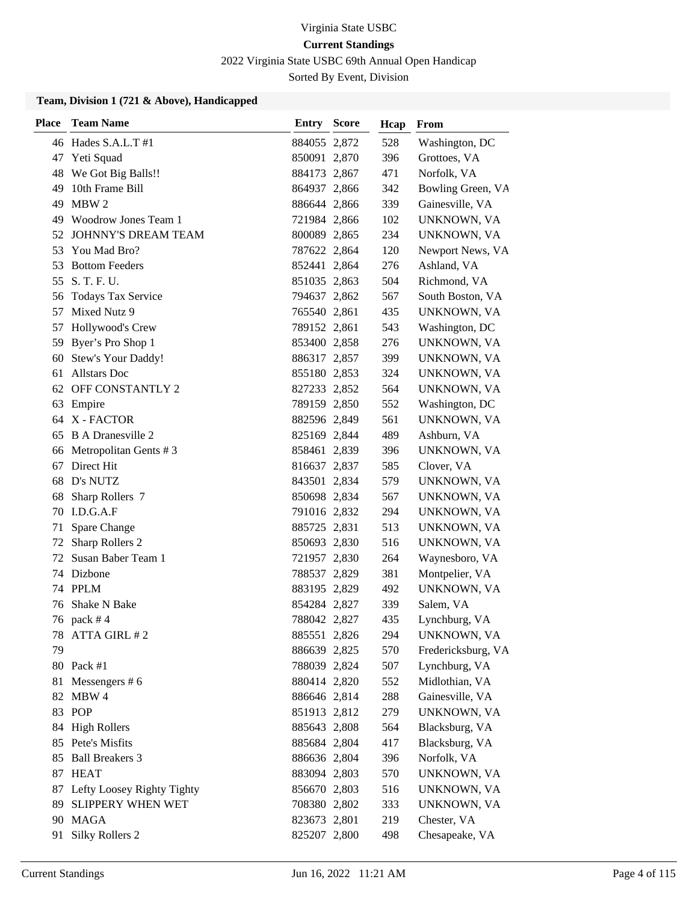Virginia State USBC

**Current Standings**

2022 Virginia State USBC 69th Annual Open Handicap

Sorted By Event, Division

### Team, Division 1 (721 & Above), Handicapped

| Place | Team Name | Entry | Score | Hcap | From |
|---|---|---|---|---|---|
| 46 | Hades S.A.L.T #1 | 884055 | 2,872 | 528 | Washington, DC |
| 47 | Yeti Squad | 850091 | 2,870 | 396 | Grottoes, VA |
| 48 | We Got Big Balls!! | 884173 | 2,867 | 471 | Norfolk, VA |
| 49 | 10th Frame Bill | 864937 | 2,866 | 342 | Bowling Green, VA |
| 49 | MBW 2 | 886644 | 2,866 | 339 | Gainesville, VA |
| 49 | Woodrow Jones Team 1 | 721984 | 2,866 | 102 | UNKNOWN, VA |
| 52 | JOHNNY'S DREAM TEAM | 800089 | 2,865 | 234 | UNKNOWN, VA |
| 53 | You Mad Bro? | 787622 | 2,864 | 120 | Newport News, VA |
| 53 | Bottom Feeders | 852441 | 2,864 | 276 | Ashland, VA |
| 55 | S. T. F. U. | 851035 | 2,863 | 504 | Richmond, VA |
| 56 | Todays Tax Service | 794637 | 2,862 | 567 | South Boston, VA |
| 57 | Mixed Nutz 9 | 765540 | 2,861 | 435 | UNKNOWN, VA |
| 57 | Hollywood's Crew | 789152 | 2,861 | 543 | Washington, DC |
| 59 | Byer's Pro Shop 1 | 853400 | 2,858 | 276 | UNKNOWN, VA |
| 60 | Stew's Your Daddy! | 886317 | 2,857 | 399 | UNKNOWN, VA |
| 61 | Allstars Doc | 855180 | 2,853 | 324 | UNKNOWN, VA |
| 62 | OFF CONSTANTLY 2 | 827233 | 2,852 | 564 | UNKNOWN, VA |
| 63 | Empire | 789159 | 2,850 | 552 | Washington, DC |
| 64 | X - FACTOR | 882596 | 2,849 | 561 | UNKNOWN, VA |
| 65 | B A Dranesville 2 | 825169 | 2,844 | 489 | Ashburn, VA |
| 66 | Metropolitan Gents # 3 | 858461 | 2,839 | 396 | UNKNOWN, VA |
| 67 | Direct Hit | 816637 | 2,837 | 585 | Clover, VA |
| 68 | D's NUTZ | 843501 | 2,834 | 579 | UNKNOWN, VA |
| 68 | Sharp Rollers 7 | 850698 | 2,834 | 567 | UNKNOWN, VA |
| 70 | I.D.G.A.F | 791016 | 2,832 | 294 | UNKNOWN, VA |
| 71 | Spare Change | 885725 | 2,831 | 513 | UNKNOWN, VA |
| 72 | Sharp Rollers 2 | 850693 | 2,830 | 516 | UNKNOWN, VA |
| 72 | Susan Baber Team 1 | 721957 | 2,830 | 264 | Waynesboro, VA |
| 74 | Dizbone | 788537 | 2,829 | 381 | Montpelier, VA |
| 74 | PPLM | 883195 | 2,829 | 492 | UNKNOWN, VA |
| 76 | Shake N Bake | 854284 | 2,827 | 339 | Salem, VA |
| 76 | pack # 4 | 788042 | 2,827 | 435 | Lynchburg, VA |
| 78 | ATTA GIRL # 2 | 885551 | 2,826 | 294 | UNKNOWN, VA |
| 79 | | 886639 | 2,825 | 570 | Fredericksburg, VA |
| 80 | Pack #1 | 788039 | 2,824 | 507 | Lynchburg, VA |
| 81 | Messengers # 6 | 880414 | 2,820 | 552 | Midlothian, VA |
| 82 | MBW 4 | 886646 | 2,814 | 288 | Gainesville, VA |
| 83 | POP | 851913 | 2,812 | 279 | UNKNOWN, VA |
| 84 | High Rollers | 885643 | 2,808 | 564 | Blacksburg, VA |
| 85 | Pete's Misfits | 885684 | 2,804 | 417 | Blacksburg, VA |
| 85 | Ball Breakers 3 | 886636 | 2,804 | 396 | Norfolk, VA |
| 87 | HEAT | 883094 | 2,803 | 570 | UNKNOWN, VA |
| 87 | Lefty Loosey Righty Tighty | 856670 | 2,803 | 516 | UNKNOWN, VA |
| 89 | SLIPPERY WHEN WET | 708380 | 2,802 | 333 | UNKNOWN, VA |
| 90 | MAGA | 823673 | 2,801 | 219 | Chester, VA |
| 91 | Silky Rollers 2 | 825207 | 2,800 | 498 | Chesapeake, VA |

Current Standings Jun 16, 2022 11:21 AM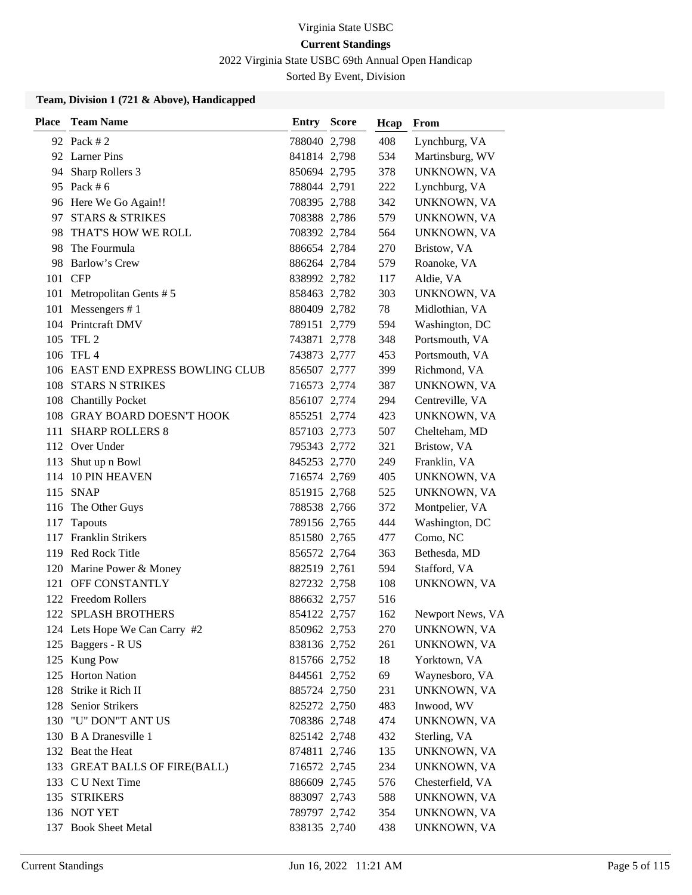Virginia State USBC

**Current Standings**

2022 Virginia State USBC 69th Annual Open Handicap

Sorted By Event, Division

### Team, Division 1 (721 & Above), Handicapped

| Place | Team Name | Entry | Score | Hcap | From |
|---|---|---|---|---|---|
| 92 | Pack # 2 | 788040 | 2,798 | 408 | Lynchburg, VA |
| 92 | Larner Pins | 841814 | 2,798 | 534 | Martinsburg, WV |
| 94 | Sharp Rollers 3 | 850694 | 2,795 | 378 | UNKNOWN, VA |
| 95 | Pack # 6 | 788044 | 2,791 | 222 | Lynchburg, VA |
| 96 | Here We Go Again!! | 708395 | 2,788 | 342 | UNKNOWN, VA |
| 97 | STARS & STRIKES | 708388 | 2,786 | 579 | UNKNOWN, VA |
| 98 | THAT'S HOW WE ROLL | 708392 | 2,784 | 564 | UNKNOWN, VA |
| 98 | The Fourmula | 886654 | 2,784 | 270 | Bristow, VA |
| 98 | Barlow's Crew | 886264 | 2,784 | 579 | Roanoke, VA |
| 101 | CFP | 838992 | 2,782 | 117 | Aldie, VA |
| 101 | Metropolitan Gents # 5 | 858463 | 2,782 | 303 | UNKNOWN, VA |
| 101 | Messengers # 1 | 880409 | 2,782 | 78 | Midlothian, VA |
| 104 | Printcraft DMV | 789151 | 2,779 | 594 | Washington, DC |
| 105 | TFL 2 | 743871 | 2,778 | 348 | Portsmouth, VA |
| 106 | TFL 4 | 743873 | 2,777 | 453 | Portsmouth, VA |
| 106 | EAST END EXPRESS BOWLING CLUB | 856507 | 2,777 | 399 | Richmond, VA |
| 108 | STARS N STRIKES | 716573 | 2,774 | 387 | UNKNOWN, VA |
| 108 | Chantilly Pocket | 856107 | 2,774 | 294 | Centreville, VA |
| 108 | GRAY BOARD DOESN'T HOOK | 855251 | 2,774 | 423 | UNKNOWN, VA |
| 111 | SHARP ROLLERS 8 | 857103 | 2,773 | 507 | Chelteham, MD |
| 112 | Over Under | 795343 | 2,772 | 321 | Bristow, VA |
| 113 | Shut up n Bowl | 845253 | 2,770 | 249 | Franklin, VA |
| 114 | 10 PIN HEAVEN | 716574 | 2,769 | 405 | UNKNOWN, VA |
| 115 | SNAP | 851915 | 2,768 | 525 | UNKNOWN, VA |
| 116 | The Other Guys | 788538 | 2,766 | 372 | Montpelier, VA |
| 117 | Tapouts | 789156 | 2,765 | 444 | Washington, DC |
| 117 | Franklin Strikers | 851580 | 2,765 | 477 | Como, NC |
| 119 | Red Rock Title | 856572 | 2,764 | 363 | Bethesda, MD |
| 120 | Marine Power & Money | 882519 | 2,761 | 594 | Stafford, VA |
| 121 | OFF CONSTANTLY | 827232 | 2,758 | 108 | UNKNOWN, VA |
| 122 | Freedom Rollers | 886632 | 2,757 | 516 | |
| 122 | SPLASH BROTHERS | 854122 | 2,757 | 162 | Newport News, VA |
| 124 | Lets Hope We Can Carry #2 | 850962 | 2,753 | 270 | UNKNOWN, VA |
| 125 | Baggers - R US | 838136 | 2,752 | 261 | UNKNOWN, VA |
| 125 | Kung Pow | 815766 | 2,752 | 18 | Yorktown, VA |
| 125 | Horton Nation | 844561 | 2,752 | 69 | Waynesboro, VA |
| 128 | Strike it Rich II | 885724 | 2,750 | 231 | UNKNOWN, VA |
| 128 | Senior Strikers | 825272 | 2,750 | 483 | Inwood, WV |
| 130 | "U" DON"T ANT US | 708386 | 2,748 | 474 | UNKNOWN, VA |
| 130 | B A Dranesville 1 | 825142 | 2,748 | 432 | Sterling, VA |
| 132 | Beat the Heat | 874811 | 2,746 | 135 | UNKNOWN, VA |
| 133 | GREAT BALLS OF FIRE(BALL) | 716572 | 2,745 | 234 | UNKNOWN, VA |
| 133 | C U Next Time | 886609 | 2,745 | 576 | Chesterfield, VA |
| 135 | STRIKERS | 883097 | 2,743 | 588 | UNKNOWN, VA |
| 136 | NOT YET | 789797 | 2,742 | 354 | UNKNOWN, VA |
| 137 | Book Sheet Metal | 838135 | 2,740 | 438 | UNKNOWN, VA |

Current Standings    Jun 16, 2022 11:21 AM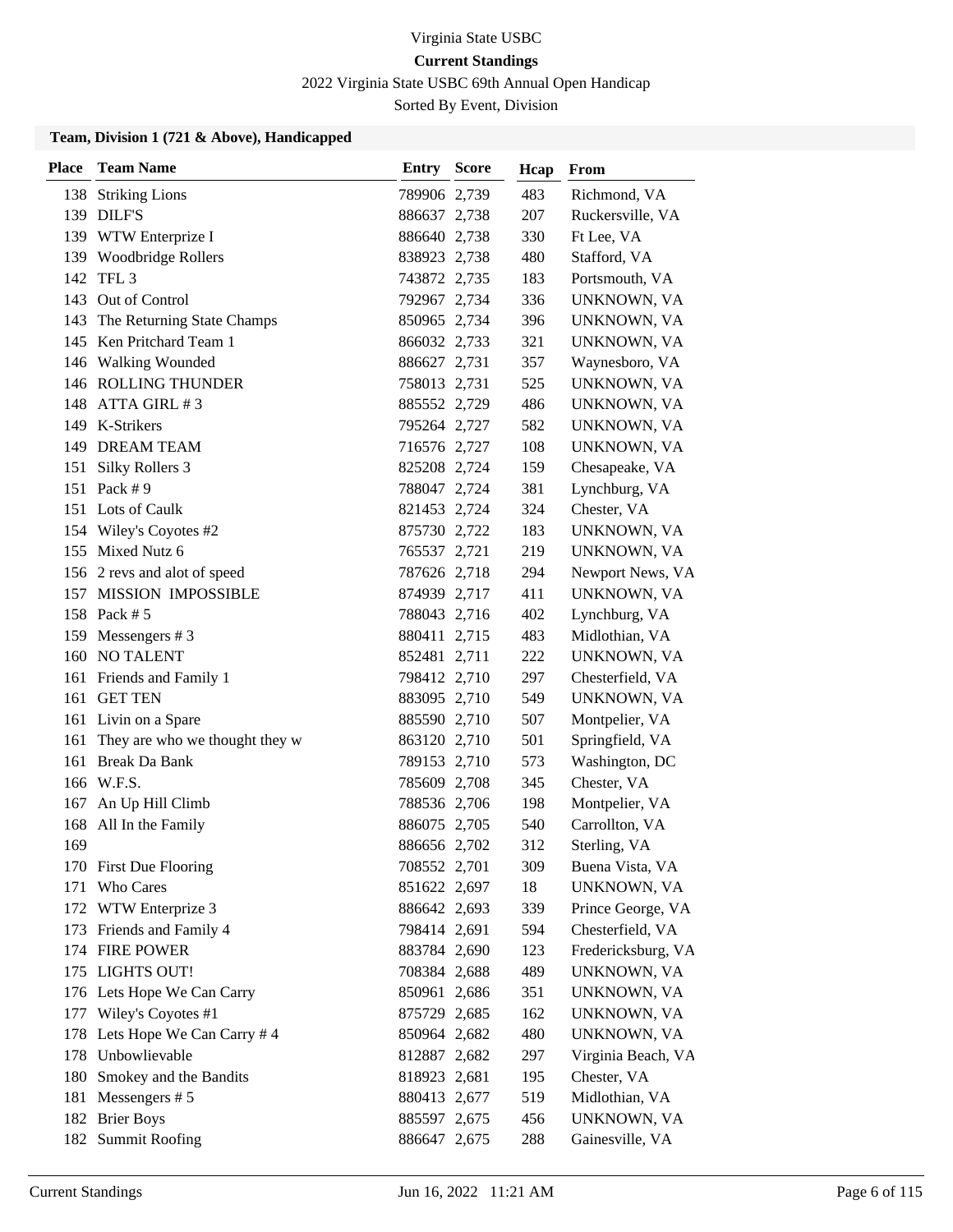Virginia State USBC

**Current Standings**

2022 Virginia State USBC 69th Annual Open Handicap

Sorted By Event, Division

### Team, Division 1 (721 & Above), Handicapped

| Place | Team Name | Entry | Score | Hcap | From |
|---|---|---|---|---|---|
| 138 | Striking Lions | 789906 | 2,739 | 483 | Richmond, VA |
| 139 | DILF'S | 886637 | 2,738 | 207 | Ruckersville, VA |
| 139 | WTW Enterprize I | 886640 | 2,738 | 330 | Ft Lee, VA |
| 139 | Woodbridge Rollers | 838923 | 2,738 | 480 | Stafford, VA |
| 142 | TFL 3 | 743872 | 2,735 | 183 | Portsmouth, VA |
| 143 | Out of Control | 792967 | 2,734 | 336 | UNKNOWN, VA |
| 143 | The Returning State Champs | 850965 | 2,734 | 396 | UNKNOWN, VA |
| 145 | Ken Pritchard Team 1 | 866032 | 2,733 | 321 | UNKNOWN, VA |
| 146 | Walking Wounded | 886627 | 2,731 | 357 | Waynesboro, VA |
| 146 | ROLLING THUNDER | 758013 | 2,731 | 525 | UNKNOWN, VA |
| 148 | ATTA GIRL # 3 | 885552 | 2,729 | 486 | UNKNOWN, VA |
| 149 | K-Strikers | 795264 | 2,727 | 582 | UNKNOWN, VA |
| 149 | DREAM TEAM | 716576 | 2,727 | 108 | UNKNOWN, VA |
| 151 | Silky Rollers 3 | 825208 | 2,724 | 159 | Chesapeake, VA |
| 151 | Pack # 9 | 788047 | 2,724 | 381 | Lynchburg, VA |
| 151 | Lots of Caulk | 821453 | 2,724 | 324 | Chester, VA |
| 154 | Wiley's Coyotes #2 | 875730 | 2,722 | 183 | UNKNOWN, VA |
| 155 | Mixed Nutz 6 | 765537 | 2,721 | 219 | UNKNOWN, VA |
| 156 | 2 revs and alot of speed | 787626 | 2,718 | 294 | Newport News, VA |
| 157 | MISSION IMPOSSIBLE | 874939 | 2,717 | 411 | UNKNOWN, VA |
| 158 | Pack # 5 | 788043 | 2,716 | 402 | Lynchburg, VA |
| 159 | Messengers # 3 | 880411 | 2,715 | 483 | Midlothian, VA |
| 160 | NO TALENT | 852481 | 2,711 | 222 | UNKNOWN, VA |
| 161 | Friends and Family 1 | 798412 | 2,710 | 297 | Chesterfield, VA |
| 161 | GET TEN | 883095 | 2,710 | 549 | UNKNOWN, VA |
| 161 | Livin on a Spare | 885590 | 2,710 | 507 | Montpelier, VA |
| 161 | They are who we thought they w | 863120 | 2,710 | 501 | Springfield, VA |
| 161 | Break Da Bank | 789153 | 2,710 | 573 | Washington, DC |
| 166 | W.F.S. | 785609 | 2,708 | 345 | Chester, VA |
| 167 | An Up Hill Climb | 788536 | 2,706 | 198 | Montpelier, VA |
| 168 | All In the Family | 886075 | 2,705 | 540 | Carrollton, VA |
| 169 | | 886656 | 2,702 | 312 | Sterling, VA |
| 170 | First Due Flooring | 708552 | 2,701 | 309 | Buena Vista, VA |
| 171 | Who Cares | 851622 | 2,697 | 18 | UNKNOWN, VA |
| 172 | WTW Enterprize 3 | 886642 | 2,693 | 339 | Prince George, VA |
| 173 | Friends and Family 4 | 798414 | 2,691 | 594 | Chesterfield, VA |
| 174 | FIRE POWER | 883784 | 2,690 | 123 | Fredericksburg, VA |
| 175 | LIGHTS OUT! | 708384 | 2,688 | 489 | UNKNOWN, VA |
| 176 | Lets Hope We Can Carry | 850961 | 2,686 | 351 | UNKNOWN, VA |
| 177 | Wiley's Coyotes #1 | 875729 | 2,685 | 162 | UNKNOWN, VA |
| 178 | Lets Hope We Can Carry # 4 | 850964 | 2,682 | 480 | UNKNOWN, VA |
| 178 | Unbowlievable | 812887 | 2,682 | 297 | Virginia Beach, VA |
| 180 | Smokey and the Bandits | 818923 | 2,681 | 195 | Chester, VA |
| 181 | Messengers # 5 | 880413 | 2,677 | 519 | Midlothian, VA |
| 182 | Brier Boys | 885597 | 2,675 | 456 | UNKNOWN, VA |
| 182 | Summit Roofing | 886647 | 2,675 | 288 | Gainesville, VA |

Current Standings — Jun 16, 2022 11:21 AM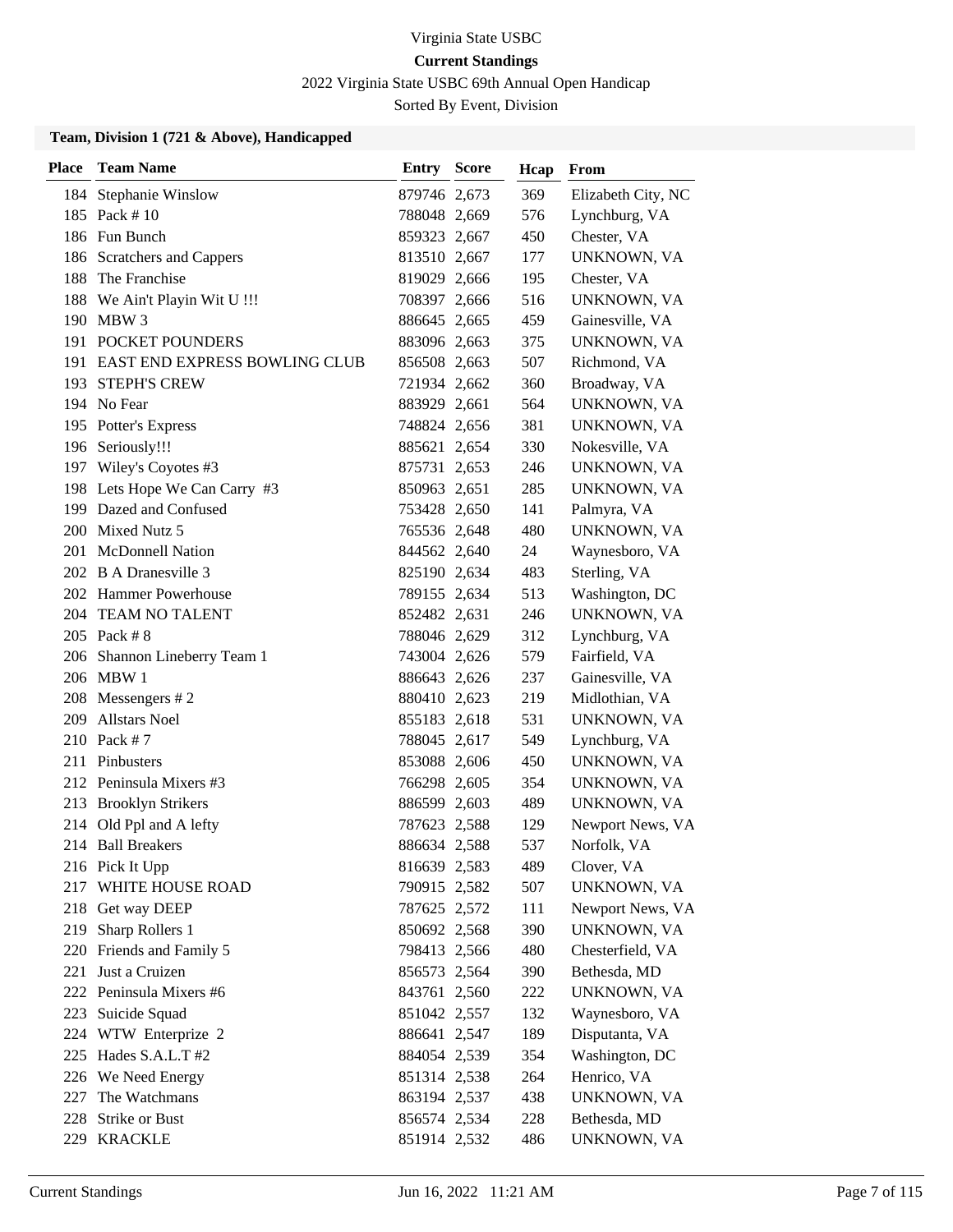Virginia State USBC

**Current Standings**

2022 Virginia State USBC 69th Annual Open Handicap

Sorted By Event, Division

### Team, Division 1 (721 & Above), Handicapped

| Place | Team Name | Entry | Score | Hcap | From |
|---|---|---|---|---|---|
| 184 | Stephanie Winslow | 879746 | 2,673 | 369 | Elizabeth City, NC |
| 185 | Pack # 10 | 788048 | 2,669 | 576 | Lynchburg, VA |
| 186 | Fun Bunch | 859323 | 2,667 | 450 | Chester, VA |
| 186 | Scratchers and Cappers | 813510 | 2,667 | 177 | UNKNOWN, VA |
| 188 | The Franchise | 819029 | 2,666 | 195 | Chester, VA |
| 188 | We Ain't Playin Wit U !!! | 708397 | 2,666 | 516 | UNKNOWN, VA |
| 190 | MBW 3 | 886645 | 2,665 | 459 | Gainesville, VA |
| 191 | POCKET POUNDERS | 883096 | 2,663 | 375 | UNKNOWN, VA |
| 191 | EAST END EXPRESS BOWLING CLUB | 856508 | 2,663 | 507 | Richmond, VA |
| 193 | STEPH'S CREW | 721934 | 2,662 | 360 | Broadway, VA |
| 194 | No Fear | 883929 | 2,661 | 564 | UNKNOWN, VA |
| 195 | Potter's Express | 748824 | 2,656 | 381 | UNKNOWN, VA |
| 196 | Seriously!!! | 885621 | 2,654 | 330 | Nokesville, VA |
| 197 | Wiley's Coyotes #3 | 875731 | 2,653 | 246 | UNKNOWN, VA |
| 198 | Lets Hope We Can Carry #3 | 850963 | 2,651 | 285 | UNKNOWN, VA |
| 199 | Dazed and Confused | 753428 | 2,650 | 141 | Palmyra, VA |
| 200 | Mixed Nutz 5 | 765536 | 2,648 | 480 | UNKNOWN, VA |
| 201 | McDonnell Nation | 844562 | 2,640 | 24 | Waynesboro, VA |
| 202 | B A Dranesville 3 | 825190 | 2,634 | 483 | Sterling, VA |
| 202 | Hammer Powerhouse | 789155 | 2,634 | 513 | Washington, DC |
| 204 | TEAM NO TALENT | 852482 | 2,631 | 246 | UNKNOWN, VA |
| 205 | Pack # 8 | 788046 | 2,629 | 312 | Lynchburg, VA |
| 206 | Shannon Lineberry Team 1 | 743004 | 2,626 | 579 | Fairfield, VA |
| 206 | MBW 1 | 886643 | 2,626 | 237 | Gainesville, VA |
| 208 | Messengers # 2 | 880410 | 2,623 | 219 | Midlothian, VA |
| 209 | Allstars Noel | 855183 | 2,618 | 531 | UNKNOWN, VA |
| 210 | Pack # 7 | 788045 | 2,617 | 549 | Lynchburg, VA |
| 211 | Pinbusters | 853088 | 2,606 | 450 | UNKNOWN, VA |
| 212 | Peninsula Mixers #3 | 766298 | 2,605 | 354 | UNKNOWN, VA |
| 213 | Brooklyn Strikers | 886599 | 2,603 | 489 | UNKNOWN, VA |
| 214 | Old Ppl and A lefty | 787623 | 2,588 | 129 | Newport News, VA |
| 214 | Ball Breakers | 886634 | 2,588 | 537 | Norfolk, VA |
| 216 | Pick It Upp | 816639 | 2,583 | 489 | Clover, VA |
| 217 | WHITE HOUSE ROAD | 790915 | 2,582 | 507 | UNKNOWN, VA |
| 218 | Get way DEEP | 787625 | 2,572 | 111 | Newport News, VA |
| 219 | Sharp Rollers 1 | 850692 | 2,568 | 390 | UNKNOWN, VA |
| 220 | Friends and Family 5 | 798413 | 2,566 | 480 | Chesterfield, VA |
| 221 | Just a Cruizen | 856573 | 2,564 | 390 | Bethesda, MD |
| 222 | Peninsula Mixers #6 | 843761 | 2,560 | 222 | UNKNOWN, VA |
| 223 | Suicide Squad | 851042 | 2,557 | 132 | Waynesboro, VA |
| 224 | WTW Enterprize 2 | 886641 | 2,547 | 189 | Disputanta, VA |
| 225 | Hades S.A.L.T #2 | 884054 | 2,539 | 354 | Washington, DC |
| 226 | We Need Energy | 851314 | 2,538 | 264 | Henrico, VA |
| 227 | The Watchmans | 863194 | 2,537 | 438 | UNKNOWN, VA |
| 228 | Strike or Bust | 856574 | 2,534 | 228 | Bethesda, MD |
| 229 | KRACKLE | 851914 | 2,532 | 486 | UNKNOWN, VA |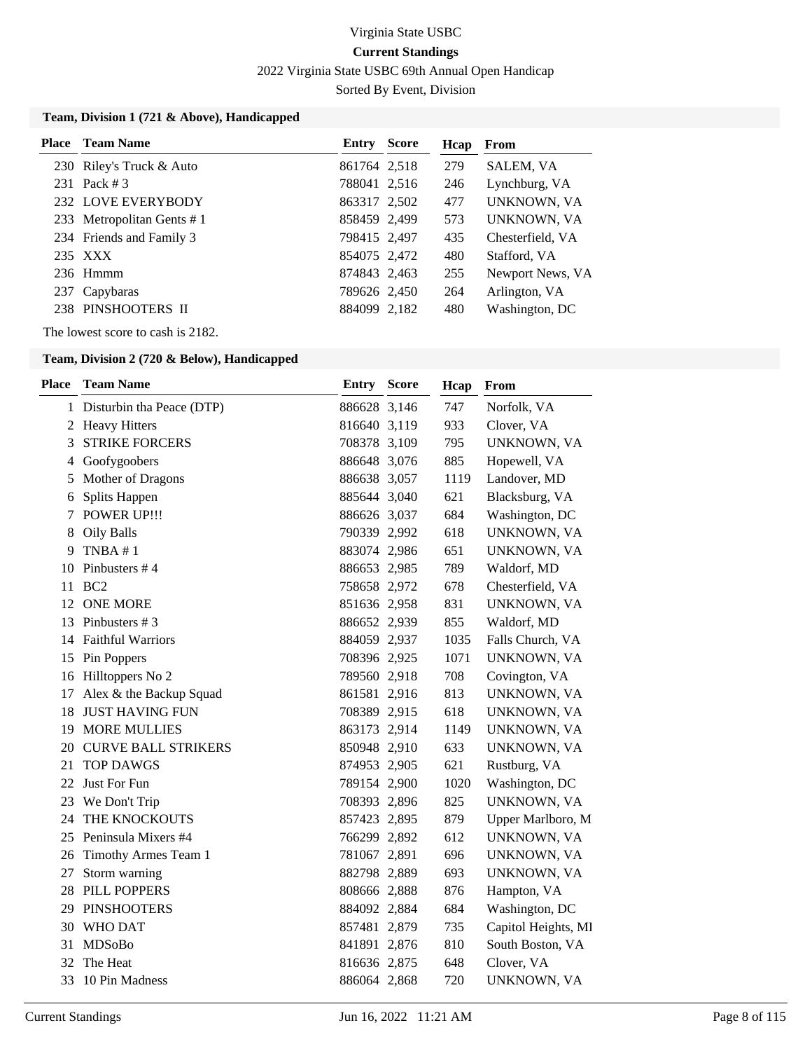Virginia State USBC

**Current Standings**

2022 Virginia State USBC 69th Annual Open Handicap

Sorted By Event, Division

### Team, Division 1 (721 & Above), Handicapped

| Place | Team Name | Entry | Score | Hcap | From |
|---|---|---|---|---|---|
| 230 | Riley's Truck & Auto | 861764 | 2,518 | 279 | SALEM, VA |
| 231 | Pack # 3 | 788041 | 2,516 | 246 | Lynchburg, VA |
| 232 | LOVE EVERYBODY | 863317 | 2,502 | 477 | UNKNOWN, VA |
| 233 | Metropolitan Gents # 1 | 858459 | 2,499 | 573 | UNKNOWN, VA |
| 234 | Friends and Family 3 | 798415 | 2,497 | 435 | Chesterfield, VA |
| 235 | XXX | 854075 | 2,472 | 480 | Stafford, VA |
| 236 | Hmmm | 874843 | 2,463 | 255 | Newport News, VA |
| 237 | Capybaras | 789626 | 2,450 | 264 | Arlington, VA |
| 238 | PINSHOOTERS II | 884099 | 2,182 | 480 | Washington, DC |

The lowest score to cash is 2182.

### Team, Division 2 (720 & Below), Handicapped

| Place | Team Name | Entry | Score | Hcap | From |
|---|---|---|---|---|---|
| 1 | Disturbin tha Peace (DTP) | 886628 | 3,146 | 747 | Norfolk, VA |
| 2 | Heavy Hitters | 816640 | 3,119 | 933 | Clover, VA |
| 3 | STRIKE FORCERS | 708378 | 3,109 | 795 | UNKNOWN, VA |
| 4 | Goofygoobers | 886648 | 3,076 | 885 | Hopewell, VA |
| 5 | Mother of Dragons | 886638 | 3,057 | 1119 | Landover, MD |
| 6 | Splits Happen | 885644 | 3,040 | 621 | Blacksburg, VA |
| 7 | POWER UP!!! | 886626 | 3,037 | 684 | Washington, DC |
| 8 | Oily Balls | 790339 | 2,992 | 618 | UNKNOWN, VA |
| 9 | TNBA # 1 | 883074 | 2,986 | 651 | UNKNOWN, VA |
| 10 | Pinbusters # 4 | 886653 | 2,985 | 789 | Waldorf, MD |
| 11 | BC2 | 758658 | 2,972 | 678 | Chesterfield, VA |
| 12 | ONE MORE | 851636 | 2,958 | 831 | UNKNOWN, VA |
| 13 | Pinbusters # 3 | 886652 | 2,939 | 855 | Waldorf, MD |
| 14 | Faithful Warriors | 884059 | 2,937 | 1035 | Falls Church, VA |
| 15 | Pin Poppers | 708396 | 2,925 | 1071 | UNKNOWN, VA |
| 16 | Hilltoppers No 2 | 789560 | 2,918 | 708 | Covington, VA |
| 17 | Alex & the Backup Squad | 861581 | 2,916 | 813 | UNKNOWN, VA |
| 18 | JUST HAVING FUN | 708389 | 2,915 | 618 | UNKNOWN, VA |
| 19 | MORE MULLIES | 863173 | 2,914 | 1149 | UNKNOWN, VA |
| 20 | CURVE BALL STRIKERS | 850948 | 2,910 | 633 | UNKNOWN, VA |
| 21 | TOP DAWGS | 874953 | 2,905 | 621 | Rustburg, VA |
| 22 | Just For Fun | 789154 | 2,900 | 1020 | Washington, DC |
| 23 | We Don't Trip | 708393 | 2,896 | 825 | UNKNOWN, VA |
| 24 | THE KNOCKOUTS | 857423 | 2,895 | 879 | Upper Marlboro, M |
| 25 | Peninsula Mixers #4 | 766299 | 2,892 | 612 | UNKNOWN, VA |
| 26 | Timothy Armes Team 1 | 781067 | 2,891 | 696 | UNKNOWN, VA |
| 27 | Storm warning | 882798 | 2,889 | 693 | UNKNOWN, VA |
| 28 | PILL POPPERS | 808666 | 2,888 | 876 | Hampton, VA |
| 29 | PINSHOOTERS | 884092 | 2,884 | 684 | Washington, DC |
| 30 | WHO DAT | 857481 | 2,879 | 735 | Capitol Heights, MI |
| 31 | MDSoBo | 841891 | 2,876 | 810 | South Boston, VA |
| 32 | The Heat | 816636 | 2,875 | 648 | Clover, VA |
| 33 | 10 Pin Madness | 886064 | 2,868 | 720 | UNKNOWN, VA |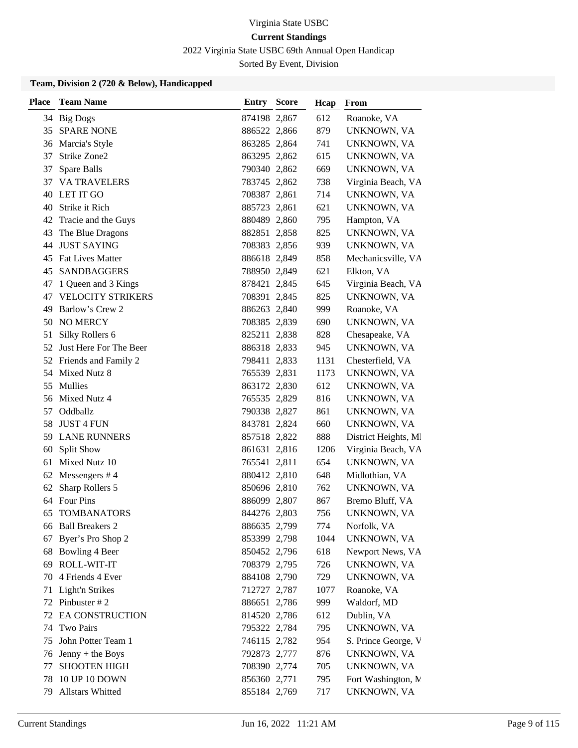Virginia State USBC

**Current Standings**

2022 Virginia State USBC 69th Annual Open Handicap

Sorted By Event, Division

**Team, Division 2 (720 & Below), Handicapped**

| Place | Team Name | Entry | Score | Hcap | From |
|---|---|---|---|---|---|
| 34 | Big Dogs | 874198 | 2,867 | 612 | Roanoke, VA |
| 35 | SPARE NONE | 886522 | 2,866 | 879 | UNKNOWN, VA |
| 36 | Marcia's Style | 863285 | 2,864 | 741 | UNKNOWN, VA |
| 37 | Strike Zone2 | 863295 | 2,862 | 615 | UNKNOWN, VA |
| 37 | Spare Balls | 790340 | 2,862 | 669 | UNKNOWN, VA |
| 37 | VA TRAVELERS | 783745 | 2,862 | 738 | Virginia Beach, VA |
| 40 | LET IT GO | 708387 | 2,861 | 714 | UNKNOWN, VA |
| 40 | Strike it Rich | 885723 | 2,861 | 621 | UNKNOWN, VA |
| 42 | Tracie and the Guys | 880489 | 2,860 | 795 | Hampton, VA |
| 43 | The Blue Dragons | 882851 | 2,858 | 825 | UNKNOWN, VA |
| 44 | JUST SAYING | 708383 | 2,856 | 939 | UNKNOWN, VA |
| 45 | Fat Lives Matter | 886618 | 2,849 | 858 | Mechanicsville, VA |
| 45 | SANDBAGGERS | 788950 | 2,849 | 621 | Elkton, VA |
| 47 | 1 Queen and 3 Kings | 878421 | 2,845 | 645 | Virginia Beach, VA |
| 47 | VELOCITY STRIKERS | 708391 | 2,845 | 825 | UNKNOWN, VA |
| 49 | Barlow's Crew 2 | 886263 | 2,840 | 999 | Roanoke, VA |
| 50 | NO MERCY | 708385 | 2,839 | 690 | UNKNOWN, VA |
| 51 | Silky Rollers 6 | 825211 | 2,838 | 828 | Chesapeake, VA |
| 52 | Just Here For The Beer | 886318 | 2,833 | 945 | UNKNOWN, VA |
| 52 | Friends and Family 2 | 798411 | 2,833 | 1131 | Chesterfield, VA |
| 54 | Mixed Nutz 8 | 765539 | 2,831 | 1173 | UNKNOWN, VA |
| 55 | Mullies | 863172 | 2,830 | 612 | UNKNOWN, VA |
| 56 | Mixed Nutz 4 | 765535 | 2,829 | 816 | UNKNOWN, VA |
| 57 | Oddballz | 790338 | 2,827 | 861 | UNKNOWN, VA |
| 58 | JUST 4 FUN | 843781 | 2,824 | 660 | UNKNOWN, VA |
| 59 | LANE RUNNERS | 857518 | 2,822 | 888 | District Heights, MI |
| 60 | Split Show | 861631 | 2,816 | 1206 | Virginia Beach, VA |
| 61 | Mixed Nutz 10 | 765541 | 2,811 | 654 | UNKNOWN, VA |
| 62 | Messengers # 4 | 880412 | 2,810 | 648 | Midlothian, VA |
| 62 | Sharp Rollers 5 | 850696 | 2,810 | 762 | UNKNOWN, VA |
| 64 | Four Pins | 886099 | 2,807 | 867 | Bremo Bluff, VA |
| 65 | TOMBANATORS | 844276 | 2,803 | 756 | UNKNOWN, VA |
| 66 | Ball Breakers 2 | 886635 | 2,799 | 774 | Norfolk, VA |
| 67 | Byer's Pro Shop 2 | 853399 | 2,798 | 1044 | UNKNOWN, VA |
| 68 | Bowling 4 Beer | 850452 | 2,796 | 618 | Newport News, VA |
| 69 | ROLL-WIT-IT | 708379 | 2,795 | 726 | UNKNOWN, VA |
| 70 | 4 Friends 4 Ever | 884108 | 2,790 | 729 | UNKNOWN, VA |
| 71 | Light'n Strikes | 712727 | 2,787 | 1077 | Roanoke, VA |
| 72 | Pinbuster # 2 | 886651 | 2,786 | 999 | Waldorf, MD |
| 72 | EA CONSTRUCTION | 814520 | 2,786 | 612 | Dublin, VA |
| 74 | Two Pairs | 795322 | 2,784 | 795 | UNKNOWN, VA |
| 75 | John Potter Team 1 | 746115 | 2,782 | 954 | S. Prince George, V |
| 76 | Jenny + the Boys | 792873 | 2,777 | 876 | UNKNOWN, VA |
| 77 | SHOOTEN HIGH | 708390 | 2,774 | 705 | UNKNOWN, VA |
| 78 | 10 UP 10 DOWN | 856360 | 2,771 | 795 | Fort Washington, M |
| 79 | Allstars Whitted | 855184 | 2,769 | 717 | UNKNOWN, VA |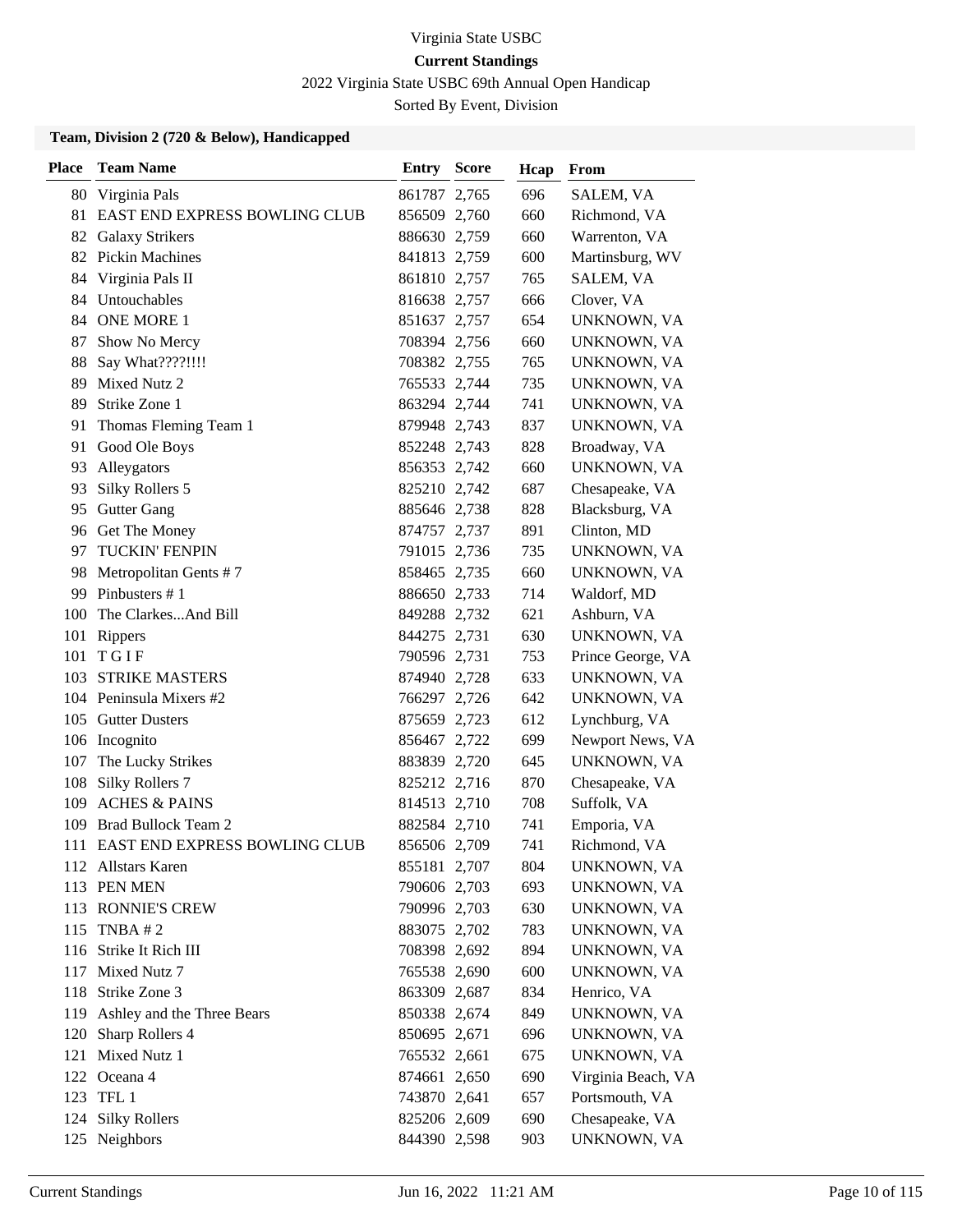Virginia State USBC

**Current Standings**

2022 Virginia State USBC 69th Annual Open Handicap

Sorted By Event, Division

### Team, Division 2 (720 & Below), Handicapped

| Place | Team Name | Entry | Score | Hcap | From |
|---|---|---|---|---|---|
| 80 | Virginia Pals | 861787 | 2,765 | 696 | SALEM, VA |
| 81 | EAST END EXPRESS BOWLING CLUB | 856509 | 2,760 | 660 | Richmond, VA |
| 82 | Galaxy Strikers | 886630 | 2,759 | 660 | Warrenton, VA |
| 82 | Pickin Machines | 841813 | 2,759 | 600 | Martinsburg, WV |
| 84 | Virginia Pals II | 861810 | 2,757 | 765 | SALEM, VA |
| 84 | Untouchables | 816638 | 2,757 | 666 | Clover, VA |
| 84 | ONE MORE 1 | 851637 | 2,757 | 654 | UNKNOWN, VA |
| 87 | Show No Mercy | 708394 | 2,756 | 660 | UNKNOWN, VA |
| 88 | Say What????!!!! | 708382 | 2,755 | 765 | UNKNOWN, VA |
| 89 | Mixed Nutz 2 | 765533 | 2,744 | 735 | UNKNOWN, VA |
| 89 | Strike Zone 1 | 863294 | 2,744 | 741 | UNKNOWN, VA |
| 91 | Thomas Fleming Team 1 | 879948 | 2,743 | 837 | UNKNOWN, VA |
| 91 | Good Ole Boys | 852248 | 2,743 | 828 | Broadway, VA |
| 93 | Alleygators | 856353 | 2,742 | 660 | UNKNOWN, VA |
| 93 | Silky Rollers 5 | 825210 | 2,742 | 687 | Chesapeake, VA |
| 95 | Gutter Gang | 885646 | 2,738 | 828 | Blacksburg, VA |
| 96 | Get The Money | 874757 | 2,737 | 891 | Clinton, MD |
| 97 | TUCKIN' FENPIN | 791015 | 2,736 | 735 | UNKNOWN, VA |
| 98 | Metropolitan Gents # 7 | 858465 | 2,735 | 660 | UNKNOWN, VA |
| 99 | Pinbusters # 1 | 886650 | 2,733 | 714 | Waldorf, MD |
| 100 | The Clarkes...And Bill | 849288 | 2,732 | 621 | Ashburn, VA |
| 101 | Rippers | 844275 | 2,731 | 630 | UNKNOWN, VA |
| 101 | T G I F | 790596 | 2,731 | 753 | Prince George, VA |
| 103 | STRIKE MASTERS | 874940 | 2,728 | 633 | UNKNOWN, VA |
| 104 | Peninsula Mixers #2 | 766297 | 2,726 | 642 | UNKNOWN, VA |
| 105 | Gutter Dusters | 875659 | 2,723 | 612 | Lynchburg, VA |
| 106 | Incognito | 856467 | 2,722 | 699 | Newport News, VA |
| 107 | The Lucky Strikes | 883839 | 2,720 | 645 | UNKNOWN, VA |
| 108 | Silky Rollers 7 | 825212 | 2,716 | 870 | Chesapeake, VA |
| 109 | ACHES & PAINS | 814513 | 2,710 | 708 | Suffolk, VA |
| 109 | Brad Bullock Team 2 | 882584 | 2,710 | 741 | Emporia, VA |
| 111 | EAST END EXPRESS BOWLING CLUB | 856506 | 2,709 | 741 | Richmond, VA |
| 112 | Allstars Karen | 855181 | 2,707 | 804 | UNKNOWN, VA |
| 113 | PEN MEN | 790606 | 2,703 | 693 | UNKNOWN, VA |
| 113 | RONNIE'S CREW | 790996 | 2,703 | 630 | UNKNOWN, VA |
| 115 | TNBA # 2 | 883075 | 2,702 | 783 | UNKNOWN, VA |
| 116 | Strike It Rich III | 708398 | 2,692 | 894 | UNKNOWN, VA |
| 117 | Mixed Nutz 7 | 765538 | 2,690 | 600 | UNKNOWN, VA |
| 118 | Strike Zone 3 | 863309 | 2,687 | 834 | Henrico, VA |
| 119 | Ashley and the Three Bears | 850338 | 2,674 | 849 | UNKNOWN, VA |
| 120 | Sharp Rollers 4 | 850695 | 2,671 | 696 | UNKNOWN, VA |
| 121 | Mixed Nutz 1 | 765532 | 2,661 | 675 | UNKNOWN, VA |
| 122 | Oceana 4 | 874661 | 2,650 | 690 | Virginia Beach, VA |
| 123 | TFL 1 | 743870 | 2,641 | 657 | Portsmouth, VA |
| 124 | Silky Rollers | 825206 | 2,609 | 690 | Chesapeake, VA |
| 125 | Neighbors | 844390 | 2,598 | 903 | UNKNOWN, VA |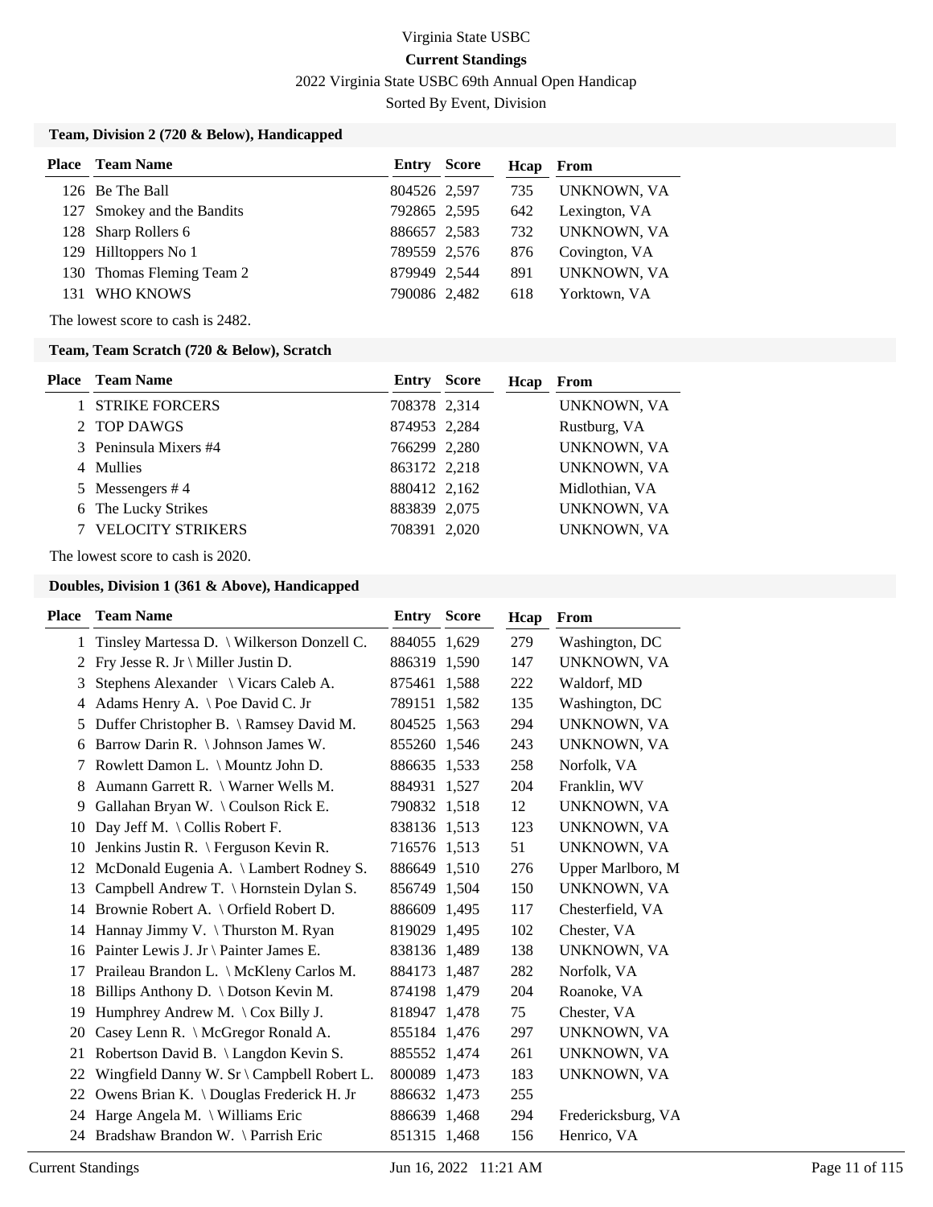Virginia State USBC

**Current Standings**

2022 Virginia State USBC 69th Annual Open Handicap

Sorted By Event, Division

### Team, Division 2 (720 & Below), Handicapped

| Place | Team Name | Entry | Score | Hcap | From |
|---|---|---|---|---|---|
| 126 | Be The Ball | 804526 | 2,597 | 735 | UNKNOWN, VA |
| 127 | Smokey and the Bandits | 792865 | 2,595 | 642 | Lexington, VA |
| 128 | Sharp Rollers 6 | 886657 | 2,583 | 732 | UNKNOWN, VA |
| 129 | Hilltoppers No 1 | 789559 | 2,576 | 876 | Covington, VA |
| 130 | Thomas Fleming Team 2 | 879949 | 2,544 | 891 | UNKNOWN, VA |
| 131 | WHO KNOWS | 790086 | 2,482 | 618 | Yorktown, VA |

The lowest score to cash is 2482.

### Team, Team Scratch (720 & Below), Scratch

| Place | Team Name | Entry | Score | Hcap | From |
|---|---|---|---|---|---|
| 1 | STRIKE FORCERS | 708378 | 2,314 | | UNKNOWN, VA |
| 2 | TOP DAWGS | 874953 | 2,284 | | Rustburg, VA |
| 3 | Peninsula Mixers #4 | 766299 | 2,280 | | UNKNOWN, VA |
| 4 | Mullies | 863172 | 2,218 | | UNKNOWN, VA |
| 5 | Messengers # 4 | 880412 | 2,162 | | Midlothian, VA |
| 6 | The Lucky Strikes | 883839 | 2,075 | | UNKNOWN, VA |
| 7 | VELOCITY STRIKERS | 708391 | 2,020 | | UNKNOWN, VA |

The lowest score to cash is 2020.

### Doubles, Division 1 (361 & Above), Handicapped

| Place | Team Name | Entry | Score | Hcap | From |
|---|---|---|---|---|---|
| 1 | Tinsley Martessa D. \ Wilkerson Donzell C. | 884055 | 1,629 | 279 | Washington, DC |
| 2 | Fry Jesse R. Jr \ Miller Justin D. | 886319 | 1,590 | 147 | UNKNOWN, VA |
| 3 | Stephens Alexander \ Vicars Caleb A. | 875461 | 1,588 | 222 | Waldorf, MD |
| 4 | Adams Henry A. \ Poe David C. Jr | 789151 | 1,582 | 135 | Washington, DC |
| 5 | Duffer Christopher B. \ Ramsey David M. | 804525 | 1,563 | 294 | UNKNOWN, VA |
| 6 | Barrow Darin R. \ Johnson James W. | 855260 | 1,546 | 243 | UNKNOWN, VA |
| 7 | Rowlett Damon L. \ Mountz John D. | 886635 | 1,533 | 258 | Norfolk, VA |
| 8 | Aumann Garrett R. \ Warner Wells M. | 884931 | 1,527 | 204 | Franklin, WV |
| 9 | Gallahan Bryan W. \ Coulson Rick E. | 790832 | 1,518 | 12 | UNKNOWN, VA |
| 10 | Day Jeff M. \ Collis Robert F. | 838136 | 1,513 | 123 | UNKNOWN, VA |
| 10 | Jenkins Justin R. \ Ferguson Kevin R. | 716576 | 1,513 | 51 | UNKNOWN, VA |
| 12 | McDonald Eugenia A. \ Lambert Rodney S. | 886649 | 1,510 | 276 | Upper Marlboro, M |
| 13 | Campbell Andrew T. \ Hornstein Dylan S. | 856749 | 1,504 | 150 | UNKNOWN, VA |
| 14 | Brownie Robert A. \ Orfield Robert D. | 886609 | 1,495 | 117 | Chesterfield, VA |
| 14 | Hannay Jimmy V. \ Thurston M. Ryan | 819029 | 1,495 | 102 | Chester, VA |
| 16 | Painter Lewis J. Jr \ Painter James E. | 838136 | 1,489 | 138 | UNKNOWN, VA |
| 17 | Praileau Brandon L. \ McKleny Carlos M. | 884173 | 1,487 | 282 | Norfolk, VA |
| 18 | Billips Anthony D. \ Dotson Kevin M. | 874198 | 1,479 | 204 | Roanoke, VA |
| 19 | Humphrey Andrew M. \ Cox Billy J. | 818947 | 1,478 | 75 | Chester, VA |
| 20 | Casey Lenn R. \ McGregor Ronald A. | 855184 | 1,476 | 297 | UNKNOWN, VA |
| 21 | Robertson David B. \ Langdon Kevin S. | 885552 | 1,474 | 261 | UNKNOWN, VA |
| 22 | Wingfield Danny W. Sr \ Campbell Robert L. | 800089 | 1,473 | 183 | UNKNOWN, VA |
| 22 | Owens Brian K. \ Douglas Frederick H. Jr | 886632 | 1,473 | 255 | |
| 24 | Harge Angela M. \ Williams Eric | 886639 | 1,468 | 294 | Fredericksburg, VA |
| 24 | Bradshaw Brandon W. \ Parrish Eric | 851315 | 1,468 | 156 | Henrico, VA |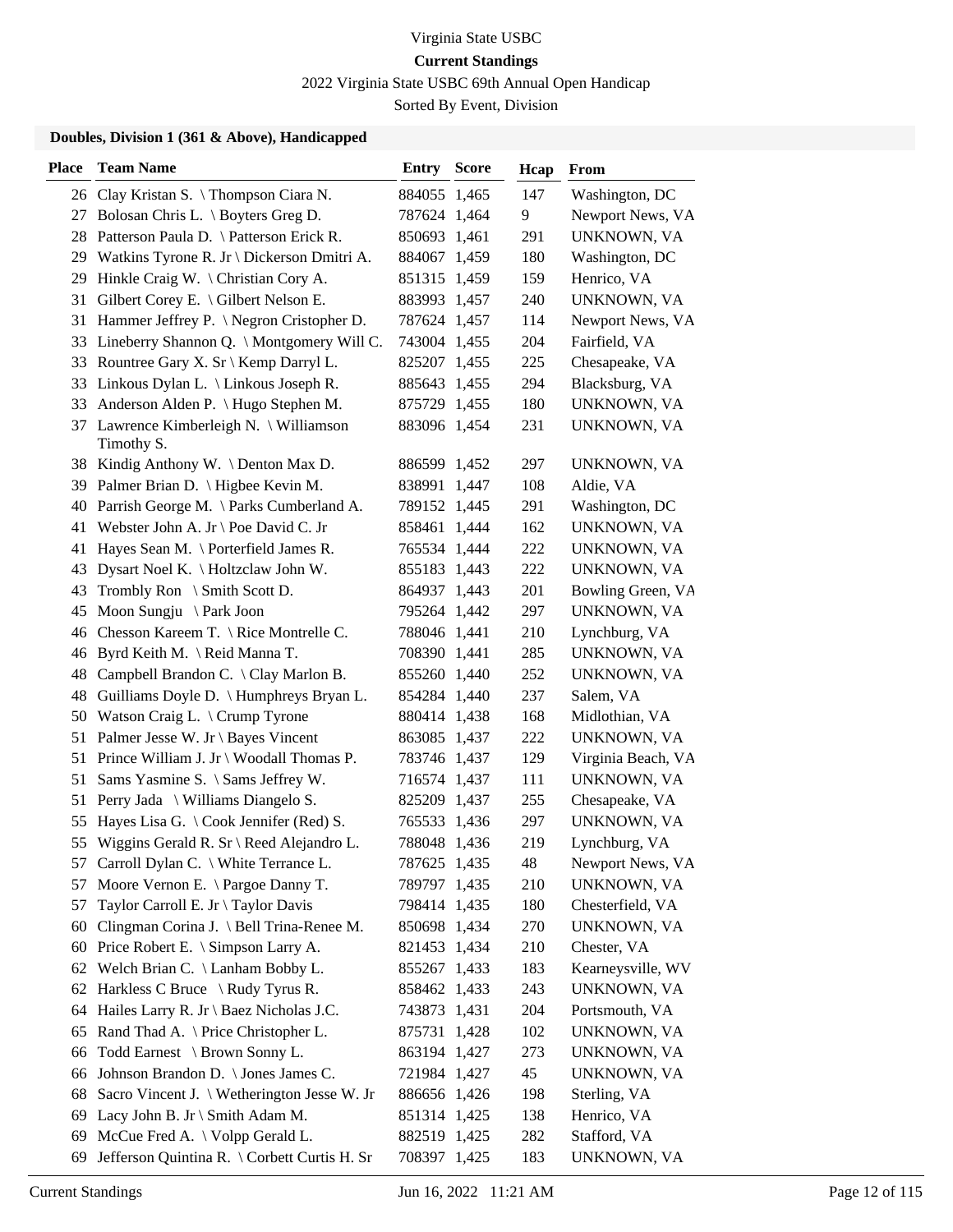Virginia State USBC

**Current Standings**

2022 Virginia State USBC 69th Annual Open Handicap

Sorted By Event, Division

### Doubles, Division 1 (361 & Above), Handicapped

| Place | Team Name | Entry | Score | Hcap | From |
|---|---|---|---|---|---|
| 26 | Clay Kristan S. \ Thompson Ciara N. | 884055 | 1,465 | 147 | Washington, DC |
| 27 | Bolosan Chris L. \ Boyters Greg D. | 787624 | 1,464 | 9 | Newport News, VA |
| 28 | Patterson Paula D. \ Patterson Erick R. | 850693 | 1,461 | 291 | UNKNOWN, VA |
| 29 | Watkins Tyrone R. Jr \ Dickerson Dmitri A. | 884067 | 1,459 | 180 | Washington, DC |
| 29 | Hinkle Craig W. \ Christian Cory A. | 851315 | 1,459 | 159 | Henrico, VA |
| 31 | Gilbert Corey E. \ Gilbert Nelson E. | 883993 | 1,457 | 240 | UNKNOWN, VA |
| 31 | Hammer Jeffrey P. \ Negron Cristopher D. | 787624 | 1,457 | 114 | Newport News, VA |
| 33 | Lineberry Shannon Q. \ Montgomery Will C. | 743004 | 1,455 | 204 | Fairfield, VA |
| 33 | Rountree Gary X. Sr \ Kemp Darryl L. | 825207 | 1,455 | 225 | Chesapeake, VA |
| 33 | Linkous Dylan L. \ Linkous Joseph R. | 885643 | 1,455 | 294 | Blacksburg, VA |
| 33 | Anderson Alden P. \ Hugo Stephen M. | 875729 | 1,455 | 180 | UNKNOWN, VA |
| 37 | Lawrence Kimberleigh N. \ Williamson Timothy S. | 883096 | 1,454 | 231 | UNKNOWN, VA |
| 38 | Kindig Anthony W. \ Denton Max D. | 886599 | 1,452 | 297 | UNKNOWN, VA |
| 39 | Palmer Brian D. \ Higbee Kevin M. | 838991 | 1,447 | 108 | Aldie, VA |
| 40 | Parrish George M. \ Parks Cumberland A. | 789152 | 1,445 | 291 | Washington, DC |
| 41 | Webster John A. Jr \ Poe David C. Jr | 858461 | 1,444 | 162 | UNKNOWN, VA |
| 41 | Hayes Sean M. \ Porterfield James R. | 765534 | 1,444 | 222 | UNKNOWN, VA |
| 43 | Dysart Noel K. \ Holtzclaw John W. | 855183 | 1,443 | 222 | UNKNOWN, VA |
| 43 | Trombly Ron \ Smith Scott D. | 864937 | 1,443 | 201 | Bowling Green, VA |
| 45 | Moon Sungju \ Park Joon | 795264 | 1,442 | 297 | UNKNOWN, VA |
| 46 | Chesson Kareem T. \ Rice Montrelle C. | 788046 | 1,441 | 210 | Lynchburg, VA |
| 46 | Byrd Keith M. \ Reid Manna T. | 708390 | 1,441 | 285 | UNKNOWN, VA |
| 48 | Campbell Brandon C. \ Clay Marlon B. | 855260 | 1,440 | 252 | UNKNOWN, VA |
| 48 | Guilliams Doyle D. \ Humphreys Bryan L. | 854284 | 1,440 | 237 | Salem, VA |
| 50 | Watson Craig L. \ Crump Tyrone | 880414 | 1,438 | 168 | Midlothian, VA |
| 51 | Palmer Jesse W. Jr \ Bayes Vincent | 863085 | 1,437 | 222 | UNKNOWN, VA |
| 51 | Prince William J. Jr \ Woodall Thomas P. | 783746 | 1,437 | 129 | Virginia Beach, VA |
| 51 | Sams Yasmine S. \ Sams Jeffrey W. | 716574 | 1,437 | 111 | UNKNOWN, VA |
| 51 | Perry Jada \ Williams Diangelo S. | 825209 | 1,437 | 255 | Chesapeake, VA |
| 55 | Hayes Lisa G. \ Cook Jennifer (Red) S. | 765533 | 1,436 | 297 | UNKNOWN, VA |
| 55 | Wiggins Gerald R. Sr \ Reed Alejandro L. | 788048 | 1,436 | 219 | Lynchburg, VA |
| 57 | Carroll Dylan C. \ White Terrance L. | 787625 | 1,435 | 48 | Newport News, VA |
| 57 | Moore Vernon E. \ Pargoe Danny T. | 789797 | 1,435 | 210 | UNKNOWN, VA |
| 57 | Taylor Carroll E. Jr \ Taylor Davis | 798414 | 1,435 | 180 | Chesterfield, VA |
| 60 | Clingman Corina J. \ Bell Trina-Renee M. | 850698 | 1,434 | 270 | UNKNOWN, VA |
| 60 | Price Robert E. \ Simpson Larry A. | 821453 | 1,434 | 210 | Chester, VA |
| 62 | Welch Brian C. \ Lanham Bobby L. | 855267 | 1,433 | 183 | Kearneysville, WV |
| 62 | Harkless C Bruce \ Rudy Tyrus R. | 858462 | 1,433 | 243 | UNKNOWN, VA |
| 64 | Hailes Larry R. Jr \ Baez Nicholas J.C. | 743873 | 1,431 | 204 | Portsmouth, VA |
| 65 | Rand Thad A. \ Price Christopher L. | 875731 | 1,428 | 102 | UNKNOWN, VA |
| 66 | Todd Earnest \ Brown Sonny L. | 863194 | 1,427 | 273 | UNKNOWN, VA |
| 66 | Johnson Brandon D. \ Jones James C. | 721984 | 1,427 | 45 | UNKNOWN, VA |
| 68 | Sacro Vincent J. \ Wetherington Jesse W. Jr | 886656 | 1,426 | 198 | Sterling, VA |
| 69 | Lacy John B. Jr \ Smith Adam M. | 851314 | 1,425 | 138 | Henrico, VA |
| 69 | McCue Fred A. \ Volpp Gerald L. | 882519 | 1,425 | 282 | Stafford, VA |
| 69 | Jefferson Quintina R. \ Corbett Curtis H. Sr | 708397 | 1,425 | 183 | UNKNOWN, VA |

Current Standings Jun 16, 2022 11:21 AM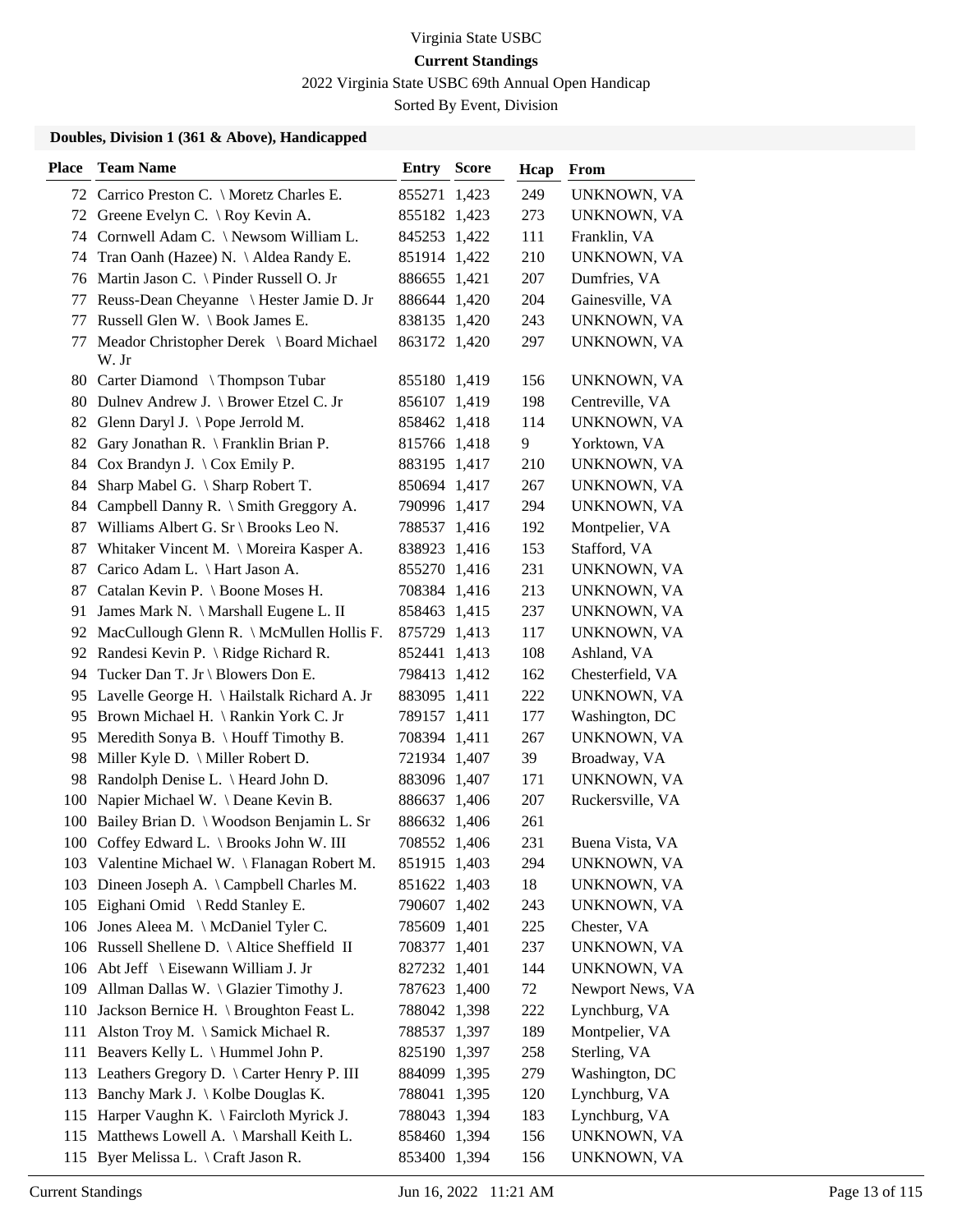Virginia State USBC

**Current Standings**

2022 Virginia State USBC 69th Annual Open Handicap

Sorted By Event, Division

### Doubles, Division 1 (361 & Above), Handicapped

| Place | Team Name | Entry | Score | Hcap | From |
|---|---|---|---|---|---|
| 72 | Carrico Preston C. \ Moretz Charles E. | 855271 | 1,423 | 249 | UNKNOWN, VA |
| 72 | Greene Evelyn C. \ Roy Kevin A. | 855182 | 1,423 | 273 | UNKNOWN, VA |
| 74 | Cornwell Adam C. \ Newsom William L. | 845253 | 1,422 | 111 | Franklin, VA |
| 74 | Tran Oanh (Hazee) N. \ Aldea Randy E. | 851914 | 1,422 | 210 | UNKNOWN, VA |
| 76 | Martin Jason C. \ Pinder Russell O. Jr | 886655 | 1,421 | 207 | Dumfries, VA |
| 77 | Reuss-Dean Cheyanne \ Hester Jamie D. Jr | 886644 | 1,420 | 204 | Gainesville, VA |
| 77 | Russell Glen W. \ Book James E. | 838135 | 1,420 | 243 | UNKNOWN, VA |
| 77 | Meador Christopher Derek \ Board Michael W. Jr | 863172 | 1,420 | 297 | UNKNOWN, VA |
| 80 | Carter Diamond \ Thompson Tubar | 855180 | 1,419 | 156 | UNKNOWN, VA |
| 80 | Dulnev Andrew J. \ Brower Etzel C. Jr | 856107 | 1,419 | 198 | Centreville, VA |
| 82 | Glenn Daryl J. \ Pope Jerrold M. | 858462 | 1,418 | 114 | UNKNOWN, VA |
| 82 | Gary Jonathan R. \ Franklin Brian P. | 815766 | 1,418 | 9 | Yorktown, VA |
| 84 | Cox Brandyn J. \ Cox Emily P. | 883195 | 1,417 | 210 | UNKNOWN, VA |
| 84 | Sharp Mabel G. \ Sharp Robert T. | 850694 | 1,417 | 267 | UNKNOWN, VA |
| 84 | Campbell Danny R. \ Smith Greggory A. | 790996 | 1,417 | 294 | UNKNOWN, VA |
| 87 | Williams Albert G. Sr \ Brooks Leo N. | 788537 | 1,416 | 192 | Montpelier, VA |
| 87 | Whitaker Vincent M. \ Moreira Kasper A. | 838923 | 1,416 | 153 | Stafford, VA |
| 87 | Carico Adam L. \ Hart Jason A. | 855270 | 1,416 | 231 | UNKNOWN, VA |
| 87 | Catalan Kevin P. \ Boone Moses H. | 708384 | 1,416 | 213 | UNKNOWN, VA |
| 91 | James Mark N. \ Marshall Eugene L. II | 858463 | 1,415 | 237 | UNKNOWN, VA |
| 92 | MacCullough Glenn R. \ McMullen Hollis F. | 875729 | 1,413 | 117 | UNKNOWN, VA |
| 92 | Randesi Kevin P. \ Ridge Richard R. | 852441 | 1,413 | 108 | Ashland, VA |
| 94 | Tucker Dan T. Jr \ Blowers Don E. | 798413 | 1,412 | 162 | Chesterfield, VA |
| 95 | Lavelle George H. \ Hailstalk Richard A. Jr | 883095 | 1,411 | 222 | UNKNOWN, VA |
| 95 | Brown Michael H. \ Rankin York C. Jr | 789157 | 1,411 | 177 | Washington, DC |
| 95 | Meredith Sonya B. \ Houff Timothy B. | 708394 | 1,411 | 267 | UNKNOWN, VA |
| 98 | Miller Kyle D. \ Miller Robert D. | 721934 | 1,407 | 39 | Broadway, VA |
| 98 | Randolph Denise L. \ Heard John D. | 883096 | 1,407 | 171 | UNKNOWN, VA |
| 100 | Napier Michael W. \ Deane Kevin B. | 886637 | 1,406 | 207 | Ruckersville, VA |
| 100 | Bailey Brian D. \ Woodson Benjamin L. Sr | 886632 | 1,406 | 261 | |
| 100 | Coffey Edward L. \ Brooks John W. III | 708552 | 1,406 | 231 | Buena Vista, VA |
| 103 | Valentine Michael W. \ Flanagan Robert M. | 851915 | 1,403 | 294 | UNKNOWN, VA |
| 103 | Dineen Joseph A. \ Campbell Charles M. | 851622 | 1,403 | 18 | UNKNOWN, VA |
| 105 | Eighani Omid \ Redd Stanley E. | 790607 | 1,402 | 243 | UNKNOWN, VA |
| 106 | Jones Aleea M. \ McDaniel Tyler C. | 785609 | 1,401 | 225 | Chester, VA |
| 106 | Russell Shellene D. \ Altice Sheffield II | 708377 | 1,401 | 237 | UNKNOWN, VA |
| 106 | Abt Jeff \ Eisewann William J. Jr | 827232 | 1,401 | 144 | UNKNOWN, VA |
| 109 | Allman Dallas W. \ Glazier Timothy J. | 787623 | 1,400 | 72 | Newport News, VA |
| 110 | Jackson Bernice H. \ Broughton Feast L. | 788042 | 1,398 | 222 | Lynchburg, VA |
| 111 | Alston Troy M. \ Samick Michael R. | 788537 | 1,397 | 189 | Montpelier, VA |
| 111 | Beavers Kelly L. \ Hummel John P. | 825190 | 1,397 | 258 | Sterling, VA |
| 113 | Leathers Gregory D. \ Carter Henry P. III | 884099 | 1,395 | 279 | Washington, DC |
| 113 | Banchy Mark J. \ Kolbe Douglas K. | 788041 | 1,395 | 120 | Lynchburg, VA |
| 115 | Harper Vaughn K. \ Faircloth Myrick J. | 788043 | 1,394 | 183 | Lynchburg, VA |
| 115 | Matthews Lowell A. \ Marshall Keith L. | 858460 | 1,394 | 156 | UNKNOWN, VA |
| 115 | Byer Melissa L. \ Craft Jason R. | 853400 | 1,394 | 156 | UNKNOWN, VA |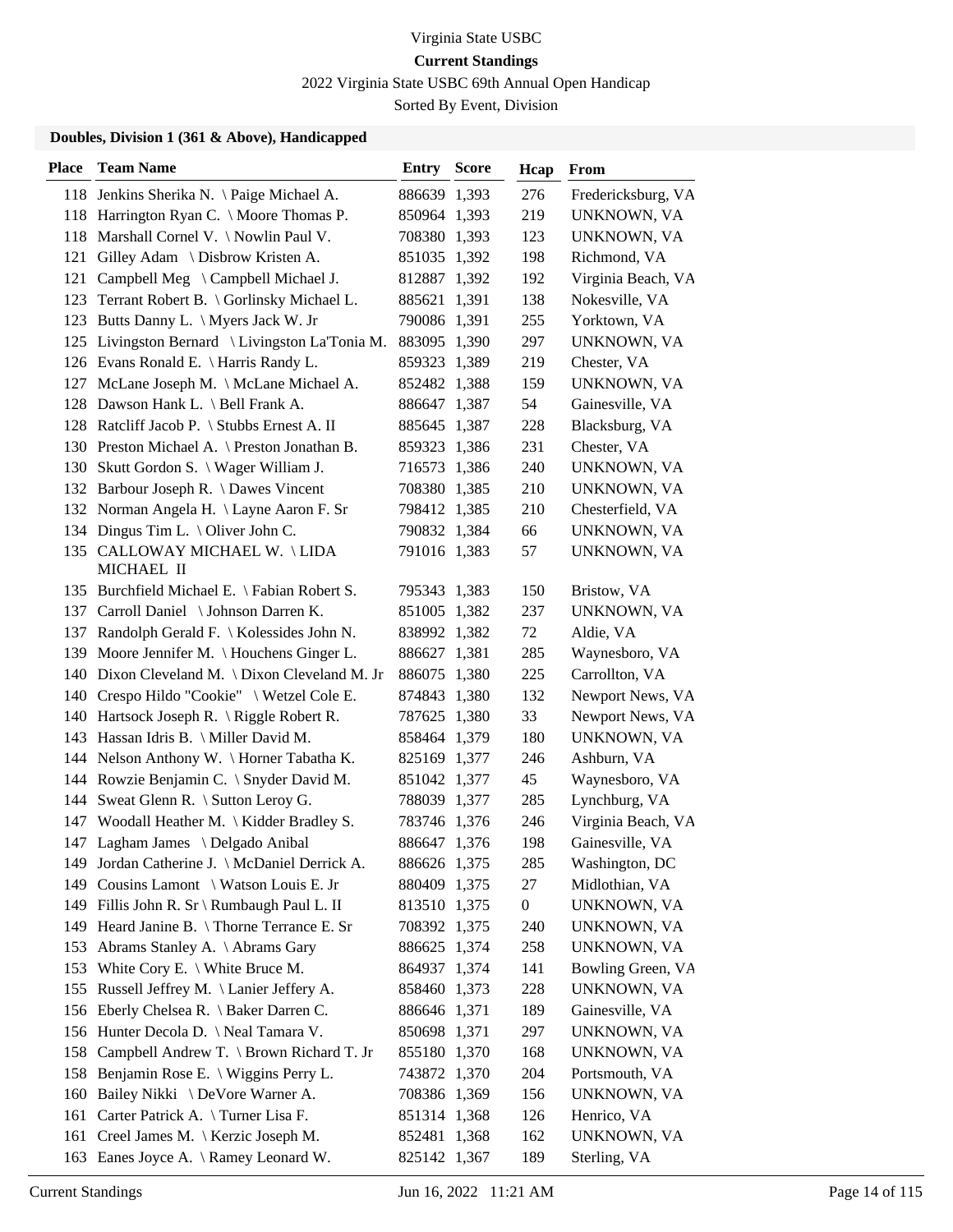Virginia State USBC

**Current Standings**

2022 Virginia State USBC 69th Annual Open Handicap

Sorted By Event, Division

### Doubles, Division 1 (361 & Above), Handicapped

| Place | Team Name | Entry | Score | Hcap | From |
|---|---|---|---|---|---|
| 118 | Jenkins Sherika N. \ Paige Michael A. | 886639 | 1,393 | 276 | Fredericksburg, VA |
| 118 | Harrington Ryan C. \ Moore Thomas P. | 850964 | 1,393 | 219 | UNKNOWN, VA |
| 118 | Marshall Cornel V. \ Nowlin Paul V. | 708380 | 1,393 | 123 | UNKNOWN, VA |
| 121 | Gilley Adam \ Disbrow Kristen A. | 851035 | 1,392 | 198 | Richmond, VA |
| 121 | Campbell Meg \ Campbell Michael J. | 812887 | 1,392 | 192 | Virginia Beach, VA |
| 123 | Terrant Robert B. \ Gorlinsky Michael L. | 885621 | 1,391 | 138 | Nokesville, VA |
| 123 | Butts Danny L. \ Myers Jack W. Jr | 790086 | 1,391 | 255 | Yorktown, VA |
| 125 | Livingston Bernard \ Livingston La'Tonia M. | 883095 | 1,390 | 297 | UNKNOWN, VA |
| 126 | Evans Ronald E. \ Harris Randy L. | 859323 | 1,389 | 219 | Chester, VA |
| 127 | McLane Joseph M. \ McLane Michael A. | 852482 | 1,388 | 159 | UNKNOWN, VA |
| 128 | Dawson Hank L. \ Bell Frank A. | 886647 | 1,387 | 54 | Gainesville, VA |
| 128 | Ratcliff Jacob P. \ Stubbs Ernest A. II | 885645 | 1,387 | 228 | Blacksburg, VA |
| 130 | Preston Michael A. \ Preston Jonathan B. | 859323 | 1,386 | 231 | Chester, VA |
| 130 | Skutt Gordon S. \ Wager William J. | 716573 | 1,386 | 240 | UNKNOWN, VA |
| 132 | Barbour Joseph R. \ Dawes Vincent | 708380 | 1,385 | 210 | UNKNOWN, VA |
| 132 | Norman Angela H. \ Layne Aaron F. Sr | 798412 | 1,385 | 210 | Chesterfield, VA |
| 134 | Dingus Tim L. \ Oliver John C. | 790832 | 1,384 | 66 | UNKNOWN, VA |
| 135 | CALLOWAY MICHAEL W. \ LIDA MICHAEL II | 791016 | 1,383 | 57 | UNKNOWN, VA |
| 135 | Burchfield Michael E. \ Fabian Robert S. | 795343 | 1,383 | 150 | Bristow, VA |
| 137 | Carroll Daniel \ Johnson Darren K. | 851005 | 1,382 | 237 | UNKNOWN, VA |
| 137 | Randolph Gerald F. \ Kolessides John N. | 838992 | 1,382 | 72 | Aldie, VA |
| 139 | Moore Jennifer M. \ Houchens Ginger L. | 886627 | 1,381 | 285 | Waynesboro, VA |
| 140 | Dixon Cleveland M. \ Dixon Cleveland M. Jr | 886075 | 1,380 | 225 | Carrollton, VA |
| 140 | Crespo Hildo "Cookie" \ Wetzel Cole E. | 874843 | 1,380 | 132 | Newport News, VA |
| 140 | Hartsock Joseph R. \ Riggle Robert R. | 787625 | 1,380 | 33 | Newport News, VA |
| 143 | Hassan Idris B. \ Miller David M. | 858464 | 1,379 | 180 | UNKNOWN, VA |
| 144 | Nelson Anthony W. \ Horner Tabatha K. | 825169 | 1,377 | 246 | Ashburn, VA |
| 144 | Rowzie Benjamin C. \ Snyder David M. | 851042 | 1,377 | 45 | Waynesboro, VA |
| 144 | Sweat Glenn R. \ Sutton Leroy G. | 788039 | 1,377 | 285 | Lynchburg, VA |
| 147 | Woodall Heather M. \ Kidder Bradley S. | 783746 | 1,376 | 246 | Virginia Beach, VA |
| 147 | Lagham James \ Delgado Anibal | 886647 | 1,376 | 198 | Gainesville, VA |
| 149 | Jordan Catherine J. \ McDaniel Derrick A. | 886626 | 1,375 | 285 | Washington, DC |
| 149 | Cousins Lamont \ Watson Louis E. Jr | 880409 | 1,375 | 27 | Midlothian, VA |
| 149 | Fillis John R. Sr \ Rumbaugh Paul L. II | 813510 | 1,375 | 0 | UNKNOWN, VA |
| 149 | Heard Janine B. \ Thorne Terrance E. Sr | 708392 | 1,375 | 240 | UNKNOWN, VA |
| 153 | Abrams Stanley A. \ Abrams Gary | 886625 | 1,374 | 258 | UNKNOWN, VA |
| 153 | White Cory E. \ White Bruce M. | 864937 | 1,374 | 141 | Bowling Green, VA |
| 155 | Russell Jeffrey M. \ Lanier Jeffery A. | 858460 | 1,373 | 228 | UNKNOWN, VA |
| 156 | Eberly Chelsea R. \ Baker Darren C. | 886646 | 1,371 | 189 | Gainesville, VA |
| 156 | Hunter Decola D. \ Neal Tamara V. | 850698 | 1,371 | 297 | UNKNOWN, VA |
| 158 | Campbell Andrew T. \ Brown Richard T. Jr | 855180 | 1,370 | 168 | UNKNOWN, VA |
| 158 | Benjamin Rose E. \ Wiggins Perry L. | 743872 | 1,370 | 204 | Portsmouth, VA |
| 160 | Bailey Nikki \ DeVore Warner A. | 708386 | 1,369 | 156 | UNKNOWN, VA |
| 161 | Carter Patrick A. \ Turner Lisa F. | 851314 | 1,368 | 126 | Henrico, VA |
| 161 | Creel James M. \ Kerzic Joseph M. | 852481 | 1,368 | 162 | UNKNOWN, VA |
| 163 | Eanes Joyce A. \ Ramey Leonard W. | 825142 | 1,367 | 189 | Sterling, VA |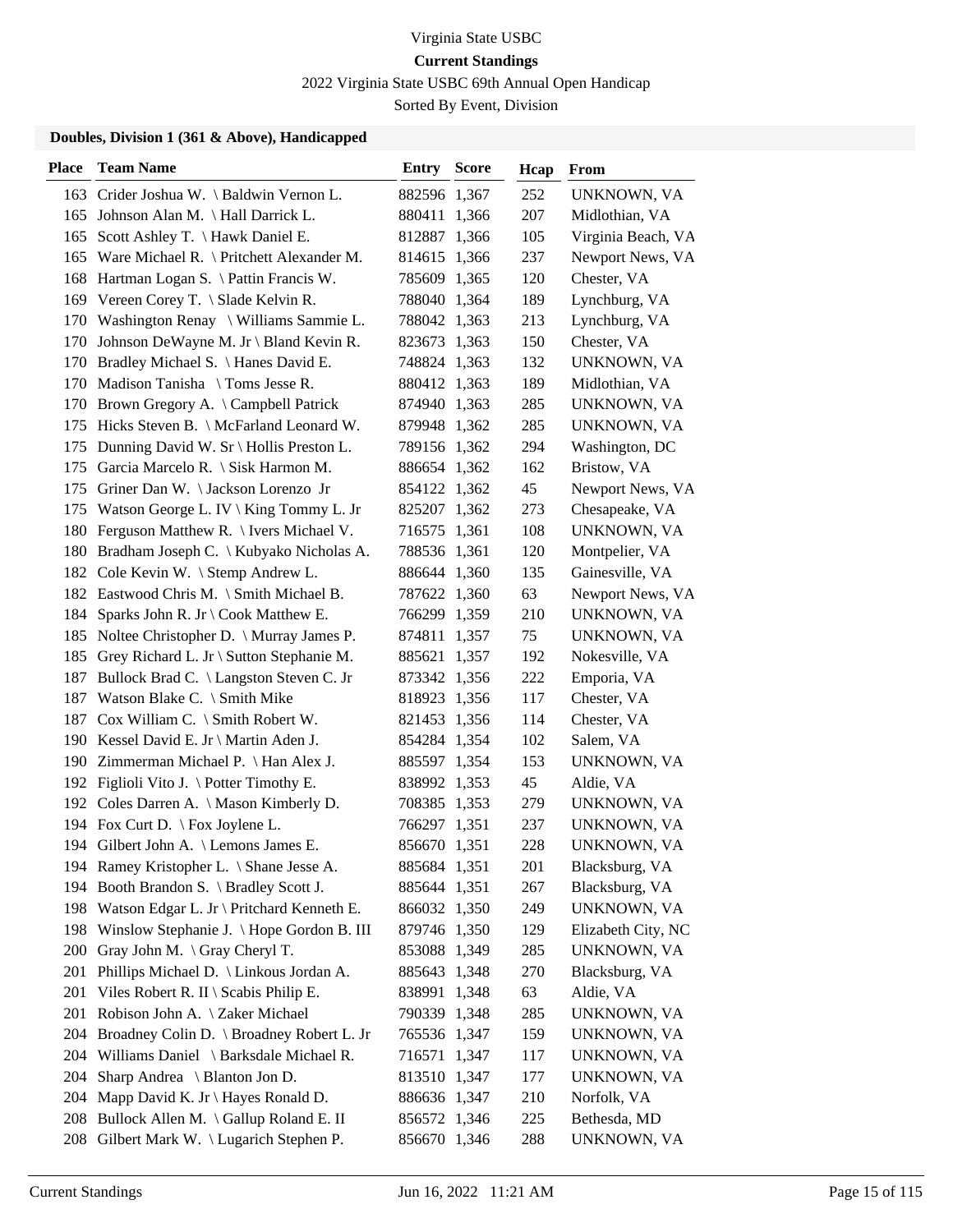Virginia State USBC

**Current Standings**

2022 Virginia State USBC 69th Annual Open Handicap

Sorted By Event, Division

### Doubles, Division 1 (361 & Above), Handicapped

| Place | Team Name | Entry | Score | Hcap | From |
|---|---|---|---|---|---|
| 163 | Crider Joshua W. \ Baldwin Vernon L. | 882596 | 1,367 | 252 | UNKNOWN, VA |
| 165 | Johnson Alan M. \ Hall Darrick L. | 880411 | 1,366 | 207 | Midlothian, VA |
| 165 | Scott Ashley T. \ Hawk Daniel E. | 812887 | 1,366 | 105 | Virginia Beach, VA |
| 165 | Ware Michael R. \ Pritchett Alexander M. | 814615 | 1,366 | 237 | Newport News, VA |
| 168 | Hartman Logan S. \ Pattin Francis W. | 785609 | 1,365 | 120 | Chester, VA |
| 169 | Vereen Corey T. \ Slade Kelvin R. | 788040 | 1,364 | 189 | Lynchburg, VA |
| 170 | Washington Renay \ Williams Sammie L. | 788042 | 1,363 | 213 | Lynchburg, VA |
| 170 | Johnson DeWayne M. Jr \ Bland Kevin R. | 823673 | 1,363 | 150 | Chester, VA |
| 170 | Bradley Michael S. \ Hanes David E. | 748824 | 1,363 | 132 | UNKNOWN, VA |
| 170 | Madison Tanisha \ Toms Jesse R. | 880412 | 1,363 | 189 | Midlothian, VA |
| 170 | Brown Gregory A. \ Campbell Patrick | 874940 | 1,363 | 285 | UNKNOWN, VA |
| 175 | Hicks Steven B. \ McFarland Leonard W. | 879948 | 1,362 | 285 | UNKNOWN, VA |
| 175 | Dunning David W. Sr \ Hollis Preston L. | 789156 | 1,362 | 294 | Washington, DC |
| 175 | Garcia Marcelo R. \ Sisk Harmon M. | 886654 | 1,362 | 162 | Bristow, VA |
| 175 | Griner Dan W. \ Jackson Lorenzo Jr | 854122 | 1,362 | 45 | Newport News, VA |
| 175 | Watson George L. IV \ King Tommy L. Jr | 825207 | 1,362 | 273 | Chesapeake, VA |
| 180 | Ferguson Matthew R. \ Ivers Michael V. | 716575 | 1,361 | 108 | UNKNOWN, VA |
| 180 | Bradham Joseph C. \ Kubyako Nicholas A. | 788536 | 1,361 | 120 | Montpelier, VA |
| 182 | Cole Kevin W. \ Stemp Andrew L. | 886644 | 1,360 | 135 | Gainesville, VA |
| 182 | Eastwood Chris M. \ Smith Michael B. | 787622 | 1,360 | 63 | Newport News, VA |
| 184 | Sparks John R. Jr \ Cook Matthew E. | 766299 | 1,359 | 210 | UNKNOWN, VA |
| 185 | Noltee Christopher D. \ Murray James P. | 874811 | 1,357 | 75 | UNKNOWN, VA |
| 185 | Grey Richard L. Jr \ Sutton Stephanie M. | 885621 | 1,357 | 192 | Nokesville, VA |
| 187 | Bullock Brad C. \ Langston Steven C. Jr | 873342 | 1,356 | 222 | Emporia, VA |
| 187 | Watson Blake C. \ Smith Mike | 818923 | 1,356 | 117 | Chester, VA |
| 187 | Cox William C. \ Smith Robert W. | 821453 | 1,356 | 114 | Chester, VA |
| 190 | Kessel David E. Jr \ Martin Aden J. | 854284 | 1,354 | 102 | Salem, VA |
| 190 | Zimmerman Michael P. \ Han Alex J. | 885597 | 1,354 | 153 | UNKNOWN, VA |
| 192 | Figlioli Vito J. \ Potter Timothy E. | 838992 | 1,353 | 45 | Aldie, VA |
| 192 | Coles Darren A. \ Mason Kimberly D. | 708385 | 1,353 | 279 | UNKNOWN, VA |
| 194 | Fox Curt D. \ Fox Joylene L. | 766297 | 1,351 | 237 | UNKNOWN, VA |
| 194 | Gilbert John A. \ Lemons James E. | 856670 | 1,351 | 228 | UNKNOWN, VA |
| 194 | Ramey Kristopher L. \ Shane Jesse A. | 885684 | 1,351 | 201 | Blacksburg, VA |
| 194 | Booth Brandon S. \ Bradley Scott J. | 885644 | 1,351 | 267 | Blacksburg, VA |
| 198 | Watson Edgar L. Jr \ Pritchard Kenneth E. | 866032 | 1,350 | 249 | UNKNOWN, VA |
| 198 | Winslow Stephanie J. \ Hope Gordon B. III | 879746 | 1,350 | 129 | Elizabeth City, NC |
| 200 | Gray John M. \ Gray Cheryl T. | 853088 | 1,349 | 285 | UNKNOWN, VA |
| 201 | Phillips Michael D. \ Linkous Jordan A. | 885643 | 1,348 | 270 | Blacksburg, VA |
| 201 | Viles Robert R. II \ Scabis Philip E. | 838991 | 1,348 | 63 | Aldie, VA |
| 201 | Robison John A. \ Zaker Michael | 790339 | 1,348 | 285 | UNKNOWN, VA |
| 204 | Broadney Colin D. \ Broadney Robert L. Jr | 765536 | 1,347 | 159 | UNKNOWN, VA |
| 204 | Williams Daniel \ Barksdale Michael R. | 716571 | 1,347 | 117 | UNKNOWN, VA |
| 204 | Sharp Andrea \ Blanton Jon D. | 813510 | 1,347 | 177 | UNKNOWN, VA |
| 204 | Mapp David K. Jr \ Hayes Ronald D. | 886636 | 1,347 | 210 | Norfolk, VA |
| 208 | Bullock Allen M. \ Gallup Roland E. II | 856572 | 1,346 | 225 | Bethesda, MD |
| 208 | Gilbert Mark W. \ Lugarich Stephen P. | 856670 | 1,346 | 288 | UNKNOWN, VA |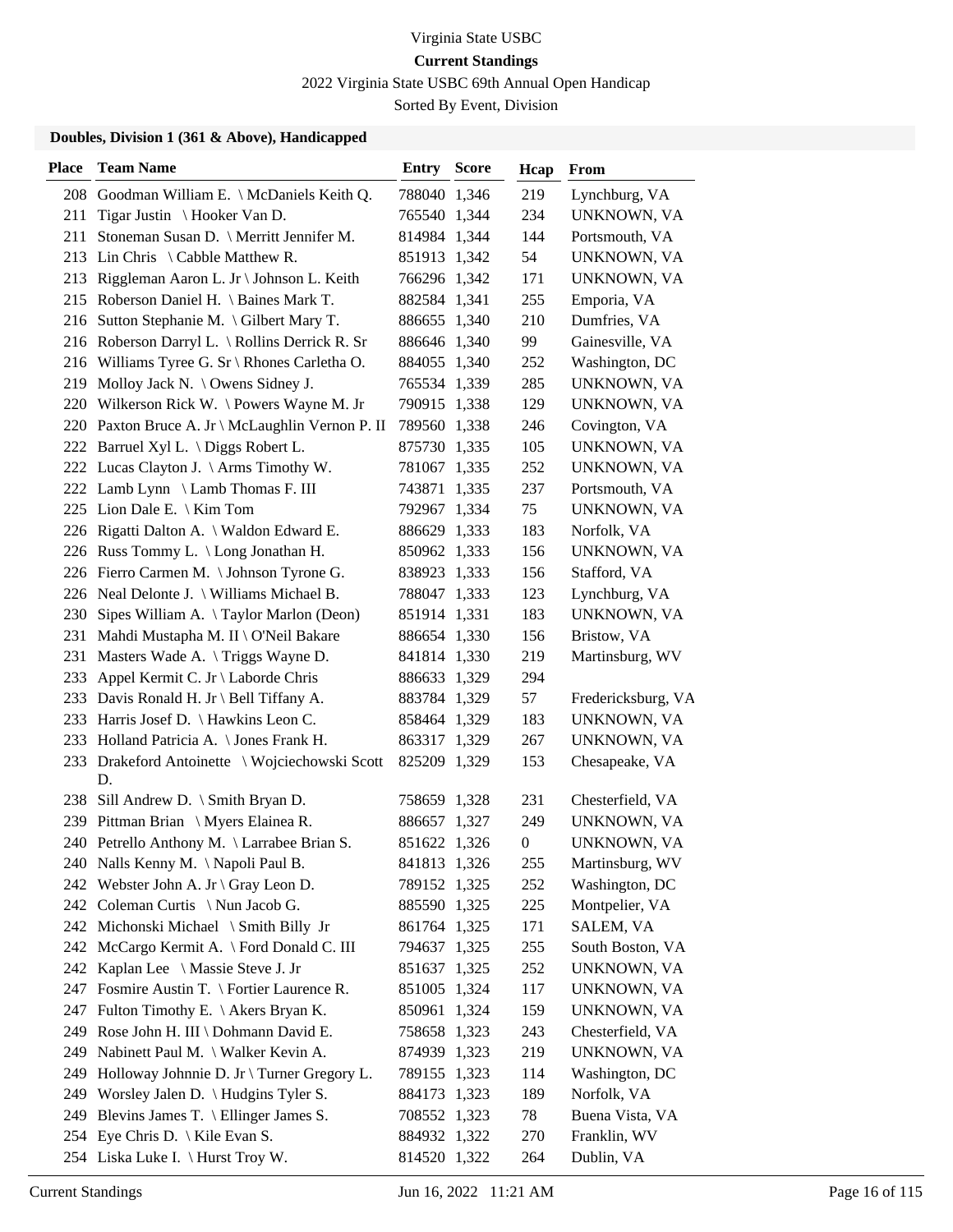Virginia State USBC

**Current Standings**

2022 Virginia State USBC 69th Annual Open Handicap

Sorted By Event, Division

### Doubles, Division 1 (361 & Above), Handicapped

| Place | Team Name | Entry | Score | Hcap | From |
|---|---|---|---|---|---|
| 208 | Goodman William E. \ McDaniels Keith Q. | 788040 | 1,346 | 219 | Lynchburg, VA |
| 211 | Tigar Justin \ Hooker Van D. | 765540 | 1,344 | 234 | UNKNOWN, VA |
| 211 | Stoneman Susan D. \ Merritt Jennifer M. | 814984 | 1,344 | 144 | Portsmouth, VA |
| 213 | Lin Chris \ Cabble Matthew R. | 851913 | 1,342 | 54 | UNKNOWN, VA |
| 213 | Riggleman Aaron L. Jr \ Johnson L. Keith | 766296 | 1,342 | 171 | UNKNOWN, VA |
| 215 | Roberson Daniel H. \ Baines Mark T. | 882584 | 1,341 | 255 | Emporia, VA |
| 216 | Sutton Stephanie M. \ Gilbert Mary T. | 886655 | 1,340 | 210 | Dumfries, VA |
| 216 | Roberson Darryl L. \ Rollins Derrick R. Sr | 886646 | 1,340 | 99 | Gainesville, VA |
| 216 | Williams Tyree G. Sr \ Rhones Carletha O. | 884055 | 1,340 | 252 | Washington, DC |
| 219 | Molloy Jack N. \ Owens Sidney J. | 765534 | 1,339 | 285 | UNKNOWN, VA |
| 220 | Wilkerson Rick W. \ Powers Wayne M. Jr | 790915 | 1,338 | 129 | UNKNOWN, VA |
| 220 | Paxton Bruce A. Jr \ McLaughlin Vernon P. II | 789560 | 1,338 | 246 | Covington, VA |
| 222 | Barruel Xyl L. \ Diggs Robert L. | 875730 | 1,335 | 105 | UNKNOWN, VA |
| 222 | Lucas Clayton J. \ Arms Timothy W. | 781067 | 1,335 | 252 | UNKNOWN, VA |
| 222 | Lamb Lynn \ Lamb Thomas F. III | 743871 | 1,335 | 237 | Portsmouth, VA |
| 225 | Lion Dale E. \ Kim Tom | 792967 | 1,334 | 75 | UNKNOWN, VA |
| 226 | Rigatti Dalton A. \ Waldon Edward E. | 886629 | 1,333 | 183 | Norfolk, VA |
| 226 | Russ Tommy L. \ Long Jonathan H. | 850962 | 1,333 | 156 | UNKNOWN, VA |
| 226 | Fierro Carmen M. \ Johnson Tyrone G. | 838923 | 1,333 | 156 | Stafford, VA |
| 226 | Neal Delonte J. \ Williams Michael B. | 788047 | 1,333 | 123 | Lynchburg, VA |
| 230 | Sipes William A. \ Taylor Marlon (Deon) | 851914 | 1,331 | 183 | UNKNOWN, VA |
| 231 | Mahdi Mustapha M. II \ O'Neil Bakare | 886654 | 1,330 | 156 | Bristow, VA |
| 231 | Masters Wade A. \ Triggs Wayne D. | 841814 | 1,330 | 219 | Martinsburg, WV |
| 233 | Appel Kermit C. Jr \ Laborde Chris | 886633 | 1,329 | 294 | |
| 233 | Davis Ronald H. Jr \ Bell Tiffany A. | 883784 | 1,329 | 57 | Fredericksburg, VA |
| 233 | Harris Josef D. \ Hawkins Leon C. | 858464 | 1,329 | 183 | UNKNOWN, VA |
| 233 | Holland Patricia A. \ Jones Frank H. | 863317 | 1,329 | 267 | UNKNOWN, VA |
| 233 | Drakeford Antoinette \ Wojciechowski Scott D. | 825209 | 1,329 | 153 | Chesapeake, VA |
| 238 | Sill Andrew D. \ Smith Bryan D. | 758659 | 1,328 | 231 | Chesterfield, VA |
| 239 | Pittman Brian \ Myers Elainea R. | 886657 | 1,327 | 249 | UNKNOWN, VA |
| 240 | Petrello Anthony M. \ Larrabee Brian S. | 851622 | 1,326 | 0 | UNKNOWN, VA |
| 240 | Nalls Kenny M. \ Napoli Paul B. | 841813 | 1,326 | 255 | Martinsburg, WV |
| 242 | Webster John A. Jr \ Gray Leon D. | 789152 | 1,325 | 252 | Washington, DC |
| 242 | Coleman Curtis \ Nun Jacob G. | 885590 | 1,325 | 225 | Montpelier, VA |
| 242 | Michonski Michael \ Smith Billy Jr | 861764 | 1,325 | 171 | SALEM, VA |
| 242 | McCargo Kermit A. \ Ford Donald C. III | 794637 | 1,325 | 255 | South Boston, VA |
| 242 | Kaplan Lee \ Massie Steve J. Jr | 851637 | 1,325 | 252 | UNKNOWN, VA |
| 247 | Fosmire Austin T. \ Fortier Laurence R. | 851005 | 1,324 | 117 | UNKNOWN, VA |
| 247 | Fulton Timothy E. \ Akers Bryan K. | 850961 | 1,324 | 159 | UNKNOWN, VA |
| 249 | Rose John H. III \ Dohmann David E. | 758658 | 1,323 | 243 | Chesterfield, VA |
| 249 | Nabinett Paul M. \ Walker Kevin A. | 874939 | 1,323 | 219 | UNKNOWN, VA |
| 249 | Holloway Johnnie D. Jr \ Turner Gregory L. | 789155 | 1,323 | 114 | Washington, DC |
| 249 | Worsley Jalen D. \ Hudgins Tyler S. | 884173 | 1,323 | 189 | Norfolk, VA |
| 249 | Blevins James T. \ Ellinger James S. | 708552 | 1,323 | 78 | Buena Vista, VA |
| 254 | Eye Chris D. \ Kile Evan S. | 884932 | 1,322 | 270 | Franklin, WV |
| 254 | Liska Luke I. \ Hurst Troy W. | 814520 | 1,322 | 264 | Dublin, VA |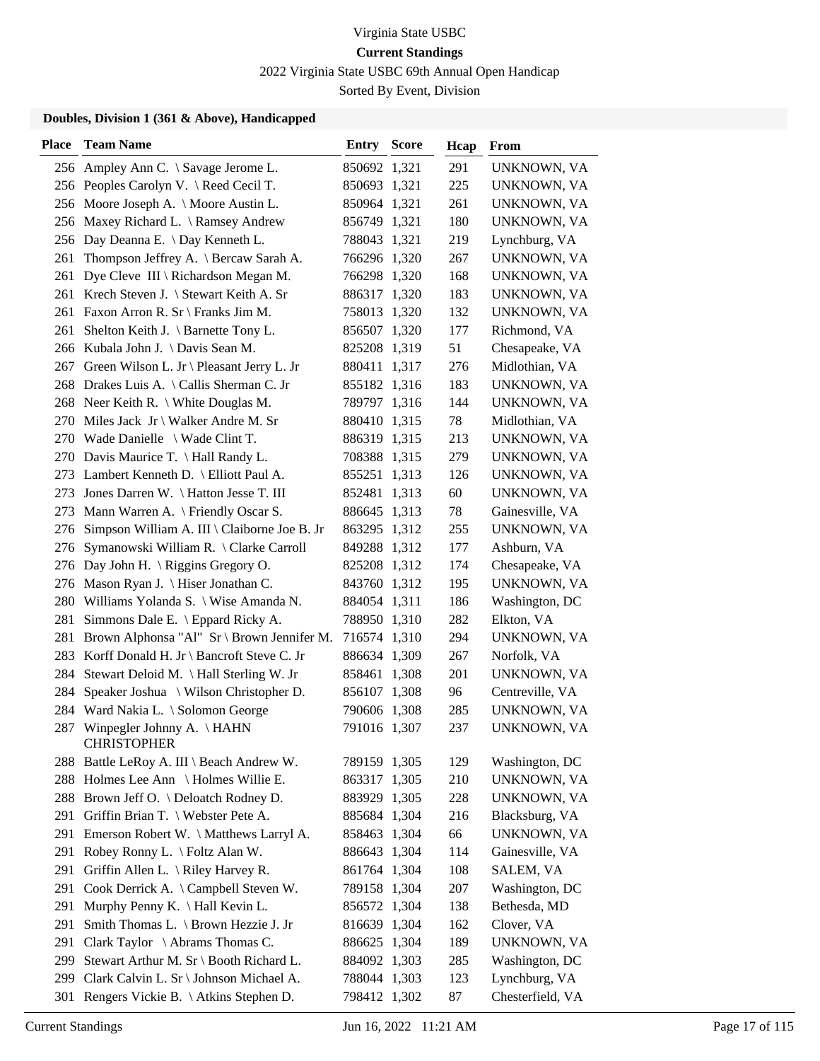Virginia State USBC

**Current Standings**

2022 Virginia State USBC 69th Annual Open Handicap

Sorted By Event, Division

### Doubles, Division 1 (361 & Above), Handicapped

| Place | Team Name | Entry | Score | Hcap | From |
|---|---|---|---|---|---|
| 256 | Ampley Ann C. \ Savage Jerome L. | 850692 | 1,321 | 291 | UNKNOWN, VA |
| 256 | Peoples Carolyn V. \ Reed Cecil T. | 850693 | 1,321 | 225 | UNKNOWN, VA |
| 256 | Moore Joseph A. \ Moore Austin L. | 850964 | 1,321 | 261 | UNKNOWN, VA |
| 256 | Maxey Richard L. \ Ramsey Andrew | 856749 | 1,321 | 180 | UNKNOWN, VA |
| 256 | Day Deanna E. \ Day Kenneth L. | 788043 | 1,321 | 219 | Lynchburg, VA |
| 261 | Thompson Jeffrey A. \ Bercaw Sarah A. | 766296 | 1,320 | 267 | UNKNOWN, VA |
| 261 | Dye Cleve III \ Richardson Megan M. | 766298 | 1,320 | 168 | UNKNOWN, VA |
| 261 | Krech Steven J. \ Stewart Keith A. Sr | 886317 | 1,320 | 183 | UNKNOWN, VA |
| 261 | Faxon Arron R. Sr \ Franks Jim M. | 758013 | 1,320 | 132 | UNKNOWN, VA |
| 261 | Shelton Keith J. \ Barnette Tony L. | 856507 | 1,320 | 177 | Richmond, VA |
| 266 | Kubala John J. \ Davis Sean M. | 825208 | 1,319 | 51 | Chesapeake, VA |
| 267 | Green Wilson L. Jr \ Pleasant Jerry L. Jr | 880411 | 1,317 | 276 | Midlothian, VA |
| 268 | Drakes Luis A. \ Callis Sherman C. Jr | 855182 | 1,316 | 183 | UNKNOWN, VA |
| 268 | Neer Keith R. \ White Douglas M. | 789797 | 1,316 | 144 | UNKNOWN, VA |
| 270 | Miles Jack Jr \ Walker Andre M. Sr | 880410 | 1,315 | 78 | Midlothian, VA |
| 270 | Wade Danielle \ Wade Clint T. | 886319 | 1,315 | 213 | UNKNOWN, VA |
| 270 | Davis Maurice T. \ Hall Randy L. | 708388 | 1,315 | 279 | UNKNOWN, VA |
| 273 | Lambert Kenneth D. \ Elliott Paul A. | 855251 | 1,313 | 126 | UNKNOWN, VA |
| 273 | Jones Darren W. \ Hatton Jesse T. III | 852481 | 1,313 | 60 | UNKNOWN, VA |
| 273 | Mann Warren A. \ Friendly Oscar S. | 886645 | 1,313 | 78 | Gainesville, VA |
| 276 | Simpson William A. III \ Claiborne Joe B. Jr | 863295 | 1,312 | 255 | UNKNOWN, VA |
| 276 | Symanowski William R. \ Clarke Carroll | 849288 | 1,312 | 177 | Ashburn, VA |
| 276 | Day John H. \ Riggins Gregory O. | 825208 | 1,312 | 174 | Chesapeake, VA |
| 276 | Mason Ryan J. \ Hiser Jonathan C. | 843760 | 1,312 | 195 | UNKNOWN, VA |
| 280 | Williams Yolanda S. \ Wise Amanda N. | 884054 | 1,311 | 186 | Washington, DC |
| 281 | Simmons Dale E. \ Eppard Ricky A. | 788950 | 1,310 | 282 | Elkton, VA |
| 281 | Brown Alphonsa "Al" Sr \ Brown Jennifer M. | 716574 | 1,310 | 294 | UNKNOWN, VA |
| 283 | Korff Donald H. Jr \ Bancroft Steve C. Jr | 886634 | 1,309 | 267 | Norfolk, VA |
| 284 | Stewart Deloid M. \ Hall Sterling W. Jr | 858461 | 1,308 | 201 | UNKNOWN, VA |
| 284 | Speaker Joshua \ Wilson Christopher D. | 856107 | 1,308 | 96 | Centreville, VA |
| 284 | Ward Nakia L. \ Solomon George | 790606 | 1,308 | 285 | UNKNOWN, VA |
| 287 | Winpegler Johnny A. \ HAHN CHRISTOPHER | 791016 | 1,307 | 237 | UNKNOWN, VA |
| 288 | Battle LeRoy A. III \ Beach Andrew W. | 789159 | 1,305 | 129 | Washington, DC |
| 288 | Holmes Lee Ann \ Holmes Willie E. | 863317 | 1,305 | 210 | UNKNOWN, VA |
| 288 | Brown Jeff O. \ Deloatch Rodney D. | 883929 | 1,305 | 228 | UNKNOWN, VA |
| 291 | Griffin Brian T. \ Webster Pete A. | 885684 | 1,304 | 216 | Blacksburg, VA |
| 291 | Emerson Robert W. \ Matthews Larryl A. | 858463 | 1,304 | 66 | UNKNOWN, VA |
| 291 | Robey Ronny L. \ Foltz Alan W. | 886643 | 1,304 | 114 | Gainesville, VA |
| 291 | Griffin Allen L. \ Riley Harvey R. | 861764 | 1,304 | 108 | SALEM, VA |
| 291 | Cook Derrick A. \ Campbell Steven W. | 789158 | 1,304 | 207 | Washington, DC |
| 291 | Murphy Penny K. \ Hall Kevin L. | 856572 | 1,304 | 138 | Bethesda, MD |
| 291 | Smith Thomas L. \ Brown Hezzie J. Jr | 816639 | 1,304 | 162 | Clover, VA |
| 291 | Clark Taylor \ Abrams Thomas C. | 886625 | 1,304 | 189 | UNKNOWN, VA |
| 299 | Stewart Arthur M. Sr \ Booth Richard L. | 884092 | 1,303 | 285 | Washington, DC |
| 299 | Clark Calvin L. Sr \ Johnson Michael A. | 788044 | 1,303 | 123 | Lynchburg, VA |
| 301 | Rengers Vickie B. \ Atkins Stephen D. | 798412 | 1,302 | 87 | Chesterfield, VA |

Current Standings Jun 16, 2022 11:21 AM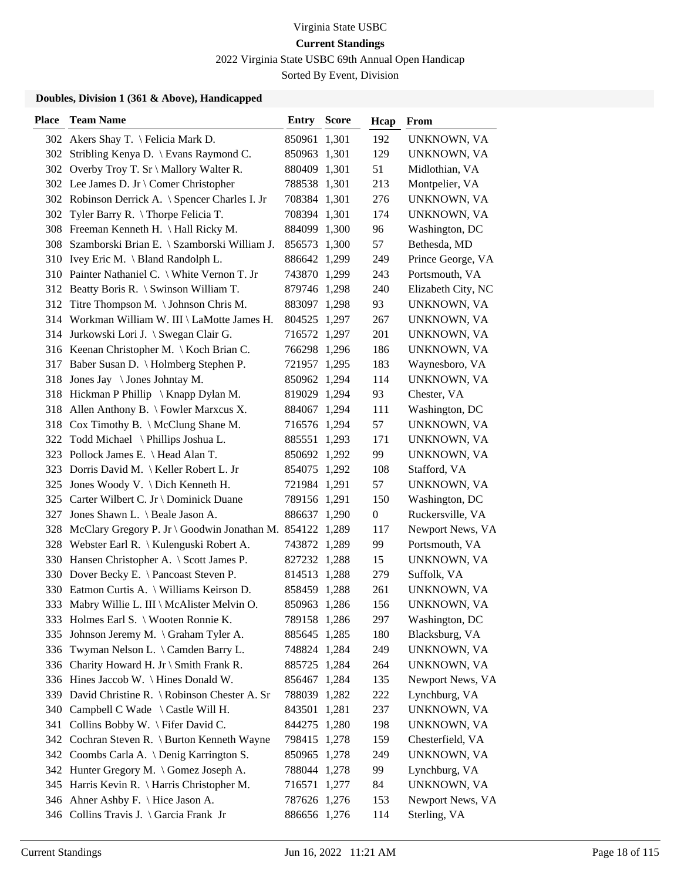Virginia State USBC

**Current Standings**

2022 Virginia State USBC 69th Annual Open Handicap

Sorted By Event, Division

### Doubles, Division 1 (361 & Above), Handicapped

| Place | Team Name | Entry | Score | Hcap | From |
|---|---|---|---|---|---|
| 302 | Akers Shay T. \ Felicia Mark D. | 850961 | 1,301 | 192 | UNKNOWN, VA |
| 302 | Stribling Kenya D. \ Evans Raymond C. | 850963 | 1,301 | 129 | UNKNOWN, VA |
| 302 | Overby Troy T. Sr \ Mallory Walter R. | 880409 | 1,301 | 51 | Midlothian, VA |
| 302 | Lee James D. Jr \ Comer Christopher | 788538 | 1,301 | 213 | Montpelier, VA |
| 302 | Robinson Derrick A. \ Spencer Charles I. Jr | 708384 | 1,301 | 276 | UNKNOWN, VA |
| 302 | Tyler Barry R. \ Thorpe Felicia T. | 708394 | 1,301 | 174 | UNKNOWN, VA |
| 308 | Freeman Kenneth H. \ Hall Ricky M. | 884099 | 1,300 | 96 | Washington, DC |
| 308 | Szamborski Brian E. \ Szamborski William J. | 856573 | 1,300 | 57 | Bethesda, MD |
| 310 | Ivey Eric M. \ Bland Randolph L. | 886642 | 1,299 | 249 | Prince George, VA |
| 310 | Painter Nathaniel C. \ White Vernon T. Jr | 743870 | 1,299 | 243 | Portsmouth, VA |
| 312 | Beatty Boris R. \ Swinson William T. | 879746 | 1,298 | 240 | Elizabeth City, NC |
| 312 | Titre Thompson M. \ Johnson Chris M. | 883097 | 1,298 | 93 | UNKNOWN, VA |
| 314 | Workman William W. III \ LaMotte James H. | 804525 | 1,297 | 267 | UNKNOWN, VA |
| 314 | Jurkowski Lori J. \ Swegan Clair G. | 716572 | 1,297 | 201 | UNKNOWN, VA |
| 316 | Keenan Christopher M. \ Koch Brian C. | 766298 | 1,296 | 186 | UNKNOWN, VA |
| 317 | Baber Susan D. \ Holmberg Stephen P. | 721957 | 1,295 | 183 | Waynesboro, VA |
| 318 | Jones Jay \ Jones Johntay M. | 850962 | 1,294 | 114 | UNKNOWN, VA |
| 318 | Hickman P Phillip \ Knapp Dylan M. | 819029 | 1,294 | 93 | Chester, VA |
| 318 | Allen Anthony B. \ Fowler Marxcus X. | 884067 | 1,294 | 111 | Washington, DC |
| 318 | Cox Timothy B. \ McClung Shane M. | 716576 | 1,294 | 57 | UNKNOWN, VA |
| 322 | Todd Michael \ Phillips Joshua L. | 885551 | 1,293 | 171 | UNKNOWN, VA |
| 323 | Pollock James E. \ Head Alan T. | 850692 | 1,292 | 99 | UNKNOWN, VA |
| 323 | Dorris David M. \ Keller Robert L. Jr | 854075 | 1,292 | 108 | Stafford, VA |
| 325 | Jones Woody V. \ Dich Kenneth H. | 721984 | 1,291 | 57 | UNKNOWN, VA |
| 325 | Carter Wilbert C. Jr \ Dominick Duane | 789156 | 1,291 | 150 | Washington, DC |
| 327 | Jones Shawn L. \ Beale Jason A. | 886637 | 1,290 | 0 | Ruckersville, VA |
| 328 | McClary Gregory P. Jr \ Goodwin Jonathan M. | 854122 | 1,289 | 117 | Newport News, VA |
| 328 | Webster Earl R. \ Kulenguski Robert A. | 743872 | 1,289 | 99 | Portsmouth, VA |
| 330 | Hansen Christopher A. \ Scott James P. | 827232 | 1,288 | 15 | UNKNOWN, VA |
| 330 | Dover Becky E. \ Pancoast Steven P. | 814513 | 1,288 | 279 | Suffolk, VA |
| 330 | Eatmon Curtis A. \ Williams Keirson D. | 858459 | 1,288 | 261 | UNKNOWN, VA |
| 333 | Mabry Willie L. III \ McAlister Melvin O. | 850963 | 1,286 | 156 | UNKNOWN, VA |
| 333 | Holmes Earl S. \ Wooten Ronnie K. | 789158 | 1,286 | 297 | Washington, DC |
| 335 | Johnson Jeremy M. \ Graham Tyler A. | 885645 | 1,285 | 180 | Blacksburg, VA |
| 336 | Twyman Nelson L. \ Camden Barry L. | 748824 | 1,284 | 249 | UNKNOWN, VA |
| 336 | Charity Howard H. Jr \ Smith Frank R. | 885725 | 1,284 | 264 | UNKNOWN, VA |
| 336 | Hines Jaccob W. \ Hines Donald W. | 856467 | 1,284 | 135 | Newport News, VA |
| 339 | David Christine R. \ Robinson Chester A. Sr | 788039 | 1,282 | 222 | Lynchburg, VA |
| 340 | Campbell C Wade \ Castle Will H. | 843501 | 1,281 | 237 | UNKNOWN, VA |
| 341 | Collins Bobby W. \ Fifer David C. | 844275 | 1,280 | 198 | UNKNOWN, VA |
| 342 | Cochran Steven R. \ Burton Kenneth Wayne | 798415 | 1,278 | 159 | Chesterfield, VA |
| 342 | Coombs Carla A. \ Denig Karrington S. | 850965 | 1,278 | 249 | UNKNOWN, VA |
| 342 | Hunter Gregory M. \ Gomez Joseph A. | 788044 | 1,278 | 99 | Lynchburg, VA |
| 345 | Harris Kevin R. \ Harris Christopher M. | 716571 | 1,277 | 84 | UNKNOWN, VA |
| 346 | Ahner Ashby F. \ Hice Jason A. | 787626 | 1,276 | 153 | Newport News, VA |
| 346 | Collins Travis J. \ Garcia Frank Jr | 886656 | 1,276 | 114 | Sterling, VA |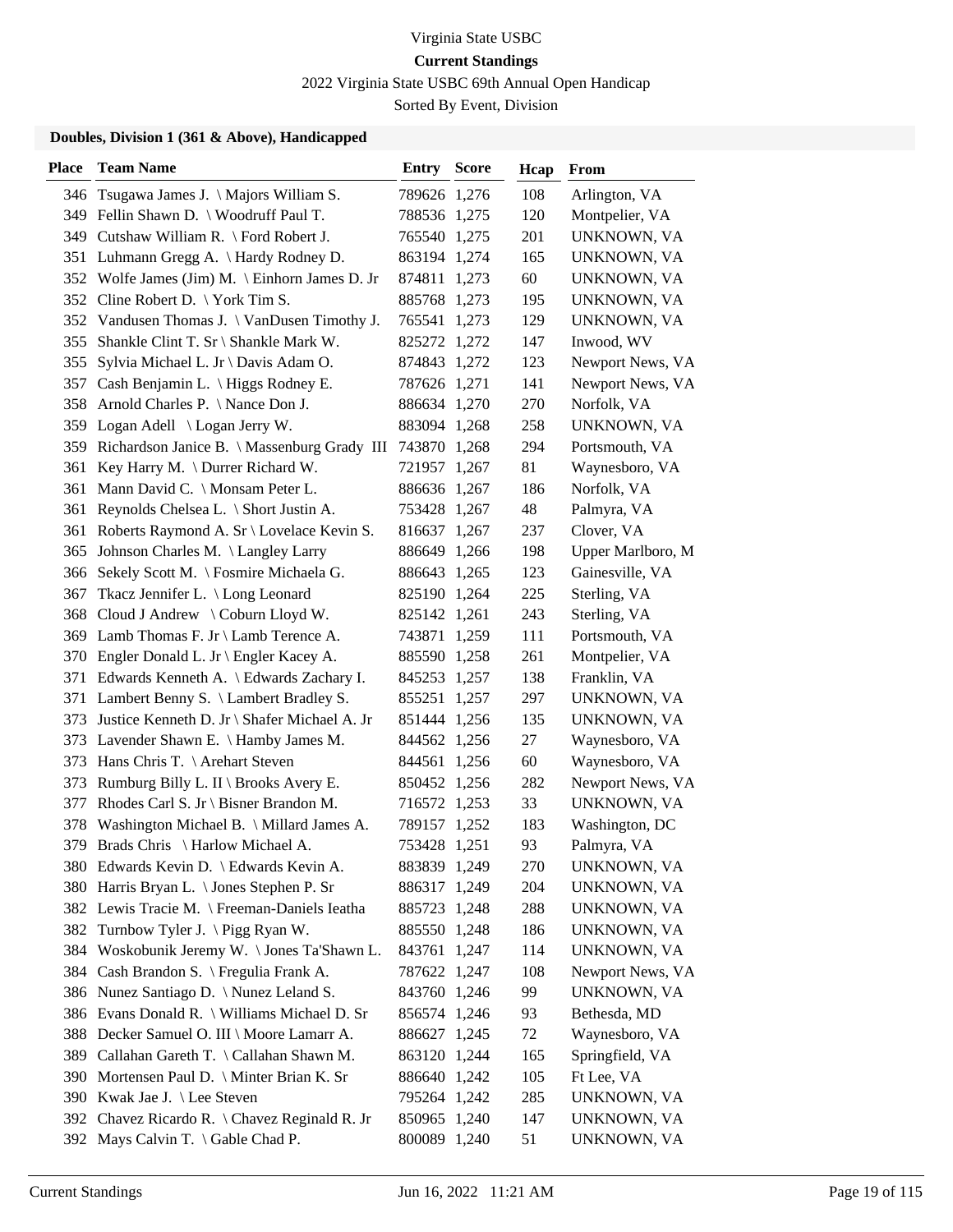Virginia State USBC

**Current Standings**

2022 Virginia State USBC 69th Annual Open Handicap

Sorted By Event, Division

### Doubles, Division 1 (361 & Above), Handicapped

| Place | Team Name | Entry | Score | Hcap | From |
|---|---|---|---|---|---|
| 346 | Tsugawa James J. \ Majors William S. | 789626 | 1,276 | 108 | Arlington, VA |
| 349 | Fellin Shawn D. \ Woodruff Paul T. | 788536 | 1,275 | 120 | Montpelier, VA |
| 349 | Cutshaw William R. \ Ford Robert J. | 765540 | 1,275 | 201 | UNKNOWN, VA |
| 351 | Luhmann Gregg A. \ Hardy Rodney D. | 863194 | 1,274 | 165 | UNKNOWN, VA |
| 352 | Wolfe James (Jim) M. \ Einhorn James D. Jr | 874811 | 1,273 | 60 | UNKNOWN, VA |
| 352 | Cline Robert D. \ York Tim S. | 885768 | 1,273 | 195 | UNKNOWN, VA |
| 352 | Vandusen Thomas J. \ VanDusen Timothy J. | 765541 | 1,273 | 129 | UNKNOWN, VA |
| 355 | Shankle Clint T. Sr \ Shankle Mark W. | 825272 | 1,272 | 147 | Inwood, WV |
| 355 | Sylvia Michael L. Jr \ Davis Adam O. | 874843 | 1,272 | 123 | Newport News, VA |
| 357 | Cash Benjamin L. \ Higgs Rodney E. | 787626 | 1,271 | 141 | Newport News, VA |
| 358 | Arnold Charles P. \ Nance Don J. | 886634 | 1,270 | 270 | Norfolk, VA |
| 359 | Logan Adell \ Logan Jerry W. | 883094 | 1,268 | 258 | UNKNOWN, VA |
| 359 | Richardson Janice B. \ Massenburg Grady III | 743870 | 1,268 | 294 | Portsmouth, VA |
| 361 | Key Harry M. \ Durrer Richard W. | 721957 | 1,267 | 81 | Waynesboro, VA |
| 361 | Mann David C. \ Monsam Peter L. | 886636 | 1,267 | 186 | Norfolk, VA |
| 361 | Reynolds Chelsea L. \ Short Justin A. | 753428 | 1,267 | 48 | Palmyra, VA |
| 361 | Roberts Raymond A. Sr \ Lovelace Kevin S. | 816637 | 1,267 | 237 | Clover, VA |
| 365 | Johnson Charles M. \ Langley Larry | 886649 | 1,266 | 198 | Upper Marlboro, M |
| 366 | Sekely Scott M. \ Fosmire Michaela G. | 886643 | 1,265 | 123 | Gainesville, VA |
| 367 | Tkacz Jennifer L. \ Long Leonard | 825190 | 1,264 | 225 | Sterling, VA |
| 368 | Cloud J Andrew \ Coburn Lloyd W. | 825142 | 1,261 | 243 | Sterling, VA |
| 369 | Lamb Thomas F. Jr \ Lamb Terence A. | 743871 | 1,259 | 111 | Portsmouth, VA |
| 370 | Engler Donald L. Jr \ Engler Kacey A. | 885590 | 1,258 | 261 | Montpelier, VA |
| 371 | Edwards Kenneth A. \ Edwards Zachary I. | 845253 | 1,257 | 138 | Franklin, VA |
| 371 | Lambert Benny S. \ Lambert Bradley S. | 855251 | 1,257 | 297 | UNKNOWN, VA |
| 373 | Justice Kenneth D. Jr \ Shafer Michael A. Jr | 851444 | 1,256 | 135 | UNKNOWN, VA |
| 373 | Lavender Shawn E. \ Hamby James M. | 844562 | 1,256 | 27 | Waynesboro, VA |
| 373 | Hans Chris T. \ Arehart Steven | 844561 | 1,256 | 60 | Waynesboro, VA |
| 373 | Rumburg Billy L. II \ Brooks Avery E. | 850452 | 1,256 | 282 | Newport News, VA |
| 377 | Rhodes Carl S. Jr \ Bisner Brandon M. | 716572 | 1,253 | 33 | UNKNOWN, VA |
| 378 | Washington Michael B. \ Millard James A. | 789157 | 1,252 | 183 | Washington, DC |
| 379 | Brads Chris \ Harlow Michael A. | 753428 | 1,251 | 93 | Palmyra, VA |
| 380 | Edwards Kevin D. \ Edwards Kevin A. | 883839 | 1,249 | 270 | UNKNOWN, VA |
| 380 | Harris Bryan L. \ Jones Stephen P. Sr | 886317 | 1,249 | 204 | UNKNOWN, VA |
| 382 | Lewis Tracie M. \ Freeman-Daniels Ieatha | 885723 | 1,248 | 288 | UNKNOWN, VA |
| 382 | Turnbow Tyler J. \ Pigg Ryan W. | 885550 | 1,248 | 186 | UNKNOWN, VA |
| 384 | Woskobunik Jeremy W. \ Jones Ta'Shawn L. | 843761 | 1,247 | 114 | UNKNOWN, VA |
| 384 | Cash Brandon S. \ Fregulia Frank A. | 787622 | 1,247 | 108 | Newport News, VA |
| 386 | Nunez Santiago D. \ Nunez Leland S. | 843760 | 1,246 | 99 | UNKNOWN, VA |
| 386 | Evans Donald R. \ Williams Michael D. Sr | 856574 | 1,246 | 93 | Bethesda, MD |
| 388 | Decker Samuel O. III \ Moore Lamarr A. | 886627 | 1,245 | 72 | Waynesboro, VA |
| 389 | Callahan Gareth T. \ Callahan Shawn M. | 863120 | 1,244 | 165 | Springfield, VA |
| 390 | Mortensen Paul D. \ Minter Brian K. Sr | 886640 | 1,242 | 105 | Ft Lee, VA |
| 390 | Kwak Jae J. \ Lee Steven | 795264 | 1,242 | 285 | UNKNOWN, VA |
| 392 | Chavez Ricardo R. \ Chavez Reginald R. Jr | 850965 | 1,240 | 147 | UNKNOWN, VA |
| 392 | Mays Calvin T. \ Gable Chad P. | 800089 | 1,240 | 51 | UNKNOWN, VA |

Current Standings Jun 16, 2022 11:21 AM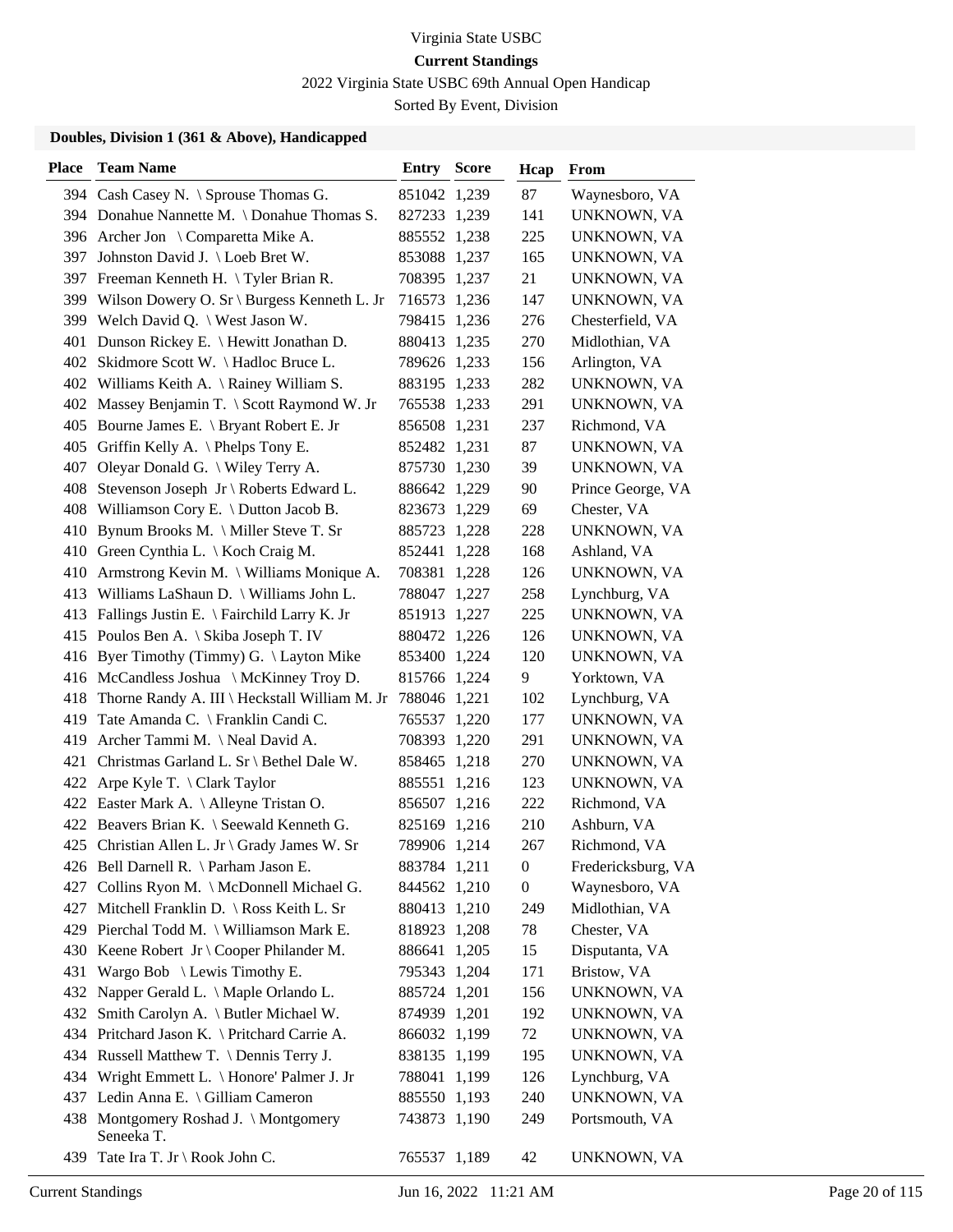Virginia State USBC

**Current Standings**

2022 Virginia State USBC 69th Annual Open Handicap

Sorted By Event, Division

### Doubles, Division 1 (361 & Above), Handicapped

| Place | Team Name | Entry | Score | Hcap | From |
|---|---|---|---|---|---|
| 394 | Cash Casey N. \ Sprouse Thomas G. | 851042 | 1,239 | 87 | Waynesboro, VA |
| 394 | Donahue Nannette M. \ Donahue Thomas S. | 827233 | 1,239 | 141 | UNKNOWN, VA |
| 396 | Archer Jon \ Comparetta Mike A. | 885552 | 1,238 | 225 | UNKNOWN, VA |
| 397 | Johnston David J. \ Loeb Bret W. | 853088 | 1,237 | 165 | UNKNOWN, VA |
| 397 | Freeman Kenneth H. \ Tyler Brian R. | 708395 | 1,237 | 21 | UNKNOWN, VA |
| 399 | Wilson Dowery O. Sr \ Burgess Kenneth L. Jr | 716573 | 1,236 | 147 | UNKNOWN, VA |
| 399 | Welch David Q. \ West Jason W. | 798415 | 1,236 | 276 | Chesterfield, VA |
| 401 | Dunson Rickey E. \ Hewitt Jonathan D. | 880413 | 1,235 | 270 | Midlothian, VA |
| 402 | Skidmore Scott W. \ Hadloc Bruce L. | 789626 | 1,233 | 156 | Arlington, VA |
| 402 | Williams Keith A. \ Rainey William S. | 883195 | 1,233 | 282 | UNKNOWN, VA |
| 402 | Massey Benjamin T. \ Scott Raymond W. Jr | 765538 | 1,233 | 291 | UNKNOWN, VA |
| 405 | Bourne James E. \ Bryant Robert E. Jr | 856508 | 1,231 | 237 | Richmond, VA |
| 405 | Griffin Kelly A. \ Phelps Tony E. | 852482 | 1,231 | 87 | UNKNOWN, VA |
| 407 | Oleyar Donald G. \ Wiley Terry A. | 875730 | 1,230 | 39 | UNKNOWN, VA |
| 408 | Stevenson Joseph Jr \ Roberts Edward L. | 886642 | 1,229 | 90 | Prince George, VA |
| 408 | Williamson Cory E. \ Dutton Jacob B. | 823673 | 1,229 | 69 | Chester, VA |
| 410 | Bynum Brooks M. \ Miller Steve T. Sr | 885723 | 1,228 | 228 | UNKNOWN, VA |
| 410 | Green Cynthia L. \ Koch Craig M. | 852441 | 1,228 | 168 | Ashland, VA |
| 410 | Armstrong Kevin M. \ Williams Monique A. | 708381 | 1,228 | 126 | UNKNOWN, VA |
| 413 | Williams LaShaun D. \ Williams John L. | 788047 | 1,227 | 258 | Lynchburg, VA |
| 413 | Fallings Justin E. \ Fairchild Larry K. Jr | 851913 | 1,227 | 225 | UNKNOWN, VA |
| 415 | Poulos Ben A. \ Skiba Joseph T. IV | 880472 | 1,226 | 126 | UNKNOWN, VA |
| 416 | Byer Timothy (Timmy) G. \ Layton Mike | 853400 | 1,224 | 120 | UNKNOWN, VA |
| 416 | McCandless Joshua \ McKinney Troy D. | 815766 | 1,224 | 9 | Yorktown, VA |
| 418 | Thorne Randy A. III \ Heckstall William M. Jr | 788046 | 1,221 | 102 | Lynchburg, VA |
| 419 | Tate Amanda C. \ Franklin Candi C. | 765537 | 1,220 | 177 | UNKNOWN, VA |
| 419 | Archer Tammi M. \ Neal David A. | 708393 | 1,220 | 291 | UNKNOWN, VA |
| 421 | Christmas Garland L. Sr \ Bethel Dale W. | 858465 | 1,218 | 270 | UNKNOWN, VA |
| 422 | Arpe Kyle T. \ Clark Taylor | 885551 | 1,216 | 123 | UNKNOWN, VA |
| 422 | Easter Mark A. \ Alleyne Tristan O. | 856507 | 1,216 | 222 | Richmond, VA |
| 422 | Beavers Brian K. \ Seewald Kenneth G. | 825169 | 1,216 | 210 | Ashburn, VA |
| 425 | Christian Allen L. Jr \ Grady James W. Sr | 789906 | 1,214 | 267 | Richmond, VA |
| 426 | Bell Darnell R. \ Parham Jason E. | 883784 | 1,211 | 0 | Fredericksburg, VA |
| 427 | Collins Ryon M. \ McDonnell Michael G. | 844562 | 1,210 | 0 | Waynesboro, VA |
| 427 | Mitchell Franklin D. \ Ross Keith L. Sr | 880413 | 1,210 | 249 | Midlothian, VA |
| 429 | Pierchal Todd M. \ Williamson Mark E. | 818923 | 1,208 | 78 | Chester, VA |
| 430 | Keene Robert Jr \ Cooper Philander M. | 886641 | 1,205 | 15 | Disputanta, VA |
| 431 | Wargo Bob \ Lewis Timothy E. | 795343 | 1,204 | 171 | Bristow, VA |
| 432 | Napper Gerald L. \ Maple Orlando L. | 885724 | 1,201 | 156 | UNKNOWN, VA |
| 432 | Smith Carolyn A. \ Butler Michael W. | 874939 | 1,201 | 192 | UNKNOWN, VA |
| 434 | Pritchard Jason K. \ Pritchard Carrie A. | 866032 | 1,199 | 72 | UNKNOWN, VA |
| 434 | Russell Matthew T. \ Dennis Terry J. | 838135 | 1,199 | 195 | UNKNOWN, VA |
| 434 | Wright Emmett L. \ Honore' Palmer J. Jr | 788041 | 1,199 | 126 | Lynchburg, VA |
| 437 | Ledin Anna E. \ Gilliam Cameron | 885550 | 1,193 | 240 | UNKNOWN, VA |
| 438 | Montgomery Roshad J. \ Montgomery Seneeka T. | 743873 | 1,190 | 249 | Portsmouth, VA |
| 439 | Tate Ira T. Jr \ Rook John C. | 765537 | 1,189 | 42 | UNKNOWN, VA |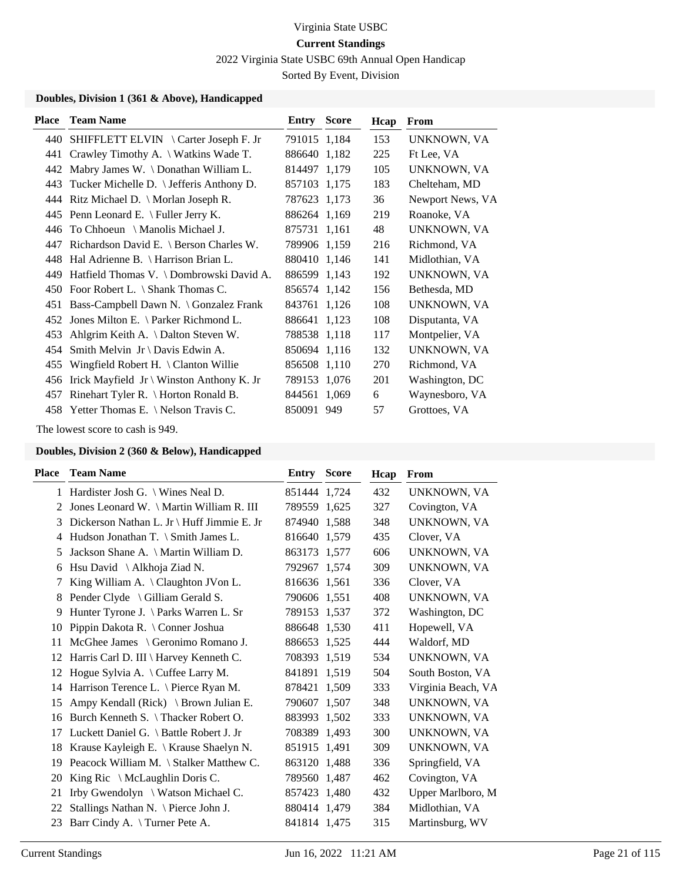Virginia State USBC

**Current Standings**

2022 Virginia State USBC 69th Annual Open Handicap

Sorted By Event, Division

### Doubles, Division 1 (361 & Above), Handicapped

| Place | Team Name | Entry | Score | Hcap | From |
|---|---|---|---|---|---|
| 440 | SHIFFLETT ELVIN \ Carter Joseph F. Jr | 791015 | 1,184 | 153 | UNKNOWN, VA |
| 441 | Crawley Timothy A. \ Watkins Wade T. | 886640 | 1,182 | 225 | Ft Lee, VA |
| 442 | Mabry James W. \ Donathan William L. | 814497 | 1,179 | 105 | UNKNOWN, VA |
| 443 | Tucker Michelle D. \ Jefferis Anthony D. | 857103 | 1,175 | 183 | Chelteham, MD |
| 444 | Ritz Michael D. \ Morlan Joseph R. | 787623 | 1,173 | 36 | Newport News, VA |
| 445 | Penn Leonard E. \ Fuller Jerry K. | 886264 | 1,169 | 219 | Roanoke, VA |
| 446 | To Chhoeun \ Manolis Michael J. | 875731 | 1,161 | 48 | UNKNOWN, VA |
| 447 | Richardson David E. \ Berson Charles W. | 789906 | 1,159 | 216 | Richmond, VA |
| 448 | Hal Adrienne B. \ Harrison Brian L. | 880410 | 1,146 | 141 | Midlothian, VA |
| 449 | Hatfield Thomas V. \ Dombrowski David A. | 886599 | 1,143 | 192 | UNKNOWN, VA |
| 450 | Foor Robert L. \ Shank Thomas C. | 856574 | 1,142 | 156 | Bethesda, MD |
| 451 | Bass-Campbell Dawn N. \ Gonzalez Frank | 843761 | 1,126 | 108 | UNKNOWN, VA |
| 452 | Jones Milton E. \ Parker Richmond L. | 886641 | 1,123 | 108 | Disputanta, VA |
| 453 | Ahlgrim Keith A. \ Dalton Steven W. | 788538 | 1,118 | 117 | Montpelier, VA |
| 454 | Smith Melvin Jr \ Davis Edwin A. | 850694 | 1,116 | 132 | UNKNOWN, VA |
| 455 | Wingfield Robert H. \ Clanton Willie | 856508 | 1,110 | 270 | Richmond, VA |
| 456 | Irick Mayfield Jr \ Winston Anthony K. Jr | 789153 | 1,076 | 201 | Washington, DC |
| 457 | Rinehart Tyler R. \ Horton Ronald B. | 844561 | 1,069 | 6 | Waynesboro, VA |
| 458 | Yetter Thomas E. \ Nelson Travis C. | 850091 | 949 | 57 | Grottoes, VA |

The lowest score to cash is 949.

### Doubles, Division 2 (360 & Below), Handicapped

| Place | Team Name | Entry | Score | Hcap | From |
|---|---|---|---|---|---|
| 1 | Hardister Josh G. \ Wines Neal D. | 851444 | 1,724 | 432 | UNKNOWN, VA |
| 2 | Jones Leonard W. \ Martin William R. III | 789559 | 1,625 | 327 | Covington, VA |
| 3 | Dickerson Nathan L. Jr \ Huff Jimmie E. Jr | 874940 | 1,588 | 348 | UNKNOWN, VA |
| 4 | Hudson Jonathan T. \ Smith James L. | 816640 | 1,579 | 435 | Clover, VA |
| 5 | Jackson Shane A. \ Martin William D. | 863173 | 1,577 | 606 | UNKNOWN, VA |
| 6 | Hsu David \ Alkhoja Ziad N. | 792967 | 1,574 | 309 | UNKNOWN, VA |
| 7 | King William A. \ Claughton JVon L. | 816636 | 1,561 | 336 | Clover, VA |
| 8 | Pender Clyde \ Gilliam Gerald S. | 790606 | 1,551 | 408 | UNKNOWN, VA |
| 9 | Hunter Tyrone J. \ Parks Warren L. Sr | 789153 | 1,537 | 372 | Washington, DC |
| 10 | Pippin Dakota R. \ Conner Joshua | 886648 | 1,530 | 411 | Hopewell, VA |
| 11 | McGhee James \ Geronimo Romano J. | 886653 | 1,525 | 444 | Waldorf, MD |
| 12 | Harris Carl D. III \ Harvey Kenneth C. | 708393 | 1,519 | 534 | UNKNOWN, VA |
| 12 | Hogue Sylvia A. \ Cuffee Larry M. | 841891 | 1,519 | 504 | South Boston, VA |
| 14 | Harrison Terence L. \ Pierce Ryan M. | 878421 | 1,509 | 333 | Virginia Beach, VA |
| 15 | Ampy Kendall (Rick) \ Brown Julian E. | 790607 | 1,507 | 348 | UNKNOWN, VA |
| 16 | Burch Kenneth S. \ Thacker Robert O. | 883993 | 1,502 | 333 | UNKNOWN, VA |
| 17 | Luckett Daniel G. \ Battle Robert J. Jr | 708389 | 1,493 | 300 | UNKNOWN, VA |
| 18 | Krause Kayleigh E. \ Krause Shaelyn N. | 851915 | 1,491 | 309 | UNKNOWN, VA |
| 19 | Peacock William M. \ Stalker Matthew C. | 863120 | 1,488 | 336 | Springfield, VA |
| 20 | King Ric \ McLaughlin Doris C. | 789560 | 1,487 | 462 | Covington, VA |
| 21 | Irby Gwendolyn \ Watson Michael C. | 857423 | 1,480 | 432 | Upper Marlboro, M |
| 22 | Stallings Nathan N. \ Pierce John J. | 880414 | 1,479 | 384 | Midlothian, VA |
| 23 | Barr Cindy A. \ Turner Pete A. | 841814 | 1,475 | 315 | Martinsburg, WV |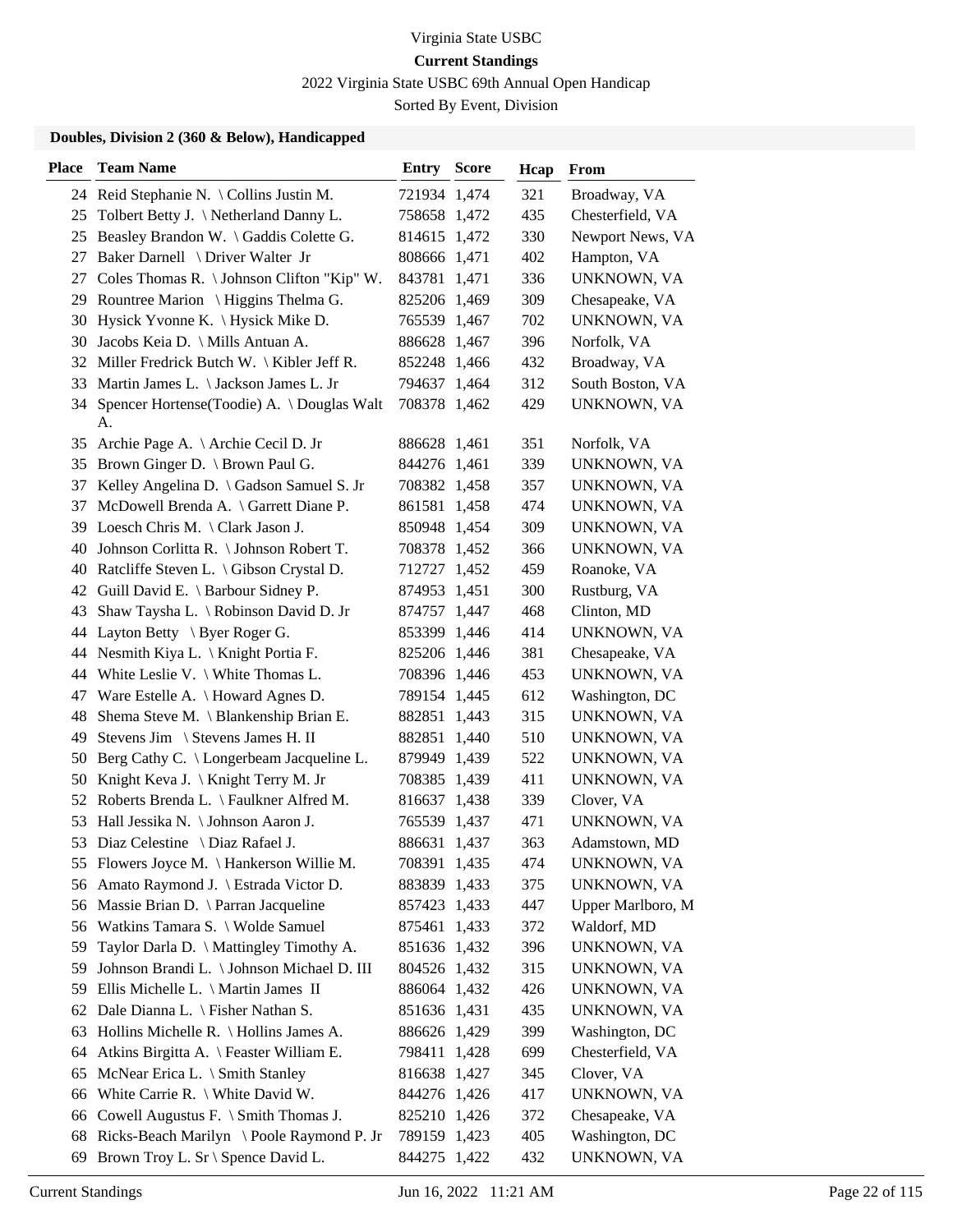Virginia State USBC

**Current Standings**

2022 Virginia State USBC 69th Annual Open Handicap

Sorted By Event, Division

### Doubles, Division 2 (360 & Below), Handicapped

| Place | Team Name | Entry | Score | Hcap | From |
|---|---|---|---|---|---|
| 24 | Reid Stephanie N. \ Collins Justin M. | 721934 | 1,474 | 321 | Broadway, VA |
| 25 | Tolbert Betty J. \ Netherland Danny L. | 758658 | 1,472 | 435 | Chesterfield, VA |
| 25 | Beasley Brandon W. \ Gaddis Colette G. | 814615 | 1,472 | 330 | Newport News, VA |
| 27 | Baker Darnell \ Driver Walter Jr | 808666 | 1,471 | 402 | Hampton, VA |
| 27 | Coles Thomas R. \ Johnson Clifton "Kip" W. | 843781 | 1,471 | 336 | UNKNOWN, VA |
| 29 | Rountree Marion \ Higgins Thelma G. | 825206 | 1,469 | 309 | Chesapeake, VA |
| 30 | Hysick Yvonne K. \ Hysick Mike D. | 765539 | 1,467 | 702 | UNKNOWN, VA |
| 30 | Jacobs Keia D. \ Mills Antuan A. | 886628 | 1,467 | 396 | Norfolk, VA |
| 32 | Miller Fredrick Butch W. \ Kibler Jeff R. | 852248 | 1,466 | 432 | Broadway, VA |
| 33 | Martin James L. \ Jackson James L. Jr | 794637 | 1,464 | 312 | South Boston, VA |
| 34 | Spencer Hortense(Toodie) A. \ Douglas Walt A. | 708378 | 1,462 | 429 | UNKNOWN, VA |
| 35 | Archie Page A. \ Archie Cecil D. Jr | 886628 | 1,461 | 351 | Norfolk, VA |
| 35 | Brown Ginger D. \ Brown Paul G. | 844276 | 1,461 | 339 | UNKNOWN, VA |
| 37 | Kelley Angelina D. \ Gadson Samuel S. Jr | 708382 | 1,458 | 357 | UNKNOWN, VA |
| 37 | McDowell Brenda A. \ Garrett Diane P. | 861581 | 1,458 | 474 | UNKNOWN, VA |
| 39 | Loesch Chris M. \ Clark Jason J. | 850948 | 1,454 | 309 | UNKNOWN, VA |
| 40 | Johnson Corlitta R. \ Johnson Robert T. | 708378 | 1,452 | 366 | UNKNOWN, VA |
| 40 | Ratcliffe Steven L. \ Gibson Crystal D. | 712727 | 1,452 | 459 | Roanoke, VA |
| 42 | Guill David E. \ Barbour Sidney P. | 874953 | 1,451 | 300 | Rustburg, VA |
| 43 | Shaw Taysha L. \ Robinson David D. Jr | 874757 | 1,447 | 468 | Clinton, MD |
| 44 | Layton Betty \ Byer Roger G. | 853399 | 1,446 | 414 | UNKNOWN, VA |
| 44 | Nesmith Kiya L. \ Knight Portia F. | 825206 | 1,446 | 381 | Chesapeake, VA |
| 44 | White Leslie V. \ White Thomas L. | 708396 | 1,446 | 453 | UNKNOWN, VA |
| 47 | Ware Estelle A. \ Howard Agnes D. | 789154 | 1,445 | 612 | Washington, DC |
| 48 | Shema Steve M. \ Blankenship Brian E. | 882851 | 1,443 | 315 | UNKNOWN, VA |
| 49 | Stevens Jim \ Stevens James H. II | 882851 | 1,440 | 510 | UNKNOWN, VA |
| 50 | Berg Cathy C. \ Longerbeam Jacqueline L. | 879949 | 1,439 | 522 | UNKNOWN, VA |
| 50 | Knight Keva J. \ Knight Terry M. Jr | 708385 | 1,439 | 411 | UNKNOWN, VA |
| 52 | Roberts Brenda L. \ Faulkner Alfred M. | 816637 | 1,438 | 339 | Clover, VA |
| 53 | Hall Jessika N. \ Johnson Aaron J. | 765539 | 1,437 | 471 | UNKNOWN, VA |
| 53 | Diaz Celestine \ Diaz Rafael J. | 886631 | 1,437 | 363 | Adamstown, MD |
| 55 | Flowers Joyce M. \ Hankerson Willie M. | 708391 | 1,435 | 474 | UNKNOWN, VA |
| 56 | Amato Raymond J. \ Estrada Victor D. | 883839 | 1,433 | 375 | UNKNOWN, VA |
| 56 | Massie Brian D. \ Parran Jacqueline | 857423 | 1,433 | 447 | Upper Marlboro, M |
| 56 | Watkins Tamara S. \ Wolde Samuel | 875461 | 1,433 | 372 | Waldorf, MD |
| 59 | Taylor Darla D. \ Mattingley Timothy A. | 851636 | 1,432 | 396 | UNKNOWN, VA |
| 59 | Johnson Brandi L. \ Johnson Michael D. III | 804526 | 1,432 | 315 | UNKNOWN, VA |
| 59 | Ellis Michelle L. \ Martin James II | 886064 | 1,432 | 426 | UNKNOWN, VA |
| 62 | Dale Dianna L. \ Fisher Nathan S. | 851636 | 1,431 | 435 | UNKNOWN, VA |
| 63 | Hollins Michelle R. \ Hollins James A. | 886626 | 1,429 | 399 | Washington, DC |
| 64 | Atkins Birgitta A. \ Feaster William E. | 798411 | 1,428 | 699 | Chesterfield, VA |
| 65 | McNear Erica L. \ Smith Stanley | 816638 | 1,427 | 345 | Clover, VA |
| 66 | White Carrie R. \ White David W. | 844276 | 1,426 | 417 | UNKNOWN, VA |
| 66 | Cowell Augustus F. \ Smith Thomas J. | 825210 | 1,426 | 372 | Chesapeake, VA |
| 68 | Ricks-Beach Marilyn \ Poole Raymond P. Jr | 789159 | 1,423 | 405 | Washington, DC |
| 69 | Brown Troy L. Sr \ Spence David L. | 844275 | 1,422 | 432 | UNKNOWN, VA |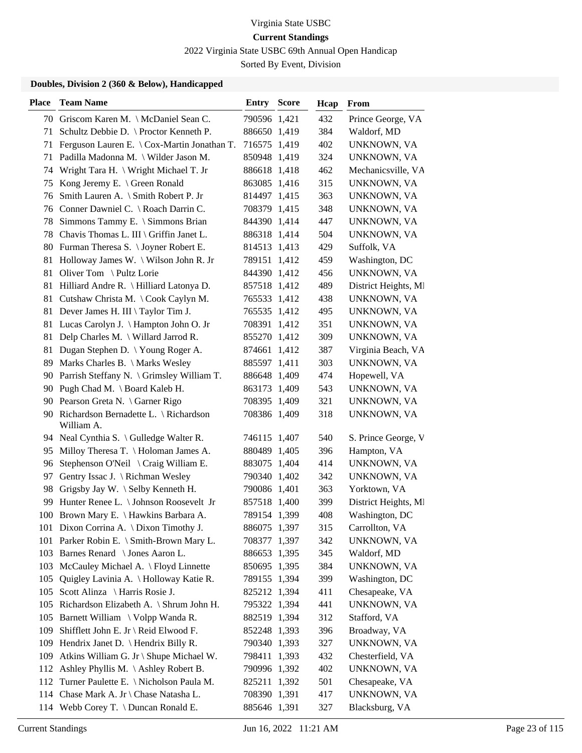Virginia State USBC

**Current Standings**

2022 Virginia State USBC 69th Annual Open Handicap

Sorted By Event, Division

### Doubles, Division 2 (360 & Below), Handicapped

| Place | Team Name | Entry | Score | Hcap | From |
|---|---|---|---|---|---|
| 70 | Griscom Karen M. \ McDaniel Sean C. | 790596 | 1,421 | 432 | Prince George, VA |
| 71 | Schultz Debbie D. \ Proctor Kenneth P. | 886650 | 1,419 | 384 | Waldorf, MD |
| 71 | Ferguson Lauren E. \ Cox-Martin Jonathan T. | 716575 | 1,419 | 402 | UNKNOWN, VA |
| 71 | Padilla Madonna M. \ Wilder Jason M. | 850948 | 1,419 | 324 | UNKNOWN, VA |
| 74 | Wright Tara H. \ Wright Michael T. Jr | 886618 | 1,418 | 462 | Mechanicsville, VA |
| 75 | Kong Jeremy E. \ Green Ronald | 863085 | 1,416 | 315 | UNKNOWN, VA |
| 76 | Smith Lauren A. \ Smith Robert P. Jr | 814497 | 1,415 | 363 | UNKNOWN, VA |
| 76 | Conner Dawniel C. \ Roach Darrin C. | 708379 | 1,415 | 348 | UNKNOWN, VA |
| 78 | Simmons Tammy E. \ Simmons Brian | 844390 | 1,414 | 447 | UNKNOWN, VA |
| 78 | Chavis Thomas L. III \ Griffin Janet L. | 886318 | 1,414 | 504 | UNKNOWN, VA |
| 80 | Furman Theresa S. \ Joyner Robert E. | 814513 | 1,413 | 429 | Suffolk, VA |
| 81 | Holloway James W. \ Wilson John R. Jr | 789151 | 1,412 | 459 | Washington, DC |
| 81 | Oliver Tom \ Pultz Lorie | 844390 | 1,412 | 456 | UNKNOWN, VA |
| 81 | Hilliard Andre R. \ Hilliard Latonya D. | 857518 | 1,412 | 489 | District Heights, MI |
| 81 | Cutshaw Christa M. \ Cook Caylyn M. | 765533 | 1,412 | 438 | UNKNOWN, VA |
| 81 | Dever James H. III \ Taylor Tim J. | 765535 | 1,412 | 495 | UNKNOWN, VA |
| 81 | Lucas Carolyn J. \ Hampton John O. Jr | 708391 | 1,412 | 351 | UNKNOWN, VA |
| 81 | Delp Charles M. \ Willard Jarrod R. | 855270 | 1,412 | 309 | UNKNOWN, VA |
| 81 | Dugan Stephen D. \ Young Roger A. | 874661 | 1,412 | 387 | Virginia Beach, VA |
| 89 | Marks Charles B. \ Marks Wesley | 885597 | 1,411 | 303 | UNKNOWN, VA |
| 90 | Parrish Steffany N. \ Grimsley William T. | 886648 | 1,409 | 474 | Hopewell, VA |
| 90 | Pugh Chad M. \ Board Kaleb H. | 863173 | 1,409 | 543 | UNKNOWN, VA |
| 90 | Pearson Greta N. \ Garner Rigo | 708395 | 1,409 | 321 | UNKNOWN, VA |
| 90 | Richardson Bernadette L. \ Richardson William A. | 708386 | 1,409 | 318 | UNKNOWN, VA |
| 94 | Neal Cynthia S. \ Gulledge Walter R. | 746115 | 1,407 | 540 | S. Prince George, V |
| 95 | Milloy Theresa T. \ Holoman James A. | 880489 | 1,405 | 396 | Hampton, VA |
| 96 | Stephenson O'Neil \ Craig William E. | 883075 | 1,404 | 414 | UNKNOWN, VA |
| 97 | Gentry Issac J. \ Richman Wesley | 790340 | 1,402 | 342 | UNKNOWN, VA |
| 98 | Grigsby Jay W. \ Selby Kenneth H. | 790086 | 1,401 | 363 | Yorktown, VA |
| 99 | Hunter Renee L. \ Johnson Roosevelt Jr | 857518 | 1,400 | 399 | District Heights, MI |
| 100 | Brown Mary E. \ Hawkins Barbara A. | 789154 | 1,399 | 408 | Washington, DC |
| 101 | Dixon Corrina A. \ Dixon Timothy J. | 886075 | 1,397 | 315 | Carrollton, VA |
| 101 | Parker Robin E. \ Smith-Brown Mary L. | 708377 | 1,397 | 342 | UNKNOWN, VA |
| 103 | Barnes Renard \ Jones Aaron L. | 886653 | 1,395 | 345 | Waldorf, MD |
| 103 | McCauley Michael A. \ Floyd Linnette | 850695 | 1,395 | 384 | UNKNOWN, VA |
| 105 | Quigley Lavinia A. \ Holloway Katie R. | 789155 | 1,394 | 399 | Washington, DC |
| 105 | Scott Alinza \ Harris Rosie J. | 825212 | 1,394 | 411 | Chesapeake, VA |
| 105 | Richardson Elizabeth A. \ Shrum John H. | 795322 | 1,394 | 441 | UNKNOWN, VA |
| 105 | Barnett William \ Volpp Wanda R. | 882519 | 1,394 | 312 | Stafford, VA |
| 109 | Shifflett John E. Jr \ Reid Elwood F. | 852248 | 1,393 | 396 | Broadway, VA |
| 109 | Hendrix Janet D. \ Hendrix Billy R. | 790340 | 1,393 | 327 | UNKNOWN, VA |
| 109 | Atkins William G. Jr \ Shupe Michael W. | 798411 | 1,393 | 432 | Chesterfield, VA |
| 112 | Ashley Phyllis M. \ Ashley Robert B. | 790996 | 1,392 | 402 | UNKNOWN, VA |
| 112 | Turner Paulette E. \ Nicholson Paula M. | 825211 | 1,392 | 501 | Chesapeake, VA |
| 114 | Chase Mark A. Jr \ Chase Natasha L. | 708390 | 1,391 | 417 | UNKNOWN, VA |
| 114 | Webb Corey T. \ Duncan Ronald E. | 885646 | 1,391 | 327 | Blacksburg, VA |

Current Standings    Jun 16, 2022 11:21 AM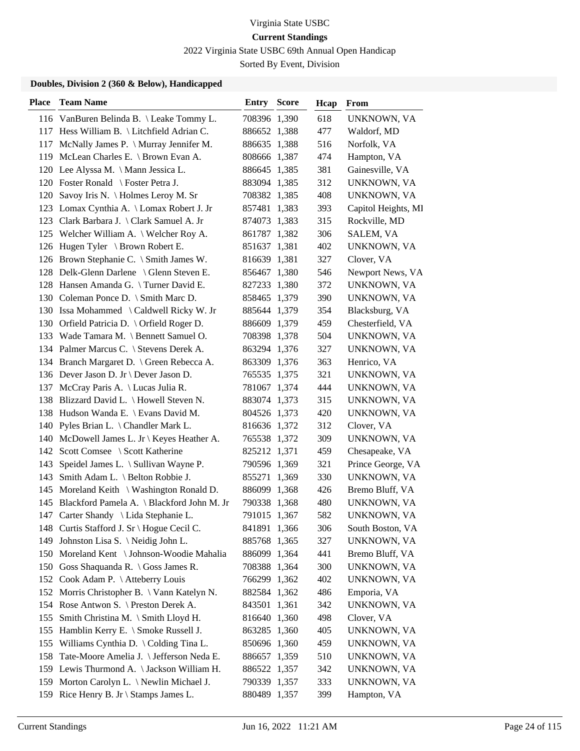Virginia State USBC

**Current Standings**

2022 Virginia State USBC 69th Annual Open Handicap

Sorted By Event, Division

### Doubles, Division 2 (360 & Below), Handicapped

| Place | Team Name | Entry | Score | Hcap | From |
|---|---|---|---|---|---|
| 116 | VanBuren Belinda B. \ Leake Tommy L. | 708396 | 1,390 | 618 | UNKNOWN, VA |
| 117 | Hess William B. \ Litchfield Adrian C. | 886652 | 1,388 | 477 | Waldorf, MD |
| 117 | McNally James P. \ Murray Jennifer M. | 886635 | 1,388 | 516 | Norfolk, VA |
| 119 | McLean Charles E. \ Brown Evan A. | 808666 | 1,387 | 474 | Hampton, VA |
| 120 | Lee Alyssa M. \ Mann Jessica L. | 886645 | 1,385 | 381 | Gainesville, VA |
| 120 | Foster Ronald \ Foster Petra J. | 883094 | 1,385 | 312 | UNKNOWN, VA |
| 120 | Savoy Iris N. \ Holmes Leroy M. Sr | 708382 | 1,385 | 408 | UNKNOWN, VA |
| 123 | Lomax Cynthia A. \ Lomax Robert J. Jr | 857481 | 1,383 | 393 | Capitol Heights, MI |
| 123 | Clark Barbara J. \ Clark Samuel A. Jr | 874073 | 1,383 | 315 | Rockville, MD |
| 125 | Welcher William A. \ Welcher Roy A. | 861787 | 1,382 | 306 | SALEM, VA |
| 126 | Hugen Tyler \ Brown Robert E. | 851637 | 1,381 | 402 | UNKNOWN, VA |
| 126 | Brown Stephanie C. \ Smith James W. | 816639 | 1,381 | 327 | Clover, VA |
| 128 | Delk-Glenn Darlene \ Glenn Steven E. | 856467 | 1,380 | 546 | Newport News, VA |
| 128 | Hansen Amanda G. \ Turner David E. | 827233 | 1,380 | 372 | UNKNOWN, VA |
| 130 | Coleman Ponce D. \ Smith Marc D. | 858465 | 1,379 | 390 | UNKNOWN, VA |
| 130 | Issa Mohammed \ Caldwell Ricky W. Jr | 885644 | 1,379 | 354 | Blacksburg, VA |
| 130 | Orfield Patricia D. \ Orfield Roger D. | 886609 | 1,379 | 459 | Chesterfield, VA |
| 133 | Wade Tamara M. \ Bennett Samuel O. | 708398 | 1,378 | 504 | UNKNOWN, VA |
| 134 | Palmer Marcus C. \ Stevens Derek A. | 863294 | 1,376 | 327 | UNKNOWN, VA |
| 134 | Branch Margaret D. \ Green Rebecca A. | 863309 | 1,376 | 363 | Henrico, VA |
| 136 | Dever Jason D. Jr \ Dever Jason D. | 765535 | 1,375 | 321 | UNKNOWN, VA |
| 137 | McCray Paris A. \ Lucas Julia R. | 781067 | 1,374 | 444 | UNKNOWN, VA |
| 138 | Blizzard David L. \ Howell Steven N. | 883074 | 1,373 | 315 | UNKNOWN, VA |
| 138 | Hudson Wanda E. \ Evans David M. | 804526 | 1,373 | 420 | UNKNOWN, VA |
| 140 | Pyles Brian L. \ Chandler Mark L. | 816636 | 1,372 | 312 | Clover, VA |
| 140 | McDowell James L. Jr \ Keyes Heather A. | 765538 | 1,372 | 309 | UNKNOWN, VA |
| 142 | Scott Comsee \ Scott Katherine | 825212 | 1,371 | 459 | Chesapeake, VA |
| 143 | Speidel James L. \ Sullivan Wayne P. | 790596 | 1,369 | 321 | Prince George, VA |
| 143 | Smith Adam L. \ Belton Robbie J. | 855271 | 1,369 | 330 | UNKNOWN, VA |
| 145 | Moreland Keith \ Washington Ronald D. | 886099 | 1,368 | 426 | Bremo Bluff, VA |
| 145 | Blackford Pamela A. \ Blackford John M. Jr | 790338 | 1,368 | 480 | UNKNOWN, VA |
| 147 | Carter Shandy \ Lida Stephanie L. | 791015 | 1,367 | 582 | UNKNOWN, VA |
| 148 | Curtis Stafford J. Sr \ Hogue Cecil C. | 841891 | 1,366 | 306 | South Boston, VA |
| 149 | Johnston Lisa S. \ Neidig John L. | 885768 | 1,365 | 327 | UNKNOWN, VA |
| 150 | Moreland Kent \ Johnson-Woodie Mahalia | 886099 | 1,364 | 441 | Bremo Bluff, VA |
| 150 | Goss Shaquanda R. \ Goss James R. | 708388 | 1,364 | 300 | UNKNOWN, VA |
| 152 | Cook Adam P. \ Atteberry Louis | 766299 | 1,362 | 402 | UNKNOWN, VA |
| 152 | Morris Christopher B. \ Vann Katelyn N. | 882584 | 1,362 | 486 | Emporia, VA |
| 154 | Rose Antwon S. \ Preston Derek A. | 843501 | 1,361 | 342 | UNKNOWN, VA |
| 155 | Smith Christina M. \ Smith Lloyd H. | 816640 | 1,360 | 498 | Clover, VA |
| 155 | Hamblin Kerry E. \ Smoke Russell J. | 863285 | 1,360 | 405 | UNKNOWN, VA |
| 155 | Williams Cynthia D. \ Colding Tina L. | 850696 | 1,360 | 459 | UNKNOWN, VA |
| 158 | Tate-Moore Amelia J. \ Jefferson Neda E. | 886657 | 1,359 | 510 | UNKNOWN, VA |
| 159 | Lewis Thurmond A. \ Jackson William H. | 886522 | 1,357 | 342 | UNKNOWN, VA |
| 159 | Morton Carolyn L. \ Newlin Michael J. | 790339 | 1,357 | 333 | UNKNOWN, VA |
| 159 | Rice Henry B. Jr \ Stamps James L. | 880489 | 1,357 | 399 | Hampton, VA |

Current Standings Jun 16, 2022 11:21 AM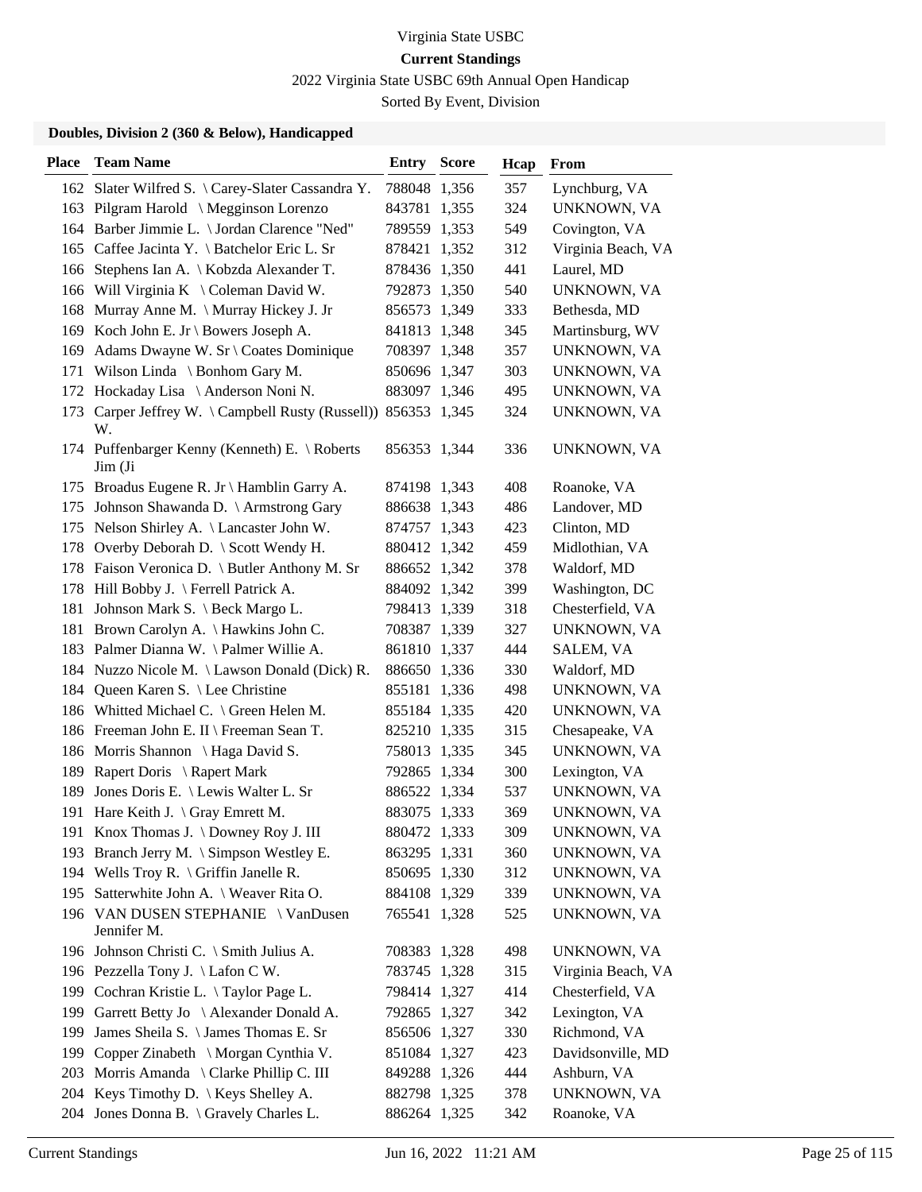Virginia State USBC

**Current Standings**

2022 Virginia State USBC 69th Annual Open Handicap

Sorted By Event, Division

### Doubles, Division 2 (360 & Below), Handicapped

| Place | Team Name | Entry | Score | Hcap | From |
|---|---|---|---|---|---|
| 162 | Slater Wilfred S. \ Carey-Slater Cassandra Y. | 788048 | 1,356 | 357 | Lynchburg, VA |
| 163 | Pilgram Harold \ Megginson Lorenzo | 843781 | 1,355 | 324 | UNKNOWN, VA |
| 164 | Barber Jimmie L. \ Jordan Clarence "Ned" | 789559 | 1,353 | 549 | Covington, VA |
| 165 | Caffee Jacinta Y. \ Batchelor Eric L. Sr | 878421 | 1,352 | 312 | Virginia Beach, VA |
| 166 | Stephens Ian A. \ Kobzda Alexander T. | 878436 | 1,350 | 441 | Laurel, MD |
| 166 | Will Virginia K \ Coleman David W. | 792873 | 1,350 | 540 | UNKNOWN, VA |
| 168 | Murray Anne M. \ Murray Hickey J. Jr | 856573 | 1,349 | 333 | Bethesda, MD |
| 169 | Koch John E. Jr \ Bowers Joseph A. | 841813 | 1,348 | 345 | Martinsburg, WV |
| 169 | Adams Dwayne W. Sr \ Coates Dominique | 708397 | 1,348 | 357 | UNKNOWN, VA |
| 171 | Wilson Linda \ Bonhom Gary M. | 850696 | 1,347 | 303 | UNKNOWN, VA |
| 172 | Hockaday Lisa \ Anderson Noni N. | 883097 | 1,346 | 495 | UNKNOWN, VA |
| 173 | Carper Jeffrey W. \ Campbell Rusty (Russell)) W. | 856353 | 1,345 | 324 | UNKNOWN, VA |
| 174 | Puffenbarger Kenny (Kenneth) E. \ Roberts Jim (Ji | 856353 | 1,344 | 336 | UNKNOWN, VA |
| 175 | Broadus Eugene R. Jr \ Hamblin Garry A. | 874198 | 1,343 | 408 | Roanoke, VA |
| 175 | Johnson Shawanda D. \ Armstrong Gary | 886638 | 1,343 | 486 | Landover, MD |
| 175 | Nelson Shirley A. \ Lancaster John W. | 874757 | 1,343 | 423 | Clinton, MD |
| 178 | Overby Deborah D. \ Scott Wendy H. | 880412 | 1,342 | 459 | Midlothian, VA |
| 178 | Faison Veronica D. \ Butler Anthony M. Sr | 886652 | 1,342 | 378 | Waldorf, MD |
| 178 | Hill Bobby J. \ Ferrell Patrick A. | 884092 | 1,342 | 399 | Washington, DC |
| 181 | Johnson Mark S. \ Beck Margo L. | 798413 | 1,339 | 318 | Chesterfield, VA |
| 181 | Brown Carolyn A. \ Hawkins John C. | 708387 | 1,339 | 327 | UNKNOWN, VA |
| 183 | Palmer Dianna W. \ Palmer Willie A. | 861810 | 1,337 | 444 | SALEM, VA |
| 184 | Nuzzo Nicole M. \ Lawson Donald (Dick) R. | 886650 | 1,336 | 330 | Waldorf, MD |
| 184 | Queen Karen S. \ Lee Christine | 855181 | 1,336 | 498 | UNKNOWN, VA |
| 186 | Whitted Michael C. \ Green Helen M. | 855184 | 1,335 | 420 | UNKNOWN, VA |
| 186 | Freeman John E. II \ Freeman Sean T. | 825210 | 1,335 | 315 | Chesapeake, VA |
| 186 | Morris Shannon \ Haga David S. | 758013 | 1,335 | 345 | UNKNOWN, VA |
| 189 | Rapert Doris \ Rapert Mark | 792865 | 1,334 | 300 | Lexington, VA |
| 189 | Jones Doris E. \ Lewis Walter L. Sr | 886522 | 1,334 | 537 | UNKNOWN, VA |
| 191 | Hare Keith J. \ Gray Emrett M. | 883075 | 1,333 | 369 | UNKNOWN, VA |
| 191 | Knox Thomas J. \ Downey Roy J. III | 880472 | 1,333 | 309 | UNKNOWN, VA |
| 193 | Branch Jerry M. \ Simpson Westley E. | 863295 | 1,331 | 360 | UNKNOWN, VA |
| 194 | Wells Troy R. \ Griffin Janelle R. | 850695 | 1,330 | 312 | UNKNOWN, VA |
| 195 | Satterwhite John A. \ Weaver Rita O. | 884108 | 1,329 | 339 | UNKNOWN, VA |
| 196 | VAN DUSEN STEPHANIE \ VanDusen Jennifer M. | 765541 | 1,328 | 525 | UNKNOWN, VA |
| 196 | Johnson Christi C. \ Smith Julius A. | 708383 | 1,328 | 498 | UNKNOWN, VA |
| 196 | Pezzella Tony J. \ Lafon C W. | 783745 | 1,328 | 315 | Virginia Beach, VA |
| 199 | Cochran Kristie L. \ Taylor Page L. | 798414 | 1,327 | 414 | Chesterfield, VA |
| 199 | Garrett Betty Jo \ Alexander Donald A. | 792865 | 1,327 | 342 | Lexington, VA |
| 199 | James Sheila S. \ James Thomas E. Sr | 856506 | 1,327 | 330 | Richmond, VA |
| 199 | Copper Zinabeth \ Morgan Cynthia V. | 851084 | 1,327 | 423 | Davidsonville, MD |
| 203 | Morris Amanda \ Clarke Phillip C. III | 849288 | 1,326 | 444 | Ashburn, VA |
| 204 | Keys Timothy D. \ Keys Shelley A. | 882798 | 1,325 | 378 | UNKNOWN, VA |
| 204 | Jones Donna B. \ Gravely Charles L. | 886264 | 1,325 | 342 | Roanoke, VA |

Current Standings Jun 16, 2022 11:21 AM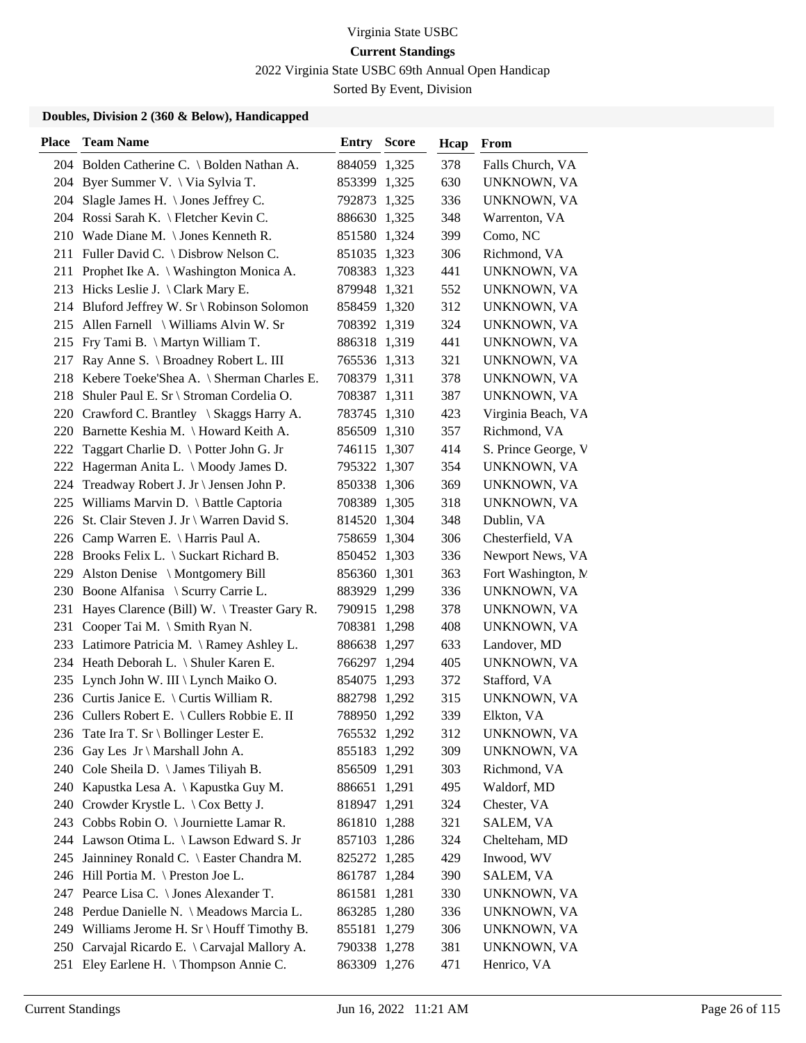Virginia State USBC

**Current Standings**

2022 Virginia State USBC 69th Annual Open Handicap

Sorted By Event, Division

### Doubles, Division 2 (360 & Below), Handicapped

| Place | Team Name | Entry | Score | Hcap | From |
|---|---|---|---|---|---|
| 204 | Bolden Catherine C. \ Bolden Nathan A. | 884059 | 1,325 | 378 | Falls Church, VA |
| 204 | Byer Summer V. \ Via Sylvia T. | 853399 | 1,325 | 630 | UNKNOWN, VA |
| 204 | Slagle James H. \ Jones Jeffrey C. | 792873 | 1,325 | 336 | UNKNOWN, VA |
| 204 | Rossi Sarah K. \ Fletcher Kevin C. | 886630 | 1,325 | 348 | Warrenton, VA |
| 210 | Wade Diane M. \ Jones Kenneth R. | 851580 | 1,324 | 399 | Como, NC |
| 211 | Fuller David C. \ Disbrow Nelson C. | 851035 | 1,323 | 306 | Richmond, VA |
| 211 | Prophet Ike A. \ Washington Monica A. | 708383 | 1,323 | 441 | UNKNOWN, VA |
| 213 | Hicks Leslie J. \ Clark Mary E. | 879948 | 1,321 | 552 | UNKNOWN, VA |
| 214 | Bluford Jeffrey W. Sr \ Robinson Solomon | 858459 | 1,320 | 312 | UNKNOWN, VA |
| 215 | Allen Farnell \ Williams Alvin W. Sr | 708392 | 1,319 | 324 | UNKNOWN, VA |
| 215 | Fry Tami B. \ Martyn William T. | 886318 | 1,319 | 441 | UNKNOWN, VA |
| 217 | Ray Anne S. \ Broadney Robert L. III | 765536 | 1,313 | 321 | UNKNOWN, VA |
| 218 | Kebere Toeke'Shea A. \ Sherman Charles E. | 708379 | 1,311 | 378 | UNKNOWN, VA |
| 218 | Shuler Paul E. Sr \ Stroman Cordelia O. | 708387 | 1,311 | 387 | UNKNOWN, VA |
| 220 | Crawford C. Brantley \ Skaggs Harry A. | 783745 | 1,310 | 423 | Virginia Beach, VA |
| 220 | Barnette Keshia M. \ Howard Keith A. | 856509 | 1,310 | 357 | Richmond, VA |
| 222 | Taggart Charlie D. \ Potter John G. Jr | 746115 | 1,307 | 414 | S. Prince George, V |
| 222 | Hagerman Anita L. \ Moody James D. | 795322 | 1,307 | 354 | UNKNOWN, VA |
| 224 | Treadway Robert J. Jr \ Jensen John P. | 850338 | 1,306 | 369 | UNKNOWN, VA |
| 225 | Williams Marvin D. \ Battle Captoria | 708389 | 1,305 | 318 | UNKNOWN, VA |
| 226 | St. Clair Steven J. Jr \ Warren David S. | 814520 | 1,304 | 348 | Dublin, VA |
| 226 | Camp Warren E. \ Harris Paul A. | 758659 | 1,304 | 306 | Chesterfield, VA |
| 228 | Brooks Felix L. \ Suckart Richard B. | 850452 | 1,303 | 336 | Newport News, VA |
| 229 | Alston Denise \ Montgomery Bill | 856360 | 1,301 | 363 | Fort Washington, M |
| 230 | Boone Alfanisa \ Scurry Carrie L. | 883929 | 1,299 | 336 | UNKNOWN, VA |
| 231 | Hayes Clarence (Bill) W. \ Treaster Gary R. | 790915 | 1,298 | 378 | UNKNOWN, VA |
| 231 | Cooper Tai M. \ Smith Ryan N. | 708381 | 1,298 | 408 | UNKNOWN, VA |
| 233 | Latimore Patricia M. \ Ramey Ashley L. | 886638 | 1,297 | 633 | Landover, MD |
| 234 | Heath Deborah L. \ Shuler Karen E. | 766297 | 1,294 | 405 | UNKNOWN, VA |
| 235 | Lynch John W. III \ Lynch Maiko O. | 854075 | 1,293 | 372 | Stafford, VA |
| 236 | Curtis Janice E. \ Curtis William R. | 882798 | 1,292 | 315 | UNKNOWN, VA |
| 236 | Cullers Robert E. \ Cullers Robbie E. II | 788950 | 1,292 | 339 | Elkton, VA |
| 236 | Tate Ira T. Sr \ Bollinger Lester E. | 765532 | 1,292 | 312 | UNKNOWN, VA |
| 236 | Gay Les Jr \ Marshall John A. | 855183 | 1,292 | 309 | UNKNOWN, VA |
| 240 | Cole Sheila D. \ James Tiliyah B. | 856509 | 1,291 | 303 | Richmond, VA |
| 240 | Kapustka Lesa A. \ Kapustka Guy M. | 886651 | 1,291 | 495 | Waldorf, MD |
| 240 | Crowder Krystle L. \ Cox Betty J. | 818947 | 1,291 | 324 | Chester, VA |
| 243 | Cobbs Robin O. \ Journiette Lamar R. | 861810 | 1,288 | 321 | SALEM, VA |
| 244 | Lawson Otima L. \ Lawson Edward S. Jr | 857103 | 1,286 | 324 | Chelteham, MD |
| 245 | Jainniney Ronald C. \ Easter Chandra M. | 825272 | 1,285 | 429 | Inwood, WV |
| 246 | Hill Portia M. \ Preston Joe L. | 861787 | 1,284 | 390 | SALEM, VA |
| 247 | Pearce Lisa C. \ Jones Alexander T. | 861581 | 1,281 | 330 | UNKNOWN, VA |
| 248 | Perdue Danielle N. \ Meadows Marcia L. | 863285 | 1,280 | 336 | UNKNOWN, VA |
| 249 | Williams Jerome H. Sr \ Houff Timothy B. | 855181 | 1,279 | 306 | UNKNOWN, VA |
| 250 | Carvajal Ricardo E. \ Carvajal Mallory A. | 790338 | 1,278 | 381 | UNKNOWN, VA |
| 251 | Eley Earlene H. \ Thompson Annie C. | 863309 | 1,276 | 471 | Henrico, VA |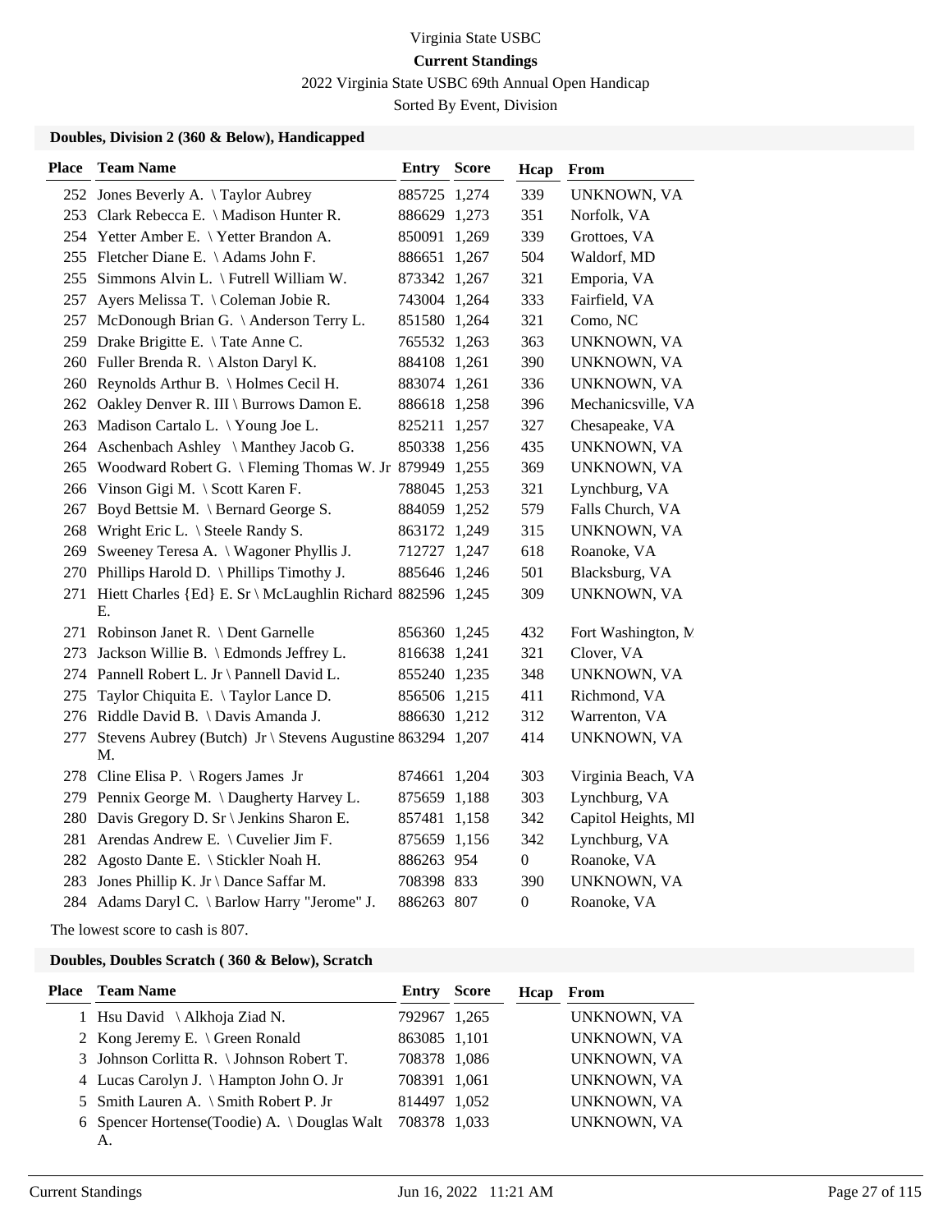Virginia State USBC

**Current Standings**

2022 Virginia State USBC 69th Annual Open Handicap

Sorted By Event, Division

### Doubles, Division 2 (360 & Below), Handicapped

| Place | Team Name | Entry | Score | Hcap | From |
|---|---|---|---|---|---|
| 252 | Jones Beverly A. \ Taylor Aubrey | 885725 | 1,274 | 339 | UNKNOWN, VA |
| 253 | Clark Rebecca E. \ Madison Hunter R. | 886629 | 1,273 | 351 | Norfolk, VA |
| 254 | Yetter Amber E. \ Yetter Brandon A. | 850091 | 1,269 | 339 | Grottoes, VA |
| 255 | Fletcher Diane E. \ Adams John F. | 886651 | 1,267 | 504 | Waldorf, MD |
| 255 | Simmons Alvin L. \ Futrell William W. | 873342 | 1,267 | 321 | Emporia, VA |
| 257 | Ayers Melissa T. \ Coleman Jobie R. | 743004 | 1,264 | 333 | Fairfield, VA |
| 257 | McDonough Brian G. \ Anderson Terry L. | 851580 | 1,264 | 321 | Como, NC |
| 259 | Drake Brigitte E. \ Tate Anne C. | 765532 | 1,263 | 363 | UNKNOWN, VA |
| 260 | Fuller Brenda R. \ Alston Daryl K. | 884108 | 1,261 | 390 | UNKNOWN, VA |
| 260 | Reynolds Arthur B. \ Holmes Cecil H. | 883074 | 1,261 | 336 | UNKNOWN, VA |
| 262 | Oakley Denver R. III \ Burrows Damon E. | 886618 | 1,258 | 396 | Mechanicsville, VA |
| 263 | Madison Cartalo L. \ Young Joe L. | 825211 | 1,257 | 327 | Chesapeake, VA |
| 264 | Aschenbach Ashley \ Manthey Jacob G. | 850338 | 1,256 | 435 | UNKNOWN, VA |
| 265 | Woodward Robert G. \ Fleming Thomas W. Jr | 879949 | 1,255 | 369 | UNKNOWN, VA |
| 266 | Vinson Gigi M. \ Scott Karen F. | 788045 | 1,253 | 321 | Lynchburg, VA |
| 267 | Boyd Bettsie M. \ Bernard George S. | 884059 | 1,252 | 579 | Falls Church, VA |
| 268 | Wright Eric L. \ Steele Randy S. | 863172 | 1,249 | 315 | UNKNOWN, VA |
| 269 | Sweeney Teresa A. \ Wagoner Phyllis J. | 712727 | 1,247 | 618 | Roanoke, VA |
| 270 | Phillips Harold D. \ Phillips Timothy J. | 885646 | 1,246 | 501 | Blacksburg, VA |
| 271 | Hiett Charles {Ed} E. Sr \ McLaughlin Richard E. | 882596 | 1,245 | 309 | UNKNOWN, VA |
| 271 | Robinson Janet R. \ Dent Garnelle | 856360 | 1,245 | 432 | Fort Washington, M |
| 273 | Jackson Willie B. \ Edmonds Jeffrey L. | 816638 | 1,241 | 321 | Clover, VA |
| 274 | Pannell Robert L. Jr \ Pannell David L. | 855240 | 1,235 | 348 | UNKNOWN, VA |
| 275 | Taylor Chiquita E. \ Taylor Lance D. | 856506 | 1,215 | 411 | Richmond, VA |
| 276 | Riddle David B. \ Davis Amanda J. | 886630 | 1,212 | 312 | Warrenton, VA |
| 277 | Stevens Aubrey (Butch) Jr \ Stevens Augustine M. | 863294 | 1,207 | 414 | UNKNOWN, VA |
| 278 | Cline Elisa P. \ Rogers James Jr | 874661 | 1,204 | 303 | Virginia Beach, VA |
| 279 | Pennix George M. \ Daugherty Harvey L. | 875659 | 1,188 | 303 | Lynchburg, VA |
| 280 | Davis Gregory D. Sr \ Jenkins Sharon E. | 857481 | 1,158 | 342 | Capitol Heights, MI |
| 281 | Arendas Andrew E. \ Cuvelier Jim F. | 875659 | 1,156 | 342 | Lynchburg, VA |
| 282 | Agosto Dante E. \ Stickler Noah H. | 886263 | 954 | 0 | Roanoke, VA |
| 283 | Jones Phillip K. Jr \ Dance Saffar M. | 708398 | 833 | 390 | UNKNOWN, VA |
| 284 | Adams Daryl C. \ Barlow Harry "Jerome" J. | 886263 | 807 | 0 | Roanoke, VA |

The lowest score to cash is 807.

### Doubles, Doubles Scratch ( 360 & Below), Scratch

| Place | Team Name | Entry | Score | Hcap | From |
|---|---|---|---|---|---|
| 1 | Hsu David \ Alkhoja Ziad N. | 792967 | 1,265 | | UNKNOWN, VA |
| 2 | Kong Jeremy E. \ Green Ronald | 863085 | 1,101 | | UNKNOWN, VA |
| 3 | Johnson Corlitta R. \ Johnson Robert T. | 708378 | 1,086 | | UNKNOWN, VA |
| 4 | Lucas Carolyn J. \ Hampton John O. Jr | 708391 | 1,061 | | UNKNOWN, VA |
| 5 | Smith Lauren A. \ Smith Robert P. Jr | 814497 | 1,052 | | UNKNOWN, VA |
| 6 | Spencer Hortense(Toodie) A. \ Douglas Walt A. | 708378 | 1,033 | | UNKNOWN, VA |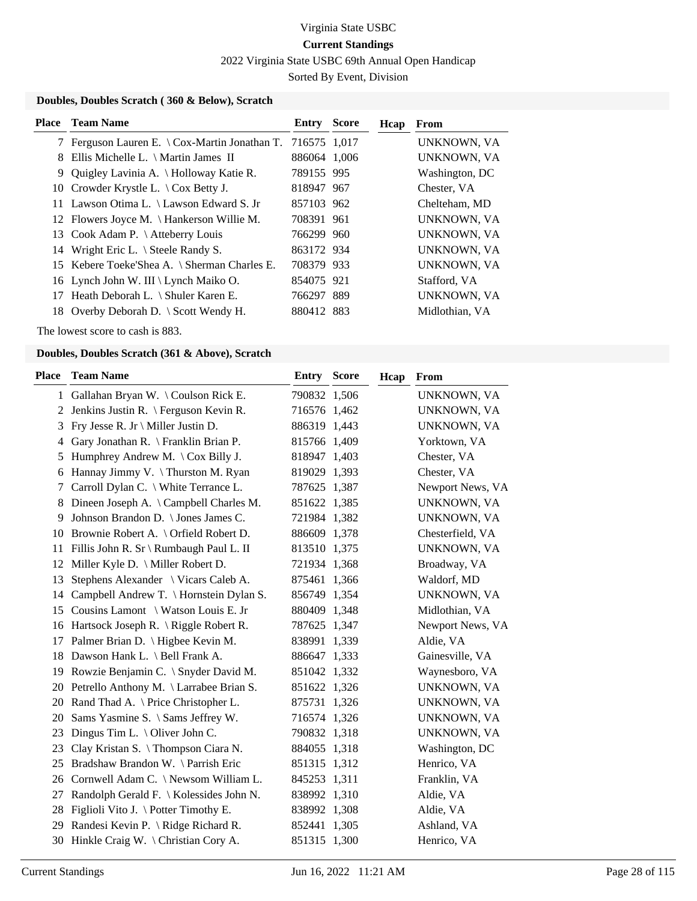Virginia State USBC

**Current Standings**

2022 Virginia State USBC 69th Annual Open Handicap

Sorted By Event, Division

### Doubles, Doubles Scratch ( 360 & Below), Scratch

| Place | Team Name | Entry | Score | Hcap | From |
|---|---|---|---|---|---|
| 7 | Ferguson Lauren E. \ Cox-Martin Jonathan T. | 716575 | 1,017 | | UNKNOWN, VA |
| 8 | Ellis Michelle L. \ Martin James II | 886064 | 1,006 | | UNKNOWN, VA |
| 9 | Quigley Lavinia A. \ Holloway Katie R. | 789155 | 995 | | Washington, DC |
| 10 | Crowder Krystle L. \ Cox Betty J. | 818947 | 967 | | Chester, VA |
| 11 | Lawson Otima L. \ Lawson Edward S. Jr | 857103 | 962 | | Chelteham, MD |
| 12 | Flowers Joyce M. \ Hankerson Willie M. | 708391 | 961 | | UNKNOWN, VA |
| 13 | Cook Adam P. \ Atteberry Louis | 766299 | 960 | | UNKNOWN, VA |
| 14 | Wright Eric L. \ Steele Randy S. | 863172 | 934 | | UNKNOWN, VA |
| 15 | Kebere Toeke'Shea A. \ Sherman Charles E. | 708379 | 933 | | UNKNOWN, VA |
| 16 | Lynch John W. III \ Lynch Maiko O. | 854075 | 921 | | Stafford, VA |
| 17 | Heath Deborah L. \ Shuler Karen E. | 766297 | 889 | | UNKNOWN, VA |
| 18 | Overby Deborah D. \ Scott Wendy H. | 880412 | 883 | | Midlothian, VA |

The lowest score to cash is 883.

### Doubles, Doubles Scratch (361 & Above), Scratch

| Place | Team Name | Entry | Score | Hcap | From |
|---|---|---|---|---|---|
| 1 | Gallahan Bryan W. \ Coulson Rick E. | 790832 | 1,506 | | UNKNOWN, VA |
| 2 | Jenkins Justin R. \ Ferguson Kevin R. | 716576 | 1,462 | | UNKNOWN, VA |
| 3 | Fry Jesse R. Jr \ Miller Justin D. | 886319 | 1,443 | | UNKNOWN, VA |
| 4 | Gary Jonathan R. \ Franklin Brian P. | 815766 | 1,409 | | Yorktown, VA |
| 5 | Humphrey Andrew M. \ Cox Billy J. | 818947 | 1,403 | | Chester, VA |
| 6 | Hannay Jimmy V. \ Thurston M. Ryan | 819029 | 1,393 | | Chester, VA |
| 7 | Carroll Dylan C. \ White Terrance L. | 787625 | 1,387 | | Newport News, VA |
| 8 | Dineen Joseph A. \ Campbell Charles M. | 851622 | 1,385 | | UNKNOWN, VA |
| 9 | Johnson Brandon D. \ Jones James C. | 721984 | 1,382 | | UNKNOWN, VA |
| 10 | Brownie Robert A. \ Orfield Robert D. | 886609 | 1,378 | | Chesterfield, VA |
| 11 | Fillis John R. Sr \ Rumbaugh Paul L. II | 813510 | 1,375 | | UNKNOWN, VA |
| 12 | Miller Kyle D. \ Miller Robert D. | 721934 | 1,368 | | Broadway, VA |
| 13 | Stephens Alexander \ Vicars Caleb A. | 875461 | 1,366 | | Waldorf, MD |
| 14 | Campbell Andrew T. \ Hornstein Dylan S. | 856749 | 1,354 | | UNKNOWN, VA |
| 15 | Cousins Lamont \ Watson Louis E. Jr | 880409 | 1,348 | | Midlothian, VA |
| 16 | Hartsock Joseph R. \ Riggle Robert R. | 787625 | 1,347 | | Newport News, VA |
| 17 | Palmer Brian D. \ Higbee Kevin M. | 838991 | 1,339 | | Aldie, VA |
| 18 | Dawson Hank L. \ Bell Frank A. | 886647 | 1,333 | | Gainesville, VA |
| 19 | Rowzie Benjamin C. \ Snyder David M. | 851042 | 1,332 | | Waynesboro, VA |
| 20 | Petrello Anthony M. \ Larrabee Brian S. | 851622 | 1,326 | | UNKNOWN, VA |
| 20 | Rand Thad A. \ Price Christopher L. | 875731 | 1,326 | | UNKNOWN, VA |
| 20 | Sams Yasmine S. \ Sams Jeffrey W. | 716574 | 1,326 | | UNKNOWN, VA |
| 23 | Dingus Tim L. \ Oliver John C. | 790832 | 1,318 | | UNKNOWN, VA |
| 23 | Clay Kristan S. \ Thompson Ciara N. | 884055 | 1,318 | | Washington, DC |
| 25 | Bradshaw Brandon W. \ Parrish Eric | 851315 | 1,312 | | Henrico, VA |
| 26 | Cornwell Adam C. \ Newsom William L. | 845253 | 1,311 | | Franklin, VA |
| 27 | Randolph Gerald F. \ Kolessides John N. | 838992 | 1,310 | | Aldie, VA |
| 28 | Figlioli Vito J. \ Potter Timothy E. | 838992 | 1,308 | | Aldie, VA |
| 29 | Randesi Kevin P. \ Ridge Richard R. | 852441 | 1,305 | | Ashland, VA |
| 30 | Hinkle Craig W. \ Christian Cory A. | 851315 | 1,300 | | Henrico, VA |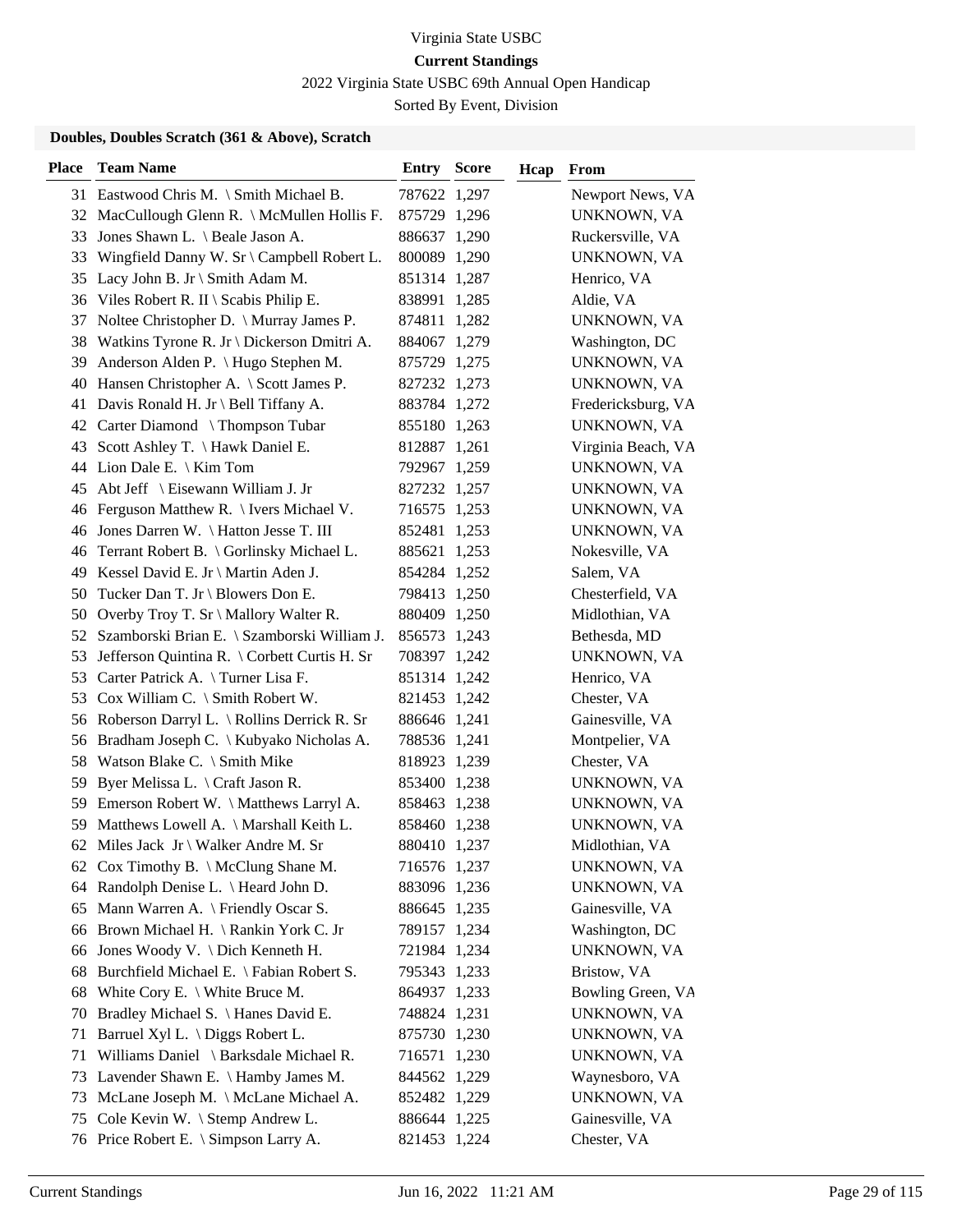Virginia State USBC

**Current Standings**

2022 Virginia State USBC 69th Annual Open Handicap

Sorted By Event, Division

### Doubles, Doubles Scratch (361 & Above), Scratch

| Place | Team Name | Entry | Score | Hcap | From |
|---|---|---|---|---|---|
| 31 | Eastwood Chris M. \ Smith Michael B. | 787622 | 1,297 | | Newport News, VA |
| 32 | MacCullough Glenn R. \ McMullen Hollis F. | 875729 | 1,296 | | UNKNOWN, VA |
| 33 | Jones Shawn L. \ Beale Jason A. | 886637 | 1,290 | | Ruckersville, VA |
| 33 | Wingfield Danny W. Sr \ Campbell Robert L. | 800089 | 1,290 | | UNKNOWN, VA |
| 35 | Lacy John B. Jr \ Smith Adam M. | 851314 | 1,287 | | Henrico, VA |
| 36 | Viles Robert R. II \ Scabis Philip E. | 838991 | 1,285 | | Aldie, VA |
| 37 | Noltee Christopher D. \ Murray James P. | 874811 | 1,282 | | UNKNOWN, VA |
| 38 | Watkins Tyrone R. Jr \ Dickerson Dmitri A. | 884067 | 1,279 | | Washington, DC |
| 39 | Anderson Alden P. \ Hugo Stephen M. | 875729 | 1,275 | | UNKNOWN, VA |
| 40 | Hansen Christopher A. \ Scott James P. | 827232 | 1,273 | | UNKNOWN, VA |
| 41 | Davis Ronald H. Jr \ Bell Tiffany A. | 883784 | 1,272 | | Fredericksburg, VA |
| 42 | Carter Diamond \ Thompson Tubar | 855180 | 1,263 | | UNKNOWN, VA |
| 43 | Scott Ashley T. \ Hawk Daniel E. | 812887 | 1,261 | | Virginia Beach, VA |
| 44 | Lion Dale E. \ Kim Tom | 792967 | 1,259 | | UNKNOWN, VA |
| 45 | Abt Jeff \ Eisewann William J. Jr | 827232 | 1,257 | | UNKNOWN, VA |
| 46 | Ferguson Matthew R. \ Ivers Michael V. | 716575 | 1,253 | | UNKNOWN, VA |
| 46 | Jones Darren W. \ Hatton Jesse T. III | 852481 | 1,253 | | UNKNOWN, VA |
| 46 | Terrant Robert B. \ Gorlinsky Michael L. | 885621 | 1,253 | | Nokesville, VA |
| 49 | Kessel David E. Jr \ Martin Aden J. | 854284 | 1,252 | | Salem, VA |
| 50 | Tucker Dan T. Jr \ Blowers Don E. | 798413 | 1,250 | | Chesterfield, VA |
| 50 | Overby Troy T. Sr \ Mallory Walter R. | 880409 | 1,250 | | Midlothian, VA |
| 52 | Szamborski Brian E. \ Szamborski William J. | 856573 | 1,243 | | Bethesda, MD |
| 53 | Jefferson Quintina R. \ Corbett Curtis H. Sr | 708397 | 1,242 | | UNKNOWN, VA |
| 53 | Carter Patrick A. \ Turner Lisa F. | 851314 | 1,242 | | Henrico, VA |
| 53 | Cox William C. \ Smith Robert W. | 821453 | 1,242 | | Chester, VA |
| 56 | Roberson Darryl L. \ Rollins Derrick R. Sr | 886646 | 1,241 | | Gainesville, VA |
| 56 | Bradham Joseph C. \ Kubyako Nicholas A. | 788536 | 1,241 | | Montpelier, VA |
| 58 | Watson Blake C. \ Smith Mike | 818923 | 1,239 | | Chester, VA |
| 59 | Byer Melissa L. \ Craft Jason R. | 853400 | 1,238 | | UNKNOWN, VA |
| 59 | Emerson Robert W. \ Matthews Larryl A. | 858463 | 1,238 | | UNKNOWN, VA |
| 59 | Matthews Lowell A. \ Marshall Keith L. | 858460 | 1,238 | | UNKNOWN, VA |
| 62 | Miles Jack Jr \ Walker Andre M. Sr | 880410 | 1,237 | | Midlothian, VA |
| 62 | Cox Timothy B. \ McClung Shane M. | 716576 | 1,237 | | UNKNOWN, VA |
| 64 | Randolph Denise L. \ Heard John D. | 883096 | 1,236 | | UNKNOWN, VA |
| 65 | Mann Warren A. \ Friendly Oscar S. | 886645 | 1,235 | | Gainesville, VA |
| 66 | Brown Michael H. \ Rankin York C. Jr | 789157 | 1,234 | | Washington, DC |
| 66 | Jones Woody V. \ Dich Kenneth H. | 721984 | 1,234 | | UNKNOWN, VA |
| 68 | Burchfield Michael E. \ Fabian Robert S. | 795343 | 1,233 | | Bristow, VA |
| 68 | White Cory E. \ White Bruce M. | 864937 | 1,233 | | Bowling Green, VA |
| 70 | Bradley Michael S. \ Hanes David E. | 748824 | 1,231 | | UNKNOWN, VA |
| 71 | Barruel Xyl L. \ Diggs Robert L. | 875730 | 1,230 | | UNKNOWN, VA |
| 71 | Williams Daniel \ Barksdale Michael R. | 716571 | 1,230 | | UNKNOWN, VA |
| 73 | Lavender Shawn E. \ Hamby James M. | 844562 | 1,229 | | Waynesboro, VA |
| 73 | McLane Joseph M. \ McLane Michael A. | 852482 | 1,229 | | UNKNOWN, VA |
| 75 | Cole Kevin W. \ Stemp Andrew L. | 886644 | 1,225 | | Gainesville, VA |
| 76 | Price Robert E. \ Simpson Larry A. | 821453 | 1,224 | | Chester, VA |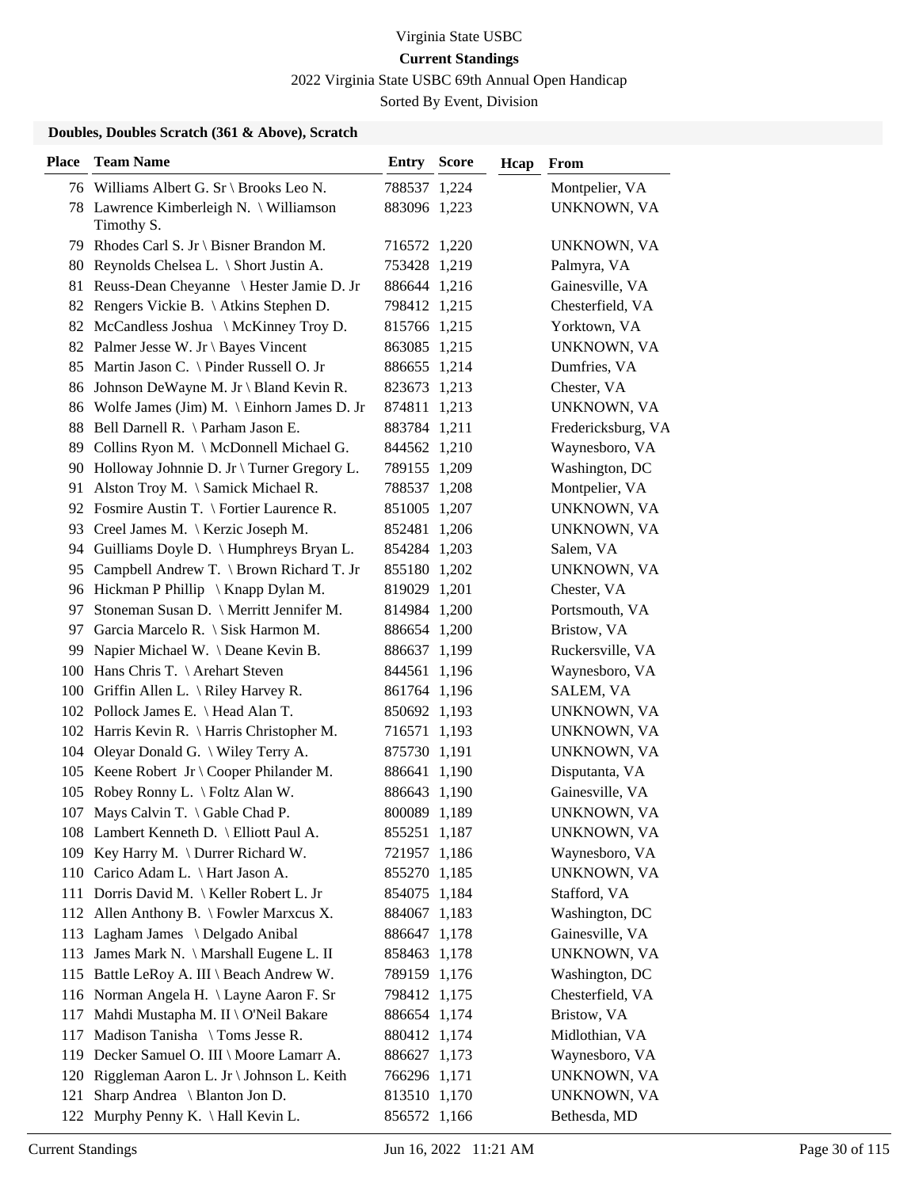Virginia State USBC

**Current Standings**

2022 Virginia State USBC 69th Annual Open Handicap

Sorted By Event, Division

**Doubles, Doubles Scratch (361 & Above), Scratch**

| Place | Team Name | Entry | Score | Hcap | From |
|---|---|---|---|---|---|
| 76 | Williams Albert G. Sr \ Brooks Leo N. | 788537 | 1,224 | | Montpelier, VA |
| 78 | Lawrence Kimberleigh N. \ Williamson Timothy S. | 883096 | 1,223 | | UNKNOWN, VA |
| 79 | Rhodes Carl S. Jr \ Bisner Brandon M. | 716572 | 1,220 | | UNKNOWN, VA |
| 80 | Reynolds Chelsea L. \ Short Justin A. | 753428 | 1,219 | | Palmyra, VA |
| 81 | Reuss-Dean Cheyanne \ Hester Jamie D. Jr | 886644 | 1,216 | | Gainesville, VA |
| 82 | Rengers Vickie B. \ Atkins Stephen D. | 798412 | 1,215 | | Chesterfield, VA |
| 82 | McCandless Joshua \ McKinney Troy D. | 815766 | 1,215 | | Yorktown, VA |
| 82 | Palmer Jesse W. Jr \ Bayes Vincent | 863085 | 1,215 | | UNKNOWN, VA |
| 85 | Martin Jason C. \ Pinder Russell O. Jr | 886655 | 1,214 | | Dumfries, VA |
| 86 | Johnson DeWayne M. Jr \ Bland Kevin R. | 823673 | 1,213 | | Chester, VA |
| 86 | Wolfe James (Jim) M. \ Einhorn James D. Jr | 874811 | 1,213 | | UNKNOWN, VA |
| 88 | Bell Darnell R. \ Parham Jason E. | 883784 | 1,211 | | Fredericksburg, VA |
| 89 | Collins Ryon M. \ McDonnell Michael G. | 844562 | 1,210 | | Waynesboro, VA |
| 90 | Holloway Johnnie D. Jr \ Turner Gregory L. | 789155 | 1,209 | | Washington, DC |
| 91 | Alston Troy M. \ Samick Michael R. | 788537 | 1,208 | | Montpelier, VA |
| 92 | Fosmire Austin T. \ Fortier Laurence R. | 851005 | 1,207 | | UNKNOWN, VA |
| 93 | Creel James M. \ Kerzic Joseph M. | 852481 | 1,206 | | UNKNOWN, VA |
| 94 | Guilliams Doyle D. \ Humphreys Bryan L. | 854284 | 1,203 | | Salem, VA |
| 95 | Campbell Andrew T. \ Brown Richard T. Jr | 855180 | 1,202 | | UNKNOWN, VA |
| 96 | Hickman P Phillip \ Knapp Dylan M. | 819029 | 1,201 | | Chester, VA |
| 97 | Stoneman Susan D. \ Merritt Jennifer M. | 814984 | 1,200 | | Portsmouth, VA |
| 97 | Garcia Marcelo R. \ Sisk Harmon M. | 886654 | 1,200 | | Bristow, VA |
| 99 | Napier Michael W. \ Deane Kevin B. | 886637 | 1,199 | | Ruckersville, VA |
| 100 | Hans Chris T. \ Arehart Steven | 844561 | 1,196 | | Waynesboro, VA |
| 100 | Griffin Allen L. \ Riley Harvey R. | 861764 | 1,196 | | SALEM, VA |
| 102 | Pollock James E. \ Head Alan T. | 850692 | 1,193 | | UNKNOWN, VA |
| 102 | Harris Kevin R. \ Harris Christopher M. | 716571 | 1,193 | | UNKNOWN, VA |
| 104 | Oleyar Donald G. \ Wiley Terry A. | 875730 | 1,191 | | UNKNOWN, VA |
| 105 | Keene Robert Jr \ Cooper Philander M. | 886641 | 1,190 | | Disputanta, VA |
| 105 | Robey Ronny L. \ Foltz Alan W. | 886643 | 1,190 | | Gainesville, VA |
| 107 | Mays Calvin T. \ Gable Chad P. | 800089 | 1,189 | | UNKNOWN, VA |
| 108 | Lambert Kenneth D. \ Elliott Paul A. | 855251 | 1,187 | | UNKNOWN, VA |
| 109 | Key Harry M. \ Durrer Richard W. | 721957 | 1,186 | | Waynesboro, VA |
| 110 | Carico Adam L. \ Hart Jason A. | 855270 | 1,185 | | UNKNOWN, VA |
| 111 | Dorris David M. \ Keller Robert L. Jr | 854075 | 1,184 | | Stafford, VA |
| 112 | Allen Anthony B. \ Fowler Marxcus X. | 884067 | 1,183 | | Washington, DC |
| 113 | Lagham James \ Delgado Anibal | 886647 | 1,178 | | Gainesville, VA |
| 113 | James Mark N. \ Marshall Eugene L. II | 858463 | 1,178 | | UNKNOWN, VA |
| 115 | Battle LeRoy A. III \ Beach Andrew W. | 789159 | 1,176 | | Washington, DC |
| 116 | Norman Angela H. \ Layne Aaron F. Sr | 798412 | 1,175 | | Chesterfield, VA |
| 117 | Mahdi Mustapha M. II \ O'Neil Bakare | 886654 | 1,174 | | Bristow, VA |
| 117 | Madison Tanisha \ Toms Jesse R. | 880412 | 1,174 | | Midlothian, VA |
| 119 | Decker Samuel O. III \ Moore Lamarr A. | 886627 | 1,173 | | Waynesboro, VA |
| 120 | Riggleman Aaron L. Jr \ Johnson L. Keith | 766296 | 1,171 | | UNKNOWN, VA |
| 121 | Sharp Andrea \ Blanton Jon D. | 813510 | 1,170 | | UNKNOWN, VA |
| 122 | Murphy Penny K. \ Hall Kevin L. | 856572 | 1,166 | | Bethesda, MD |

Current Standings Jun 16, 2022 11:21 AM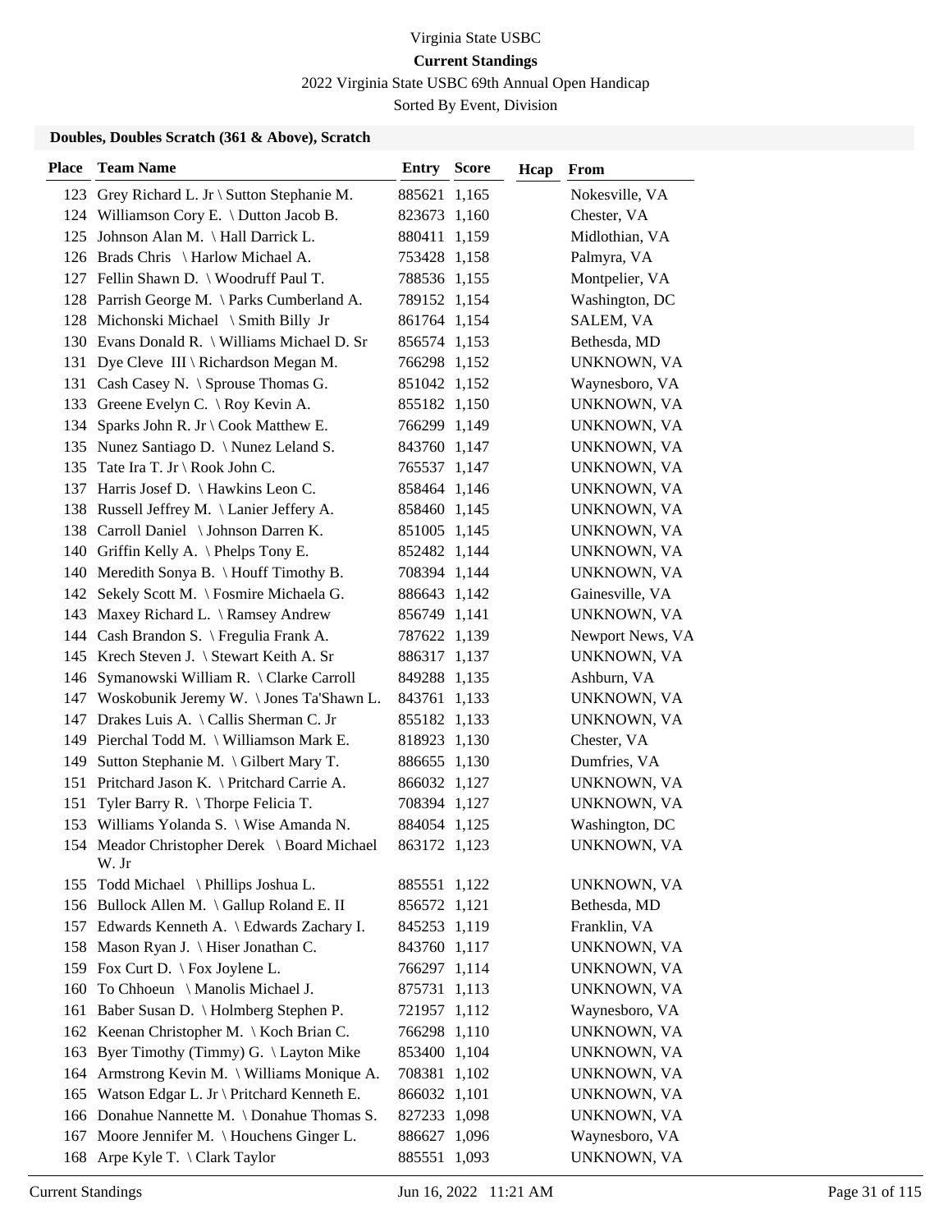Virginia State USBC

**Current Standings**

2022 Virginia State USBC 69th Annual Open Handicap

Sorted By Event, Division

### Doubles, Doubles Scratch (361 & Above), Scratch

| Place | Team Name | Entry | Score | Hcap | From |
|---|---|---|---|---|---|
| 123 | Grey Richard L. Jr \ Sutton Stephanie M. | 885621 | 1,165 | | Nokesville, VA |
| 124 | Williamson Cory E. \ Dutton Jacob B. | 823673 | 1,160 | | Chester, VA |
| 125 | Johnson Alan M. \ Hall Darrick L. | 880411 | 1,159 | | Midlothian, VA |
| 126 | Brads Chris \ Harlow Michael A. | 753428 | 1,158 | | Palmyra, VA |
| 127 | Fellin Shawn D. \ Woodruff Paul T. | 788536 | 1,155 | | Montpelier, VA |
| 128 | Parrish George M. \ Parks Cumberland A. | 789152 | 1,154 | | Washington, DC |
| 128 | Michonski Michael \ Smith Billy Jr | 861764 | 1,154 | | SALEM, VA |
| 130 | Evans Donald R. \ Williams Michael D. Sr | 856574 | 1,153 | | Bethesda, MD |
| 131 | Dye Cleve III \ Richardson Megan M. | 766298 | 1,152 | | UNKNOWN, VA |
| 131 | Cash Casey N. \ Sprouse Thomas G. | 851042 | 1,152 | | Waynesboro, VA |
| 133 | Greene Evelyn C. \ Roy Kevin A. | 855182 | 1,150 | | UNKNOWN, VA |
| 134 | Sparks John R. Jr \ Cook Matthew E. | 766299 | 1,149 | | UNKNOWN, VA |
| 135 | Nunez Santiago D. \ Nunez Leland S. | 843760 | 1,147 | | UNKNOWN, VA |
| 135 | Tate Ira T. Jr \ Rook John C. | 765537 | 1,147 | | UNKNOWN, VA |
| 137 | Harris Josef D. \ Hawkins Leon C. | 858464 | 1,146 | | UNKNOWN, VA |
| 138 | Russell Jeffrey M. \ Lanier Jeffery A. | 858460 | 1,145 | | UNKNOWN, VA |
| 138 | Carroll Daniel \ Johnson Darren K. | 851005 | 1,145 | | UNKNOWN, VA |
| 140 | Griffin Kelly A. \ Phelps Tony E. | 852482 | 1,144 | | UNKNOWN, VA |
| 140 | Meredith Sonya B. \ Houff Timothy B. | 708394 | 1,144 | | UNKNOWN, VA |
| 142 | Sekely Scott M. \ Fosmire Michaela G. | 886643 | 1,142 | | Gainesville, VA |
| 143 | Maxey Richard L. \ Ramsey Andrew | 856749 | 1,141 | | UNKNOWN, VA |
| 144 | Cash Brandon S. \ Fregulia Frank A. | 787622 | 1,139 | | Newport News, VA |
| 145 | Krech Steven J. \ Stewart Keith A. Sr | 886317 | 1,137 | | UNKNOWN, VA |
| 146 | Symanowski William R. \ Clarke Carroll | 849288 | 1,135 | | Ashburn, VA |
| 147 | Woskobunik Jeremy W. \ Jones Ta'Shawn L. | 843761 | 1,133 | | UNKNOWN, VA |
| 147 | Drakes Luis A. \ Callis Sherman C. Jr | 855182 | 1,133 | | UNKNOWN, VA |
| 149 | Pierchal Todd M. \ Williamson Mark E. | 818923 | 1,130 | | Chester, VA |
| 149 | Sutton Stephanie M. \ Gilbert Mary T. | 886655 | 1,130 | | Dumfries, VA |
| 151 | Pritchard Jason K. \ Pritchard Carrie A. | 866032 | 1,127 | | UNKNOWN, VA |
| 151 | Tyler Barry R. \ Thorpe Felicia T. | 708394 | 1,127 | | UNKNOWN, VA |
| 153 | Williams Yolanda S. \ Wise Amanda N. | 884054 | 1,125 | | Washington, DC |
| 154 | Meador Christopher Derek \ Board Michael W. Jr | 863172 | 1,123 | | UNKNOWN, VA |
| 155 | Todd Michael \ Phillips Joshua L. | 885551 | 1,122 | | UNKNOWN, VA |
| 156 | Bullock Allen M. \ Gallup Roland E. II | 856572 | 1,121 | | Bethesda, MD |
| 157 | Edwards Kenneth A. \ Edwards Zachary I. | 845253 | 1,119 | | Franklin, VA |
| 158 | Mason Ryan J. \ Hiser Jonathan C. | 843760 | 1,117 | | UNKNOWN, VA |
| 159 | Fox Curt D. \ Fox Joylene L. | 766297 | 1,114 | | UNKNOWN, VA |
| 160 | To Chhoeun \ Manolis Michael J. | 875731 | 1,113 | | UNKNOWN, VA |
| 161 | Baber Susan D. \ Holmberg Stephen P. | 721957 | 1,112 | | Waynesboro, VA |
| 162 | Keenan Christopher M. \ Koch Brian C. | 766298 | 1,110 | | UNKNOWN, VA |
| 163 | Byer Timothy (Timmy) G. \ Layton Mike | 853400 | 1,104 | | UNKNOWN, VA |
| 164 | Armstrong Kevin M. \ Williams Monique A. | 708381 | 1,102 | | UNKNOWN, VA |
| 165 | Watson Edgar L. Jr \ Pritchard Kenneth E. | 866032 | 1,101 | | UNKNOWN, VA |
| 166 | Donahue Nannette M. \ Donahue Thomas S. | 827233 | 1,098 | | UNKNOWN, VA |
| 167 | Moore Jennifer M. \ Houchens Ginger L. | 886627 | 1,096 | | Waynesboro, VA |
| 168 | Arpe Kyle T. \ Clark Taylor | 885551 | 1,093 | | UNKNOWN, VA |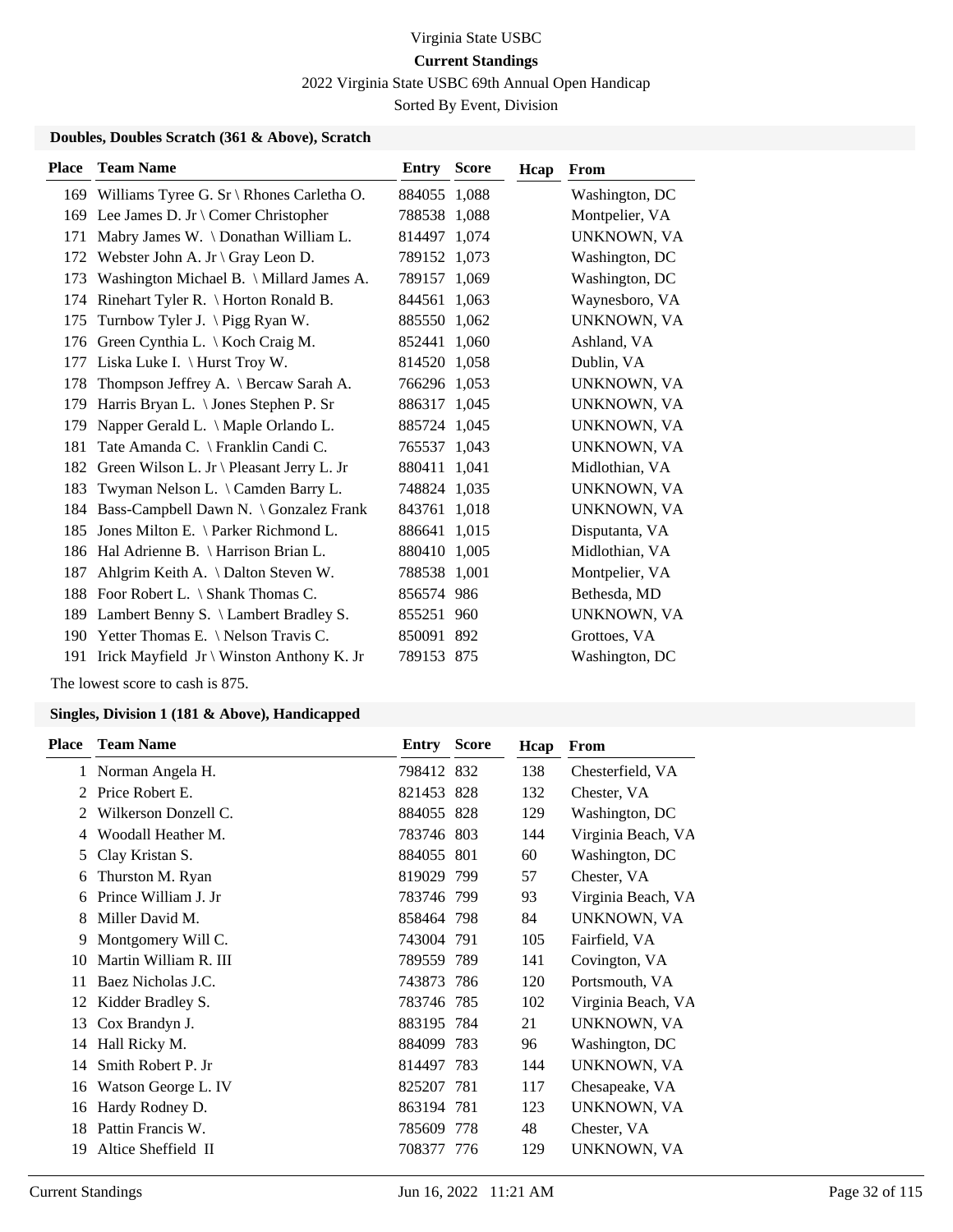Virginia State USBC

**Current Standings**

2022 Virginia State USBC 69th Annual Open Handicap

Sorted By Event, Division

### Doubles, Doubles Scratch (361 & Above), Scratch

| Place | Team Name | Entry | Score | Hcap | From |
|---|---|---|---|---|---|
| 169 | Williams Tyree G. Sr \ Rhones Carletha O. | 884055 | 1,088 | | Washington, DC |
| 169 | Lee James D. Jr \ Comer Christopher | 788538 | 1,088 | | Montpelier, VA |
| 171 | Mabry James W. \ Donathan William L. | 814497 | 1,074 | | UNKNOWN, VA |
| 172 | Webster John A. Jr \ Gray Leon D. | 789152 | 1,073 | | Washington, DC |
| 173 | Washington Michael B. \ Millard James A. | 789157 | 1,069 | | Washington, DC |
| 174 | Rinehart Tyler R. \ Horton Ronald B. | 844561 | 1,063 | | Waynesboro, VA |
| 175 | Turnbow Tyler J. \ Pigg Ryan W. | 885550 | 1,062 | | UNKNOWN, VA |
| 176 | Green Cynthia L. \ Koch Craig M. | 852441 | 1,060 | | Ashland, VA |
| 177 | Liska Luke I. \ Hurst Troy W. | 814520 | 1,058 | | Dublin, VA |
| 178 | Thompson Jeffrey A. \ Bercaw Sarah A. | 766296 | 1,053 | | UNKNOWN, VA |
| 179 | Harris Bryan L. \ Jones Stephen P. Sr | 886317 | 1,045 | | UNKNOWN, VA |
| 179 | Napper Gerald L. \ Maple Orlando L. | 885724 | 1,045 | | UNKNOWN, VA |
| 181 | Tate Amanda C. \ Franklin Candi C. | 765537 | 1,043 | | UNKNOWN, VA |
| 182 | Green Wilson L. Jr \ Pleasant Jerry L. Jr | 880411 | 1,041 | | Midlothian, VA |
| 183 | Twyman Nelson L. \ Camden Barry L. | 748824 | 1,035 | | UNKNOWN, VA |
| 184 | Bass-Campbell Dawn N. \ Gonzalez Frank | 843761 | 1,018 | | UNKNOWN, VA |
| 185 | Jones Milton E. \ Parker Richmond L. | 886641 | 1,015 | | Disputanta, VA |
| 186 | Hal Adrienne B. \ Harrison Brian L. | 880410 | 1,005 | | Midlothian, VA |
| 187 | Ahlgrim Keith A. \ Dalton Steven W. | 788538 | 1,001 | | Montpelier, VA |
| 188 | Foor Robert L. \ Shank Thomas C. | 856574 | 986 | | Bethesda, MD |
| 189 | Lambert Benny S. \ Lambert Bradley S. | 855251 | 960 | | UNKNOWN, VA |
| 190 | Yetter Thomas E. \ Nelson Travis C. | 850091 | 892 | | Grottoes, VA |
| 191 | Irick Mayfield Jr \ Winston Anthony K. Jr | 789153 | 875 | | Washington, DC |

The lowest score to cash is 875.

### Singles, Division 1 (181 & Above), Handicapped

| Place | Team Name | Entry | Score | Hcap | From |
|---|---|---|---|---|---|
| 1 | Norman Angela H. | 798412 | 832 | 138 | Chesterfield, VA |
| 2 | Price Robert E. | 821453 | 828 | 132 | Chester, VA |
| 2 | Wilkerson Donzell C. | 884055 | 828 | 129 | Washington, DC |
| 4 | Woodall Heather M. | 783746 | 803 | 144 | Virginia Beach, VA |
| 5 | Clay Kristan S. | 884055 | 801 | 60 | Washington, DC |
| 6 | Thurston M. Ryan | 819029 | 799 | 57 | Chester, VA |
| 6 | Prince William J. Jr | 783746 | 799 | 93 | Virginia Beach, VA |
| 8 | Miller David M. | 858464 | 798 | 84 | UNKNOWN, VA |
| 9 | Montgomery Will C. | 743004 | 791 | 105 | Fairfield, VA |
| 10 | Martin William R. III | 789559 | 789 | 141 | Covington, VA |
| 11 | Baez Nicholas J.C. | 743873 | 786 | 120 | Portsmouth, VA |
| 12 | Kidder Bradley S. | 783746 | 785 | 102 | Virginia Beach, VA |
| 13 | Cox Brandyn J. | 883195 | 784 | 21 | UNKNOWN, VA |
| 14 | Hall Ricky M. | 884099 | 783 | 96 | Washington, DC |
| 14 | Smith Robert P. Jr | 814497 | 783 | 144 | UNKNOWN, VA |
| 16 | Watson George L. IV | 825207 | 781 | 117 | Chesapeake, VA |
| 16 | Hardy Rodney D. | 863194 | 781 | 123 | UNKNOWN, VA |
| 18 | Pattin Francis W. | 785609 | 778 | 48 | Chester, VA |
| 19 | Altice Sheffield II | 708377 | 776 | 129 | UNKNOWN, VA |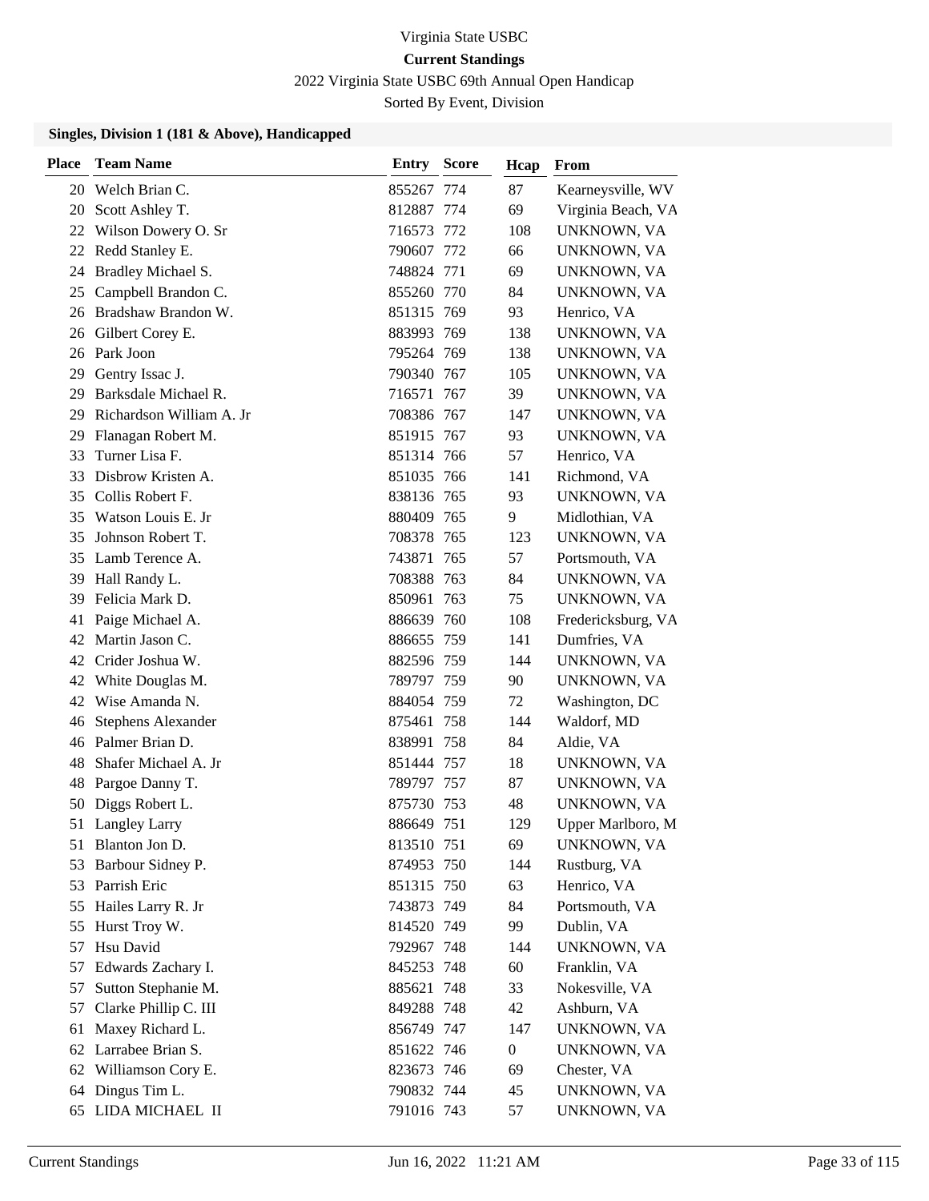Virginia State USBC

**Current Standings**

2022 Virginia State USBC 69th Annual Open Handicap

Sorted By Event, Division

### Singles, Division 1 (181 & Above), Handicapped

| Place | Team Name | Entry | Score | Hcap | From |
|---|---|---|---|---|---|
| 20 | Welch Brian C. | 855267 | 774 | 87 | Kearneysville, WV |
| 20 | Scott Ashley T. | 812887 | 774 | 69 | Virginia Beach, VA |
| 22 | Wilson Dowery O. Sr | 716573 | 772 | 108 | UNKNOWN, VA |
| 22 | Redd Stanley E. | 790607 | 772 | 66 | UNKNOWN, VA |
| 24 | Bradley Michael S. | 748824 | 771 | 69 | UNKNOWN, VA |
| 25 | Campbell Brandon C. | 855260 | 770 | 84 | UNKNOWN, VA |
| 26 | Bradshaw Brandon W. | 851315 | 769 | 93 | Henrico, VA |
| 26 | Gilbert Corey E. | 883993 | 769 | 138 | UNKNOWN, VA |
| 26 | Park Joon | 795264 | 769 | 138 | UNKNOWN, VA |
| 29 | Gentry Issac J. | 790340 | 767 | 105 | UNKNOWN, VA |
| 29 | Barksdale Michael R. | 716571 | 767 | 39 | UNKNOWN, VA |
| 29 | Richardson William A. Jr | 708386 | 767 | 147 | UNKNOWN, VA |
| 29 | Flanagan Robert M. | 851915 | 767 | 93 | UNKNOWN, VA |
| 33 | Turner Lisa F. | 851314 | 766 | 57 | Henrico, VA |
| 33 | Disbrow Kristen A. | 851035 | 766 | 141 | Richmond, VA |
| 35 | Collis Robert F. | 838136 | 765 | 93 | UNKNOWN, VA |
| 35 | Watson Louis E. Jr | 880409 | 765 | 9 | Midlothian, VA |
| 35 | Johnson Robert T. | 708378 | 765 | 123 | UNKNOWN, VA |
| 35 | Lamb Terence A. | 743871 | 765 | 57 | Portsmouth, VA |
| 39 | Hall Randy L. | 708388 | 763 | 84 | UNKNOWN, VA |
| 39 | Felicia Mark D. | 850961 | 763 | 75 | UNKNOWN, VA |
| 41 | Paige Michael A. | 886639 | 760 | 108 | Fredericksburg, VA |
| 42 | Martin Jason C. | 886655 | 759 | 141 | Dumfries, VA |
| 42 | Crider Joshua W. | 882596 | 759 | 144 | UNKNOWN, VA |
| 42 | White Douglas M. | 789797 | 759 | 90 | UNKNOWN, VA |
| 42 | Wise Amanda N. | 884054 | 759 | 72 | Washington, DC |
| 46 | Stephens Alexander | 875461 | 758 | 144 | Waldorf, MD |
| 46 | Palmer Brian D. | 838991 | 758 | 84 | Aldie, VA |
| 48 | Shafer Michael A. Jr | 851444 | 757 | 18 | UNKNOWN, VA |
| 48 | Pargoe Danny T. | 789797 | 757 | 87 | UNKNOWN, VA |
| 50 | Diggs Robert L. | 875730 | 753 | 48 | UNKNOWN, VA |
| 51 | Langley Larry | 886649 | 751 | 129 | Upper Marlboro, M |
| 51 | Blanton Jon D. | 813510 | 751 | 69 | UNKNOWN, VA |
| 53 | Barbour Sidney P. | 874953 | 750 | 144 | Rustburg, VA |
| 53 | Parrish Eric | 851315 | 750 | 63 | Henrico, VA |
| 55 | Hailes Larry R. Jr | 743873 | 749 | 84 | Portsmouth, VA |
| 55 | Hurst Troy W. | 814520 | 749 | 99 | Dublin, VA |
| 57 | Hsu David | 792967 | 748 | 144 | UNKNOWN, VA |
| 57 | Edwards Zachary I. | 845253 | 748 | 60 | Franklin, VA |
| 57 | Sutton Stephanie M. | 885621 | 748 | 33 | Nokesville, VA |
| 57 | Clarke Phillip C. III | 849288 | 748 | 42 | Ashburn, VA |
| 61 | Maxey Richard L. | 856749 | 747 | 147 | UNKNOWN, VA |
| 62 | Larrabee Brian S. | 851622 | 746 | 0 | UNKNOWN, VA |
| 62 | Williamson Cory E. | 823673 | 746 | 69 | Chester, VA |
| 64 | Dingus Tim L. | 790832 | 744 | 45 | UNKNOWN, VA |
| 65 | LIDA MICHAEL II | 791016 | 743 | 57 | UNKNOWN, VA |

Current Standings Jun 16, 2022 11:21 AM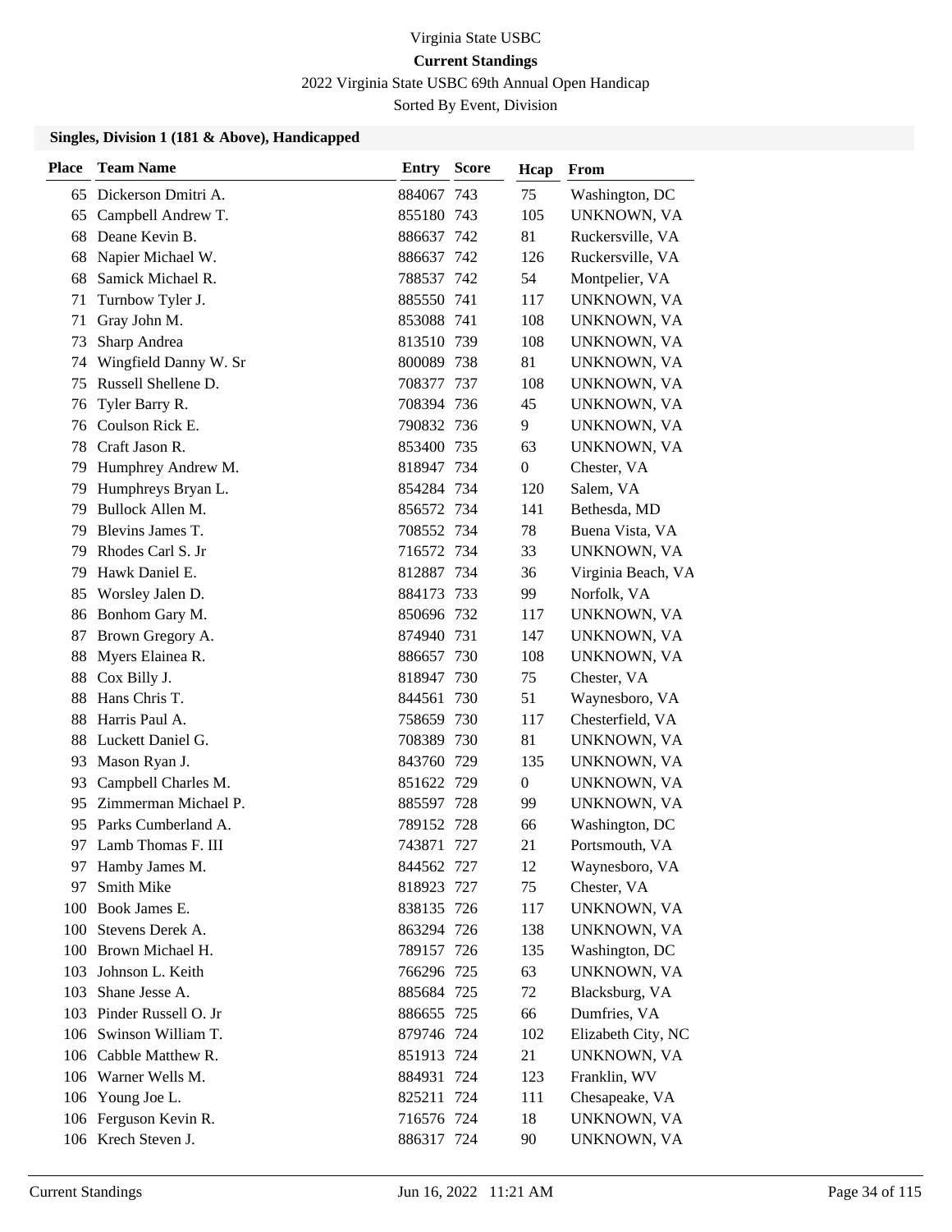# Virginia State USBC

## Current Standings

2022 Virginia State USBC 69th Annual Open Handicap

Sorted By Event, Division

### Singles, Division 1 (181 & Above), Handicapped

| Place | Team Name | Entry | Score | Hcap | From |
|---|---|---|---|---|---|
| 65 | Dickerson Dmitri A. | 884067 | 743 | 75 | Washington, DC |
| 65 | Campbell Andrew T. | 855180 | 743 | 105 | UNKNOWN, VA |
| 68 | Deane Kevin B. | 886637 | 742 | 81 | Ruckersville, VA |
| 68 | Napier Michael W. | 886637 | 742 | 126 | Ruckersville, VA |
| 68 | Samick Michael R. | 788537 | 742 | 54 | Montpelier, VA |
| 71 | Turnbow Tyler J. | 885550 | 741 | 117 | UNKNOWN, VA |
| 71 | Gray John M. | 853088 | 741 | 108 | UNKNOWN, VA |
| 73 | Sharp Andrea | 813510 | 739 | 108 | UNKNOWN, VA |
| 74 | Wingfield Danny W. Sr | 800089 | 738 | 81 | UNKNOWN, VA |
| 75 | Russell Shellene D. | 708377 | 737 | 108 | UNKNOWN, VA |
| 76 | Tyler Barry R. | 708394 | 736 | 45 | UNKNOWN, VA |
| 76 | Coulson Rick E. | 790832 | 736 | 9 | UNKNOWN, VA |
| 78 | Craft Jason R. | 853400 | 735 | 63 | UNKNOWN, VA |
| 79 | Humphrey Andrew M. | 818947 | 734 | 0 | Chester, VA |
| 79 | Humphreys Bryan L. | 854284 | 734 | 120 | Salem, VA |
| 79 | Bullock Allen M. | 856572 | 734 | 141 | Bethesda, MD |
| 79 | Blevins James T. | 708552 | 734 | 78 | Buena Vista, VA |
| 79 | Rhodes Carl S. Jr | 716572 | 734 | 33 | UNKNOWN, VA |
| 79 | Hawk Daniel E. | 812887 | 734 | 36 | Virginia Beach, VA |
| 85 | Worsley Jalen D. | 884173 | 733 | 99 | Norfolk, VA |
| 86 | Bonhom Gary M. | 850696 | 732 | 117 | UNKNOWN, VA |
| 87 | Brown Gregory A. | 874940 | 731 | 147 | UNKNOWN, VA |
| 88 | Myers Elainea R. | 886657 | 730 | 108 | UNKNOWN, VA |
| 88 | Cox Billy J. | 818947 | 730 | 75 | Chester, VA |
| 88 | Hans Chris T. | 844561 | 730 | 51 | Waynesboro, VA |
| 88 | Harris Paul A. | 758659 | 730 | 117 | Chesterfield, VA |
| 88 | Luckett Daniel G. | 708389 | 730 | 81 | UNKNOWN, VA |
| 93 | Mason Ryan J. | 843760 | 729 | 135 | UNKNOWN, VA |
| 93 | Campbell Charles M. | 851622 | 729 | 0 | UNKNOWN, VA |
| 95 | Zimmerman Michael P. | 885597 | 728 | 99 | UNKNOWN, VA |
| 95 | Parks Cumberland A. | 789152 | 728 | 66 | Washington, DC |
| 97 | Lamb Thomas F. III | 743871 | 727 | 21 | Portsmouth, VA |
| 97 | Hamby James M. | 844562 | 727 | 12 | Waynesboro, VA |
| 97 | Smith Mike | 818923 | 727 | 75 | Chester, VA |
| 100 | Book James E. | 838135 | 726 | 117 | UNKNOWN, VA |
| 100 | Stevens Derek A. | 863294 | 726 | 138 | UNKNOWN, VA |
| 100 | Brown Michael H. | 789157 | 726 | 135 | Washington, DC |
| 103 | Johnson L. Keith | 766296 | 725 | 63 | UNKNOWN, VA |
| 103 | Shane Jesse A. | 885684 | 725 | 72 | Blacksburg, VA |
| 103 | Pinder Russell O. Jr | 886655 | 725 | 66 | Dumfries, VA |
| 106 | Swinson William T. | 879746 | 724 | 102 | Elizabeth City, NC |
| 106 | Cabble Matthew R. | 851913 | 724 | 21 | UNKNOWN, VA |
| 106 | Warner Wells M. | 884931 | 724 | 123 | Franklin, WV |
| 106 | Young Joe L. | 825211 | 724 | 111 | Chesapeake, VA |
| 106 | Ferguson Kevin R. | 716576 | 724 | 18 | UNKNOWN, VA |
| 106 | Krech Steven J. | 886317 | 724 | 90 | UNKNOWN, VA |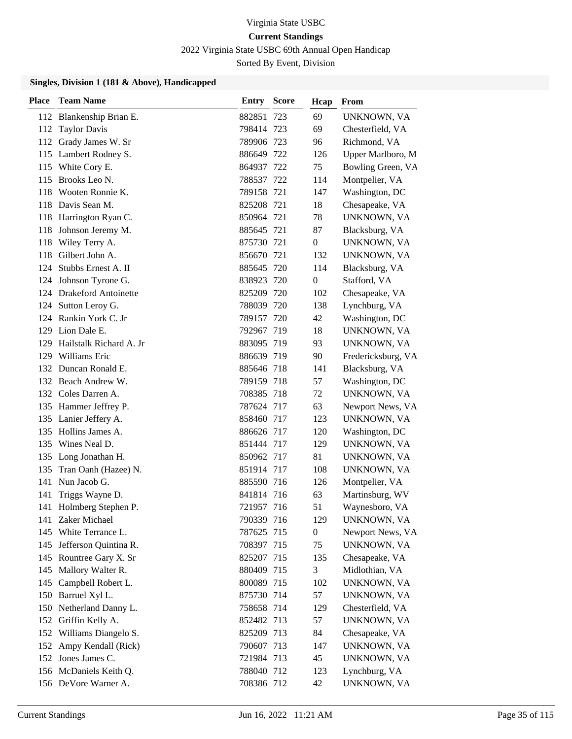Virginia State USBC

**Current Standings**

2022 Virginia State USBC 69th Annual Open Handicap

Sorted By Event, Division

### Singles, Division 1 (181 & Above), Handicapped

| Place | Team Name | Entry | Score | Hcap | From |
|---|---|---|---|---|---|
| 112 | Blankenship Brian E. | 882851 | 723 | 69 | UNKNOWN, VA |
| 112 | Taylor Davis | 798414 | 723 | 69 | Chesterfield, VA |
| 112 | Grady James W. Sr | 789906 | 723 | 96 | Richmond, VA |
| 115 | Lambert Rodney S. | 886649 | 722 | 126 | Upper Marlboro, M |
| 115 | White Cory E. | 864937 | 722 | 75 | Bowling Green, VA |
| 115 | Brooks Leo N. | 788537 | 722 | 114 | Montpelier, VA |
| 118 | Wooten Ronnie K. | 789158 | 721 | 147 | Washington, DC |
| 118 | Davis Sean M. | 825208 | 721 | 18 | Chesapeake, VA |
| 118 | Harrington Ryan C. | 850964 | 721 | 78 | UNKNOWN, VA |
| 118 | Johnson Jeremy M. | 885645 | 721 | 87 | Blacksburg, VA |
| 118 | Wiley Terry A. | 875730 | 721 | 0 | UNKNOWN, VA |
| 118 | Gilbert John A. | 856670 | 721 | 132 | UNKNOWN, VA |
| 124 | Stubbs Ernest A. II | 885645 | 720 | 114 | Blacksburg, VA |
| 124 | Johnson Tyrone G. | 838923 | 720 | 0 | Stafford, VA |
| 124 | Drakeford Antoinette | 825209 | 720 | 102 | Chesapeake, VA |
| 124 | Sutton Leroy G. | 788039 | 720 | 138 | Lynchburg, VA |
| 124 | Rankin York C. Jr | 789157 | 720 | 42 | Washington, DC |
| 129 | Lion Dale E. | 792967 | 719 | 18 | UNKNOWN, VA |
| 129 | Hailstalk Richard A. Jr | 883095 | 719 | 93 | UNKNOWN, VA |
| 129 | Williams Eric | 886639 | 719 | 90 | Fredericksburg, VA |
| 132 | Duncan Ronald E. | 885646 | 718 | 141 | Blacksburg, VA |
| 132 | Beach Andrew W. | 789159 | 718 | 57 | Washington, DC |
| 132 | Coles Darren A. | 708385 | 718 | 72 | UNKNOWN, VA |
| 135 | Hammer Jeffrey P. | 787624 | 717 | 63 | Newport News, VA |
| 135 | Lanier Jeffery A. | 858460 | 717 | 123 | UNKNOWN, VA |
| 135 | Hollins James A. | 886626 | 717 | 120 | Washington, DC |
| 135 | Wines Neal D. | 851444 | 717 | 129 | UNKNOWN, VA |
| 135 | Long Jonathan H. | 850962 | 717 | 81 | UNKNOWN, VA |
| 135 | Tran Oanh (Hazee) N. | 851914 | 717 | 108 | UNKNOWN, VA |
| 141 | Nun Jacob G. | 885590 | 716 | 126 | Montpelier, VA |
| 141 | Triggs Wayne D. | 841814 | 716 | 63 | Martinsburg, WV |
| 141 | Holmberg Stephen P. | 721957 | 716 | 51 | Waynesboro, VA |
| 141 | Zaker Michael | 790339 | 716 | 129 | UNKNOWN, VA |
| 145 | White Terrance L. | 787625 | 715 | 0 | Newport News, VA |
| 145 | Jefferson Quintina R. | 708397 | 715 | 75 | UNKNOWN, VA |
| 145 | Rountree Gary X. Sr | 825207 | 715 | 135 | Chesapeake, VA |
| 145 | Mallory Walter R. | 880409 | 715 | 3 | Midlothian, VA |
| 145 | Campbell Robert L. | 800089 | 715 | 102 | UNKNOWN, VA |
| 150 | Barruel Xyl L. | 875730 | 714 | 57 | UNKNOWN, VA |
| 150 | Netherland Danny L. | 758658 | 714 | 129 | Chesterfield, VA |
| 152 | Griffin Kelly A. | 852482 | 713 | 57 | UNKNOWN, VA |
| 152 | Williams Diangelo S. | 825209 | 713 | 84 | Chesapeake, VA |
| 152 | Ampy Kendall (Rick) | 790607 | 713 | 147 | UNKNOWN, VA |
| 152 | Jones James C. | 721984 | 713 | 45 | UNKNOWN, VA |
| 156 | McDaniels Keith Q. | 788040 | 712 | 123 | Lynchburg, VA |
| 156 | DeVore Warner A. | 708386 | 712 | 42 | UNKNOWN, VA |

Current Standings    Jun 16, 2022 11:21 AM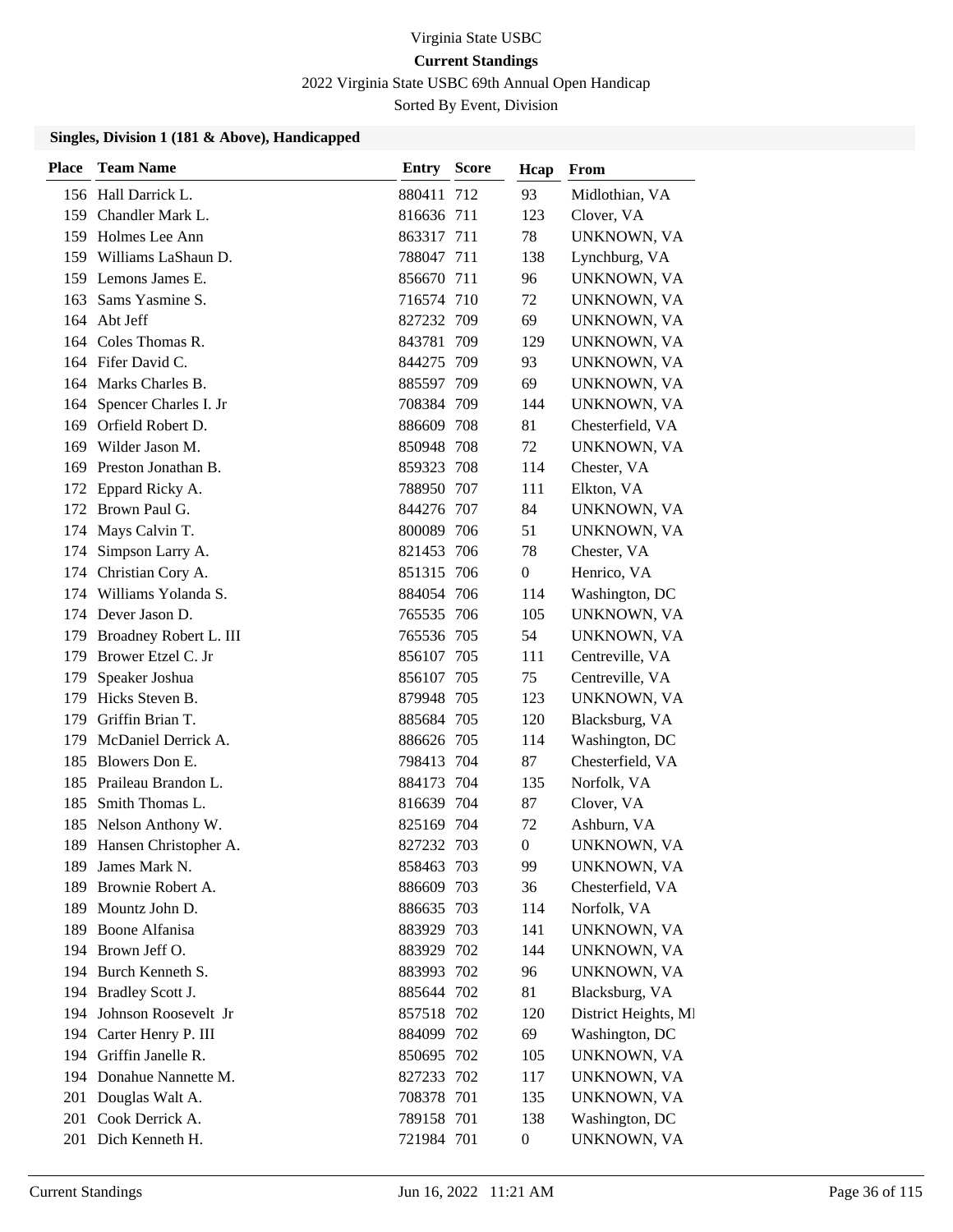Virginia State USBC

**Current Standings**

2022 Virginia State USBC 69th Annual Open Handicap

Sorted By Event, Division

### Singles, Division 1 (181 & Above), Handicapped

| Place | Team Name | Entry | Score | Hcap | From |
|---|---|---|---|---|---|
| 156 | Hall Darrick L. | 880411 | 712 | 93 | Midlothian, VA |
| 159 | Chandler Mark L. | 816636 | 711 | 123 | Clover, VA |
| 159 | Holmes Lee Ann | 863317 | 711 | 78 | UNKNOWN, VA |
| 159 | Williams LaShaun D. | 788047 | 711 | 138 | Lynchburg, VA |
| 159 | Lemons James E. | 856670 | 711 | 96 | UNKNOWN, VA |
| 163 | Sams Yasmine S. | 716574 | 710 | 72 | UNKNOWN, VA |
| 164 | Abt Jeff | 827232 | 709 | 69 | UNKNOWN, VA |
| 164 | Coles Thomas R. | 843781 | 709 | 129 | UNKNOWN, VA |
| 164 | Fifer David C. | 844275 | 709 | 93 | UNKNOWN, VA |
| 164 | Marks Charles B. | 885597 | 709 | 69 | UNKNOWN, VA |
| 164 | Spencer Charles I. Jr | 708384 | 709 | 144 | UNKNOWN, VA |
| 169 | Orfield Robert D. | 886609 | 708 | 81 | Chesterfield, VA |
| 169 | Wilder Jason M. | 850948 | 708 | 72 | UNKNOWN, VA |
| 169 | Preston Jonathan B. | 859323 | 708 | 114 | Chester, VA |
| 172 | Eppard Ricky A. | 788950 | 707 | 111 | Elkton, VA |
| 172 | Brown Paul G. | 844276 | 707 | 84 | UNKNOWN, VA |
| 174 | Mays Calvin T. | 800089 | 706 | 51 | UNKNOWN, VA |
| 174 | Simpson Larry A. | 821453 | 706 | 78 | Chester, VA |
| 174 | Christian Cory A. | 851315 | 706 | 0 | Henrico, VA |
| 174 | Williams Yolanda S. | 884054 | 706 | 114 | Washington, DC |
| 174 | Dever Jason D. | 765535 | 706 | 105 | UNKNOWN, VA |
| 179 | Broadney Robert L. III | 765536 | 705 | 54 | UNKNOWN, VA |
| 179 | Brower Etzel C. Jr | 856107 | 705 | 111 | Centreville, VA |
| 179 | Speaker Joshua | 856107 | 705 | 75 | Centreville, VA |
| 179 | Hicks Steven B. | 879948 | 705 | 123 | UNKNOWN, VA |
| 179 | Griffin Brian T. | 885684 | 705 | 120 | Blacksburg, VA |
| 179 | McDaniel Derrick A. | 886626 | 705 | 114 | Washington, DC |
| 185 | Blowers Don E. | 798413 | 704 | 87 | Chesterfield, VA |
| 185 | Praileau Brandon L. | 884173 | 704 | 135 | Norfolk, VA |
| 185 | Smith Thomas L. | 816639 | 704 | 87 | Clover, VA |
| 185 | Nelson Anthony W. | 825169 | 704 | 72 | Ashburn, VA |
| 189 | Hansen Christopher A. | 827232 | 703 | 0 | UNKNOWN, VA |
| 189 | James Mark N. | 858463 | 703 | 99 | UNKNOWN, VA |
| 189 | Brownie Robert A. | 886609 | 703 | 36 | Chesterfield, VA |
| 189 | Mountz John D. | 886635 | 703 | 114 | Norfolk, VA |
| 189 | Boone Alfanisa | 883929 | 703 | 141 | UNKNOWN, VA |
| 194 | Brown Jeff O. | 883929 | 702 | 144 | UNKNOWN, VA |
| 194 | Burch Kenneth S. | 883993 | 702 | 96 | UNKNOWN, VA |
| 194 | Bradley Scott J. | 885644 | 702 | 81 | Blacksburg, VA |
| 194 | Johnson Roosevelt Jr | 857518 | 702 | 120 | District Heights, MI |
| 194 | Carter Henry P. III | 884099 | 702 | 69 | Washington, DC |
| 194 | Griffin Janelle R. | 850695 | 702 | 105 | UNKNOWN, VA |
| 194 | Donahue Nannette M. | 827233 | 702 | 117 | UNKNOWN, VA |
| 201 | Douglas Walt A. | 708378 | 701 | 135 | UNKNOWN, VA |
| 201 | Cook Derrick A. | 789158 | 701 | 138 | Washington, DC |
| 201 | Dich Kenneth H. | 721984 | 701 | 0 | UNKNOWN, VA |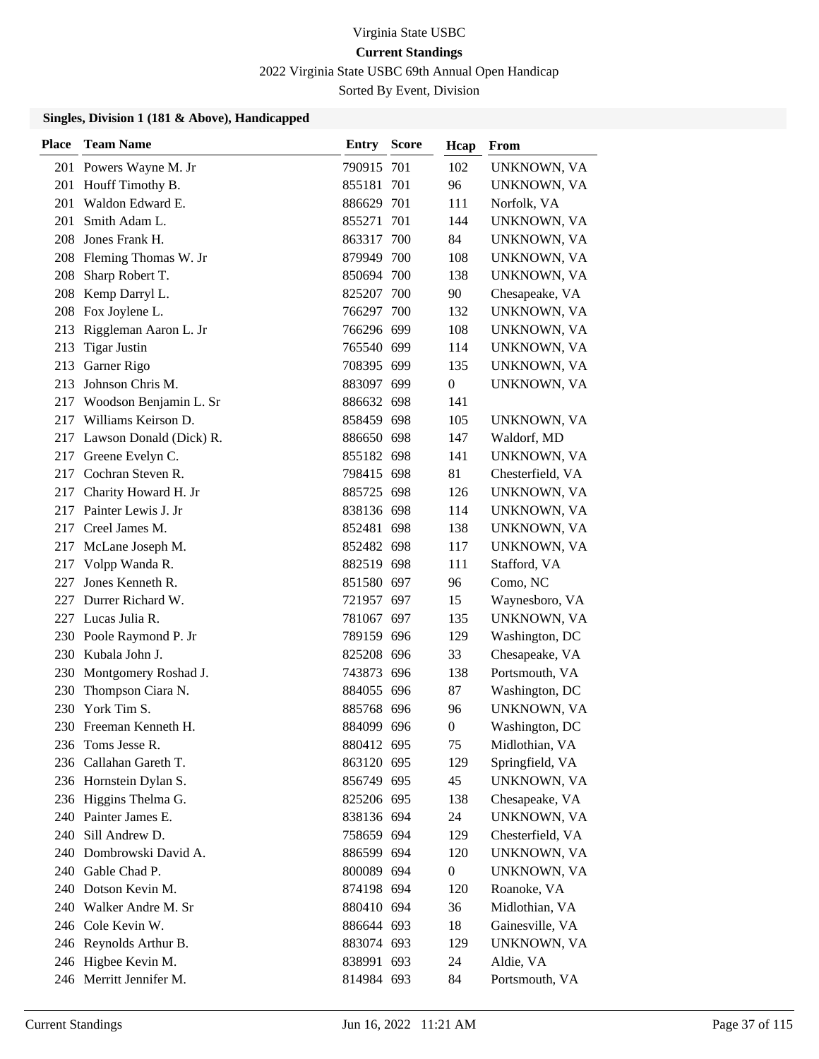Virginia State USBC

**Current Standings**

2022 Virginia State USBC 69th Annual Open Handicap

Sorted By Event, Division

**Singles, Division 1 (181 & Above), Handicapped**

| Place | Team Name | Entry | Score | Hcap | From |
|---|---|---|---|---|---|
| 201 | Powers Wayne M. Jr | 790915 | 701 | 102 | UNKNOWN, VA |
| 201 | Houff Timothy B. | 855181 | 701 | 96 | UNKNOWN, VA |
| 201 | Waldon Edward E. | 886629 | 701 | 111 | Norfolk, VA |
| 201 | Smith Adam L. | 855271 | 701 | 144 | UNKNOWN, VA |
| 208 | Jones Frank H. | 863317 | 700 | 84 | UNKNOWN, VA |
| 208 | Fleming Thomas W. Jr | 879949 | 700 | 108 | UNKNOWN, VA |
| 208 | Sharp Robert T. | 850694 | 700 | 138 | UNKNOWN, VA |
| 208 | Kemp Darryl L. | 825207 | 700 | 90 | Chesapeake, VA |
| 208 | Fox Joylene L. | 766297 | 700 | 132 | UNKNOWN, VA |
| 213 | Riggleman Aaron L. Jr | 766296 | 699 | 108 | UNKNOWN, VA |
| 213 | Tigar Justin | 765540 | 699 | 114 | UNKNOWN, VA |
| 213 | Garner Rigo | 708395 | 699 | 135 | UNKNOWN, VA |
| 213 | Johnson Chris M. | 883097 | 699 | 0 | UNKNOWN, VA |
| 217 | Woodson Benjamin L. Sr | 886632 | 698 | 141 | |
| 217 | Williams Keirson D. | 858459 | 698 | 105 | UNKNOWN, VA |
| 217 | Lawson Donald (Dick) R. | 886650 | 698 | 147 | Waldorf, MD |
| 217 | Greene Evelyn C. | 855182 | 698 | 141 | UNKNOWN, VA |
| 217 | Cochran Steven R. | 798415 | 698 | 81 | Chesterfield, VA |
| 217 | Charity Howard H. Jr | 885725 | 698 | 126 | UNKNOWN, VA |
| 217 | Painter Lewis J. Jr | 838136 | 698 | 114 | UNKNOWN, VA |
| 217 | Creel James M. | 852481 | 698 | 138 | UNKNOWN, VA |
| 217 | McLane Joseph M. | 852482 | 698 | 117 | UNKNOWN, VA |
| 217 | Volpp Wanda R. | 882519 | 698 | 111 | Stafford, VA |
| 227 | Jones Kenneth R. | 851580 | 697 | 96 | Como, NC |
| 227 | Durrer Richard W. | 721957 | 697 | 15 | Waynesboro, VA |
| 227 | Lucas Julia R. | 781067 | 697 | 135 | UNKNOWN, VA |
| 230 | Poole Raymond P. Jr | 789159 | 696 | 129 | Washington, DC |
| 230 | Kubala John J. | 825208 | 696 | 33 | Chesapeake, VA |
| 230 | Montgomery Roshad J. | 743873 | 696 | 138 | Portsmouth, VA |
| 230 | Thompson Ciara N. | 884055 | 696 | 87 | Washington, DC |
| 230 | York Tim S. | 885768 | 696 | 96 | UNKNOWN, VA |
| 230 | Freeman Kenneth H. | 884099 | 696 | 0 | Washington, DC |
| 236 | Toms Jesse R. | 880412 | 695 | 75 | Midlothian, VA |
| 236 | Callahan Gareth T. | 863120 | 695 | 129 | Springfield, VA |
| 236 | Hornstein Dylan S. | 856749 | 695 | 45 | UNKNOWN, VA |
| 236 | Higgins Thelma G. | 825206 | 695 | 138 | Chesapeake, VA |
| 240 | Painter James E. | 838136 | 694 | 24 | UNKNOWN, VA |
| 240 | Sill Andrew D. | 758659 | 694 | 129 | Chesterfield, VA |
| 240 | Dombrowski David A. | 886599 | 694 | 120 | UNKNOWN, VA |
| 240 | Gable Chad P. | 800089 | 694 | 0 | UNKNOWN, VA |
| 240 | Dotson Kevin M. | 874198 | 694 | 120 | Roanoke, VA |
| 240 | Walker Andre M. Sr | 880410 | 694 | 36 | Midlothian, VA |
| 246 | Cole Kevin W. | 886644 | 693 | 18 | Gainesville, VA |
| 246 | Reynolds Arthur B. | 883074 | 693 | 129 | UNKNOWN, VA |
| 246 | Higbee Kevin M. | 838991 | 693 | 24 | Aldie, VA |
| 246 | Merritt Jennifer M. | 814984 | 693 | 84 | Portsmouth, VA |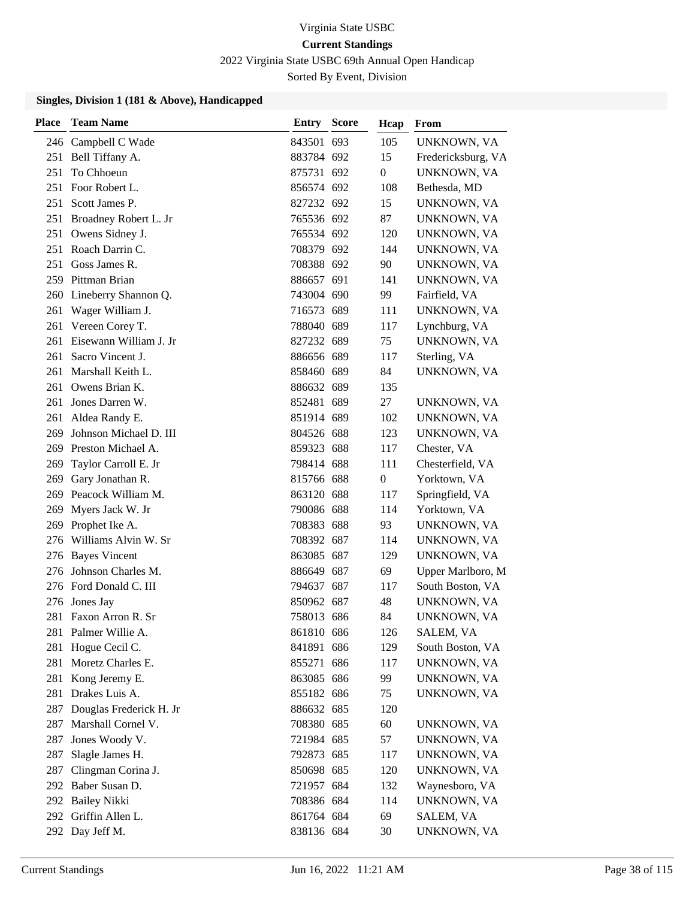# Virginia State USBC

## Current Standings

2022 Virginia State USBC 69th Annual Open Handicap

Sorted By Event, Division

### Singles, Division 1 (181 & Above), Handicapped

| Place | Team Name | Entry | Score | Hcap | From |
|---|---|---|---|---|---|
| 246 | Campbell C Wade | 843501 | 693 | 105 | UNKNOWN, VA |
| 251 | Bell Tiffany A. | 883784 | 692 | 15 | Fredericksburg, VA |
| 251 | To Chhoeun | 875731 | 692 | 0 | UNKNOWN, VA |
| 251 | Foor Robert L. | 856574 | 692 | 108 | Bethesda, MD |
| 251 | Scott James P. | 827232 | 692 | 15 | UNKNOWN, VA |
| 251 | Broadney Robert L. Jr | 765536 | 692 | 87 | UNKNOWN, VA |
| 251 | Owens Sidney J. | 765534 | 692 | 120 | UNKNOWN, VA |
| 251 | Roach Darrin C. | 708379 | 692 | 144 | UNKNOWN, VA |
| 251 | Goss James R. | 708388 | 692 | 90 | UNKNOWN, VA |
| 259 | Pittman Brian | 886657 | 691 | 141 | UNKNOWN, VA |
| 260 | Lineberry Shannon Q. | 743004 | 690 | 99 | Fairfield, VA |
| 261 | Wager William J. | 716573 | 689 | 111 | UNKNOWN, VA |
| 261 | Vereen Corey T. | 788040 | 689 | 117 | Lynchburg, VA |
| 261 | Eisewann William J. Jr | 827232 | 689 | 75 | UNKNOWN, VA |
| 261 | Sacro Vincent J. | 886656 | 689 | 117 | Sterling, VA |
| 261 | Marshall Keith L. | 858460 | 689 | 84 | UNKNOWN, VA |
| 261 | Owens Brian K. | 886632 | 689 | 135 | |
| 261 | Jones Darren W. | 852481 | 689 | 27 | UNKNOWN, VA |
| 261 | Aldea Randy E. | 851914 | 689 | 102 | UNKNOWN, VA |
| 269 | Johnson Michael D. III | 804526 | 688 | 123 | UNKNOWN, VA |
| 269 | Preston Michael A. | 859323 | 688 | 117 | Chester, VA |
| 269 | Taylor Carroll E. Jr | 798414 | 688 | 111 | Chesterfield, VA |
| 269 | Gary Jonathan R. | 815766 | 688 | 0 | Yorktown, VA |
| 269 | Peacock William M. | 863120 | 688 | 117 | Springfield, VA |
| 269 | Myers Jack W. Jr | 790086 | 688 | 114 | Yorktown, VA |
| 269 | Prophet Ike A. | 708383 | 688 | 93 | UNKNOWN, VA |
| 276 | Williams Alvin W. Sr | 708392 | 687 | 114 | UNKNOWN, VA |
| 276 | Bayes Vincent | 863085 | 687 | 129 | UNKNOWN, VA |
| 276 | Johnson Charles M. | 886649 | 687 | 69 | Upper Marlboro, M |
| 276 | Ford Donald C. III | 794637 | 687 | 117 | South Boston, VA |
| 276 | Jones Jay | 850962 | 687 | 48 | UNKNOWN, VA |
| 281 | Faxon Arron R. Sr | 758013 | 686 | 84 | UNKNOWN, VA |
| 281 | Palmer Willie A. | 861810 | 686 | 126 | SALEM, VA |
| 281 | Hogue Cecil C. | 841891 | 686 | 129 | South Boston, VA |
| 281 | Moretz Charles E. | 855271 | 686 | 117 | UNKNOWN, VA |
| 281 | Kong Jeremy E. | 863085 | 686 | 99 | UNKNOWN, VA |
| 281 | Drakes Luis A. | 855182 | 686 | 75 | UNKNOWN, VA |
| 287 | Douglas Frederick H. Jr | 886632 | 685 | 120 | |
| 287 | Marshall Cornel V. | 708380 | 685 | 60 | UNKNOWN, VA |
| 287 | Jones Woody V. | 721984 | 685 | 57 | UNKNOWN, VA |
| 287 | Slagle James H. | 792873 | 685 | 117 | UNKNOWN, VA |
| 287 | Clingman Corina J. | 850698 | 685 | 120 | UNKNOWN, VA |
| 292 | Baber Susan D. | 721957 | 684 | 132 | Waynesboro, VA |
| 292 | Bailey Nikki | 708386 | 684 | 114 | UNKNOWN, VA |
| 292 | Griffin Allen L. | 861764 | 684 | 69 | SALEM, VA |
| 292 | Day Jeff M. | 838136 | 684 | 30 | UNKNOWN, VA |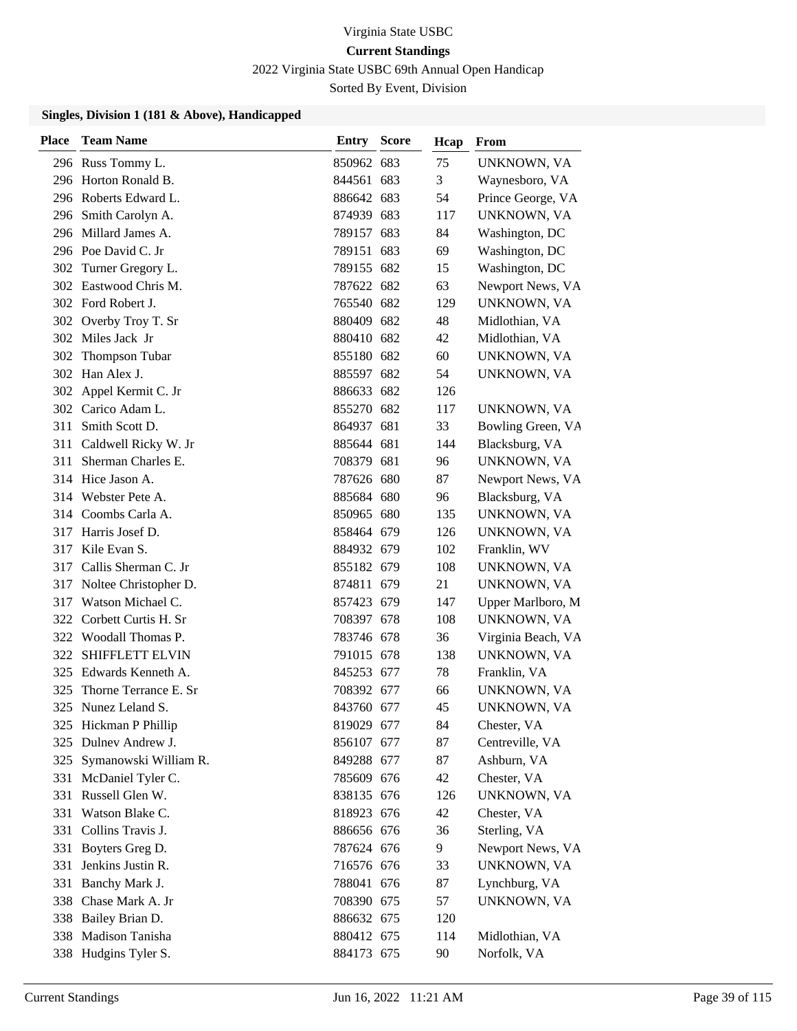Virginia State USBC

**Current Standings**

2022 Virginia State USBC 69th Annual Open Handicap

Sorted By Event, Division

### Singles, Division 1 (181 & Above), Handicapped

| Place | Team Name | Entry | Score | Hcap | From |
|---|---|---|---|---|---|
| 296 | Russ Tommy L. | 850962 | 683 | 75 | UNKNOWN, VA |
| 296 | Horton Ronald B. | 844561 | 683 | 3 | Waynesboro, VA |
| 296 | Roberts Edward L. | 886642 | 683 | 54 | Prince George, VA |
| 296 | Smith Carolyn A. | 874939 | 683 | 117 | UNKNOWN, VA |
| 296 | Millard James A. | 789157 | 683 | 84 | Washington, DC |
| 296 | Poe David C. Jr | 789151 | 683 | 69 | Washington, DC |
| 302 | Turner Gregory L. | 789155 | 682 | 15 | Washington, DC |
| 302 | Eastwood Chris M. | 787622 | 682 | 63 | Newport News, VA |
| 302 | Ford Robert J. | 765540 | 682 | 129 | UNKNOWN, VA |
| 302 | Overby Troy T. Sr | 880409 | 682 | 48 | Midlothian, VA |
| 302 | Miles Jack Jr | 880410 | 682 | 42 | Midlothian, VA |
| 302 | Thompson Tubar | 855180 | 682 | 60 | UNKNOWN, VA |
| 302 | Han Alex J. | 885597 | 682 | 54 | UNKNOWN, VA |
| 302 | Appel Kermit C. Jr | 886633 | 682 | 126 | |
| 302 | Carico Adam L. | 855270 | 682 | 117 | UNKNOWN, VA |
| 311 | Smith Scott D. | 864937 | 681 | 33 | Bowling Green, VA |
| 311 | Caldwell Ricky W. Jr | 885644 | 681 | 144 | Blacksburg, VA |
| 311 | Sherman Charles E. | 708379 | 681 | 96 | UNKNOWN, VA |
| 314 | Hice Jason A. | 787626 | 680 | 87 | Newport News, VA |
| 314 | Webster Pete A. | 885684 | 680 | 96 | Blacksburg, VA |
| 314 | Coombs Carla A. | 850965 | 680 | 135 | UNKNOWN, VA |
| 317 | Harris Josef D. | 858464 | 679 | 126 | UNKNOWN, VA |
| 317 | Kile Evan S. | 884932 | 679 | 102 | Franklin, WV |
| 317 | Callis Sherman C. Jr | 855182 | 679 | 108 | UNKNOWN, VA |
| 317 | Noltee Christopher D. | 874811 | 679 | 21 | UNKNOWN, VA |
| 317 | Watson Michael C. | 857423 | 679 | 147 | Upper Marlboro, M |
| 322 | Corbett Curtis H. Sr | 708397 | 678 | 108 | UNKNOWN, VA |
| 322 | Woodall Thomas P. | 783746 | 678 | 36 | Virginia Beach, VA |
| 322 | SHIFFLETT ELVIN | 791015 | 678 | 138 | UNKNOWN, VA |
| 325 | Edwards Kenneth A. | 845253 | 677 | 78 | Franklin, VA |
| 325 | Thorne Terrance E. Sr | 708392 | 677 | 66 | UNKNOWN, VA |
| 325 | Nunez Leland S. | 843760 | 677 | 45 | UNKNOWN, VA |
| 325 | Hickman P Phillip | 819029 | 677 | 84 | Chester, VA |
| 325 | Dulnev Andrew J. | 856107 | 677 | 87 | Centreville, VA |
| 325 | Symanowski William R. | 849288 | 677 | 87 | Ashburn, VA |
| 331 | McDaniel Tyler C. | 785609 | 676 | 42 | Chester, VA |
| 331 | Russell Glen W. | 838135 | 676 | 126 | UNKNOWN, VA |
| 331 | Watson Blake C. | 818923 | 676 | 42 | Chester, VA |
| 331 | Collins Travis J. | 886656 | 676 | 36 | Sterling, VA |
| 331 | Boyters Greg D. | 787624 | 676 | 9 | Newport News, VA |
| 331 | Jenkins Justin R. | 716576 | 676 | 33 | UNKNOWN, VA |
| 331 | Banchy Mark J. | 788041 | 676 | 87 | Lynchburg, VA |
| 338 | Chase Mark A. Jr | 708390 | 675 | 57 | UNKNOWN, VA |
| 338 | Bailey Brian D. | 886632 | 675 | 120 | |
| 338 | Madison Tanisha | 880412 | 675 | 114 | Midlothian, VA |
| 338 | Hudgins Tyler S. | 884173 | 675 | 90 | Norfolk, VA |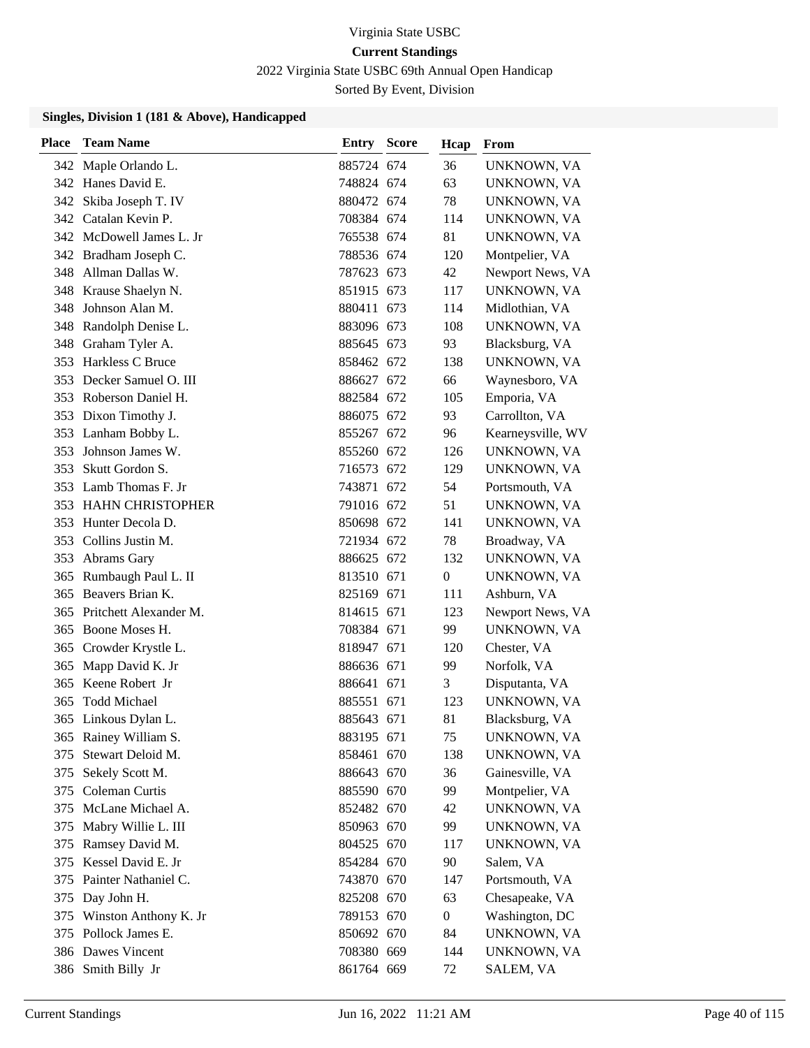Virginia State USBC

**Current Standings**

2022 Virginia State USBC 69th Annual Open Handicap

Sorted By Event, Division

### Singles, Division 1 (181 & Above), Handicapped

| Place | Team Name | Entry | Score | Hcap | From |
|---|---|---|---|---|---|
| 342 | Maple Orlando L. | 885724 | 674 | 36 | UNKNOWN, VA |
| 342 | Hanes David E. | 748824 | 674 | 63 | UNKNOWN, VA |
| 342 | Skiba Joseph T. IV | 880472 | 674 | 78 | UNKNOWN, VA |
| 342 | Catalan Kevin P. | 708384 | 674 | 114 | UNKNOWN, VA |
| 342 | McDowell James L. Jr | 765538 | 674 | 81 | UNKNOWN, VA |
| 342 | Bradham Joseph C. | 788536 | 674 | 120 | Montpelier, VA |
| 348 | Allman Dallas W. | 787623 | 673 | 42 | Newport News, VA |
| 348 | Krause Shaelyn N. | 851915 | 673 | 117 | UNKNOWN, VA |
| 348 | Johnson Alan M. | 880411 | 673 | 114 | Midlothian, VA |
| 348 | Randolph Denise L. | 883096 | 673 | 108 | UNKNOWN, VA |
| 348 | Graham Tyler A. | 885645 | 673 | 93 | Blacksburg, VA |
| 353 | Harkless C Bruce | 858462 | 672 | 138 | UNKNOWN, VA |
| 353 | Decker Samuel O. III | 886627 | 672 | 66 | Waynesboro, VA |
| 353 | Roberson Daniel H. | 882584 | 672 | 105 | Emporia, VA |
| 353 | Dixon Timothy J. | 886075 | 672 | 93 | Carrollton, VA |
| 353 | Lanham Bobby L. | 855267 | 672 | 96 | Kearneysville, WV |
| 353 | Johnson James W. | 855260 | 672 | 126 | UNKNOWN, VA |
| 353 | Skutt Gordon S. | 716573 | 672 | 129 | UNKNOWN, VA |
| 353 | Lamb Thomas F. Jr | 743871 | 672 | 54 | Portsmouth, VA |
| 353 | HAHN CHRISTOPHER | 791016 | 672 | 51 | UNKNOWN, VA |
| 353 | Hunter Decola D. | 850698 | 672 | 141 | UNKNOWN, VA |
| 353 | Collins Justin M. | 721934 | 672 | 78 | Broadway, VA |
| 353 | Abrams Gary | 886625 | 672 | 132 | UNKNOWN, VA |
| 365 | Rumbaugh Paul L. II | 813510 | 671 | 0 | UNKNOWN, VA |
| 365 | Beavers Brian K. | 825169 | 671 | 111 | Ashburn, VA |
| 365 | Pritchett Alexander M. | 814615 | 671 | 123 | Newport News, VA |
| 365 | Boone Moses H. | 708384 | 671 | 99 | UNKNOWN, VA |
| 365 | Crowder Krystle L. | 818947 | 671 | 120 | Chester, VA |
| 365 | Mapp David K. Jr | 886636 | 671 | 99 | Norfolk, VA |
| 365 | Keene Robert Jr | 886641 | 671 | 3 | Disputanta, VA |
| 365 | Todd Michael | 885551 | 671 | 123 | UNKNOWN, VA |
| 365 | Linkous Dylan L. | 885643 | 671 | 81 | Blacksburg, VA |
| 365 | Rainey William S. | 883195 | 671 | 75 | UNKNOWN, VA |
| 375 | Stewart Deloid M. | 858461 | 670 | 138 | UNKNOWN, VA |
| 375 | Sekely Scott M. | 886643 | 670 | 36 | Gainesville, VA |
| 375 | Coleman Curtis | 885590 | 670 | 99 | Montpelier, VA |
| 375 | McLane Michael A. | 852482 | 670 | 42 | UNKNOWN, VA |
| 375 | Mabry Willie L. III | 850963 | 670 | 99 | UNKNOWN, VA |
| 375 | Ramsey David M. | 804525 | 670 | 117 | UNKNOWN, VA |
| 375 | Kessel David E. Jr | 854284 | 670 | 90 | Salem, VA |
| 375 | Painter Nathaniel C. | 743870 | 670 | 147 | Portsmouth, VA |
| 375 | Day John H. | 825208 | 670 | 63 | Chesapeake, VA |
| 375 | Winston Anthony K. Jr | 789153 | 670 | 0 | Washington, DC |
| 375 | Pollock James E. | 850692 | 670 | 84 | UNKNOWN, VA |
| 386 | Dawes Vincent | 708380 | 669 | 144 | UNKNOWN, VA |
| 386 | Smith Billy Jr | 861764 | 669 | 72 | SALEM, VA |

Current Standings Jun 16, 2022 11:21 AM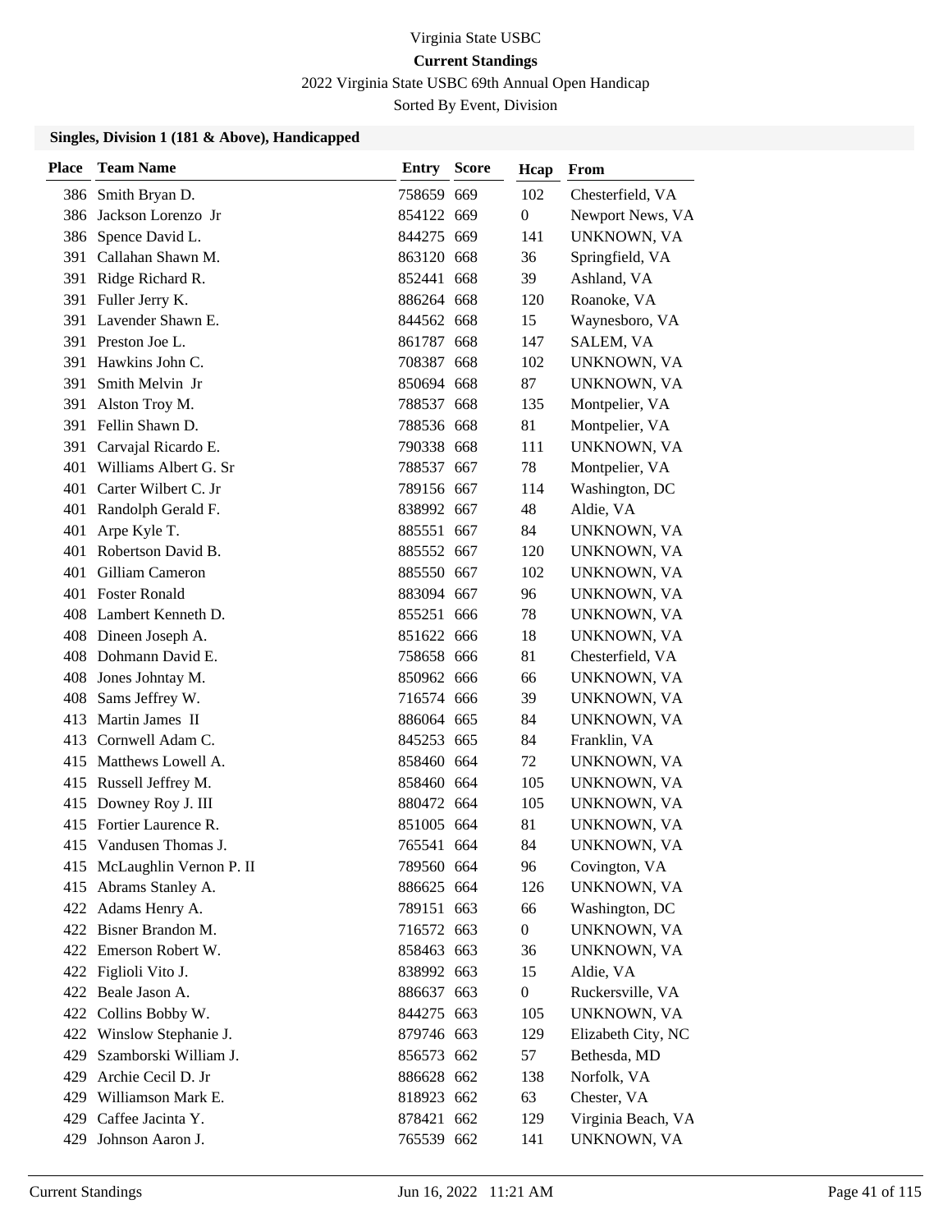Virginia State USBC

**Current Standings**

2022 Virginia State USBC 69th Annual Open Handicap

Sorted By Event, Division

### Singles, Division 1 (181 & Above), Handicapped

| Place | Team Name | Entry | Score | Hcap | From |
|---|---|---|---|---|---|
| 386 | Smith Bryan D. | 758659 | 669 | 102 | Chesterfield, VA |
| 386 | Jackson Lorenzo Jr | 854122 | 669 | 0 | Newport News, VA |
| 386 | Spence David L. | 844275 | 669 | 141 | UNKNOWN, VA |
| 391 | Callahan Shawn M. | 863120 | 668 | 36 | Springfield, VA |
| 391 | Ridge Richard R. | 852441 | 668 | 39 | Ashland, VA |
| 391 | Fuller Jerry K. | 886264 | 668 | 120 | Roanoke, VA |
| 391 | Lavender Shawn E. | 844562 | 668 | 15 | Waynesboro, VA |
| 391 | Preston Joe L. | 861787 | 668 | 147 | SALEM, VA |
| 391 | Hawkins John C. | 708387 | 668 | 102 | UNKNOWN, VA |
| 391 | Smith Melvin Jr | 850694 | 668 | 87 | UNKNOWN, VA |
| 391 | Alston Troy M. | 788537 | 668 | 135 | Montpelier, VA |
| 391 | Fellin Shawn D. | 788536 | 668 | 81 | Montpelier, VA |
| 391 | Carvajal Ricardo E. | 790338 | 668 | 111 | UNKNOWN, VA |
| 401 | Williams Albert G. Sr | 788537 | 667 | 78 | Montpelier, VA |
| 401 | Carter Wilbert C. Jr | 789156 | 667 | 114 | Washington, DC |
| 401 | Randolph Gerald F. | 838992 | 667 | 48 | Aldie, VA |
| 401 | Arpe Kyle T. | 885551 | 667 | 84 | UNKNOWN, VA |
| 401 | Robertson David B. | 885552 | 667 | 120 | UNKNOWN, VA |
| 401 | Gilliam Cameron | 885550 | 667 | 102 | UNKNOWN, VA |
| 401 | Foster Ronald | 883094 | 667 | 96 | UNKNOWN, VA |
| 408 | Lambert Kenneth D. | 855251 | 666 | 78 | UNKNOWN, VA |
| 408 | Dineen Joseph A. | 851622 | 666 | 18 | UNKNOWN, VA |
| 408 | Dohmann David E. | 758658 | 666 | 81 | Chesterfield, VA |
| 408 | Jones Johntay M. | 850962 | 666 | 66 | UNKNOWN, VA |
| 408 | Sams Jeffrey W. | 716574 | 666 | 39 | UNKNOWN, VA |
| 413 | Martin James II | 886064 | 665 | 84 | UNKNOWN, VA |
| 413 | Cornwell Adam C. | 845253 | 665 | 84 | Franklin, VA |
| 415 | Matthews Lowell A. | 858460 | 664 | 72 | UNKNOWN, VA |
| 415 | Russell Jeffrey M. | 858460 | 664 | 105 | UNKNOWN, VA |
| 415 | Downey Roy J. III | 880472 | 664 | 105 | UNKNOWN, VA |
| 415 | Fortier Laurence R. | 851005 | 664 | 81 | UNKNOWN, VA |
| 415 | Vandusen Thomas J. | 765541 | 664 | 84 | UNKNOWN, VA |
| 415 | McLaughlin Vernon P. II | 789560 | 664 | 96 | Covington, VA |
| 415 | Abrams Stanley A. | 886625 | 664 | 126 | UNKNOWN, VA |
| 422 | Adams Henry A. | 789151 | 663 | 66 | Washington, DC |
| 422 | Bisner Brandon M. | 716572 | 663 | 0 | UNKNOWN, VA |
| 422 | Emerson Robert W. | 858463 | 663 | 36 | UNKNOWN, VA |
| 422 | Figlioli Vito J. | 838992 | 663 | 15 | Aldie, VA |
| 422 | Beale Jason A. | 886637 | 663 | 0 | Ruckersville, VA |
| 422 | Collins Bobby W. | 844275 | 663 | 105 | UNKNOWN, VA |
| 422 | Winslow Stephanie J. | 879746 | 663 | 129 | Elizabeth City, NC |
| 429 | Szamborski William J. | 856573 | 662 | 57 | Bethesda, MD |
| 429 | Archie Cecil D. Jr | 886628 | 662 | 138 | Norfolk, VA |
| 429 | Williamson Mark E. | 818923 | 662 | 63 | Chester, VA |
| 429 | Caffee Jacinta Y. | 878421 | 662 | 129 | Virginia Beach, VA |
| 429 | Johnson Aaron J. | 765539 | 662 | 141 | UNKNOWN, VA |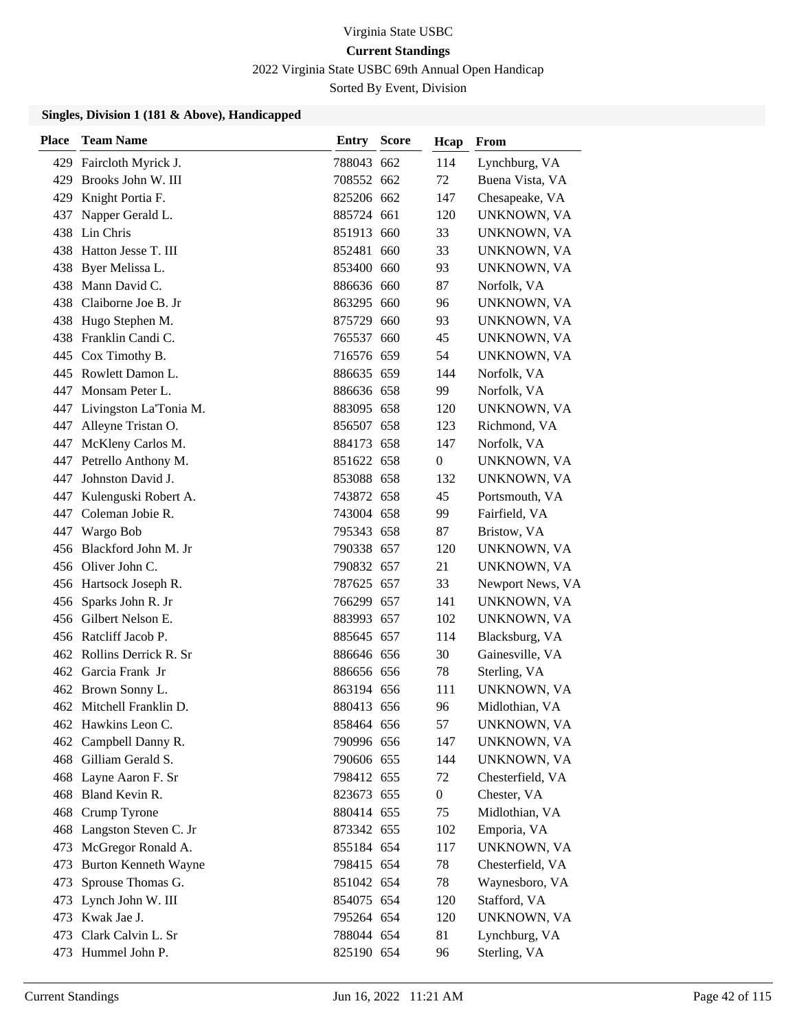# Virginia State USBC

## Current Standings

2022 Virginia State USBC 69th Annual Open Handicap

Sorted By Event, Division

### Singles, Division 1 (181 & Above), Handicapped

| Place | Team Name | Entry | Score | Hcap | From |
|---|---|---|---|---|---|
| 429 | Faircloth Myrick J. | 788043 | 662 | 114 | Lynchburg, VA |
| 429 | Brooks John W. III | 708552 | 662 | 72 | Buena Vista, VA |
| 429 | Knight Portia F. | 825206 | 662 | 147 | Chesapeake, VA |
| 437 | Napper Gerald L. | 885724 | 661 | 120 | UNKNOWN, VA |
| 438 | Lin Chris | 851913 | 660 | 33 | UNKNOWN, VA |
| 438 | Hatton Jesse T. III | 852481 | 660 | 33 | UNKNOWN, VA |
| 438 | Byer Melissa L. | 853400 | 660 | 93 | UNKNOWN, VA |
| 438 | Mann David C. | 886636 | 660 | 87 | Norfolk, VA |
| 438 | Claiborne Joe B. Jr | 863295 | 660 | 96 | UNKNOWN, VA |
| 438 | Hugo Stephen M. | 875729 | 660 | 93 | UNKNOWN, VA |
| 438 | Franklin Candi C. | 765537 | 660 | 45 | UNKNOWN, VA |
| 445 | Cox Timothy B. | 716576 | 659 | 54 | UNKNOWN, VA |
| 445 | Rowlett Damon L. | 886635 | 659 | 144 | Norfolk, VA |
| 447 | Monsam Peter L. | 886636 | 658 | 99 | Norfolk, VA |
| 447 | Livingston La'Tonia M. | 883095 | 658 | 120 | UNKNOWN, VA |
| 447 | Alleyne Tristan O. | 856507 | 658 | 123 | Richmond, VA |
| 447 | McKleny Carlos M. | 884173 | 658 | 147 | Norfolk, VA |
| 447 | Petrello Anthony M. | 851622 | 658 | 0 | UNKNOWN, VA |
| 447 | Johnston David J. | 853088 | 658 | 132 | UNKNOWN, VA |
| 447 | Kulenguski Robert A. | 743872 | 658 | 45 | Portsmouth, VA |
| 447 | Coleman Jobie R. | 743004 | 658 | 99 | Fairfield, VA |
| 447 | Wargo Bob | 795343 | 658 | 87 | Bristow, VA |
| 456 | Blackford John M. Jr | 790338 | 657 | 120 | UNKNOWN, VA |
| 456 | Oliver John C. | 790832 | 657 | 21 | UNKNOWN, VA |
| 456 | Hartsock Joseph R. | 787625 | 657 | 33 | Newport News, VA |
| 456 | Sparks John R. Jr | 766299 | 657 | 141 | UNKNOWN, VA |
| 456 | Gilbert Nelson E. | 883993 | 657 | 102 | UNKNOWN, VA |
| 456 | Ratcliff Jacob P. | 885645 | 657 | 114 | Blacksburg, VA |
| 462 | Rollins Derrick R. Sr | 886646 | 656 | 30 | Gainesville, VA |
| 462 | Garcia Frank Jr | 886656 | 656 | 78 | Sterling, VA |
| 462 | Brown Sonny L. | 863194 | 656 | 111 | UNKNOWN, VA |
| 462 | Mitchell Franklin D. | 880413 | 656 | 96 | Midlothian, VA |
| 462 | Hawkins Leon C. | 858464 | 656 | 57 | UNKNOWN, VA |
| 462 | Campbell Danny R. | 790996 | 656 | 147 | UNKNOWN, VA |
| 468 | Gilliam Gerald S. | 790606 | 655 | 144 | UNKNOWN, VA |
| 468 | Layne Aaron F. Sr | 798412 | 655 | 72 | Chesterfield, VA |
| 468 | Bland Kevin R. | 823673 | 655 | 0 | Chester, VA |
| 468 | Crump Tyrone | 880414 | 655 | 75 | Midlothian, VA |
| 468 | Langston Steven C. Jr | 873342 | 655 | 102 | Emporia, VA |
| 473 | McGregor Ronald A. | 855184 | 654 | 117 | UNKNOWN, VA |
| 473 | Burton Kenneth Wayne | 798415 | 654 | 78 | Chesterfield, VA |
| 473 | Sprouse Thomas G. | 851042 | 654 | 78 | Waynesboro, VA |
| 473 | Lynch John W. III | 854075 | 654 | 120 | Stafford, VA |
| 473 | Kwak Jae J. | 795264 | 654 | 120 | UNKNOWN, VA |
| 473 | Clark Calvin L. Sr | 788044 | 654 | 81 | Lynchburg, VA |
| 473 | Hummel John P. | 825190 | 654 | 96 | Sterling, VA |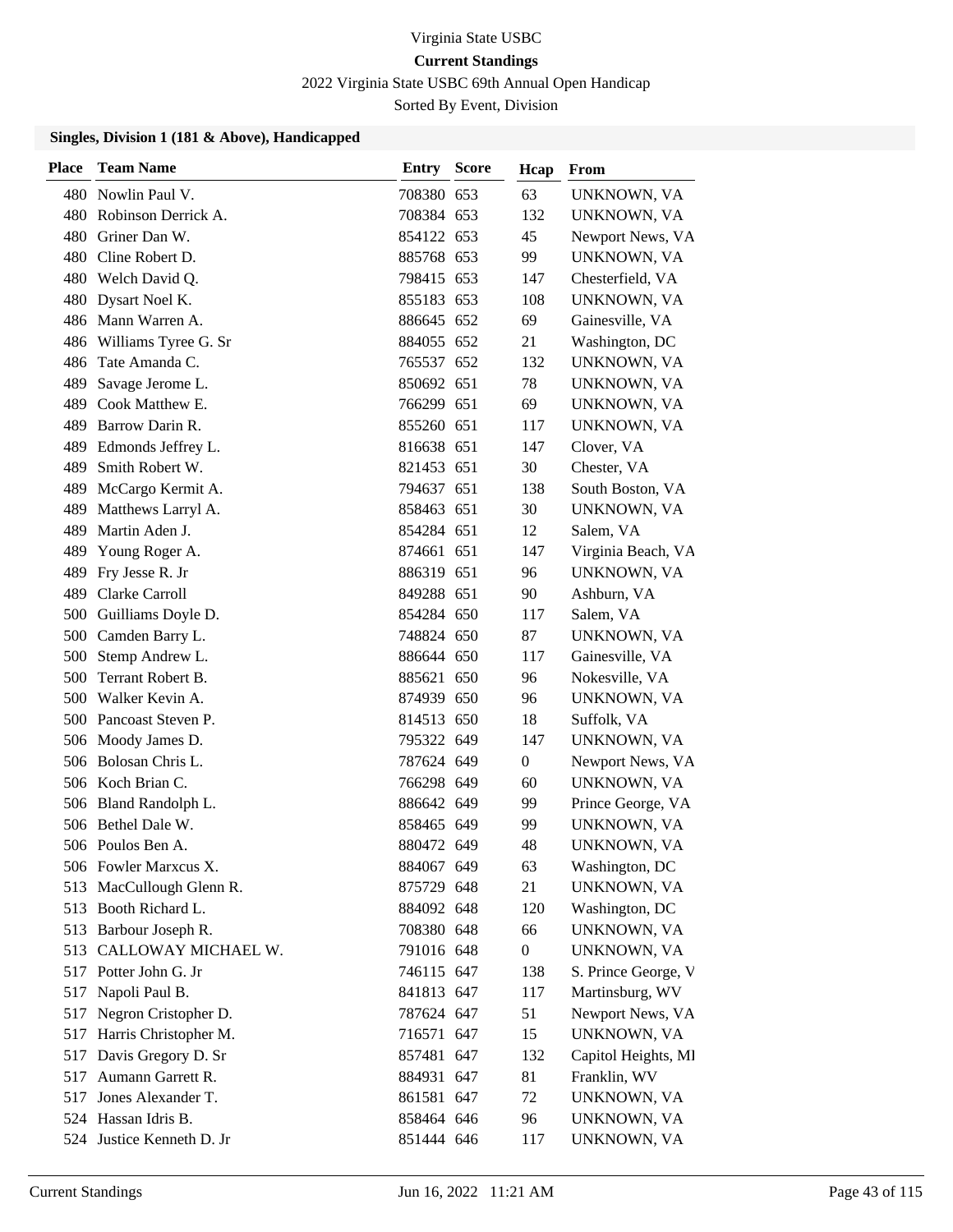Virginia State USBC

**Current Standings**

2022 Virginia State USBC 69th Annual Open Handicap

Sorted By Event, Division

### Singles, Division 1 (181 & Above), Handicapped

| Place | Team Name | Entry | Score | Hcap | From |
|---|---|---|---|---|---|
| 480 | Nowlin Paul V. | 708380 | 653 | 63 | UNKNOWN, VA |
| 480 | Robinson Derrick A. | 708384 | 653 | 132 | UNKNOWN, VA |
| 480 | Griner Dan W. | 854122 | 653 | 45 | Newport News, VA |
| 480 | Cline Robert D. | 885768 | 653 | 99 | UNKNOWN, VA |
| 480 | Welch David Q. | 798415 | 653 | 147 | Chesterfield, VA |
| 480 | Dysart Noel K. | 855183 | 653 | 108 | UNKNOWN, VA |
| 486 | Mann Warren A. | 886645 | 652 | 69 | Gainesville, VA |
| 486 | Williams Tyree G. Sr | 884055 | 652 | 21 | Washington, DC |
| 486 | Tate Amanda C. | 765537 | 652 | 132 | UNKNOWN, VA |
| 489 | Savage Jerome L. | 850692 | 651 | 78 | UNKNOWN, VA |
| 489 | Cook Matthew E. | 766299 | 651 | 69 | UNKNOWN, VA |
| 489 | Barrow Darin R. | 855260 | 651 | 117 | UNKNOWN, VA |
| 489 | Edmonds Jeffrey L. | 816638 | 651 | 147 | Clover, VA |
| 489 | Smith Robert W. | 821453 | 651 | 30 | Chester, VA |
| 489 | McCargo Kermit A. | 794637 | 651 | 138 | South Boston, VA |
| 489 | Matthews Larryl A. | 858463 | 651 | 30 | UNKNOWN, VA |
| 489 | Martin Aden J. | 854284 | 651 | 12 | Salem, VA |
| 489 | Young Roger A. | 874661 | 651 | 147 | Virginia Beach, VA |
| 489 | Fry Jesse R. Jr | 886319 | 651 | 96 | UNKNOWN, VA |
| 489 | Clarke Carroll | 849288 | 651 | 90 | Ashburn, VA |
| 500 | Guilliams Doyle D. | 854284 | 650 | 117 | Salem, VA |
| 500 | Camden Barry L. | 748824 | 650 | 87 | UNKNOWN, VA |
| 500 | Stemp Andrew L. | 886644 | 650 | 117 | Gainesville, VA |
| 500 | Terrant Robert B. | 885621 | 650 | 96 | Nokesville, VA |
| 500 | Walker Kevin A. | 874939 | 650 | 96 | UNKNOWN, VA |
| 500 | Pancoast Steven P. | 814513 | 650 | 18 | Suffolk, VA |
| 506 | Moody James D. | 795322 | 649 | 147 | UNKNOWN, VA |
| 506 | Bolosan Chris L. | 787624 | 649 | 0 | Newport News, VA |
| 506 | Koch Brian C. | 766298 | 649 | 60 | UNKNOWN, VA |
| 506 | Bland Randolph L. | 886642 | 649 | 99 | Prince George, VA |
| 506 | Bethel Dale W. | 858465 | 649 | 99 | UNKNOWN, VA |
| 506 | Poulos Ben A. | 880472 | 649 | 48 | UNKNOWN, VA |
| 506 | Fowler Marxcus X. | 884067 | 649 | 63 | Washington, DC |
| 513 | MacCullough Glenn R. | 875729 | 648 | 21 | UNKNOWN, VA |
| 513 | Booth Richard L. | 884092 | 648 | 120 | Washington, DC |
| 513 | Barbour Joseph R. | 708380 | 648 | 66 | UNKNOWN, VA |
| 513 | CALLOWAY MICHAEL W. | 791016 | 648 | 0 | UNKNOWN, VA |
| 517 | Potter John G. Jr | 746115 | 647 | 138 | S. Prince George, V |
| 517 | Napoli Paul B. | 841813 | 647 | 117 | Martinsburg, WV |
| 517 | Negron Cristopher D. | 787624 | 647 | 51 | Newport News, VA |
| 517 | Harris Christopher M. | 716571 | 647 | 15 | UNKNOWN, VA |
| 517 | Davis Gregory D. Sr | 857481 | 647 | 132 | Capitol Heights, MI |
| 517 | Aumann Garrett R. | 884931 | 647 | 81 | Franklin, WV |
| 517 | Jones Alexander T. | 861581 | 647 | 72 | UNKNOWN, VA |
| 524 | Hassan Idris B. | 858464 | 646 | 96 | UNKNOWN, VA |
| 524 | Justice Kenneth D. Jr | 851444 | 646 | 117 | UNKNOWN, VA |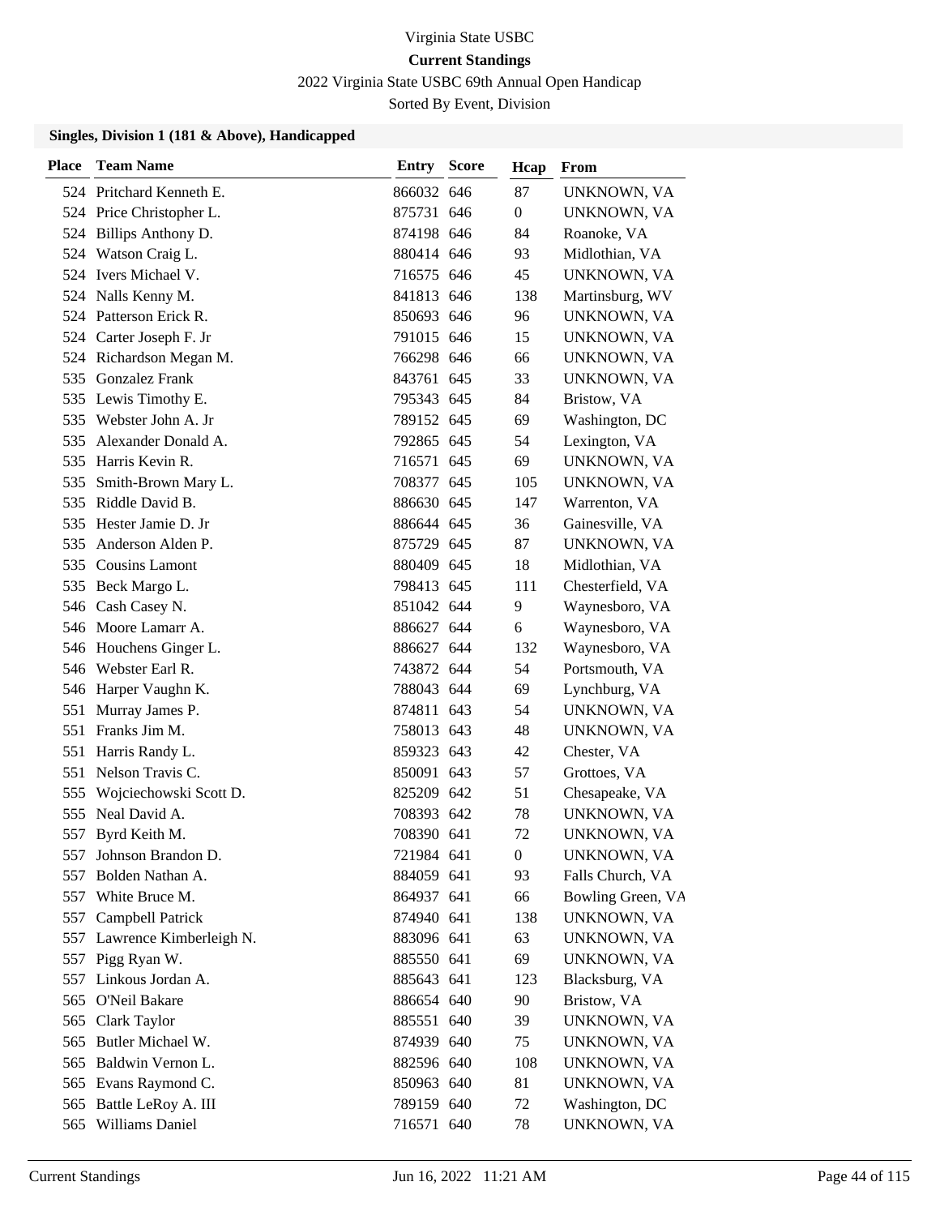Virginia State USBC

**Current Standings**

2022 Virginia State USBC 69th Annual Open Handicap

Sorted By Event, Division

### Singles, Division 1 (181 & Above), Handicapped

| Place | Team Name | Entry | Score | Hcap | From |
|---|---|---|---|---|---|
| 524 | Pritchard Kenneth E. | 866032 | 646 | 87 | UNKNOWN, VA |
| 524 | Price Christopher L. | 875731 | 646 | 0 | UNKNOWN, VA |
| 524 | Billips Anthony D. | 874198 | 646 | 84 | Roanoke, VA |
| 524 | Watson Craig L. | 880414 | 646 | 93 | Midlothian, VA |
| 524 | Ivers Michael V. | 716575 | 646 | 45 | UNKNOWN, VA |
| 524 | Nalls Kenny M. | 841813 | 646 | 138 | Martinsburg, WV |
| 524 | Patterson Erick R. | 850693 | 646 | 96 | UNKNOWN, VA |
| 524 | Carter Joseph F. Jr | 791015 | 646 | 15 | UNKNOWN, VA |
| 524 | Richardson Megan M. | 766298 | 646 | 66 | UNKNOWN, VA |
| 535 | Gonzalez Frank | 843761 | 645 | 33 | UNKNOWN, VA |
| 535 | Lewis Timothy E. | 795343 | 645 | 84 | Bristow, VA |
| 535 | Webster John A. Jr | 789152 | 645 | 69 | Washington, DC |
| 535 | Alexander Donald A. | 792865 | 645 | 54 | Lexington, VA |
| 535 | Harris Kevin R. | 716571 | 645 | 69 | UNKNOWN, VA |
| 535 | Smith-Brown Mary L. | 708377 | 645 | 105 | UNKNOWN, VA |
| 535 | Riddle David B. | 886630 | 645 | 147 | Warrenton, VA |
| 535 | Hester Jamie D. Jr | 886644 | 645 | 36 | Gainesville, VA |
| 535 | Anderson Alden P. | 875729 | 645 | 87 | UNKNOWN, VA |
| 535 | Cousins Lamont | 880409 | 645 | 18 | Midlothian, VA |
| 535 | Beck Margo L. | 798413 | 645 | 111 | Chesterfield, VA |
| 546 | Cash Casey N. | 851042 | 644 | 9 | Waynesboro, VA |
| 546 | Moore Lamarr A. | 886627 | 644 | 6 | Waynesboro, VA |
| 546 | Houchens Ginger L. | 886627 | 644 | 132 | Waynesboro, VA |
| 546 | Webster Earl R. | 743872 | 644 | 54 | Portsmouth, VA |
| 546 | Harper Vaughn K. | 788043 | 644 | 69 | Lynchburg, VA |
| 551 | Murray James P. | 874811 | 643 | 54 | UNKNOWN, VA |
| 551 | Franks Jim M. | 758013 | 643 | 48 | UNKNOWN, VA |
| 551 | Harris Randy L. | 859323 | 643 | 42 | Chester, VA |
| 551 | Nelson Travis C. | 850091 | 643 | 57 | Grottoes, VA |
| 555 | Wojciechowski Scott D. | 825209 | 642 | 51 | Chesapeake, VA |
| 555 | Neal David A. | 708393 | 642 | 78 | UNKNOWN, VA |
| 557 | Byrd Keith M. | 708390 | 641 | 72 | UNKNOWN, VA |
| 557 | Johnson Brandon D. | 721984 | 641 | 0 | UNKNOWN, VA |
| 557 | Bolden Nathan A. | 884059 | 641 | 93 | Falls Church, VA |
| 557 | White Bruce M. | 864937 | 641 | 66 | Bowling Green, VA |
| 557 | Campbell Patrick | 874940 | 641 | 138 | UNKNOWN, VA |
| 557 | Lawrence Kimberleigh N. | 883096 | 641 | 63 | UNKNOWN, VA |
| 557 | Pigg Ryan W. | 885550 | 641 | 69 | UNKNOWN, VA |
| 557 | Linkous Jordan A. | 885643 | 641 | 123 | Blacksburg, VA |
| 565 | O'Neil Bakare | 886654 | 640 | 90 | Bristow, VA |
| 565 | Clark Taylor | 885551 | 640 | 39 | UNKNOWN, VA |
| 565 | Butler Michael W. | 874939 | 640 | 75 | UNKNOWN, VA |
| 565 | Baldwin Vernon L. | 882596 | 640 | 108 | UNKNOWN, VA |
| 565 | Evans Raymond C. | 850963 | 640 | 81 | UNKNOWN, VA |
| 565 | Battle LeRoy A. III | 789159 | 640 | 72 | Washington, DC |
| 565 | Williams Daniel | 716571 | 640 | 78 | UNKNOWN, VA |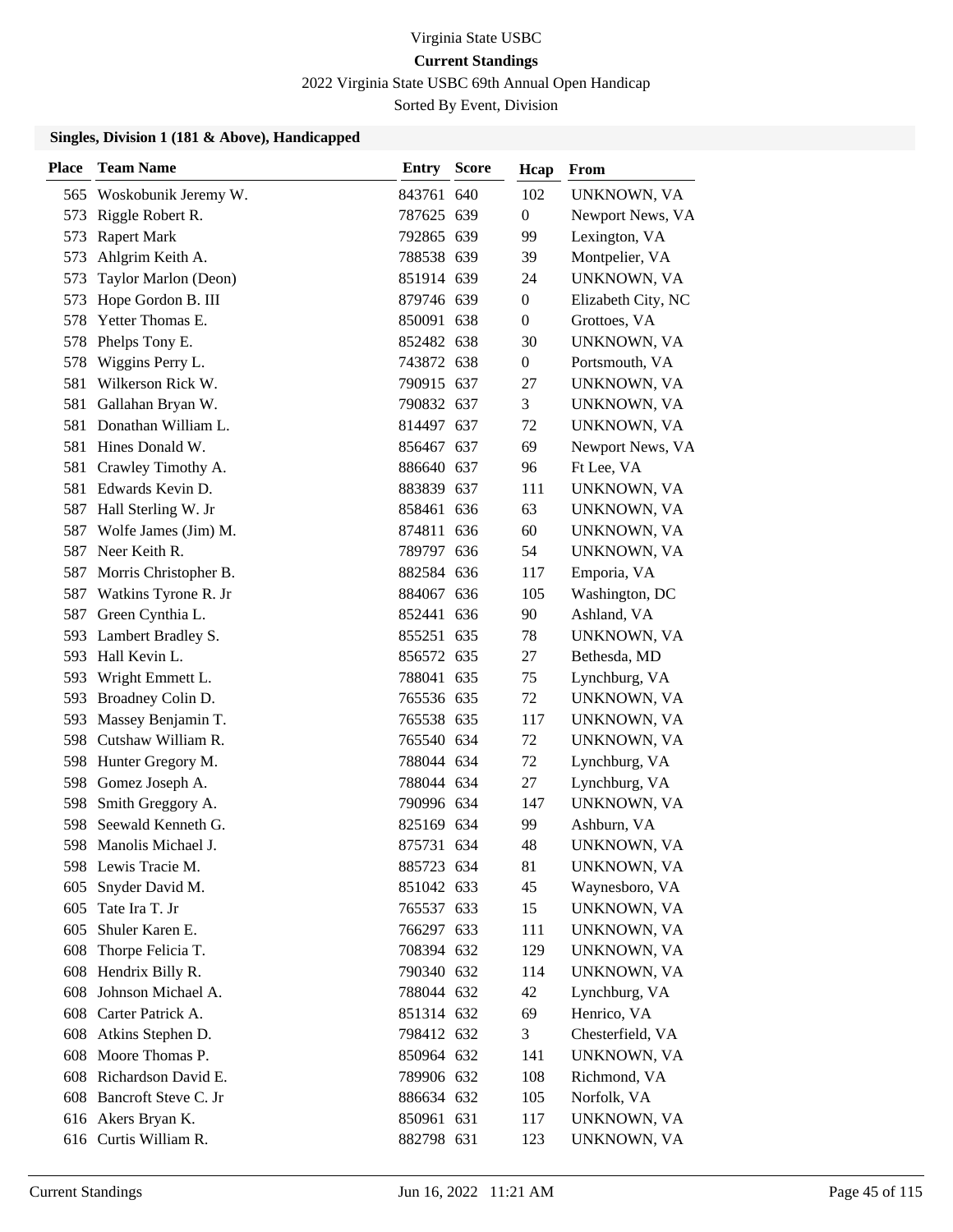Virginia State USBC

**Current Standings**

2022 Virginia State USBC 69th Annual Open Handicap

Sorted By Event, Division

### Singles, Division 1 (181 & Above), Handicapped

| Place | Team Name | Entry | Score | Hcap | From |
|---|---|---|---|---|---|
| 565 | Woskobunik Jeremy W. | 843761 | 640 | 102 | UNKNOWN, VA |
| 573 | Riggle Robert R. | 787625 | 639 | 0 | Newport News, VA |
| 573 | Rapert Mark | 792865 | 639 | 99 | Lexington, VA |
| 573 | Ahlgrim Keith A. | 788538 | 639 | 39 | Montpelier, VA |
| 573 | Taylor Marlon (Deon) | 851914 | 639 | 24 | UNKNOWN, VA |
| 573 | Hope Gordon B. III | 879746 | 639 | 0 | Elizabeth City, NC |
| 578 | Yetter Thomas E. | 850091 | 638 | 0 | Grottoes, VA |
| 578 | Phelps Tony E. | 852482 | 638 | 30 | UNKNOWN, VA |
| 578 | Wiggins Perry L. | 743872 | 638 | 0 | Portsmouth, VA |
| 581 | Wilkerson Rick W. | 790915 | 637 | 27 | UNKNOWN, VA |
| 581 | Gallahan Bryan W. | 790832 | 637 | 3 | UNKNOWN, VA |
| 581 | Donathan William L. | 814497 | 637 | 72 | UNKNOWN, VA |
| 581 | Hines Donald W. | 856467 | 637 | 69 | Newport News, VA |
| 581 | Crawley Timothy A. | 886640 | 637 | 96 | Ft Lee, VA |
| 581 | Edwards Kevin D. | 883839 | 637 | 111 | UNKNOWN, VA |
| 587 | Hall Sterling W. Jr | 858461 | 636 | 63 | UNKNOWN, VA |
| 587 | Wolfe James (Jim) M. | 874811 | 636 | 60 | UNKNOWN, VA |
| 587 | Neer Keith R. | 789797 | 636 | 54 | UNKNOWN, VA |
| 587 | Morris Christopher B. | 882584 | 636 | 117 | Emporia, VA |
| 587 | Watkins Tyrone R. Jr | 884067 | 636 | 105 | Washington, DC |
| 587 | Green Cynthia L. | 852441 | 636 | 90 | Ashland, VA |
| 593 | Lambert Bradley S. | 855251 | 635 | 78 | UNKNOWN, VA |
| 593 | Hall Kevin L. | 856572 | 635 | 27 | Bethesda, MD |
| 593 | Wright Emmett L. | 788041 | 635 | 75 | Lynchburg, VA |
| 593 | Broadney Colin D. | 765536 | 635 | 72 | UNKNOWN, VA |
| 593 | Massey Benjamin T. | 765538 | 635 | 117 | UNKNOWN, VA |
| 598 | Cutshaw William R. | 765540 | 634 | 72 | UNKNOWN, VA |
| 598 | Hunter Gregory M. | 788044 | 634 | 72 | Lynchburg, VA |
| 598 | Gomez Joseph A. | 788044 | 634 | 27 | Lynchburg, VA |
| 598 | Smith Greggory A. | 790996 | 634 | 147 | UNKNOWN, VA |
| 598 | Seewald Kenneth G. | 825169 | 634 | 99 | Ashburn, VA |
| 598 | Manolis Michael J. | 875731 | 634 | 48 | UNKNOWN, VA |
| 598 | Lewis Tracie M. | 885723 | 634 | 81 | UNKNOWN, VA |
| 605 | Snyder David M. | 851042 | 633 | 45 | Waynesboro, VA |
| 605 | Tate Ira T. Jr | 765537 | 633 | 15 | UNKNOWN, VA |
| 605 | Shuler Karen E. | 766297 | 633 | 111 | UNKNOWN, VA |
| 608 | Thorpe Felicia T. | 708394 | 632 | 129 | UNKNOWN, VA |
| 608 | Hendrix Billy R. | 790340 | 632 | 114 | UNKNOWN, VA |
| 608 | Johnson Michael A. | 788044 | 632 | 42 | Lynchburg, VA |
| 608 | Carter Patrick A. | 851314 | 632 | 69 | Henrico, VA |
| 608 | Atkins Stephen D. | 798412 | 632 | 3 | Chesterfield, VA |
| 608 | Moore Thomas P. | 850964 | 632 | 141 | UNKNOWN, VA |
| 608 | Richardson David E. | 789906 | 632 | 108 | Richmond, VA |
| 608 | Bancroft Steve C. Jr | 886634 | 632 | 105 | Norfolk, VA |
| 616 | Akers Bryan K. | 850961 | 631 | 117 | UNKNOWN, VA |
| 616 | Curtis William R. | 882798 | 631 | 123 | UNKNOWN, VA |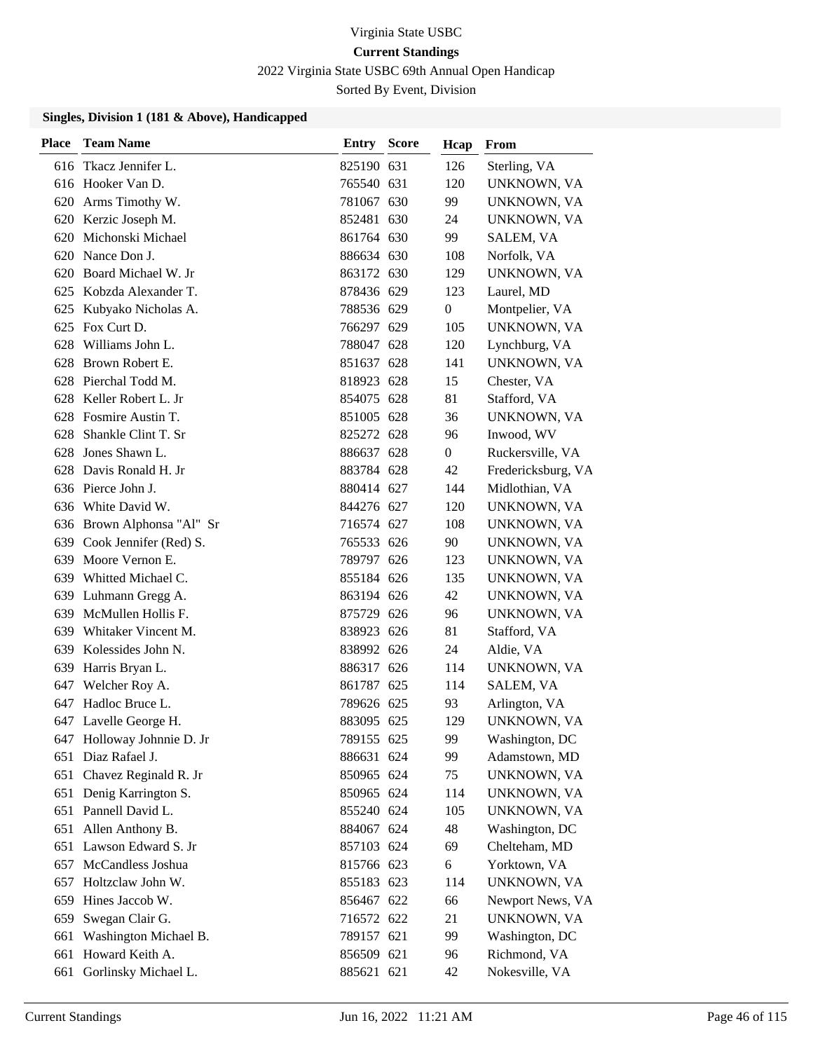Virginia State USBC

**Current Standings**

2022 Virginia State USBC 69th Annual Open Handicap

Sorted By Event, Division

### Singles, Division 1 (181 & Above), Handicapped

| Place | Team Name | Entry | Score | Hcap | From |
|---|---|---|---|---|---|
| 616 | Tkacz Jennifer L. | 825190 | 631 | 126 | Sterling, VA |
| 616 | Hooker Van D. | 765540 | 631 | 120 | UNKNOWN, VA |
| 620 | Arms Timothy W. | 781067 | 630 | 99 | UNKNOWN, VA |
| 620 | Kerzic Joseph M. | 852481 | 630 | 24 | UNKNOWN, VA |
| 620 | Michonski Michael | 861764 | 630 | 99 | SALEM, VA |
| 620 | Nance Don J. | 886634 | 630 | 108 | Norfolk, VA |
| 620 | Board Michael W. Jr | 863172 | 630 | 129 | UNKNOWN, VA |
| 625 | Kobzda Alexander T. | 878436 | 629 | 123 | Laurel, MD |
| 625 | Kubyako Nicholas A. | 788536 | 629 | 0 | Montpelier, VA |
| 625 | Fox Curt D. | 766297 | 629 | 105 | UNKNOWN, VA |
| 628 | Williams John L. | 788047 | 628 | 120 | Lynchburg, VA |
| 628 | Brown Robert E. | 851637 | 628 | 141 | UNKNOWN, VA |
| 628 | Pierchal Todd M. | 818923 | 628 | 15 | Chester, VA |
| 628 | Keller Robert L. Jr | 854075 | 628 | 81 | Stafford, VA |
| 628 | Fosmire Austin T. | 851005 | 628 | 36 | UNKNOWN, VA |
| 628 | Shankle Clint T. Sr | 825272 | 628 | 96 | Inwood, WV |
| 628 | Jones Shawn L. | 886637 | 628 | 0 | Ruckersville, VA |
| 628 | Davis Ronald H. Jr | 883784 | 628 | 42 | Fredericksburg, VA |
| 636 | Pierce John J. | 880414 | 627 | 144 | Midlothian, VA |
| 636 | White David W. | 844276 | 627 | 120 | UNKNOWN, VA |
| 636 | Brown Alphonsa "Al" Sr | 716574 | 627 | 108 | UNKNOWN, VA |
| 639 | Cook Jennifer (Red) S. | 765533 | 626 | 90 | UNKNOWN, VA |
| 639 | Moore Vernon E. | 789797 | 626 | 123 | UNKNOWN, VA |
| 639 | Whitted Michael C. | 855184 | 626 | 135 | UNKNOWN, VA |
| 639 | Luhmann Gregg A. | 863194 | 626 | 42 | UNKNOWN, VA |
| 639 | McMullen Hollis F. | 875729 | 626 | 96 | UNKNOWN, VA |
| 639 | Whitaker Vincent M. | 838923 | 626 | 81 | Stafford, VA |
| 639 | Kolessides John N. | 838992 | 626 | 24 | Aldie, VA |
| 639 | Harris Bryan L. | 886317 | 626 | 114 | UNKNOWN, VA |
| 647 | Welcher Roy A. | 861787 | 625 | 114 | SALEM, VA |
| 647 | Hadloc Bruce L. | 789626 | 625 | 93 | Arlington, VA |
| 647 | Lavelle George H. | 883095 | 625 | 129 | UNKNOWN, VA |
| 647 | Holloway Johnnie D. Jr | 789155 | 625 | 99 | Washington, DC |
| 651 | Diaz Rafael J. | 886631 | 624 | 99 | Adamstown, MD |
| 651 | Chavez Reginald R. Jr | 850965 | 624 | 75 | UNKNOWN, VA |
| 651 | Denig Karrington S. | 850965 | 624 | 114 | UNKNOWN, VA |
| 651 | Pannell David L. | 855240 | 624 | 105 | UNKNOWN, VA |
| 651 | Allen Anthony B. | 884067 | 624 | 48 | Washington, DC |
| 651 | Lawson Edward S. Jr | 857103 | 624 | 69 | Chelteham, MD |
| 657 | McCandless Joshua | 815766 | 623 | 6 | Yorktown, VA |
| 657 | Holtzclaw John W. | 855183 | 623 | 114 | UNKNOWN, VA |
| 659 | Hines Jaccob W. | 856467 | 622 | 66 | Newport News, VA |
| 659 | Swegan Clair G. | 716572 | 622 | 21 | UNKNOWN, VA |
| 661 | Washington Michael B. | 789157 | 621 | 99 | Washington, DC |
| 661 | Howard Keith A. | 856509 | 621 | 96 | Richmond, VA |
| 661 | Gorlinsky Michael L. | 885621 | 621 | 42 | Nokesville, VA |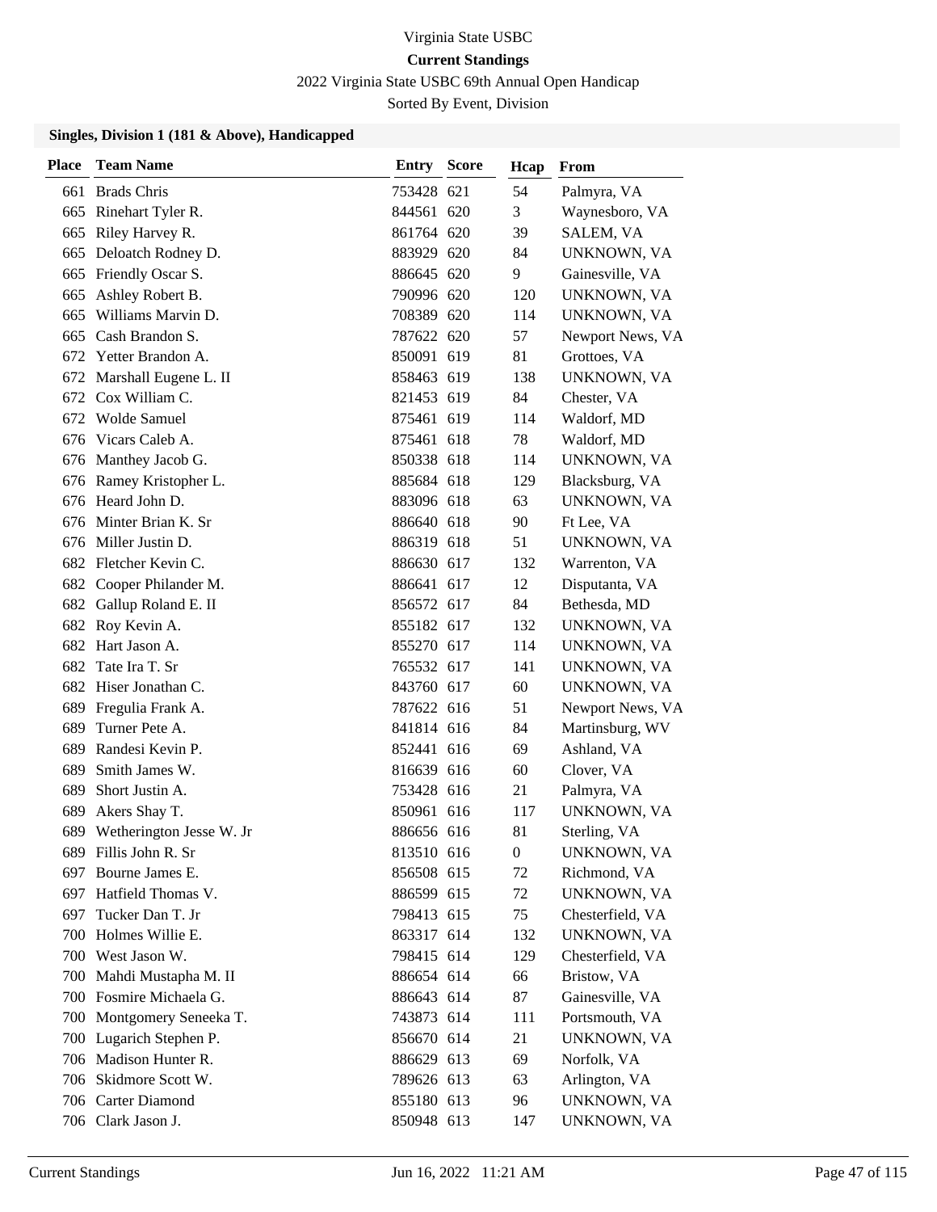Virginia State USBC

**Current Standings**

2022 Virginia State USBC 69th Annual Open Handicap

Sorted By Event, Division

### Singles, Division 1 (181 & Above), Handicapped

| Place | Team Name | Entry | Score | Hcap | From |
|---|---|---|---|---|---|
| 661 | Brads Chris | 753428 | 621 | 54 | Palmyra, VA |
| 665 | Rinehart Tyler R. | 844561 | 620 | 3 | Waynesboro, VA |
| 665 | Riley Harvey R. | 861764 | 620 | 39 | SALEM, VA |
| 665 | Deloatch Rodney D. | 883929 | 620 | 84 | UNKNOWN, VA |
| 665 | Friendly Oscar S. | 886645 | 620 | 9 | Gainesville, VA |
| 665 | Ashley Robert B. | 790996 | 620 | 120 | UNKNOWN, VA |
| 665 | Williams Marvin D. | 708389 | 620 | 114 | UNKNOWN, VA |
| 665 | Cash Brandon S. | 787622 | 620 | 57 | Newport News, VA |
| 672 | Yetter Brandon A. | 850091 | 619 | 81 | Grottoes, VA |
| 672 | Marshall Eugene L. II | 858463 | 619 | 138 | UNKNOWN, VA |
| 672 | Cox William C. | 821453 | 619 | 84 | Chester, VA |
| 672 | Wolde Samuel | 875461 | 619 | 114 | Waldorf, MD |
| 676 | Vicars Caleb A. | 875461 | 618 | 78 | Waldorf, MD |
| 676 | Manthey Jacob G. | 850338 | 618 | 114 | UNKNOWN, VA |
| 676 | Ramey Kristopher L. | 885684 | 618 | 129 | Blacksburg, VA |
| 676 | Heard John D. | 883096 | 618 | 63 | UNKNOWN, VA |
| 676 | Minter Brian K. Sr | 886640 | 618 | 90 | Ft Lee, VA |
| 676 | Miller Justin D. | 886319 | 618 | 51 | UNKNOWN, VA |
| 682 | Fletcher Kevin C. | 886630 | 617 | 132 | Warrenton, VA |
| 682 | Cooper Philander M. | 886641 | 617 | 12 | Disputanta, VA |
| 682 | Gallup Roland E. II | 856572 | 617 | 84 | Bethesda, MD |
| 682 | Roy Kevin A. | 855182 | 617 | 132 | UNKNOWN, VA |
| 682 | Hart Jason A. | 855270 | 617 | 114 | UNKNOWN, VA |
| 682 | Tate Ira T. Sr | 765532 | 617 | 141 | UNKNOWN, VA |
| 682 | Hiser Jonathan C. | 843760 | 617 | 60 | UNKNOWN, VA |
| 689 | Fregulia Frank A. | 787622 | 616 | 51 | Newport News, VA |
| 689 | Turner Pete A. | 841814 | 616 | 84 | Martinsburg, WV |
| 689 | Randesi Kevin P. | 852441 | 616 | 69 | Ashland, VA |
| 689 | Smith James W. | 816639 | 616 | 60 | Clover, VA |
| 689 | Short Justin A. | 753428 | 616 | 21 | Palmyra, VA |
| 689 | Akers Shay T. | 850961 | 616 | 117 | UNKNOWN, VA |
| 689 | Wetherington Jesse W. Jr | 886656 | 616 | 81 | Sterling, VA |
| 689 | Fillis John R. Sr | 813510 | 616 | 0 | UNKNOWN, VA |
| 697 | Bourne James E. | 856508 | 615 | 72 | Richmond, VA |
| 697 | Hatfield Thomas V. | 886599 | 615 | 72 | UNKNOWN, VA |
| 697 | Tucker Dan T. Jr | 798413 | 615 | 75 | Chesterfield, VA |
| 700 | Holmes Willie E. | 863317 | 614 | 132 | UNKNOWN, VA |
| 700 | West Jason W. | 798415 | 614 | 129 | Chesterfield, VA |
| 700 | Mahdi Mustapha M. II | 886654 | 614 | 66 | Bristow, VA |
| 700 | Fosmire Michaela G. | 886643 | 614 | 87 | Gainesville, VA |
| 700 | Montgomery Seneeka T. | 743873 | 614 | 111 | Portsmouth, VA |
| 700 | Lugarich Stephen P. | 856670 | 614 | 21 | UNKNOWN, VA |
| 706 | Madison Hunter R. | 886629 | 613 | 69 | Norfolk, VA |
| 706 | Skidmore Scott W. | 789626 | 613 | 63 | Arlington, VA |
| 706 | Carter Diamond | 855180 | 613 | 96 | UNKNOWN, VA |
| 706 | Clark Jason J. | 850948 | 613 | 147 | UNKNOWN, VA |

Current Standings Jun 16, 2022 11:21 AM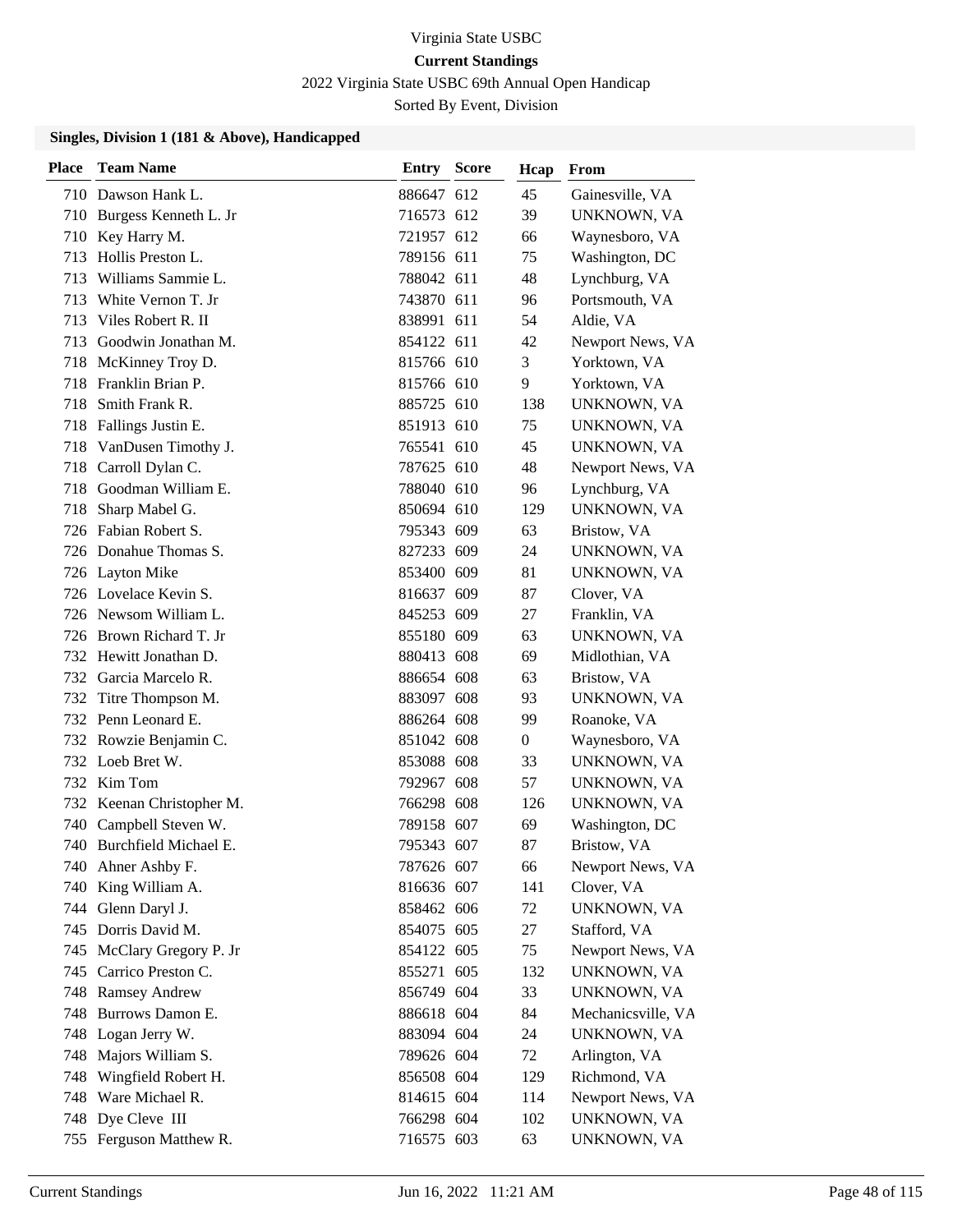Virginia State USBC

**Current Standings**

2022 Virginia State USBC 69th Annual Open Handicap

Sorted By Event, Division

### Singles, Division 1 (181 & Above), Handicapped

| Place | Team Name | Entry | Score | Hcap | From |
|---|---|---|---|---|---|
| 710 | Dawson Hank L. | 886647 | 612 | 45 | Gainesville, VA |
| 710 | Burgess Kenneth L. Jr | 716573 | 612 | 39 | UNKNOWN, VA |
| 710 | Key Harry M. | 721957 | 612 | 66 | Waynesboro, VA |
| 713 | Hollis Preston L. | 789156 | 611 | 75 | Washington, DC |
| 713 | Williams Sammie L. | 788042 | 611 | 48 | Lynchburg, VA |
| 713 | White Vernon T. Jr | 743870 | 611 | 96 | Portsmouth, VA |
| 713 | Viles Robert R. II | 838991 | 611 | 54 | Aldie, VA |
| 713 | Goodwin Jonathan M. | 854122 | 611 | 42 | Newport News, VA |
| 718 | McKinney Troy D. | 815766 | 610 | 3 | Yorktown, VA |
| 718 | Franklin Brian P. | 815766 | 610 | 9 | Yorktown, VA |
| 718 | Smith Frank R. | 885725 | 610 | 138 | UNKNOWN, VA |
| 718 | Fallings Justin E. | 851913 | 610 | 75 | UNKNOWN, VA |
| 718 | VanDusen Timothy J. | 765541 | 610 | 45 | UNKNOWN, VA |
| 718 | Carroll Dylan C. | 787625 | 610 | 48 | Newport News, VA |
| 718 | Goodman William E. | 788040 | 610 | 96 | Lynchburg, VA |
| 718 | Sharp Mabel G. | 850694 | 610 | 129 | UNKNOWN, VA |
| 726 | Fabian Robert S. | 795343 | 609 | 63 | Bristow, VA |
| 726 | Donahue Thomas S. | 827233 | 609 | 24 | UNKNOWN, VA |
| 726 | Layton Mike | 853400 | 609 | 81 | UNKNOWN, VA |
| 726 | Lovelace Kevin S. | 816637 | 609 | 87 | Clover, VA |
| 726 | Newsom William L. | 845253 | 609 | 27 | Franklin, VA |
| 726 | Brown Richard T. Jr | 855180 | 609 | 63 | UNKNOWN, VA |
| 732 | Hewitt Jonathan D. | 880413 | 608 | 69 | Midlothian, VA |
| 732 | Garcia Marcelo R. | 886654 | 608 | 63 | Bristow, VA |
| 732 | Titre Thompson M. | 883097 | 608 | 93 | UNKNOWN, VA |
| 732 | Penn Leonard E. | 886264 | 608 | 99 | Roanoke, VA |
| 732 | Rowzie Benjamin C. | 851042 | 608 | 0 | Waynesboro, VA |
| 732 | Loeb Bret W. | 853088 | 608 | 33 | UNKNOWN, VA |
| 732 | Kim Tom | 792967 | 608 | 57 | UNKNOWN, VA |
| 732 | Keenan Christopher M. | 766298 | 608 | 126 | UNKNOWN, VA |
| 740 | Campbell Steven W. | 789158 | 607 | 69 | Washington, DC |
| 740 | Burchfield Michael E. | 795343 | 607 | 87 | Bristow, VA |
| 740 | Ahner Ashby F. | 787626 | 607 | 66 | Newport News, VA |
| 740 | King William A. | 816636 | 607 | 141 | Clover, VA |
| 744 | Glenn Daryl J. | 858462 | 606 | 72 | UNKNOWN, VA |
| 745 | Dorris David M. | 854075 | 605 | 27 | Stafford, VA |
| 745 | McClary Gregory P. Jr | 854122 | 605 | 75 | Newport News, VA |
| 745 | Carrico Preston C. | 855271 | 605 | 132 | UNKNOWN, VA |
| 748 | Ramsey Andrew | 856749 | 604 | 33 | UNKNOWN, VA |
| 748 | Burrows Damon E. | 886618 | 604 | 84 | Mechanicsville, VA |
| 748 | Logan Jerry W. | 883094 | 604 | 24 | UNKNOWN, VA |
| 748 | Majors William S. | 789626 | 604 | 72 | Arlington, VA |
| 748 | Wingfield Robert H. | 856508 | 604 | 129 | Richmond, VA |
| 748 | Ware Michael R. | 814615 | 604 | 114 | Newport News, VA |
| 748 | Dye Cleve III | 766298 | 604 | 102 | UNKNOWN, VA |
| 755 | Ferguson Matthew R. | 716575 | 603 | 63 | UNKNOWN, VA |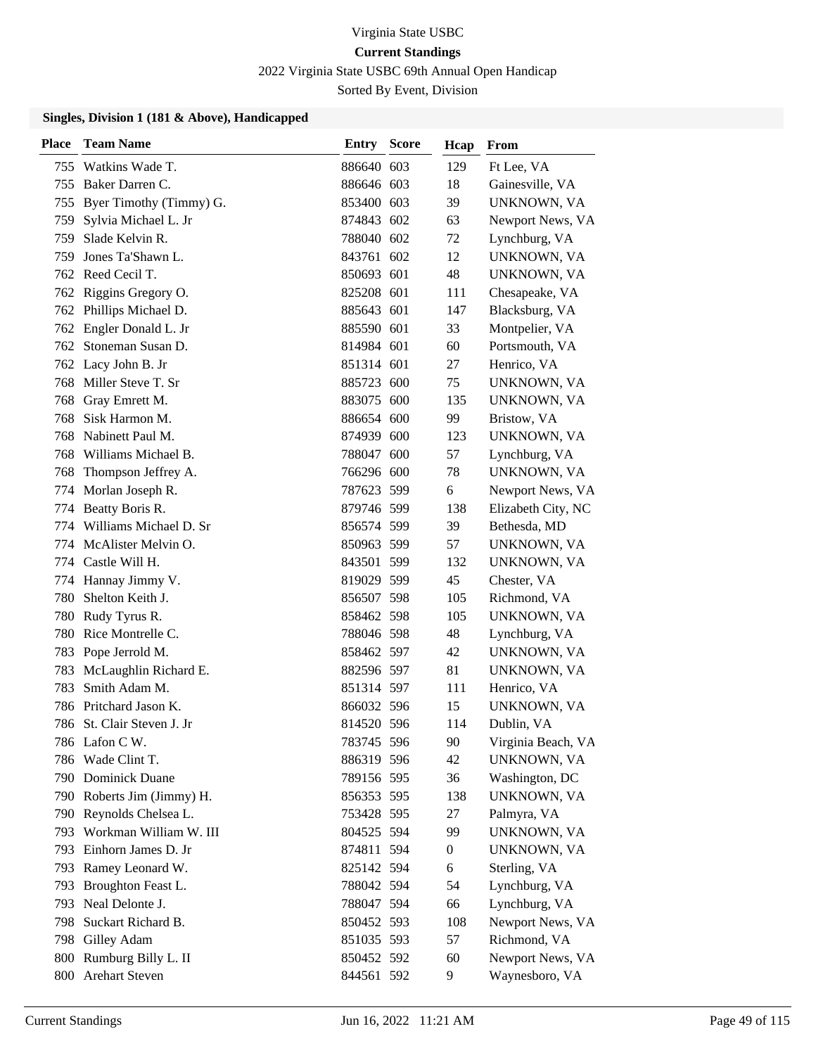Virginia State USBC

**Current Standings**

2022 Virginia State USBC 69th Annual Open Handicap

Sorted By Event, Division

### Singles, Division 1 (181 & Above), Handicapped

| Place | Team Name | Entry | Score | Hcap | From |
|---|---|---|---|---|---|
| 755 | Watkins Wade T. | 886640 | 603 | 129 | Ft Lee, VA |
| 755 | Baker Darren C. | 886646 | 603 | 18 | Gainesville, VA |
| 755 | Byer Timothy (Timmy) G. | 853400 | 603 | 39 | UNKNOWN, VA |
| 759 | Sylvia Michael L. Jr | 874843 | 602 | 63 | Newport News, VA |
| 759 | Slade Kelvin R. | 788040 | 602 | 72 | Lynchburg, VA |
| 759 | Jones Ta'Shawn L. | 843761 | 602 | 12 | UNKNOWN, VA |
| 762 | Reed Cecil T. | 850693 | 601 | 48 | UNKNOWN, VA |
| 762 | Riggins Gregory O. | 825208 | 601 | 111 | Chesapeake, VA |
| 762 | Phillips Michael D. | 885643 | 601 | 147 | Blacksburg, VA |
| 762 | Engler Donald L. Jr | 885590 | 601 | 33 | Montpelier, VA |
| 762 | Stoneman Susan D. | 814984 | 601 | 60 | Portsmouth, VA |
| 762 | Lacy John B. Jr | 851314 | 601 | 27 | Henrico, VA |
| 768 | Miller Steve T. Sr | 885723 | 600 | 75 | UNKNOWN, VA |
| 768 | Gray Emrett M. | 883075 | 600 | 135 | UNKNOWN, VA |
| 768 | Sisk Harmon M. | 886654 | 600 | 99 | Bristow, VA |
| 768 | Nabinett Paul M. | 874939 | 600 | 123 | UNKNOWN, VA |
| 768 | Williams Michael B. | 788047 | 600 | 57 | Lynchburg, VA |
| 768 | Thompson Jeffrey A. | 766296 | 600 | 78 | UNKNOWN, VA |
| 774 | Morlan Joseph R. | 787623 | 599 | 6 | Newport News, VA |
| 774 | Beatty Boris R. | 879746 | 599 | 138 | Elizabeth City, NC |
| 774 | Williams Michael D. Sr | 856574 | 599 | 39 | Bethesda, MD |
| 774 | McAlister Melvin O. | 850963 | 599 | 57 | UNKNOWN, VA |
| 774 | Castle Will H. | 843501 | 599 | 132 | UNKNOWN, VA |
| 774 | Hannay Jimmy V. | 819029 | 599 | 45 | Chester, VA |
| 780 | Shelton Keith J. | 856507 | 598 | 105 | Richmond, VA |
| 780 | Rudy Tyrus R. | 858462 | 598 | 105 | UNKNOWN, VA |
| 780 | Rice Montrelle C. | 788046 | 598 | 48 | Lynchburg, VA |
| 783 | Pope Jerrold M. | 858462 | 597 | 42 | UNKNOWN, VA |
| 783 | McLaughlin Richard E. | 882596 | 597 | 81 | UNKNOWN, VA |
| 783 | Smith Adam M. | 851314 | 597 | 111 | Henrico, VA |
| 786 | Pritchard Jason K. | 866032 | 596 | 15 | UNKNOWN, VA |
| 786 | St. Clair Steven J. Jr | 814520 | 596 | 114 | Dublin, VA |
| 786 | Lafon C W. | 783745 | 596 | 90 | Virginia Beach, VA |
| 786 | Wade Clint T. | 886319 | 596 | 42 | UNKNOWN, VA |
| 790 | Dominick Duane | 789156 | 595 | 36 | Washington, DC |
| 790 | Roberts Jim (Jimmy) H. | 856353 | 595 | 138 | UNKNOWN, VA |
| 790 | Reynolds Chelsea L. | 753428 | 595 | 27 | Palmyra, VA |
| 793 | Workman William W. III | 804525 | 594 | 99 | UNKNOWN, VA |
| 793 | Einhorn James D. Jr | 874811 | 594 | 0 | UNKNOWN, VA |
| 793 | Ramey Leonard W. | 825142 | 594 | 6 | Sterling, VA |
| 793 | Broughton Feast L. | 788042 | 594 | 54 | Lynchburg, VA |
| 793 | Neal Delonte J. | 788047 | 594 | 66 | Lynchburg, VA |
| 798 | Suckart Richard B. | 850452 | 593 | 108 | Newport News, VA |
| 798 | Gilley Adam | 851035 | 593 | 57 | Richmond, VA |
| 800 | Rumburg Billy L. II | 850452 | 592 | 60 | Newport News, VA |
| 800 | Arehart Steven | 844561 | 592 | 9 | Waynesboro, VA |

Current Standings — Jun 16, 2022 11:21 AM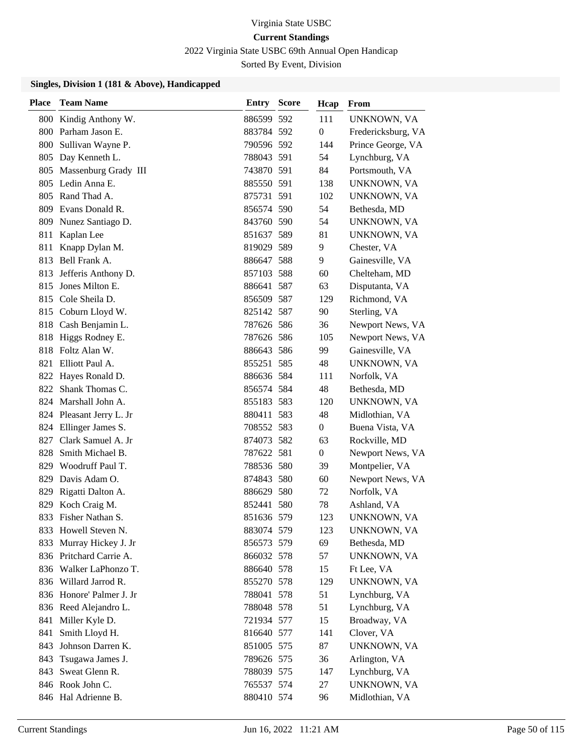Virginia State USBC

**Current Standings**

2022 Virginia State USBC 69th Annual Open Handicap

Sorted By Event, Division

### Singles, Division 1 (181 & Above), Handicapped

| Place | Team Name | Entry | Score | Hcap | From |
|---|---|---|---|---|---|
| 800 | Kindig Anthony W. | 886599 | 592 | 111 | UNKNOWN, VA |
| 800 | Parham Jason E. | 883784 | 592 | 0 | Fredericksburg, VA |
| 800 | Sullivan Wayne P. | 790596 | 592 | 144 | Prince George, VA |
| 805 | Day Kenneth L. | 788043 | 591 | 54 | Lynchburg, VA |
| 805 | Massenburg Grady III | 743870 | 591 | 84 | Portsmouth, VA |
| 805 | Ledin Anna E. | 885550 | 591 | 138 | UNKNOWN, VA |
| 805 | Rand Thad A. | 875731 | 591 | 102 | UNKNOWN, VA |
| 809 | Evans Donald R. | 856574 | 590 | 54 | Bethesda, MD |
| 809 | Nunez Santiago D. | 843760 | 590 | 54 | UNKNOWN, VA |
| 811 | Kaplan Lee | 851637 | 589 | 81 | UNKNOWN, VA |
| 811 | Knapp Dylan M. | 819029 | 589 | 9 | Chester, VA |
| 813 | Bell Frank A. | 886647 | 588 | 9 | Gainesville, VA |
| 813 | Jefferis Anthony D. | 857103 | 588 | 60 | Chelteham, MD |
| 815 | Jones Milton E. | 886641 | 587 | 63 | Disputanta, VA |
| 815 | Cole Sheila D. | 856509 | 587 | 129 | Richmond, VA |
| 815 | Coburn Lloyd W. | 825142 | 587 | 90 | Sterling, VA |
| 818 | Cash Benjamin L. | 787626 | 586 | 36 | Newport News, VA |
| 818 | Higgs Rodney E. | 787626 | 586 | 105 | Newport News, VA |
| 818 | Foltz Alan W. | 886643 | 586 | 99 | Gainesville, VA |
| 821 | Elliott Paul A. | 855251 | 585 | 48 | UNKNOWN, VA |
| 822 | Hayes Ronald D. | 886636 | 584 | 111 | Norfolk, VA |
| 822 | Shank Thomas C. | 856574 | 584 | 48 | Bethesda, MD |
| 824 | Marshall John A. | 855183 | 583 | 120 | UNKNOWN, VA |
| 824 | Pleasant Jerry L. Jr | 880411 | 583 | 48 | Midlothian, VA |
| 824 | Ellinger James S. | 708552 | 583 | 0 | Buena Vista, VA |
| 827 | Clark Samuel A. Jr | 874073 | 582 | 63 | Rockville, MD |
| 828 | Smith Michael B. | 787622 | 581 | 0 | Newport News, VA |
| 829 | Woodruff Paul T. | 788536 | 580 | 39 | Montpelier, VA |
| 829 | Davis Adam O. | 874843 | 580 | 60 | Newport News, VA |
| 829 | Rigatti Dalton A. | 886629 | 580 | 72 | Norfolk, VA |
| 829 | Koch Craig M. | 852441 | 580 | 78 | Ashland, VA |
| 833 | Fisher Nathan S. | 851636 | 579 | 123 | UNKNOWN, VA |
| 833 | Howell Steven N. | 883074 | 579 | 123 | UNKNOWN, VA |
| 833 | Murray Hickey J. Jr | 856573 | 579 | 69 | Bethesda, MD |
| 836 | Pritchard Carrie A. | 866032 | 578 | 57 | UNKNOWN, VA |
| 836 | Walker LaPhonzo T. | 886640 | 578 | 15 | Ft Lee, VA |
| 836 | Willard Jarrod R. | 855270 | 578 | 129 | UNKNOWN, VA |
| 836 | Honore' Palmer J. Jr | 788041 | 578 | 51 | Lynchburg, VA |
| 836 | Reed Alejandro L. | 788048 | 578 | 51 | Lynchburg, VA |
| 841 | Miller Kyle D. | 721934 | 577 | 15 | Broadway, VA |
| 841 | Smith Lloyd H. | 816640 | 577 | 141 | Clover, VA |
| 843 | Johnson Darren K. | 851005 | 575 | 87 | UNKNOWN, VA |
| 843 | Tsugawa James J. | 789626 | 575 | 36 | Arlington, VA |
| 843 | Sweat Glenn R. | 788039 | 575 | 147 | Lynchburg, VA |
| 846 | Rook John C. | 765537 | 574 | 27 | UNKNOWN, VA |
| 846 | Hal Adrienne B. | 880410 | 574 | 96 | Midlothian, VA |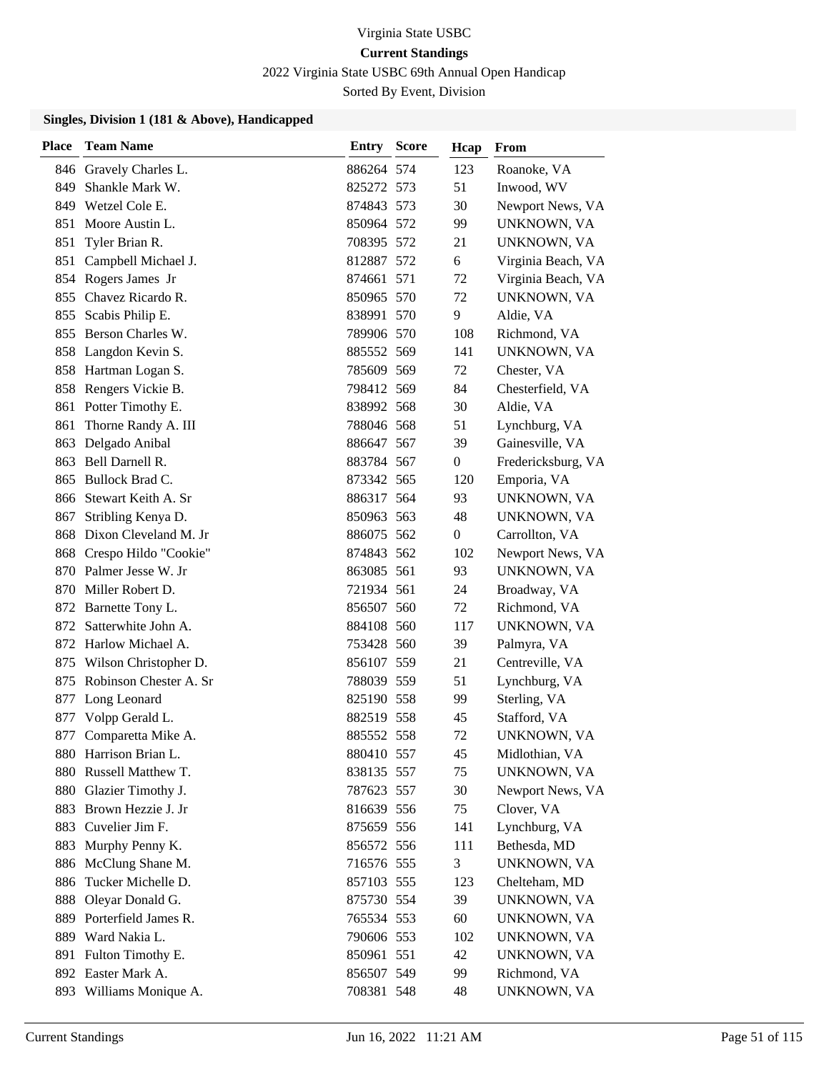Virginia State USBC

**Current Standings**

2022 Virginia State USBC 69th Annual Open Handicap

Sorted By Event, Division

### Singles, Division 1 (181 & Above), Handicapped

| Place | Team Name | Entry | Score | Hcap | From |
|---|---|---|---|---|---|
| 846 | Gravely Charles L. | 886264 | 574 | 123 | Roanoke, VA |
| 849 | Shankle Mark W. | 825272 | 573 | 51 | Inwood, WV |
| 849 | Wetzel Cole E. | 874843 | 573 | 30 | Newport News, VA |
| 851 | Moore Austin L. | 850964 | 572 | 99 | UNKNOWN, VA |
| 851 | Tyler Brian R. | 708395 | 572 | 21 | UNKNOWN, VA |
| 851 | Campbell Michael J. | 812887 | 572 | 6 | Virginia Beach, VA |
| 854 | Rogers James Jr | 874661 | 571 | 72 | Virginia Beach, VA |
| 855 | Chavez Ricardo R. | 850965 | 570 | 72 | UNKNOWN, VA |
| 855 | Scabis Philip E. | 838991 | 570 | 9 | Aldie, VA |
| 855 | Berson Charles W. | 789906 | 570 | 108 | Richmond, VA |
| 858 | Langdon Kevin S. | 885552 | 569 | 141 | UNKNOWN, VA |
| 858 | Hartman Logan S. | 785609 | 569 | 72 | Chester, VA |
| 858 | Rengers Vickie B. | 798412 | 569 | 84 | Chesterfield, VA |
| 861 | Potter Timothy E. | 838992 | 568 | 30 | Aldie, VA |
| 861 | Thorne Randy A. III | 788046 | 568 | 51 | Lynchburg, VA |
| 863 | Delgado Anibal | 886647 | 567 | 39 | Gainesville, VA |
| 863 | Bell Darnell R. | 883784 | 567 | 0 | Fredericksburg, VA |
| 865 | Bullock Brad C. | 873342 | 565 | 120 | Emporia, VA |
| 866 | Stewart Keith A. Sr | 886317 | 564 | 93 | UNKNOWN, VA |
| 867 | Stribling Kenya D. | 850963 | 563 | 48 | UNKNOWN, VA |
| 868 | Dixon Cleveland M. Jr | 886075 | 562 | 0 | Carrollton, VA |
| 868 | Crespo Hildo "Cookie" | 874843 | 562 | 102 | Newport News, VA |
| 870 | Palmer Jesse W. Jr | 863085 | 561 | 93 | UNKNOWN, VA |
| 870 | Miller Robert D. | 721934 | 561 | 24 | Broadway, VA |
| 872 | Barnette Tony L. | 856507 | 560 | 72 | Richmond, VA |
| 872 | Satterwhite John A. | 884108 | 560 | 117 | UNKNOWN, VA |
| 872 | Harlow Michael A. | 753428 | 560 | 39 | Palmyra, VA |
| 875 | Wilson Christopher D. | 856107 | 559 | 21 | Centreville, VA |
| 875 | Robinson Chester A. Sr | 788039 | 559 | 51 | Lynchburg, VA |
| 877 | Long Leonard | 825190 | 558 | 99 | Sterling, VA |
| 877 | Volpp Gerald L. | 882519 | 558 | 45 | Stafford, VA |
| 877 | Comparetta Mike A. | 885552 | 558 | 72 | UNKNOWN, VA |
| 880 | Harrison Brian L. | 880410 | 557 | 45 | Midlothian, VA |
| 880 | Russell Matthew T. | 838135 | 557 | 75 | UNKNOWN, VA |
| 880 | Glazier Timothy J. | 787623 | 557 | 30 | Newport News, VA |
| 883 | Brown Hezzie J. Jr | 816639 | 556 | 75 | Clover, VA |
| 883 | Cuvelier Jim F. | 875659 | 556 | 141 | Lynchburg, VA |
| 883 | Murphy Penny K. | 856572 | 556 | 111 | Bethesda, MD |
| 886 | McClung Shane M. | 716576 | 555 | 3 | UNKNOWN, VA |
| 886 | Tucker Michelle D. | 857103 | 555 | 123 | Chelteham, MD |
| 888 | Oleyar Donald G. | 875730 | 554 | 39 | UNKNOWN, VA |
| 889 | Porterfield James R. | 765534 | 553 | 60 | UNKNOWN, VA |
| 889 | Ward Nakia L. | 790606 | 553 | 102 | UNKNOWN, VA |
| 891 | Fulton Timothy E. | 850961 | 551 | 42 | UNKNOWN, VA |
| 892 | Easter Mark A. | 856507 | 549 | 99 | Richmond, VA |
| 893 | Williams Monique A. | 708381 | 548 | 48 | UNKNOWN, VA |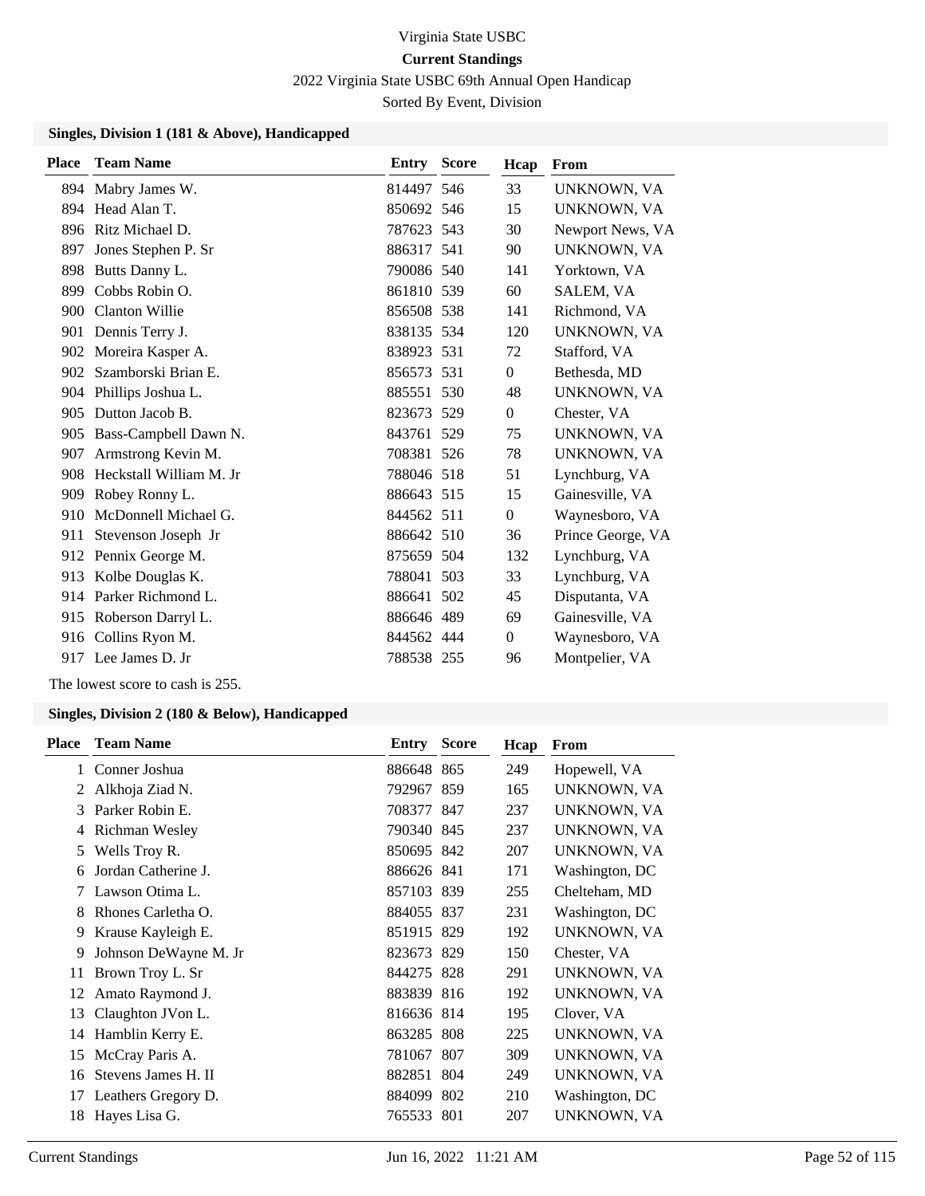Virginia State USBC

**Current Standings**

2022 Virginia State USBC 69th Annual Open Handicap

Sorted By Event, Division

### Singles, Division 1 (181 & Above), Handicapped

| Place | Team Name | Entry | Score | Hcap | From |
|---|---|---|---|---|---|
| 894 | Mabry James W. | 814497 | 546 | 33 | UNKNOWN, VA |
| 894 | Head Alan T. | 850692 | 546 | 15 | UNKNOWN, VA |
| 896 | Ritz Michael D. | 787623 | 543 | 30 | Newport News, VA |
| 897 | Jones Stephen P. Sr | 886317 | 541 | 90 | UNKNOWN, VA |
| 898 | Butts Danny L. | 790086 | 540 | 141 | Yorktown, VA |
| 899 | Cobbs Robin O. | 861810 | 539 | 60 | SALEM, VA |
| 900 | Clanton Willie | 856508 | 538 | 141 | Richmond, VA |
| 901 | Dennis Terry J. | 838135 | 534 | 120 | UNKNOWN, VA |
| 902 | Moreira Kasper A. | 838923 | 531 | 72 | Stafford, VA |
| 902 | Szamborski Brian E. | 856573 | 531 | 0 | Bethesda, MD |
| 904 | Phillips Joshua L. | 885551 | 530 | 48 | UNKNOWN, VA |
| 905 | Dutton Jacob B. | 823673 | 529 | 0 | Chester, VA |
| 905 | Bass-Campbell Dawn N. | 843761 | 529 | 75 | UNKNOWN, VA |
| 907 | Armstrong Kevin M. | 708381 | 526 | 78 | UNKNOWN, VA |
| 908 | Heckstall William M. Jr | 788046 | 518 | 51 | Lynchburg, VA |
| 909 | Robey Ronny L. | 886643 | 515 | 15 | Gainesville, VA |
| 910 | McDonnell Michael G. | 844562 | 511 | 0 | Waynesboro, VA |
| 911 | Stevenson Joseph Jr | 886642 | 510 | 36 | Prince George, VA |
| 912 | Pennix George M. | 875659 | 504 | 132 | Lynchburg, VA |
| 913 | Kolbe Douglas K. | 788041 | 503 | 33 | Lynchburg, VA |
| 914 | Parker Richmond L. | 886641 | 502 | 45 | Disputanta, VA |
| 915 | Roberson Darryl L. | 886646 | 489 | 69 | Gainesville, VA |
| 916 | Collins Ryon M. | 844562 | 444 | 0 | Waynesboro, VA |
| 917 | Lee James D. Jr | 788538 | 255 | 96 | Montpelier, VA |

The lowest score to cash is 255.

### Singles, Division 2 (180 & Below), Handicapped

| Place | Team Name | Entry | Score | Hcap | From |
|---|---|---|---|---|---|
| 1 | Conner Joshua | 886648 | 865 | 249 | Hopewell, VA |
| 2 | Alkhoja Ziad N. | 792967 | 859 | 165 | UNKNOWN, VA |
| 3 | Parker Robin E. | 708377 | 847 | 237 | UNKNOWN, VA |
| 4 | Richman Wesley | 790340 | 845 | 237 | UNKNOWN, VA |
| 5 | Wells Troy R. | 850695 | 842 | 207 | UNKNOWN, VA |
| 6 | Jordan Catherine J. | 886626 | 841 | 171 | Washington, DC |
| 7 | Lawson Otima L. | 857103 | 839 | 255 | Chelteham, MD |
| 8 | Rhones Carletha O. | 884055 | 837 | 231 | Washington, DC |
| 9 | Krause Kayleigh E. | 851915 | 829 | 192 | UNKNOWN, VA |
| 9 | Johnson DeWayne M. Jr | 823673 | 829 | 150 | Chester, VA |
| 11 | Brown Troy L. Sr | 844275 | 828 | 291 | UNKNOWN, VA |
| 12 | Amato Raymond J. | 883839 | 816 | 192 | UNKNOWN, VA |
| 13 | Claughton JVon L. | 816636 | 814 | 195 | Clover, VA |
| 14 | Hamblin Kerry E. | 863285 | 808 | 225 | UNKNOWN, VA |
| 15 | McCray Paris A. | 781067 | 807 | 309 | UNKNOWN, VA |
| 16 | Stevens James H. II | 882851 | 804 | 249 | UNKNOWN, VA |
| 17 | Leathers Gregory D. | 884099 | 802 | 210 | Washington, DC |
| 18 | Hayes Lisa G. | 765533 | 801 | 207 | UNKNOWN, VA |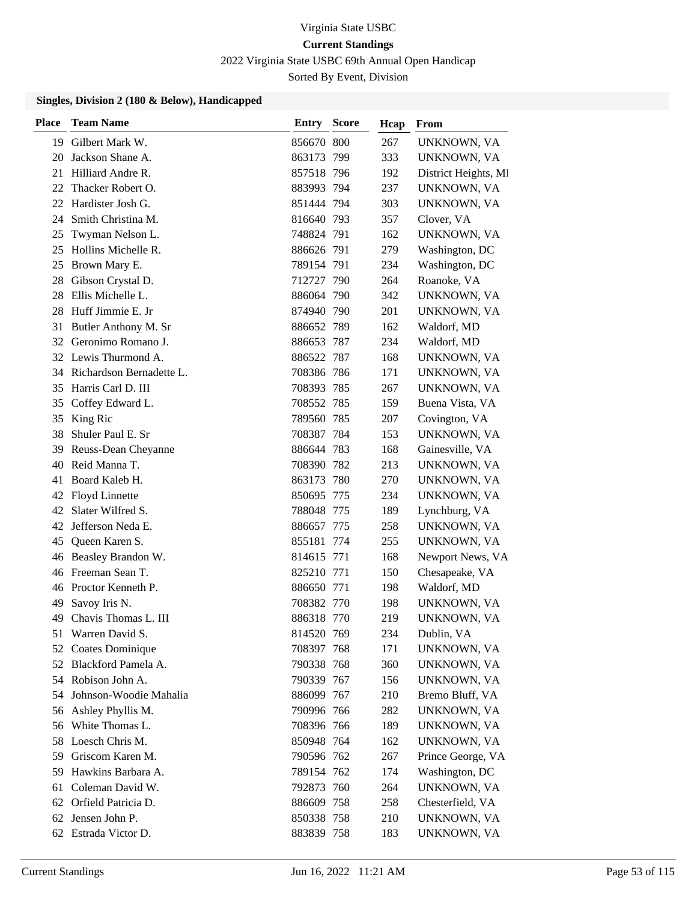Virginia State USBC

**Current Standings**

2022 Virginia State USBC 69th Annual Open Handicap

Sorted By Event, Division

### Singles, Division 2 (180 & Below), Handicapped

| Place | Team Name | Entry | Score | Hcap | From |
|---|---|---|---|---|---|
| 19 | Gilbert Mark W. | 856670 | 800 | 267 | UNKNOWN, VA |
| 20 | Jackson Shane A. | 863173 | 799 | 333 | UNKNOWN, VA |
| 21 | Hilliard Andre R. | 857518 | 796 | 192 | District Heights, MI |
| 22 | Thacker Robert O. | 883993 | 794 | 237 | UNKNOWN, VA |
| 22 | Hardister Josh G. | 851444 | 794 | 303 | UNKNOWN, VA |
| 24 | Smith Christina M. | 816640 | 793 | 357 | Clover, VA |
| 25 | Twyman Nelson L. | 748824 | 791 | 162 | UNKNOWN, VA |
| 25 | Hollins Michelle R. | 886626 | 791 | 279 | Washington, DC |
| 25 | Brown Mary E. | 789154 | 791 | 234 | Washington, DC |
| 28 | Gibson Crystal D. | 712727 | 790 | 264 | Roanoke, VA |
| 28 | Ellis Michelle L. | 886064 | 790 | 342 | UNKNOWN, VA |
| 28 | Huff Jimmie E. Jr | 874940 | 790 | 201 | UNKNOWN, VA |
| 31 | Butler Anthony M. Sr | 886652 | 789 | 162 | Waldorf, MD |
| 32 | Geronimo Romano J. | 886653 | 787 | 234 | Waldorf, MD |
| 32 | Lewis Thurmond A. | 886522 | 787 | 168 | UNKNOWN, VA |
| 34 | Richardson Bernadette L. | 708386 | 786 | 171 | UNKNOWN, VA |
| 35 | Harris Carl D. III | 708393 | 785 | 267 | UNKNOWN, VA |
| 35 | Coffey Edward L. | 708552 | 785 | 159 | Buena Vista, VA |
| 35 | King Ric | 789560 | 785 | 207 | Covington, VA |
| 38 | Shuler Paul E. Sr | 708387 | 784 | 153 | UNKNOWN, VA |
| 39 | Reuss-Dean Cheyanne | 886644 | 783 | 168 | Gainesville, VA |
| 40 | Reid Manna T. | 708390 | 782 | 213 | UNKNOWN, VA |
| 41 | Board Kaleb H. | 863173 | 780 | 270 | UNKNOWN, VA |
| 42 | Floyd Linnette | 850695 | 775 | 234 | UNKNOWN, VA |
| 42 | Slater Wilfred S. | 788048 | 775 | 189 | Lynchburg, VA |
| 42 | Jefferson Neda E. | 886657 | 775 | 258 | UNKNOWN, VA |
| 45 | Queen Karen S. | 855181 | 774 | 255 | UNKNOWN, VA |
| 46 | Beasley Brandon W. | 814615 | 771 | 168 | Newport News, VA |
| 46 | Freeman Sean T. | 825210 | 771 | 150 | Chesapeake, VA |
| 46 | Proctor Kenneth P. | 886650 | 771 | 198 | Waldorf, MD |
| 49 | Savoy Iris N. | 708382 | 770 | 198 | UNKNOWN, VA |
| 49 | Chavis Thomas L. III | 886318 | 770 | 219 | UNKNOWN, VA |
| 51 | Warren David S. | 814520 | 769 | 234 | Dublin, VA |
| 52 | Coates Dominique | 708397 | 768 | 171 | UNKNOWN, VA |
| 52 | Blackford Pamela A. | 790338 | 768 | 360 | UNKNOWN, VA |
| 54 | Robison John A. | 790339 | 767 | 156 | UNKNOWN, VA |
| 54 | Johnson-Woodie Mahalia | 886099 | 767 | 210 | Bremo Bluff, VA |
| 56 | Ashley Phyllis M. | 790996 | 766 | 282 | UNKNOWN, VA |
| 56 | White Thomas L. | 708396 | 766 | 189 | UNKNOWN, VA |
| 58 | Loesch Chris M. | 850948 | 764 | 162 | UNKNOWN, VA |
| 59 | Griscom Karen M. | 790596 | 762 | 267 | Prince George, VA |
| 59 | Hawkins Barbara A. | 789154 | 762 | 174 | Washington, DC |
| 61 | Coleman David W. | 792873 | 760 | 264 | UNKNOWN, VA |
| 62 | Orfield Patricia D. | 886609 | 758 | 258 | Chesterfield, VA |
| 62 | Jensen John P. | 850338 | 758 | 210 | UNKNOWN, VA |
| 62 | Estrada Victor D. | 883839 | 758 | 183 | UNKNOWN, VA |

Current Standings | Jun 16, 2022 11:21 AM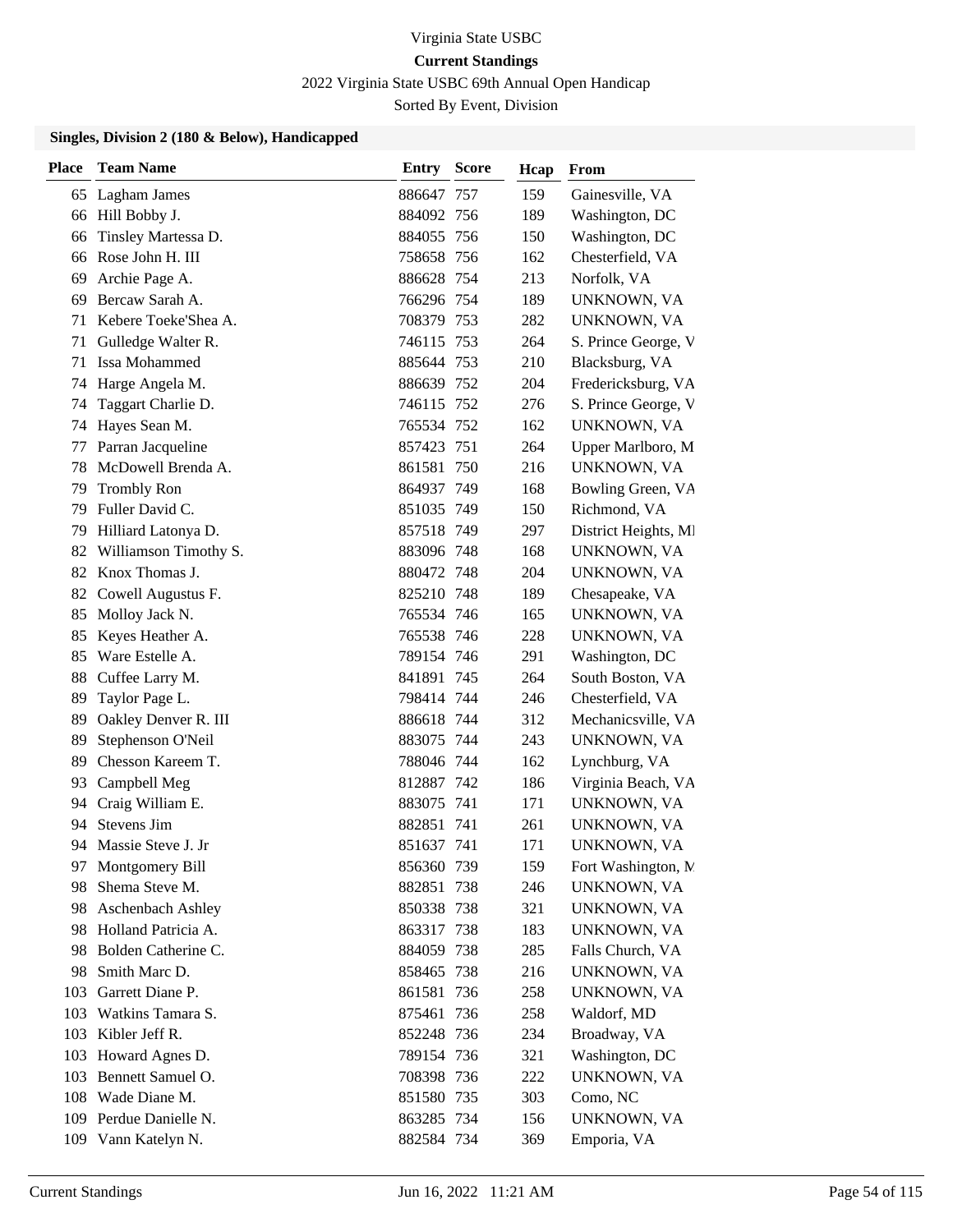Virginia State USBC

**Current Standings**

2022 Virginia State USBC 69th Annual Open Handicap

Sorted By Event, Division

### Singles, Division 2 (180 & Below), Handicapped

| Place | Team Name | Entry | Score | Hcap | From |
|---|---|---|---|---|---|
| 65 | Lagham James | 886647 | 757 | 159 | Gainesville, VA |
| 66 | Hill Bobby J. | 884092 | 756 | 189 | Washington, DC |
| 66 | Tinsley Martessa D. | 884055 | 756 | 150 | Washington, DC |
| 66 | Rose John H. III | 758658 | 756 | 162 | Chesterfield, VA |
| 69 | Archie Page A. | 886628 | 754 | 213 | Norfolk, VA |
| 69 | Bercaw Sarah A. | 766296 | 754 | 189 | UNKNOWN, VA |
| 71 | Kebere Toeke'Shea A. | 708379 | 753 | 282 | UNKNOWN, VA |
| 71 | Gulledge Walter R. | 746115 | 753 | 264 | S. Prince George, V |
| 71 | Issa Mohammed | 885644 | 753 | 210 | Blacksburg, VA |
| 74 | Harge Angela M. | 886639 | 752 | 204 | Fredericksburg, VA |
| 74 | Taggart Charlie D. | 746115 | 752 | 276 | S. Prince George, V |
| 74 | Hayes Sean M. | 765534 | 752 | 162 | UNKNOWN, VA |
| 77 | Parran Jacqueline | 857423 | 751 | 264 | Upper Marlboro, M |
| 78 | McDowell Brenda A. | 861581 | 750 | 216 | UNKNOWN, VA |
| 79 | Trombly Ron | 864937 | 749 | 168 | Bowling Green, VA |
| 79 | Fuller David C. | 851035 | 749 | 150 | Richmond, VA |
| 79 | Hilliard Latonya D. | 857518 | 749 | 297 | District Heights, MI |
| 82 | Williamson Timothy S. | 883096 | 748 | 168 | UNKNOWN, VA |
| 82 | Knox Thomas J. | 880472 | 748 | 204 | UNKNOWN, VA |
| 82 | Cowell Augustus F. | 825210 | 748 | 189 | Chesapeake, VA |
| 85 | Molloy Jack N. | 765534 | 746 | 165 | UNKNOWN, VA |
| 85 | Keyes Heather A. | 765538 | 746 | 228 | UNKNOWN, VA |
| 85 | Ware Estelle A. | 789154 | 746 | 291 | Washington, DC |
| 88 | Cuffee Larry M. | 841891 | 745 | 264 | South Boston, VA |
| 89 | Taylor Page L. | 798414 | 744 | 246 | Chesterfield, VA |
| 89 | Oakley Denver R. III | 886618 | 744 | 312 | Mechanicsville, VA |
| 89 | Stephenson O'Neil | 883075 | 744 | 243 | UNKNOWN, VA |
| 89 | Chesson Kareem T. | 788046 | 744 | 162 | Lynchburg, VA |
| 93 | Campbell Meg | 812887 | 742 | 186 | Virginia Beach, VA |
| 94 | Craig William E. | 883075 | 741 | 171 | UNKNOWN, VA |
| 94 | Stevens Jim | 882851 | 741 | 261 | UNKNOWN, VA |
| 94 | Massie Steve J. Jr | 851637 | 741 | 171 | UNKNOWN, VA |
| 97 | Montgomery Bill | 856360 | 739 | 159 | Fort Washington, M |
| 98 | Shema Steve M. | 882851 | 738 | 246 | UNKNOWN, VA |
| 98 | Aschenbach Ashley | 850338 | 738 | 321 | UNKNOWN, VA |
| 98 | Holland Patricia A. | 863317 | 738 | 183 | UNKNOWN, VA |
| 98 | Bolden Catherine C. | 884059 | 738 | 285 | Falls Church, VA |
| 98 | Smith Marc D. | 858465 | 738 | 216 | UNKNOWN, VA |
| 103 | Garrett Diane P. | 861581 | 736 | 258 | UNKNOWN, VA |
| 103 | Watkins Tamara S. | 875461 | 736 | 258 | Waldorf, MD |
| 103 | Kibler Jeff R. | 852248 | 736 | 234 | Broadway, VA |
| 103 | Howard Agnes D. | 789154 | 736 | 321 | Washington, DC |
| 103 | Bennett Samuel O. | 708398 | 736 | 222 | UNKNOWN, VA |
| 108 | Wade Diane M. | 851580 | 735 | 303 | Como, NC |
| 109 | Perdue Danielle N. | 863285 | 734 | 156 | UNKNOWN, VA |
| 109 | Vann Katelyn N. | 882584 | 734 | 369 | Emporia, VA |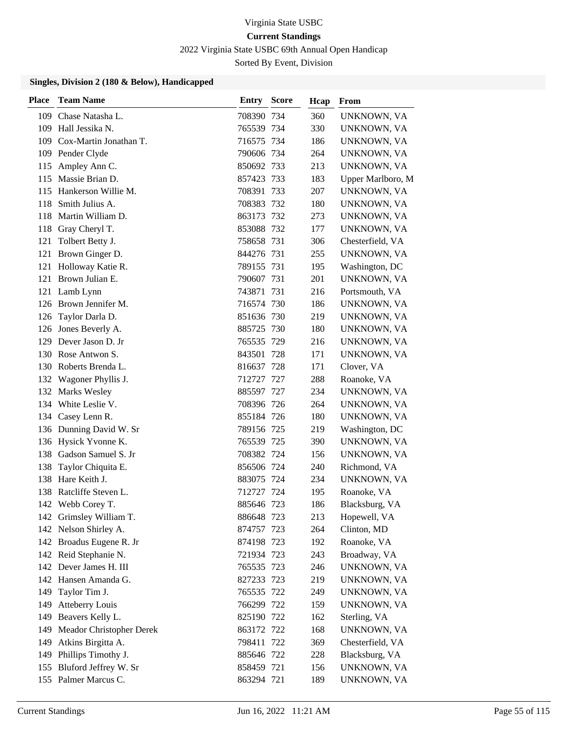Virginia State USBC

**Current Standings**

2022 Virginia State USBC 69th Annual Open Handicap

Sorted By Event, Division

### Singles, Division 2 (180 & Below), Handicapped

| Place | Team Name | Entry | Score | Hcap | From |
|---|---|---|---|---|---|
| 109 | Chase Natasha L. | 708390 | 734 | 360 | UNKNOWN, VA |
| 109 | Hall Jessika N. | 765539 | 734 | 330 | UNKNOWN, VA |
| 109 | Cox-Martin Jonathan T. | 716575 | 734 | 186 | UNKNOWN, VA |
| 109 | Pender Clyde | 790606 | 734 | 264 | UNKNOWN, VA |
| 115 | Ampley Ann C. | 850692 | 733 | 213 | UNKNOWN, VA |
| 115 | Massie Brian D. | 857423 | 733 | 183 | Upper Marlboro, M |
| 115 | Hankerson Willie M. | 708391 | 733 | 207 | UNKNOWN, VA |
| 118 | Smith Julius A. | 708383 | 732 | 180 | UNKNOWN, VA |
| 118 | Martin William D. | 863173 | 732 | 273 | UNKNOWN, VA |
| 118 | Gray Cheryl T. | 853088 | 732 | 177 | UNKNOWN, VA |
| 121 | Tolbert Betty J. | 758658 | 731 | 306 | Chesterfield, VA |
| 121 | Brown Ginger D. | 844276 | 731 | 255 | UNKNOWN, VA |
| 121 | Holloway Katie R. | 789155 | 731 | 195 | Washington, DC |
| 121 | Brown Julian E. | 790607 | 731 | 201 | UNKNOWN, VA |
| 121 | Lamb Lynn | 743871 | 731 | 216 | Portsmouth, VA |
| 126 | Brown Jennifer M. | 716574 | 730 | 186 | UNKNOWN, VA |
| 126 | Taylor Darla D. | 851636 | 730 | 219 | UNKNOWN, VA |
| 126 | Jones Beverly A. | 885725 | 730 | 180 | UNKNOWN, VA |
| 129 | Dever Jason D. Jr | 765535 | 729 | 216 | UNKNOWN, VA |
| 130 | Rose Antwon S. | 843501 | 728 | 171 | UNKNOWN, VA |
| 130 | Roberts Brenda L. | 816637 | 728 | 171 | Clover, VA |
| 132 | Wagoner Phyllis J. | 712727 | 727 | 288 | Roanoke, VA |
| 132 | Marks Wesley | 885597 | 727 | 234 | UNKNOWN, VA |
| 134 | White Leslie V. | 708396 | 726 | 264 | UNKNOWN, VA |
| 134 | Casey Lenn R. | 855184 | 726 | 180 | UNKNOWN, VA |
| 136 | Dunning David W. Sr | 789156 | 725 | 219 | Washington, DC |
| 136 | Hysick Yvonne K. | 765539 | 725 | 390 | UNKNOWN, VA |
| 138 | Gadson Samuel S. Jr | 708382 | 724 | 156 | UNKNOWN, VA |
| 138 | Taylor Chiquita E. | 856506 | 724 | 240 | Richmond, VA |
| 138 | Hare Keith J. | 883075 | 724 | 234 | UNKNOWN, VA |
| 138 | Ratcliffe Steven L. | 712727 | 724 | 195 | Roanoke, VA |
| 142 | Webb Corey T. | 885646 | 723 | 186 | Blacksburg, VA |
| 142 | Grimsley William T. | 886648 | 723 | 213 | Hopewell, VA |
| 142 | Nelson Shirley A. | 874757 | 723 | 264 | Clinton, MD |
| 142 | Broadus Eugene R. Jr | 874198 | 723 | 192 | Roanoke, VA |
| 142 | Reid Stephanie N. | 721934 | 723 | 243 | Broadway, VA |
| 142 | Dever James H. III | 765535 | 723 | 246 | UNKNOWN, VA |
| 142 | Hansen Amanda G. | 827233 | 723 | 219 | UNKNOWN, VA |
| 149 | Taylor Tim J. | 765535 | 722 | 249 | UNKNOWN, VA |
| 149 | Atteberry Louis | 766299 | 722 | 159 | UNKNOWN, VA |
| 149 | Beavers Kelly L. | 825190 | 722 | 162 | Sterling, VA |
| 149 | Meador Christopher Derek | 863172 | 722 | 168 | UNKNOWN, VA |
| 149 | Atkins Birgitta A. | 798411 | 722 | 369 | Chesterfield, VA |
| 149 | Phillips Timothy J. | 885646 | 722 | 228 | Blacksburg, VA |
| 155 | Bluford Jeffrey W. Sr | 858459 | 721 | 156 | UNKNOWN, VA |
| 155 | Palmer Marcus C. | 863294 | 721 | 189 | UNKNOWN, VA |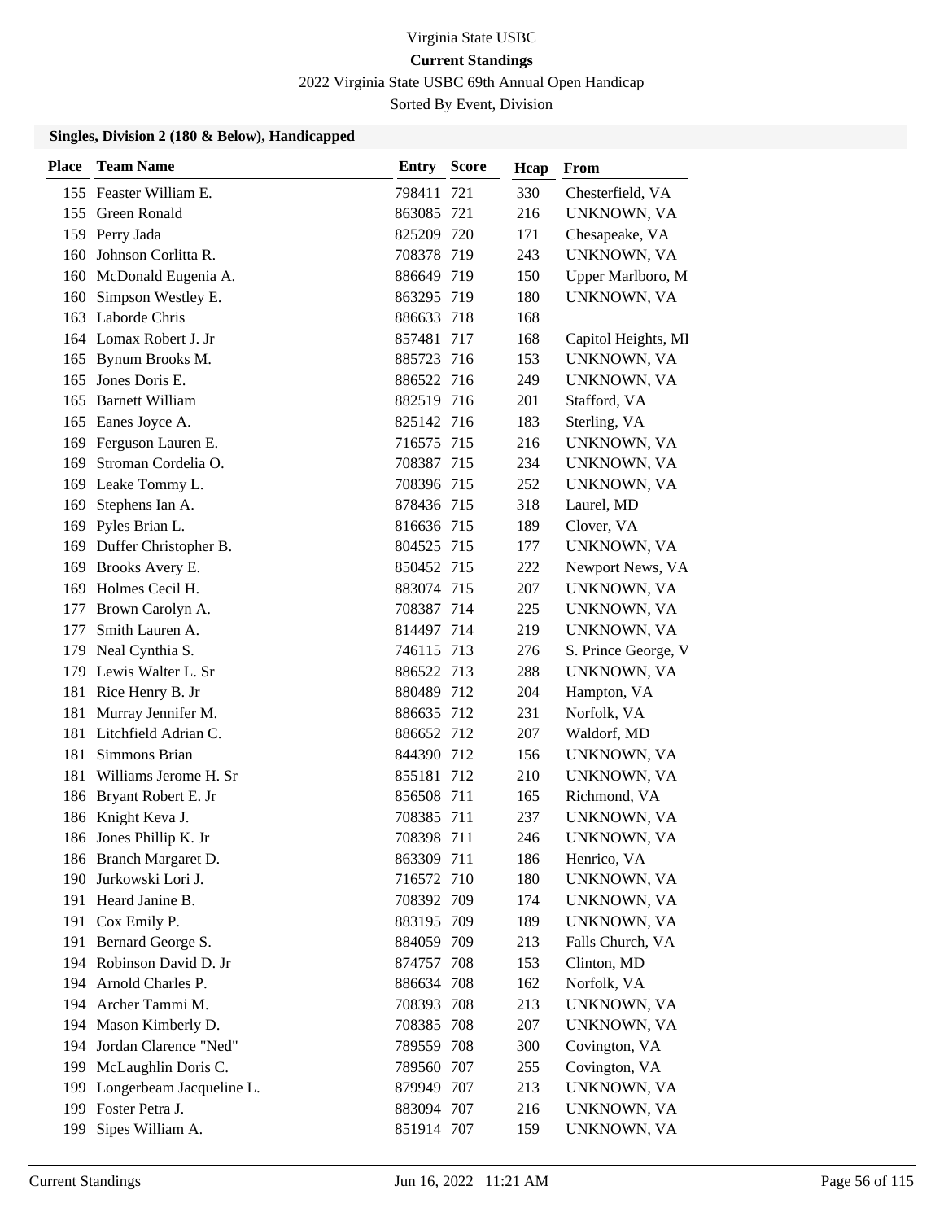Virginia State USBC

**Current Standings**

2022 Virginia State USBC 69th Annual Open Handicap

Sorted By Event, Division

### Singles, Division 2 (180 & Below), Handicapped

| Place | Team Name | Entry | Score | Hcap | From |
|---|---|---|---|---|---|
| 155 | Feaster William E. | 798411 | 721 | 330 | Chesterfield, VA |
| 155 | Green Ronald | 863085 | 721 | 216 | UNKNOWN, VA |
| 159 | Perry Jada | 825209 | 720 | 171 | Chesapeake, VA |
| 160 | Johnson Corlitta R. | 708378 | 719 | 243 | UNKNOWN, VA |
| 160 | McDonald Eugenia A. | 886649 | 719 | 150 | Upper Marlboro, M |
| 160 | Simpson Westley E. | 863295 | 719 | 180 | UNKNOWN, VA |
| 163 | Laborde Chris | 886633 | 718 | 168 | |
| 164 | Lomax Robert J. Jr | 857481 | 717 | 168 | Capitol Heights, MI |
| 165 | Bynum Brooks M. | 885723 | 716 | 153 | UNKNOWN, VA |
| 165 | Jones Doris E. | 886522 | 716 | 249 | UNKNOWN, VA |
| 165 | Barnett William | 882519 | 716 | 201 | Stafford, VA |
| 165 | Eanes Joyce A. | 825142 | 716 | 183 | Sterling, VA |
| 169 | Ferguson Lauren E. | 716575 | 715 | 216 | UNKNOWN, VA |
| 169 | Stroman Cordelia O. | 708387 | 715 | 234 | UNKNOWN, VA |
| 169 | Leake Tommy L. | 708396 | 715 | 252 | UNKNOWN, VA |
| 169 | Stephens Ian A. | 878436 | 715 | 318 | Laurel, MD |
| 169 | Pyles Brian L. | 816636 | 715 | 189 | Clover, VA |
| 169 | Duffer Christopher B. | 804525 | 715 | 177 | UNKNOWN, VA |
| 169 | Brooks Avery E. | 850452 | 715 | 222 | Newport News, VA |
| 169 | Holmes Cecil H. | 883074 | 715 | 207 | UNKNOWN, VA |
| 177 | Brown Carolyn A. | 708387 | 714 | 225 | UNKNOWN, VA |
| 177 | Smith Lauren A. | 814497 | 714 | 219 | UNKNOWN, VA |
| 179 | Neal Cynthia S. | 746115 | 713 | 276 | S. Prince George, V |
| 179 | Lewis Walter L. Sr | 886522 | 713 | 288 | UNKNOWN, VA |
| 181 | Rice Henry B. Jr | 880489 | 712 | 204 | Hampton, VA |
| 181 | Murray Jennifer M. | 886635 | 712 | 231 | Norfolk, VA |
| 181 | Litchfield Adrian C. | 886652 | 712 | 207 | Waldorf, MD |
| 181 | Simmons Brian | 844390 | 712 | 156 | UNKNOWN, VA |
| 181 | Williams Jerome H. Sr | 855181 | 712 | 210 | UNKNOWN, VA |
| 186 | Bryant Robert E. Jr | 856508 | 711 | 165 | Richmond, VA |
| 186 | Knight Keva J. | 708385 | 711 | 237 | UNKNOWN, VA |
| 186 | Jones Phillip K. Jr | 708398 | 711 | 246 | UNKNOWN, VA |
| 186 | Branch Margaret D. | 863309 | 711 | 186 | Henrico, VA |
| 190 | Jurkowski Lori J. | 716572 | 710 | 180 | UNKNOWN, VA |
| 191 | Heard Janine B. | 708392 | 709 | 174 | UNKNOWN, VA |
| 191 | Cox Emily P. | 883195 | 709 | 189 | UNKNOWN, VA |
| 191 | Bernard George S. | 884059 | 709 | 213 | Falls Church, VA |
| 194 | Robinson David D. Jr | 874757 | 708 | 153 | Clinton, MD |
| 194 | Arnold Charles P. | 886634 | 708 | 162 | Norfolk, VA |
| 194 | Archer Tammi M. | 708393 | 708 | 213 | UNKNOWN, VA |
| 194 | Mason Kimberly D. | 708385 | 708 | 207 | UNKNOWN, VA |
| 194 | Jordan Clarence "Ned" | 789559 | 708 | 300 | Covington, VA |
| 199 | McLaughlin Doris C. | 789560 | 707 | 255 | Covington, VA |
| 199 | Longerbeam Jacqueline L. | 879949 | 707 | 213 | UNKNOWN, VA |
| 199 | Foster Petra J. | 883094 | 707 | 216 | UNKNOWN, VA |
| 199 | Sipes William A. | 851914 | 707 | 159 | UNKNOWN, VA |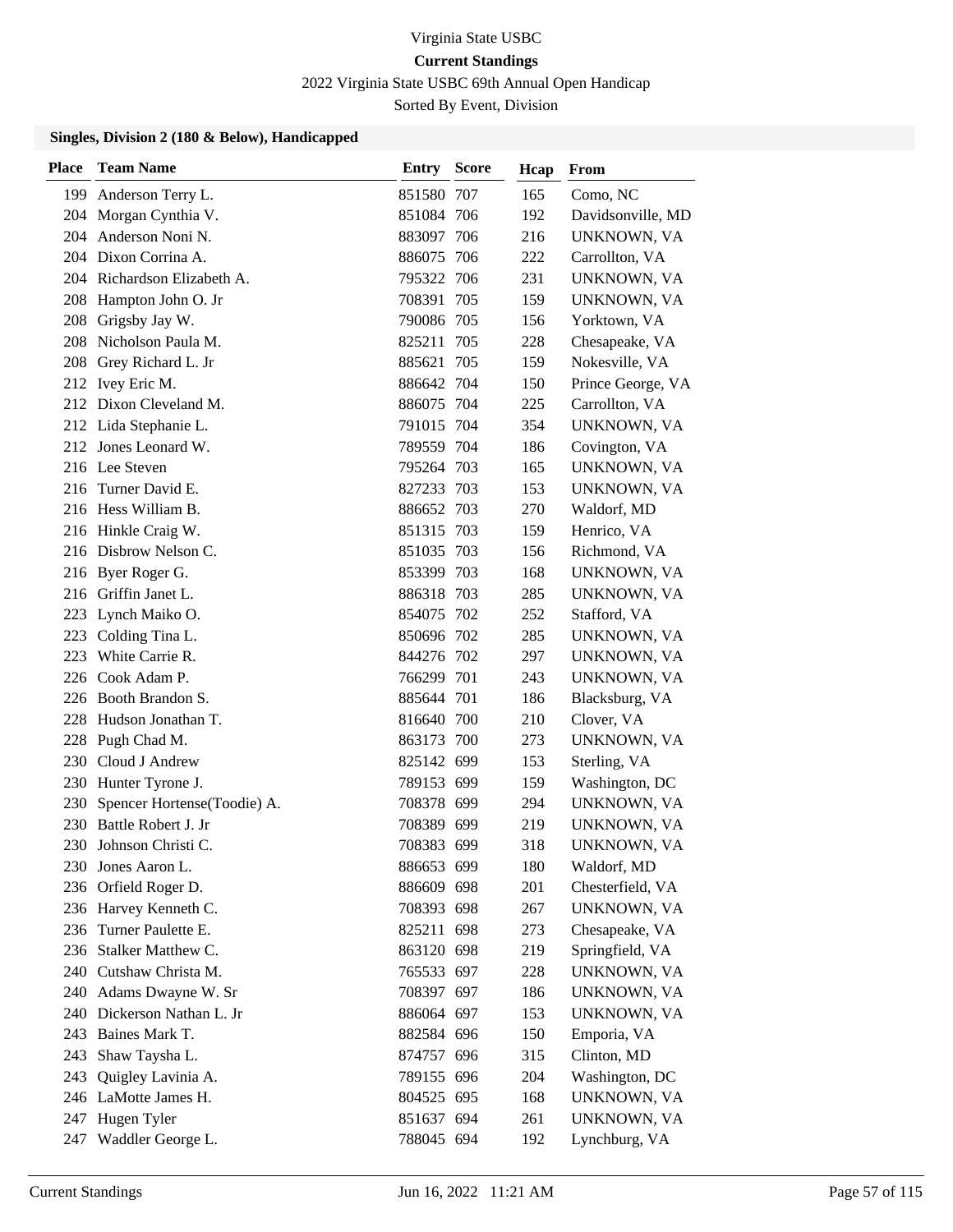Virginia State USBC

**Current Standings**

2022 Virginia State USBC 69th Annual Open Handicap

Sorted By Event, Division

### Singles, Division 2 (180 & Below), Handicapped

| Place | Team Name | Entry | Score | Hcap | From |
|---|---|---|---|---|---|
| 199 | Anderson Terry L. | 851580 | 707 | 165 | Como, NC |
| 204 | Morgan Cynthia V. | 851084 | 706 | 192 | Davidsonville, MD |
| 204 | Anderson Noni N. | 883097 | 706 | 216 | UNKNOWN, VA |
| 204 | Dixon Corrina A. | 886075 | 706 | 222 | Carrollton, VA |
| 204 | Richardson Elizabeth A. | 795322 | 706 | 231 | UNKNOWN, VA |
| 208 | Hampton John O. Jr | 708391 | 705 | 159 | UNKNOWN, VA |
| 208 | Grigsby Jay W. | 790086 | 705 | 156 | Yorktown, VA |
| 208 | Nicholson Paula M. | 825211 | 705 | 228 | Chesapeake, VA |
| 208 | Grey Richard L. Jr | 885621 | 705 | 159 | Nokesville, VA |
| 212 | Ivey Eric M. | 886642 | 704 | 150 | Prince George, VA |
| 212 | Dixon Cleveland M. | 886075 | 704 | 225 | Carrollton, VA |
| 212 | Lida Stephanie L. | 791015 | 704 | 354 | UNKNOWN, VA |
| 212 | Jones Leonard W. | 789559 | 704 | 186 | Covington, VA |
| 216 | Lee Steven | 795264 | 703 | 165 | UNKNOWN, VA |
| 216 | Turner David E. | 827233 | 703 | 153 | UNKNOWN, VA |
| 216 | Hess William B. | 886652 | 703 | 270 | Waldorf, MD |
| 216 | Hinkle Craig W. | 851315 | 703 | 159 | Henrico, VA |
| 216 | Disbrow Nelson C. | 851035 | 703 | 156 | Richmond, VA |
| 216 | Byer Roger G. | 853399 | 703 | 168 | UNKNOWN, VA |
| 216 | Griffin Janet L. | 886318 | 703 | 285 | UNKNOWN, VA |
| 223 | Lynch Maiko O. | 854075 | 702 | 252 | Stafford, VA |
| 223 | Colding Tina L. | 850696 | 702 | 285 | UNKNOWN, VA |
| 223 | White Carrie R. | 844276 | 702 | 297 | UNKNOWN, VA |
| 226 | Cook Adam P. | 766299 | 701 | 243 | UNKNOWN, VA |
| 226 | Booth Brandon S. | 885644 | 701 | 186 | Blacksburg, VA |
| 228 | Hudson Jonathan T. | 816640 | 700 | 210 | Clover, VA |
| 228 | Pugh Chad M. | 863173 | 700 | 273 | UNKNOWN, VA |
| 230 | Cloud J Andrew | 825142 | 699 | 153 | Sterling, VA |
| 230 | Hunter Tyrone J. | 789153 | 699 | 159 | Washington, DC |
| 230 | Spencer Hortense(Toodie) A. | 708378 | 699 | 294 | UNKNOWN, VA |
| 230 | Battle Robert J. Jr | 708389 | 699 | 219 | UNKNOWN, VA |
| 230 | Johnson Christi C. | 708383 | 699 | 318 | UNKNOWN, VA |
| 230 | Jones Aaron L. | 886653 | 699 | 180 | Waldorf, MD |
| 236 | Orfield Roger D. | 886609 | 698 | 201 | Chesterfield, VA |
| 236 | Harvey Kenneth C. | 708393 | 698 | 267 | UNKNOWN, VA |
| 236 | Turner Paulette E. | 825211 | 698 | 273 | Chesapeake, VA |
| 236 | Stalker Matthew C. | 863120 | 698 | 219 | Springfield, VA |
| 240 | Cutshaw Christa M. | 765533 | 697 | 228 | UNKNOWN, VA |
| 240 | Adams Dwayne W. Sr | 708397 | 697 | 186 | UNKNOWN, VA |
| 240 | Dickerson Nathan L. Jr | 886064 | 697 | 153 | UNKNOWN, VA |
| 243 | Baines Mark T. | 882584 | 696 | 150 | Emporia, VA |
| 243 | Shaw Taysha L. | 874757 | 696 | 315 | Clinton, MD |
| 243 | Quigley Lavinia A. | 789155 | 696 | 204 | Washington, DC |
| 246 | LaMotte James H. | 804525 | 695 | 168 | UNKNOWN, VA |
| 247 | Hugen Tyler | 851637 | 694 | 261 | UNKNOWN, VA |
| 247 | Waddler George L. | 788045 | 694 | 192 | Lynchburg, VA |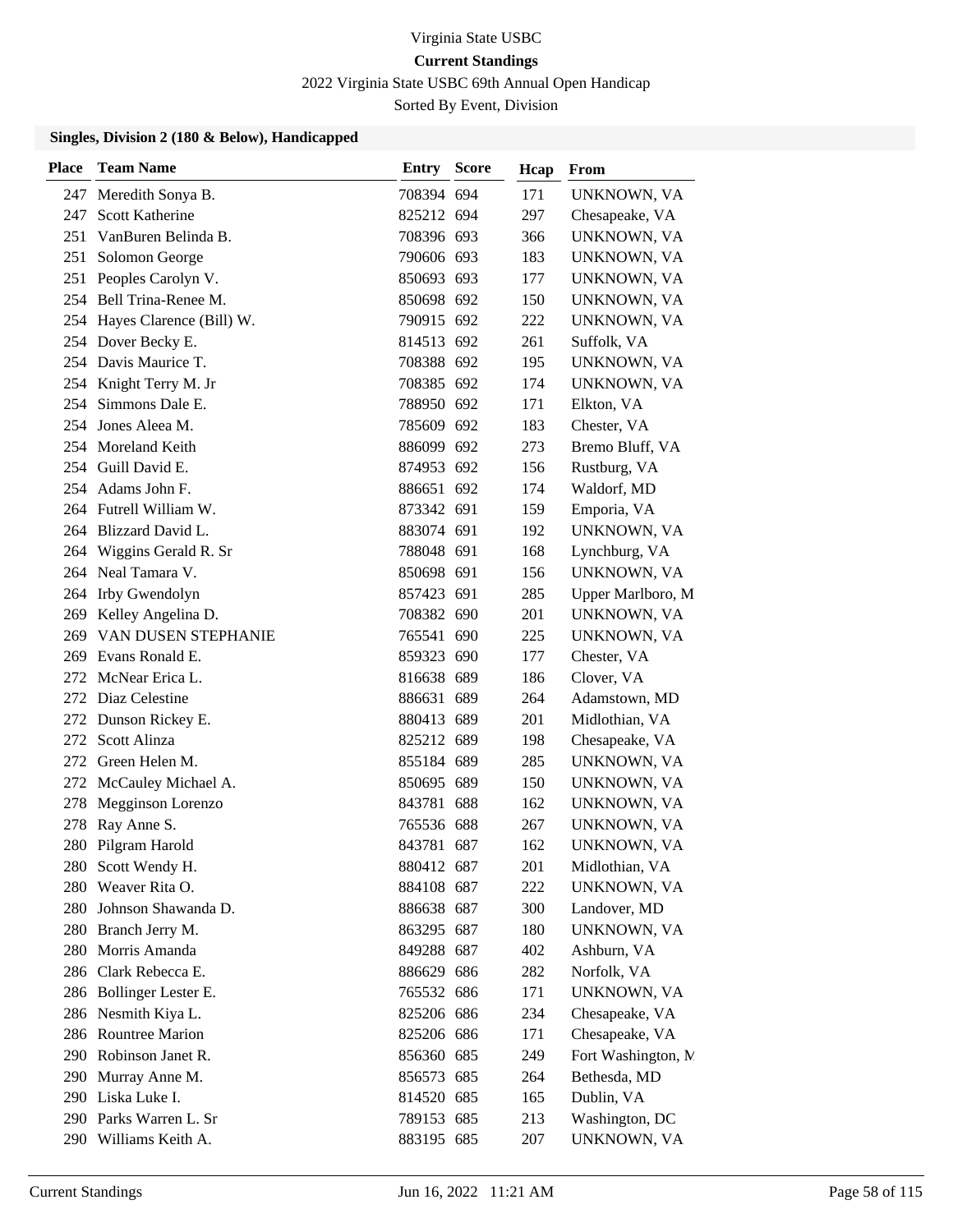Virginia State USBC

**Current Standings**

2022 Virginia State USBC 69th Annual Open Handicap

Sorted By Event, Division

### Singles, Division 2 (180 & Below), Handicapped

| Place | Team Name | Entry | Score | Hcap | From |
|---|---|---|---|---|---|
| 247 | Meredith Sonya B. | 708394 | 694 | 171 | UNKNOWN, VA |
| 247 | Scott Katherine | 825212 | 694 | 297 | Chesapeake, VA |
| 251 | VanBuren Belinda B. | 708396 | 693 | 366 | UNKNOWN, VA |
| 251 | Solomon George | 790606 | 693 | 183 | UNKNOWN, VA |
| 251 | Peoples Carolyn V. | 850693 | 693 | 177 | UNKNOWN, VA |
| 254 | Bell Trina-Renee M. | 850698 | 692 | 150 | UNKNOWN, VA |
| 254 | Hayes Clarence (Bill) W. | 790915 | 692 | 222 | UNKNOWN, VA |
| 254 | Dover Becky E. | 814513 | 692 | 261 | Suffolk, VA |
| 254 | Davis Maurice T. | 708388 | 692 | 195 | UNKNOWN, VA |
| 254 | Knight Terry M. Jr | 708385 | 692 | 174 | UNKNOWN, VA |
| 254 | Simmons Dale E. | 788950 | 692 | 171 | Elkton, VA |
| 254 | Jones Aleea M. | 785609 | 692 | 183 | Chester, VA |
| 254 | Moreland Keith | 886099 | 692 | 273 | Bremo Bluff, VA |
| 254 | Guill David E. | 874953 | 692 | 156 | Rustburg, VA |
| 254 | Adams John F. | 886651 | 692 | 174 | Waldorf, MD |
| 264 | Futrell William W. | 873342 | 691 | 159 | Emporia, VA |
| 264 | Blizzard David L. | 883074 | 691 | 192 | UNKNOWN, VA |
| 264 | Wiggins Gerald R. Sr | 788048 | 691 | 168 | Lynchburg, VA |
| 264 | Neal Tamara V. | 850698 | 691 | 156 | UNKNOWN, VA |
| 264 | Irby Gwendolyn | 857423 | 691 | 285 | Upper Marlboro, M |
| 269 | Kelley Angelina D. | 708382 | 690 | 201 | UNKNOWN, VA |
| 269 | VAN DUSEN STEPHANIE | 765541 | 690 | 225 | UNKNOWN, VA |
| 269 | Evans Ronald E. | 859323 | 690 | 177 | Chester, VA |
| 272 | McNear Erica L. | 816638 | 689 | 186 | Clover, VA |
| 272 | Diaz Celestine | 886631 | 689 | 264 | Adamstown, MD |
| 272 | Dunson Rickey E. | 880413 | 689 | 201 | Midlothian, VA |
| 272 | Scott Alinza | 825212 | 689 | 198 | Chesapeake, VA |
| 272 | Green Helen M. | 855184 | 689 | 285 | UNKNOWN, VA |
| 272 | McCauley Michael A. | 850695 | 689 | 150 | UNKNOWN, VA |
| 278 | Megginson Lorenzo | 843781 | 688 | 162 | UNKNOWN, VA |
| 278 | Ray Anne S. | 765536 | 688 | 267 | UNKNOWN, VA |
| 280 | Pilgram Harold | 843781 | 687 | 162 | UNKNOWN, VA |
| 280 | Scott Wendy H. | 880412 | 687 | 201 | Midlothian, VA |
| 280 | Weaver Rita O. | 884108 | 687 | 222 | UNKNOWN, VA |
| 280 | Johnson Shawanda D. | 886638 | 687 | 300 | Landover, MD |
| 280 | Branch Jerry M. | 863295 | 687 | 180 | UNKNOWN, VA |
| 280 | Morris Amanda | 849288 | 687 | 402 | Ashburn, VA |
| 286 | Clark Rebecca E. | 886629 | 686 | 282 | Norfolk, VA |
| 286 | Bollinger Lester E. | 765532 | 686 | 171 | UNKNOWN, VA |
| 286 | Nesmith Kiya L. | 825206 | 686 | 234 | Chesapeake, VA |
| 286 | Rountree Marion | 825206 | 686 | 171 | Chesapeake, VA |
| 290 | Robinson Janet R. | 856360 | 685 | 249 | Fort Washington, M |
| 290 | Murray Anne M. | 856573 | 685 | 264 | Bethesda, MD |
| 290 | Liska Luke I. | 814520 | 685 | 165 | Dublin, VA |
| 290 | Parks Warren L. Sr | 789153 | 685 | 213 | Washington, DC |
| 290 | Williams Keith A. | 883195 | 685 | 207 | UNKNOWN, VA |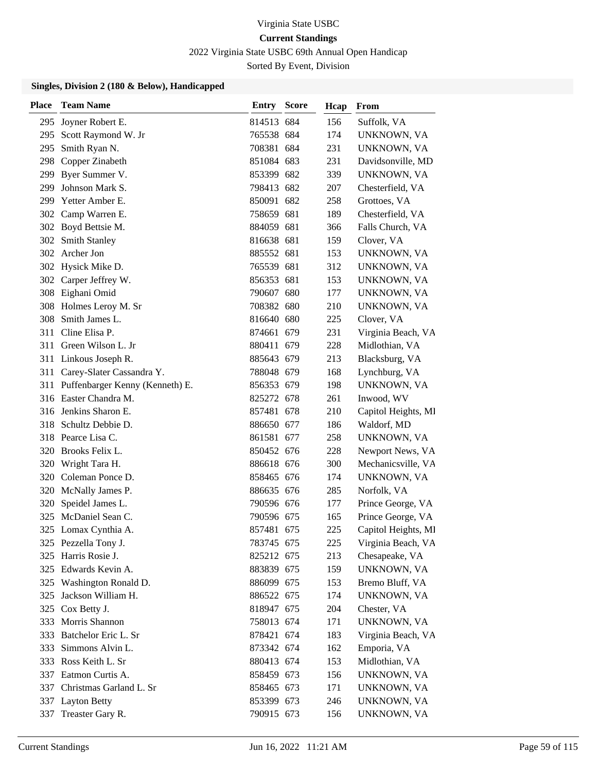# Virginia State USBC

## Current Standings

2022 Virginia State USBC 69th Annual Open Handicap

Sorted By Event, Division

### Singles, Division 2 (180 & Below), Handicapped

| Place | Team Name | Entry | Score | Hcap | From |
|---|---|---|---|---|---|
| 295 | Joyner Robert E. | 814513 | 684 | 156 | Suffolk, VA |
| 295 | Scott Raymond W. Jr | 765538 | 684 | 174 | UNKNOWN, VA |
| 295 | Smith Ryan N. | 708381 | 684 | 231 | UNKNOWN, VA |
| 298 | Copper Zinabeth | 851084 | 683 | 231 | Davidsonville, MD |
| 299 | Byer Summer V. | 853399 | 682 | 339 | UNKNOWN, VA |
| 299 | Johnson Mark S. | 798413 | 682 | 207 | Chesterfield, VA |
| 299 | Yetter Amber E. | 850091 | 682 | 258 | Grottoes, VA |
| 302 | Camp Warren E. | 758659 | 681 | 189 | Chesterfield, VA |
| 302 | Boyd Bettsie M. | 884059 | 681 | 366 | Falls Church, VA |
| 302 | Smith Stanley | 816638 | 681 | 159 | Clover, VA |
| 302 | Archer Jon | 885552 | 681 | 153 | UNKNOWN, VA |
| 302 | Hysick Mike D. | 765539 | 681 | 312 | UNKNOWN, VA |
| 302 | Carper Jeffrey W. | 856353 | 681 | 153 | UNKNOWN, VA |
| 308 | Eighani Omid | 790607 | 680 | 177 | UNKNOWN, VA |
| 308 | Holmes Leroy M. Sr | 708382 | 680 | 210 | UNKNOWN, VA |
| 308 | Smith James L. | 816640 | 680 | 225 | Clover, VA |
| 311 | Cline Elisa P. | 874661 | 679 | 231 | Virginia Beach, VA |
| 311 | Green Wilson L. Jr | 880411 | 679 | 228 | Midlothian, VA |
| 311 | Linkous Joseph R. | 885643 | 679 | 213 | Blacksburg, VA |
| 311 | Carey-Slater Cassandra Y. | 788048 | 679 | 168 | Lynchburg, VA |
| 311 | Puffenbarger Kenny (Kenneth) E. | 856353 | 679 | 198 | UNKNOWN, VA |
| 316 | Easter Chandra M. | 825272 | 678 | 261 | Inwood, WV |
| 316 | Jenkins Sharon E. | 857481 | 678 | 210 | Capitol Heights, MI |
| 318 | Schultz Debbie D. | 886650 | 677 | 186 | Waldorf, MD |
| 318 | Pearce Lisa C. | 861581 | 677 | 258 | UNKNOWN, VA |
| 320 | Brooks Felix L. | 850452 | 676 | 228 | Newport News, VA |
| 320 | Wright Tara H. | 886618 | 676 | 300 | Mechanicsville, VA |
| 320 | Coleman Ponce D. | 858465 | 676 | 174 | UNKNOWN, VA |
| 320 | McNally James P. | 886635 | 676 | 285 | Norfolk, VA |
| 320 | Speidel James L. | 790596 | 676 | 177 | Prince George, VA |
| 325 | McDaniel Sean C. | 790596 | 675 | 165 | Prince George, VA |
| 325 | Lomax Cynthia A. | 857481 | 675 | 225 | Capitol Heights, MI |
| 325 | Pezzella Tony J. | 783745 | 675 | 225 | Virginia Beach, VA |
| 325 | Harris Rosie J. | 825212 | 675 | 213 | Chesapeake, VA |
| 325 | Edwards Kevin A. | 883839 | 675 | 159 | UNKNOWN, VA |
| 325 | Washington Ronald D. | 886099 | 675 | 153 | Bremo Bluff, VA |
| 325 | Jackson William H. | 886522 | 675 | 174 | UNKNOWN, VA |
| 325 | Cox Betty J. | 818947 | 675 | 204 | Chester, VA |
| 333 | Morris Shannon | 758013 | 674 | 171 | UNKNOWN, VA |
| 333 | Batchelor Eric L. Sr | 878421 | 674 | 183 | Virginia Beach, VA |
| 333 | Simmons Alvin L. | 873342 | 674 | 162 | Emporia, VA |
| 333 | Ross Keith L. Sr | 880413 | 674 | 153 | Midlothian, VA |
| 337 | Eatmon Curtis A. | 858459 | 673 | 156 | UNKNOWN, VA |
| 337 | Christmas Garland L. Sr | 858465 | 673 | 171 | UNKNOWN, VA |
| 337 | Layton Betty | 853399 | 673 | 246 | UNKNOWN, VA |
| 337 | Treaster Gary R. | 790915 | 673 | 156 | UNKNOWN, VA |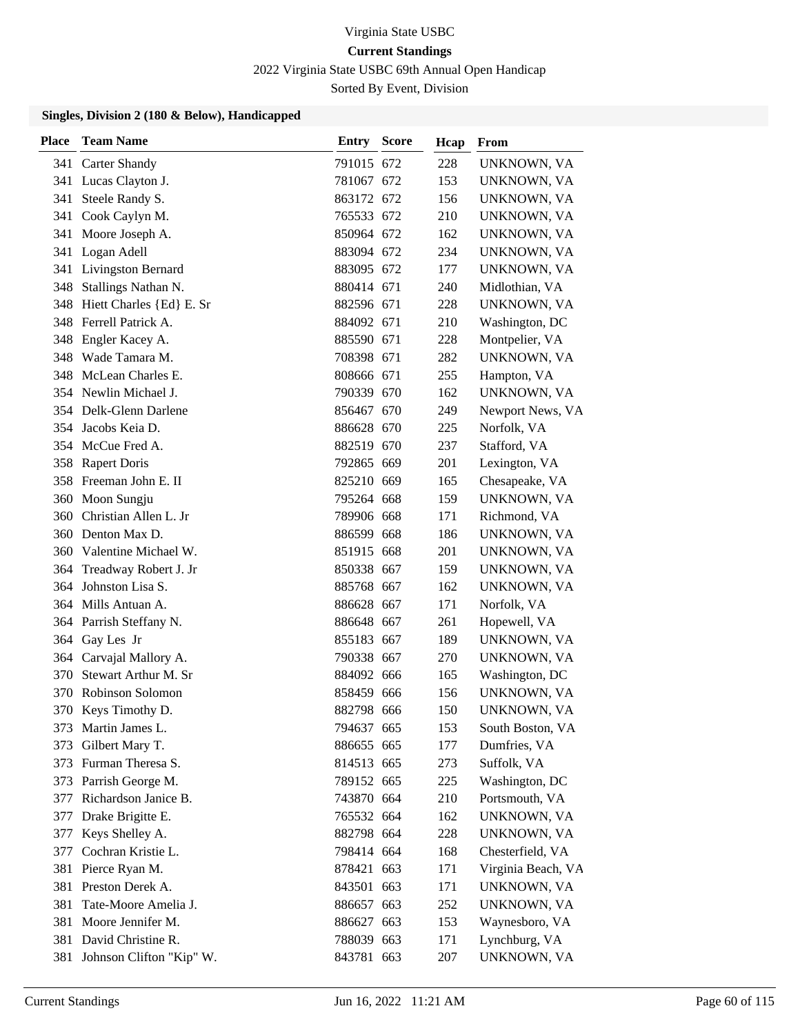Virginia State USBC

**Current Standings**

2022 Virginia State USBC 69th Annual Open Handicap

Sorted By Event, Division

### Singles, Division 2 (180 & Below), Handicapped

| Place | Team Name | Entry | Score | Hcap | From |
|---|---|---|---|---|---|
| 341 | Carter Shandy | 791015 | 672 | 228 | UNKNOWN, VA |
| 341 | Lucas Clayton J. | 781067 | 672 | 153 | UNKNOWN, VA |
| 341 | Steele Randy S. | 863172 | 672 | 156 | UNKNOWN, VA |
| 341 | Cook Caylyn M. | 765533 | 672 | 210 | UNKNOWN, VA |
| 341 | Moore Joseph A. | 850964 | 672 | 162 | UNKNOWN, VA |
| 341 | Logan Adell | 883094 | 672 | 234 | UNKNOWN, VA |
| 341 | Livingston Bernard | 883095 | 672 | 177 | UNKNOWN, VA |
| 348 | Stallings Nathan N. | 880414 | 671 | 240 | Midlothian, VA |
| 348 | Hiett Charles {Ed} E. Sr | 882596 | 671 | 228 | UNKNOWN, VA |
| 348 | Ferrell Patrick A. | 884092 | 671 | 210 | Washington, DC |
| 348 | Engler Kacey A. | 885590 | 671 | 228 | Montpelier, VA |
| 348 | Wade Tamara M. | 708398 | 671 | 282 | UNKNOWN, VA |
| 348 | McLean Charles E. | 808666 | 671 | 255 | Hampton, VA |
| 354 | Newlin Michael J. | 790339 | 670 | 162 | UNKNOWN, VA |
| 354 | Delk-Glenn Darlene | 856467 | 670 | 249 | Newport News, VA |
| 354 | Jacobs Keia D. | 886628 | 670 | 225 | Norfolk, VA |
| 354 | McCue Fred A. | 882519 | 670 | 237 | Stafford, VA |
| 358 | Rapert Doris | 792865 | 669 | 201 | Lexington, VA |
| 358 | Freeman John E. II | 825210 | 669 | 165 | Chesapeake, VA |
| 360 | Moon Sungju | 795264 | 668 | 159 | UNKNOWN, VA |
| 360 | Christian Allen L. Jr | 789906 | 668 | 171 | Richmond, VA |
| 360 | Denton Max D. | 886599 | 668 | 186 | UNKNOWN, VA |
| 360 | Valentine Michael W. | 851915 | 668 | 201 | UNKNOWN, VA |
| 364 | Treadway Robert J. Jr | 850338 | 667 | 159 | UNKNOWN, VA |
| 364 | Johnston Lisa S. | 885768 | 667 | 162 | UNKNOWN, VA |
| 364 | Mills Antuan A. | 886628 | 667 | 171 | Norfolk, VA |
| 364 | Parrish Steffany N. | 886648 | 667 | 261 | Hopewell, VA |
| 364 | Gay Les Jr | 855183 | 667 | 189 | UNKNOWN, VA |
| 364 | Carvajal Mallory A. | 790338 | 667 | 270 | UNKNOWN, VA |
| 370 | Stewart Arthur M. Sr | 884092 | 666 | 165 | Washington, DC |
| 370 | Robinson Solomon | 858459 | 666 | 156 | UNKNOWN, VA |
| 370 | Keys Timothy D. | 882798 | 666 | 150 | UNKNOWN, VA |
| 373 | Martin James L. | 794637 | 665 | 153 | South Boston, VA |
| 373 | Gilbert Mary T. | 886655 | 665 | 177 | Dumfries, VA |
| 373 | Furman Theresa S. | 814513 | 665 | 273 | Suffolk, VA |
| 373 | Parrish George M. | 789152 | 665 | 225 | Washington, DC |
| 377 | Richardson Janice B. | 743870 | 664 | 210 | Portsmouth, VA |
| 377 | Drake Brigitte E. | 765532 | 664 | 162 | UNKNOWN, VA |
| 377 | Keys Shelley A. | 882798 | 664 | 228 | UNKNOWN, VA |
| 377 | Cochran Kristie L. | 798414 | 664 | 168 | Chesterfield, VA |
| 381 | Pierce Ryan M. | 878421 | 663 | 171 | Virginia Beach, VA |
| 381 | Preston Derek A. | 843501 | 663 | 171 | UNKNOWN, VA |
| 381 | Tate-Moore Amelia J. | 886657 | 663 | 252 | UNKNOWN, VA |
| 381 | Moore Jennifer M. | 886627 | 663 | 153 | Waynesboro, VA |
| 381 | David Christine R. | 788039 | 663 | 171 | Lynchburg, VA |
| 381 | Johnson Clifton "Kip" W. | 843781 | 663 | 207 | UNKNOWN, VA |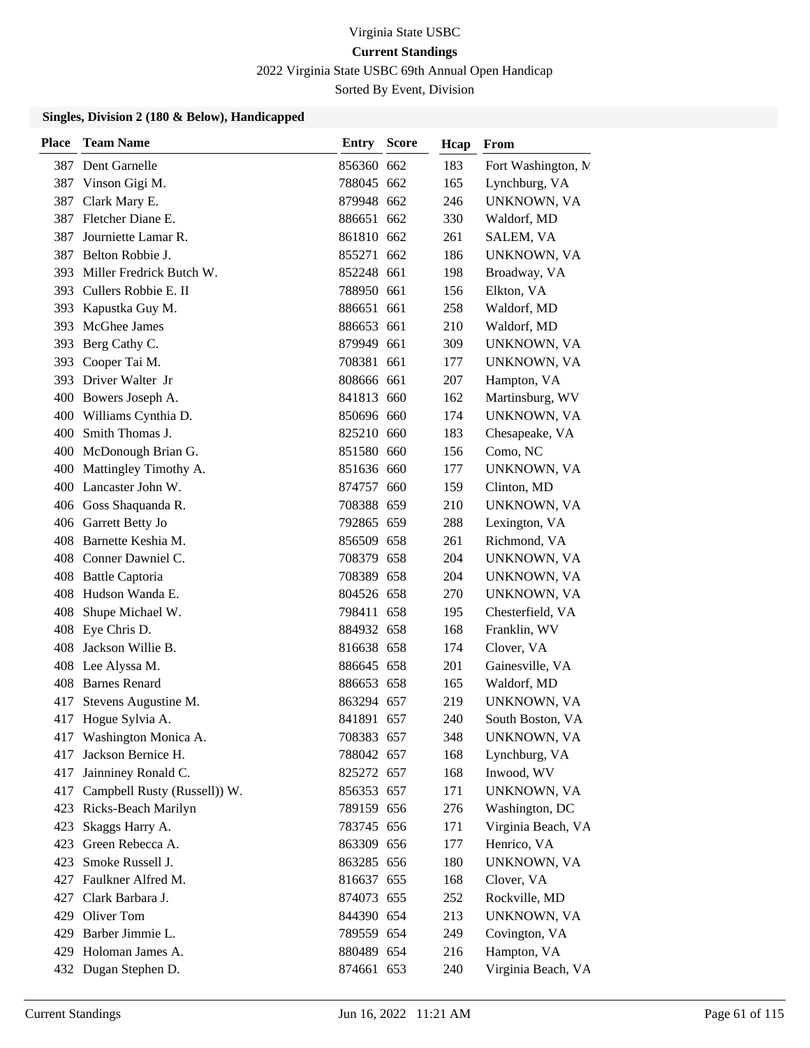Virginia State USBC

**Current Standings**

2022 Virginia State USBC 69th Annual Open Handicap

Sorted By Event, Division

### Singles, Division 2 (180 & Below), Handicapped

| Place | Team Name | Entry | Score | Hcap | From |
|---|---|---|---|---|---|
| 387 | Dent Garnelle | 856360 | 662 | 183 | Fort Washington, M |
| 387 | Vinson Gigi M. | 788045 | 662 | 165 | Lynchburg, VA |
| 387 | Clark Mary E. | 879948 | 662 | 246 | UNKNOWN, VA |
| 387 | Fletcher Diane E. | 886651 | 662 | 330 | Waldorf, MD |
| 387 | Journiette Lamar R. | 861810 | 662 | 261 | SALEM, VA |
| 387 | Belton Robbie J. | 855271 | 662 | 186 | UNKNOWN, VA |
| 393 | Miller Fredrick Butch W. | 852248 | 661 | 198 | Broadway, VA |
| 393 | Cullers Robbie E. II | 788950 | 661 | 156 | Elkton, VA |
| 393 | Kapustka Guy M. | 886651 | 661 | 258 | Waldorf, MD |
| 393 | McGhee James | 886653 | 661 | 210 | Waldorf, MD |
| 393 | Berg Cathy C. | 879949 | 661 | 309 | UNKNOWN, VA |
| 393 | Cooper Tai M. | 708381 | 661 | 177 | UNKNOWN, VA |
| 393 | Driver Walter Jr | 808666 | 661 | 207 | Hampton, VA |
| 400 | Bowers Joseph A. | 841813 | 660 | 162 | Martinsburg, WV |
| 400 | Williams Cynthia D. | 850696 | 660 | 174 | UNKNOWN, VA |
| 400 | Smith Thomas J. | 825210 | 660 | 183 | Chesapeake, VA |
| 400 | McDonough Brian G. | 851580 | 660 | 156 | Como, NC |
| 400 | Mattingley Timothy A. | 851636 | 660 | 177 | UNKNOWN, VA |
| 400 | Lancaster John W. | 874757 | 660 | 159 | Clinton, MD |
| 406 | Goss Shaquanda R. | 708388 | 659 | 210 | UNKNOWN, VA |
| 406 | Garrett Betty Jo | 792865 | 659 | 288 | Lexington, VA |
| 408 | Barnette Keshia M. | 856509 | 658 | 261 | Richmond, VA |
| 408 | Conner Dawniel C. | 708379 | 658 | 204 | UNKNOWN, VA |
| 408 | Battle Captoria | 708389 | 658 | 204 | UNKNOWN, VA |
| 408 | Hudson Wanda E. | 804526 | 658 | 270 | UNKNOWN, VA |
| 408 | Shupe Michael W. | 798411 | 658 | 195 | Chesterfield, VA |
| 408 | Eye Chris D. | 884932 | 658 | 168 | Franklin, WV |
| 408 | Jackson Willie B. | 816638 | 658 | 174 | Clover, VA |
| 408 | Lee Alyssa M. | 886645 | 658 | 201 | Gainesville, VA |
| 408 | Barnes Renard | 886653 | 658 | 165 | Waldorf, MD |
| 417 | Stevens Augustine M. | 863294 | 657 | 219 | UNKNOWN, VA |
| 417 | Hogue Sylvia A. | 841891 | 657 | 240 | South Boston, VA |
| 417 | Washington Monica A. | 708383 | 657 | 348 | UNKNOWN, VA |
| 417 | Jackson Bernice H. | 788042 | 657 | 168 | Lynchburg, VA |
| 417 | Jainniney Ronald C. | 825272 | 657 | 168 | Inwood, WV |
| 417 | Campbell Rusty (Russell)) W. | 856353 | 657 | 171 | UNKNOWN, VA |
| 423 | Ricks-Beach Marilyn | 789159 | 656 | 276 | Washington, DC |
| 423 | Skaggs Harry A. | 783745 | 656 | 171 | Virginia Beach, VA |
| 423 | Green Rebecca A. | 863309 | 656 | 177 | Henrico, VA |
| 423 | Smoke Russell J. | 863285 | 656 | 180 | UNKNOWN, VA |
| 427 | Faulkner Alfred M. | 816637 | 655 | 168 | Clover, VA |
| 427 | Clark Barbara J. | 874073 | 655 | 252 | Rockville, MD |
| 429 | Oliver Tom | 844390 | 654 | 213 | UNKNOWN, VA |
| 429 | Barber Jimmie L. | 789559 | 654 | 249 | Covington, VA |
| 429 | Holoman James A. | 880489 | 654 | 216 | Hampton, VA |
| 432 | Dugan Stephen D. | 874661 | 653 | 240 | Virginia Beach, VA |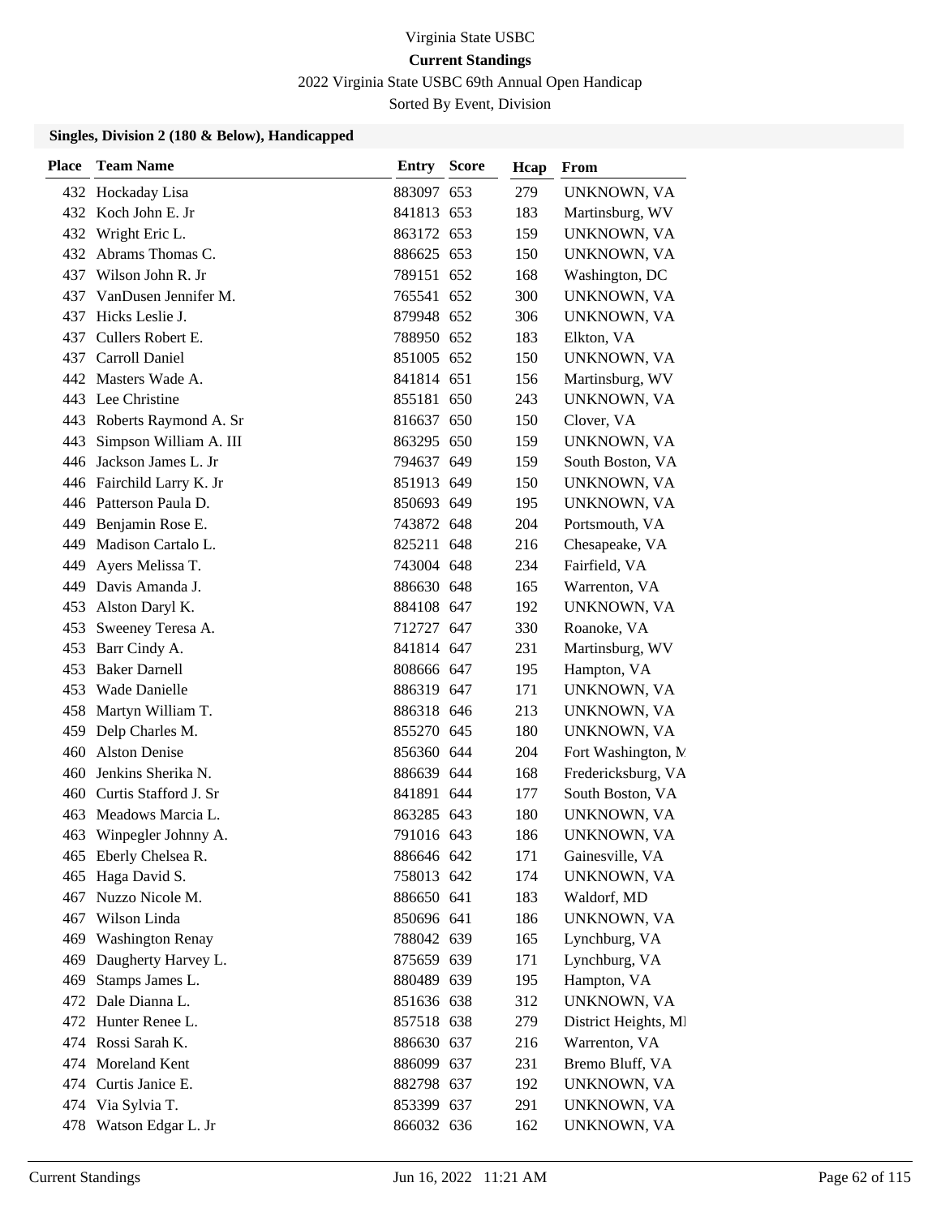Virginia State USBC

**Current Standings**

2022 Virginia State USBC 69th Annual Open Handicap

Sorted By Event, Division

### Singles, Division 2 (180 & Below), Handicapped

| Place | Team Name | Entry | Score | Hcap | From |
|---|---|---|---|---|---|
| 432 | Hockaday Lisa | 883097 | 653 | 279 | UNKNOWN, VA |
| 432 | Koch John E. Jr | 841813 | 653 | 183 | Martinsburg, WV |
| 432 | Wright Eric L. | 863172 | 653 | 159 | UNKNOWN, VA |
| 432 | Abrams Thomas C. | 886625 | 653 | 150 | UNKNOWN, VA |
| 437 | Wilson John R. Jr | 789151 | 652 | 168 | Washington, DC |
| 437 | VanDusen Jennifer M. | 765541 | 652 | 300 | UNKNOWN, VA |
| 437 | Hicks Leslie J. | 879948 | 652 | 306 | UNKNOWN, VA |
| 437 | Cullers Robert E. | 788950 | 652 | 183 | Elkton, VA |
| 437 | Carroll Daniel | 851005 | 652 | 150 | UNKNOWN, VA |
| 442 | Masters Wade A. | 841814 | 651 | 156 | Martinsburg, WV |
| 443 | Lee Christine | 855181 | 650 | 243 | UNKNOWN, VA |
| 443 | Roberts Raymond A. Sr | 816637 | 650 | 150 | Clover, VA |
| 443 | Simpson William A. III | 863295 | 650 | 159 | UNKNOWN, VA |
| 446 | Jackson James L. Jr | 794637 | 649 | 159 | South Boston, VA |
| 446 | Fairchild Larry K. Jr | 851913 | 649 | 150 | UNKNOWN, VA |
| 446 | Patterson Paula D. | 850693 | 649 | 195 | UNKNOWN, VA |
| 449 | Benjamin Rose E. | 743872 | 648 | 204 | Portsmouth, VA |
| 449 | Madison Cartalo L. | 825211 | 648 | 216 | Chesapeake, VA |
| 449 | Ayers Melissa T. | 743004 | 648 | 234 | Fairfield, VA |
| 449 | Davis Amanda J. | 886630 | 648 | 165 | Warrenton, VA |
| 453 | Alston Daryl K. | 884108 | 647 | 192 | UNKNOWN, VA |
| 453 | Sweeney Teresa A. | 712727 | 647 | 330 | Roanoke, VA |
| 453 | Barr Cindy A. | 841814 | 647 | 231 | Martinsburg, WV |
| 453 | Baker Darnell | 808666 | 647 | 195 | Hampton, VA |
| 453 | Wade Danielle | 886319 | 647 | 171 | UNKNOWN, VA |
| 458 | Martyn William T. | 886318 | 646 | 213 | UNKNOWN, VA |
| 459 | Delp Charles M. | 855270 | 645 | 180 | UNKNOWN, VA |
| 460 | Alston Denise | 856360 | 644 | 204 | Fort Washington, M |
| 460 | Jenkins Sherika N. | 886639 | 644 | 168 | Fredericksburg, VA |
| 460 | Curtis Stafford J. Sr | 841891 | 644 | 177 | South Boston, VA |
| 463 | Meadows Marcia L. | 863285 | 643 | 180 | UNKNOWN, VA |
| 463 | Winpegler Johnny A. | 791016 | 643 | 186 | UNKNOWN, VA |
| 465 | Eberly Chelsea R. | 886646 | 642 | 171 | Gainesville, VA |
| 465 | Haga David S. | 758013 | 642 | 174 | UNKNOWN, VA |
| 467 | Nuzzo Nicole M. | 886650 | 641 | 183 | Waldorf, MD |
| 467 | Wilson Linda | 850696 | 641 | 186 | UNKNOWN, VA |
| 469 | Washington Renay | 788042 | 639 | 165 | Lynchburg, VA |
| 469 | Daugherty Harvey L. | 875659 | 639 | 171 | Lynchburg, VA |
| 469 | Stamps James L. | 880489 | 639 | 195 | Hampton, VA |
| 472 | Dale Dianna L. | 851636 | 638 | 312 | UNKNOWN, VA |
| 472 | Hunter Renee L. | 857518 | 638 | 279 | District Heights, MI |
| 474 | Rossi Sarah K. | 886630 | 637 | 216 | Warrenton, VA |
| 474 | Moreland Kent | 886099 | 637 | 231 | Bremo Bluff, VA |
| 474 | Curtis Janice E. | 882798 | 637 | 192 | UNKNOWN, VA |
| 474 | Via Sylvia T. | 853399 | 637 | 291 | UNKNOWN, VA |
| 478 | Watson Edgar L. Jr | 866032 | 636 | 162 | UNKNOWN, VA |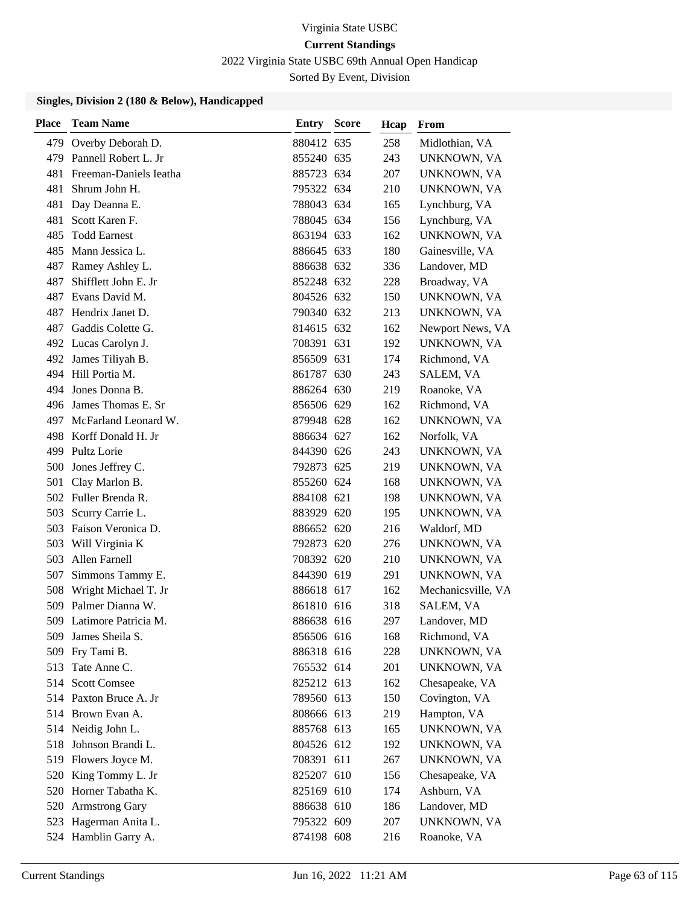Virginia State USBC

**Current Standings**

2022 Virginia State USBC 69th Annual Open Handicap

Sorted By Event, Division

### Singles, Division 2 (180 & Below), Handicapped

| Place | Team Name | Entry | Score | Hcap | From |
|---|---|---|---|---|---|
| 479 | Overby Deborah D. | 880412 | 635 | 258 | Midlothian, VA |
| 479 | Pannell Robert L. Jr | 855240 | 635 | 243 | UNKNOWN, VA |
| 481 | Freeman-Daniels Ieatha | 885723 | 634 | 207 | UNKNOWN, VA |
| 481 | Shrum John H. | 795322 | 634 | 210 | UNKNOWN, VA |
| 481 | Day Deanna E. | 788043 | 634 | 165 | Lynchburg, VA |
| 481 | Scott Karen F. | 788045 | 634 | 156 | Lynchburg, VA |
| 485 | Todd Earnest | 863194 | 633 | 162 | UNKNOWN, VA |
| 485 | Mann Jessica L. | 886645 | 633 | 180 | Gainesville, VA |
| 487 | Ramey Ashley L. | 886638 | 632 | 336 | Landover, MD |
| 487 | Shifflett John E. Jr | 852248 | 632 | 228 | Broadway, VA |
| 487 | Evans David M. | 804526 | 632 | 150 | UNKNOWN, VA |
| 487 | Hendrix Janet D. | 790340 | 632 | 213 | UNKNOWN, VA |
| 487 | Gaddis Colette G. | 814615 | 632 | 162 | Newport News, VA |
| 492 | Lucas Carolyn J. | 708391 | 631 | 192 | UNKNOWN, VA |
| 492 | James Tiliyah B. | 856509 | 631 | 174 | Richmond, VA |
| 494 | Hill Portia M. | 861787 | 630 | 243 | SALEM, VA |
| 494 | Jones Donna B. | 886264 | 630 | 219 | Roanoke, VA |
| 496 | James Thomas E. Sr | 856506 | 629 | 162 | Richmond, VA |
| 497 | McFarland Leonard W. | 879948 | 628 | 162 | UNKNOWN, VA |
| 498 | Korff Donald H. Jr | 886634 | 627 | 162 | Norfolk, VA |
| 499 | Pultz Lorie | 844390 | 626 | 243 | UNKNOWN, VA |
| 500 | Jones Jeffrey C. | 792873 | 625 | 219 | UNKNOWN, VA |
| 501 | Clay Marlon B. | 855260 | 624 | 168 | UNKNOWN, VA |
| 502 | Fuller Brenda R. | 884108 | 621 | 198 | UNKNOWN, VA |
| 503 | Scurry Carrie L. | 883929 | 620 | 195 | UNKNOWN, VA |
| 503 | Faison Veronica D. | 886652 | 620 | 216 | Waldorf, MD |
| 503 | Will Virginia K | 792873 | 620 | 276 | UNKNOWN, VA |
| 503 | Allen Farnell | 708392 | 620 | 210 | UNKNOWN, VA |
| 507 | Simmons Tammy E. | 844390 | 619 | 291 | UNKNOWN, VA |
| 508 | Wright Michael T. Jr | 886618 | 617 | 162 | Mechanicsville, VA |
| 509 | Palmer Dianna W. | 861810 | 616 | 318 | SALEM, VA |
| 509 | Latimore Patricia M. | 886638 | 616 | 297 | Landover, MD |
| 509 | James Sheila S. | 856506 | 616 | 168 | Richmond, VA |
| 509 | Fry Tami B. | 886318 | 616 | 228 | UNKNOWN, VA |
| 513 | Tate Anne C. | 765532 | 614 | 201 | UNKNOWN, VA |
| 514 | Scott Comsee | 825212 | 613 | 162 | Chesapeake, VA |
| 514 | Paxton Bruce A. Jr | 789560 | 613 | 150 | Covington, VA |
| 514 | Brown Evan A. | 808666 | 613 | 219 | Hampton, VA |
| 514 | Neidig John L. | 885768 | 613 | 165 | UNKNOWN, VA |
| 518 | Johnson Brandi L. | 804526 | 612 | 192 | UNKNOWN, VA |
| 519 | Flowers Joyce M. | 708391 | 611 | 267 | UNKNOWN, VA |
| 520 | King Tommy L. Jr | 825207 | 610 | 156 | Chesapeake, VA |
| 520 | Horner Tabatha K. | 825169 | 610 | 174 | Ashburn, VA |
| 520 | Armstrong Gary | 886638 | 610 | 186 | Landover, MD |
| 523 | Hagerman Anita L. | 795322 | 609 | 207 | UNKNOWN, VA |
| 524 | Hamblin Garry A. | 874198 | 608 | 216 | Roanoke, VA |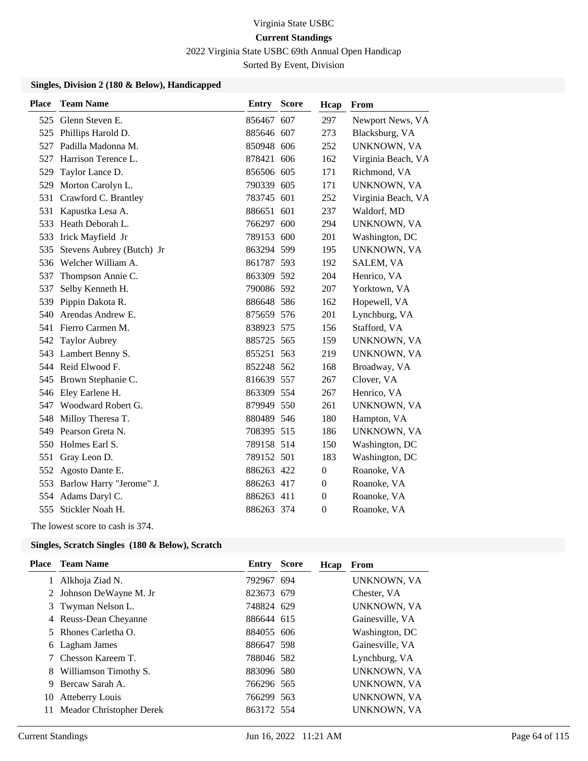Virginia State USBC

**Current Standings**

2022 Virginia State USBC 69th Annual Open Handicap

Sorted By Event, Division

### Singles, Division 2 (180 & Below), Handicapped

| Place | Team Name | Entry | Score | Hcap | From |
|---|---|---|---|---|---|
| 525 | Glenn Steven E. | 856467 | 607 | 297 | Newport News, VA |
| 525 | Phillips Harold D. | 885646 | 607 | 273 | Blacksburg, VA |
| 527 | Padilla Madonna M. | 850948 | 606 | 252 | UNKNOWN, VA |
| 527 | Harrison Terence L. | 878421 | 606 | 162 | Virginia Beach, VA |
| 529 | Taylor Lance D. | 856506 | 605 | 171 | Richmond, VA |
| 529 | Morton Carolyn L. | 790339 | 605 | 171 | UNKNOWN, VA |
| 531 | Crawford C. Brantley | 783745 | 601 | 252 | Virginia Beach, VA |
| 531 | Kapustka Lesa A. | 886651 | 601 | 237 | Waldorf, MD |
| 533 | Heath Deborah L. | 766297 | 600 | 294 | UNKNOWN, VA |
| 533 | Irick Mayfield Jr | 789153 | 600 | 201 | Washington, DC |
| 535 | Stevens Aubrey (Butch) Jr | 863294 | 599 | 195 | UNKNOWN, VA |
| 536 | Welcher William A. | 861787 | 593 | 192 | SALEM, VA |
| 537 | Thompson Annie C. | 863309 | 592 | 204 | Henrico, VA |
| 537 | Selby Kenneth H. | 790086 | 592 | 207 | Yorktown, VA |
| 539 | Pippin Dakota R. | 886648 | 586 | 162 | Hopewell, VA |
| 540 | Arendas Andrew E. | 875659 | 576 | 201 | Lynchburg, VA |
| 541 | Fierro Carmen M. | 838923 | 575 | 156 | Stafford, VA |
| 542 | Taylor Aubrey | 885725 | 565 | 159 | UNKNOWN, VA |
| 543 | Lambert Benny S. | 855251 | 563 | 219 | UNKNOWN, VA |
| 544 | Reid Elwood F. | 852248 | 562 | 168 | Broadway, VA |
| 545 | Brown Stephanie C. | 816639 | 557 | 267 | Clover, VA |
| 546 | Eley Earlene H. | 863309 | 554 | 267 | Henrico, VA |
| 547 | Woodward Robert G. | 879949 | 550 | 261 | UNKNOWN, VA |
| 548 | Milloy Theresa T. | 880489 | 546 | 180 | Hampton, VA |
| 549 | Pearson Greta N. | 708395 | 515 | 186 | UNKNOWN, VA |
| 550 | Holmes Earl S. | 789158 | 514 | 150 | Washington, DC |
| 551 | Gray Leon D. | 789152 | 501 | 183 | Washington, DC |
| 552 | Agosto Dante E. | 886263 | 422 | 0 | Roanoke, VA |
| 553 | Barlow Harry "Jerome" J. | 886263 | 417 | 0 | Roanoke, VA |
| 554 | Adams Daryl C. | 886263 | 411 | 0 | Roanoke, VA |
| 555 | Stickler Noah H. | 886263 | 374 | 0 | Roanoke, VA |

The lowest score to cash is 374.

### Singles, Scratch Singles (180 & Below), Scratch

| Place | Team Name | Entry | Score | Hcap | From |
|---|---|---|---|---|---|
| 1 | Alkhoja Ziad N. | 792967 | 694 | | UNKNOWN, VA |
| 2 | Johnson DeWayne M. Jr | 823673 | 679 | | Chester, VA |
| 3 | Twyman Nelson L. | 748824 | 629 | | UNKNOWN, VA |
| 4 | Reuss-Dean Cheyanne | 886644 | 615 | | Gainesville, VA |
| 5 | Rhones Carletha O. | 884055 | 606 | | Washington, DC |
| 6 | Lagham James | 886647 | 598 | | Gainesville, VA |
| 7 | Chesson Kareem T. | 788046 | 582 | | Lynchburg, VA |
| 8 | Williamson Timothy S. | 883096 | 580 | | UNKNOWN, VA |
| 9 | Bercaw Sarah A. | 766296 | 565 | | UNKNOWN, VA |
| 10 | Atteberry Louis | 766299 | 563 | | UNKNOWN, VA |
| 11 | Meador Christopher Derek | 863172 | 554 | | UNKNOWN, VA |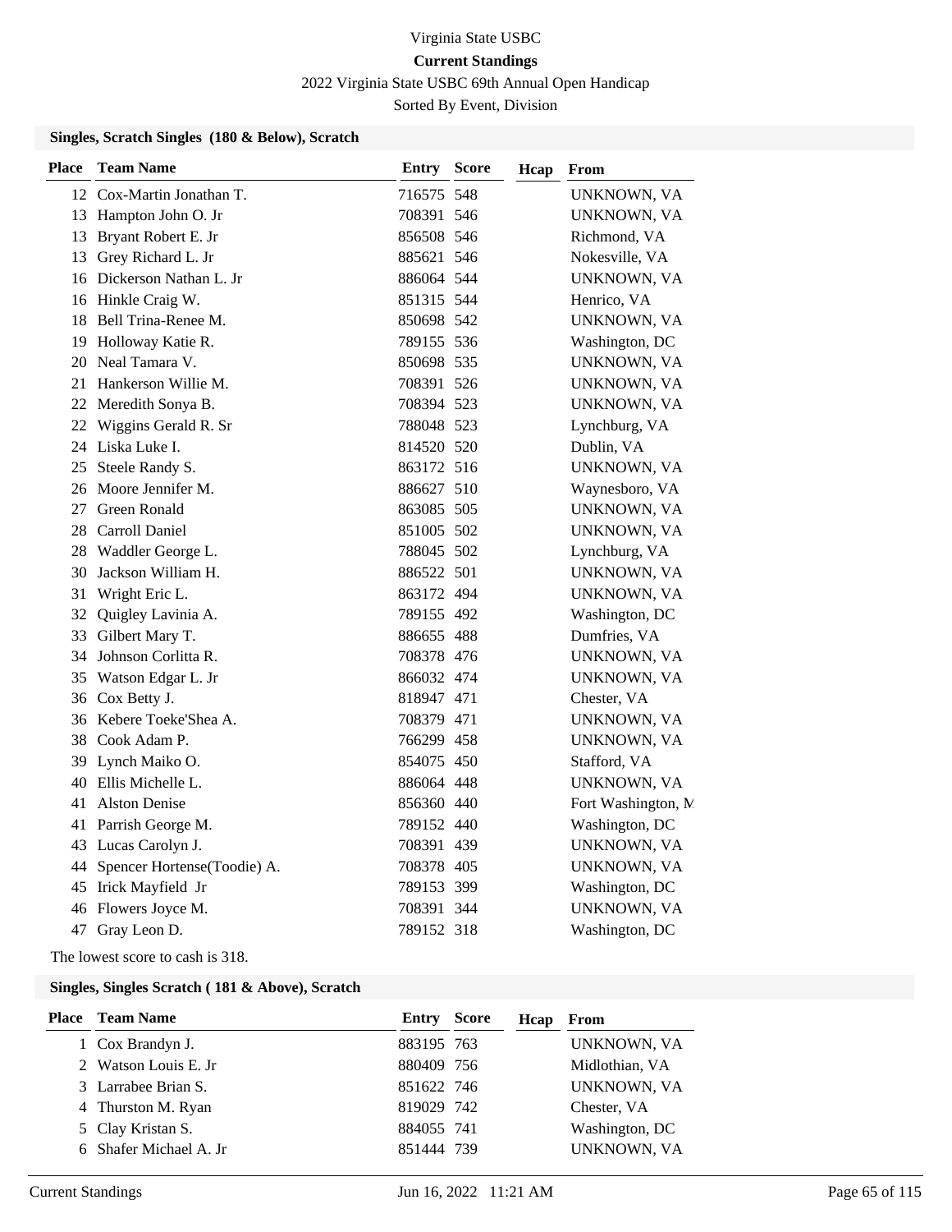Virginia State USBC

**Current Standings**

2022 Virginia State USBC 69th Annual Open Handicap

Sorted By Event, Division

### Singles, Scratch Singles (180 & Below), Scratch

| Place | Team Name | Entry | Score | Hcap | From |
|---|---|---|---|---|---|
| 12 | Cox-Martin Jonathan T. | 716575 | 548 | | UNKNOWN, VA |
| 13 | Hampton John O. Jr | 708391 | 546 | | UNKNOWN, VA |
| 13 | Bryant Robert E. Jr | 856508 | 546 | | Richmond, VA |
| 13 | Grey Richard L. Jr | 885621 | 546 | | Nokesville, VA |
| 16 | Dickerson Nathan L. Jr | 886064 | 544 | | UNKNOWN, VA |
| 16 | Hinkle Craig W. | 851315 | 544 | | Henrico, VA |
| 18 | Bell Trina-Renee M. | 850698 | 542 | | UNKNOWN, VA |
| 19 | Holloway Katie R. | 789155 | 536 | | Washington, DC |
| 20 | Neal Tamara V. | 850698 | 535 | | UNKNOWN, VA |
| 21 | Hankerson Willie M. | 708391 | 526 | | UNKNOWN, VA |
| 22 | Meredith Sonya B. | 708394 | 523 | | UNKNOWN, VA |
| 22 | Wiggins Gerald R. Sr | 788048 | 523 | | Lynchburg, VA |
| 24 | Liska Luke I. | 814520 | 520 | | Dublin, VA |
| 25 | Steele Randy S. | 863172 | 516 | | UNKNOWN, VA |
| 26 | Moore Jennifer M. | 886627 | 510 | | Waynesboro, VA |
| 27 | Green Ronald | 863085 | 505 | | UNKNOWN, VA |
| 28 | Carroll Daniel | 851005 | 502 | | UNKNOWN, VA |
| 28 | Waddler George L. | 788045 | 502 | | Lynchburg, VA |
| 30 | Jackson William H. | 886522 | 501 | | UNKNOWN, VA |
| 31 | Wright Eric L. | 863172 | 494 | | UNKNOWN, VA |
| 32 | Quigley Lavinia A. | 789155 | 492 | | Washington, DC |
| 33 | Gilbert Mary T. | 886655 | 488 | | Dumfries, VA |
| 34 | Johnson Corlitta R. | 708378 | 476 | | UNKNOWN, VA |
| 35 | Watson Edgar L. Jr | 866032 | 474 | | UNKNOWN, VA |
| 36 | Cox Betty J. | 818947 | 471 | | Chester, VA |
| 36 | Kebere Toeke'Shea A. | 708379 | 471 | | UNKNOWN, VA |
| 38 | Cook Adam P. | 766299 | 458 | | UNKNOWN, VA |
| 39 | Lynch Maiko O. | 854075 | 450 | | Stafford, VA |
| 40 | Ellis Michelle L. | 886064 | 448 | | UNKNOWN, VA |
| 41 | Alston Denise | 856360 | 440 | | Fort Washington, M |
| 41 | Parrish George M. | 789152 | 440 | | Washington, DC |
| 43 | Lucas Carolyn J. | 708391 | 439 | | UNKNOWN, VA |
| 44 | Spencer Hortense(Toodie) A. | 708378 | 405 | | UNKNOWN, VA |
| 45 | Irick Mayfield Jr | 789153 | 399 | | Washington, DC |
| 46 | Flowers Joyce M. | 708391 | 344 | | UNKNOWN, VA |
| 47 | Gray Leon D. | 789152 | 318 | | Washington, DC |

The lowest score to cash is 318.

### Singles, Singles Scratch ( 181 & Above), Scratch

| Place | Team Name | Entry | Score | Hcap | From |
|---|---|---|---|---|---|
| 1 | Cox Brandyn J. | 883195 | 763 | | UNKNOWN, VA |
| 2 | Watson Louis E. Jr | 880409 | 756 | | Midlothian, VA |
| 3 | Larrabee Brian S. | 851622 | 746 | | UNKNOWN, VA |
| 4 | Thurston M. Ryan | 819029 | 742 | | Chester, VA |
| 5 | Clay Kristan S. | 884055 | 741 | | Washington, DC |
| 6 | Shafer Michael A. Jr | 851444 | 739 | | UNKNOWN, VA |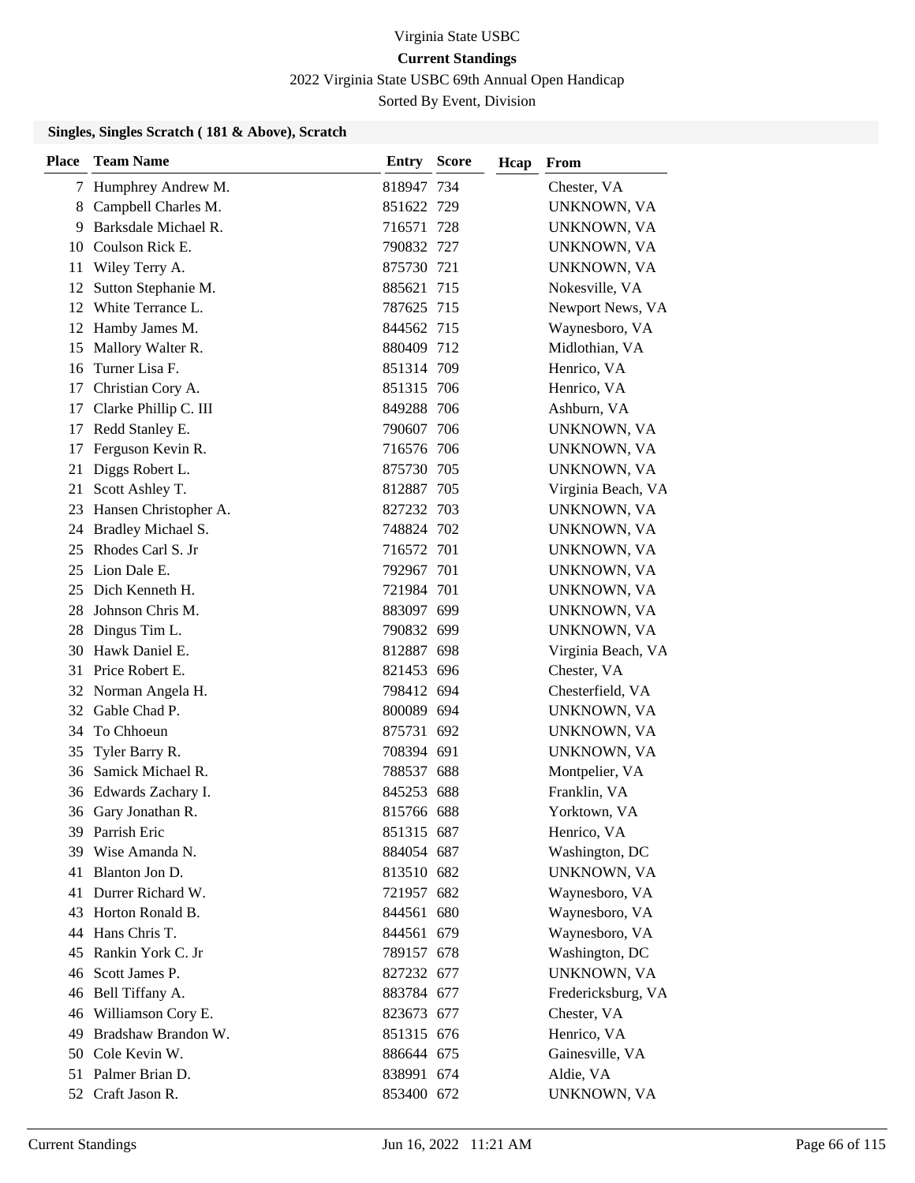Virginia State USBC

**Current Standings**

2022 Virginia State USBC 69th Annual Open Handicap

Sorted By Event, Division

### Singles, Singles Scratch ( 181 & Above), Scratch

| Place | Team Name | Entry | Score | Hcap | From |
|---|---|---|---|---|---|
| 7 | Humphrey Andrew M. | 818947 | 734 | | Chester, VA |
| 8 | Campbell Charles M. | 851622 | 729 | | UNKNOWN, VA |
| 9 | Barksdale Michael R. | 716571 | 728 | | UNKNOWN, VA |
| 10 | Coulson Rick E. | 790832 | 727 | | UNKNOWN, VA |
| 11 | Wiley Terry A. | 875730 | 721 | | UNKNOWN, VA |
| 12 | Sutton Stephanie M. | 885621 | 715 | | Nokesville, VA |
| 12 | White Terrance L. | 787625 | 715 | | Newport News, VA |
| 12 | Hamby James M. | 844562 | 715 | | Waynesboro, VA |
| 15 | Mallory Walter R. | 880409 | 712 | | Midlothian, VA |
| 16 | Turner Lisa F. | 851314 | 709 | | Henrico, VA |
| 17 | Christian Cory A. | 851315 | 706 | | Henrico, VA |
| 17 | Clarke Phillip C. III | 849288 | 706 | | Ashburn, VA |
| 17 | Redd Stanley E. | 790607 | 706 | | UNKNOWN, VA |
| 17 | Ferguson Kevin R. | 716576 | 706 | | UNKNOWN, VA |
| 21 | Diggs Robert L. | 875730 | 705 | | UNKNOWN, VA |
| 21 | Scott Ashley T. | 812887 | 705 | | Virginia Beach, VA |
| 23 | Hansen Christopher A. | 827232 | 703 | | UNKNOWN, VA |
| 24 | Bradley Michael S. | 748824 | 702 | | UNKNOWN, VA |
| 25 | Rhodes Carl S. Jr | 716572 | 701 | | UNKNOWN, VA |
| 25 | Lion Dale E. | 792967 | 701 | | UNKNOWN, VA |
| 25 | Dich Kenneth H. | 721984 | 701 | | UNKNOWN, VA |
| 28 | Johnson Chris M. | 883097 | 699 | | UNKNOWN, VA |
| 28 | Dingus Tim L. | 790832 | 699 | | UNKNOWN, VA |
| 30 | Hawk Daniel E. | 812887 | 698 | | Virginia Beach, VA |
| 31 | Price Robert E. | 821453 | 696 | | Chester, VA |
| 32 | Norman Angela H. | 798412 | 694 | | Chesterfield, VA |
| 32 | Gable Chad P. | 800089 | 694 | | UNKNOWN, VA |
| 34 | To Chhoeun | 875731 | 692 | | UNKNOWN, VA |
| 35 | Tyler Barry R. | 708394 | 691 | | UNKNOWN, VA |
| 36 | Samick Michael R. | 788537 | 688 | | Montpelier, VA |
| 36 | Edwards Zachary I. | 845253 | 688 | | Franklin, VA |
| 36 | Gary Jonathan R. | 815766 | 688 | | Yorktown, VA |
| 39 | Parrish Eric | 851315 | 687 | | Henrico, VA |
| 39 | Wise Amanda N. | 884054 | 687 | | Washington, DC |
| 41 | Blanton Jon D. | 813510 | 682 | | UNKNOWN, VA |
| 41 | Durrer Richard W. | 721957 | 682 | | Waynesboro, VA |
| 43 | Horton Ronald B. | 844561 | 680 | | Waynesboro, VA |
| 44 | Hans Chris T. | 844561 | 679 | | Waynesboro, VA |
| 45 | Rankin York C. Jr | 789157 | 678 | | Washington, DC |
| 46 | Scott James P. | 827232 | 677 | | UNKNOWN, VA |
| 46 | Bell Tiffany A. | 883784 | 677 | | Fredericksburg, VA |
| 46 | Williamson Cory E. | 823673 | 677 | | Chester, VA |
| 49 | Bradshaw Brandon W. | 851315 | 676 | | Henrico, VA |
| 50 | Cole Kevin W. | 886644 | 675 | | Gainesville, VA |
| 51 | Palmer Brian D. | 838991 | 674 | | Aldie, VA |
| 52 | Craft Jason R. | 853400 | 672 | | UNKNOWN, VA |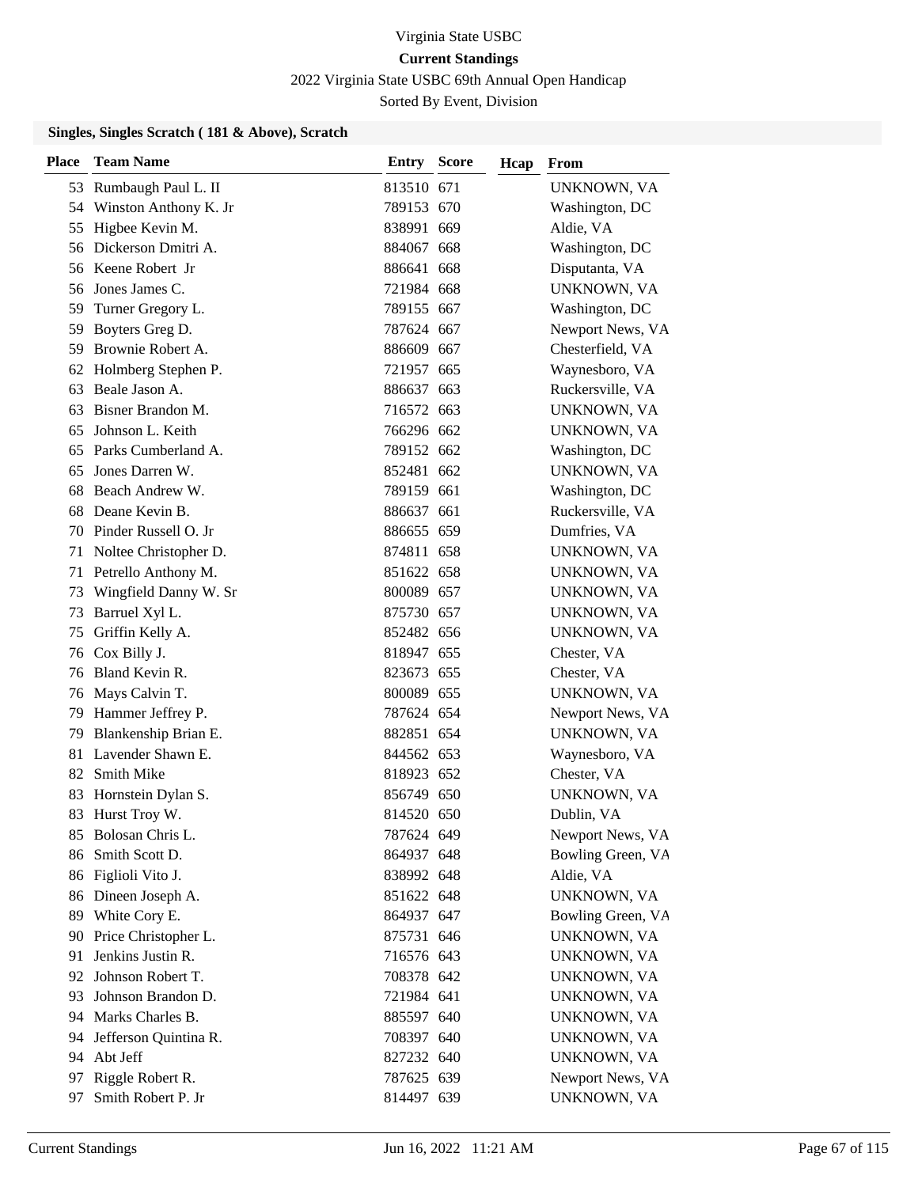Virginia State USBC

**Current Standings**

2022 Virginia State USBC 69th Annual Open Handicap

Sorted By Event, Division

### Singles, Singles Scratch ( 181 & Above), Scratch

| Place | Team Name | Entry | Score | Hcap | From |
|---|---|---|---|---|---|
| 53 | Rumbaugh Paul L. II | 813510 | 671 | | UNKNOWN, VA |
| 54 | Winston Anthony K. Jr | 789153 | 670 | | Washington, DC |
| 55 | Higbee Kevin M. | 838991 | 669 | | Aldie, VA |
| 56 | Dickerson Dmitri A. | 884067 | 668 | | Washington, DC |
| 56 | Keene Robert Jr | 886641 | 668 | | Disputanta, VA |
| 56 | Jones James C. | 721984 | 668 | | UNKNOWN, VA |
| 59 | Turner Gregory L. | 789155 | 667 | | Washington, DC |
| 59 | Boyters Greg D. | 787624 | 667 | | Newport News, VA |
| 59 | Brownie Robert A. | 886609 | 667 | | Chesterfield, VA |
| 62 | Holmberg Stephen P. | 721957 | 665 | | Waynesboro, VA |
| 63 | Beale Jason A. | 886637 | 663 | | Ruckersville, VA |
| 63 | Bisner Brandon M. | 716572 | 663 | | UNKNOWN, VA |
| 65 | Johnson L. Keith | 766296 | 662 | | UNKNOWN, VA |
| 65 | Parks Cumberland A. | 789152 | 662 | | Washington, DC |
| 65 | Jones Darren W. | 852481 | 662 | | UNKNOWN, VA |
| 68 | Beach Andrew W. | 789159 | 661 | | Washington, DC |
| 68 | Deane Kevin B. | 886637 | 661 | | Ruckersville, VA |
| 70 | Pinder Russell O. Jr | 886655 | 659 | | Dumfries, VA |
| 71 | Noltee Christopher D. | 874811 | 658 | | UNKNOWN, VA |
| 71 | Petrello Anthony M. | 851622 | 658 | | UNKNOWN, VA |
| 73 | Wingfield Danny W. Sr | 800089 | 657 | | UNKNOWN, VA |
| 73 | Barruel Xyl L. | 875730 | 657 | | UNKNOWN, VA |
| 75 | Griffin Kelly A. | 852482 | 656 | | UNKNOWN, VA |
| 76 | Cox Billy J. | 818947 | 655 | | Chester, VA |
| 76 | Bland Kevin R. | 823673 | 655 | | Chester, VA |
| 76 | Mays Calvin T. | 800089 | 655 | | UNKNOWN, VA |
| 79 | Hammer Jeffrey P. | 787624 | 654 | | Newport News, VA |
| 79 | Blankenship Brian E. | 882851 | 654 | | UNKNOWN, VA |
| 81 | Lavender Shawn E. | 844562 | 653 | | Waynesboro, VA |
| 82 | Smith Mike | 818923 | 652 | | Chester, VA |
| 83 | Hornstein Dylan S. | 856749 | 650 | | UNKNOWN, VA |
| 83 | Hurst Troy W. | 814520 | 650 | | Dublin, VA |
| 85 | Bolosan Chris L. | 787624 | 649 | | Newport News, VA |
| 86 | Smith Scott D. | 864937 | 648 | | Bowling Green, VA |
| 86 | Figlioli Vito J. | 838992 | 648 | | Aldie, VA |
| 86 | Dineen Joseph A. | 851622 | 648 | | UNKNOWN, VA |
| 89 | White Cory E. | 864937 | 647 | | Bowling Green, VA |
| 90 | Price Christopher L. | 875731 | 646 | | UNKNOWN, VA |
| 91 | Jenkins Justin R. | 716576 | 643 | | UNKNOWN, VA |
| 92 | Johnson Robert T. | 708378 | 642 | | UNKNOWN, VA |
| 93 | Johnson Brandon D. | 721984 | 641 | | UNKNOWN, VA |
| 94 | Marks Charles B. | 885597 | 640 | | UNKNOWN, VA |
| 94 | Jefferson Quintina R. | 708397 | 640 | | UNKNOWN, VA |
| 94 | Abt Jeff | 827232 | 640 | | UNKNOWN, VA |
| 97 | Riggle Robert R. | 787625 | 639 | | Newport News, VA |
| 97 | Smith Robert P. Jr | 814497 | 639 | | UNKNOWN, VA |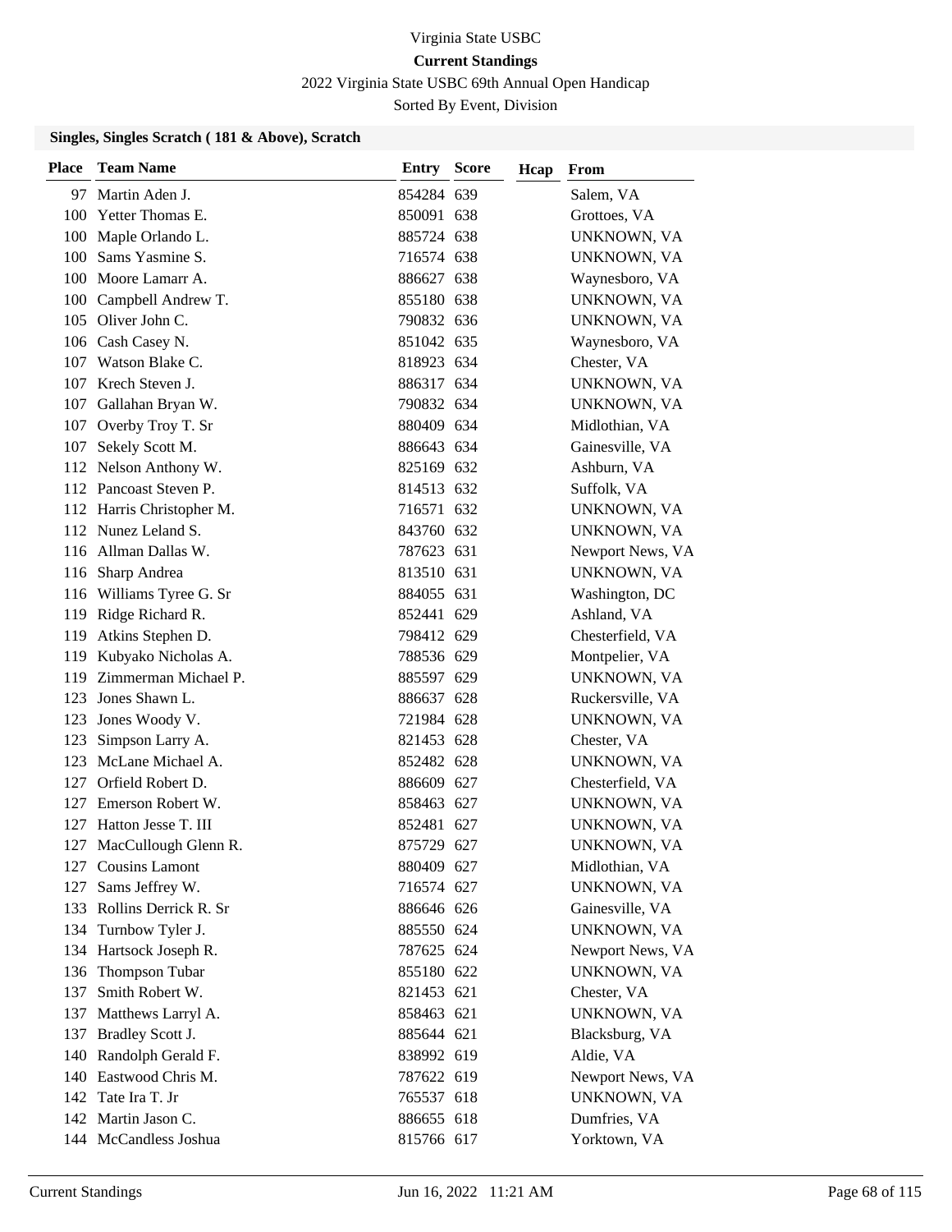Virginia State USBC

**Current Standings**

2022 Virginia State USBC 69th Annual Open Handicap

Sorted By Event, Division

### Singles, Singles Scratch ( 181 & Above), Scratch

| Place | Team Name | Entry | Score | Hcap | From |
|---|---|---|---|---|---|
| 97 | Martin Aden J. | 854284 | 639 | | Salem, VA |
| 100 | Yetter Thomas E. | 850091 | 638 | | Grottoes, VA |
| 100 | Maple Orlando L. | 885724 | 638 | | UNKNOWN, VA |
| 100 | Sams Yasmine S. | 716574 | 638 | | UNKNOWN, VA |
| 100 | Moore Lamarr A. | 886627 | 638 | | Waynesboro, VA |
| 100 | Campbell Andrew T. | 855180 | 638 | | UNKNOWN, VA |
| 105 | Oliver John C. | 790832 | 636 | | UNKNOWN, VA |
| 106 | Cash Casey N. | 851042 | 635 | | Waynesboro, VA |
| 107 | Watson Blake C. | 818923 | 634 | | Chester, VA |
| 107 | Krech Steven J. | 886317 | 634 | | UNKNOWN, VA |
| 107 | Gallahan Bryan W. | 790832 | 634 | | UNKNOWN, VA |
| 107 | Overby Troy T. Sr | 880409 | 634 | | Midlothian, VA |
| 107 | Sekely Scott M. | 886643 | 634 | | Gainesville, VA |
| 112 | Nelson Anthony W. | 825169 | 632 | | Ashburn, VA |
| 112 | Pancoast Steven P. | 814513 | 632 | | Suffolk, VA |
| 112 | Harris Christopher M. | 716571 | 632 | | UNKNOWN, VA |
| 112 | Nunez Leland S. | 843760 | 632 | | UNKNOWN, VA |
| 116 | Allman Dallas W. | 787623 | 631 | | Newport News, VA |
| 116 | Sharp Andrea | 813510 | 631 | | UNKNOWN, VA |
| 116 | Williams Tyree G. Sr | 884055 | 631 | | Washington, DC |
| 119 | Ridge Richard R. | 852441 | 629 | | Ashland, VA |
| 119 | Atkins Stephen D. | 798412 | 629 | | Chesterfield, VA |
| 119 | Kubyako Nicholas A. | 788536 | 629 | | Montpelier, VA |
| 119 | Zimmerman Michael P. | 885597 | 629 | | UNKNOWN, VA |
| 123 | Jones Shawn L. | 886637 | 628 | | Ruckersville, VA |
| 123 | Jones Woody V. | 721984 | 628 | | UNKNOWN, VA |
| 123 | Simpson Larry A. | 821453 | 628 | | Chester, VA |
| 123 | McLane Michael A. | 852482 | 628 | | UNKNOWN, VA |
| 127 | Orfield Robert D. | 886609 | 627 | | Chesterfield, VA |
| 127 | Emerson Robert W. | 858463 | 627 | | UNKNOWN, VA |
| 127 | Hatton Jesse T. III | 852481 | 627 | | UNKNOWN, VA |
| 127 | MacCullough Glenn R. | 875729 | 627 | | UNKNOWN, VA |
| 127 | Cousins Lamont | 880409 | 627 | | Midlothian, VA |
| 127 | Sams Jeffrey W. | 716574 | 627 | | UNKNOWN, VA |
| 133 | Rollins Derrick R. Sr | 886646 | 626 | | Gainesville, VA |
| 134 | Turnbow Tyler J. | 885550 | 624 | | UNKNOWN, VA |
| 134 | Hartsock Joseph R. | 787625 | 624 | | Newport News, VA |
| 136 | Thompson Tubar | 855180 | 622 | | UNKNOWN, VA |
| 137 | Smith Robert W. | 821453 | 621 | | Chester, VA |
| 137 | Matthews Larryl A. | 858463 | 621 | | UNKNOWN, VA |
| 137 | Bradley Scott J. | 885644 | 621 | | Blacksburg, VA |
| 140 | Randolph Gerald F. | 838992 | 619 | | Aldie, VA |
| 140 | Eastwood Chris M. | 787622 | 619 | | Newport News, VA |
| 142 | Tate Ira T. Jr | 765537 | 618 | | UNKNOWN, VA |
| 142 | Martin Jason C. | 886655 | 618 | | Dumfries, VA |
| 144 | McCandless Joshua | 815766 | 617 | | Yorktown, VA |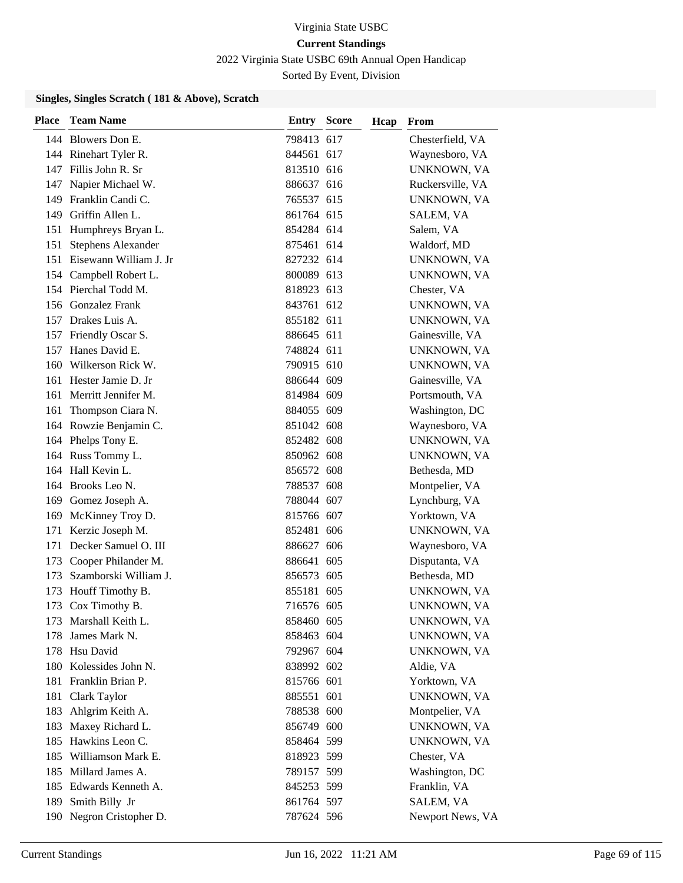Virginia State USBC

**Current Standings**

2022 Virginia State USBC 69th Annual Open Handicap

Sorted By Event, Division

### Singles, Singles Scratch ( 181 & Above), Scratch

| Place | Team Name | Entry | Score | Hcap | From |
|---|---|---|---|---|---|
| 144 | Blowers Don E. | 798413 | 617 | | Chesterfield, VA |
| 144 | Rinehart Tyler R. | 844561 | 617 | | Waynesboro, VA |
| 147 | Fillis John R. Sr | 813510 | 616 | | UNKNOWN, VA |
| 147 | Napier Michael W. | 886637 | 616 | | Ruckersville, VA |
| 149 | Franklin Candi C. | 765537 | 615 | | UNKNOWN, VA |
| 149 | Griffin Allen L. | 861764 | 615 | | SALEM, VA |
| 151 | Humphreys Bryan L. | 854284 | 614 | | Salem, VA |
| 151 | Stephens Alexander | 875461 | 614 | | Waldorf, MD |
| 151 | Eisewann William J. Jr | 827232 | 614 | | UNKNOWN, VA |
| 154 | Campbell Robert L. | 800089 | 613 | | UNKNOWN, VA |
| 154 | Pierchal Todd M. | 818923 | 613 | | Chester, VA |
| 156 | Gonzalez Frank | 843761 | 612 | | UNKNOWN, VA |
| 157 | Drakes Luis A. | 855182 | 611 | | UNKNOWN, VA |
| 157 | Friendly Oscar S. | 886645 | 611 | | Gainesville, VA |
| 157 | Hanes David E. | 748824 | 611 | | UNKNOWN, VA |
| 160 | Wilkerson Rick W. | 790915 | 610 | | UNKNOWN, VA |
| 161 | Hester Jamie D. Jr | 886644 | 609 | | Gainesville, VA |
| 161 | Merritt Jennifer M. | 814984 | 609 | | Portsmouth, VA |
| 161 | Thompson Ciara N. | 884055 | 609 | | Washington, DC |
| 164 | Rowzie Benjamin C. | 851042 | 608 | | Waynesboro, VA |
| 164 | Phelps Tony E. | 852482 | 608 | | UNKNOWN, VA |
| 164 | Russ Tommy L. | 850962 | 608 | | UNKNOWN, VA |
| 164 | Hall Kevin L. | 856572 | 608 | | Bethesda, MD |
| 164 | Brooks Leo N. | 788537 | 608 | | Montpelier, VA |
| 169 | Gomez Joseph A. | 788044 | 607 | | Lynchburg, VA |
| 169 | McKinney Troy D. | 815766 | 607 | | Yorktown, VA |
| 171 | Kerzic Joseph M. | 852481 | 606 | | UNKNOWN, VA |
| 171 | Decker Samuel O. III | 886627 | 606 | | Waynesboro, VA |
| 173 | Cooper Philander M. | 886641 | 605 | | Disputanta, VA |
| 173 | Szamborski William J. | 856573 | 605 | | Bethesda, MD |
| 173 | Houff Timothy B. | 855181 | 605 | | UNKNOWN, VA |
| 173 | Cox Timothy B. | 716576 | 605 | | UNKNOWN, VA |
| 173 | Marshall Keith L. | 858460 | 605 | | UNKNOWN, VA |
| 178 | James Mark N. | 858463 | 604 | | UNKNOWN, VA |
| 178 | Hsu David | 792967 | 604 | | UNKNOWN, VA |
| 180 | Kolessides John N. | 838992 | 602 | | Aldie, VA |
| 181 | Franklin Brian P. | 815766 | 601 | | Yorktown, VA |
| 181 | Clark Taylor | 885551 | 601 | | UNKNOWN, VA |
| 183 | Ahlgrim Keith A. | 788538 | 600 | | Montpelier, VA |
| 183 | Maxey Richard L. | 856749 | 600 | | UNKNOWN, VA |
| 185 | Hawkins Leon C. | 858464 | 599 | | UNKNOWN, VA |
| 185 | Williamson Mark E. | 818923 | 599 | | Chester, VA |
| 185 | Millard James A. | 789157 | 599 | | Washington, DC |
| 185 | Edwards Kenneth A. | 845253 | 599 | | Franklin, VA |
| 189 | Smith Billy Jr | 861764 | 597 | | SALEM, VA |
| 190 | Negron Cristopher D. | 787624 | 596 | | Newport News, VA |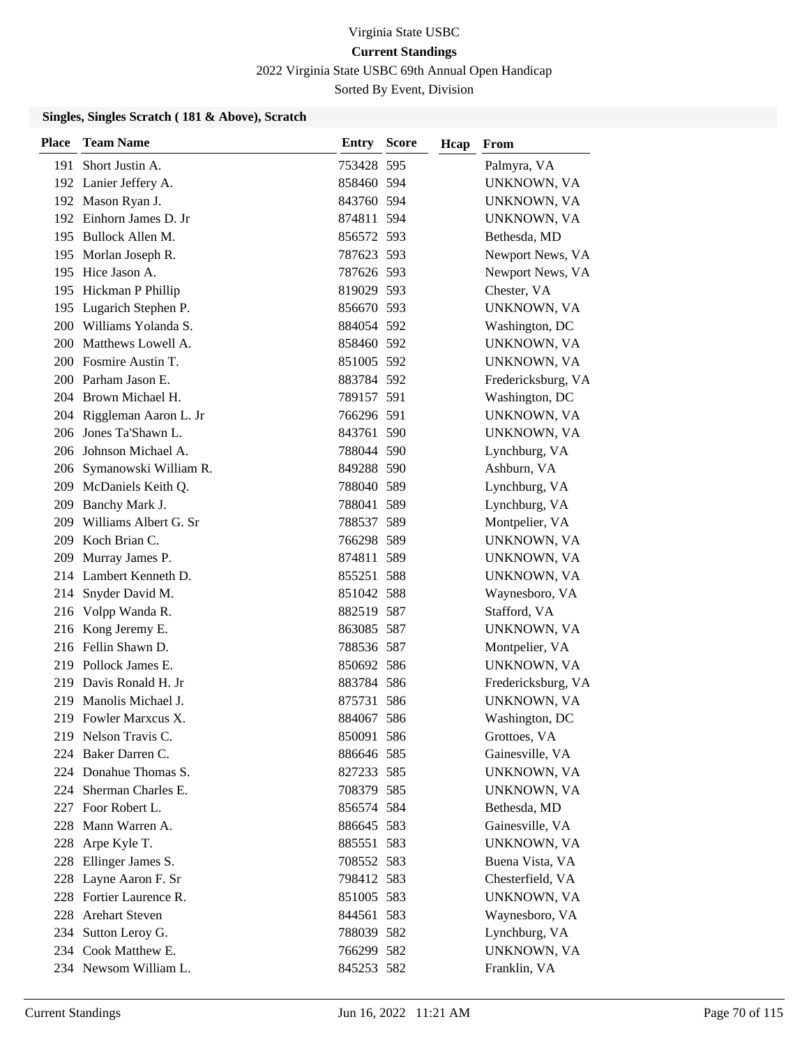Virginia State USBC

**Current Standings**

2022 Virginia State USBC 69th Annual Open Handicap

Sorted By Event, Division

### Singles, Singles Scratch ( 181 & Above), Scratch

| Place | Team Name | Entry | Score | Hcap | From |
|---|---|---|---|---|---|
| 191 | Short Justin A. | 753428 | 595 | | Palmyra, VA |
| 192 | Lanier Jeffery A. | 858460 | 594 | | UNKNOWN, VA |
| 192 | Mason Ryan J. | 843760 | 594 | | UNKNOWN, VA |
| 192 | Einhorn James D. Jr | 874811 | 594 | | UNKNOWN, VA |
| 195 | Bullock Allen M. | 856572 | 593 | | Bethesda, MD |
| 195 | Morlan Joseph R. | 787623 | 593 | | Newport News, VA |
| 195 | Hice Jason A. | 787626 | 593 | | Newport News, VA |
| 195 | Hickman P Phillip | 819029 | 593 | | Chester, VA |
| 195 | Lugarich Stephen P. | 856670 | 593 | | UNKNOWN, VA |
| 200 | Williams Yolanda S. | 884054 | 592 | | Washington, DC |
| 200 | Matthews Lowell A. | 858460 | 592 | | UNKNOWN, VA |
| 200 | Fosmire Austin T. | 851005 | 592 | | UNKNOWN, VA |
| 200 | Parham Jason E. | 883784 | 592 | | Fredericksburg, VA |
| 204 | Brown Michael H. | 789157 | 591 | | Washington, DC |
| 204 | Riggleman Aaron L. Jr | 766296 | 591 | | UNKNOWN, VA |
| 206 | Jones Ta'Shawn L. | 843761 | 590 | | UNKNOWN, VA |
| 206 | Johnson Michael A. | 788044 | 590 | | Lynchburg, VA |
| 206 | Symanowski William R. | 849288 | 590 | | Ashburn, VA |
| 209 | McDaniels Keith Q. | 788040 | 589 | | Lynchburg, VA |
| 209 | Banchy Mark J. | 788041 | 589 | | Lynchburg, VA |
| 209 | Williams Albert G. Sr | 788537 | 589 | | Montpelier, VA |
| 209 | Koch Brian C. | 766298 | 589 | | UNKNOWN, VA |
| 209 | Murray James P. | 874811 | 589 | | UNKNOWN, VA |
| 214 | Lambert Kenneth D. | 855251 | 588 | | UNKNOWN, VA |
| 214 | Snyder David M. | 851042 | 588 | | Waynesboro, VA |
| 216 | Volpp Wanda R. | 882519 | 587 | | Stafford, VA |
| 216 | Kong Jeremy E. | 863085 | 587 | | UNKNOWN, VA |
| 216 | Fellin Shawn D. | 788536 | 587 | | Montpelier, VA |
| 219 | Pollock James E. | 850692 | 586 | | UNKNOWN, VA |
| 219 | Davis Ronald H. Jr | 883784 | 586 | | Fredericksburg, VA |
| 219 | Manolis Michael J. | 875731 | 586 | | UNKNOWN, VA |
| 219 | Fowler Marxcus X. | 884067 | 586 | | Washington, DC |
| 219 | Nelson Travis C. | 850091 | 586 | | Grottoes, VA |
| 224 | Baker Darren C. | 886646 | 585 | | Gainesville, VA |
| 224 | Donahue Thomas S. | 827233 | 585 | | UNKNOWN, VA |
| 224 | Sherman Charles E. | 708379 | 585 | | UNKNOWN, VA |
| 227 | Foor Robert L. | 856574 | 584 | | Bethesda, MD |
| 228 | Mann Warren A. | 886645 | 583 | | Gainesville, VA |
| 228 | Arpe Kyle T. | 885551 | 583 | | UNKNOWN, VA |
| 228 | Ellinger James S. | 708552 | 583 | | Buena Vista, VA |
| 228 | Layne Aaron F. Sr | 798412 | 583 | | Chesterfield, VA |
| 228 | Fortier Laurence R. | 851005 | 583 | | UNKNOWN, VA |
| 228 | Arehart Steven | 844561 | 583 | | Waynesboro, VA |
| 234 | Sutton Leroy G. | 788039 | 582 | | Lynchburg, VA |
| 234 | Cook Matthew E. | 766299 | 582 | | UNKNOWN, VA |
| 234 | Newsom William L. | 845253 | 582 | | Franklin, VA |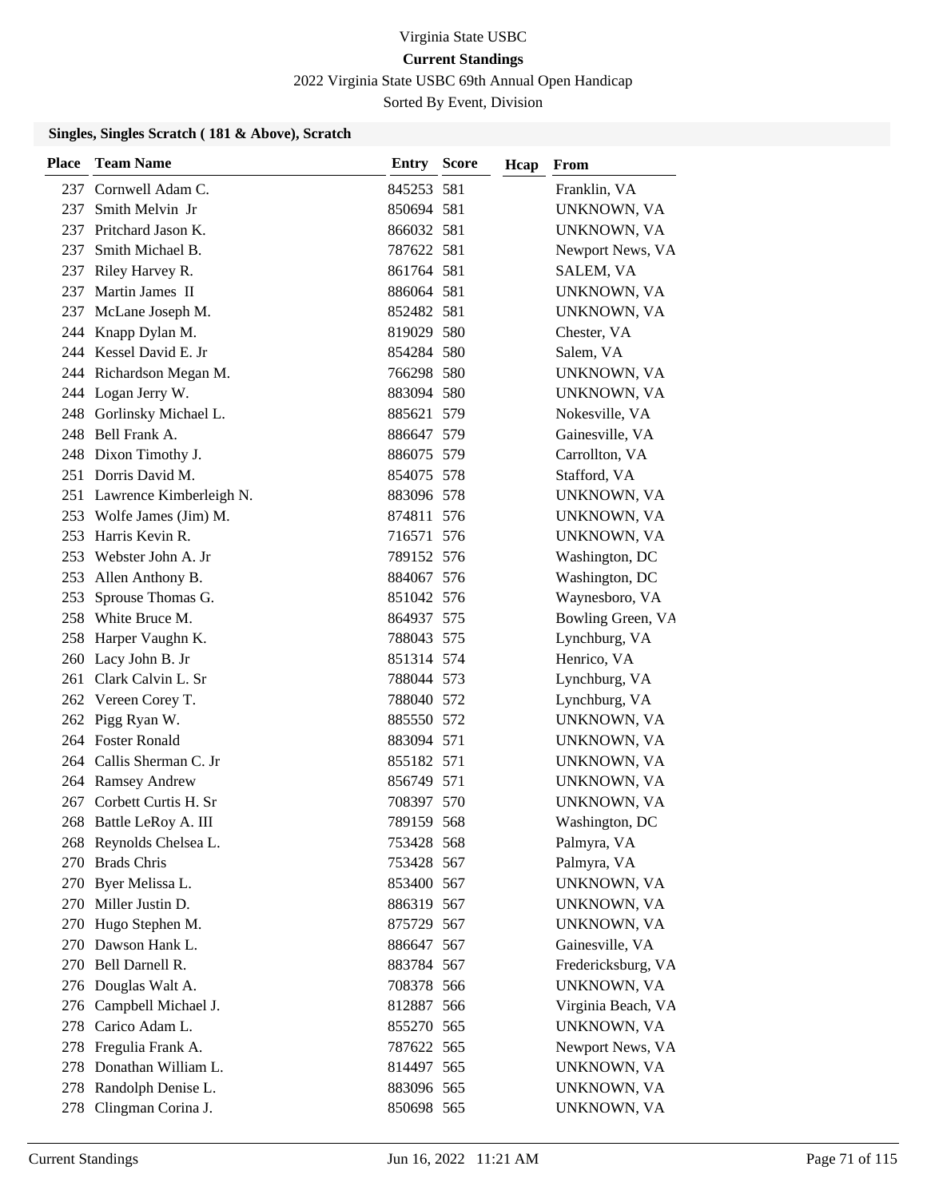Virginia State USBC

**Current Standings**

2022 Virginia State USBC 69th Annual Open Handicap

Sorted By Event, Division

### Singles, Singles Scratch ( 181 & Above), Scratch

| Place | Team Name | Entry | Score | Hcap | From |
|---|---|---|---|---|---|
| 237 | Cornwell Adam C. | 845253 | 581 | | Franklin, VA |
| 237 | Smith Melvin Jr | 850694 | 581 | | UNKNOWN, VA |
| 237 | Pritchard Jason K. | 866032 | 581 | | UNKNOWN, VA |
| 237 | Smith Michael B. | 787622 | 581 | | Newport News, VA |
| 237 | Riley Harvey R. | 861764 | 581 | | SALEM, VA |
| 237 | Martin James II | 886064 | 581 | | UNKNOWN, VA |
| 237 | McLane Joseph M. | 852482 | 581 | | UNKNOWN, VA |
| 244 | Knapp Dylan M. | 819029 | 580 | | Chester, VA |
| 244 | Kessel David E. Jr | 854284 | 580 | | Salem, VA |
| 244 | Richardson Megan M. | 766298 | 580 | | UNKNOWN, VA |
| 244 | Logan Jerry W. | 883094 | 580 | | UNKNOWN, VA |
| 248 | Gorlinsky Michael L. | 885621 | 579 | | Nokesville, VA |
| 248 | Bell Frank A. | 886647 | 579 | | Gainesville, VA |
| 248 | Dixon Timothy J. | 886075 | 579 | | Carrollton, VA |
| 251 | Dorris David M. | 854075 | 578 | | Stafford, VA |
| 251 | Lawrence Kimberleigh N. | 883096 | 578 | | UNKNOWN, VA |
| 253 | Wolfe James (Jim) M. | 874811 | 576 | | UNKNOWN, VA |
| 253 | Harris Kevin R. | 716571 | 576 | | UNKNOWN, VA |
| 253 | Webster John A. Jr | 789152 | 576 | | Washington, DC |
| 253 | Allen Anthony B. | 884067 | 576 | | Washington, DC |
| 253 | Sprouse Thomas G. | 851042 | 576 | | Waynesboro, VA |
| 258 | White Bruce M. | 864937 | 575 | | Bowling Green, VA |
| 258 | Harper Vaughn K. | 788043 | 575 | | Lynchburg, VA |
| 260 | Lacy John B. Jr | 851314 | 574 | | Henrico, VA |
| 261 | Clark Calvin L. Sr | 788044 | 573 | | Lynchburg, VA |
| 262 | Vereen Corey T. | 788040 | 572 | | Lynchburg, VA |
| 262 | Pigg Ryan W. | 885550 | 572 | | UNKNOWN, VA |
| 264 | Foster Ronald | 883094 | 571 | | UNKNOWN, VA |
| 264 | Callis Sherman C. Jr | 855182 | 571 | | UNKNOWN, VA |
| 264 | Ramsey Andrew | 856749 | 571 | | UNKNOWN, VA |
| 267 | Corbett Curtis H. Sr | 708397 | 570 | | UNKNOWN, VA |
| 268 | Battle LeRoy A. III | 789159 | 568 | | Washington, DC |
| 268 | Reynolds Chelsea L. | 753428 | 568 | | Palmyra, VA |
| 270 | Brads Chris | 753428 | 567 | | Palmyra, VA |
| 270 | Byer Melissa L. | 853400 | 567 | | UNKNOWN, VA |
| 270 | Miller Justin D. | 886319 | 567 | | UNKNOWN, VA |
| 270 | Hugo Stephen M. | 875729 | 567 | | UNKNOWN, VA |
| 270 | Dawson Hank L. | 886647 | 567 | | Gainesville, VA |
| 270 | Bell Darnell R. | 883784 | 567 | | Fredericksburg, VA |
| 276 | Douglas Walt A. | 708378 | 566 | | UNKNOWN, VA |
| 276 | Campbell Michael J. | 812887 | 566 | | Virginia Beach, VA |
| 278 | Carico Adam L. | 855270 | 565 | | UNKNOWN, VA |
| 278 | Fregulia Frank A. | 787622 | 565 | | Newport News, VA |
| 278 | Donathan William L. | 814497 | 565 | | UNKNOWN, VA |
| 278 | Randolph Denise L. | 883096 | 565 | | UNKNOWN, VA |
| 278 | Clingman Corina J. | 850698 | 565 | | UNKNOWN, VA |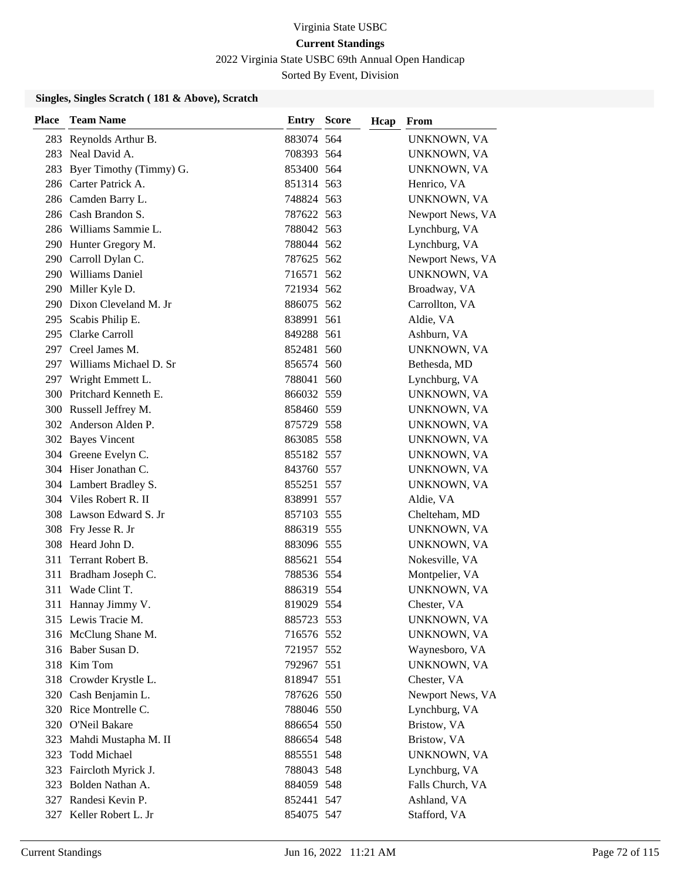Virginia State USBC

**Current Standings**

2022 Virginia State USBC 69th Annual Open Handicap

Sorted By Event, Division

### Singles, Singles Scratch ( 181 & Above), Scratch

| Place | Team Name | Entry | Score | Hcap | From |
|---|---|---|---|---|---|
| 283 | Reynolds Arthur B. | 883074 | 564 | | UNKNOWN, VA |
| 283 | Neal David A. | 708393 | 564 | | UNKNOWN, VA |
| 283 | Byer Timothy (Timmy) G. | 853400 | 564 | | UNKNOWN, VA |
| 286 | Carter Patrick A. | 851314 | 563 | | Henrico, VA |
| 286 | Camden Barry L. | 748824 | 563 | | UNKNOWN, VA |
| 286 | Cash Brandon S. | 787622 | 563 | | Newport News, VA |
| 286 | Williams Sammie L. | 788042 | 563 | | Lynchburg, VA |
| 290 | Hunter Gregory M. | 788044 | 562 | | Lynchburg, VA |
| 290 | Carroll Dylan C. | 787625 | 562 | | Newport News, VA |
| 290 | Williams Daniel | 716571 | 562 | | UNKNOWN, VA |
| 290 | Miller Kyle D. | 721934 | 562 | | Broadway, VA |
| 290 | Dixon Cleveland M. Jr | 886075 | 562 | | Carrollton, VA |
| 295 | Scabis Philip E. | 838991 | 561 | | Aldie, VA |
| 295 | Clarke Carroll | 849288 | 561 | | Ashburn, VA |
| 297 | Creel James M. | 852481 | 560 | | UNKNOWN, VA |
| 297 | Williams Michael D. Sr | 856574 | 560 | | Bethesda, MD |
| 297 | Wright Emmett L. | 788041 | 560 | | Lynchburg, VA |
| 300 | Pritchard Kenneth E. | 866032 | 559 | | UNKNOWN, VA |
| 300 | Russell Jeffrey M. | 858460 | 559 | | UNKNOWN, VA |
| 302 | Anderson Alden P. | 875729 | 558 | | UNKNOWN, VA |
| 302 | Bayes Vincent | 863085 | 558 | | UNKNOWN, VA |
| 304 | Greene Evelyn C. | 855182 | 557 | | UNKNOWN, VA |
| 304 | Hiser Jonathan C. | 843760 | 557 | | UNKNOWN, VA |
| 304 | Lambert Bradley S. | 855251 | 557 | | UNKNOWN, VA |
| 304 | Viles Robert R. II | 838991 | 557 | | Aldie, VA |
| 308 | Lawson Edward S. Jr | 857103 | 555 | | Chelteham, MD |
| 308 | Fry Jesse R. Jr | 886319 | 555 | | UNKNOWN, VA |
| 308 | Heard John D. | 883096 | 555 | | UNKNOWN, VA |
| 311 | Terrant Robert B. | 885621 | 554 | | Nokesville, VA |
| 311 | Bradham Joseph C. | 788536 | 554 | | Montpelier, VA |
| 311 | Wade Clint T. | 886319 | 554 | | UNKNOWN, VA |
| 311 | Hannay Jimmy V. | 819029 | 554 | | Chester, VA |
| 315 | Lewis Tracie M. | 885723 | 553 | | UNKNOWN, VA |
| 316 | McClung Shane M. | 716576 | 552 | | UNKNOWN, VA |
| 316 | Baber Susan D. | 721957 | 552 | | Waynesboro, VA |
| 318 | Kim Tom | 792967 | 551 | | UNKNOWN, VA |
| 318 | Crowder Krystle L. | 818947 | 551 | | Chester, VA |
| 320 | Cash Benjamin L. | 787626 | 550 | | Newport News, VA |
| 320 | Rice Montrelle C. | 788046 | 550 | | Lynchburg, VA |
| 320 | O'Neil Bakare | 886654 | 550 | | Bristow, VA |
| 323 | Mahdi Mustapha M. II | 886654 | 548 | | Bristow, VA |
| 323 | Todd Michael | 885551 | 548 | | UNKNOWN, VA |
| 323 | Faircloth Myrick J. | 788043 | 548 | | Lynchburg, VA |
| 323 | Bolden Nathan A. | 884059 | 548 | | Falls Church, VA |
| 327 | Randesi Kevin P. | 852441 | 547 | | Ashland, VA |
| 327 | Keller Robert L. Jr | 854075 | 547 | | Stafford, VA |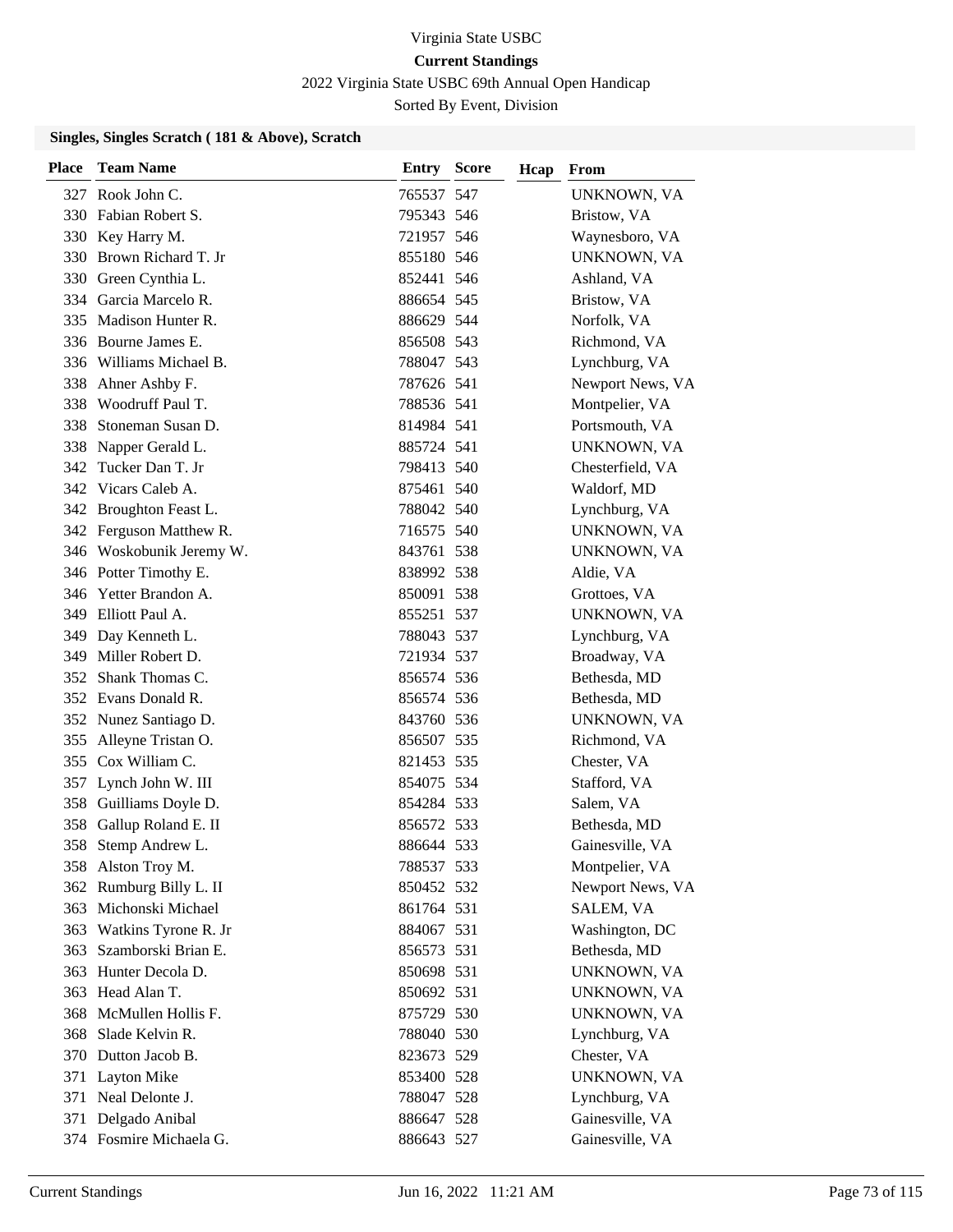Virginia State USBC

**Current Standings**

2022 Virginia State USBC 69th Annual Open Handicap

Sorted By Event, Division

### Singles, Singles Scratch ( 181 & Above), Scratch

| Place | Team Name | Entry | Score | Hcap | From |
|---|---|---|---|---|---|
| 327 | Rook John C. | 765537 | 547 | | UNKNOWN, VA |
| 330 | Fabian Robert S. | 795343 | 546 | | Bristow, VA |
| 330 | Key Harry M. | 721957 | 546 | | Waynesboro, VA |
| 330 | Brown Richard T. Jr | 855180 | 546 | | UNKNOWN, VA |
| 330 | Green Cynthia L. | 852441 | 546 | | Ashland, VA |
| 334 | Garcia Marcelo R. | 886654 | 545 | | Bristow, VA |
| 335 | Madison Hunter R. | 886629 | 544 | | Norfolk, VA |
| 336 | Bourne James E. | 856508 | 543 | | Richmond, VA |
| 336 | Williams Michael B. | 788047 | 543 | | Lynchburg, VA |
| 338 | Ahner Ashby F. | 787626 | 541 | | Newport News, VA |
| 338 | Woodruff Paul T. | 788536 | 541 | | Montpelier, VA |
| 338 | Stoneman Susan D. | 814984 | 541 | | Portsmouth, VA |
| 338 | Napper Gerald L. | 885724 | 541 | | UNKNOWN, VA |
| 342 | Tucker Dan T. Jr | 798413 | 540 | | Chesterfield, VA |
| 342 | Vicars Caleb A. | 875461 | 540 | | Waldorf, MD |
| 342 | Broughton Feast L. | 788042 | 540 | | Lynchburg, VA |
| 342 | Ferguson Matthew R. | 716575 | 540 | | UNKNOWN, VA |
| 346 | Woskobunik Jeremy W. | 843761 | 538 | | UNKNOWN, VA |
| 346 | Potter Timothy E. | 838992 | 538 | | Aldie, VA |
| 346 | Yetter Brandon A. | 850091 | 538 | | Grottoes, VA |
| 349 | Elliott Paul A. | 855251 | 537 | | UNKNOWN, VA |
| 349 | Day Kenneth L. | 788043 | 537 | | Lynchburg, VA |
| 349 | Miller Robert D. | 721934 | 537 | | Broadway, VA |
| 352 | Shank Thomas C. | 856574 | 536 | | Bethesda, MD |
| 352 | Evans Donald R. | 856574 | 536 | | Bethesda, MD |
| 352 | Nunez Santiago D. | 843760 | 536 | | UNKNOWN, VA |
| 355 | Alleyne Tristan O. | 856507 | 535 | | Richmond, VA |
| 355 | Cox William C. | 821453 | 535 | | Chester, VA |
| 357 | Lynch John W. III | 854075 | 534 | | Stafford, VA |
| 358 | Guilliams Doyle D. | 854284 | 533 | | Salem, VA |
| 358 | Gallup Roland E. II | 856572 | 533 | | Bethesda, MD |
| 358 | Stemp Andrew L. | 886644 | 533 | | Gainesville, VA |
| 358 | Alston Troy M. | 788537 | 533 | | Montpelier, VA |
| 362 | Rumburg Billy L. II | 850452 | 532 | | Newport News, VA |
| 363 | Michonski Michael | 861764 | 531 | | SALEM, VA |
| 363 | Watkins Tyrone R. Jr | 884067 | 531 | | Washington, DC |
| 363 | Szamborski Brian E. | 856573 | 531 | | Bethesda, MD |
| 363 | Hunter Decola D. | 850698 | 531 | | UNKNOWN, VA |
| 363 | Head Alan T. | 850692 | 531 | | UNKNOWN, VA |
| 368 | McMullen Hollis F. | 875729 | 530 | | UNKNOWN, VA |
| 368 | Slade Kelvin R. | 788040 | 530 | | Lynchburg, VA |
| 370 | Dutton Jacob B. | 823673 | 529 | | Chester, VA |
| 371 | Layton Mike | 853400 | 528 | | UNKNOWN, VA |
| 371 | Neal Delonte J. | 788047 | 528 | | Lynchburg, VA |
| 371 | Delgado Anibal | 886647 | 528 | | Gainesville, VA |
| 374 | Fosmire Michaela G. | 886643 | 527 | | Gainesville, VA |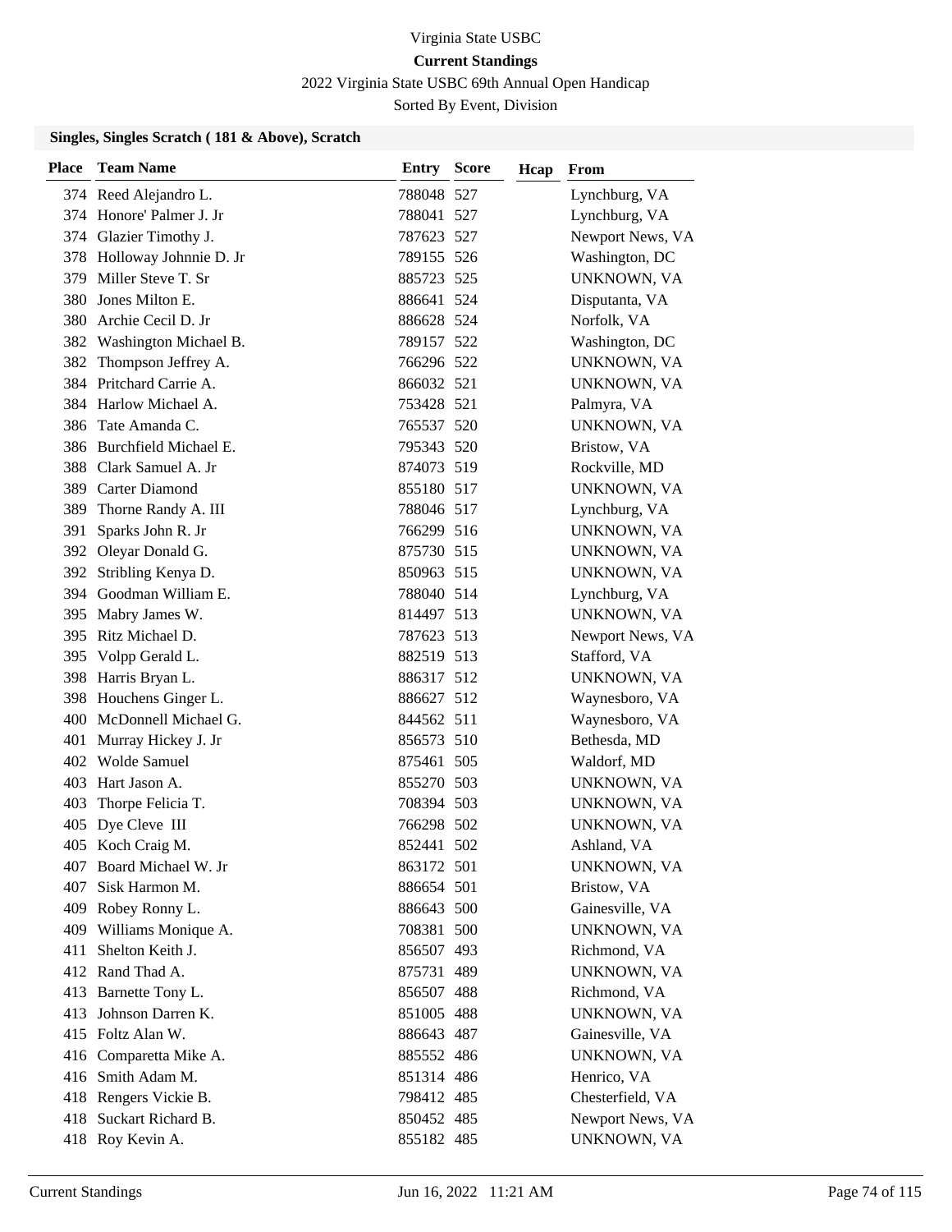Virginia State USBC

**Current Standings**

2022 Virginia State USBC 69th Annual Open Handicap

Sorted By Event, Division

### Singles, Singles Scratch ( 181 & Above), Scratch

| Place | Team Name | Entry | Score | Hcap | From |
|---|---|---|---|---|---|
| 374 | Reed Alejandro L. | 788048 | 527 | | Lynchburg, VA |
| 374 | Honore' Palmer J. Jr | 788041 | 527 | | Lynchburg, VA |
| 374 | Glazier Timothy J. | 787623 | 527 | | Newport News, VA |
| 378 | Holloway Johnnie D. Jr | 789155 | 526 | | Washington, DC |
| 379 | Miller Steve T. Sr | 885723 | 525 | | UNKNOWN, VA |
| 380 | Jones Milton E. | 886641 | 524 | | Disputanta, VA |
| 380 | Archie Cecil D. Jr | 886628 | 524 | | Norfolk, VA |
| 382 | Washington Michael B. | 789157 | 522 | | Washington, DC |
| 382 | Thompson Jeffrey A. | 766296 | 522 | | UNKNOWN, VA |
| 384 | Pritchard Carrie A. | 866032 | 521 | | UNKNOWN, VA |
| 384 | Harlow Michael A. | 753428 | 521 | | Palmyra, VA |
| 386 | Tate Amanda C. | 765537 | 520 | | UNKNOWN, VA |
| 386 | Burchfield Michael E. | 795343 | 520 | | Bristow, VA |
| 388 | Clark Samuel A. Jr | 874073 | 519 | | Rockville, MD |
| 389 | Carter Diamond | 855180 | 517 | | UNKNOWN, VA |
| 389 | Thorne Randy A. III | 788046 | 517 | | Lynchburg, VA |
| 391 | Sparks John R. Jr | 766299 | 516 | | UNKNOWN, VA |
| 392 | Oleyar Donald G. | 875730 | 515 | | UNKNOWN, VA |
| 392 | Stribling Kenya D. | 850963 | 515 | | UNKNOWN, VA |
| 394 | Goodman William E. | 788040 | 514 | | Lynchburg, VA |
| 395 | Mabry James W. | 814497 | 513 | | UNKNOWN, VA |
| 395 | Ritz Michael D. | 787623 | 513 | | Newport News, VA |
| 395 | Volpp Gerald L. | 882519 | 513 | | Stafford, VA |
| 398 | Harris Bryan L. | 886317 | 512 | | UNKNOWN, VA |
| 398 | Houchens Ginger L. | 886627 | 512 | | Waynesboro, VA |
| 400 | McDonnell Michael G. | 844562 | 511 | | Waynesboro, VA |
| 401 | Murray Hickey J. Jr | 856573 | 510 | | Bethesda, MD |
| 402 | Wolde Samuel | 875461 | 505 | | Waldorf, MD |
| 403 | Hart Jason A. | 855270 | 503 | | UNKNOWN, VA |
| 403 | Thorpe Felicia T. | 708394 | 503 | | UNKNOWN, VA |
| 405 | Dye Cleve III | 766298 | 502 | | UNKNOWN, VA |
| 405 | Koch Craig M. | 852441 | 502 | | Ashland, VA |
| 407 | Board Michael W. Jr | 863172 | 501 | | UNKNOWN, VA |
| 407 | Sisk Harmon M. | 886654 | 501 | | Bristow, VA |
| 409 | Robey Ronny L. | 886643 | 500 | | Gainesville, VA |
| 409 | Williams Monique A. | 708381 | 500 | | UNKNOWN, VA |
| 411 | Shelton Keith J. | 856507 | 493 | | Richmond, VA |
| 412 | Rand Thad A. | 875731 | 489 | | UNKNOWN, VA |
| 413 | Barnette Tony L. | 856507 | 488 | | Richmond, VA |
| 413 | Johnson Darren K. | 851005 | 488 | | UNKNOWN, VA |
| 415 | Foltz Alan W. | 886643 | 487 | | Gainesville, VA |
| 416 | Comparetta Mike A. | 885552 | 486 | | UNKNOWN, VA |
| 416 | Smith Adam M. | 851314 | 486 | | Henrico, VA |
| 418 | Rengers Vickie B. | 798412 | 485 | | Chesterfield, VA |
| 418 | Suckart Richard B. | 850452 | 485 | | Newport News, VA |
| 418 | Roy Kevin A. | 855182 | 485 | | UNKNOWN, VA |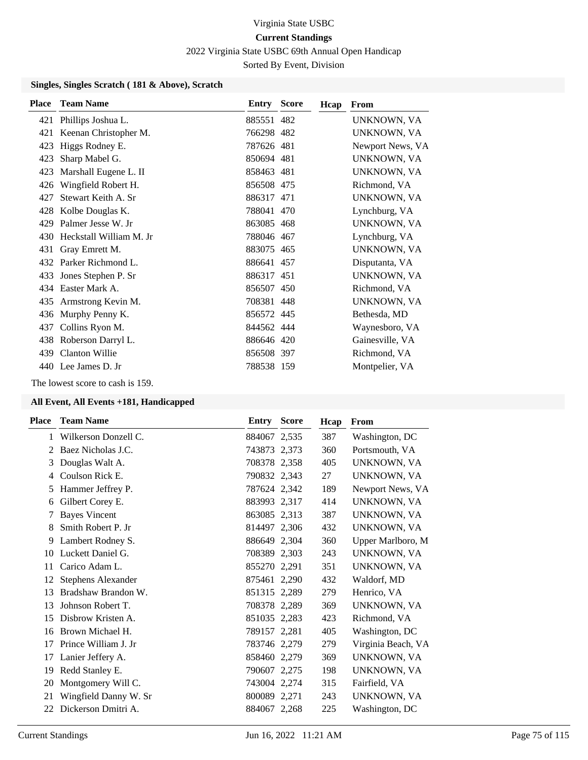Virginia State USBC

**Current Standings**

2022 Virginia State USBC 69th Annual Open Handicap

Sorted By Event, Division

### Singles, Singles Scratch ( 181 & Above), Scratch

| Place | Team Name | Entry | Score | Hcap | From |
|---|---|---|---|---|---|
| 421 | Phillips Joshua L. | 885551 | 482 | | UNKNOWN, VA |
| 421 | Keenan Christopher M. | 766298 | 482 | | UNKNOWN, VA |
| 423 | Higgs Rodney E. | 787626 | 481 | | Newport News, VA |
| 423 | Sharp Mabel G. | 850694 | 481 | | UNKNOWN, VA |
| 423 | Marshall Eugene L. II | 858463 | 481 | | UNKNOWN, VA |
| 426 | Wingfield Robert H. | 856508 | 475 | | Richmond, VA |
| 427 | Stewart Keith A. Sr | 886317 | 471 | | UNKNOWN, VA |
| 428 | Kolbe Douglas K. | 788041 | 470 | | Lynchburg, VA |
| 429 | Palmer Jesse W. Jr | 863085 | 468 | | UNKNOWN, VA |
| 430 | Heckstall William M. Jr | 788046 | 467 | | Lynchburg, VA |
| 431 | Gray Emrett M. | 883075 | 465 | | UNKNOWN, VA |
| 432 | Parker Richmond L. | 886641 | 457 | | Disputanta, VA |
| 433 | Jones Stephen P. Sr | 886317 | 451 | | UNKNOWN, VA |
| 434 | Easter Mark A. | 856507 | 450 | | Richmond, VA |
| 435 | Armstrong Kevin M. | 708381 | 448 | | UNKNOWN, VA |
| 436 | Murphy Penny K. | 856572 | 445 | | Bethesda, MD |
| 437 | Collins Ryon M. | 844562 | 444 | | Waynesboro, VA |
| 438 | Roberson Darryl L. | 886646 | 420 | | Gainesville, VA |
| 439 | Clanton Willie | 856508 | 397 | | Richmond, VA |
| 440 | Lee James D. Jr | 788538 | 159 | | Montpelier, VA |

The lowest score to cash is 159.

### All Event, All Events +181, Handicapped

| Place | Team Name | Entry | Score | Hcap | From |
|---|---|---|---|---|---|
| 1 | Wilkerson Donzell C. | 884067 | 2,535 | 387 | Washington, DC |
| 2 | Baez Nicholas J.C. | 743873 | 2,373 | 360 | Portsmouth, VA |
| 3 | Douglas Walt A. | 708378 | 2,358 | 405 | UNKNOWN, VA |
| 4 | Coulson Rick E. | 790832 | 2,343 | 27 | UNKNOWN, VA |
| 5 | Hammer Jeffrey P. | 787624 | 2,342 | 189 | Newport News, VA |
| 6 | Gilbert Corey E. | 883993 | 2,317 | 414 | UNKNOWN, VA |
| 7 | Bayes Vincent | 863085 | 2,313 | 387 | UNKNOWN, VA |
| 8 | Smith Robert P. Jr | 814497 | 2,306 | 432 | UNKNOWN, VA |
| 9 | Lambert Rodney S. | 886649 | 2,304 | 360 | Upper Marlboro, M |
| 10 | Luckett Daniel G. | 708389 | 2,303 | 243 | UNKNOWN, VA |
| 11 | Carico Adam L. | 855270 | 2,291 | 351 | UNKNOWN, VA |
| 12 | Stephens Alexander | 875461 | 2,290 | 432 | Waldorf, MD |
| 13 | Bradshaw Brandon W. | 851315 | 2,289 | 279 | Henrico, VA |
| 13 | Johnson Robert T. | 708378 | 2,289 | 369 | UNKNOWN, VA |
| 15 | Disbrow Kristen A. | 851035 | 2,283 | 423 | Richmond, VA |
| 16 | Brown Michael H. | 789157 | 2,281 | 405 | Washington, DC |
| 17 | Prince William J. Jr | 783746 | 2,279 | 279 | Virginia Beach, VA |
| 17 | Lanier Jeffery A. | 858460 | 2,279 | 369 | UNKNOWN, VA |
| 19 | Redd Stanley E. | 790607 | 2,275 | 198 | UNKNOWN, VA |
| 20 | Montgomery Will C. | 743004 | 2,274 | 315 | Fairfield, VA |
| 21 | Wingfield Danny W. Sr | 800089 | 2,271 | 243 | UNKNOWN, VA |
| 22 | Dickerson Dmitri A. | 884067 | 2,268 | 225 | Washington, DC |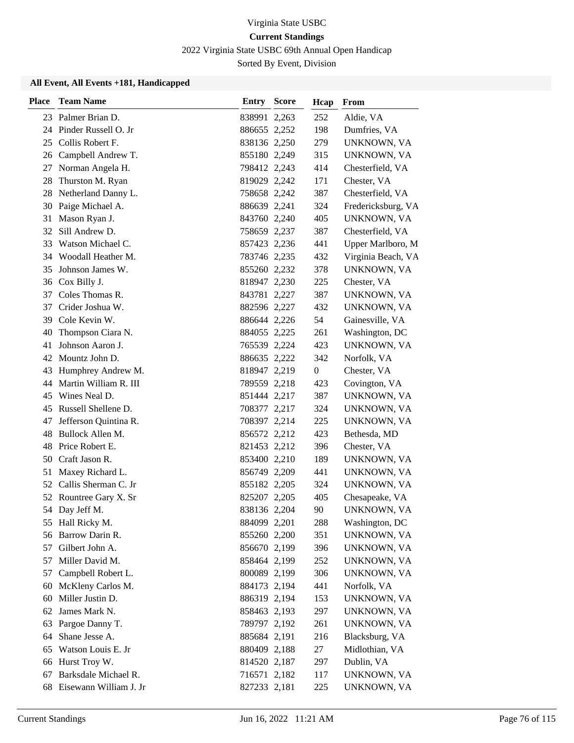Virginia State USBC

**Current Standings**

2022 Virginia State USBC 69th Annual Open Handicap

Sorted By Event, Division

### All Event, All Events +181, Handicapped

| Place | Team Name | Entry | Score | Hcap | From |
|---|---|---|---|---|---|
| 23 | Palmer Brian D. | 838991 | 2,263 | 252 | Aldie, VA |
| 24 | Pinder Russell O. Jr | 886655 | 2,252 | 198 | Dumfries, VA |
| 25 | Collis Robert F. | 838136 | 2,250 | 279 | UNKNOWN, VA |
| 26 | Campbell Andrew T. | 855180 | 2,249 | 315 | UNKNOWN, VA |
| 27 | Norman Angela H. | 798412 | 2,243 | 414 | Chesterfield, VA |
| 28 | Thurston M. Ryan | 819029 | 2,242 | 171 | Chester, VA |
| 28 | Netherland Danny L. | 758658 | 2,242 | 387 | Chesterfield, VA |
| 30 | Paige Michael A. | 886639 | 2,241 | 324 | Fredericksburg, VA |
| 31 | Mason Ryan J. | 843760 | 2,240 | 405 | UNKNOWN, VA |
| 32 | Sill Andrew D. | 758659 | 2,237 | 387 | Chesterfield, VA |
| 33 | Watson Michael C. | 857423 | 2,236 | 441 | Upper Marlboro, M |
| 34 | Woodall Heather M. | 783746 | 2,235 | 432 | Virginia Beach, VA |
| 35 | Johnson James W. | 855260 | 2,232 | 378 | UNKNOWN, VA |
| 36 | Cox Billy J. | 818947 | 2,230 | 225 | Chester, VA |
| 37 | Coles Thomas R. | 843781 | 2,227 | 387 | UNKNOWN, VA |
| 37 | Crider Joshua W. | 882596 | 2,227 | 432 | UNKNOWN, VA |
| 39 | Cole Kevin W. | 886644 | 2,226 | 54 | Gainesville, VA |
| 40 | Thompson Ciara N. | 884055 | 2,225 | 261 | Washington, DC |
| 41 | Johnson Aaron J. | 765539 | 2,224 | 423 | UNKNOWN, VA |
| 42 | Mountz John D. | 886635 | 2,222 | 342 | Norfolk, VA |
| 43 | Humphrey Andrew M. | 818947 | 2,219 | 0 | Chester, VA |
| 44 | Martin William R. III | 789559 | 2,218 | 423 | Covington, VA |
| 45 | Wines Neal D. | 851444 | 2,217 | 387 | UNKNOWN, VA |
| 45 | Russell Shellene D. | 708377 | 2,217 | 324 | UNKNOWN, VA |
| 47 | Jefferson Quintina R. | 708397 | 2,214 | 225 | UNKNOWN, VA |
| 48 | Bullock Allen M. | 856572 | 2,212 | 423 | Bethesda, MD |
| 48 | Price Robert E. | 821453 | 2,212 | 396 | Chester, VA |
| 50 | Craft Jason R. | 853400 | 2,210 | 189 | UNKNOWN, VA |
| 51 | Maxey Richard L. | 856749 | 2,209 | 441 | UNKNOWN, VA |
| 52 | Callis Sherman C. Jr | 855182 | 2,205 | 324 | UNKNOWN, VA |
| 52 | Rountree Gary X. Sr | 825207 | 2,205 | 405 | Chesapeake, VA |
| 54 | Day Jeff M. | 838136 | 2,204 | 90 | UNKNOWN, VA |
| 55 | Hall Ricky M. | 884099 | 2,201 | 288 | Washington, DC |
| 56 | Barrow Darin R. | 855260 | 2,200 | 351 | UNKNOWN, VA |
| 57 | Gilbert John A. | 856670 | 2,199 | 396 | UNKNOWN, VA |
| 57 | Miller David M. | 858464 | 2,199 | 252 | UNKNOWN, VA |
| 57 | Campbell Robert L. | 800089 | 2,199 | 306 | UNKNOWN, VA |
| 60 | McKleny Carlos M. | 884173 | 2,194 | 441 | Norfolk, VA |
| 60 | Miller Justin D. | 886319 | 2,194 | 153 | UNKNOWN, VA |
| 62 | James Mark N. | 858463 | 2,193 | 297 | UNKNOWN, VA |
| 63 | Pargoe Danny T. | 789797 | 2,192 | 261 | UNKNOWN, VA |
| 64 | Shane Jesse A. | 885684 | 2,191 | 216 | Blacksburg, VA |
| 65 | Watson Louis E. Jr | 880409 | 2,188 | 27 | Midlothian, VA |
| 66 | Hurst Troy W. | 814520 | 2,187 | 297 | Dublin, VA |
| 67 | Barksdale Michael R. | 716571 | 2,182 | 117 | UNKNOWN, VA |
| 68 | Eisewann William J. Jr | 827233 | 2,181 | 225 | UNKNOWN, VA |

Current Standings | Jun 16, 2022 11:21 AM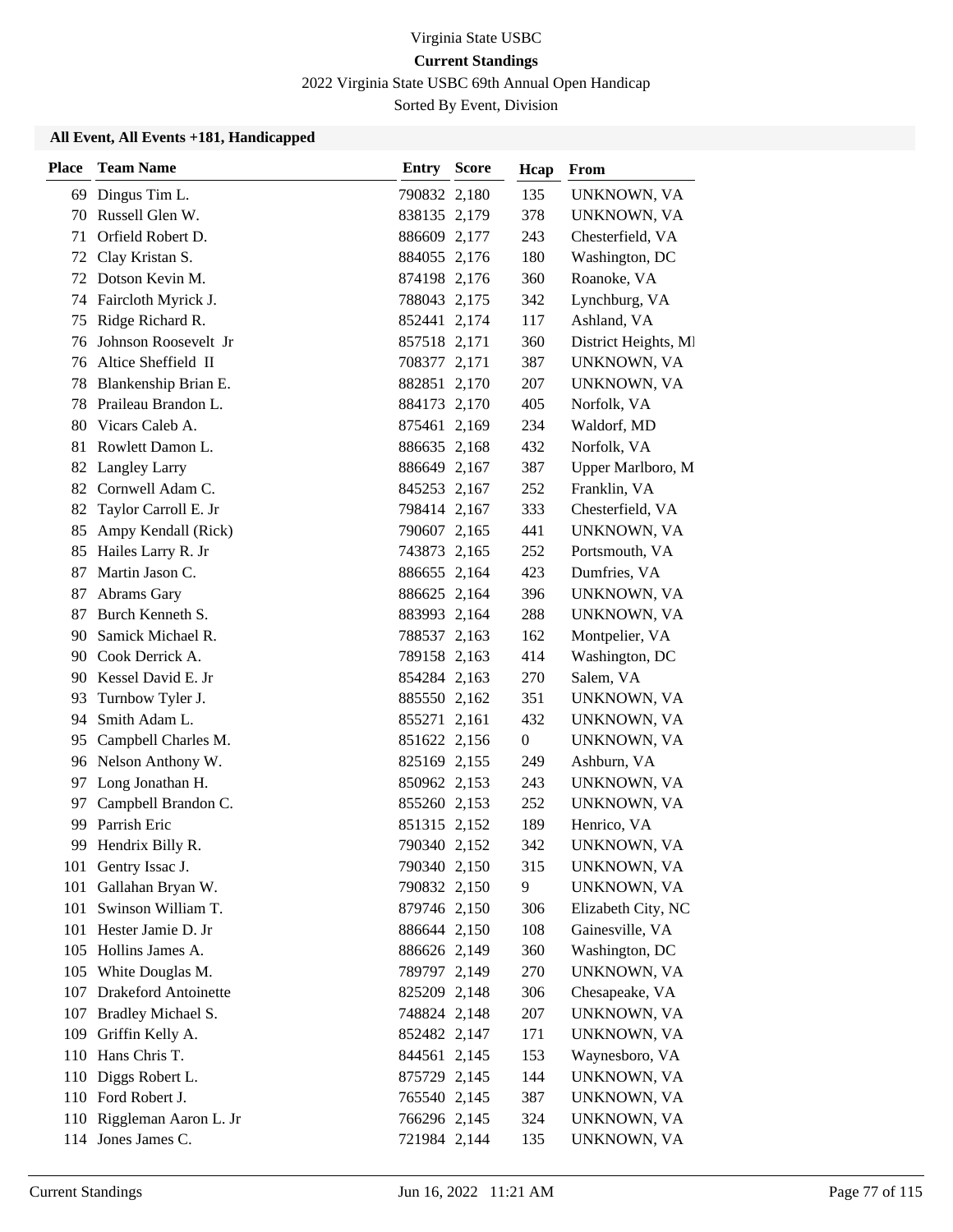Virginia State USBC

**Current Standings**

2022 Virginia State USBC 69th Annual Open Handicap

Sorted By Event, Division

**All Event, All Events +181, Handicapped**

| Place | Team Name | Entry | Score | Hcap | From |
|---|---|---|---|---|---|
| 69 | Dingus Tim L. | 790832 | 2,180 | 135 | UNKNOWN, VA |
| 70 | Russell Glen W. | 838135 | 2,179 | 378 | UNKNOWN, VA |
| 71 | Orfield Robert D. | 886609 | 2,177 | 243 | Chesterfield, VA |
| 72 | Clay Kristan S. | 884055 | 2,176 | 180 | Washington, DC |
| 72 | Dotson Kevin M. | 874198 | 2,176 | 360 | Roanoke, VA |
| 74 | Faircloth Myrick J. | 788043 | 2,175 | 342 | Lynchburg, VA |
| 75 | Ridge Richard R. | 852441 | 2,174 | 117 | Ashland, VA |
| 76 | Johnson Roosevelt Jr | 857518 | 2,171 | 360 | District Heights, MI |
| 76 | Altice Sheffield II | 708377 | 2,171 | 387 | UNKNOWN, VA |
| 78 | Blankenship Brian E. | 882851 | 2,170 | 207 | UNKNOWN, VA |
| 78 | Praileau Brandon L. | 884173 | 2,170 | 405 | Norfolk, VA |
| 80 | Vicars Caleb A. | 875461 | 2,169 | 234 | Waldorf, MD |
| 81 | Rowlett Damon L. | 886635 | 2,168 | 432 | Norfolk, VA |
| 82 | Langley Larry | 886649 | 2,167 | 387 | Upper Marlboro, M |
| 82 | Cornwell Adam C. | 845253 | 2,167 | 252 | Franklin, VA |
| 82 | Taylor Carroll E. Jr | 798414 | 2,167 | 333 | Chesterfield, VA |
| 85 | Ampy Kendall (Rick) | 790607 | 2,165 | 441 | UNKNOWN, VA |
| 85 | Hailes Larry R. Jr | 743873 | 2,165 | 252 | Portsmouth, VA |
| 87 | Martin Jason C. | 886655 | 2,164 | 423 | Dumfries, VA |
| 87 | Abrams Gary | 886625 | 2,164 | 396 | UNKNOWN, VA |
| 87 | Burch Kenneth S. | 883993 | 2,164 | 288 | UNKNOWN, VA |
| 90 | Samick Michael R. | 788537 | 2,163 | 162 | Montpelier, VA |
| 90 | Cook Derrick A. | 789158 | 2,163 | 414 | Washington, DC |
| 90 | Kessel David E. Jr | 854284 | 2,163 | 270 | Salem, VA |
| 93 | Turnbow Tyler J. | 885550 | 2,162 | 351 | UNKNOWN, VA |
| 94 | Smith Adam L. | 855271 | 2,161 | 432 | UNKNOWN, VA |
| 95 | Campbell Charles M. | 851622 | 2,156 | 0 | UNKNOWN, VA |
| 96 | Nelson Anthony W. | 825169 | 2,155 | 249 | Ashburn, VA |
| 97 | Long Jonathan H. | 850962 | 2,153 | 243 | UNKNOWN, VA |
| 97 | Campbell Brandon C. | 855260 | 2,153 | 252 | UNKNOWN, VA |
| 99 | Parrish Eric | 851315 | 2,152 | 189 | Henrico, VA |
| 99 | Hendrix Billy R. | 790340 | 2,152 | 342 | UNKNOWN, VA |
| 101 | Gentry Issac J. | 790340 | 2,150 | 315 | UNKNOWN, VA |
| 101 | Gallahan Bryan W. | 790832 | 2,150 | 9 | UNKNOWN, VA |
| 101 | Swinson William T. | 879746 | 2,150 | 306 | Elizabeth City, NC |
| 101 | Hester Jamie D. Jr | 886644 | 2,150 | 108 | Gainesville, VA |
| 105 | Hollins James A. | 886626 | 2,149 | 360 | Washington, DC |
| 105 | White Douglas M. | 789797 | 2,149 | 270 | UNKNOWN, VA |
| 107 | Drakeford Antoinette | 825209 | 2,148 | 306 | Chesapeake, VA |
| 107 | Bradley Michael S. | 748824 | 2,148 | 207 | UNKNOWN, VA |
| 109 | Griffin Kelly A. | 852482 | 2,147 | 171 | UNKNOWN, VA |
| 110 | Hans Chris T. | 844561 | 2,145 | 153 | Waynesboro, VA |
| 110 | Diggs Robert L. | 875729 | 2,145 | 144 | UNKNOWN, VA |
| 110 | Ford Robert J. | 765540 | 2,145 | 387 | UNKNOWN, VA |
| 110 | Riggleman Aaron L. Jr | 766296 | 2,145 | 324 | UNKNOWN, VA |
| 114 | Jones James C. | 721984 | 2,144 | 135 | UNKNOWN, VA |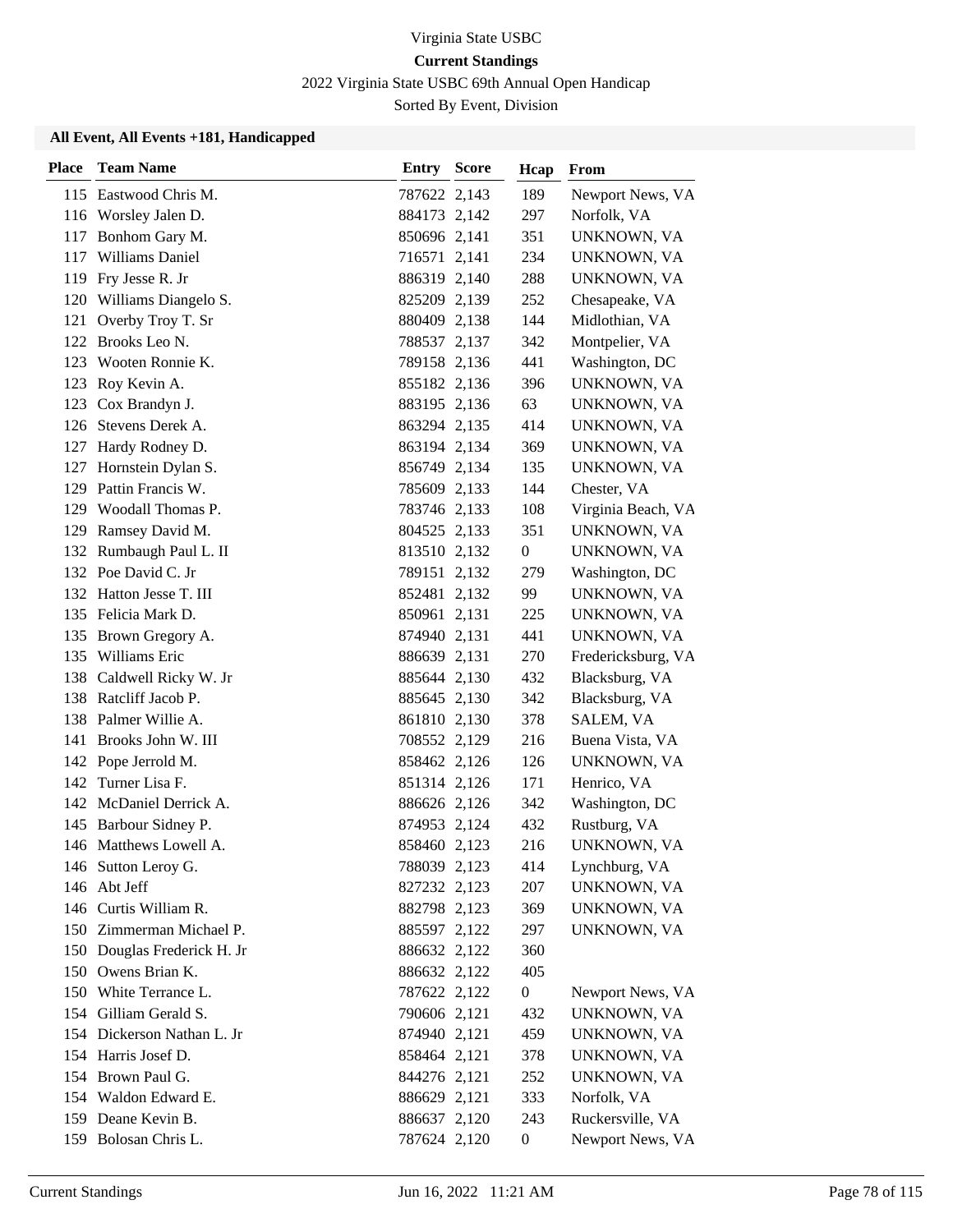Virginia State USBC

**Current Standings**

2022 Virginia State USBC 69th Annual Open Handicap

Sorted By Event, Division

**All Event, All Events +181, Handicapped**

| Place | Team Name | Entry | Score | Hcap | From |
|---|---|---|---|---|---|
| 115 | Eastwood Chris M. | 787622 | 2,143 | 189 | Newport News, VA |
| 116 | Worsley Jalen D. | 884173 | 2,142 | 297 | Norfolk, VA |
| 117 | Bonhom Gary M. | 850696 | 2,141 | 351 | UNKNOWN, VA |
| 117 | Williams Daniel | 716571 | 2,141 | 234 | UNKNOWN, VA |
| 119 | Fry Jesse R. Jr | 886319 | 2,140 | 288 | UNKNOWN, VA |
| 120 | Williams Diangelo S. | 825209 | 2,139 | 252 | Chesapeake, VA |
| 121 | Overby Troy T. Sr | 880409 | 2,138 | 144 | Midlothian, VA |
| 122 | Brooks Leo N. | 788537 | 2,137 | 342 | Montpelier, VA |
| 123 | Wooten Ronnie K. | 789158 | 2,136 | 441 | Washington, DC |
| 123 | Roy Kevin A. | 855182 | 2,136 | 396 | UNKNOWN, VA |
| 123 | Cox Brandyn J. | 883195 | 2,136 | 63 | UNKNOWN, VA |
| 126 | Stevens Derek A. | 863294 | 2,135 | 414 | UNKNOWN, VA |
| 127 | Hardy Rodney D. | 863194 | 2,134 | 369 | UNKNOWN, VA |
| 127 | Hornstein Dylan S. | 856749 | 2,134 | 135 | UNKNOWN, VA |
| 129 | Pattin Francis W. | 785609 | 2,133 | 144 | Chester, VA |
| 129 | Woodall Thomas P. | 783746 | 2,133 | 108 | Virginia Beach, VA |
| 129 | Ramsey David M. | 804525 | 2,133 | 351 | UNKNOWN, VA |
| 132 | Rumbaugh Paul L. II | 813510 | 2,132 | 0 | UNKNOWN, VA |
| 132 | Poe David C. Jr | 789151 | 2,132 | 279 | Washington, DC |
| 132 | Hatton Jesse T. III | 852481 | 2,132 | 99 | UNKNOWN, VA |
| 135 | Felicia Mark D. | 850961 | 2,131 | 225 | UNKNOWN, VA |
| 135 | Brown Gregory A. | 874940 | 2,131 | 441 | UNKNOWN, VA |
| 135 | Williams Eric | 886639 | 2,131 | 270 | Fredericksburg, VA |
| 138 | Caldwell Ricky W. Jr | 885644 | 2,130 | 432 | Blacksburg, VA |
| 138 | Ratcliff Jacob P. | 885645 | 2,130 | 342 | Blacksburg, VA |
| 138 | Palmer Willie A. | 861810 | 2,130 | 378 | SALEM, VA |
| 141 | Brooks John W. III | 708552 | 2,129 | 216 | Buena Vista, VA |
| 142 | Pope Jerrold M. | 858462 | 2,126 | 126 | UNKNOWN, VA |
| 142 | Turner Lisa F. | 851314 | 2,126 | 171 | Henrico, VA |
| 142 | McDaniel Derrick A. | 886626 | 2,126 | 342 | Washington, DC |
| 145 | Barbour Sidney P. | 874953 | 2,124 | 432 | Rustburg, VA |
| 146 | Matthews Lowell A. | 858460 | 2,123 | 216 | UNKNOWN, VA |
| 146 | Sutton Leroy G. | 788039 | 2,123 | 414 | Lynchburg, VA |
| 146 | Abt Jeff | 827232 | 2,123 | 207 | UNKNOWN, VA |
| 146 | Curtis William R. | 882798 | 2,123 | 369 | UNKNOWN, VA |
| 150 | Zimmerman Michael P. | 885597 | 2,122 | 297 | UNKNOWN, VA |
| 150 | Douglas Frederick H. Jr | 886632 | 2,122 | 360 | |
| 150 | Owens Brian K. | 886632 | 2,122 | 405 | |
| 150 | White Terrance L. | 787622 | 2,122 | 0 | Newport News, VA |
| 154 | Gilliam Gerald S. | 790606 | 2,121 | 432 | UNKNOWN, VA |
| 154 | Dickerson Nathan L. Jr | 874940 | 2,121 | 459 | UNKNOWN, VA |
| 154 | Harris Josef D. | 858464 | 2,121 | 378 | UNKNOWN, VA |
| 154 | Brown Paul G. | 844276 | 2,121 | 252 | UNKNOWN, VA |
| 154 | Waldon Edward E. | 886629 | 2,121 | 333 | Norfolk, VA |
| 159 | Deane Kevin B. | 886637 | 2,120 | 243 | Ruckersville, VA |
| 159 | Bolosan Chris L. | 787624 | 2,120 | 0 | Newport News, VA |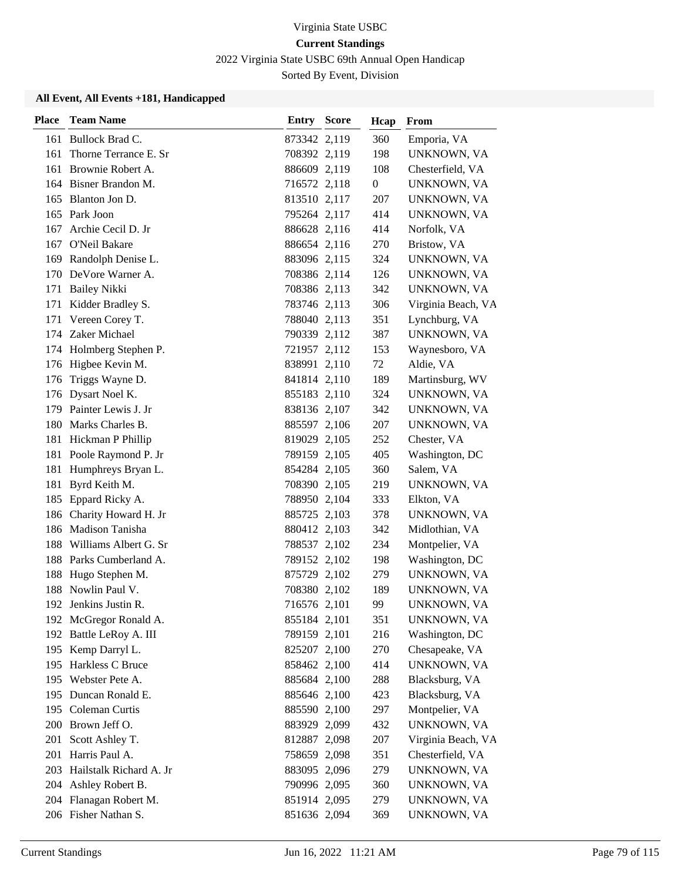Virginia State USBC

**Current Standings**

2022 Virginia State USBC 69th Annual Open Handicap

Sorted By Event, Division

**All Event, All Events +181, Handicapped**

| Place | Team Name | Entry | Score | Hcap | From |
|---|---|---|---|---|---|
| 161 | Bullock Brad C. | 873342 | 2,119 | 360 | Emporia, VA |
| 161 | Thorne Terrance E. Sr | 708392 | 2,119 | 198 | UNKNOWN, VA |
| 161 | Brownie Robert A. | 886609 | 2,119 | 108 | Chesterfield, VA |
| 164 | Bisner Brandon M. | 716572 | 2,118 | 0 | UNKNOWN, VA |
| 165 | Blanton Jon D. | 813510 | 2,117 | 207 | UNKNOWN, VA |
| 165 | Park Joon | 795264 | 2,117 | 414 | UNKNOWN, VA |
| 167 | Archie Cecil D. Jr | 886628 | 2,116 | 414 | Norfolk, VA |
| 167 | O'Neil Bakare | 886654 | 2,116 | 270 | Bristow, VA |
| 169 | Randolph Denise L. | 883096 | 2,115 | 324 | UNKNOWN, VA |
| 170 | DeVore Warner A. | 708386 | 2,114 | 126 | UNKNOWN, VA |
| 171 | Bailey Nikki | 708386 | 2,113 | 342 | UNKNOWN, VA |
| 171 | Kidder Bradley S. | 783746 | 2,113 | 306 | Virginia Beach, VA |
| 171 | Vereen Corey T. | 788040 | 2,113 | 351 | Lynchburg, VA |
| 174 | Zaker Michael | 790339 | 2,112 | 387 | UNKNOWN, VA |
| 174 | Holmberg Stephen P. | 721957 | 2,112 | 153 | Waynesboro, VA |
| 176 | Higbee Kevin M. | 838991 | 2,110 | 72 | Aldie, VA |
| 176 | Triggs Wayne D. | 841814 | 2,110 | 189 | Martinsburg, WV |
| 176 | Dysart Noel K. | 855183 | 2,110 | 324 | UNKNOWN, VA |
| 179 | Painter Lewis J. Jr | 838136 | 2,107 | 342 | UNKNOWN, VA |
| 180 | Marks Charles B. | 885597 | 2,106 | 207 | UNKNOWN, VA |
| 181 | Hickman P Phillip | 819029 | 2,105 | 252 | Chester, VA |
| 181 | Poole Raymond P. Jr | 789159 | 2,105 | 405 | Washington, DC |
| 181 | Humphreys Bryan L. | 854284 | 2,105 | 360 | Salem, VA |
| 181 | Byrd Keith M. | 708390 | 2,105 | 219 | UNKNOWN, VA |
| 185 | Eppard Ricky A. | 788950 | 2,104 | 333 | Elkton, VA |
| 186 | Charity Howard H. Jr | 885725 | 2,103 | 378 | UNKNOWN, VA |
| 186 | Madison Tanisha | 880412 | 2,103 | 342 | Midlothian, VA |
| 188 | Williams Albert G. Sr | 788537 | 2,102 | 234 | Montpelier, VA |
| 188 | Parks Cumberland A. | 789152 | 2,102 | 198 | Washington, DC |
| 188 | Hugo Stephen M. | 875729 | 2,102 | 279 | UNKNOWN, VA |
| 188 | Nowlin Paul V. | 708380 | 2,102 | 189 | UNKNOWN, VA |
| 192 | Jenkins Justin R. | 716576 | 2,101 | 99 | UNKNOWN, VA |
| 192 | McGregor Ronald A. | 855184 | 2,101 | 351 | UNKNOWN, VA |
| 192 | Battle LeRoy A. III | 789159 | 2,101 | 216 | Washington, DC |
| 195 | Kemp Darryl L. | 825207 | 2,100 | 270 | Chesapeake, VA |
| 195 | Harkless C Bruce | 858462 | 2,100 | 414 | UNKNOWN, VA |
| 195 | Webster Pete A. | 885684 | 2,100 | 288 | Blacksburg, VA |
| 195 | Duncan Ronald E. | 885646 | 2,100 | 423 | Blacksburg, VA |
| 195 | Coleman Curtis | 885590 | 2,100 | 297 | Montpelier, VA |
| 200 | Brown Jeff O. | 883929 | 2,099 | 432 | UNKNOWN, VA |
| 201 | Scott Ashley T. | 812887 | 2,098 | 207 | Virginia Beach, VA |
| 201 | Harris Paul A. | 758659 | 2,098 | 351 | Chesterfield, VA |
| 203 | Hailstalk Richard A. Jr | 883095 | 2,096 | 279 | UNKNOWN, VA |
| 204 | Ashley Robert B. | 790996 | 2,095 | 360 | UNKNOWN, VA |
| 204 | Flanagan Robert M. | 851914 | 2,095 | 279 | UNKNOWN, VA |
| 206 | Fisher Nathan S. | 851636 | 2,094 | 369 | UNKNOWN, VA |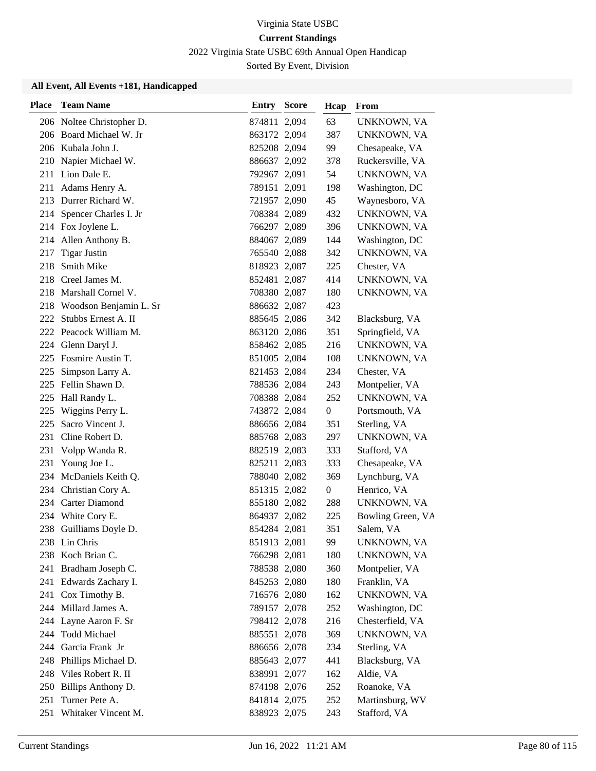Virginia State USBC

**Current Standings**

2022 Virginia State USBC 69th Annual Open Handicap

Sorted By Event, Division

### All Event, All Events +181, Handicapped

| Place | Team Name | Entry | Score | Hcap | From |
|---|---|---|---|---|---|
| 206 | Noltee Christopher D. | 874811 | 2,094 | 63 | UNKNOWN, VA |
| 206 | Board Michael W. Jr | 863172 | 2,094 | 387 | UNKNOWN, VA |
| 206 | Kubala John J. | 825208 | 2,094 | 99 | Chesapeake, VA |
| 210 | Napier Michael W. | 886637 | 2,092 | 378 | Ruckersville, VA |
| 211 | Lion Dale E. | 792967 | 2,091 | 54 | UNKNOWN, VA |
| 211 | Adams Henry A. | 789151 | 2,091 | 198 | Washington, DC |
| 213 | Durrer Richard W. | 721957 | 2,090 | 45 | Waynesboro, VA |
| 214 | Spencer Charles I. Jr | 708384 | 2,089 | 432 | UNKNOWN, VA |
| 214 | Fox Joylene L. | 766297 | 2,089 | 396 | UNKNOWN, VA |
| 214 | Allen Anthony B. | 884067 | 2,089 | 144 | Washington, DC |
| 217 | Tigar Justin | 765540 | 2,088 | 342 | UNKNOWN, VA |
| 218 | Smith Mike | 818923 | 2,087 | 225 | Chester, VA |
| 218 | Creel James M. | 852481 | 2,087 | 414 | UNKNOWN, VA |
| 218 | Marshall Cornel V. | 708380 | 2,087 | 180 | UNKNOWN, VA |
| 218 | Woodson Benjamin L. Sr | 886632 | 2,087 | 423 | |
| 222 | Stubbs Ernest A. II | 885645 | 2,086 | 342 | Blacksburg, VA |
| 222 | Peacock William M. | 863120 | 2,086 | 351 | Springfield, VA |
| 224 | Glenn Daryl J. | 858462 | 2,085 | 216 | UNKNOWN, VA |
| 225 | Fosmire Austin T. | 851005 | 2,084 | 108 | UNKNOWN, VA |
| 225 | Simpson Larry A. | 821453 | 2,084 | 234 | Chester, VA |
| 225 | Fellin Shawn D. | 788536 | 2,084 | 243 | Montpelier, VA |
| 225 | Hall Randy L. | 708388 | 2,084 | 252 | UNKNOWN, VA |
| 225 | Wiggins Perry L. | 743872 | 2,084 | 0 | Portsmouth, VA |
| 225 | Sacro Vincent J. | 886656 | 2,084 | 351 | Sterling, VA |
| 231 | Cline Robert D. | 885768 | 2,083 | 297 | UNKNOWN, VA |
| 231 | Volpp Wanda R. | 882519 | 2,083 | 333 | Stafford, VA |
| 231 | Young Joe L. | 825211 | 2,083 | 333 | Chesapeake, VA |
| 234 | McDaniels Keith Q. | 788040 | 2,082 | 369 | Lynchburg, VA |
| 234 | Christian Cory A. | 851315 | 2,082 | 0 | Henrico, VA |
| 234 | Carter Diamond | 855180 | 2,082 | 288 | UNKNOWN, VA |
| 234 | White Cory E. | 864937 | 2,082 | 225 | Bowling Green, VA |
| 238 | Guilliams Doyle D. | 854284 | 2,081 | 351 | Salem, VA |
| 238 | Lin Chris | 851913 | 2,081 | 99 | UNKNOWN, VA |
| 238 | Koch Brian C. | 766298 | 2,081 | 180 | UNKNOWN, VA |
| 241 | Bradham Joseph C. | 788538 | 2,080 | 360 | Montpelier, VA |
| 241 | Edwards Zachary I. | 845253 | 2,080 | 180 | Franklin, VA |
| 241 | Cox Timothy B. | 716576 | 2,080 | 162 | UNKNOWN, VA |
| 244 | Millard James A. | 789157 | 2,078 | 252 | Washington, DC |
| 244 | Layne Aaron F. Sr | 798412 | 2,078 | 216 | Chesterfield, VA |
| 244 | Todd Michael | 885551 | 2,078 | 369 | UNKNOWN, VA |
| 244 | Garcia Frank Jr | 886656 | 2,078 | 234 | Sterling, VA |
| 248 | Phillips Michael D. | 885643 | 2,077 | 441 | Blacksburg, VA |
| 248 | Viles Robert R. II | 838991 | 2,077 | 162 | Aldie, VA |
| 250 | Billips Anthony D. | 874198 | 2,076 | 252 | Roanoke, VA |
| 251 | Turner Pete A. | 841814 | 2,075 | 252 | Martinsburg, WV |
| 251 | Whitaker Vincent M. | 838923 | 2,075 | 243 | Stafford, VA |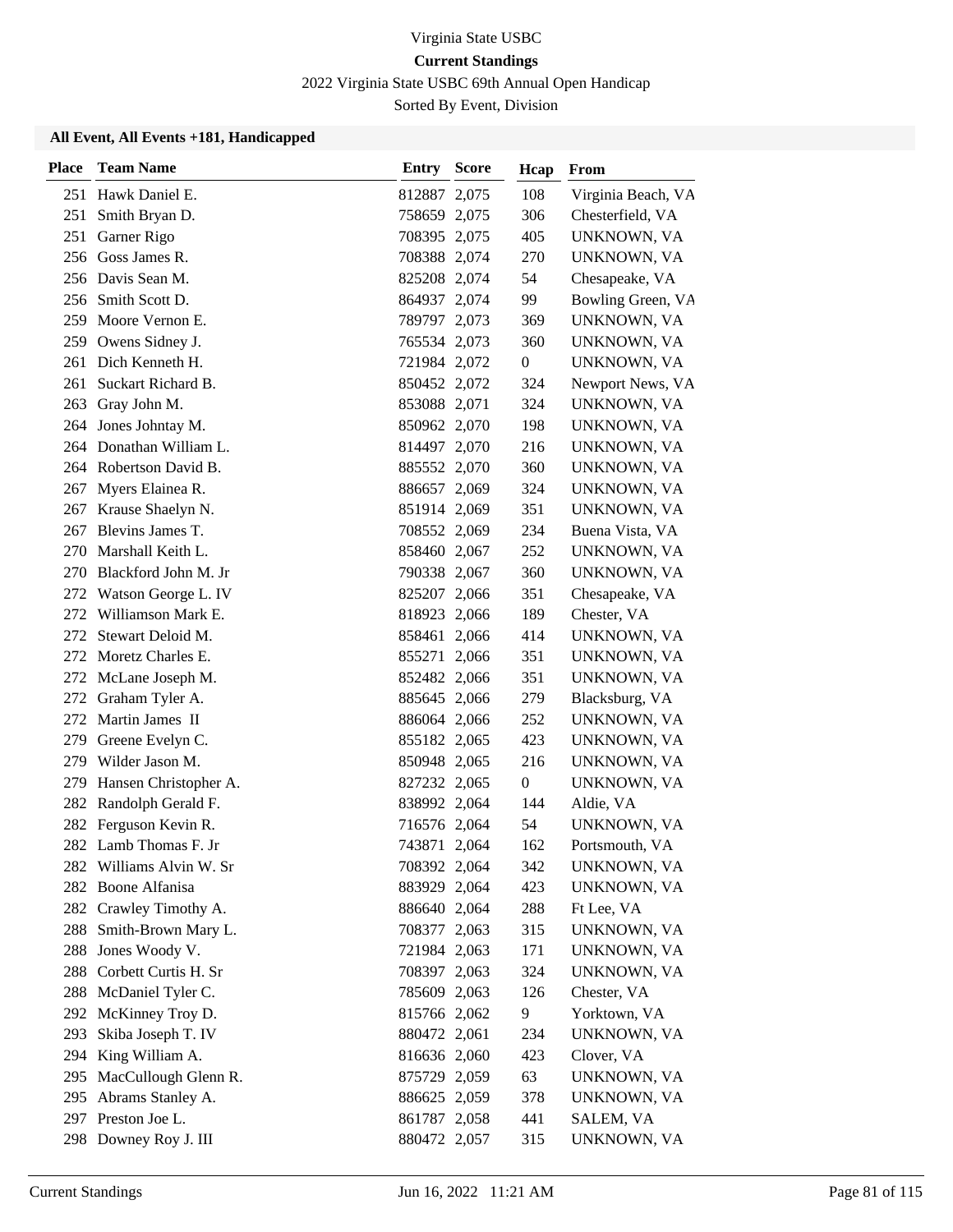Virginia State USBC

**Current Standings**

2022 Virginia State USBC 69th Annual Open Handicap

Sorted By Event, Division

### All Event, All Events +181, Handicapped

| Place | Team Name | Entry | Score | Hcap | From |
|---|---|---|---|---|---|
| 251 | Hawk Daniel E. | 812887 | 2,075 | 108 | Virginia Beach, VA |
| 251 | Smith Bryan D. | 758659 | 2,075 | 306 | Chesterfield, VA |
| 251 | Garner Rigo | 708395 | 2,075 | 405 | UNKNOWN, VA |
| 256 | Goss James R. | 708388 | 2,074 | 270 | UNKNOWN, VA |
| 256 | Davis Sean M. | 825208 | 2,074 | 54 | Chesapeake, VA |
| 256 | Smith Scott D. | 864937 | 2,074 | 99 | Bowling Green, VA |
| 259 | Moore Vernon E. | 789797 | 2,073 | 369 | UNKNOWN, VA |
| 259 | Owens Sidney J. | 765534 | 2,073 | 360 | UNKNOWN, VA |
| 261 | Dich Kenneth H. | 721984 | 2,072 | 0 | UNKNOWN, VA |
| 261 | Suckart Richard B. | 850452 | 2,072 | 324 | Newport News, VA |
| 263 | Gray John M. | 853088 | 2,071 | 324 | UNKNOWN, VA |
| 264 | Jones Johntay M. | 850962 | 2,070 | 198 | UNKNOWN, VA |
| 264 | Donathan William L. | 814497 | 2,070 | 216 | UNKNOWN, VA |
| 264 | Robertson David B. | 885552 | 2,070 | 360 | UNKNOWN, VA |
| 267 | Myers Elainea R. | 886657 | 2,069 | 324 | UNKNOWN, VA |
| 267 | Krause Shaelyn N. | 851914 | 2,069 | 351 | UNKNOWN, VA |
| 267 | Blevins James T. | 708552 | 2,069 | 234 | Buena Vista, VA |
| 270 | Marshall Keith L. | 858460 | 2,067 | 252 | UNKNOWN, VA |
| 270 | Blackford John M. Jr | 790338 | 2,067 | 360 | UNKNOWN, VA |
| 272 | Watson George L. IV | 825207 | 2,066 | 351 | Chesapeake, VA |
| 272 | Williamson Mark E. | 818923 | 2,066 | 189 | Chester, VA |
| 272 | Stewart Deloid M. | 858461 | 2,066 | 414 | UNKNOWN, VA |
| 272 | Moretz Charles E. | 855271 | 2,066 | 351 | UNKNOWN, VA |
| 272 | McLane Joseph M. | 852482 | 2,066 | 351 | UNKNOWN, VA |
| 272 | Graham Tyler A. | 885645 | 2,066 | 279 | Blacksburg, VA |
| 272 | Martin James II | 886064 | 2,066 | 252 | UNKNOWN, VA |
| 279 | Greene Evelyn C. | 855182 | 2,065 | 423 | UNKNOWN, VA |
| 279 | Wilder Jason M. | 850948 | 2,065 | 216 | UNKNOWN, VA |
| 279 | Hansen Christopher A. | 827232 | 2,065 | 0 | UNKNOWN, VA |
| 282 | Randolph Gerald F. | 838992 | 2,064 | 144 | Aldie, VA |
| 282 | Ferguson Kevin R. | 716576 | 2,064 | 54 | UNKNOWN, VA |
| 282 | Lamb Thomas F. Jr | 743871 | 2,064 | 162 | Portsmouth, VA |
| 282 | Williams Alvin W. Sr | 708392 | 2,064 | 342 | UNKNOWN, VA |
| 282 | Boone Alfanisa | 883929 | 2,064 | 423 | UNKNOWN, VA |
| 282 | Crawley Timothy A. | 886640 | 2,064 | 288 | Ft Lee, VA |
| 288 | Smith-Brown Mary L. | 708377 | 2,063 | 315 | UNKNOWN, VA |
| 288 | Jones Woody V. | 721984 | 2,063 | 171 | UNKNOWN, VA |
| 288 | Corbett Curtis H. Sr | 708397 | 2,063 | 324 | UNKNOWN, VA |
| 288 | McDaniel Tyler C. | 785609 | 2,063 | 126 | Chester, VA |
| 292 | McKinney Troy D. | 815766 | 2,062 | 9 | Yorktown, VA |
| 293 | Skiba Joseph T. IV | 880472 | 2,061 | 234 | UNKNOWN, VA |
| 294 | King William A. | 816636 | 2,060 | 423 | Clover, VA |
| 295 | MacCullough Glenn R. | 875729 | 2,059 | 63 | UNKNOWN, VA |
| 295 | Abrams Stanley A. | 886625 | 2,059 | 378 | UNKNOWN, VA |
| 297 | Preston Joe L. | 861787 | 2,058 | 441 | SALEM, VA |
| 298 | Downey Roy J. III | 880472 | 2,057 | 315 | UNKNOWN, VA |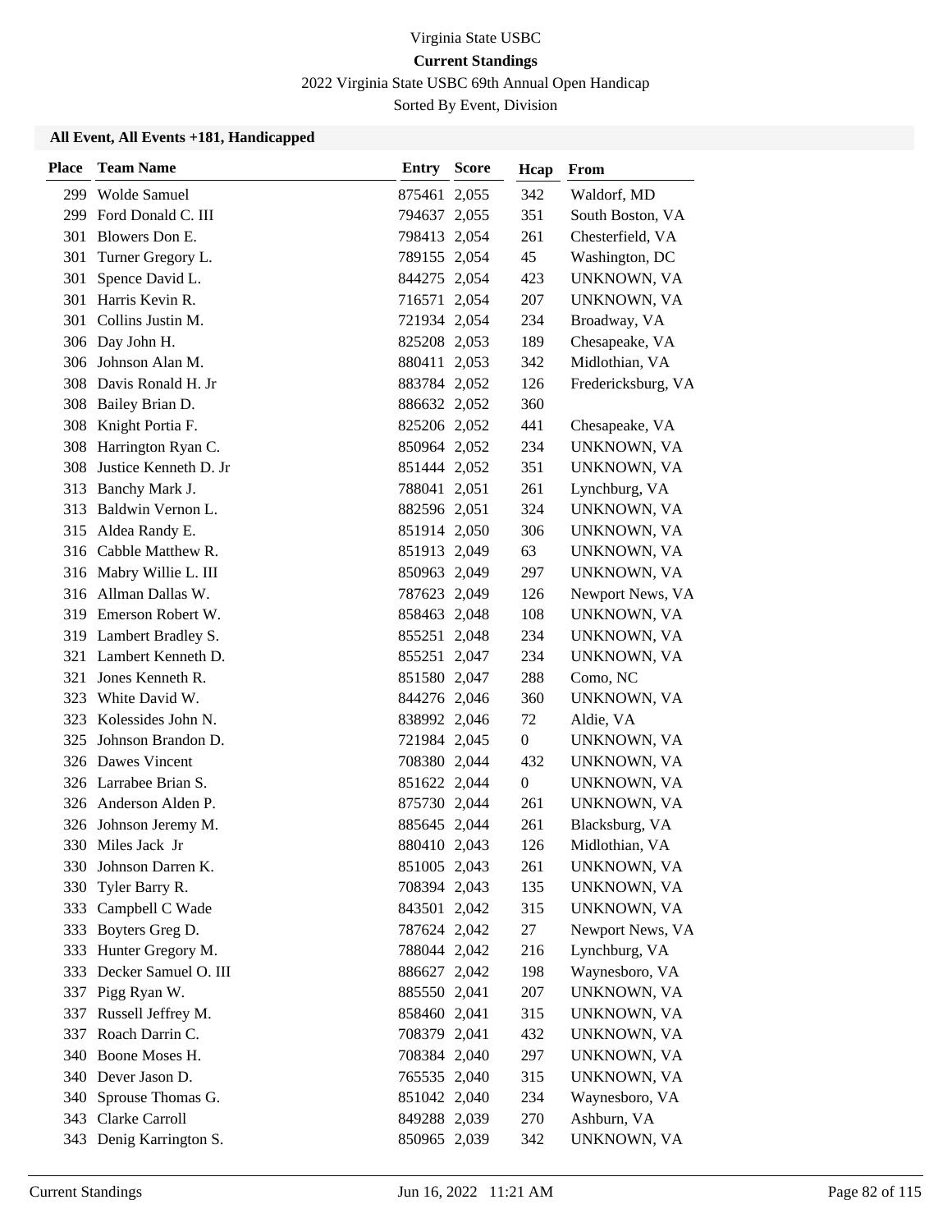Virginia State USBC

**Current Standings**

2022 Virginia State USBC 69th Annual Open Handicap

Sorted By Event, Division

### All Event, All Events +181, Handicapped

| Place | Team Name | Entry | Score | Hcap | From |
|---|---|---|---|---|---|
| 299 | Wolde Samuel | 875461 | 2,055 | 342 | Waldorf, MD |
| 299 | Ford Donald C. III | 794637 | 2,055 | 351 | South Boston, VA |
| 301 | Blowers Don E. | 798413 | 2,054 | 261 | Chesterfield, VA |
| 301 | Turner Gregory L. | 789155 | 2,054 | 45 | Washington, DC |
| 301 | Spence David L. | 844275 | 2,054 | 423 | UNKNOWN, VA |
| 301 | Harris Kevin R. | 716571 | 2,054 | 207 | UNKNOWN, VA |
| 301 | Collins Justin M. | 721934 | 2,054 | 234 | Broadway, VA |
| 306 | Day John H. | 825208 | 2,053 | 189 | Chesapeake, VA |
| 306 | Johnson Alan M. | 880411 | 2,053 | 342 | Midlothian, VA |
| 308 | Davis Ronald H. Jr | 883784 | 2,052 | 126 | Fredericksburg, VA |
| 308 | Bailey Brian D. | 886632 | 2,052 | 360 | |
| 308 | Knight Portia F. | 825206 | 2,052 | 441 | Chesapeake, VA |
| 308 | Harrington Ryan C. | 850964 | 2,052 | 234 | UNKNOWN, VA |
| 308 | Justice Kenneth D. Jr | 851444 | 2,052 | 351 | UNKNOWN, VA |
| 313 | Banchy Mark J. | 788041 | 2,051 | 261 | Lynchburg, VA |
| 313 | Baldwin Vernon L. | 882596 | 2,051 | 324 | UNKNOWN, VA |
| 315 | Aldea Randy E. | 851914 | 2,050 | 306 | UNKNOWN, VA |
| 316 | Cabble Matthew R. | 851913 | 2,049 | 63 | UNKNOWN, VA |
| 316 | Mabry Willie L. III | 850963 | 2,049 | 297 | UNKNOWN, VA |
| 316 | Allman Dallas W. | 787623 | 2,049 | 126 | Newport News, VA |
| 319 | Emerson Robert W. | 858463 | 2,048 | 108 | UNKNOWN, VA |
| 319 | Lambert Bradley S. | 855251 | 2,048 | 234 | UNKNOWN, VA |
| 321 | Lambert Kenneth D. | 855251 | 2,047 | 234 | UNKNOWN, VA |
| 321 | Jones Kenneth R. | 851580 | 2,047 | 288 | Como, NC |
| 323 | White David W. | 844276 | 2,046 | 360 | UNKNOWN, VA |
| 323 | Kolessides John N. | 838992 | 2,046 | 72 | Aldie, VA |
| 325 | Johnson Brandon D. | 721984 | 2,045 | 0 | UNKNOWN, VA |
| 326 | Dawes Vincent | 708380 | 2,044 | 432 | UNKNOWN, VA |
| 326 | Larrabee Brian S. | 851622 | 2,044 | 0 | UNKNOWN, VA |
| 326 | Anderson Alden P. | 875730 | 2,044 | 261 | UNKNOWN, VA |
| 326 | Johnson Jeremy M. | 885645 | 2,044 | 261 | Blacksburg, VA |
| 330 | Miles Jack Jr | 880410 | 2,043 | 126 | Midlothian, VA |
| 330 | Johnson Darren K. | 851005 | 2,043 | 261 | UNKNOWN, VA |
| 330 | Tyler Barry R. | 708394 | 2,043 | 135 | UNKNOWN, VA |
| 333 | Campbell C Wade | 843501 | 2,042 | 315 | UNKNOWN, VA |
| 333 | Boyters Greg D. | 787624 | 2,042 | 27 | Newport News, VA |
| 333 | Hunter Gregory M. | 788044 | 2,042 | 216 | Lynchburg, VA |
| 333 | Decker Samuel O. III | 886627 | 2,042 | 198 | Waynesboro, VA |
| 337 | Pigg Ryan W. | 885550 | 2,041 | 207 | UNKNOWN, VA |
| 337 | Russell Jeffrey M. | 858460 | 2,041 | 315 | UNKNOWN, VA |
| 337 | Roach Darrin C. | 708379 | 2,041 | 432 | UNKNOWN, VA |
| 340 | Boone Moses H. | 708384 | 2,040 | 297 | UNKNOWN, VA |
| 340 | Dever Jason D. | 765535 | 2,040 | 315 | UNKNOWN, VA |
| 340 | Sprouse Thomas G. | 851042 | 2,040 | 234 | Waynesboro, VA |
| 343 | Clarke Carroll | 849288 | 2,039 | 270 | Ashburn, VA |
| 343 | Denig Karrington S. | 850965 | 2,039 | 342 | UNKNOWN, VA |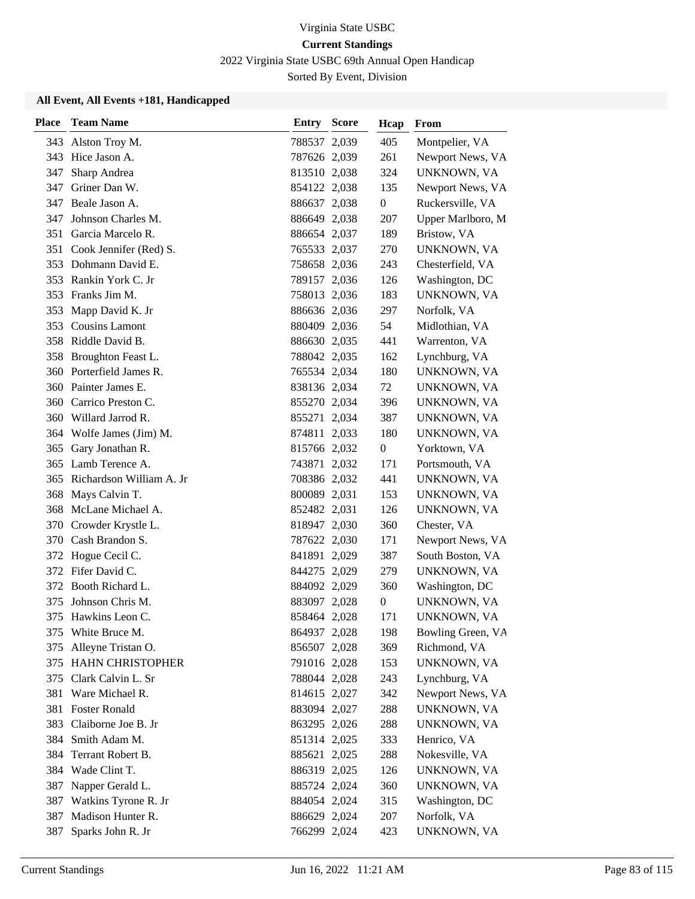Virginia State USBC

**Current Standings**

2022 Virginia State USBC 69th Annual Open Handicap

Sorted By Event, Division

### All Event, All Events +181, Handicapped

| Place | Team Name | Entry | Score | Hcap | From |
|---|---|---|---|---|---|
| 343 | Alston Troy M. | 788537 | 2,039 | 405 | Montpelier, VA |
| 343 | Hice Jason A. | 787626 | 2,039 | 261 | Newport News, VA |
| 347 | Sharp Andrea | 813510 | 2,038 | 324 | UNKNOWN, VA |
| 347 | Griner Dan W. | 854122 | 2,038 | 135 | Newport News, VA |
| 347 | Beale Jason A. | 886637 | 2,038 | 0 | Ruckersville, VA |
| 347 | Johnson Charles M. | 886649 | 2,038 | 207 | Upper Marlboro, M |
| 351 | Garcia Marcelo R. | 886654 | 2,037 | 189 | Bristow, VA |
| 351 | Cook Jennifer (Red) S. | 765533 | 2,037 | 270 | UNKNOWN, VA |
| 353 | Dohmann David E. | 758658 | 2,036 | 243 | Chesterfield, VA |
| 353 | Rankin York C. Jr | 789157 | 2,036 | 126 | Washington, DC |
| 353 | Franks Jim M. | 758013 | 2,036 | 183 | UNKNOWN, VA |
| 353 | Mapp David K. Jr | 886636 | 2,036 | 297 | Norfolk, VA |
| 353 | Cousins Lamont | 880409 | 2,036 | 54 | Midlothian, VA |
| 358 | Riddle David B. | 886630 | 2,035 | 441 | Warrenton, VA |
| 358 | Broughton Feast L. | 788042 | 2,035 | 162 | Lynchburg, VA |
| 360 | Porterfield James R. | 765534 | 2,034 | 180 | UNKNOWN, VA |
| 360 | Painter James E. | 838136 | 2,034 | 72 | UNKNOWN, VA |
| 360 | Carrico Preston C. | 855270 | 2,034 | 396 | UNKNOWN, VA |
| 360 | Willard Jarrod R. | 855271 | 2,034 | 387 | UNKNOWN, VA |
| 364 | Wolfe James (Jim) M. | 874811 | 2,033 | 180 | UNKNOWN, VA |
| 365 | Gary Jonathan R. | 815766 | 2,032 | 0 | Yorktown, VA |
| 365 | Lamb Terence A. | 743871 | 2,032 | 171 | Portsmouth, VA |
| 365 | Richardson William A. Jr | 708386 | 2,032 | 441 | UNKNOWN, VA |
| 368 | Mays Calvin T. | 800089 | 2,031 | 153 | UNKNOWN, VA |
| 368 | McLane Michael A. | 852482 | 2,031 | 126 | UNKNOWN, VA |
| 370 | Crowder Krystle L. | 818947 | 2,030 | 360 | Chester, VA |
| 370 | Cash Brandon S. | 787622 | 2,030 | 171 | Newport News, VA |
| 372 | Hogue Cecil C. | 841891 | 2,029 | 387 | South Boston, VA |
| 372 | Fifer David C. | 844275 | 2,029 | 279 | UNKNOWN, VA |
| 372 | Booth Richard L. | 884092 | 2,029 | 360 | Washington, DC |
| 375 | Johnson Chris M. | 883097 | 2,028 | 0 | UNKNOWN, VA |
| 375 | Hawkins Leon C. | 858464 | 2,028 | 171 | UNKNOWN, VA |
| 375 | White Bruce M. | 864937 | 2,028 | 198 | Bowling Green, VA |
| 375 | Alleyne Tristan O. | 856507 | 2,028 | 369 | Richmond, VA |
| 375 | HAHN CHRISTOPHER | 791016 | 2,028 | 153 | UNKNOWN, VA |
| 375 | Clark Calvin L. Sr | 788044 | 2,028 | 243 | Lynchburg, VA |
| 381 | Ware Michael R. | 814615 | 2,027 | 342 | Newport News, VA |
| 381 | Foster Ronald | 883094 | 2,027 | 288 | UNKNOWN, VA |
| 383 | Claiborne Joe B. Jr | 863295 | 2,026 | 288 | UNKNOWN, VA |
| 384 | Smith Adam M. | 851314 | 2,025 | 333 | Henrico, VA |
| 384 | Terrant Robert B. | 885621 | 2,025 | 288 | Nokesville, VA |
| 384 | Wade Clint T. | 886319 | 2,025 | 126 | UNKNOWN, VA |
| 387 | Napper Gerald L. | 885724 | 2,024 | 360 | UNKNOWN, VA |
| 387 | Watkins Tyrone R. Jr | 884054 | 2,024 | 315 | Washington, DC |
| 387 | Madison Hunter R. | 886629 | 2,024 | 207 | Norfolk, VA |
| 387 | Sparks John R. Jr | 766299 | 2,024 | 423 | UNKNOWN, VA |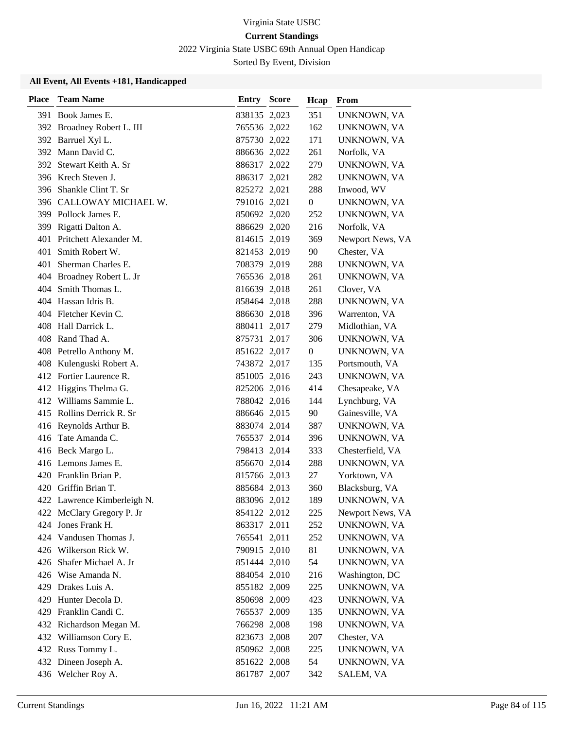Virginia State USBC

**Current Standings**

2022 Virginia State USBC 69th Annual Open Handicap

Sorted By Event, Division

### All Event, All Events +181, Handicapped

| Place | Team Name | Entry | Score | Hcap | From |
|---|---|---|---|---|---|
| 391 | Book James E. | 838135 | 2,023 | 351 | UNKNOWN, VA |
| 392 | Broadney Robert L. III | 765536 | 2,022 | 162 | UNKNOWN, VA |
| 392 | Barruel Xyl L. | 875730 | 2,022 | 171 | UNKNOWN, VA |
| 392 | Mann David C. | 886636 | 2,022 | 261 | Norfolk, VA |
| 392 | Stewart Keith A. Sr | 886317 | 2,022 | 279 | UNKNOWN, VA |
| 396 | Krech Steven J. | 886317 | 2,021 | 282 | UNKNOWN, VA |
| 396 | Shankle Clint T. Sr | 825272 | 2,021 | 288 | Inwood, WV |
| 396 | CALLOWAY MICHAEL W. | 791016 | 2,021 | 0 | UNKNOWN, VA |
| 399 | Pollock James E. | 850692 | 2,020 | 252 | UNKNOWN, VA |
| 399 | Rigatti Dalton A. | 886629 | 2,020 | 216 | Norfolk, VA |
| 401 | Pritchett Alexander M. | 814615 | 2,019 | 369 | Newport News, VA |
| 401 | Smith Robert W. | 821453 | 2,019 | 90 | Chester, VA |
| 401 | Sherman Charles E. | 708379 | 2,019 | 288 | UNKNOWN, VA |
| 404 | Broadney Robert L. Jr | 765536 | 2,018 | 261 | UNKNOWN, VA |
| 404 | Smith Thomas L. | 816639 | 2,018 | 261 | Clover, VA |
| 404 | Hassan Idris B. | 858464 | 2,018 | 288 | UNKNOWN, VA |
| 404 | Fletcher Kevin C. | 886630 | 2,018 | 396 | Warrenton, VA |
| 408 | Hall Darrick L. | 880411 | 2,017 | 279 | Midlothian, VA |
| 408 | Rand Thad A. | 875731 | 2,017 | 306 | UNKNOWN, VA |
| 408 | Petrello Anthony M. | 851622 | 2,017 | 0 | UNKNOWN, VA |
| 408 | Kulenguski Robert A. | 743872 | 2,017 | 135 | Portsmouth, VA |
| 412 | Fortier Laurence R. | 851005 | 2,016 | 243 | UNKNOWN, VA |
| 412 | Higgins Thelma G. | 825206 | 2,016 | 414 | Chesapeake, VA |
| 412 | Williams Sammie L. | 788042 | 2,016 | 144 | Lynchburg, VA |
| 415 | Rollins Derrick R. Sr | 886646 | 2,015 | 90 | Gainesville, VA |
| 416 | Reynolds Arthur B. | 883074 | 2,014 | 387 | UNKNOWN, VA |
| 416 | Tate Amanda C. | 765537 | 2,014 | 396 | UNKNOWN, VA |
| 416 | Beck Margo L. | 798413 | 2,014 | 333 | Chesterfield, VA |
| 416 | Lemons James E. | 856670 | 2,014 | 288 | UNKNOWN, VA |
| 420 | Franklin Brian P. | 815766 | 2,013 | 27 | Yorktown, VA |
| 420 | Griffin Brian T. | 885684 | 2,013 | 360 | Blacksburg, VA |
| 422 | Lawrence Kimberleigh N. | 883096 | 2,012 | 189 | UNKNOWN, VA |
| 422 | McClary Gregory P. Jr | 854122 | 2,012 | 225 | Newport News, VA |
| 424 | Jones Frank H. | 863317 | 2,011 | 252 | UNKNOWN, VA |
| 424 | Vandusen Thomas J. | 765541 | 2,011 | 252 | UNKNOWN, VA |
| 426 | Wilkerson Rick W. | 790915 | 2,010 | 81 | UNKNOWN, VA |
| 426 | Shafer Michael A. Jr | 851444 | 2,010 | 54 | UNKNOWN, VA |
| 426 | Wise Amanda N. | 884054 | 2,010 | 216 | Washington, DC |
| 429 | Drakes Luis A. | 855182 | 2,009 | 225 | UNKNOWN, VA |
| 429 | Hunter Decola D. | 850698 | 2,009 | 423 | UNKNOWN, VA |
| 429 | Franklin Candi C. | 765537 | 2,009 | 135 | UNKNOWN, VA |
| 432 | Richardson Megan M. | 766298 | 2,008 | 198 | UNKNOWN, VA |
| 432 | Williamson Cory E. | 823673 | 2,008 | 207 | Chester, VA |
| 432 | Russ Tommy L. | 850962 | 2,008 | 225 | UNKNOWN, VA |
| 432 | Dineen Joseph A. | 851622 | 2,008 | 54 | UNKNOWN, VA |
| 436 | Welcher Roy A. | 861787 | 2,007 | 342 | SALEM, VA |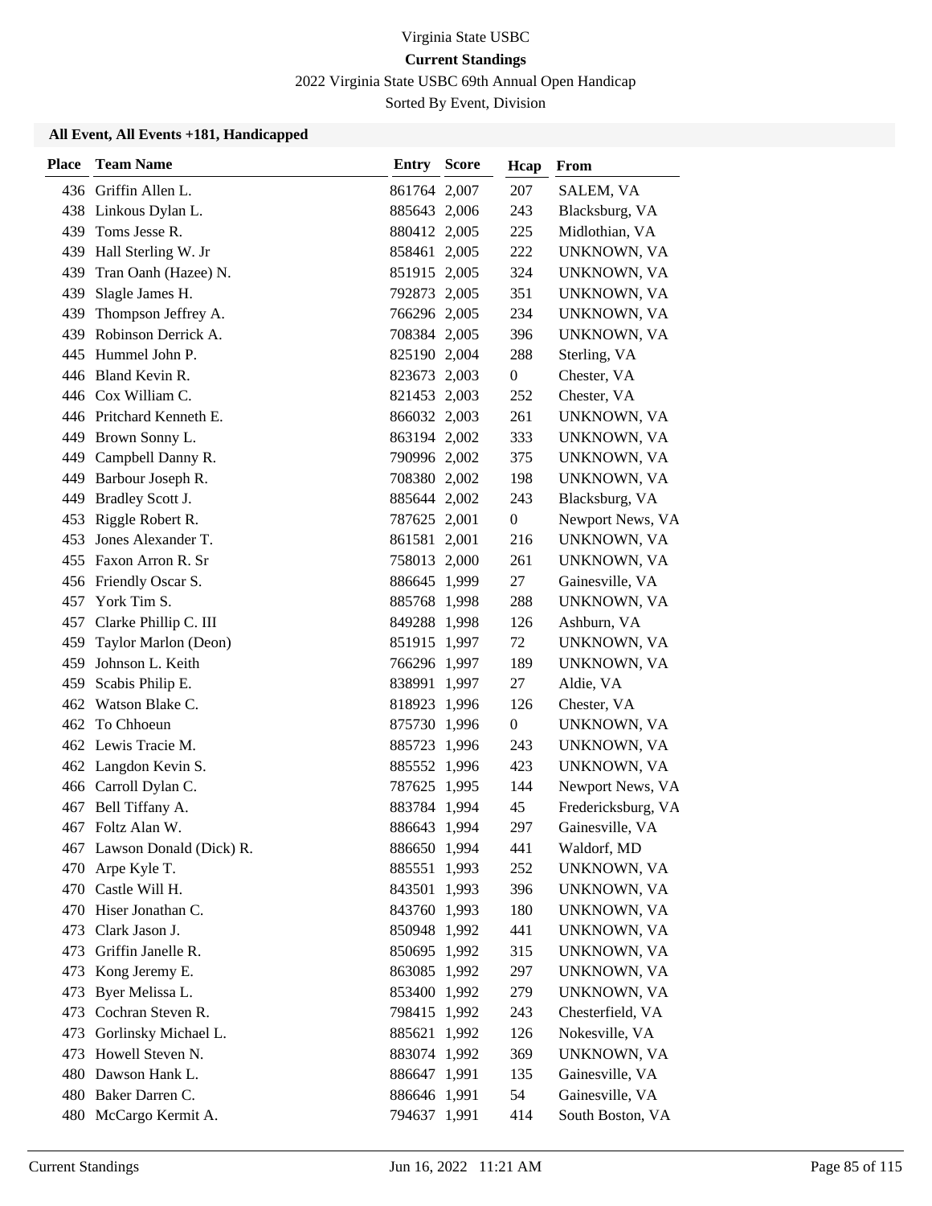Virginia State USBC

**Current Standings**

2022 Virginia State USBC 69th Annual Open Handicap

Sorted By Event, Division

**All Event, All Events +181, Handicapped**

| Place | Team Name | Entry | Score | Hcap | From |
|---|---|---|---|---|---|
| 436 | Griffin Allen L. | 861764 | 2,007 | 207 | SALEM, VA |
| 438 | Linkous Dylan L. | 885643 | 2,006 | 243 | Blacksburg, VA |
| 439 | Toms Jesse R. | 880412 | 2,005 | 225 | Midlothian, VA |
| 439 | Hall Sterling W. Jr | 858461 | 2,005 | 222 | UNKNOWN, VA |
| 439 | Tran Oanh (Hazee) N. | 851915 | 2,005 | 324 | UNKNOWN, VA |
| 439 | Slagle James H. | 792873 | 2,005 | 351 | UNKNOWN, VA |
| 439 | Thompson Jeffrey A. | 766296 | 2,005 | 234 | UNKNOWN, VA |
| 439 | Robinson Derrick A. | 708384 | 2,005 | 396 | UNKNOWN, VA |
| 445 | Hummel John P. | 825190 | 2,004 | 288 | Sterling, VA |
| 446 | Bland Kevin R. | 823673 | 2,003 | 0 | Chester, VA |
| 446 | Cox William C. | 821453 | 2,003 | 252 | Chester, VA |
| 446 | Pritchard Kenneth E. | 866032 | 2,003 | 261 | UNKNOWN, VA |
| 449 | Brown Sonny L. | 863194 | 2,002 | 333 | UNKNOWN, VA |
| 449 | Campbell Danny R. | 790996 | 2,002 | 375 | UNKNOWN, VA |
| 449 | Barbour Joseph R. | 708380 | 2,002 | 198 | UNKNOWN, VA |
| 449 | Bradley Scott J. | 885644 | 2,002 | 243 | Blacksburg, VA |
| 453 | Riggle Robert R. | 787625 | 2,001 | 0 | Newport News, VA |
| 453 | Jones Alexander T. | 861581 | 2,001 | 216 | UNKNOWN, VA |
| 455 | Faxon Arron R. Sr | 758013 | 2,000 | 261 | UNKNOWN, VA |
| 456 | Friendly Oscar S. | 886645 | 1,999 | 27 | Gainesville, VA |
| 457 | York Tim S. | 885768 | 1,998 | 288 | UNKNOWN, VA |
| 457 | Clarke Phillip C. III | 849288 | 1,998 | 126 | Ashburn, VA |
| 459 | Taylor Marlon (Deon) | 851915 | 1,997 | 72 | UNKNOWN, VA |
| 459 | Johnson L. Keith | 766296 | 1,997 | 189 | UNKNOWN, VA |
| 459 | Scabis Philip E. | 838991 | 1,997 | 27 | Aldie, VA |
| 462 | Watson Blake C. | 818923 | 1,996 | 126 | Chester, VA |
| 462 | To Chhoeun | 875730 | 1,996 | 0 | UNKNOWN, VA |
| 462 | Lewis Tracie M. | 885723 | 1,996 | 243 | UNKNOWN, VA |
| 462 | Langdon Kevin S. | 885552 | 1,996 | 423 | UNKNOWN, VA |
| 466 | Carroll Dylan C. | 787625 | 1,995 | 144 | Newport News, VA |
| 467 | Bell Tiffany A. | 883784 | 1,994 | 45 | Fredericksburg, VA |
| 467 | Foltz Alan W. | 886643 | 1,994 | 297 | Gainesville, VA |
| 467 | Lawson Donald (Dick) R. | 886650 | 1,994 | 441 | Waldorf, MD |
| 470 | Arpe Kyle T. | 885551 | 1,993 | 252 | UNKNOWN, VA |
| 470 | Castle Will H. | 843501 | 1,993 | 396 | UNKNOWN, VA |
| 470 | Hiser Jonathan C. | 843760 | 1,993 | 180 | UNKNOWN, VA |
| 473 | Clark Jason J. | 850948 | 1,992 | 441 | UNKNOWN, VA |
| 473 | Griffin Janelle R. | 850695 | 1,992 | 315 | UNKNOWN, VA |
| 473 | Kong Jeremy E. | 863085 | 1,992 | 297 | UNKNOWN, VA |
| 473 | Byer Melissa L. | 853400 | 1,992 | 279 | UNKNOWN, VA |
| 473 | Cochran Steven R. | 798415 | 1,992 | 243 | Chesterfield, VA |
| 473 | Gorlinsky Michael L. | 885621 | 1,992 | 126 | Nokesville, VA |
| 473 | Howell Steven N. | 883074 | 1,992 | 369 | UNKNOWN, VA |
| 480 | Dawson Hank L. | 886647 | 1,991 | 135 | Gainesville, VA |
| 480 | Baker Darren C. | 886646 | 1,991 | 54 | Gainesville, VA |
| 480 | McCargo Kermit A. | 794637 | 1,991 | 414 | South Boston, VA |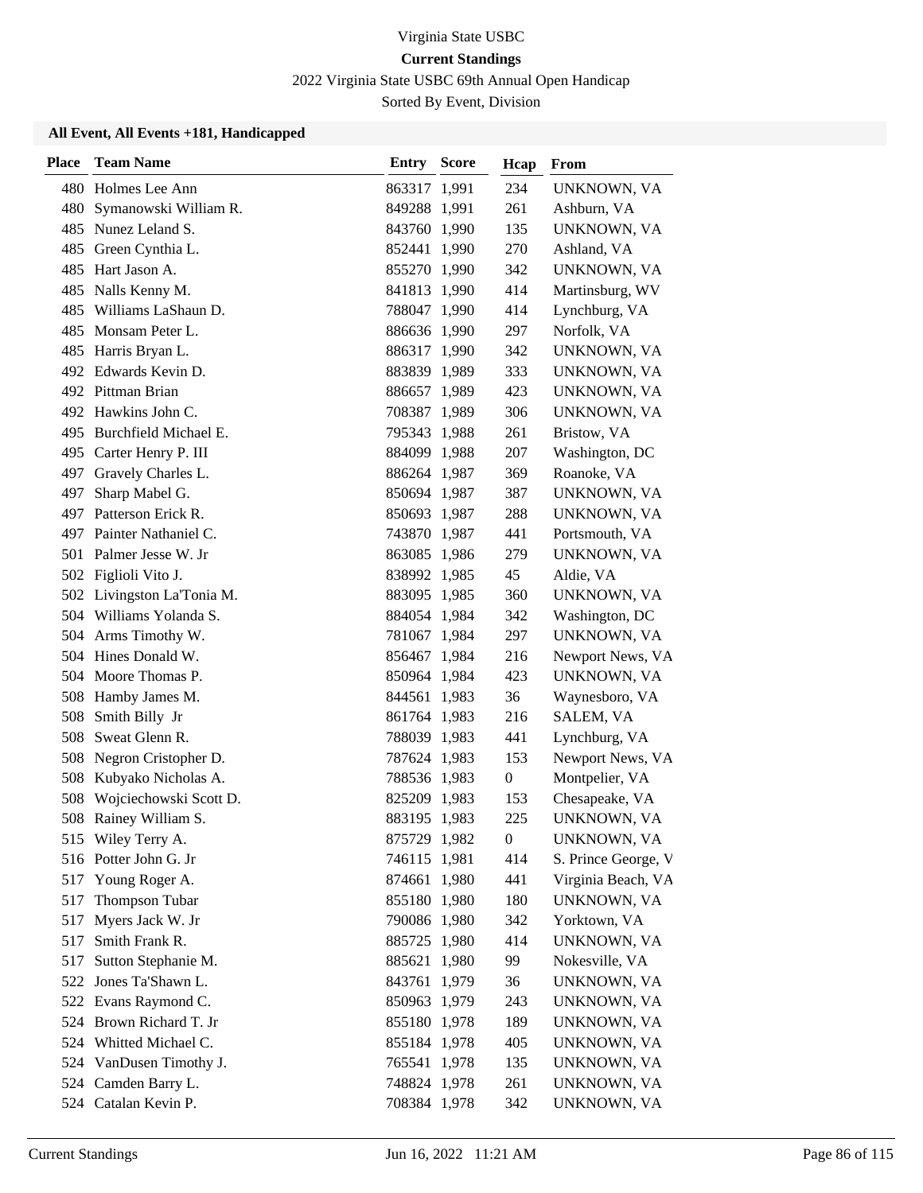Virginia State USBC

**Current Standings**

2022 Virginia State USBC 69th Annual Open Handicap

Sorted By Event, Division

### All Event, All Events +181, Handicapped

| Place | Team Name | Entry | Score | Hcap | From |
|---|---|---|---|---|---|
| 480 | Holmes Lee Ann | 863317 | 1,991 | 234 | UNKNOWN, VA |
| 480 | Symanowski William R. | 849288 | 1,991 | 261 | Ashburn, VA |
| 485 | Nunez Leland S. | 843760 | 1,990 | 135 | UNKNOWN, VA |
| 485 | Green Cynthia L. | 852441 | 1,990 | 270 | Ashland, VA |
| 485 | Hart Jason A. | 855270 | 1,990 | 342 | UNKNOWN, VA |
| 485 | Nalls Kenny M. | 841813 | 1,990 | 414 | Martinsburg, WV |
| 485 | Williams LaShaun D. | 788047 | 1,990 | 414 | Lynchburg, VA |
| 485 | Monsam Peter L. | 886636 | 1,990 | 297 | Norfolk, VA |
| 485 | Harris Bryan L. | 886317 | 1,990 | 342 | UNKNOWN, VA |
| 492 | Edwards Kevin D. | 883839 | 1,989 | 333 | UNKNOWN, VA |
| 492 | Pittman Brian | 886657 | 1,989 | 423 | UNKNOWN, VA |
| 492 | Hawkins John C. | 708387 | 1,989 | 306 | UNKNOWN, VA |
| 495 | Burchfield Michael E. | 795343 | 1,988 | 261 | Bristow, VA |
| 495 | Carter Henry P. III | 884099 | 1,988 | 207 | Washington, DC |
| 497 | Gravely Charles L. | 886264 | 1,987 | 369 | Roanoke, VA |
| 497 | Sharp Mabel G. | 850694 | 1,987 | 387 | UNKNOWN, VA |
| 497 | Patterson Erick R. | 850693 | 1,987 | 288 | UNKNOWN, VA |
| 497 | Painter Nathaniel C. | 743870 | 1,987 | 441 | Portsmouth, VA |
| 501 | Palmer Jesse W. Jr | 863085 | 1,986 | 279 | UNKNOWN, VA |
| 502 | Figlioli Vito J. | 838992 | 1,985 | 45 | Aldie, VA |
| 502 | Livingston La'Tonia M. | 883095 | 1,985 | 360 | UNKNOWN, VA |
| 504 | Williams Yolanda S. | 884054 | 1,984 | 342 | Washington, DC |
| 504 | Arms Timothy W. | 781067 | 1,984 | 297 | UNKNOWN, VA |
| 504 | Hines Donald W. | 856467 | 1,984 | 216 | Newport News, VA |
| 504 | Moore Thomas P. | 850964 | 1,984 | 423 | UNKNOWN, VA |
| 508 | Hamby James M. | 844561 | 1,983 | 36 | Waynesboro, VA |
| 508 | Smith Billy Jr | 861764 | 1,983 | 216 | SALEM, VA |
| 508 | Sweat Glenn R. | 788039 | 1,983 | 441 | Lynchburg, VA |
| 508 | Negron Cristopher D. | 787624 | 1,983 | 153 | Newport News, VA |
| 508 | Kubyako Nicholas A. | 788536 | 1,983 | 0 | Montpelier, VA |
| 508 | Wojciechowski Scott D. | 825209 | 1,983 | 153 | Chesapeake, VA |
| 508 | Rainey William S. | 883195 | 1,983 | 225 | UNKNOWN, VA |
| 515 | Wiley Terry A. | 875729 | 1,982 | 0 | UNKNOWN, VA |
| 516 | Potter John G. Jr | 746115 | 1,981 | 414 | S. Prince George, V |
| 517 | Young Roger A. | 874661 | 1,980 | 441 | Virginia Beach, VA |
| 517 | Thompson Tubar | 855180 | 1,980 | 180 | UNKNOWN, VA |
| 517 | Myers Jack W. Jr | 790086 | 1,980 | 342 | Yorktown, VA |
| 517 | Smith Frank R. | 885725 | 1,980 | 414 | UNKNOWN, VA |
| 517 | Sutton Stephanie M. | 885621 | 1,980 | 99 | Nokesville, VA |
| 522 | Jones Ta'Shawn L. | 843761 | 1,979 | 36 | UNKNOWN, VA |
| 522 | Evans Raymond C. | 850963 | 1,979 | 243 | UNKNOWN, VA |
| 524 | Brown Richard T. Jr | 855180 | 1,978 | 189 | UNKNOWN, VA |
| 524 | Whitted Michael C. | 855184 | 1,978 | 405 | UNKNOWN, VA |
| 524 | VanDusen Timothy J. | 765541 | 1,978 | 135 | UNKNOWN, VA |
| 524 | Camden Barry L. | 748824 | 1,978 | 261 | UNKNOWN, VA |
| 524 | Catalan Kevin P. | 708384 | 1,978 | 342 | UNKNOWN, VA |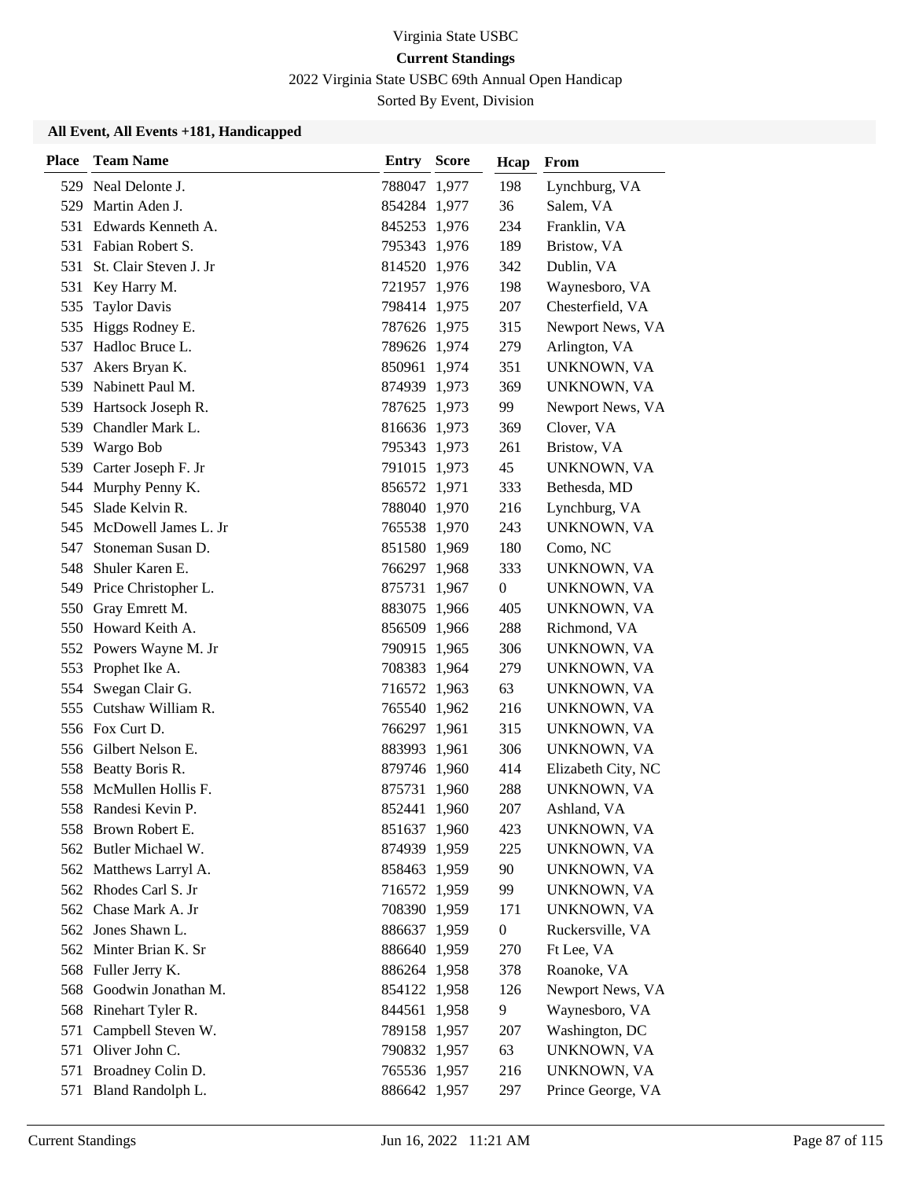Virginia State USBC

**Current Standings**

2022 Virginia State USBC 69th Annual Open Handicap

Sorted By Event, Division

### All Event, All Events +181, Handicapped

| Place | Team Name | Entry | Score | Hcap | From |
|---|---|---|---|---|---|
| 529 | Neal Delonte J. | 788047 | 1,977 | 198 | Lynchburg, VA |
| 529 | Martin Aden J. | 854284 | 1,977 | 36 | Salem, VA |
| 531 | Edwards Kenneth A. | 845253 | 1,976 | 234 | Franklin, VA |
| 531 | Fabian Robert S. | 795343 | 1,976 | 189 | Bristow, VA |
| 531 | St. Clair Steven J. Jr | 814520 | 1,976 | 342 | Dublin, VA |
| 531 | Key Harry M. | 721957 | 1,976 | 198 | Waynesboro, VA |
| 535 | Taylor Davis | 798414 | 1,975 | 207 | Chesterfield, VA |
| 535 | Higgs Rodney E. | 787626 | 1,975 | 315 | Newport News, VA |
| 537 | Hadloc Bruce L. | 789626 | 1,974 | 279 | Arlington, VA |
| 537 | Akers Bryan K. | 850961 | 1,974 | 351 | UNKNOWN, VA |
| 539 | Nabinett Paul M. | 874939 | 1,973 | 369 | UNKNOWN, VA |
| 539 | Hartsock Joseph R. | 787625 | 1,973 | 99 | Newport News, VA |
| 539 | Chandler Mark L. | 816636 | 1,973 | 369 | Clover, VA |
| 539 | Wargo Bob | 795343 | 1,973 | 261 | Bristow, VA |
| 539 | Carter Joseph F. Jr | 791015 | 1,973 | 45 | UNKNOWN, VA |
| 544 | Murphy Penny K. | 856572 | 1,971 | 333 | Bethesda, MD |
| 545 | Slade Kelvin R. | 788040 | 1,970 | 216 | Lynchburg, VA |
| 545 | McDowell James L. Jr | 765538 | 1,970 | 243 | UNKNOWN, VA |
| 547 | Stoneman Susan D. | 851580 | 1,969 | 180 | Como, NC |
| 548 | Shuler Karen E. | 766297 | 1,968 | 333 | UNKNOWN, VA |
| 549 | Price Christopher L. | 875731 | 1,967 | 0 | UNKNOWN, VA |
| 550 | Gray Emrett M. | 883075 | 1,966 | 405 | UNKNOWN, VA |
| 550 | Howard Keith A. | 856509 | 1,966 | 288 | Richmond, VA |
| 552 | Powers Wayne M. Jr | 790915 | 1,965 | 306 | UNKNOWN, VA |
| 553 | Prophet Ike A. | 708383 | 1,964 | 279 | UNKNOWN, VA |
| 554 | Swegan Clair G. | 716572 | 1,963 | 63 | UNKNOWN, VA |
| 555 | Cutshaw William R. | 765540 | 1,962 | 216 | UNKNOWN, VA |
| 556 | Fox Curt D. | 766297 | 1,961 | 315 | UNKNOWN, VA |
| 556 | Gilbert Nelson E. | 883993 | 1,961 | 306 | UNKNOWN, VA |
| 558 | Beatty Boris R. | 879746 | 1,960 | 414 | Elizabeth City, NC |
| 558 | McMullen Hollis F. | 875731 | 1,960 | 288 | UNKNOWN, VA |
| 558 | Randesi Kevin P. | 852441 | 1,960 | 207 | Ashland, VA |
| 558 | Brown Robert E. | 851637 | 1,960 | 423 | UNKNOWN, VA |
| 562 | Butler Michael W. | 874939 | 1,959 | 225 | UNKNOWN, VA |
| 562 | Matthews Larryl A. | 858463 | 1,959 | 90 | UNKNOWN, VA |
| 562 | Rhodes Carl S. Jr | 716572 | 1,959 | 99 | UNKNOWN, VA |
| 562 | Chase Mark A. Jr | 708390 | 1,959 | 171 | UNKNOWN, VA |
| 562 | Jones Shawn L. | 886637 | 1,959 | 0 | Ruckersville, VA |
| 562 | Minter Brian K. Sr | 886640 | 1,959 | 270 | Ft Lee, VA |
| 568 | Fuller Jerry K. | 886264 | 1,958 | 378 | Roanoke, VA |
| 568 | Goodwin Jonathan M. | 854122 | 1,958 | 126 | Newport News, VA |
| 568 | Rinehart Tyler R. | 844561 | 1,958 | 9 | Waynesboro, VA |
| 571 | Campbell Steven W. | 789158 | 1,957 | 207 | Washington, DC |
| 571 | Oliver John C. | 790832 | 1,957 | 63 | UNKNOWN, VA |
| 571 | Broadney Colin D. | 765536 | 1,957 | 216 | UNKNOWN, VA |
| 571 | Bland Randolph L. | 886642 | 1,957 | 297 | Prince George, VA |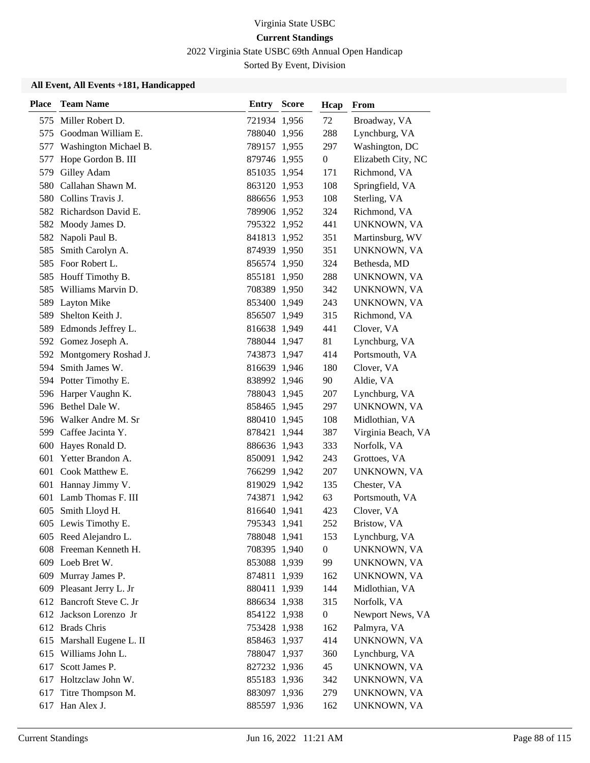Virginia State USBC

**Current Standings**

2022 Virginia State USBC 69th Annual Open Handicap

Sorted By Event, Division

### All Event, All Events +181, Handicapped

| Place | Team Name | Entry | Score | Hcap | From |
|---|---|---|---|---|---|
| 575 | Miller Robert D. | 721934 | 1,956 | 72 | Broadway, VA |
| 575 | Goodman William E. | 788040 | 1,956 | 288 | Lynchburg, VA |
| 577 | Washington Michael B. | 789157 | 1,955 | 297 | Washington, DC |
| 577 | Hope Gordon B. III | 879746 | 1,955 | 0 | Elizabeth City, NC |
| 579 | Gilley Adam | 851035 | 1,954 | 171 | Richmond, VA |
| 580 | Callahan Shawn M. | 863120 | 1,953 | 108 | Springfield, VA |
| 580 | Collins Travis J. | 886656 | 1,953 | 108 | Sterling, VA |
| 582 | Richardson David E. | 789906 | 1,952 | 324 | Richmond, VA |
| 582 | Moody James D. | 795322 | 1,952 | 441 | UNKNOWN, VA |
| 582 | Napoli Paul B. | 841813 | 1,952 | 351 | Martinsburg, WV |
| 585 | Smith Carolyn A. | 874939 | 1,950 | 351 | UNKNOWN, VA |
| 585 | Foor Robert L. | 856574 | 1,950 | 324 | Bethesda, MD |
| 585 | Houff Timothy B. | 855181 | 1,950 | 288 | UNKNOWN, VA |
| 585 | Williams Marvin D. | 708389 | 1,950 | 342 | UNKNOWN, VA |
| 589 | Layton Mike | 853400 | 1,949 | 243 | UNKNOWN, VA |
| 589 | Shelton Keith J. | 856507 | 1,949 | 315 | Richmond, VA |
| 589 | Edmonds Jeffrey L. | 816638 | 1,949 | 441 | Clover, VA |
| 592 | Gomez Joseph A. | 788044 | 1,947 | 81 | Lynchburg, VA |
| 592 | Montgomery Roshad J. | 743873 | 1,947 | 414 | Portsmouth, VA |
| 594 | Smith James W. | 816639 | 1,946 | 180 | Clover, VA |
| 594 | Potter Timothy E. | 838992 | 1,946 | 90 | Aldie, VA |
| 596 | Harper Vaughn K. | 788043 | 1,945 | 207 | Lynchburg, VA |
| 596 | Bethel Dale W. | 858465 | 1,945 | 297 | UNKNOWN, VA |
| 596 | Walker Andre M. Sr | 880410 | 1,945 | 108 | Midlothian, VA |
| 599 | Caffee Jacinta Y. | 878421 | 1,944 | 387 | Virginia Beach, VA |
| 600 | Hayes Ronald D. | 886636 | 1,943 | 333 | Norfolk, VA |
| 601 | Yetter Brandon A. | 850091 | 1,942 | 243 | Grottoes, VA |
| 601 | Cook Matthew E. | 766299 | 1,942 | 207 | UNKNOWN, VA |
| 601 | Hannay Jimmy V. | 819029 | 1,942 | 135 | Chester, VA |
| 601 | Lamb Thomas F. III | 743871 | 1,942 | 63 | Portsmouth, VA |
| 605 | Smith Lloyd H. | 816640 | 1,941 | 423 | Clover, VA |
| 605 | Lewis Timothy E. | 795343 | 1,941 | 252 | Bristow, VA |
| 605 | Reed Alejandro L. | 788048 | 1,941 | 153 | Lynchburg, VA |
| 608 | Freeman Kenneth H. | 708395 | 1,940 | 0 | UNKNOWN, VA |
| 609 | Loeb Bret W. | 853088 | 1,939 | 99 | UNKNOWN, VA |
| 609 | Murray James P. | 874811 | 1,939 | 162 | UNKNOWN, VA |
| 609 | Pleasant Jerry L. Jr | 880411 | 1,939 | 144 | Midlothian, VA |
| 612 | Bancroft Steve C. Jr | 886634 | 1,938 | 315 | Norfolk, VA |
| 612 | Jackson Lorenzo Jr | 854122 | 1,938 | 0 | Newport News, VA |
| 612 | Brads Chris | 753428 | 1,938 | 162 | Palmyra, VA |
| 615 | Marshall Eugene L. II | 858463 | 1,937 | 414 | UNKNOWN, VA |
| 615 | Williams John L. | 788047 | 1,937 | 360 | Lynchburg, VA |
| 617 | Scott James P. | 827232 | 1,936 | 45 | UNKNOWN, VA |
| 617 | Holtzclaw John W. | 855183 | 1,936 | 342 | UNKNOWN, VA |
| 617 | Titre Thompson M. | 883097 | 1,936 | 279 | UNKNOWN, VA |
| 617 | Han Alex J. | 885597 | 1,936 | 162 | UNKNOWN, VA |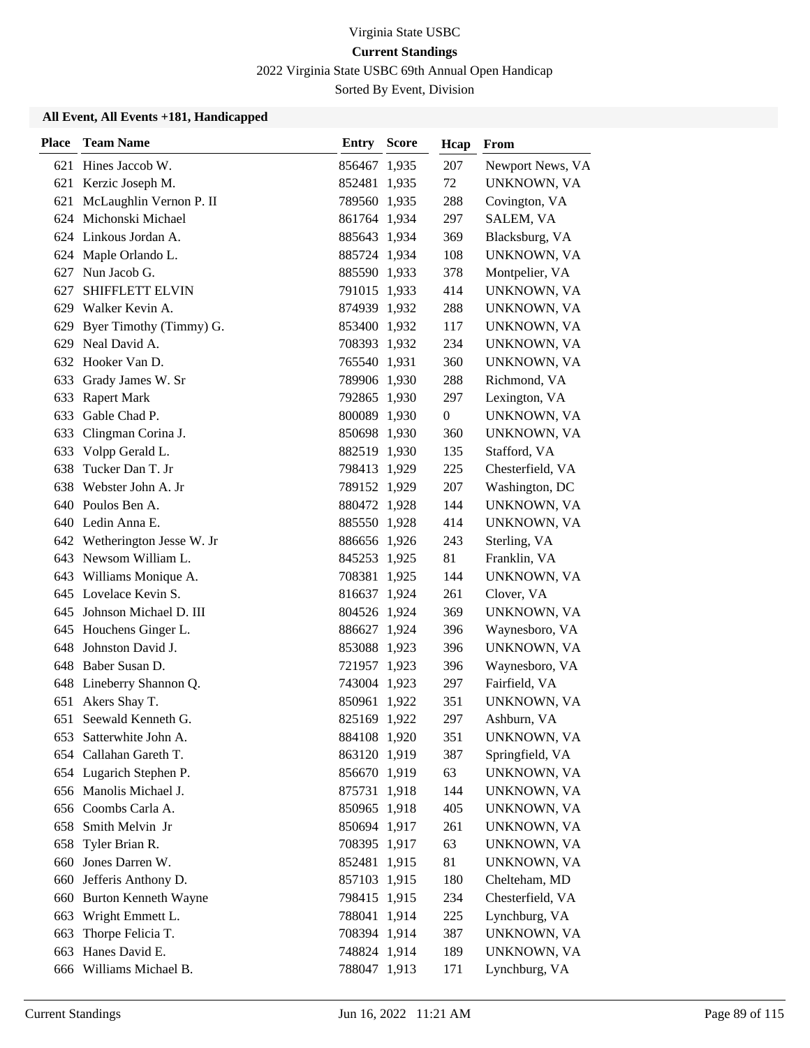Virginia State USBC

**Current Standings**

2022 Virginia State USBC 69th Annual Open Handicap

Sorted By Event, Division

### All Event, All Events +181, Handicapped

| Place | Team Name | Entry | Score | Hcap | From |
|---|---|---|---|---|---|
| 621 | Hines Jaccob W. | 856467 | 1,935 | 207 | Newport News, VA |
| 621 | Kerzic Joseph M. | 852481 | 1,935 | 72 | UNKNOWN, VA |
| 621 | McLaughlin Vernon P. II | 789560 | 1,935 | 288 | Covington, VA |
| 624 | Michonski Michael | 861764 | 1,934 | 297 | SALEM, VA |
| 624 | Linkous Jordan A. | 885643 | 1,934 | 369 | Blacksburg, VA |
| 624 | Maple Orlando L. | 885724 | 1,934 | 108 | UNKNOWN, VA |
| 627 | Nun Jacob G. | 885590 | 1,933 | 378 | Montpelier, VA |
| 627 | SHIFFLETT ELVIN | 791015 | 1,933 | 414 | UNKNOWN, VA |
| 629 | Walker Kevin A. | 874939 | 1,932 | 288 | UNKNOWN, VA |
| 629 | Byer Timothy (Timmy) G. | 853400 | 1,932 | 117 | UNKNOWN, VA |
| 629 | Neal David A. | 708393 | 1,932 | 234 | UNKNOWN, VA |
| 632 | Hooker Van D. | 765540 | 1,931 | 360 | UNKNOWN, VA |
| 633 | Grady James W. Sr | 789906 | 1,930 | 288 | Richmond, VA |
| 633 | Rapert Mark | 792865 | 1,930 | 297 | Lexington, VA |
| 633 | Gable Chad P. | 800089 | 1,930 | 0 | UNKNOWN, VA |
| 633 | Clingman Corina J. | 850698 | 1,930 | 360 | UNKNOWN, VA |
| 633 | Volpp Gerald L. | 882519 | 1,930 | 135 | Stafford, VA |
| 638 | Tucker Dan T. Jr | 798413 | 1,929 | 225 | Chesterfield, VA |
| 638 | Webster John A. Jr | 789152 | 1,929 | 207 | Washington, DC |
| 640 | Poulos Ben A. | 880472 | 1,928 | 144 | UNKNOWN, VA |
| 640 | Ledin Anna E. | 885550 | 1,928 | 414 | UNKNOWN, VA |
| 642 | Wetherington Jesse W. Jr | 886656 | 1,926 | 243 | Sterling, VA |
| 643 | Newsom William L. | 845253 | 1,925 | 81 | Franklin, VA |
| 643 | Williams Monique A. | 708381 | 1,925 | 144 | UNKNOWN, VA |
| 645 | Lovelace Kevin S. | 816637 | 1,924 | 261 | Clover, VA |
| 645 | Johnson Michael D. III | 804526 | 1,924 | 369 | UNKNOWN, VA |
| 645 | Houchens Ginger L. | 886627 | 1,924 | 396 | Waynesboro, VA |
| 648 | Johnston David J. | 853088 | 1,923 | 396 | UNKNOWN, VA |
| 648 | Baber Susan D. | 721957 | 1,923 | 396 | Waynesboro, VA |
| 648 | Lineberry Shannon Q. | 743004 | 1,923 | 297 | Fairfield, VA |
| 651 | Akers Shay T. | 850961 | 1,922 | 351 | UNKNOWN, VA |
| 651 | Seewald Kenneth G. | 825169 | 1,922 | 297 | Ashburn, VA |
| 653 | Satterwhite John A. | 884108 | 1,920 | 351 | UNKNOWN, VA |
| 654 | Callahan Gareth T. | 863120 | 1,919 | 387 | Springfield, VA |
| 654 | Lugarich Stephen P. | 856670 | 1,919 | 63 | UNKNOWN, VA |
| 656 | Manolis Michael J. | 875731 | 1,918 | 144 | UNKNOWN, VA |
| 656 | Coombs Carla A. | 850965 | 1,918 | 405 | UNKNOWN, VA |
| 658 | Smith Melvin Jr | 850694 | 1,917 | 261 | UNKNOWN, VA |
| 658 | Tyler Brian R. | 708395 | 1,917 | 63 | UNKNOWN, VA |
| 660 | Jones Darren W. | 852481 | 1,915 | 81 | UNKNOWN, VA |
| 660 | Jefferis Anthony D. | 857103 | 1,915 | 180 | Chelteham, MD |
| 660 | Burton Kenneth Wayne | 798415 | 1,915 | 234 | Chesterfield, VA |
| 663 | Wright Emmett L. | 788041 | 1,914 | 225 | Lynchburg, VA |
| 663 | Thorpe Felicia T. | 708394 | 1,914 | 387 | UNKNOWN, VA |
| 663 | Hanes David E. | 748824 | 1,914 | 189 | UNKNOWN, VA |
| 666 | Williams Michael B. | 788047 | 1,913 | 171 | Lynchburg, VA |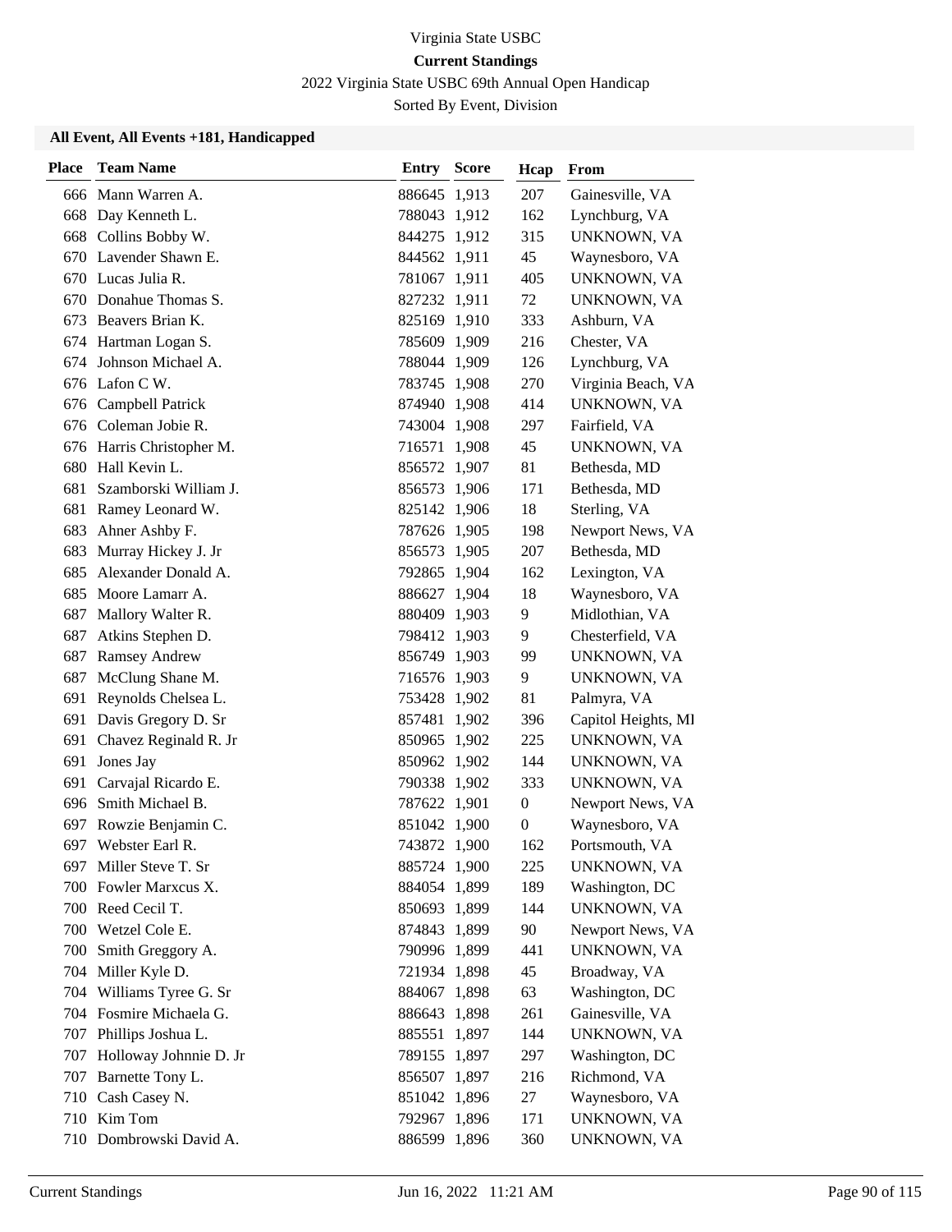Virginia State USBC

**Current Standings**

2022 Virginia State USBC 69th Annual Open Handicap

Sorted By Event, Division

### All Event, All Events +181, Handicapped

| Place | Team Name | Entry | Score | Hcap | From |
|---|---|---|---|---|---|
| 666 | Mann Warren A. | 886645 | 1,913 | 207 | Gainesville, VA |
| 668 | Day Kenneth L. | 788043 | 1,912 | 162 | Lynchburg, VA |
| 668 | Collins Bobby W. | 844275 | 1,912 | 315 | UNKNOWN, VA |
| 670 | Lavender Shawn E. | 844562 | 1,911 | 45 | Waynesboro, VA |
| 670 | Lucas Julia R. | 781067 | 1,911 | 405 | UNKNOWN, VA |
| 670 | Donahue Thomas S. | 827232 | 1,911 | 72 | UNKNOWN, VA |
| 673 | Beavers Brian K. | 825169 | 1,910 | 333 | Ashburn, VA |
| 674 | Hartman Logan S. | 785609 | 1,909 | 216 | Chester, VA |
| 674 | Johnson Michael A. | 788044 | 1,909 | 126 | Lynchburg, VA |
| 676 | Lafon C W. | 783745 | 1,908 | 270 | Virginia Beach, VA |
| 676 | Campbell Patrick | 874940 | 1,908 | 414 | UNKNOWN, VA |
| 676 | Coleman Jobie R. | 743004 | 1,908 | 297 | Fairfield, VA |
| 676 | Harris Christopher M. | 716571 | 1,908 | 45 | UNKNOWN, VA |
| 680 | Hall Kevin L. | 856572 | 1,907 | 81 | Bethesda, MD |
| 681 | Szamborski William J. | 856573 | 1,906 | 171 | Bethesda, MD |
| 681 | Ramey Leonard W. | 825142 | 1,906 | 18 | Sterling, VA |
| 683 | Ahner Ashby F. | 787626 | 1,905 | 198 | Newport News, VA |
| 683 | Murray Hickey J. Jr | 856573 | 1,905 | 207 | Bethesda, MD |
| 685 | Alexander Donald A. | 792865 | 1,904 | 162 | Lexington, VA |
| 685 | Moore Lamarr A. | 886627 | 1,904 | 18 | Waynesboro, VA |
| 687 | Mallory Walter R. | 880409 | 1,903 | 9 | Midlothian, VA |
| 687 | Atkins Stephen D. | 798412 | 1,903 | 9 | Chesterfield, VA |
| 687 | Ramsey Andrew | 856749 | 1,903 | 99 | UNKNOWN, VA |
| 687 | McClung Shane M. | 716576 | 1,903 | 9 | UNKNOWN, VA |
| 691 | Reynolds Chelsea L. | 753428 | 1,902 | 81 | Palmyra, VA |
| 691 | Davis Gregory D. Sr | 857481 | 1,902 | 396 | Capitol Heights, MI |
| 691 | Chavez Reginald R. Jr | 850965 | 1,902 | 225 | UNKNOWN, VA |
| 691 | Jones Jay | 850962 | 1,902 | 144 | UNKNOWN, VA |
| 691 | Carvajal Ricardo E. | 790338 | 1,902 | 333 | UNKNOWN, VA |
| 696 | Smith Michael B. | 787622 | 1,901 | 0 | Newport News, VA |
| 697 | Rowzie Benjamin C. | 851042 | 1,900 | 0 | Waynesboro, VA |
| 697 | Webster Earl R. | 743872 | 1,900 | 162 | Portsmouth, VA |
| 697 | Miller Steve T. Sr | 885724 | 1,900 | 225 | UNKNOWN, VA |
| 700 | Fowler Marxcus X. | 884054 | 1,899 | 189 | Washington, DC |
| 700 | Reed Cecil T. | 850693 | 1,899 | 144 | UNKNOWN, VA |
| 700 | Wetzel Cole E. | 874843 | 1,899 | 90 | Newport News, VA |
| 700 | Smith Greggory A. | 790996 | 1,899 | 441 | UNKNOWN, VA |
| 704 | Miller Kyle D. | 721934 | 1,898 | 45 | Broadway, VA |
| 704 | Williams Tyree G. Sr | 884067 | 1,898 | 63 | Washington, DC |
| 704 | Fosmire Michaela G. | 886643 | 1,898 | 261 | Gainesville, VA |
| 707 | Phillips Joshua L. | 885551 | 1,897 | 144 | UNKNOWN, VA |
| 707 | Holloway Johnnie D. Jr | 789155 | 1,897 | 297 | Washington, DC |
| 707 | Barnette Tony L. | 856507 | 1,897 | 216 | Richmond, VA |
| 710 | Cash Casey N. | 851042 | 1,896 | 27 | Waynesboro, VA |
| 710 | Kim Tom | 792967 | 1,896 | 171 | UNKNOWN, VA |
| 710 | Dombrowski David A. | 886599 | 1,896 | 360 | UNKNOWN, VA |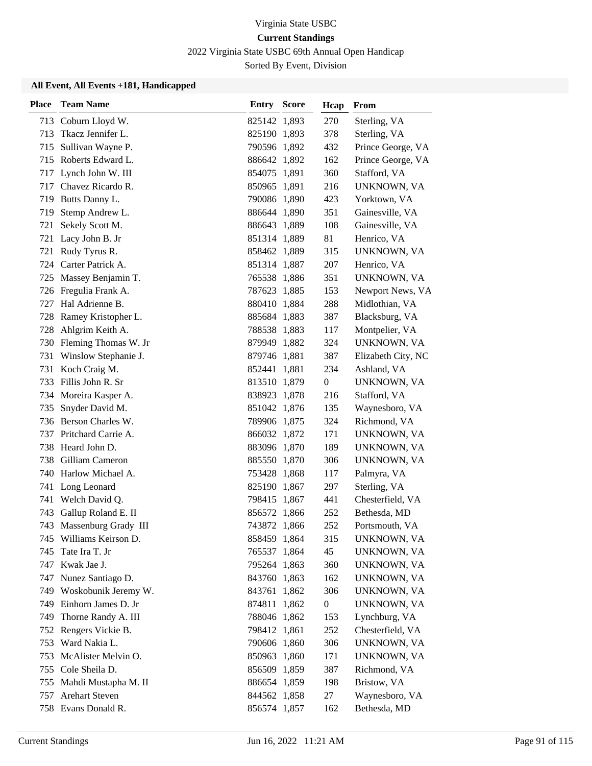Virginia State USBC

**Current Standings**

2022 Virginia State USBC 69th Annual Open Handicap

Sorted By Event, Division

**All Event, All Events +181, Handicapped**

| Place | Team Name | Entry | Score | Hcap | From |
|---|---|---|---|---|---|
| 713 | Coburn Lloyd W. | 825142 | 1,893 | 270 | Sterling, VA |
| 713 | Tkacz Jennifer L. | 825190 | 1,893 | 378 | Sterling, VA |
| 715 | Sullivan Wayne P. | 790596 | 1,892 | 432 | Prince George, VA |
| 715 | Roberts Edward L. | 886642 | 1,892 | 162 | Prince George, VA |
| 717 | Lynch John W. III | 854075 | 1,891 | 360 | Stafford, VA |
| 717 | Chavez Ricardo R. | 850965 | 1,891 | 216 | UNKNOWN, VA |
| 719 | Butts Danny L. | 790086 | 1,890 | 423 | Yorktown, VA |
| 719 | Stemp Andrew L. | 886644 | 1,890 | 351 | Gainesville, VA |
| 721 | Sekely Scott M. | 886643 | 1,889 | 108 | Gainesville, VA |
| 721 | Lacy John B. Jr | 851314 | 1,889 | 81 | Henrico, VA |
| 721 | Rudy Tyrus R. | 858462 | 1,889 | 315 | UNKNOWN, VA |
| 724 | Carter Patrick A. | 851314 | 1,887 | 207 | Henrico, VA |
| 725 | Massey Benjamin T. | 765538 | 1,886 | 351 | UNKNOWN, VA |
| 726 | Fregulia Frank A. | 787623 | 1,885 | 153 | Newport News, VA |
| 727 | Hal Adrienne B. | 880410 | 1,884 | 288 | Midlothian, VA |
| 728 | Ramey Kristopher L. | 885684 | 1,883 | 387 | Blacksburg, VA |
| 728 | Ahlgrim Keith A. | 788538 | 1,883 | 117 | Montpelier, VA |
| 730 | Fleming Thomas W. Jr | 879949 | 1,882 | 324 | UNKNOWN, VA |
| 731 | Winslow Stephanie J. | 879746 | 1,881 | 387 | Elizabeth City, NC |
| 731 | Koch Craig M. | 852441 | 1,881 | 234 | Ashland, VA |
| 733 | Fillis John R. Sr | 813510 | 1,879 | 0 | UNKNOWN, VA |
| 734 | Moreira Kasper A. | 838923 | 1,878 | 216 | Stafford, VA |
| 735 | Snyder David M. | 851042 | 1,876 | 135 | Waynesboro, VA |
| 736 | Berson Charles W. | 789906 | 1,875 | 324 | Richmond, VA |
| 737 | Pritchard Carrie A. | 866032 | 1,872 | 171 | UNKNOWN, VA |
| 738 | Heard John D. | 883096 | 1,870 | 189 | UNKNOWN, VA |
| 738 | Gilliam Cameron | 885550 | 1,870 | 306 | UNKNOWN, VA |
| 740 | Harlow Michael A. | 753428 | 1,868 | 117 | Palmyra, VA |
| 741 | Long Leonard | 825190 | 1,867 | 297 | Sterling, VA |
| 741 | Welch David Q. | 798415 | 1,867 | 441 | Chesterfield, VA |
| 743 | Gallup Roland E. II | 856572 | 1,866 | 252 | Bethesda, MD |
| 743 | Massenburg Grady III | 743872 | 1,866 | 252 | Portsmouth, VA |
| 745 | Williams Keirson D. | 858459 | 1,864 | 315 | UNKNOWN, VA |
| 745 | Tate Ira T. Jr | 765537 | 1,864 | 45 | UNKNOWN, VA |
| 747 | Kwak Jae J. | 795264 | 1,863 | 360 | UNKNOWN, VA |
| 747 | Nunez Santiago D. | 843760 | 1,863 | 162 | UNKNOWN, VA |
| 749 | Woskobunik Jeremy W. | 843761 | 1,862 | 306 | UNKNOWN, VA |
| 749 | Einhorn James D. Jr | 874811 | 1,862 | 0 | UNKNOWN, VA |
| 749 | Thorne Randy A. III | 788046 | 1,862 | 153 | Lynchburg, VA |
| 752 | Rengers Vickie B. | 798412 | 1,861 | 252 | Chesterfield, VA |
| 753 | Ward Nakia L. | 790606 | 1,860 | 306 | UNKNOWN, VA |
| 753 | McAlister Melvin O. | 850963 | 1,860 | 171 | UNKNOWN, VA |
| 755 | Cole Sheila D. | 856509 | 1,859 | 387 | Richmond, VA |
| 755 | Mahdi Mustapha M. II | 886654 | 1,859 | 198 | Bristow, VA |
| 757 | Arehart Steven | 844562 | 1,858 | 27 | Waynesboro, VA |
| 758 | Evans Donald R. | 856574 | 1,857 | 162 | Bethesda, MD |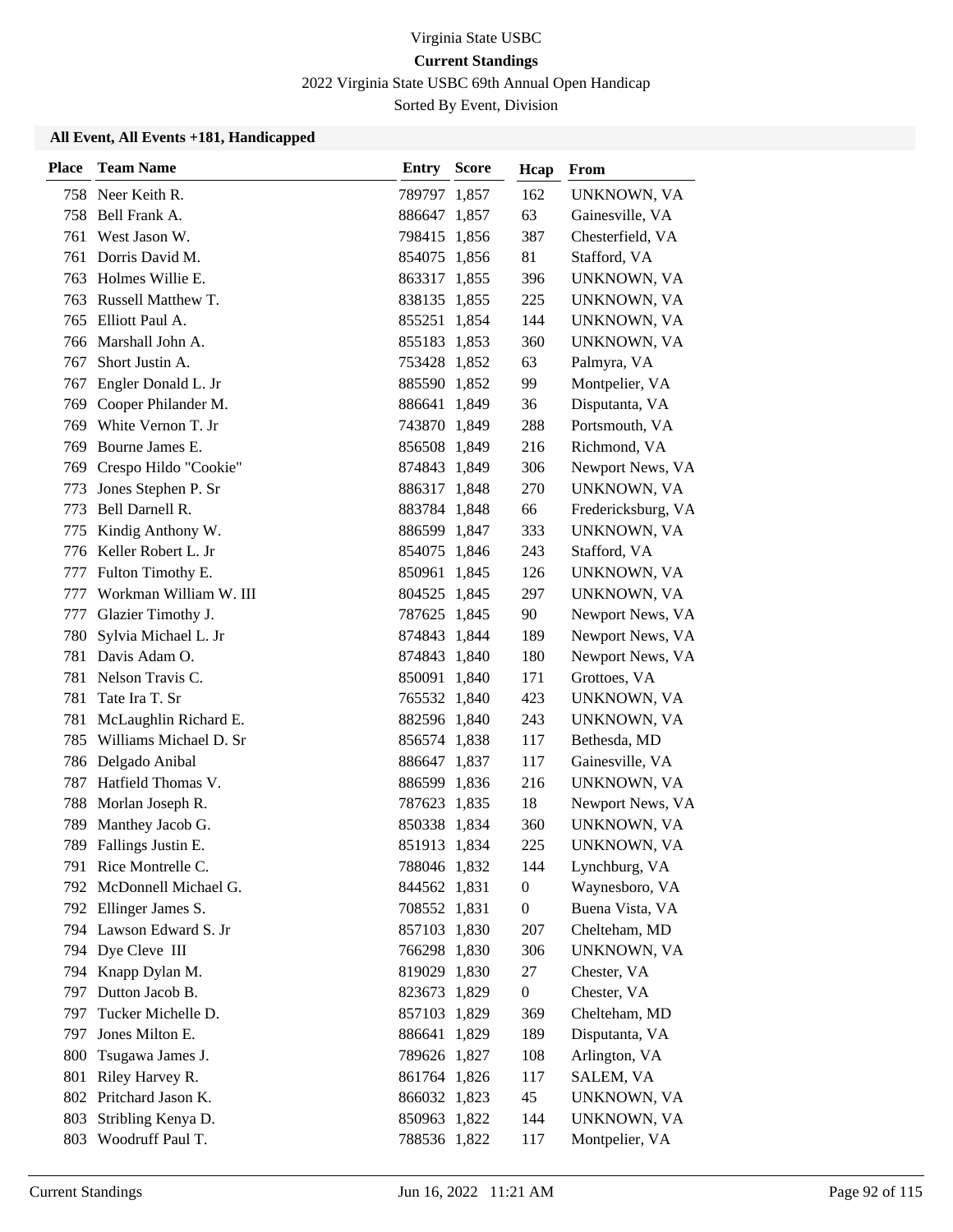Virginia State USBC

**Current Standings**

2022 Virginia State USBC 69th Annual Open Handicap

Sorted By Event, Division

### All Event, All Events +181, Handicapped

| Place | Team Name | Entry | Score | Hcap | From |
|---|---|---|---|---|---|
| 758 | Neer Keith R. | 789797 | 1,857 | 162 | UNKNOWN, VA |
| 758 | Bell Frank A. | 886647 | 1,857 | 63 | Gainesville, VA |
| 761 | West Jason W. | 798415 | 1,856 | 387 | Chesterfield, VA |
| 761 | Dorris David M. | 854075 | 1,856 | 81 | Stafford, VA |
| 763 | Holmes Willie E. | 863317 | 1,855 | 396 | UNKNOWN, VA |
| 763 | Russell Matthew T. | 838135 | 1,855 | 225 | UNKNOWN, VA |
| 765 | Elliott Paul A. | 855251 | 1,854 | 144 | UNKNOWN, VA |
| 766 | Marshall John A. | 855183 | 1,853 | 360 | UNKNOWN, VA |
| 767 | Short Justin A. | 753428 | 1,852 | 63 | Palmyra, VA |
| 767 | Engler Donald L. Jr | 885590 | 1,852 | 99 | Montpelier, VA |
| 769 | Cooper Philander M. | 886641 | 1,849 | 36 | Disputanta, VA |
| 769 | White Vernon T. Jr | 743870 | 1,849 | 288 | Portsmouth, VA |
| 769 | Bourne James E. | 856508 | 1,849 | 216 | Richmond, VA |
| 769 | Crespo Hildo "Cookie" | 874843 | 1,849 | 306 | Newport News, VA |
| 773 | Jones Stephen P. Sr | 886317 | 1,848 | 270 | UNKNOWN, VA |
| 773 | Bell Darnell R. | 883784 | 1,848 | 66 | Fredericksburg, VA |
| 775 | Kindig Anthony W. | 886599 | 1,847 | 333 | UNKNOWN, VA |
| 776 | Keller Robert L. Jr | 854075 | 1,846 | 243 | Stafford, VA |
| 777 | Fulton Timothy E. | 850961 | 1,845 | 126 | UNKNOWN, VA |
| 777 | Workman William W. III | 804525 | 1,845 | 297 | UNKNOWN, VA |
| 777 | Glazier Timothy J. | 787625 | 1,845 | 90 | Newport News, VA |
| 780 | Sylvia Michael L. Jr | 874843 | 1,844 | 189 | Newport News, VA |
| 781 | Davis Adam O. | 874843 | 1,840 | 180 | Newport News, VA |
| 781 | Nelson Travis C. | 850091 | 1,840 | 171 | Grottoes, VA |
| 781 | Tate Ira T. Sr | 765532 | 1,840 | 423 | UNKNOWN, VA |
| 781 | McLaughlin Richard E. | 882596 | 1,840 | 243 | UNKNOWN, VA |
| 785 | Williams Michael D. Sr | 856574 | 1,838 | 117 | Bethesda, MD |
| 786 | Delgado Anibal | 886647 | 1,837 | 117 | Gainesville, VA |
| 787 | Hatfield Thomas V. | 886599 | 1,836 | 216 | UNKNOWN, VA |
| 788 | Morlan Joseph R. | 787623 | 1,835 | 18 | Newport News, VA |
| 789 | Manthey Jacob G. | 850338 | 1,834 | 360 | UNKNOWN, VA |
| 789 | Fallings Justin E. | 851913 | 1,834 | 225 | UNKNOWN, VA |
| 791 | Rice Montrelle C. | 788046 | 1,832 | 144 | Lynchburg, VA |
| 792 | McDonnell Michael G. | 844562 | 1,831 | 0 | Waynesboro, VA |
| 792 | Ellinger James S. | 708552 | 1,831 | 0 | Buena Vista, VA |
| 794 | Lawson Edward S. Jr | 857103 | 1,830 | 207 | Chelteham, MD |
| 794 | Dye Cleve III | 766298 | 1,830 | 306 | UNKNOWN, VA |
| 794 | Knapp Dylan M. | 819029 | 1,830 | 27 | Chester, VA |
| 797 | Dutton Jacob B. | 823673 | 1,829 | 0 | Chester, VA |
| 797 | Tucker Michelle D. | 857103 | 1,829 | 369 | Chelteham, MD |
| 797 | Jones Milton E. | 886641 | 1,829 | 189 | Disputanta, VA |
| 800 | Tsugawa James J. | 789626 | 1,827 | 108 | Arlington, VA |
| 801 | Riley Harvey R. | 861764 | 1,826 | 117 | SALEM, VA |
| 802 | Pritchard Jason K. | 866032 | 1,823 | 45 | UNKNOWN, VA |
| 803 | Stribling Kenya D. | 850963 | 1,822 | 144 | UNKNOWN, VA |
| 803 | Woodruff Paul T. | 788536 | 1,822 | 117 | Montpelier, VA |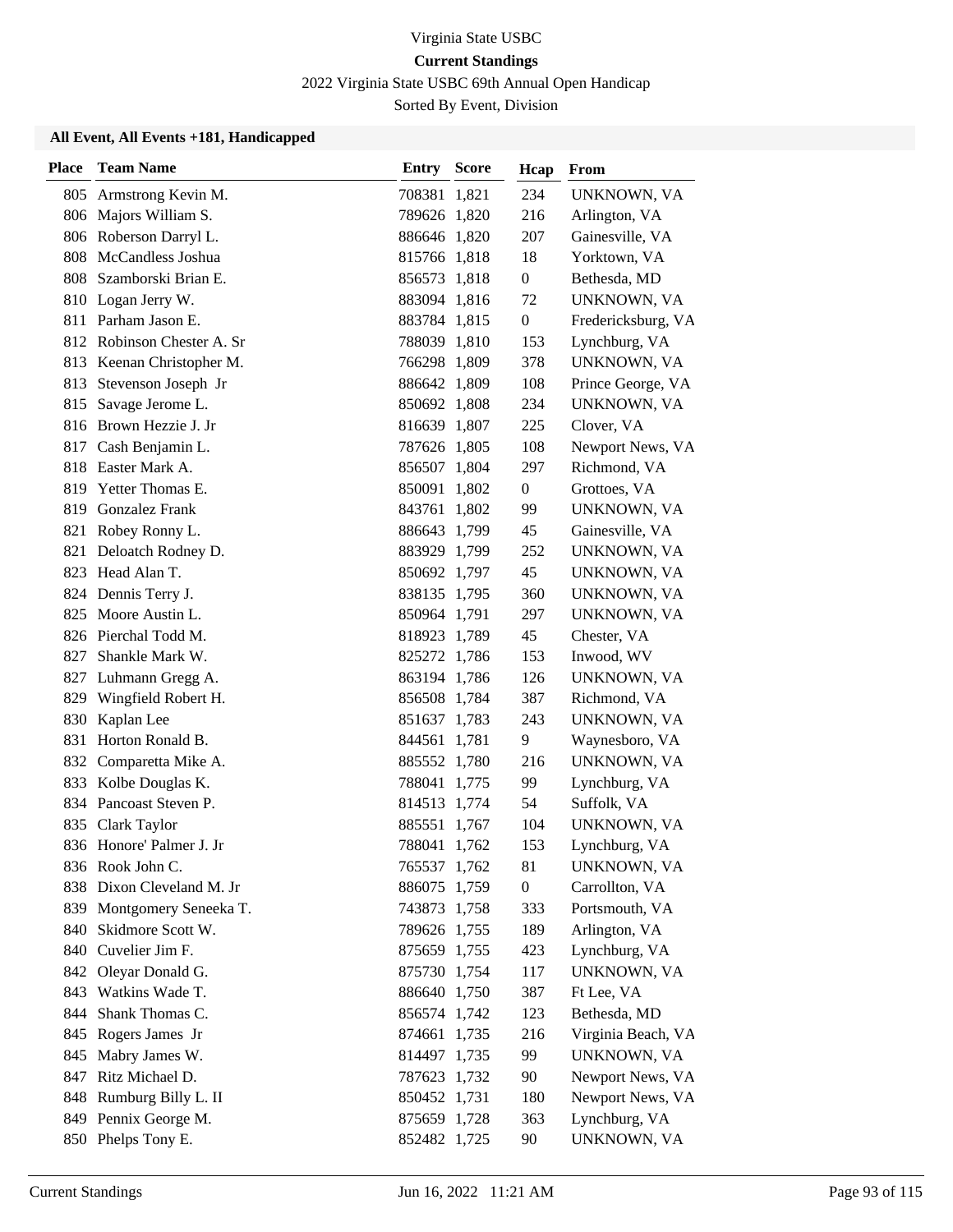Virginia State USBC

**Current Standings**

2022 Virginia State USBC 69th Annual Open Handicap

Sorted By Event, Division

### All Event, All Events +181, Handicapped

| Place | Team Name | Entry | Score | Hcap | From |
|---|---|---|---|---|---|
| 805 | Armstrong Kevin M. | 708381 | 1,821 | 234 | UNKNOWN, VA |
| 806 | Majors William S. | 789626 | 1,820 | 216 | Arlington, VA |
| 806 | Roberson Darryl L. | 886646 | 1,820 | 207 | Gainesville, VA |
| 808 | McCandless Joshua | 815766 | 1,818 | 18 | Yorktown, VA |
| 808 | Szamborski Brian E. | 856573 | 1,818 | 0 | Bethesda, MD |
| 810 | Logan Jerry W. | 883094 | 1,816 | 72 | UNKNOWN, VA |
| 811 | Parham Jason E. | 883784 | 1,815 | 0 | Fredericksburg, VA |
| 812 | Robinson Chester A. Sr | 788039 | 1,810 | 153 | Lynchburg, VA |
| 813 | Keenan Christopher M. | 766298 | 1,809 | 378 | UNKNOWN, VA |
| 813 | Stevenson Joseph Jr | 886642 | 1,809 | 108 | Prince George, VA |
| 815 | Savage Jerome L. | 850692 | 1,808 | 234 | UNKNOWN, VA |
| 816 | Brown Hezzie J. Jr | 816639 | 1,807 | 225 | Clover, VA |
| 817 | Cash Benjamin L. | 787626 | 1,805 | 108 | Newport News, VA |
| 818 | Easter Mark A. | 856507 | 1,804 | 297 | Richmond, VA |
| 819 | Yetter Thomas E. | 850091 | 1,802 | 0 | Grottoes, VA |
| 819 | Gonzalez Frank | 843761 | 1,802 | 99 | UNKNOWN, VA |
| 821 | Robey Ronny L. | 886643 | 1,799 | 45 | Gainesville, VA |
| 821 | Deloatch Rodney D. | 883929 | 1,799 | 252 | UNKNOWN, VA |
| 823 | Head Alan T. | 850692 | 1,797 | 45 | UNKNOWN, VA |
| 824 | Dennis Terry J. | 838135 | 1,795 | 360 | UNKNOWN, VA |
| 825 | Moore Austin L. | 850964 | 1,791 | 297 | UNKNOWN, VA |
| 826 | Pierchal Todd M. | 818923 | 1,789 | 45 | Chester, VA |
| 827 | Shankle Mark W. | 825272 | 1,786 | 153 | Inwood, WV |
| 827 | Luhmann Gregg A. | 863194 | 1,786 | 126 | UNKNOWN, VA |
| 829 | Wingfield Robert H. | 856508 | 1,784 | 387 | Richmond, VA |
| 830 | Kaplan Lee | 851637 | 1,783 | 243 | UNKNOWN, VA |
| 831 | Horton Ronald B. | 844561 | 1,781 | 9 | Waynesboro, VA |
| 832 | Comparetta Mike A. | 885552 | 1,780 | 216 | UNKNOWN, VA |
| 833 | Kolbe Douglas K. | 788041 | 1,775 | 99 | Lynchburg, VA |
| 834 | Pancoast Steven P. | 814513 | 1,774 | 54 | Suffolk, VA |
| 835 | Clark Taylor | 885551 | 1,767 | 104 | UNKNOWN, VA |
| 836 | Honore' Palmer J. Jr | 788041 | 1,762 | 153 | Lynchburg, VA |
| 836 | Rook John C. | 765537 | 1,762 | 81 | UNKNOWN, VA |
| 838 | Dixon Cleveland M. Jr | 886075 | 1,759 | 0 | Carrollton, VA |
| 839 | Montgomery Seneeka T. | 743873 | 1,758 | 333 | Portsmouth, VA |
| 840 | Skidmore Scott W. | 789626 | 1,755 | 189 | Arlington, VA |
| 840 | Cuvelier Jim F. | 875659 | 1,755 | 423 | Lynchburg, VA |
| 842 | Oleyar Donald G. | 875730 | 1,754 | 117 | UNKNOWN, VA |
| 843 | Watkins Wade T. | 886640 | 1,750 | 387 | Ft Lee, VA |
| 844 | Shank Thomas C. | 856574 | 1,742 | 123 | Bethesda, MD |
| 845 | Rogers James Jr | 874661 | 1,735 | 216 | Virginia Beach, VA |
| 845 | Mabry James W. | 814497 | 1,735 | 99 | UNKNOWN, VA |
| 847 | Ritz Michael D. | 787623 | 1,732 | 90 | Newport News, VA |
| 848 | Rumburg Billy L. II | 850452 | 1,731 | 180 | Newport News, VA |
| 849 | Pennix George M. | 875659 | 1,728 | 363 | Lynchburg, VA |
| 850 | Phelps Tony E. | 852482 | 1,725 | 90 | UNKNOWN, VA |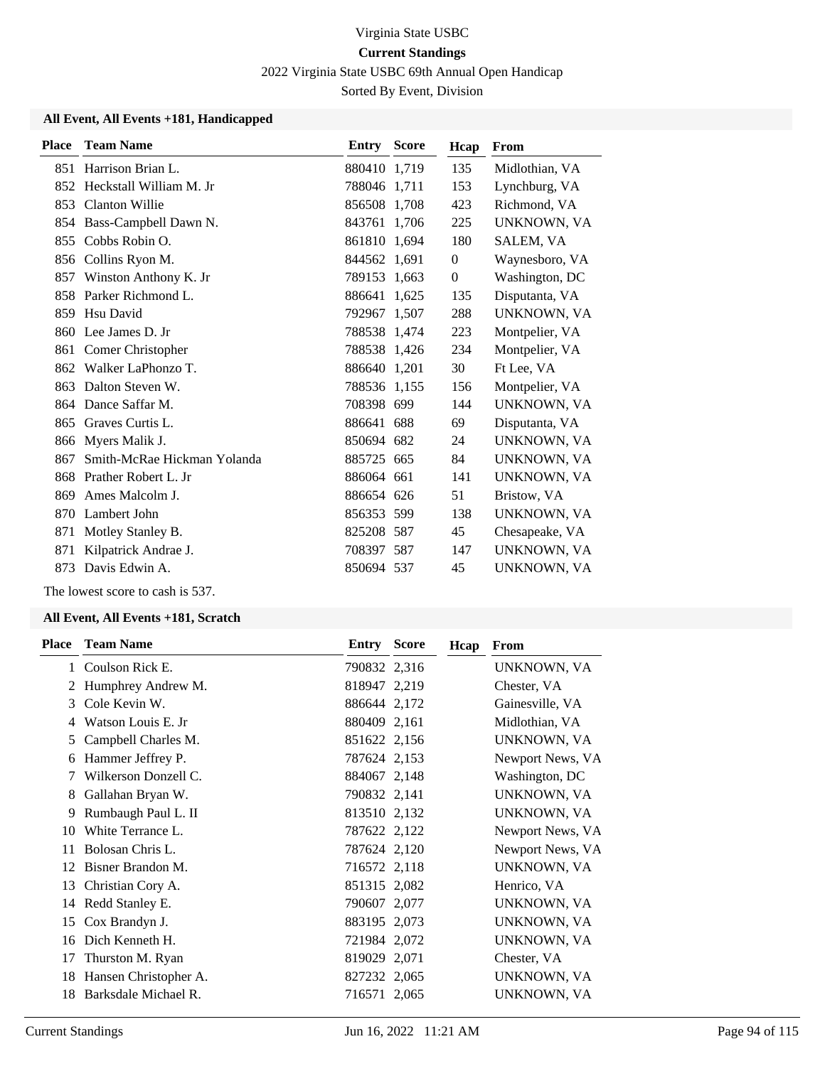Virginia State USBC

**Current Standings**

2022 Virginia State USBC 69th Annual Open Handicap

Sorted By Event, Division

### All Event, All Events +181, Handicapped

| Place | Team Name | Entry | Score | Hcap | From |
|---|---|---|---|---|---|
| 851 | Harrison Brian L. | 880410 | 1,719 | 135 | Midlothian, VA |
| 852 | Heckstall William M. Jr | 788046 | 1,711 | 153 | Lynchburg, VA |
| 853 | Clanton Willie | 856508 | 1,708 | 423 | Richmond, VA |
| 854 | Bass-Campbell Dawn N. | 843761 | 1,706 | 225 | UNKNOWN, VA |
| 855 | Cobbs Robin O. | 861810 | 1,694 | 180 | SALEM, VA |
| 856 | Collins Ryon M. | 844562 | 1,691 | 0 | Waynesboro, VA |
| 857 | Winston Anthony K. Jr | 789153 | 1,663 | 0 | Washington, DC |
| 858 | Parker Richmond L. | 886641 | 1,625 | 135 | Disputanta, VA |
| 859 | Hsu David | 792967 | 1,507 | 288 | UNKNOWN, VA |
| 860 | Lee James D. Jr | 788538 | 1,474 | 223 | Montpelier, VA |
| 861 | Comer Christopher | 788538 | 1,426 | 234 | Montpelier, VA |
| 862 | Walker LaPhonzo T. | 886640 | 1,201 | 30 | Ft Lee, VA |
| 863 | Dalton Steven W. | 788536 | 1,155 | 156 | Montpelier, VA |
| 864 | Dance Saffar M. | 708398 | 699 | 144 | UNKNOWN, VA |
| 865 | Graves Curtis L. | 886641 | 688 | 69 | Disputanta, VA |
| 866 | Myers Malik J. | 850694 | 682 | 24 | UNKNOWN, VA |
| 867 | Smith-McRae Hickman Yolanda | 885725 | 665 | 84 | UNKNOWN, VA |
| 868 | Prather Robert L. Jr | 886064 | 661 | 141 | UNKNOWN, VA |
| 869 | Ames Malcolm J. | 886654 | 626 | 51 | Bristow, VA |
| 870 | Lambert John | 856353 | 599 | 138 | UNKNOWN, VA |
| 871 | Motley Stanley B. | 825208 | 587 | 45 | Chesapeake, VA |
| 871 | Kilpatrick Andrae J. | 708397 | 587 | 147 | UNKNOWN, VA |
| 873 | Davis Edwin A. | 850694 | 537 | 45 | UNKNOWN, VA |

The lowest score to cash is 537.

### All Event, All Events +181, Scratch

| Place | Team Name | Entry | Score | Hcap | From |
|---|---|---|---|---|---|
| 1 | Coulson Rick E. | 790832 | 2,316 | | UNKNOWN, VA |
| 2 | Humphrey Andrew M. | 818947 | 2,219 | | Chester, VA |
| 3 | Cole Kevin W. | 886644 | 2,172 | | Gainesville, VA |
| 4 | Watson Louis E. Jr | 880409 | 2,161 | | Midlothian, VA |
| 5 | Campbell Charles M. | 851622 | 2,156 | | UNKNOWN, VA |
| 6 | Hammer Jeffrey P. | 787624 | 2,153 | | Newport News, VA |
| 7 | Wilkerson Donzell C. | 884067 | 2,148 | | Washington, DC |
| 8 | Gallahan Bryan W. | 790832 | 2,141 | | UNKNOWN, VA |
| 9 | Rumbaugh Paul L. II | 813510 | 2,132 | | UNKNOWN, VA |
| 10 | White Terrance L. | 787622 | 2,122 | | Newport News, VA |
| 11 | Bolosan Chris L. | 787624 | 2,120 | | Newport News, VA |
| 12 | Bisner Brandon M. | 716572 | 2,118 | | UNKNOWN, VA |
| 13 | Christian Cory A. | 851315 | 2,082 | | Henrico, VA |
| 14 | Redd Stanley E. | 790607 | 2,077 | | UNKNOWN, VA |
| 15 | Cox Brandyn J. | 883195 | 2,073 | | UNKNOWN, VA |
| 16 | Dich Kenneth H. | 721984 | 2,072 | | UNKNOWN, VA |
| 17 | Thurston M. Ryan | 819029 | 2,071 | | Chester, VA |
| 18 | Hansen Christopher A. | 827232 | 2,065 | | UNKNOWN, VA |
| 18 | Barksdale Michael R. | 716571 | 2,065 | | UNKNOWN, VA |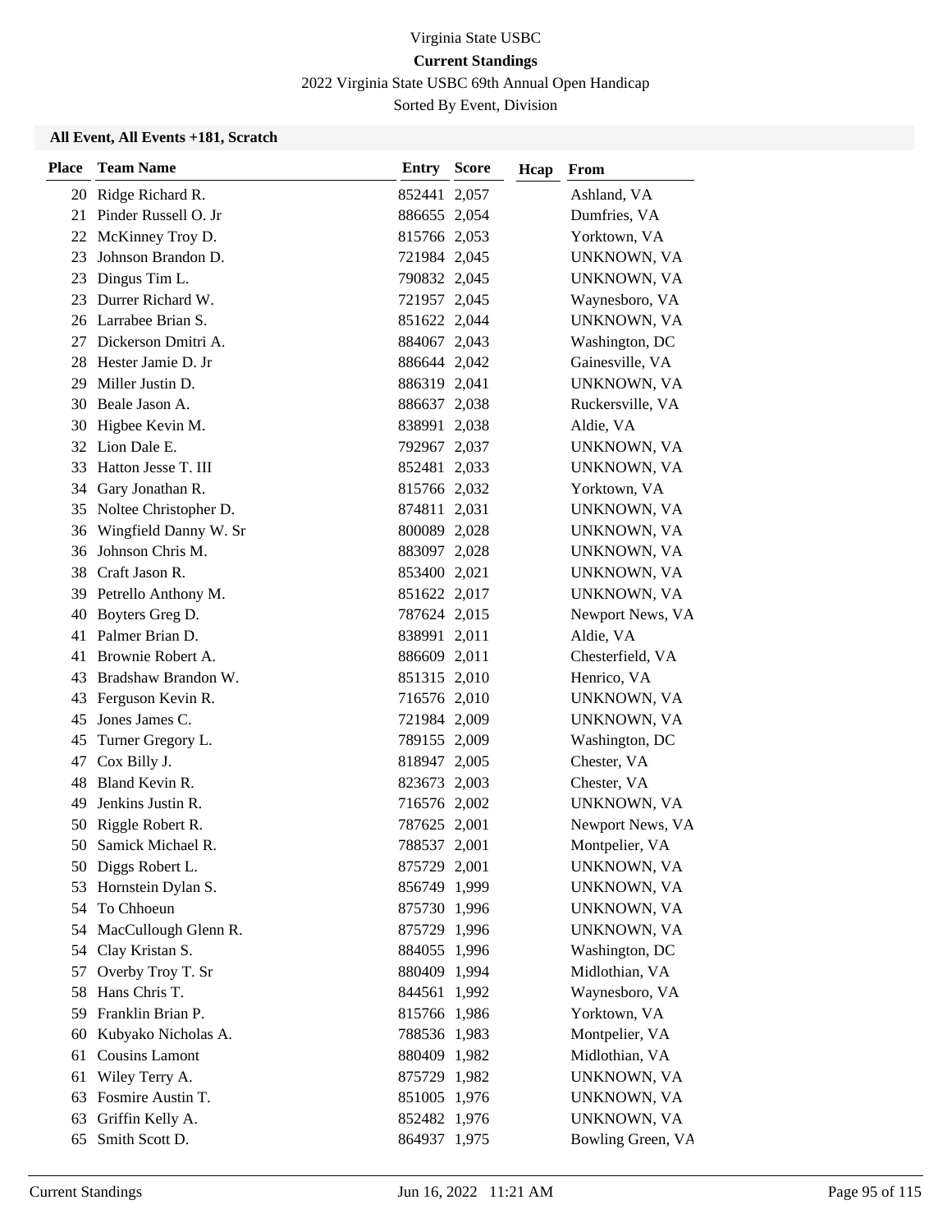Virginia State USBC

**Current Standings**

2022 Virginia State USBC 69th Annual Open Handicap

Sorted By Event, Division

### All Event, All Events +181, Scratch

| Place | Team Name | Entry | Score | Hcap | From |
|---|---|---|---|---|---|
| 20 | Ridge Richard R. | 852441 | 2,057 | | Ashland, VA |
| 21 | Pinder Russell O. Jr | 886655 | 2,054 | | Dumfries, VA |
| 22 | McKinney Troy D. | 815766 | 2,053 | | Yorktown, VA |
| 23 | Johnson Brandon D. | 721984 | 2,045 | | UNKNOWN, VA |
| 23 | Dingus Tim L. | 790832 | 2,045 | | UNKNOWN, VA |
| 23 | Durrer Richard W. | 721957 | 2,045 | | Waynesboro, VA |
| 26 | Larrabee Brian S. | 851622 | 2,044 | | UNKNOWN, VA |
| 27 | Dickerson Dmitri A. | 884067 | 2,043 | | Washington, DC |
| 28 | Hester Jamie D. Jr | 886644 | 2,042 | | Gainesville, VA |
| 29 | Miller Justin D. | 886319 | 2,041 | | UNKNOWN, VA |
| 30 | Beale Jason A. | 886637 | 2,038 | | Ruckersville, VA |
| 30 | Higbee Kevin M. | 838991 | 2,038 | | Aldie, VA |
| 32 | Lion Dale E. | 792967 | 2,037 | | UNKNOWN, VA |
| 33 | Hatton Jesse T. III | 852481 | 2,033 | | UNKNOWN, VA |
| 34 | Gary Jonathan R. | 815766 | 2,032 | | Yorktown, VA |
| 35 | Noltee Christopher D. | 874811 | 2,031 | | UNKNOWN, VA |
| 36 | Wingfield Danny W. Sr | 800089 | 2,028 | | UNKNOWN, VA |
| 36 | Johnson Chris M. | 883097 | 2,028 | | UNKNOWN, VA |
| 38 | Craft Jason R. | 853400 | 2,021 | | UNKNOWN, VA |
| 39 | Petrello Anthony M. | 851622 | 2,017 | | UNKNOWN, VA |
| 40 | Boyters Greg D. | 787624 | 2,015 | | Newport News, VA |
| 41 | Palmer Brian D. | 838991 | 2,011 | | Aldie, VA |
| 41 | Brownie Robert A. | 886609 | 2,011 | | Chesterfield, VA |
| 43 | Bradshaw Brandon W. | 851315 | 2,010 | | Henrico, VA |
| 43 | Ferguson Kevin R. | 716576 | 2,010 | | UNKNOWN, VA |
| 45 | Jones James C. | 721984 | 2,009 | | UNKNOWN, VA |
| 45 | Turner Gregory L. | 789155 | 2,009 | | Washington, DC |
| 47 | Cox Billy J. | 818947 | 2,005 | | Chester, VA |
| 48 | Bland Kevin R. | 823673 | 2,003 | | Chester, VA |
| 49 | Jenkins Justin R. | 716576 | 2,002 | | UNKNOWN, VA |
| 50 | Riggle Robert R. | 787625 | 2,001 | | Newport News, VA |
| 50 | Samick Michael R. | 788537 | 2,001 | | Montpelier, VA |
| 50 | Diggs Robert L. | 875729 | 2,001 | | UNKNOWN, VA |
| 53 | Hornstein Dylan S. | 856749 | 1,999 | | UNKNOWN, VA |
| 54 | To Chhoeun | 875730 | 1,996 | | UNKNOWN, VA |
| 54 | MacCullough Glenn R. | 875729 | 1,996 | | UNKNOWN, VA |
| 54 | Clay Kristan S. | 884055 | 1,996 | | Washington, DC |
| 57 | Overby Troy T. Sr | 880409 | 1,994 | | Midlothian, VA |
| 58 | Hans Chris T. | 844561 | 1,992 | | Waynesboro, VA |
| 59 | Franklin Brian P. | 815766 | 1,986 | | Yorktown, VA |
| 60 | Kubyako Nicholas A. | 788536 | 1,983 | | Montpelier, VA |
| 61 | Cousins Lamont | 880409 | 1,982 | | Midlothian, VA |
| 61 | Wiley Terry A. | 875729 | 1,982 | | UNKNOWN, VA |
| 63 | Fosmire Austin T. | 851005 | 1,976 | | UNKNOWN, VA |
| 63 | Griffin Kelly A. | 852482 | 1,976 | | UNKNOWN, VA |
| 65 | Smith Scott D. | 864937 | 1,975 | | Bowling Green, VA |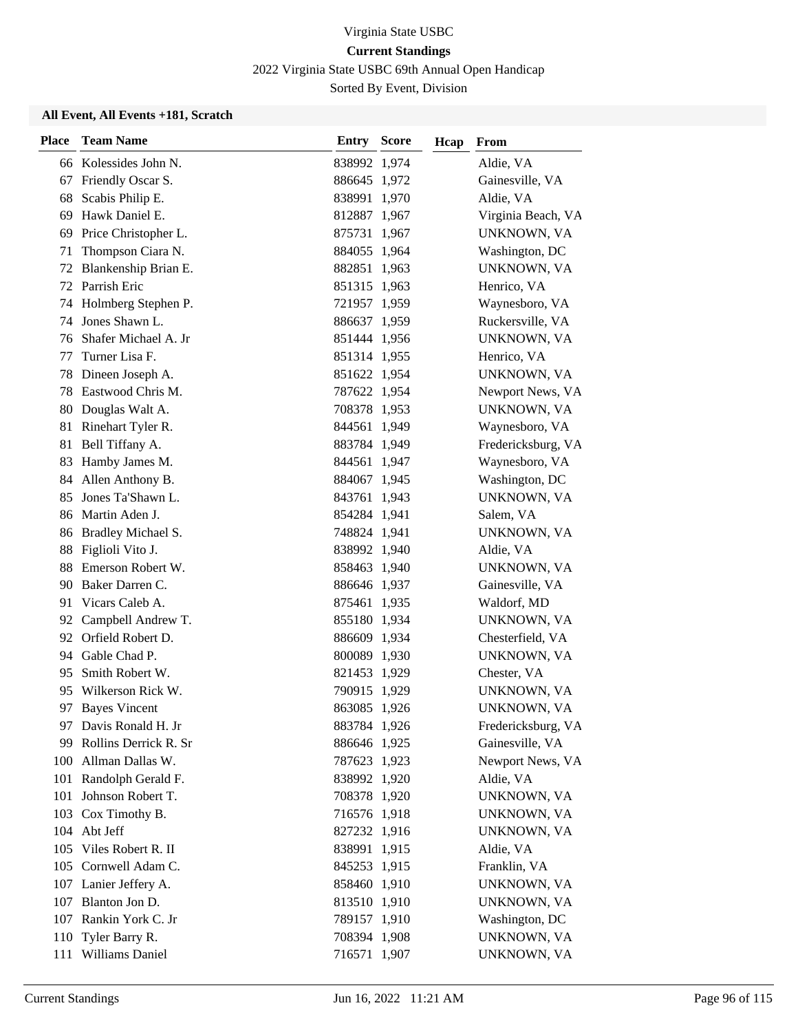Virginia State USBC

**Current Standings**

2022 Virginia State USBC 69th Annual Open Handicap

Sorted By Event, Division

### All Event, All Events +181, Scratch

| Place | Team Name | Entry | Score | Hcap | From |
|---|---|---|---|---|---|
| 66 | Kolessides John N. | 838992 | 1,974 | | Aldie, VA |
| 67 | Friendly Oscar S. | 886645 | 1,972 | | Gainesville, VA |
| 68 | Scabis Philip E. | 838991 | 1,970 | | Aldie, VA |
| 69 | Hawk Daniel E. | 812887 | 1,967 | | Virginia Beach, VA |
| 69 | Price Christopher L. | 875731 | 1,967 | | UNKNOWN, VA |
| 71 | Thompson Ciara N. | 884055 | 1,964 | | Washington, DC |
| 72 | Blankenship Brian E. | 882851 | 1,963 | | UNKNOWN, VA |
| 72 | Parrish Eric | 851315 | 1,963 | | Henrico, VA |
| 74 | Holmberg Stephen P. | 721957 | 1,959 | | Waynesboro, VA |
| 74 | Jones Shawn L. | 886637 | 1,959 | | Ruckersville, VA |
| 76 | Shafer Michael A. Jr | 851444 | 1,956 | | UNKNOWN, VA |
| 77 | Turner Lisa F. | 851314 | 1,955 | | Henrico, VA |
| 78 | Dineen Joseph A. | 851622 | 1,954 | | UNKNOWN, VA |
| 78 | Eastwood Chris M. | 787622 | 1,954 | | Newport News, VA |
| 80 | Douglas Walt A. | 708378 | 1,953 | | UNKNOWN, VA |
| 81 | Rinehart Tyler R. | 844561 | 1,949 | | Waynesboro, VA |
| 81 | Bell Tiffany A. | 883784 | 1,949 | | Fredericksburg, VA |
| 83 | Hamby James M. | 844561 | 1,947 | | Waynesboro, VA |
| 84 | Allen Anthony B. | 884067 | 1,945 | | Washington, DC |
| 85 | Jones Ta'Shawn L. | 843761 | 1,943 | | UNKNOWN, VA |
| 86 | Martin Aden J. | 854284 | 1,941 | | Salem, VA |
| 86 | Bradley Michael S. | 748824 | 1,941 | | UNKNOWN, VA |
| 88 | Figlioli Vito J. | 838992 | 1,940 | | Aldie, VA |
| 88 | Emerson Robert W. | 858463 | 1,940 | | UNKNOWN, VA |
| 90 | Baker Darren C. | 886646 | 1,937 | | Gainesville, VA |
| 91 | Vicars Caleb A. | 875461 | 1,935 | | Waldorf, MD |
| 92 | Campbell Andrew T. | 855180 | 1,934 | | UNKNOWN, VA |
| 92 | Orfield Robert D. | 886609 | 1,934 | | Chesterfield, VA |
| 94 | Gable Chad P. | 800089 | 1,930 | | UNKNOWN, VA |
| 95 | Smith Robert W. | 821453 | 1,929 | | Chester, VA |
| 95 | Wilkerson Rick W. | 790915 | 1,929 | | UNKNOWN, VA |
| 97 | Bayes Vincent | 863085 | 1,926 | | UNKNOWN, VA |
| 97 | Davis Ronald H. Jr | 883784 | 1,926 | | Fredericksburg, VA |
| 99 | Rollins Derrick R. Sr | 886646 | 1,925 | | Gainesville, VA |
| 100 | Allman Dallas W. | 787623 | 1,923 | | Newport News, VA |
| 101 | Randolph Gerald F. | 838992 | 1,920 | | Aldie, VA |
| 101 | Johnson Robert T. | 708378 | 1,920 | | UNKNOWN, VA |
| 103 | Cox Timothy B. | 716576 | 1,918 | | UNKNOWN, VA |
| 104 | Abt Jeff | 827232 | 1,916 | | UNKNOWN, VA |
| 105 | Viles Robert R. II | 838991 | 1,915 | | Aldie, VA |
| 105 | Cornwell Adam C. | 845253 | 1,915 | | Franklin, VA |
| 107 | Lanier Jeffery A. | 858460 | 1,910 | | UNKNOWN, VA |
| 107 | Blanton Jon D. | 813510 | 1,910 | | UNKNOWN, VA |
| 107 | Rankin York C. Jr | 789157 | 1,910 | | Washington, DC |
| 110 | Tyler Barry R. | 708394 | 1,908 | | UNKNOWN, VA |
| 111 | Williams Daniel | 716571 | 1,907 | | UNKNOWN, VA |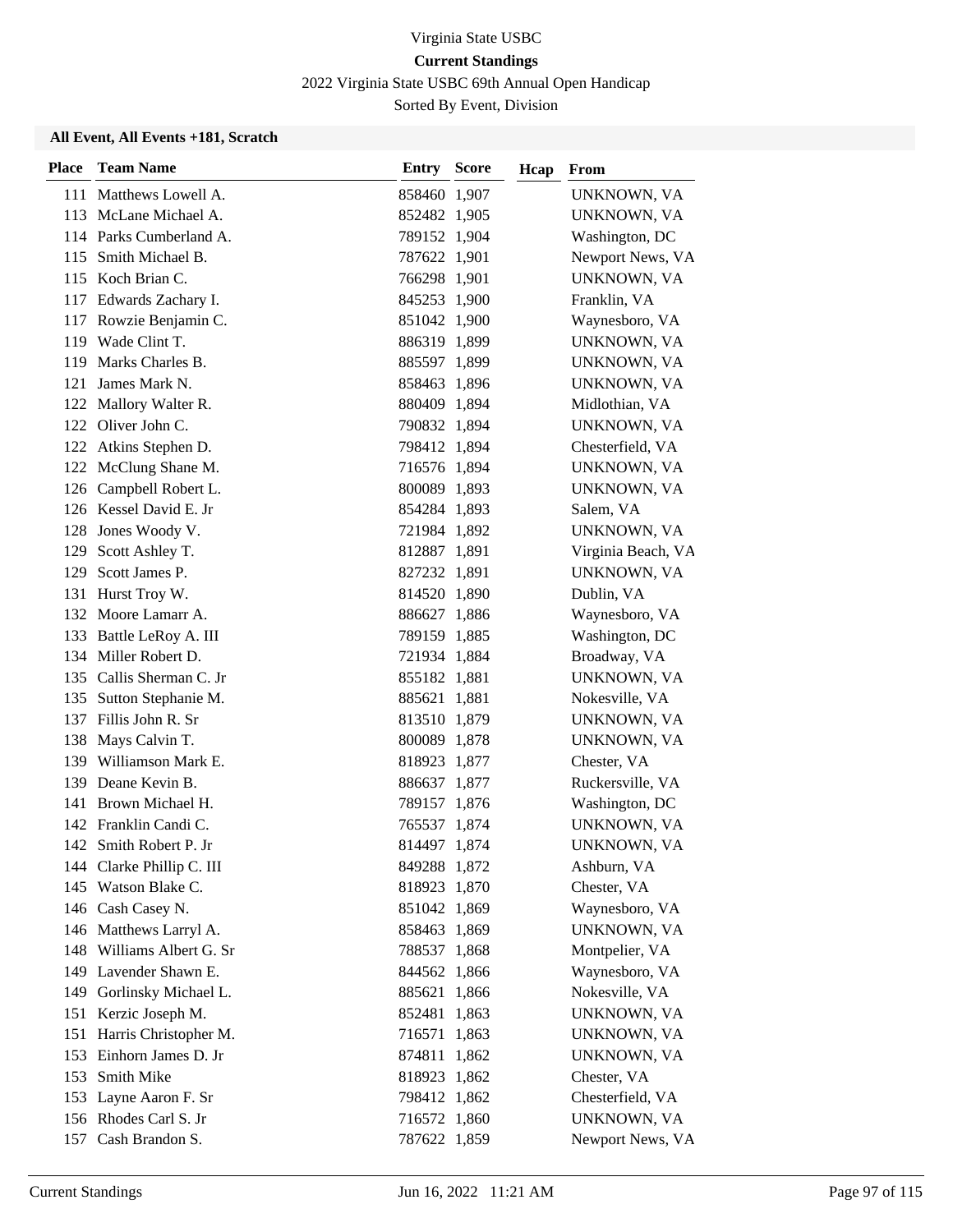Virginia State USBC

**Current Standings**

2022 Virginia State USBC 69th Annual Open Handicap

Sorted By Event, Division

**All Event, All Events +181, Scratch**

| Place | Team Name | Entry | Score | Hcap | From |
|---|---|---|---|---|---|
| 111 | Matthews Lowell A. | 858460 | 1,907 | | UNKNOWN, VA |
| 113 | McLane Michael A. | 852482 | 1,905 | | UNKNOWN, VA |
| 114 | Parks Cumberland A. | 789152 | 1,904 | | Washington, DC |
| 115 | Smith Michael B. | 787622 | 1,901 | | Newport News, VA |
| 115 | Koch Brian C. | 766298 | 1,901 | | UNKNOWN, VA |
| 117 | Edwards Zachary I. | 845253 | 1,900 | | Franklin, VA |
| 117 | Rowzie Benjamin C. | 851042 | 1,900 | | Waynesboro, VA |
| 119 | Wade Clint T. | 886319 | 1,899 | | UNKNOWN, VA |
| 119 | Marks Charles B. | 885597 | 1,899 | | UNKNOWN, VA |
| 121 | James Mark N. | 858463 | 1,896 | | UNKNOWN, VA |
| 122 | Mallory Walter R. | 880409 | 1,894 | | Midlothian, VA |
| 122 | Oliver John C. | 790832 | 1,894 | | UNKNOWN, VA |
| 122 | Atkins Stephen D. | 798412 | 1,894 | | Chesterfield, VA |
| 122 | McClung Shane M. | 716576 | 1,894 | | UNKNOWN, VA |
| 126 | Campbell Robert L. | 800089 | 1,893 | | UNKNOWN, VA |
| 126 | Kessel David E. Jr | 854284 | 1,893 | | Salem, VA |
| 128 | Jones Woody V. | 721984 | 1,892 | | UNKNOWN, VA |
| 129 | Scott Ashley T. | 812887 | 1,891 | | Virginia Beach, VA |
| 129 | Scott James P. | 827232 | 1,891 | | UNKNOWN, VA |
| 131 | Hurst Troy W. | 814520 | 1,890 | | Dublin, VA |
| 132 | Moore Lamarr A. | 886627 | 1,886 | | Waynesboro, VA |
| 133 | Battle LeRoy A. III | 789159 | 1,885 | | Washington, DC |
| 134 | Miller Robert D. | 721934 | 1,884 | | Broadway, VA |
| 135 | Callis Sherman C. Jr | 855182 | 1,881 | | UNKNOWN, VA |
| 135 | Sutton Stephanie M. | 885621 | 1,881 | | Nokesville, VA |
| 137 | Fillis John R. Sr | 813510 | 1,879 | | UNKNOWN, VA |
| 138 | Mays Calvin T. | 800089 | 1,878 | | UNKNOWN, VA |
| 139 | Williamson Mark E. | 818923 | 1,877 | | Chester, VA |
| 139 | Deane Kevin B. | 886637 | 1,877 | | Ruckersville, VA |
| 141 | Brown Michael H. | 789157 | 1,876 | | Washington, DC |
| 142 | Franklin Candi C. | 765537 | 1,874 | | UNKNOWN, VA |
| 142 | Smith Robert P. Jr | 814497 | 1,874 | | UNKNOWN, VA |
| 144 | Clarke Phillip C. III | 849288 | 1,872 | | Ashburn, VA |
| 145 | Watson Blake C. | 818923 | 1,870 | | Chester, VA |
| 146 | Cash Casey N. | 851042 | 1,869 | | Waynesboro, VA |
| 146 | Matthews Larryl A. | 858463 | 1,869 | | UNKNOWN, VA |
| 148 | Williams Albert G. Sr | 788537 | 1,868 | | Montpelier, VA |
| 149 | Lavender Shawn E. | 844562 | 1,866 | | Waynesboro, VA |
| 149 | Gorlinsky Michael L. | 885621 | 1,866 | | Nokesville, VA |
| 151 | Kerzic Joseph M. | 852481 | 1,863 | | UNKNOWN, VA |
| 151 | Harris Christopher M. | 716571 | 1,863 | | UNKNOWN, VA |
| 153 | Einhorn James D. Jr | 874811 | 1,862 | | UNKNOWN, VA |
| 153 | Smith Mike | 818923 | 1,862 | | Chester, VA |
| 153 | Layne Aaron F. Sr | 798412 | 1,862 | | Chesterfield, VA |
| 156 | Rhodes Carl S. Jr | 716572 | 1,860 | | UNKNOWN, VA |
| 157 | Cash Brandon S. | 787622 | 1,859 | | Newport News, VA |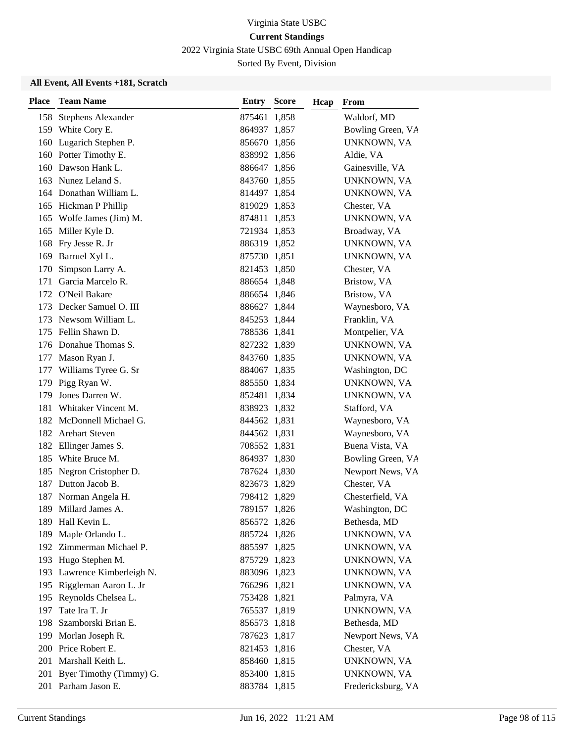Virginia State USBC

**Current Standings**

2022 Virginia State USBC 69th Annual Open Handicap

Sorted By Event, Division

### All Event, All Events +181, Scratch

| Place | Team Name | Entry | Score | Hcap | From |
|---|---|---|---|---|---|
| 158 | Stephens Alexander | 875461 | 1,858 | | Waldorf, MD |
| 159 | White Cory E. | 864937 | 1,857 | | Bowling Green, VA |
| 160 | Lugarich Stephen P. | 856670 | 1,856 | | UNKNOWN, VA |
| 160 | Potter Timothy E. | 838992 | 1,856 | | Aldie, VA |
| 160 | Dawson Hank L. | 886647 | 1,856 | | Gainesville, VA |
| 163 | Nunez Leland S. | 843760 | 1,855 | | UNKNOWN, VA |
| 164 | Donathan William L. | 814497 | 1,854 | | UNKNOWN, VA |
| 165 | Hickman P Phillip | 819029 | 1,853 | | Chester, VA |
| 165 | Wolfe James (Jim) M. | 874811 | 1,853 | | UNKNOWN, VA |
| 165 | Miller Kyle D. | 721934 | 1,853 | | Broadway, VA |
| 168 | Fry Jesse R. Jr | 886319 | 1,852 | | UNKNOWN, VA |
| 169 | Barruel Xyl L. | 875730 | 1,851 | | UNKNOWN, VA |
| 170 | Simpson Larry A. | 821453 | 1,850 | | Chester, VA |
| 171 | Garcia Marcelo R. | 886654 | 1,848 | | Bristow, VA |
| 172 | O'Neil Bakare | 886654 | 1,846 | | Bristow, VA |
| 173 | Decker Samuel O. III | 886627 | 1,844 | | Waynesboro, VA |
| 173 | Newsom William L. | 845253 | 1,844 | | Franklin, VA |
| 175 | Fellin Shawn D. | 788536 | 1,841 | | Montpelier, VA |
| 176 | Donahue Thomas S. | 827232 | 1,839 | | UNKNOWN, VA |
| 177 | Mason Ryan J. | 843760 | 1,835 | | UNKNOWN, VA |
| 177 | Williams Tyree G. Sr | 884067 | 1,835 | | Washington, DC |
| 179 | Pigg Ryan W. | 885550 | 1,834 | | UNKNOWN, VA |
| 179 | Jones Darren W. | 852481 | 1,834 | | UNKNOWN, VA |
| 181 | Whitaker Vincent M. | 838923 | 1,832 | | Stafford, VA |
| 182 | McDonnell Michael G. | 844562 | 1,831 | | Waynesboro, VA |
| 182 | Arehart Steven | 844562 | 1,831 | | Waynesboro, VA |
| 182 | Ellinger James S. | 708552 | 1,831 | | Buena Vista, VA |
| 185 | White Bruce M. | 864937 | 1,830 | | Bowling Green, VA |
| 185 | Negron Cristopher D. | 787624 | 1,830 | | Newport News, VA |
| 187 | Dutton Jacob B. | 823673 | 1,829 | | Chester, VA |
| 187 | Norman Angela H. | 798412 | 1,829 | | Chesterfield, VA |
| 189 | Millard James A. | 789157 | 1,826 | | Washington, DC |
| 189 | Hall Kevin L. | 856572 | 1,826 | | Bethesda, MD |
| 189 | Maple Orlando L. | 885724 | 1,826 | | UNKNOWN, VA |
| 192 | Zimmerman Michael P. | 885597 | 1,825 | | UNKNOWN, VA |
| 193 | Hugo Stephen M. | 875729 | 1,823 | | UNKNOWN, VA |
| 193 | Lawrence Kimberleigh N. | 883096 | 1,823 | | UNKNOWN, VA |
| 195 | Riggleman Aaron L. Jr | 766296 | 1,821 | | UNKNOWN, VA |
| 195 | Reynolds Chelsea L. | 753428 | 1,821 | | Palmyra, VA |
| 197 | Tate Ira T. Jr | 765537 | 1,819 | | UNKNOWN, VA |
| 198 | Szamborski Brian E. | 856573 | 1,818 | | Bethesda, MD |
| 199 | Morlan Joseph R. | 787623 | 1,817 | | Newport News, VA |
| 200 | Price Robert E. | 821453 | 1,816 | | Chester, VA |
| 201 | Marshall Keith L. | 858460 | 1,815 | | UNKNOWN, VA |
| 201 | Byer Timothy (Timmy) G. | 853400 | 1,815 | | UNKNOWN, VA |
| 201 | Parham Jason E. | 883784 | 1,815 | | Fredericksburg, VA |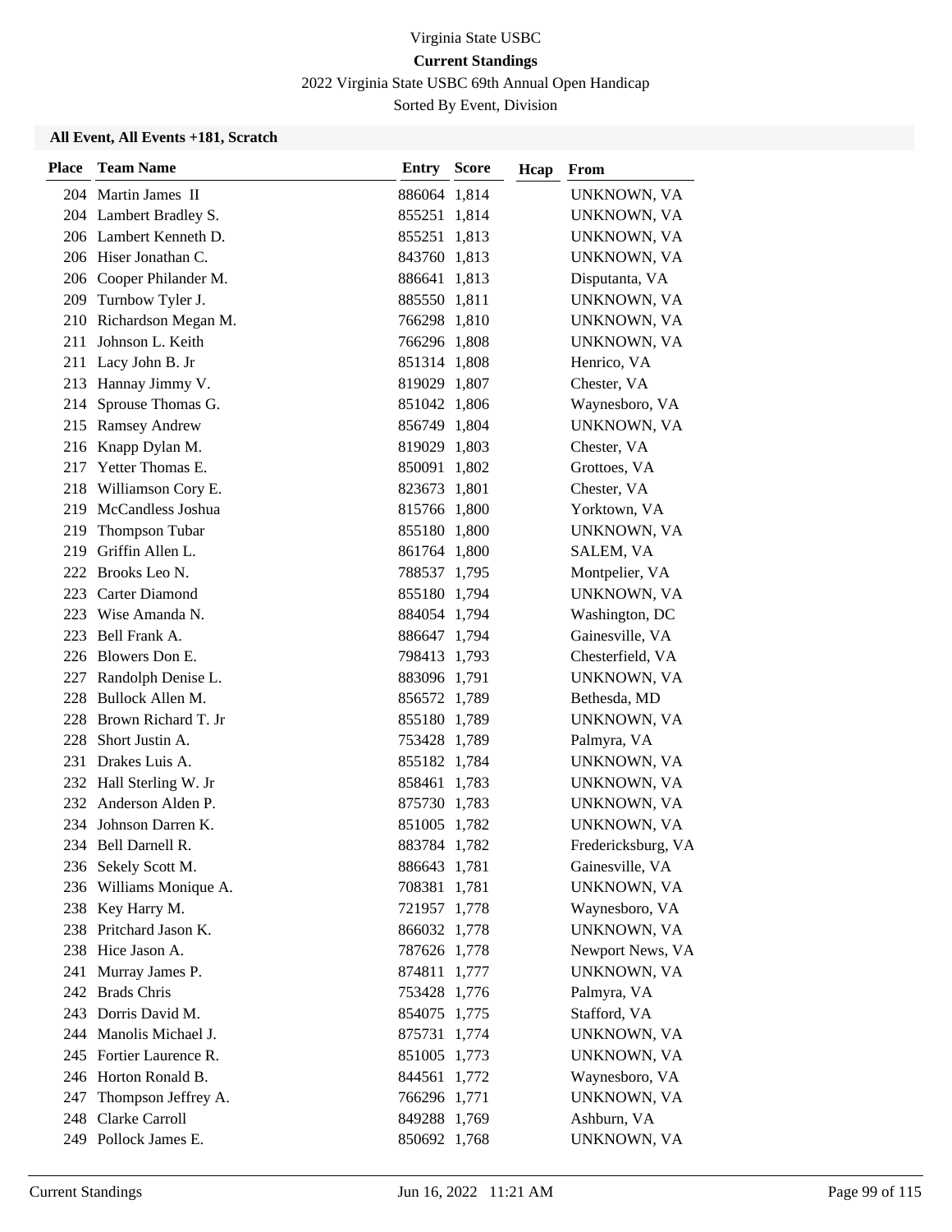Virginia State USBC

**Current Standings**

2022 Virginia State USBC 69th Annual Open Handicap

Sorted By Event, Division

### All Event, All Events +181, Scratch

| Place | Team Name | Entry | Score | Hcap | From |
|---|---|---|---|---|---|
| 204 | Martin James II | 886064 | 1,814 | | UNKNOWN, VA |
| 204 | Lambert Bradley S. | 855251 | 1,814 | | UNKNOWN, VA |
| 206 | Lambert Kenneth D. | 855251 | 1,813 | | UNKNOWN, VA |
| 206 | Hiser Jonathan C. | 843760 | 1,813 | | UNKNOWN, VA |
| 206 | Cooper Philander M. | 886641 | 1,813 | | Disputanta, VA |
| 209 | Turnbow Tyler J. | 885550 | 1,811 | | UNKNOWN, VA |
| 210 | Richardson Megan M. | 766298 | 1,810 | | UNKNOWN, VA |
| 211 | Johnson L. Keith | 766296 | 1,808 | | UNKNOWN, VA |
| 211 | Lacy John B. Jr | 851314 | 1,808 | | Henrico, VA |
| 213 | Hannay Jimmy V. | 819029 | 1,807 | | Chester, VA |
| 214 | Sprouse Thomas G. | 851042 | 1,806 | | Waynesboro, VA |
| 215 | Ramsey Andrew | 856749 | 1,804 | | UNKNOWN, VA |
| 216 | Knapp Dylan M. | 819029 | 1,803 | | Chester, VA |
| 217 | Yetter Thomas E. | 850091 | 1,802 | | Grottoes, VA |
| 218 | Williamson Cory E. | 823673 | 1,801 | | Chester, VA |
| 219 | McCandless Joshua | 815766 | 1,800 | | Yorktown, VA |
| 219 | Thompson Tubar | 855180 | 1,800 | | UNKNOWN, VA |
| 219 | Griffin Allen L. | 861764 | 1,800 | | SALEM, VA |
| 222 | Brooks Leo N. | 788537 | 1,795 | | Montpelier, VA |
| 223 | Carter Diamond | 855180 | 1,794 | | UNKNOWN, VA |
| 223 | Wise Amanda N. | 884054 | 1,794 | | Washington, DC |
| 223 | Bell Frank A. | 886647 | 1,794 | | Gainesville, VA |
| 226 | Blowers Don E. | 798413 | 1,793 | | Chesterfield, VA |
| 227 | Randolph Denise L. | 883096 | 1,791 | | UNKNOWN, VA |
| 228 | Bullock Allen M. | 856572 | 1,789 | | Bethesda, MD |
| 228 | Brown Richard T. Jr | 855180 | 1,789 | | UNKNOWN, VA |
| 228 | Short Justin A. | 753428 | 1,789 | | Palmyra, VA |
| 231 | Drakes Luis A. | 855182 | 1,784 | | UNKNOWN, VA |
| 232 | Hall Sterling W. Jr | 858461 | 1,783 | | UNKNOWN, VA |
| 232 | Anderson Alden P. | 875730 | 1,783 | | UNKNOWN, VA |
| 234 | Johnson Darren K. | 851005 | 1,782 | | UNKNOWN, VA |
| 234 | Bell Darnell R. | 883784 | 1,782 | | Fredericksburg, VA |
| 236 | Sekely Scott M. | 886643 | 1,781 | | Gainesville, VA |
| 236 | Williams Monique A. | 708381 | 1,781 | | UNKNOWN, VA |
| 238 | Key Harry M. | 721957 | 1,778 | | Waynesboro, VA |
| 238 | Pritchard Jason K. | 866032 | 1,778 | | UNKNOWN, VA |
| 238 | Hice Jason A. | 787626 | 1,778 | | Newport News, VA |
| 241 | Murray James P. | 874811 | 1,777 | | UNKNOWN, VA |
| 242 | Brads Chris | 753428 | 1,776 | | Palmyra, VA |
| 243 | Dorris David M. | 854075 | 1,775 | | Stafford, VA |
| 244 | Manolis Michael J. | 875731 | 1,774 | | UNKNOWN, VA |
| 245 | Fortier Laurence R. | 851005 | 1,773 | | UNKNOWN, VA |
| 246 | Horton Ronald B. | 844561 | 1,772 | | Waynesboro, VA |
| 247 | Thompson Jeffrey A. | 766296 | 1,771 | | UNKNOWN, VA |
| 248 | Clarke Carroll | 849288 | 1,769 | | Ashburn, VA |
| 249 | Pollock James E. | 850692 | 1,768 | | UNKNOWN, VA |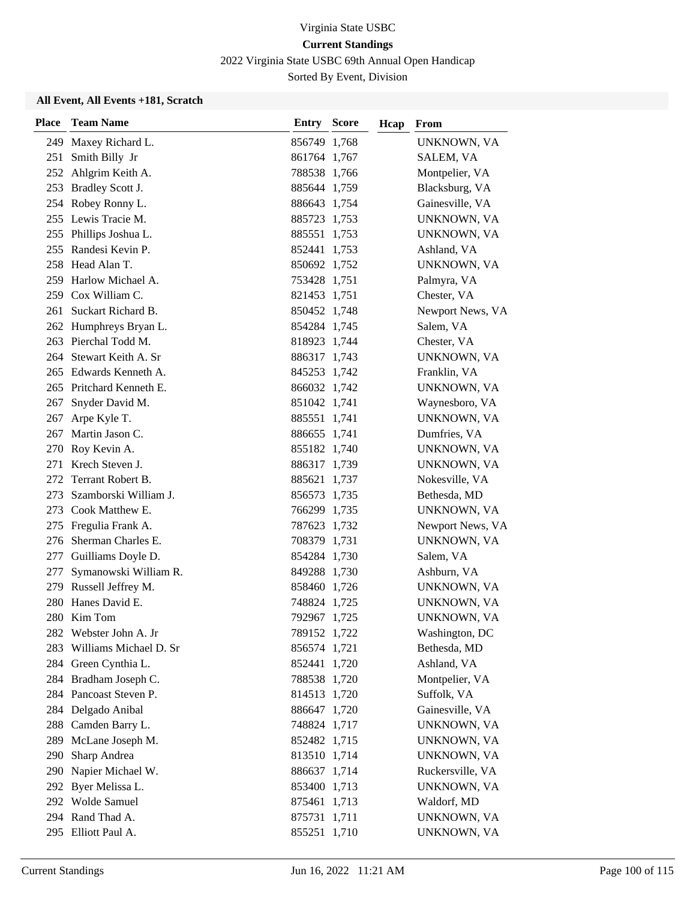Virginia State USBC

**Current Standings**

2022 Virginia State USBC 69th Annual Open Handicap

Sorted By Event, Division

**All Event, All Events +181, Scratch**

| Place | Team Name | Entry | Score | Hcap | From |
|---|---|---|---|---|---|
| 249 | Maxey Richard L. | 856749 | 1,768 | | UNKNOWN, VA |
| 251 | Smith Billy Jr | 861764 | 1,767 | | SALEM, VA |
| 252 | Ahlgrim Keith A. | 788538 | 1,766 | | Montpelier, VA |
| 253 | Bradley Scott J. | 885644 | 1,759 | | Blacksburg, VA |
| 254 | Robey Ronny L. | 886643 | 1,754 | | Gainesville, VA |
| 255 | Lewis Tracie M. | 885723 | 1,753 | | UNKNOWN, VA |
| 255 | Phillips Joshua L. | 885551 | 1,753 | | UNKNOWN, VA |
| 255 | Randesi Kevin P. | 852441 | 1,753 | | Ashland, VA |
| 258 | Head Alan T. | 850692 | 1,752 | | UNKNOWN, VA |
| 259 | Harlow Michael A. | 753428 | 1,751 | | Palmyra, VA |
| 259 | Cox William C. | 821453 | 1,751 | | Chester, VA |
| 261 | Suckart Richard B. | 850452 | 1,748 | | Newport News, VA |
| 262 | Humphreys Bryan L. | 854284 | 1,745 | | Salem, VA |
| 263 | Pierchal Todd M. | 818923 | 1,744 | | Chester, VA |
| 264 | Stewart Keith A. Sr | 886317 | 1,743 | | UNKNOWN, VA |
| 265 | Edwards Kenneth A. | 845253 | 1,742 | | Franklin, VA |
| 265 | Pritchard Kenneth E. | 866032 | 1,742 | | UNKNOWN, VA |
| 267 | Snyder David M. | 851042 | 1,741 | | Waynesboro, VA |
| 267 | Arpe Kyle T. | 885551 | 1,741 | | UNKNOWN, VA |
| 267 | Martin Jason C. | 886655 | 1,741 | | Dumfries, VA |
| 270 | Roy Kevin A. | 855182 | 1,740 | | UNKNOWN, VA |
| 271 | Krech Steven J. | 886317 | 1,739 | | UNKNOWN, VA |
| 272 | Terrant Robert B. | 885621 | 1,737 | | Nokesville, VA |
| 273 | Szamborski William J. | 856573 | 1,735 | | Bethesda, MD |
| 273 | Cook Matthew E. | 766299 | 1,735 | | UNKNOWN, VA |
| 275 | Fregulia Frank A. | 787623 | 1,732 | | Newport News, VA |
| 276 | Sherman Charles E. | 708379 | 1,731 | | UNKNOWN, VA |
| 277 | Guilliams Doyle D. | 854284 | 1,730 | | Salem, VA |
| 277 | Symanowski William R. | 849288 | 1,730 | | Ashburn, VA |
| 279 | Russell Jeffrey M. | 858460 | 1,726 | | UNKNOWN, VA |
| 280 | Hanes David E. | 748824 | 1,725 | | UNKNOWN, VA |
| 280 | Kim Tom | 792967 | 1,725 | | UNKNOWN, VA |
| 282 | Webster John A. Jr | 789152 | 1,722 | | Washington, DC |
| 283 | Williams Michael D. Sr | 856574 | 1,721 | | Bethesda, MD |
| 284 | Green Cynthia L. | 852441 | 1,720 | | Ashland, VA |
| 284 | Bradham Joseph C. | 788538 | 1,720 | | Montpelier, VA |
| 284 | Pancoast Steven P. | 814513 | 1,720 | | Suffolk, VA |
| 284 | Delgado Anibal | 886647 | 1,720 | | Gainesville, VA |
| 288 | Camden Barry L. | 748824 | 1,717 | | UNKNOWN, VA |
| 289 | McLane Joseph M. | 852482 | 1,715 | | UNKNOWN, VA |
| 290 | Sharp Andrea | 813510 | 1,714 | | UNKNOWN, VA |
| 290 | Napier Michael W. | 886637 | 1,714 | | Ruckersville, VA |
| 292 | Byer Melissa L. | 853400 | 1,713 | | UNKNOWN, VA |
| 292 | Wolde Samuel | 875461 | 1,713 | | Waldorf, MD |
| 294 | Rand Thad A. | 875731 | 1,711 | | UNKNOWN, VA |
| 295 | Elliott Paul A. | 855251 | 1,710 | | UNKNOWN, VA |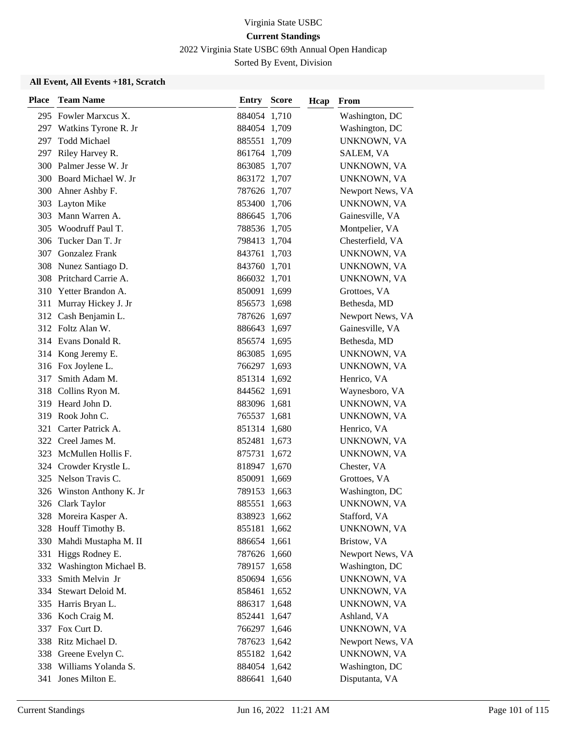Virginia State USBC

**Current Standings**

2022 Virginia State USBC 69th Annual Open Handicap

Sorted By Event, Division

### All Event, All Events +181, Scratch

| Place | Team Name | Entry | Score | Hcap | From |
|---|---|---|---|---|---|
| 295 | Fowler Marxcus X. | 884054 | 1,710 | | Washington, DC |
| 297 | Watkins Tyrone R. Jr | 884054 | 1,709 | | Washington, DC |
| 297 | Todd Michael | 885551 | 1,709 | | UNKNOWN, VA |
| 297 | Riley Harvey R. | 861764 | 1,709 | | SALEM, VA |
| 300 | Palmer Jesse W. Jr | 863085 | 1,707 | | UNKNOWN, VA |
| 300 | Board Michael W. Jr | 863172 | 1,707 | | UNKNOWN, VA |
| 300 | Ahner Ashby F. | 787626 | 1,707 | | Newport News, VA |
| 303 | Layton Mike | 853400 | 1,706 | | UNKNOWN, VA |
| 303 | Mann Warren A. | 886645 | 1,706 | | Gainesville, VA |
| 305 | Woodruff Paul T. | 788536 | 1,705 | | Montpelier, VA |
| 306 | Tucker Dan T. Jr | 798413 | 1,704 | | Chesterfield, VA |
| 307 | Gonzalez Frank | 843761 | 1,703 | | UNKNOWN, VA |
| 308 | Nunez Santiago D. | 843760 | 1,701 | | UNKNOWN, VA |
| 308 | Pritchard Carrie A. | 866032 | 1,701 | | UNKNOWN, VA |
| 310 | Yetter Brandon A. | 850091 | 1,699 | | Grottoes, VA |
| 311 | Murray Hickey J. Jr | 856573 | 1,698 | | Bethesda, MD |
| 312 | Cash Benjamin L. | 787626 | 1,697 | | Newport News, VA |
| 312 | Foltz Alan W. | 886643 | 1,697 | | Gainesville, VA |
| 314 | Evans Donald R. | 856574 | 1,695 | | Bethesda, MD |
| 314 | Kong Jeremy E. | 863085 | 1,695 | | UNKNOWN, VA |
| 316 | Fox Joylene L. | 766297 | 1,693 | | UNKNOWN, VA |
| 317 | Smith Adam M. | 851314 | 1,692 | | Henrico, VA |
| 318 | Collins Ryon M. | 844562 | 1,691 | | Waynesboro, VA |
| 319 | Heard John D. | 883096 | 1,681 | | UNKNOWN, VA |
| 319 | Rook John C. | 765537 | 1,681 | | UNKNOWN, VA |
| 321 | Carter Patrick A. | 851314 | 1,680 | | Henrico, VA |
| 322 | Creel James M. | 852481 | 1,673 | | UNKNOWN, VA |
| 323 | McMullen Hollis F. | 875731 | 1,672 | | UNKNOWN, VA |
| 324 | Crowder Krystle L. | 818947 | 1,670 | | Chester, VA |
| 325 | Nelson Travis C. | 850091 | 1,669 | | Grottoes, VA |
| 326 | Winston Anthony K. Jr | 789153 | 1,663 | | Washington, DC |
| 326 | Clark Taylor | 885551 | 1,663 | | UNKNOWN, VA |
| 328 | Moreira Kasper A. | 838923 | 1,662 | | Stafford, VA |
| 328 | Houff Timothy B. | 855181 | 1,662 | | UNKNOWN, VA |
| 330 | Mahdi Mustapha M. II | 886654 | 1,661 | | Bristow, VA |
| 331 | Higgs Rodney E. | 787626 | 1,660 | | Newport News, VA |
| 332 | Washington Michael B. | 789157 | 1,658 | | Washington, DC |
| 333 | Smith Melvin Jr | 850694 | 1,656 | | UNKNOWN, VA |
| 334 | Stewart Deloid M. | 858461 | 1,652 | | UNKNOWN, VA |
| 335 | Harris Bryan L. | 886317 | 1,648 | | UNKNOWN, VA |
| 336 | Koch Craig M. | 852441 | 1,647 | | Ashland, VA |
| 337 | Fox Curt D. | 766297 | 1,646 | | UNKNOWN, VA |
| 338 | Ritz Michael D. | 787623 | 1,642 | | Newport News, VA |
| 338 | Greene Evelyn C. | 855182 | 1,642 | | UNKNOWN, VA |
| 338 | Williams Yolanda S. | 884054 | 1,642 | | Washington, DC |
| 341 | Jones Milton E. | 886641 | 1,640 | | Disputanta, VA |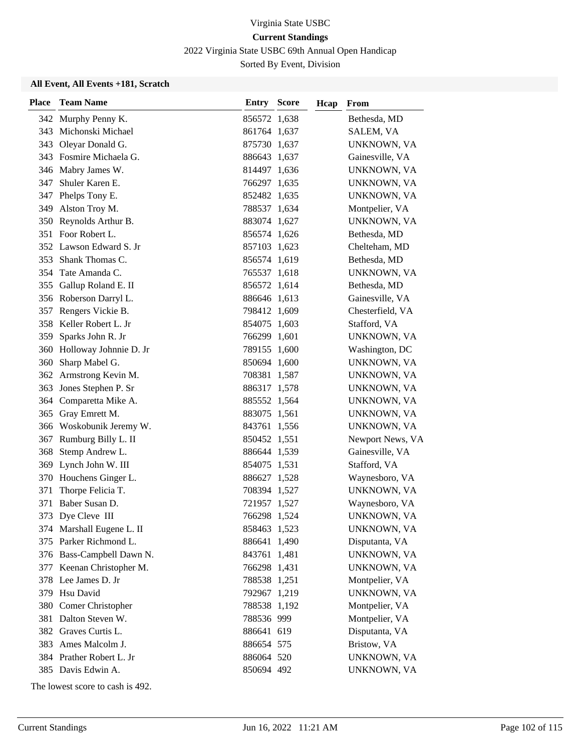Virginia State USBC

**Current Standings**

2022 Virginia State USBC 69th Annual Open Handicap

Sorted By Event, Division

**All Event, All Events +181, Scratch**

| Place | Team Name | Entry | Score | Hcap | From |
|---|---|---|---|---|---|
| 342 | Murphy Penny K. | 856572 | 1,638 | | Bethesda, MD |
| 343 | Michonski Michael | 861764 | 1,637 | | SALEM, VA |
| 343 | Oleyar Donald G. | 875730 | 1,637 | | UNKNOWN, VA |
| 343 | Fosmire Michaela G. | 886643 | 1,637 | | Gainesville, VA |
| 346 | Mabry James W. | 814497 | 1,636 | | UNKNOWN, VA |
| 347 | Shuler Karen E. | 766297 | 1,635 | | UNKNOWN, VA |
| 347 | Phelps Tony E. | 852482 | 1,635 | | UNKNOWN, VA |
| 349 | Alston Troy M. | 788537 | 1,634 | | Montpelier, VA |
| 350 | Reynolds Arthur B. | 883074 | 1,627 | | UNKNOWN, VA |
| 351 | Foor Robert L. | 856574 | 1,626 | | Bethesda, MD |
| 352 | Lawson Edward S. Jr | 857103 | 1,623 | | Chelteham, MD |
| 353 | Shank Thomas C. | 856574 | 1,619 | | Bethesda, MD |
| 354 | Tate Amanda C. | 765537 | 1,618 | | UNKNOWN, VA |
| 355 | Gallup Roland E. II | 856572 | 1,614 | | Bethesda, MD |
| 356 | Roberson Darryl L. | 886646 | 1,613 | | Gainesville, VA |
| 357 | Rengers Vickie B. | 798412 | 1,609 | | Chesterfield, VA |
| 358 | Keller Robert L. Jr | 854075 | 1,603 | | Stafford, VA |
| 359 | Sparks John R. Jr | 766299 | 1,601 | | UNKNOWN, VA |
| 360 | Holloway Johnnie D. Jr | 789155 | 1,600 | | Washington, DC |
| 360 | Sharp Mabel G. | 850694 | 1,600 | | UNKNOWN, VA |
| 362 | Armstrong Kevin M. | 708381 | 1,587 | | UNKNOWN, VA |
| 363 | Jones Stephen P. Sr | 886317 | 1,578 | | UNKNOWN, VA |
| 364 | Comparetta Mike A. | 885552 | 1,564 | | UNKNOWN, VA |
| 365 | Gray Emrett M. | 883075 | 1,561 | | UNKNOWN, VA |
| 366 | Woskobunik Jeremy W. | 843761 | 1,556 | | UNKNOWN, VA |
| 367 | Rumburg Billy L. II | 850452 | 1,551 | | Newport News, VA |
| 368 | Stemp Andrew L. | 886644 | 1,539 | | Gainesville, VA |
| 369 | Lynch John W. III | 854075 | 1,531 | | Stafford, VA |
| 370 | Houchens Ginger L. | 886627 | 1,528 | | Waynesboro, VA |
| 371 | Thorpe Felicia T. | 708394 | 1,527 | | UNKNOWN, VA |
| 371 | Baber Susan D. | 721957 | 1,527 | | Waynesboro, VA |
| 373 | Dye Cleve III | 766298 | 1,524 | | UNKNOWN, VA |
| 374 | Marshall Eugene L. II | 858463 | 1,523 | | UNKNOWN, VA |
| 375 | Parker Richmond L. | 886641 | 1,490 | | Disputanta, VA |
| 376 | Bass-Campbell Dawn N. | 843761 | 1,481 | | UNKNOWN, VA |
| 377 | Keenan Christopher M. | 766298 | 1,431 | | UNKNOWN, VA |
| 378 | Lee James D. Jr | 788538 | 1,251 | | Montpelier, VA |
| 379 | Hsu David | 792967 | 1,219 | | UNKNOWN, VA |
| 380 | Comer Christopher | 788538 | 1,192 | | Montpelier, VA |
| 381 | Dalton Steven W. | 788536 | 999 | | Montpelier, VA |
| 382 | Graves Curtis L. | 886641 | 619 | | Disputanta, VA |
| 383 | Ames Malcolm J. | 886654 | 575 | | Bristow, VA |
| 384 | Prather Robert L. Jr | 886064 | 520 | | UNKNOWN, VA |
| 385 | Davis Edwin A. | 850694 | 492 | | UNKNOWN, VA |

The lowest score to cash is 492.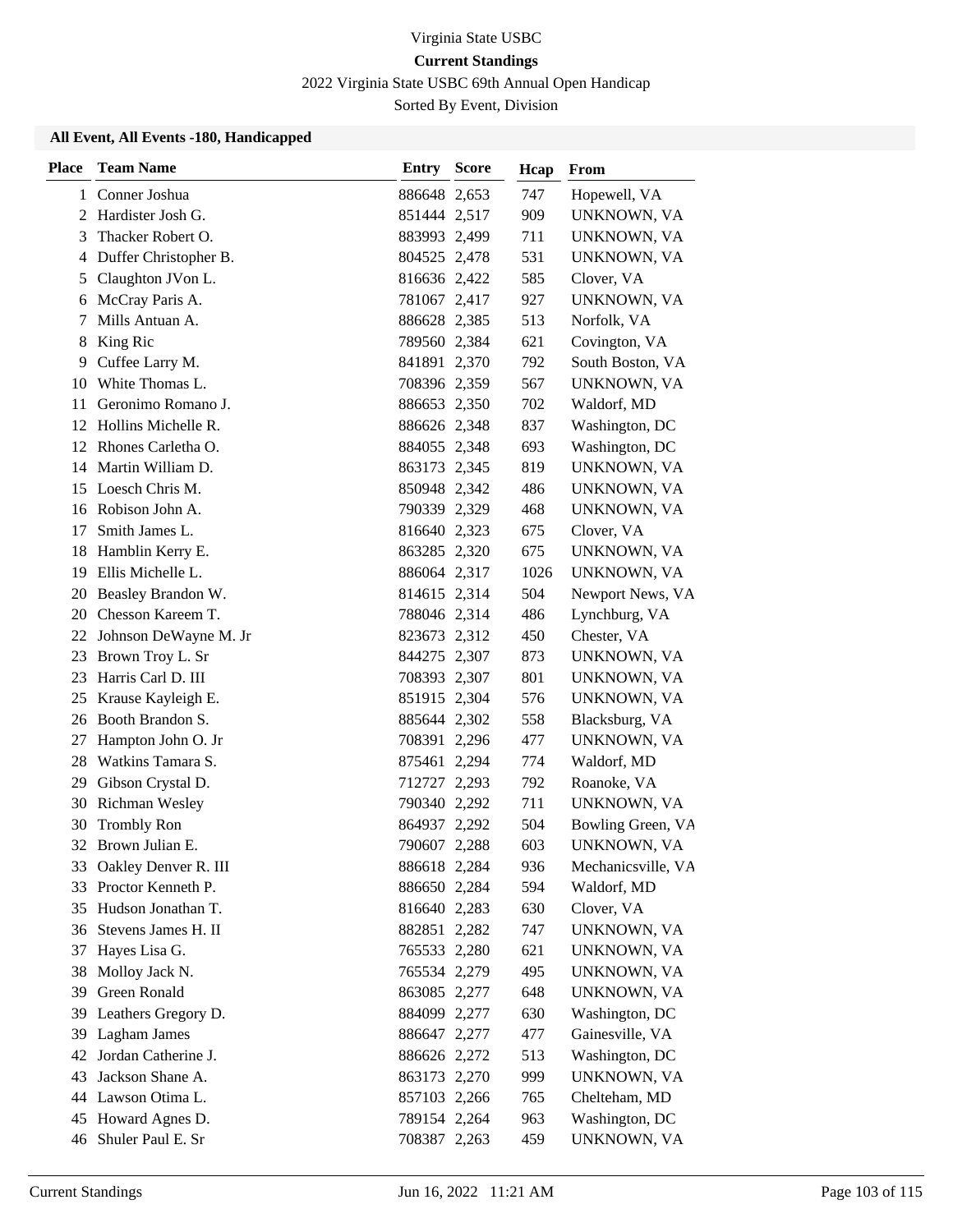Virginia State USBC

**Current Standings**

2022 Virginia State USBC 69th Annual Open Handicap

Sorted By Event, Division

### All Event, All Events -180, Handicapped

| Place | Team Name | Entry | Score | Hcap | From |
|---|---|---|---|---|---|
| 1 | Conner Joshua | 886648 | 2,653 | 747 | Hopewell, VA |
| 2 | Hardister Josh G. | 851444 | 2,517 | 909 | UNKNOWN, VA |
| 3 | Thacker Robert O. | 883993 | 2,499 | 711 | UNKNOWN, VA |
| 4 | Duffer Christopher B. | 804525 | 2,478 | 531 | UNKNOWN, VA |
| 5 | Claughton JVon L. | 816636 | 2,422 | 585 | Clover, VA |
| 6 | McCray Paris A. | 781067 | 2,417 | 927 | UNKNOWN, VA |
| 7 | Mills Antuan A. | 886628 | 2,385 | 513 | Norfolk, VA |
| 8 | King Ric | 789560 | 2,384 | 621 | Covington, VA |
| 9 | Cuffee Larry M. | 841891 | 2,370 | 792 | South Boston, VA |
| 10 | White Thomas L. | 708396 | 2,359 | 567 | UNKNOWN, VA |
| 11 | Geronimo Romano J. | 886653 | 2,350 | 702 | Waldorf, MD |
| 12 | Hollins Michelle R. | 886626 | 2,348 | 837 | Washington, DC |
| 12 | Rhones Carletha O. | 884055 | 2,348 | 693 | Washington, DC |
| 14 | Martin William D. | 863173 | 2,345 | 819 | UNKNOWN, VA |
| 15 | Loesch Chris M. | 850948 | 2,342 | 486 | UNKNOWN, VA |
| 16 | Robison John A. | 790339 | 2,329 | 468 | UNKNOWN, VA |
| 17 | Smith James L. | 816640 | 2,323 | 675 | Clover, VA |
| 18 | Hamblin Kerry E. | 863285 | 2,320 | 675 | UNKNOWN, VA |
| 19 | Ellis Michelle L. | 886064 | 2,317 | 1026 | UNKNOWN, VA |
| 20 | Beasley Brandon W. | 814615 | 2,314 | 504 | Newport News, VA |
| 20 | Chesson Kareem T. | 788046 | 2,314 | 486 | Lynchburg, VA |
| 22 | Johnson DeWayne M. Jr | 823673 | 2,312 | 450 | Chester, VA |
| 23 | Brown Troy L. Sr | 844275 | 2,307 | 873 | UNKNOWN, VA |
| 23 | Harris Carl D. III | 708393 | 2,307 | 801 | UNKNOWN, VA |
| 25 | Krause Kayleigh E. | 851915 | 2,304 | 576 | UNKNOWN, VA |
| 26 | Booth Brandon S. | 885644 | 2,302 | 558 | Blacksburg, VA |
| 27 | Hampton John O. Jr | 708391 | 2,296 | 477 | UNKNOWN, VA |
| 28 | Watkins Tamara S. | 875461 | 2,294 | 774 | Waldorf, MD |
| 29 | Gibson Crystal D. | 712727 | 2,293 | 792 | Roanoke, VA |
| 30 | Richman Wesley | 790340 | 2,292 | 711 | UNKNOWN, VA |
| 30 | Trombly Ron | 864937 | 2,292 | 504 | Bowling Green, VA |
| 32 | Brown Julian E. | 790607 | 2,288 | 603 | UNKNOWN, VA |
| 33 | Oakley Denver R. III | 886618 | 2,284 | 936 | Mechanicsville, VA |
| 33 | Proctor Kenneth P. | 886650 | 2,284 | 594 | Waldorf, MD |
| 35 | Hudson Jonathan T. | 816640 | 2,283 | 630 | Clover, VA |
| 36 | Stevens James H. II | 882851 | 2,282 | 747 | UNKNOWN, VA |
| 37 | Hayes Lisa G. | 765533 | 2,280 | 621 | UNKNOWN, VA |
| 38 | Molloy Jack N. | 765534 | 2,279 | 495 | UNKNOWN, VA |
| 39 | Green Ronald | 863085 | 2,277 | 648 | UNKNOWN, VA |
| 39 | Leathers Gregory D. | 884099 | 2,277 | 630 | Washington, DC |
| 39 | Lagham James | 886647 | 2,277 | 477 | Gainesville, VA |
| 42 | Jordan Catherine J. | 886626 | 2,272 | 513 | Washington, DC |
| 43 | Jackson Shane A. | 863173 | 2,270 | 999 | UNKNOWN, VA |
| 44 | Lawson Otima L. | 857103 | 2,266 | 765 | Chelteham, MD |
| 45 | Howard Agnes D. | 789154 | 2,264 | 963 | Washington, DC |
| 46 | Shuler Paul E. Sr | 708387 | 2,263 | 459 | UNKNOWN, VA |

Current Standings — Jun 16, 2022 11:21 AM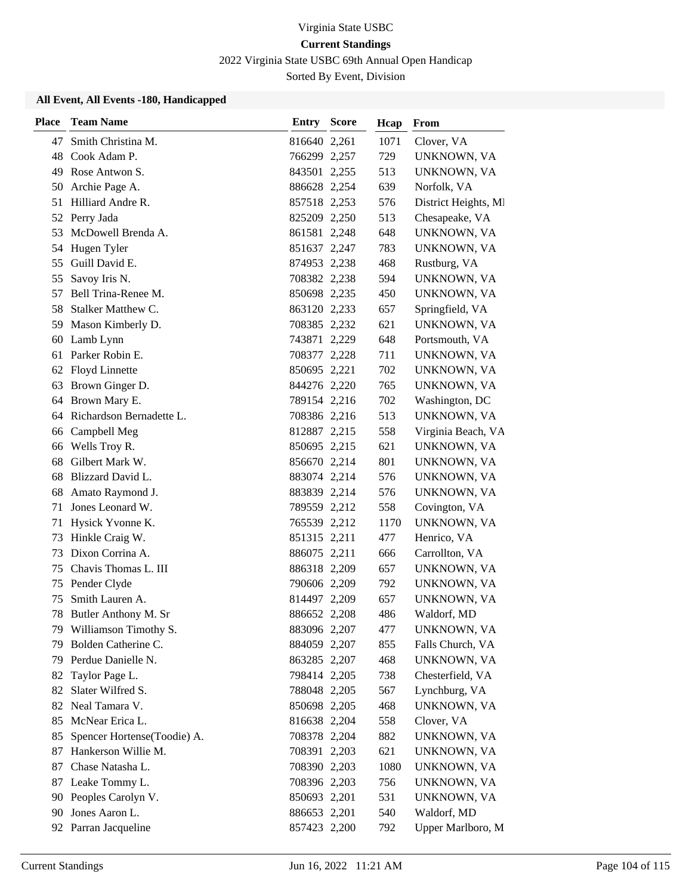Virginia State USBC

**Current Standings**

2022 Virginia State USBC 69th Annual Open Handicap

Sorted By Event, Division

**All Event, All Events -180, Handicapped**

| Place | Team Name | Entry | Score | Hcap | From |
|---|---|---|---|---|---|
| 47 | Smith Christina M. | 816640 | 2,261 | 1071 | Clover, VA |
| 48 | Cook Adam P. | 766299 | 2,257 | 729 | UNKNOWN, VA |
| 49 | Rose Antwon S. | 843501 | 2,255 | 513 | UNKNOWN, VA |
| 50 | Archie Page A. | 886628 | 2,254 | 639 | Norfolk, VA |
| 51 | Hilliard Andre R. | 857518 | 2,253 | 576 | District Heights, MI |
| 52 | Perry Jada | 825209 | 2,250 | 513 | Chesapeake, VA |
| 53 | McDowell Brenda A. | 861581 | 2,248 | 648 | UNKNOWN, VA |
| 54 | Hugen Tyler | 851637 | 2,247 | 783 | UNKNOWN, VA |
| 55 | Guill David E. | 874953 | 2,238 | 468 | Rustburg, VA |
| 55 | Savoy Iris N. | 708382 | 2,238 | 594 | UNKNOWN, VA |
| 57 | Bell Trina-Renee M. | 850698 | 2,235 | 450 | UNKNOWN, VA |
| 58 | Stalker Matthew C. | 863120 | 2,233 | 657 | Springfield, VA |
| 59 | Mason Kimberly D. | 708385 | 2,232 | 621 | UNKNOWN, VA |
| 60 | Lamb Lynn | 743871 | 2,229 | 648 | Portsmouth, VA |
| 61 | Parker Robin E. | 708377 | 2,228 | 711 | UNKNOWN, VA |
| 62 | Floyd Linnette | 850695 | 2,221 | 702 | UNKNOWN, VA |
| 63 | Brown Ginger D. | 844276 | 2,220 | 765 | UNKNOWN, VA |
| 64 | Brown Mary E. | 789154 | 2,216 | 702 | Washington, DC |
| 64 | Richardson Bernadette L. | 708386 | 2,216 | 513 | UNKNOWN, VA |
| 66 | Campbell Meg | 812887 | 2,215 | 558 | Virginia Beach, VA |
| 66 | Wells Troy R. | 850695 | 2,215 | 621 | UNKNOWN, VA |
| 68 | Gilbert Mark W. | 856670 | 2,214 | 801 | UNKNOWN, VA |
| 68 | Blizzard David L. | 883074 | 2,214 | 576 | UNKNOWN, VA |
| 68 | Amato Raymond J. | 883839 | 2,214 | 576 | UNKNOWN, VA |
| 71 | Jones Leonard W. | 789559 | 2,212 | 558 | Covington, VA |
| 71 | Hysick Yvonne K. | 765539 | 2,212 | 1170 | UNKNOWN, VA |
| 73 | Hinkle Craig W. | 851315 | 2,211 | 477 | Henrico, VA |
| 73 | Dixon Corrina A. | 886075 | 2,211 | 666 | Carrollton, VA |
| 75 | Chavis Thomas L. III | 886318 | 2,209 | 657 | UNKNOWN, VA |
| 75 | Pender Clyde | 790606 | 2,209 | 792 | UNKNOWN, VA |
| 75 | Smith Lauren A. | 814497 | 2,209 | 657 | UNKNOWN, VA |
| 78 | Butler Anthony M. Sr | 886652 | 2,208 | 486 | Waldorf, MD |
| 79 | Williamson Timothy S. | 883096 | 2,207 | 477 | UNKNOWN, VA |
| 79 | Bolden Catherine C. | 884059 | 2,207 | 855 | Falls Church, VA |
| 79 | Perdue Danielle N. | 863285 | 2,207 | 468 | UNKNOWN, VA |
| 82 | Taylor Page L. | 798414 | 2,205 | 738 | Chesterfield, VA |
| 82 | Slater Wilfred S. | 788048 | 2,205 | 567 | Lynchburg, VA |
| 82 | Neal Tamara V. | 850698 | 2,205 | 468 | UNKNOWN, VA |
| 85 | McNear Erica L. | 816638 | 2,204 | 558 | Clover, VA |
| 85 | Spencer Hortense(Toodie) A. | 708378 | 2,204 | 882 | UNKNOWN, VA |
| 87 | Hankerson Willie M. | 708391 | 2,203 | 621 | UNKNOWN, VA |
| 87 | Chase Natasha L. | 708390 | 2,203 | 1080 | UNKNOWN, VA |
| 87 | Leake Tommy L. | 708396 | 2,203 | 756 | UNKNOWN, VA |
| 90 | Peoples Carolyn V. | 850693 | 2,201 | 531 | UNKNOWN, VA |
| 90 | Jones Aaron L. | 886653 | 2,201 | 540 | Waldorf, MD |
| 92 | Parran Jacqueline | 857423 | 2,200 | 792 | Upper Marlboro, M |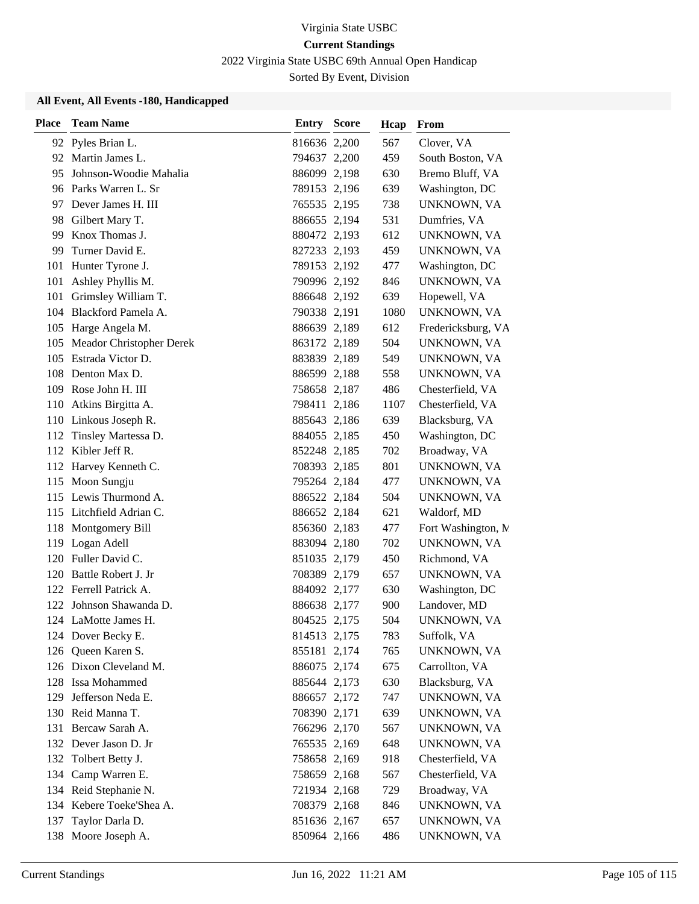Virginia State USBC

**Current Standings**

2022 Virginia State USBC 69th Annual Open Handicap

Sorted By Event, Division

### All Event, All Events -180, Handicapped

| Place | Team Name | Entry | Score | Hcap | From |
|---|---|---|---|---|---|
| 92 | Pyles Brian L. | 816636 | 2,200 | 567 | Clover, VA |
| 92 | Martin James L. | 794637 | 2,200 | 459 | South Boston, VA |
| 95 | Johnson-Woodie Mahalia | 886099 | 2,198 | 630 | Bremo Bluff, VA |
| 96 | Parks Warren L. Sr | 789153 | 2,196 | 639 | Washington, DC |
| 97 | Dever James H. III | 765535 | 2,195 | 738 | UNKNOWN, VA |
| 98 | Gilbert Mary T. | 886655 | 2,194 | 531 | Dumfries, VA |
| 99 | Knox Thomas J. | 880472 | 2,193 | 612 | UNKNOWN, VA |
| 99 | Turner David E. | 827233 | 2,193 | 459 | UNKNOWN, VA |
| 101 | Hunter Tyrone J. | 789153 | 2,192 | 477 | Washington, DC |
| 101 | Ashley Phyllis M. | 790996 | 2,192 | 846 | UNKNOWN, VA |
| 101 | Grimsley William T. | 886648 | 2,192 | 639 | Hopewell, VA |
| 104 | Blackford Pamela A. | 790338 | 2,191 | 1080 | UNKNOWN, VA |
| 105 | Harge Angela M. | 886639 | 2,189 | 612 | Fredericksburg, VA |
| 105 | Meador Christopher Derek | 863172 | 2,189 | 504 | UNKNOWN, VA |
| 105 | Estrada Victor D. | 883839 | 2,189 | 549 | UNKNOWN, VA |
| 108 | Denton Max D. | 886599 | 2,188 | 558 | UNKNOWN, VA |
| 109 | Rose John H. III | 758658 | 2,187 | 486 | Chesterfield, VA |
| 110 | Atkins Birgitta A. | 798411 | 2,186 | 1107 | Chesterfield, VA |
| 110 | Linkous Joseph R. | 885643 | 2,186 | 639 | Blacksburg, VA |
| 112 | Tinsley Martessa D. | 884055 | 2,185 | 450 | Washington, DC |
| 112 | Kibler Jeff R. | 852248 | 2,185 | 702 | Broadway, VA |
| 112 | Harvey Kenneth C. | 708393 | 2,185 | 801 | UNKNOWN, VA |
| 115 | Moon Sungju | 795264 | 2,184 | 477 | UNKNOWN, VA |
| 115 | Lewis Thurmond A. | 886522 | 2,184 | 504 | UNKNOWN, VA |
| 115 | Litchfield Adrian C. | 886652 | 2,184 | 621 | Waldorf, MD |
| 118 | Montgomery Bill | 856360 | 2,183 | 477 | Fort Washington, M |
| 119 | Logan Adell | 883094 | 2,180 | 702 | UNKNOWN, VA |
| 120 | Fuller David C. | 851035 | 2,179 | 450 | Richmond, VA |
| 120 | Battle Robert J. Jr | 708389 | 2,179 | 657 | UNKNOWN, VA |
| 122 | Ferrell Patrick A. | 884092 | 2,177 | 630 | Washington, DC |
| 122 | Johnson Shawanda D. | 886638 | 2,177 | 900 | Landover, MD |
| 124 | LaMotte James H. | 804525 | 2,175 | 504 | UNKNOWN, VA |
| 124 | Dover Becky E. | 814513 | 2,175 | 783 | Suffolk, VA |
| 126 | Queen Karen S. | 855181 | 2,174 | 765 | UNKNOWN, VA |
| 126 | Dixon Cleveland M. | 886075 | 2,174 | 675 | Carrollton, VA |
| 128 | Issa Mohammed | 885644 | 2,173 | 630 | Blacksburg, VA |
| 129 | Jefferson Neda E. | 886657 | 2,172 | 747 | UNKNOWN, VA |
| 130 | Reid Manna T. | 708390 | 2,171 | 639 | UNKNOWN, VA |
| 131 | Bercaw Sarah A. | 766296 | 2,170 | 567 | UNKNOWN, VA |
| 132 | Dever Jason D. Jr | 765535 | 2,169 | 648 | UNKNOWN, VA |
| 132 | Tolbert Betty J. | 758658 | 2,169 | 918 | Chesterfield, VA |
| 134 | Camp Warren E. | 758659 | 2,168 | 567 | Chesterfield, VA |
| 134 | Reid Stephanie N. | 721934 | 2,168 | 729 | Broadway, VA |
| 134 | Kebere Toeke'Shea A. | 708379 | 2,168 | 846 | UNKNOWN, VA |
| 137 | Taylor Darla D. | 851636 | 2,167 | 657 | UNKNOWN, VA |
| 138 | Moore Joseph A. | 850964 | 2,166 | 486 | UNKNOWN, VA |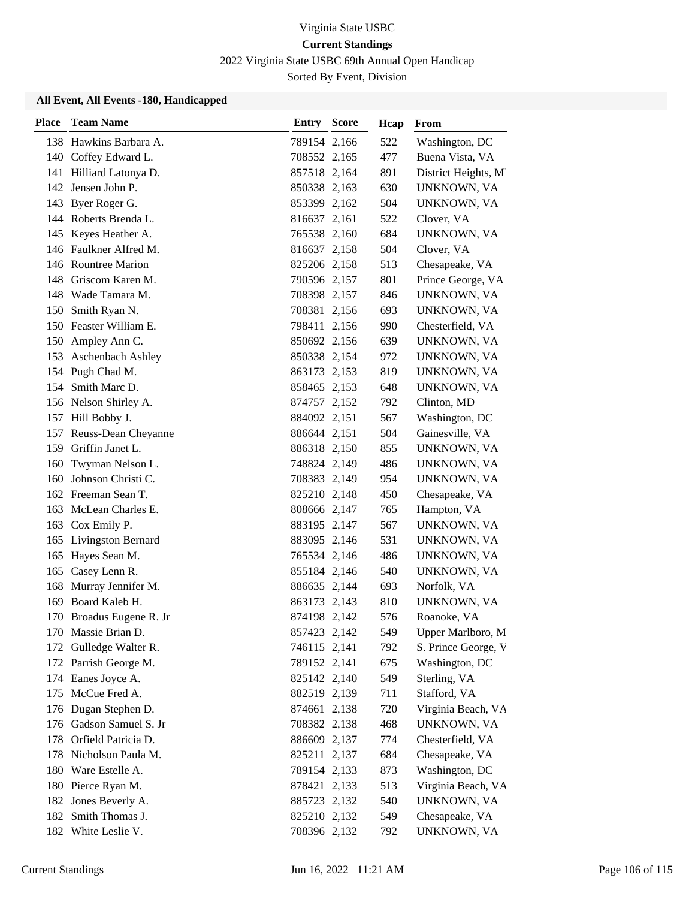Virginia State USBC

**Current Standings**

2022 Virginia State USBC 69th Annual Open Handicap

Sorted By Event, Division

### All Event, All Events -180, Handicapped

| Place | Team Name | Entry | Score | Hcap | From |
|---|---|---|---|---|---|
| 138 | Hawkins Barbara A. | 789154 | 2,166 | 522 | Washington, DC |
| 140 | Coffey Edward L. | 708552 | 2,165 | 477 | Buena Vista, VA |
| 141 | Hilliard Latonya D. | 857518 | 2,164 | 891 | District Heights, MI |
| 142 | Jensen John P. | 850338 | 2,163 | 630 | UNKNOWN, VA |
| 143 | Byer Roger G. | 853399 | 2,162 | 504 | UNKNOWN, VA |
| 144 | Roberts Brenda L. | 816637 | 2,161 | 522 | Clover, VA |
| 145 | Keyes Heather A. | 765538 | 2,160 | 684 | UNKNOWN, VA |
| 146 | Faulkner Alfred M. | 816637 | 2,158 | 504 | Clover, VA |
| 146 | Rountree Marion | 825206 | 2,158 | 513 | Chesapeake, VA |
| 148 | Griscom Karen M. | 790596 | 2,157 | 801 | Prince George, VA |
| 148 | Wade Tamara M. | 708398 | 2,157 | 846 | UNKNOWN, VA |
| 150 | Smith Ryan N. | 708381 | 2,156 | 693 | UNKNOWN, VA |
| 150 | Feaster William E. | 798411 | 2,156 | 990 | Chesterfield, VA |
| 150 | Ampley Ann C. | 850692 | 2,156 | 639 | UNKNOWN, VA |
| 153 | Aschenbach Ashley | 850338 | 2,154 | 972 | UNKNOWN, VA |
| 154 | Pugh Chad M. | 863173 | 2,153 | 819 | UNKNOWN, VA |
| 154 | Smith Marc D. | 858465 | 2,153 | 648 | UNKNOWN, VA |
| 156 | Nelson Shirley A. | 874757 | 2,152 | 792 | Clinton, MD |
| 157 | Hill Bobby J. | 884092 | 2,151 | 567 | Washington, DC |
| 157 | Reuss-Dean Cheyanne | 886644 | 2,151 | 504 | Gainesville, VA |
| 159 | Griffin Janet L. | 886318 | 2,150 | 855 | UNKNOWN, VA |
| 160 | Twyman Nelson L. | 748824 | 2,149 | 486 | UNKNOWN, VA |
| 160 | Johnson Christi C. | 708383 | 2,149 | 954 | UNKNOWN, VA |
| 162 | Freeman Sean T. | 825210 | 2,148 | 450 | Chesapeake, VA |
| 163 | McLean Charles E. | 808666 | 2,147 | 765 | Hampton, VA |
| 163 | Cox Emily P. | 883195 | 2,147 | 567 | UNKNOWN, VA |
| 165 | Livingston Bernard | 883095 | 2,146 | 531 | UNKNOWN, VA |
| 165 | Hayes Sean M. | 765534 | 2,146 | 486 | UNKNOWN, VA |
| 165 | Casey Lenn R. | 855184 | 2,146 | 540 | UNKNOWN, VA |
| 168 | Murray Jennifer M. | 886635 | 2,144 | 693 | Norfolk, VA |
| 169 | Board Kaleb H. | 863173 | 2,143 | 810 | UNKNOWN, VA |
| 170 | Broadus Eugene R. Jr | 874198 | 2,142 | 576 | Roanoke, VA |
| 170 | Massie Brian D. | 857423 | 2,142 | 549 | Upper Marlboro, M |
| 172 | Gulledge Walter R. | 746115 | 2,141 | 792 | S. Prince George, V |
| 172 | Parrish George M. | 789152 | 2,141 | 675 | Washington, DC |
| 174 | Eanes Joyce A. | 825142 | 2,140 | 549 | Sterling, VA |
| 175 | McCue Fred A. | 882519 | 2,139 | 711 | Stafford, VA |
| 176 | Dugan Stephen D. | 874661 | 2,138 | 720 | Virginia Beach, VA |
| 176 | Gadson Samuel S. Jr | 708382 | 2,138 | 468 | UNKNOWN, VA |
| 178 | Orfield Patricia D. | 886609 | 2,137 | 774 | Chesterfield, VA |
| 178 | Nicholson Paula M. | 825211 | 2,137 | 684 | Chesapeake, VA |
| 180 | Ware Estelle A. | 789154 | 2,133 | 873 | Washington, DC |
| 180 | Pierce Ryan M. | 878421 | 2,133 | 513 | Virginia Beach, VA |
| 182 | Jones Beverly A. | 885723 | 2,132 | 540 | UNKNOWN, VA |
| 182 | Smith Thomas J. | 825210 | 2,132 | 549 | Chesapeake, VA |
| 182 | White Leslie V. | 708396 | 2,132 | 792 | UNKNOWN, VA |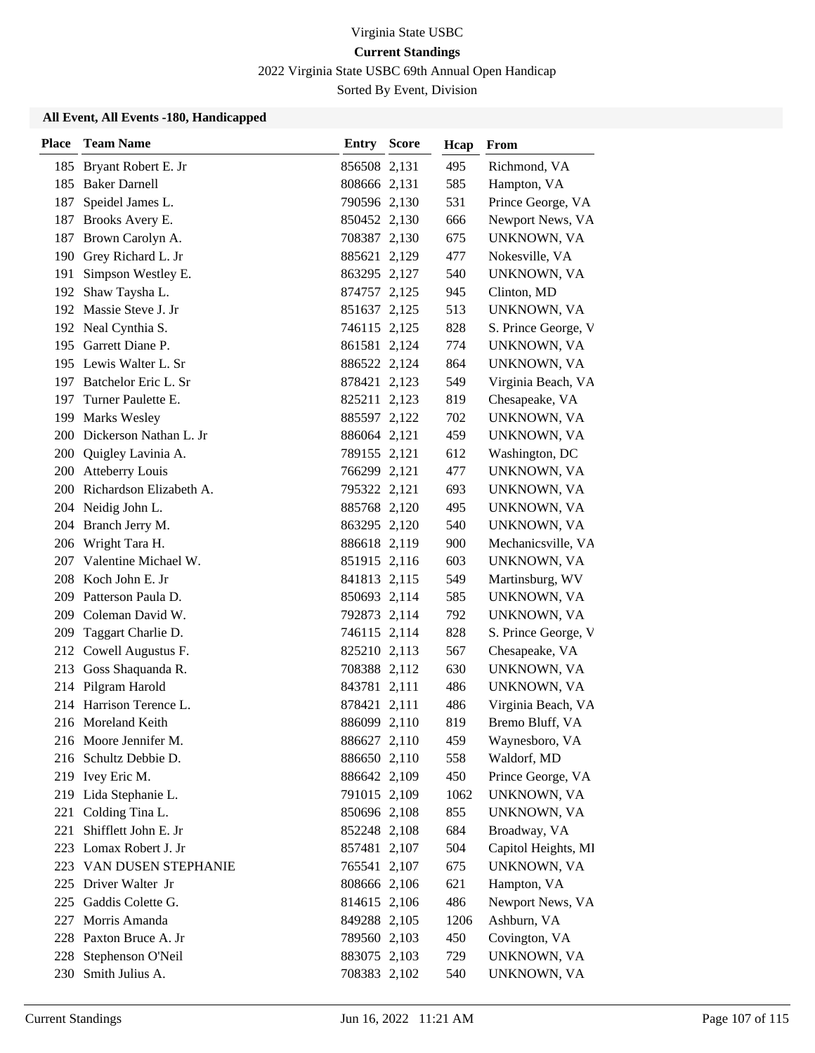Virginia State USBC

**Current Standings**

2022 Virginia State USBC 69th Annual Open Handicap

Sorted By Event, Division

**All Event, All Events -180, Handicapped**

| Place | Team Name | Entry | Score | Hcap | From |
|---|---|---|---|---|---|
| 185 | Bryant Robert E. Jr | 856508 | 2,131 | 495 | Richmond, VA |
| 185 | Baker Darnell | 808666 | 2,131 | 585 | Hampton, VA |
| 187 | Speidel James L. | 790596 | 2,130 | 531 | Prince George, VA |
| 187 | Brooks Avery E. | 850452 | 2,130 | 666 | Newport News, VA |
| 187 | Brown Carolyn A. | 708387 | 2,130 | 675 | UNKNOWN, VA |
| 190 | Grey Richard L. Jr | 885621 | 2,129 | 477 | Nokesville, VA |
| 191 | Simpson Westley E. | 863295 | 2,127 | 540 | UNKNOWN, VA |
| 192 | Shaw Taysha L. | 874757 | 2,125 | 945 | Clinton, MD |
| 192 | Massie Steve J. Jr | 851637 | 2,125 | 513 | UNKNOWN, VA |
| 192 | Neal Cynthia S. | 746115 | 2,125 | 828 | S. Prince George, V |
| 195 | Garrett Diane P. | 861581 | 2,124 | 774 | UNKNOWN, VA |
| 195 | Lewis Walter L. Sr | 886522 | 2,124 | 864 | UNKNOWN, VA |
| 197 | Batchelor Eric L. Sr | 878421 | 2,123 | 549 | Virginia Beach, VA |
| 197 | Turner Paulette E. | 825211 | 2,123 | 819 | Chesapeake, VA |
| 199 | Marks Wesley | 885597 | 2,122 | 702 | UNKNOWN, VA |
| 200 | Dickerson Nathan L. Jr | 886064 | 2,121 | 459 | UNKNOWN, VA |
| 200 | Quigley Lavinia A. | 789155 | 2,121 | 612 | Washington, DC |
| 200 | Atteberry Louis | 766299 | 2,121 | 477 | UNKNOWN, VA |
| 200 | Richardson Elizabeth A. | 795322 | 2,121 | 693 | UNKNOWN, VA |
| 204 | Neidig John L. | 885768 | 2,120 | 495 | UNKNOWN, VA |
| 204 | Branch Jerry M. | 863295 | 2,120 | 540 | UNKNOWN, VA |
| 206 | Wright Tara H. | 886618 | 2,119 | 900 | Mechanicsville, VA |
| 207 | Valentine Michael W. | 851915 | 2,116 | 603 | UNKNOWN, VA |
| 208 | Koch John E. Jr | 841813 | 2,115 | 549 | Martinsburg, WV |
| 209 | Patterson Paula D. | 850693 | 2,114 | 585 | UNKNOWN, VA |
| 209 | Coleman David W. | 792873 | 2,114 | 792 | UNKNOWN, VA |
| 209 | Taggart Charlie D. | 746115 | 2,114 | 828 | S. Prince George, V |
| 212 | Cowell Augustus F. | 825210 | 2,113 | 567 | Chesapeake, VA |
| 213 | Goss Shaquanda R. | 708388 | 2,112 | 630 | UNKNOWN, VA |
| 214 | Pilgram Harold | 843781 | 2,111 | 486 | UNKNOWN, VA |
| 214 | Harrison Terence L. | 878421 | 2,111 | 486 | Virginia Beach, VA |
| 216 | Moreland Keith | 886099 | 2,110 | 819 | Bremo Bluff, VA |
| 216 | Moore Jennifer M. | 886627 | 2,110 | 459 | Waynesboro, VA |
| 216 | Schultz Debbie D. | 886650 | 2,110 | 558 | Waldorf, MD |
| 219 | Ivey Eric M. | 886642 | 2,109 | 450 | Prince George, VA |
| 219 | Lida Stephanie L. | 791015 | 2,109 | 1062 | UNKNOWN, VA |
| 221 | Colding Tina L. | 850696 | 2,108 | 855 | UNKNOWN, VA |
| 221 | Shifflett John E. Jr | 852248 | 2,108 | 684 | Broadway, VA |
| 223 | Lomax Robert J. Jr | 857481 | 2,107 | 504 | Capitol Heights, MI |
| 223 | VAN DUSEN STEPHANIE | 765541 | 2,107 | 675 | UNKNOWN, VA |
| 225 | Driver Walter Jr | 808666 | 2,106 | 621 | Hampton, VA |
| 225 | Gaddis Colette G. | 814615 | 2,106 | 486 | Newport News, VA |
| 227 | Morris Amanda | 849288 | 2,105 | 1206 | Ashburn, VA |
| 228 | Paxton Bruce A. Jr | 789560 | 2,103 | 450 | Covington, VA |
| 228 | Stephenson O'Neil | 883075 | 2,103 | 729 | UNKNOWN, VA |
| 230 | Smith Julius A. | 708383 | 2,102 | 540 | UNKNOWN, VA |

Current Standings Jun 16, 2022 11:21 AM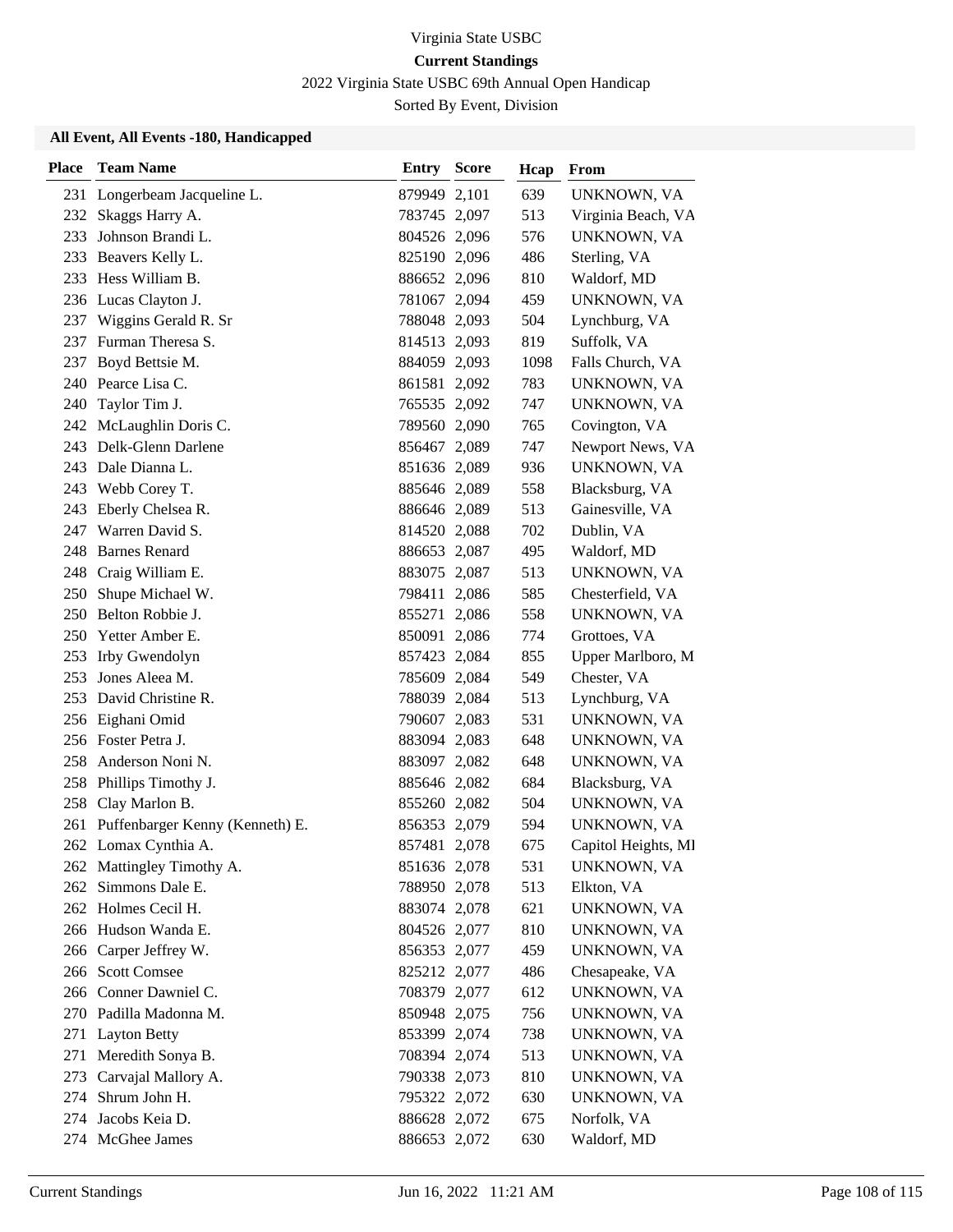Virginia State USBC

**Current Standings**

2022 Virginia State USBC 69th Annual Open Handicap

Sorted By Event, Division

**All Event, All Events -180, Handicapped**

| Place | Team Name | Entry | Score | Hcap | From |
|---|---|---|---|---|---|
| 231 | Longerbeam Jacqueline L. | 879949 | 2,101 | 639 | UNKNOWN, VA |
| 232 | Skaggs Harry A. | 783745 | 2,097 | 513 | Virginia Beach, VA |
| 233 | Johnson Brandi L. | 804526 | 2,096 | 576 | UNKNOWN, VA |
| 233 | Beavers Kelly L. | 825190 | 2,096 | 486 | Sterling, VA |
| 233 | Hess William B. | 886652 | 2,096 | 810 | Waldorf, MD |
| 236 | Lucas Clayton J. | 781067 | 2,094 | 459 | UNKNOWN, VA |
| 237 | Wiggins Gerald R. Sr | 788048 | 2,093 | 504 | Lynchburg, VA |
| 237 | Furman Theresa S. | 814513 | 2,093 | 819 | Suffolk, VA |
| 237 | Boyd Bettsie M. | 884059 | 2,093 | 1098 | Falls Church, VA |
| 240 | Pearce Lisa C. | 861581 | 2,092 | 783 | UNKNOWN, VA |
| 240 | Taylor Tim J. | 765535 | 2,092 | 747 | UNKNOWN, VA |
| 242 | McLaughlin Doris C. | 789560 | 2,090 | 765 | Covington, VA |
| 243 | Delk-Glenn Darlene | 856467 | 2,089 | 747 | Newport News, VA |
| 243 | Dale Dianna L. | 851636 | 2,089 | 936 | UNKNOWN, VA |
| 243 | Webb Corey T. | 885646 | 2,089 | 558 | Blacksburg, VA |
| 243 | Eberly Chelsea R. | 886646 | 2,089 | 513 | Gainesville, VA |
| 247 | Warren David S. | 814520 | 2,088 | 702 | Dublin, VA |
| 248 | Barnes Renard | 886653 | 2,087 | 495 | Waldorf, MD |
| 248 | Craig William E. | 883075 | 2,087 | 513 | UNKNOWN, VA |
| 250 | Shupe Michael W. | 798411 | 2,086 | 585 | Chesterfield, VA |
| 250 | Belton Robbie J. | 855271 | 2,086 | 558 | UNKNOWN, VA |
| 250 | Yetter Amber E. | 850091 | 2,086 | 774 | Grottoes, VA |
| 253 | Irby Gwendolyn | 857423 | 2,084 | 855 | Upper Marlboro, M |
| 253 | Jones Aleea M. | 785609 | 2,084 | 549 | Chester, VA |
| 253 | David Christine R. | 788039 | 2,084 | 513 | Lynchburg, VA |
| 256 | Eighani Omid | 790607 | 2,083 | 531 | UNKNOWN, VA |
| 256 | Foster Petra J. | 883094 | 2,083 | 648 | UNKNOWN, VA |
| 258 | Anderson Noni N. | 883097 | 2,082 | 648 | UNKNOWN, VA |
| 258 | Phillips Timothy J. | 885646 | 2,082 | 684 | Blacksburg, VA |
| 258 | Clay Marlon B. | 855260 | 2,082 | 504 | UNKNOWN, VA |
| 261 | Puffenbarger Kenny (Kenneth) E. | 856353 | 2,079 | 594 | UNKNOWN, VA |
| 262 | Lomax Cynthia A. | 857481 | 2,078 | 675 | Capitol Heights, MI |
| 262 | Mattingley Timothy A. | 851636 | 2,078 | 531 | UNKNOWN, VA |
| 262 | Simmons Dale E. | 788950 | 2,078 | 513 | Elkton, VA |
| 262 | Holmes Cecil H. | 883074 | 2,078 | 621 | UNKNOWN, VA |
| 266 | Hudson Wanda E. | 804526 | 2,077 | 810 | UNKNOWN, VA |
| 266 | Carper Jeffrey W. | 856353 | 2,077 | 459 | UNKNOWN, VA |
| 266 | Scott Comsee | 825212 | 2,077 | 486 | Chesapeake, VA |
| 266 | Conner Dawniel C. | 708379 | 2,077 | 612 | UNKNOWN, VA |
| 270 | Padilla Madonna M. | 850948 | 2,075 | 756 | UNKNOWN, VA |
| 271 | Layton Betty | 853399 | 2,074 | 738 | UNKNOWN, VA |
| 271 | Meredith Sonya B. | 708394 | 2,074 | 513 | UNKNOWN, VA |
| 273 | Carvajal Mallory A. | 790338 | 2,073 | 810 | UNKNOWN, VA |
| 274 | Shrum John H. | 795322 | 2,072 | 630 | UNKNOWN, VA |
| 274 | Jacobs Keia D. | 886628 | 2,072 | 675 | Norfolk, VA |
| 274 | McGhee James | 886653 | 2,072 | 630 | Waldorf, MD |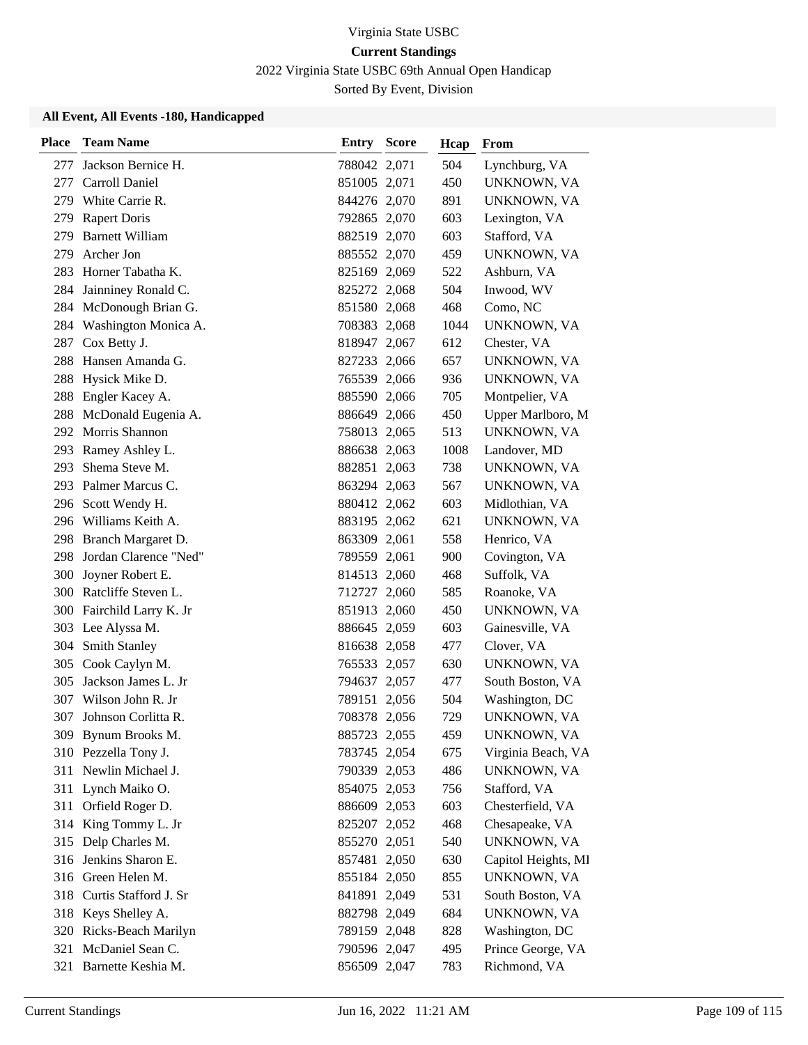Virginia State USBC

**Current Standings**

2022 Virginia State USBC 69th Annual Open Handicap

Sorted By Event, Division

### All Event, All Events -180, Handicapped

| Place | Team Name | Entry | Score | Hcap | From |
|---|---|---|---|---|---|
| 277 | Jackson Bernice H. | 788042 | 2,071 | 504 | Lynchburg, VA |
| 277 | Carroll Daniel | 851005 | 2,071 | 450 | UNKNOWN, VA |
| 279 | White Carrie R. | 844276 | 2,070 | 891 | UNKNOWN, VA |
| 279 | Rapert Doris | 792865 | 2,070 | 603 | Lexington, VA |
| 279 | Barnett William | 882519 | 2,070 | 603 | Stafford, VA |
| 279 | Archer Jon | 885552 | 2,070 | 459 | UNKNOWN, VA |
| 283 | Horner Tabatha K. | 825169 | 2,069 | 522 | Ashburn, VA |
| 284 | Jainniney Ronald C. | 825272 | 2,068 | 504 | Inwood, WV |
| 284 | McDonough Brian G. | 851580 | 2,068 | 468 | Como, NC |
| 284 | Washington Monica A. | 708383 | 2,068 | 1044 | UNKNOWN, VA |
| 287 | Cox Betty J. | 818947 | 2,067 | 612 | Chester, VA |
| 288 | Hansen Amanda G. | 827233 | 2,066 | 657 | UNKNOWN, VA |
| 288 | Hysick Mike D. | 765539 | 2,066 | 936 | UNKNOWN, VA |
| 288 | Engler Kacey A. | 885590 | 2,066 | 705 | Montpelier, VA |
| 288 | McDonald Eugenia A. | 886649 | 2,066 | 450 | Upper Marlboro, M |
| 292 | Morris Shannon | 758013 | 2,065 | 513 | UNKNOWN, VA |
| 293 | Ramey Ashley L. | 886638 | 2,063 | 1008 | Landover, MD |
| 293 | Shema Steve M. | 882851 | 2,063 | 738 | UNKNOWN, VA |
| 293 | Palmer Marcus C. | 863294 | 2,063 | 567 | UNKNOWN, VA |
| 296 | Scott Wendy H. | 880412 | 2,062 | 603 | Midlothian, VA |
| 296 | Williams Keith A. | 883195 | 2,062 | 621 | UNKNOWN, VA |
| 298 | Branch Margaret D. | 863309 | 2,061 | 558 | Henrico, VA |
| 298 | Jordan Clarence "Ned" | 789559 | 2,061 | 900 | Covington, VA |
| 300 | Joyner Robert E. | 814513 | 2,060 | 468 | Suffolk, VA |
| 300 | Ratcliffe Steven L. | 712727 | 2,060 | 585 | Roanoke, VA |
| 300 | Fairchild Larry K. Jr | 851913 | 2,060 | 450 | UNKNOWN, VA |
| 303 | Lee Alyssa M. | 886645 | 2,059 | 603 | Gainesville, VA |
| 304 | Smith Stanley | 816638 | 2,058 | 477 | Clover, VA |
| 305 | Cook Caylyn M. | 765533 | 2,057 | 630 | UNKNOWN, VA |
| 305 | Jackson James L. Jr | 794637 | 2,057 | 477 | South Boston, VA |
| 307 | Wilson John R. Jr | 789151 | 2,056 | 504 | Washington, DC |
| 307 | Johnson Corlitta R. | 708378 | 2,056 | 729 | UNKNOWN, VA |
| 309 | Bynum Brooks M. | 885723 | 2,055 | 459 | UNKNOWN, VA |
| 310 | Pezzella Tony J. | 783745 | 2,054 | 675 | Virginia Beach, VA |
| 311 | Newlin Michael J. | 790339 | 2,053 | 486 | UNKNOWN, VA |
| 311 | Lynch Maiko O. | 854075 | 2,053 | 756 | Stafford, VA |
| 311 | Orfield Roger D. | 886609 | 2,053 | 603 | Chesterfield, VA |
| 314 | King Tommy L. Jr | 825207 | 2,052 | 468 | Chesapeake, VA |
| 315 | Delp Charles M. | 855270 | 2,051 | 540 | UNKNOWN, VA |
| 316 | Jenkins Sharon E. | 857481 | 2,050 | 630 | Capitol Heights, MI |
| 316 | Green Helen M. | 855184 | 2,050 | 855 | UNKNOWN, VA |
| 318 | Curtis Stafford J. Sr | 841891 | 2,049 | 531 | South Boston, VA |
| 318 | Keys Shelley A. | 882798 | 2,049 | 684 | UNKNOWN, VA |
| 320 | Ricks-Beach Marilyn | 789159 | 2,048 | 828 | Washington, DC |
| 321 | McDaniel Sean C. | 790596 | 2,047 | 495 | Prince George, VA |
| 321 | Barnette Keshia M. | 856509 | 2,047 | 783 | Richmond, VA |

Current Standings Jun 16, 2022 11:21 AM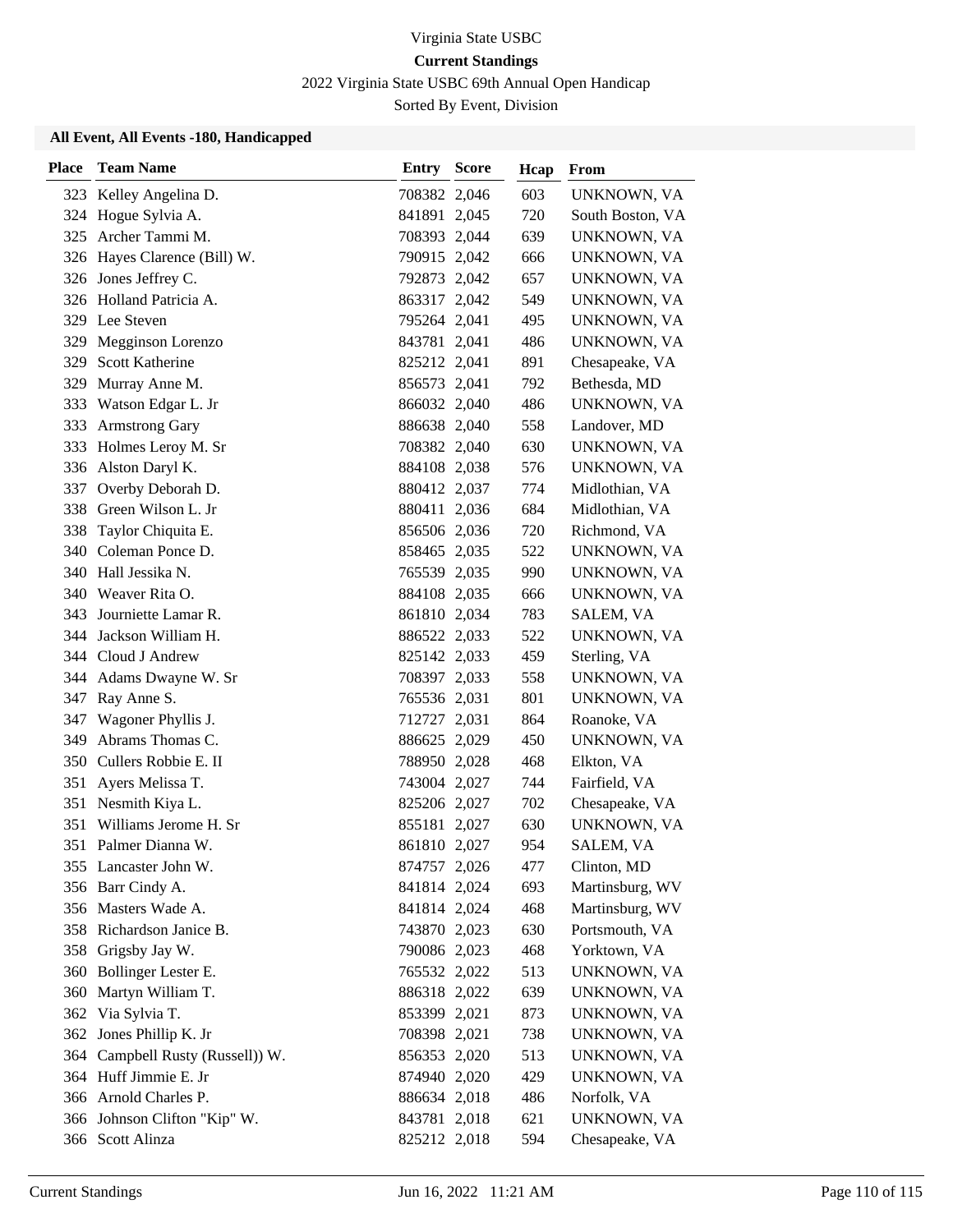Virginia State USBC

**Current Standings**

2022 Virginia State USBC 69th Annual Open Handicap

Sorted By Event, Division

**All Event, All Events -180, Handicapped**

| Place | Team Name | Entry | Score | Hcap | From |
|---|---|---|---|---|---|
| 323 | Kelley Angelina D. | 708382 | 2,046 | 603 | UNKNOWN, VA |
| 324 | Hogue Sylvia A. | 841891 | 2,045 | 720 | South Boston, VA |
| 325 | Archer Tammi M. | 708393 | 2,044 | 639 | UNKNOWN, VA |
| 326 | Hayes Clarence (Bill) W. | 790915 | 2,042 | 666 | UNKNOWN, VA |
| 326 | Jones Jeffrey C. | 792873 | 2,042 | 657 | UNKNOWN, VA |
| 326 | Holland Patricia A. | 863317 | 2,042 | 549 | UNKNOWN, VA |
| 329 | Lee Steven | 795264 | 2,041 | 495 | UNKNOWN, VA |
| 329 | Megginson Lorenzo | 843781 | 2,041 | 486 | UNKNOWN, VA |
| 329 | Scott Katherine | 825212 | 2,041 | 891 | Chesapeake, VA |
| 329 | Murray Anne M. | 856573 | 2,041 | 792 | Bethesda, MD |
| 333 | Watson Edgar L. Jr | 866032 | 2,040 | 486 | UNKNOWN, VA |
| 333 | Armstrong Gary | 886638 | 2,040 | 558 | Landover, MD |
| 333 | Holmes Leroy M. Sr | 708382 | 2,040 | 630 | UNKNOWN, VA |
| 336 | Alston Daryl K. | 884108 | 2,038 | 576 | UNKNOWN, VA |
| 337 | Overby Deborah D. | 880412 | 2,037 | 774 | Midlothian, VA |
| 338 | Green Wilson L. Jr | 880411 | 2,036 | 684 | Midlothian, VA |
| 338 | Taylor Chiquita E. | 856506 | 2,036 | 720 | Richmond, VA |
| 340 | Coleman Ponce D. | 858465 | 2,035 | 522 | UNKNOWN, VA |
| 340 | Hall Jessika N. | 765539 | 2,035 | 990 | UNKNOWN, VA |
| 340 | Weaver Rita O. | 884108 | 2,035 | 666 | UNKNOWN, VA |
| 343 | Journiette Lamar R. | 861810 | 2,034 | 783 | SALEM, VA |
| 344 | Jackson William H. | 886522 | 2,033 | 522 | UNKNOWN, VA |
| 344 | Cloud J Andrew | 825142 | 2,033 | 459 | Sterling, VA |
| 344 | Adams Dwayne W. Sr | 708397 | 2,033 | 558 | UNKNOWN, VA |
| 347 | Ray Anne S. | 765536 | 2,031 | 801 | UNKNOWN, VA |
| 347 | Wagoner Phyllis J. | 712727 | 2,031 | 864 | Roanoke, VA |
| 349 | Abrams Thomas C. | 886625 | 2,029 | 450 | UNKNOWN, VA |
| 350 | Cullers Robbie E. II | 788950 | 2,028 | 468 | Elkton, VA |
| 351 | Ayers Melissa T. | 743004 | 2,027 | 744 | Fairfield, VA |
| 351 | Nesmith Kiya L. | 825206 | 2,027 | 702 | Chesapeake, VA |
| 351 | Williams Jerome H. Sr | 855181 | 2,027 | 630 | UNKNOWN, VA |
| 351 | Palmer Dianna W. | 861810 | 2,027 | 954 | SALEM, VA |
| 355 | Lancaster John W. | 874757 | 2,026 | 477 | Clinton, MD |
| 356 | Barr Cindy A. | 841814 | 2,024 | 693 | Martinsburg, WV |
| 356 | Masters Wade A. | 841814 | 2,024 | 468 | Martinsburg, WV |
| 358 | Richardson Janice B. | 743870 | 2,023 | 630 | Portsmouth, VA |
| 358 | Grigsby Jay W. | 790086 | 2,023 | 468 | Yorktown, VA |
| 360 | Bollinger Lester E. | 765532 | 2,022 | 513 | UNKNOWN, VA |
| 360 | Martyn William T. | 886318 | 2,022 | 639 | UNKNOWN, VA |
| 362 | Via Sylvia T. | 853399 | 2,021 | 873 | UNKNOWN, VA |
| 362 | Jones Phillip K. Jr | 708398 | 2,021 | 738 | UNKNOWN, VA |
| 364 | Campbell Rusty (Russell)) W. | 856353 | 2,020 | 513 | UNKNOWN, VA |
| 364 | Huff Jimmie E. Jr | 874940 | 2,020 | 429 | UNKNOWN, VA |
| 366 | Arnold Charles P. | 886634 | 2,018 | 486 | Norfolk, VA |
| 366 | Johnson Clifton "Kip" W. | 843781 | 2,018 | 621 | UNKNOWN, VA |
| 366 | Scott Alinza | 825212 | 2,018 | 594 | Chesapeake, VA |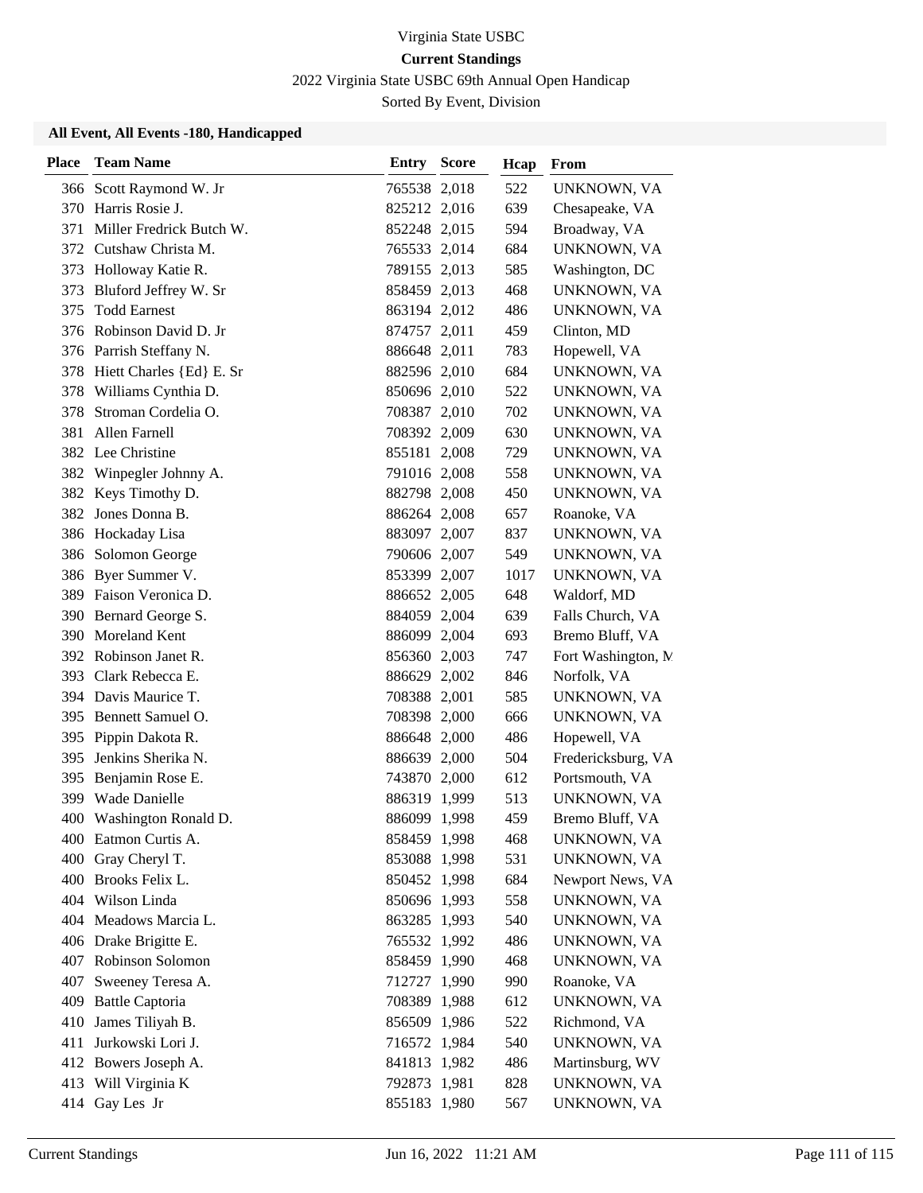Virginia State USBC

**Current Standings**

2022 Virginia State USBC 69th Annual Open Handicap

Sorted By Event, Division

### All Event, All Events -180, Handicapped

| Place | Team Name | Entry | Score | Hcap | From |
|---|---|---|---|---|---|
| 366 | Scott Raymond W. Jr | 765538 | 2,018 | 522 | UNKNOWN, VA |
| 370 | Harris Rosie J. | 825212 | 2,016 | 639 | Chesapeake, VA |
| 371 | Miller Fredrick Butch W. | 852248 | 2,015 | 594 | Broadway, VA |
| 372 | Cutshaw Christa M. | 765533 | 2,014 | 684 | UNKNOWN, VA |
| 373 | Holloway Katie R. | 789155 | 2,013 | 585 | Washington, DC |
| 373 | Bluford Jeffrey W. Sr | 858459 | 2,013 | 468 | UNKNOWN, VA |
| 375 | Todd Earnest | 863194 | 2,012 | 486 | UNKNOWN, VA |
| 376 | Robinson David D. Jr | 874757 | 2,011 | 459 | Clinton, MD |
| 376 | Parrish Steffany N. | 886648 | 2,011 | 783 | Hopewell, VA |
| 378 | Hiett Charles {Ed} E. Sr | 882596 | 2,010 | 684 | UNKNOWN, VA |
| 378 | Williams Cynthia D. | 850696 | 2,010 | 522 | UNKNOWN, VA |
| 378 | Stroman Cordelia O. | 708387 | 2,010 | 702 | UNKNOWN, VA |
| 381 | Allen Farnell | 708392 | 2,009 | 630 | UNKNOWN, VA |
| 382 | Lee Christine | 855181 | 2,008 | 729 | UNKNOWN, VA |
| 382 | Winpegler Johnny A. | 791016 | 2,008 | 558 | UNKNOWN, VA |
| 382 | Keys Timothy D. | 882798 | 2,008 | 450 | UNKNOWN, VA |
| 382 | Jones Donna B. | 886264 | 2,008 | 657 | Roanoke, VA |
| 386 | Hockaday Lisa | 883097 | 2,007 | 837 | UNKNOWN, VA |
| 386 | Solomon George | 790606 | 2,007 | 549 | UNKNOWN, VA |
| 386 | Byer Summer V. | 853399 | 2,007 | 1017 | UNKNOWN, VA |
| 389 | Faison Veronica D. | 886652 | 2,005 | 648 | Waldorf, MD |
| 390 | Bernard George S. | 884059 | 2,004 | 639 | Falls Church, VA |
| 390 | Moreland Kent | 886099 | 2,004 | 693 | Bremo Bluff, VA |
| 392 | Robinson Janet R. | 856360 | 2,003 | 747 | Fort Washington, M |
| 393 | Clark Rebecca E. | 886629 | 2,002 | 846 | Norfolk, VA |
| 394 | Davis Maurice T. | 708388 | 2,001 | 585 | UNKNOWN, VA |
| 395 | Bennett Samuel O. | 708398 | 2,000 | 666 | UNKNOWN, VA |
| 395 | Pippin Dakota R. | 886648 | 2,000 | 486 | Hopewell, VA |
| 395 | Jenkins Sherika N. | 886639 | 2,000 | 504 | Fredericksburg, VA |
| 395 | Benjamin Rose E. | 743870 | 2,000 | 612 | Portsmouth, VA |
| 399 | Wade Danielle | 886319 | 1,999 | 513 | UNKNOWN, VA |
| 400 | Washington Ronald D. | 886099 | 1,998 | 459 | Bremo Bluff, VA |
| 400 | Eatmon Curtis A. | 858459 | 1,998 | 468 | UNKNOWN, VA |
| 400 | Gray Cheryl T. | 853088 | 1,998 | 531 | UNKNOWN, VA |
| 400 | Brooks Felix L. | 850452 | 1,998 | 684 | Newport News, VA |
| 404 | Wilson Linda | 850696 | 1,993 | 558 | UNKNOWN, VA |
| 404 | Meadows Marcia L. | 863285 | 1,993 | 540 | UNKNOWN, VA |
| 406 | Drake Brigitte E. | 765532 | 1,992 | 486 | UNKNOWN, VA |
| 407 | Robinson Solomon | 858459 | 1,990 | 468 | UNKNOWN, VA |
| 407 | Sweeney Teresa A. | 712727 | 1,990 | 990 | Roanoke, VA |
| 409 | Battle Captoria | 708389 | 1,988 | 612 | UNKNOWN, VA |
| 410 | James Tiliyah B. | 856509 | 1,986 | 522 | Richmond, VA |
| 411 | Jurkowski Lori J. | 716572 | 1,984 | 540 | UNKNOWN, VA |
| 412 | Bowers Joseph A. | 841813 | 1,982 | 486 | Martinsburg, WV |
| 413 | Will Virginia K | 792873 | 1,981 | 828 | UNKNOWN, VA |
| 414 | Gay Les Jr | 855183 | 1,980 | 567 | UNKNOWN, VA |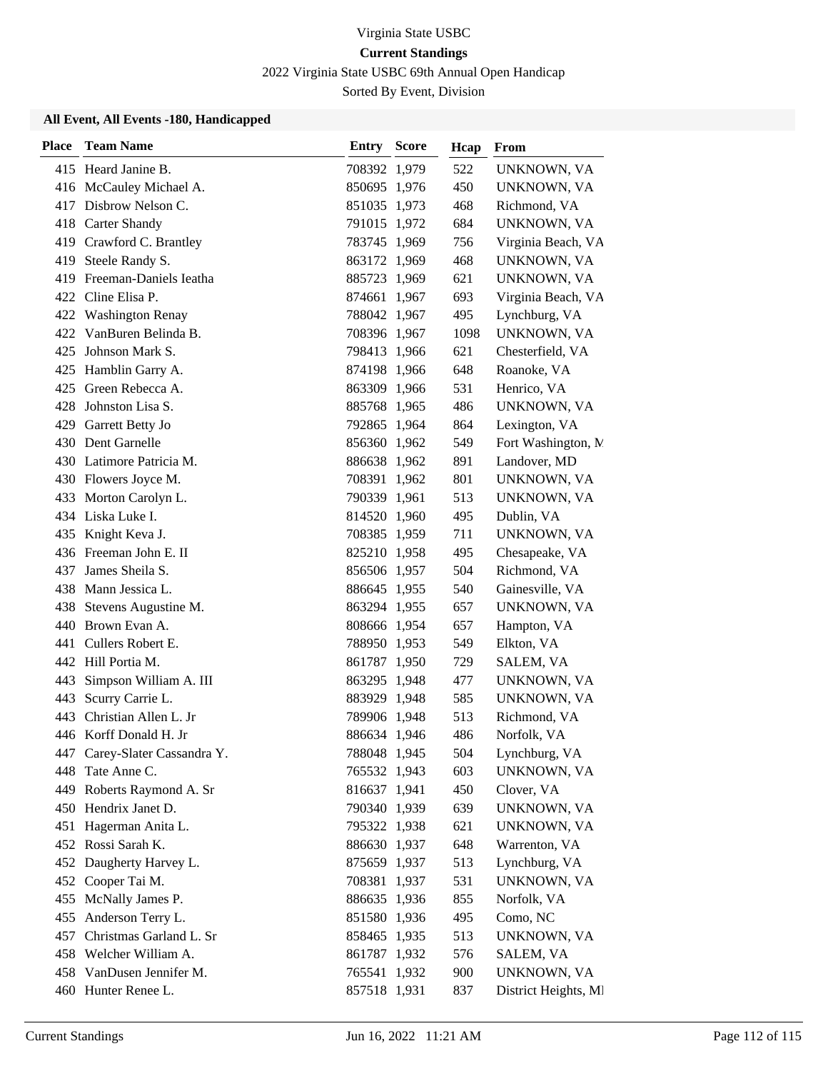Virginia State USBC

**Current Standings**

2022 Virginia State USBC 69th Annual Open Handicap

Sorted By Event, Division

### All Event, All Events -180, Handicapped

| Place | Team Name | Entry | Score | Hcap | From |
|---|---|---|---|---|---|
| 415 | Heard Janine B. | 708392 | 1,979 | 522 | UNKNOWN, VA |
| 416 | McCauley Michael A. | 850695 | 1,976 | 450 | UNKNOWN, VA |
| 417 | Disbrow Nelson C. | 851035 | 1,973 | 468 | Richmond, VA |
| 418 | Carter Shandy | 791015 | 1,972 | 684 | UNKNOWN, VA |
| 419 | Crawford C. Brantley | 783745 | 1,969 | 756 | Virginia Beach, VA |
| 419 | Steele Randy S. | 863172 | 1,969 | 468 | UNKNOWN, VA |
| 419 | Freeman-Daniels Ieatha | 885723 | 1,969 | 621 | UNKNOWN, VA |
| 422 | Cline Elisa P. | 874661 | 1,967 | 693 | Virginia Beach, VA |
| 422 | Washington Renay | 788042 | 1,967 | 495 | Lynchburg, VA |
| 422 | VanBuren Belinda B. | 708396 | 1,967 | 1098 | UNKNOWN, VA |
| 425 | Johnson Mark S. | 798413 | 1,966 | 621 | Chesterfield, VA |
| 425 | Hamblin Garry A. | 874198 | 1,966 | 648 | Roanoke, VA |
| 425 | Green Rebecca A. | 863309 | 1,966 | 531 | Henrico, VA |
| 428 | Johnston Lisa S. | 885768 | 1,965 | 486 | UNKNOWN, VA |
| 429 | Garrett Betty Jo | 792865 | 1,964 | 864 | Lexington, VA |
| 430 | Dent Garnelle | 856360 | 1,962 | 549 | Fort Washington, M |
| 430 | Latimore Patricia M. | 886638 | 1,962 | 891 | Landover, MD |
| 430 | Flowers Joyce M. | 708391 | 1,962 | 801 | UNKNOWN, VA |
| 433 | Morton Carolyn L. | 790339 | 1,961 | 513 | UNKNOWN, VA |
| 434 | Liska Luke I. | 814520 | 1,960 | 495 | Dublin, VA |
| 435 | Knight Keva J. | 708385 | 1,959 | 711 | UNKNOWN, VA |
| 436 | Freeman John E. II | 825210 | 1,958 | 495 | Chesapeake, VA |
| 437 | James Sheila S. | 856506 | 1,957 | 504 | Richmond, VA |
| 438 | Mann Jessica L. | 886645 | 1,955 | 540 | Gainesville, VA |
| 438 | Stevens Augustine M. | 863294 | 1,955 | 657 | UNKNOWN, VA |
| 440 | Brown Evan A. | 808666 | 1,954 | 657 | Hampton, VA |
| 441 | Cullers Robert E. | 788950 | 1,953 | 549 | Elkton, VA |
| 442 | Hill Portia M. | 861787 | 1,950 | 729 | SALEM, VA |
| 443 | Simpson William A. III | 863295 | 1,948 | 477 | UNKNOWN, VA |
| 443 | Scurry Carrie L. | 883929 | 1,948 | 585 | UNKNOWN, VA |
| 443 | Christian Allen L. Jr | 789906 | 1,948 | 513 | Richmond, VA |
| 446 | Korff Donald H. Jr | 886634 | 1,946 | 486 | Norfolk, VA |
| 447 | Carey-Slater Cassandra Y. | 788048 | 1,945 | 504 | Lynchburg, VA |
| 448 | Tate Anne C. | 765532 | 1,943 | 603 | UNKNOWN, VA |
| 449 | Roberts Raymond A. Sr | 816637 | 1,941 | 450 | Clover, VA |
| 450 | Hendrix Janet D. | 790340 | 1,939 | 639 | UNKNOWN, VA |
| 451 | Hagerman Anita L. | 795322 | 1,938 | 621 | UNKNOWN, VA |
| 452 | Rossi Sarah K. | 886630 | 1,937 | 648 | Warrenton, VA |
| 452 | Daugherty Harvey L. | 875659 | 1,937 | 513 | Lynchburg, VA |
| 452 | Cooper Tai M. | 708381 | 1,937 | 531 | UNKNOWN, VA |
| 455 | McNally James P. | 886635 | 1,936 | 855 | Norfolk, VA |
| 455 | Anderson Terry L. | 851580 | 1,936 | 495 | Como, NC |
| 457 | Christmas Garland L. Sr | 858465 | 1,935 | 513 | UNKNOWN, VA |
| 458 | Welcher William A. | 861787 | 1,932 | 576 | SALEM, VA |
| 458 | VanDusen Jennifer M. | 765541 | 1,932 | 900 | UNKNOWN, VA |
| 460 | Hunter Renee L. | 857518 | 1,931 | 837 | District Heights, MI |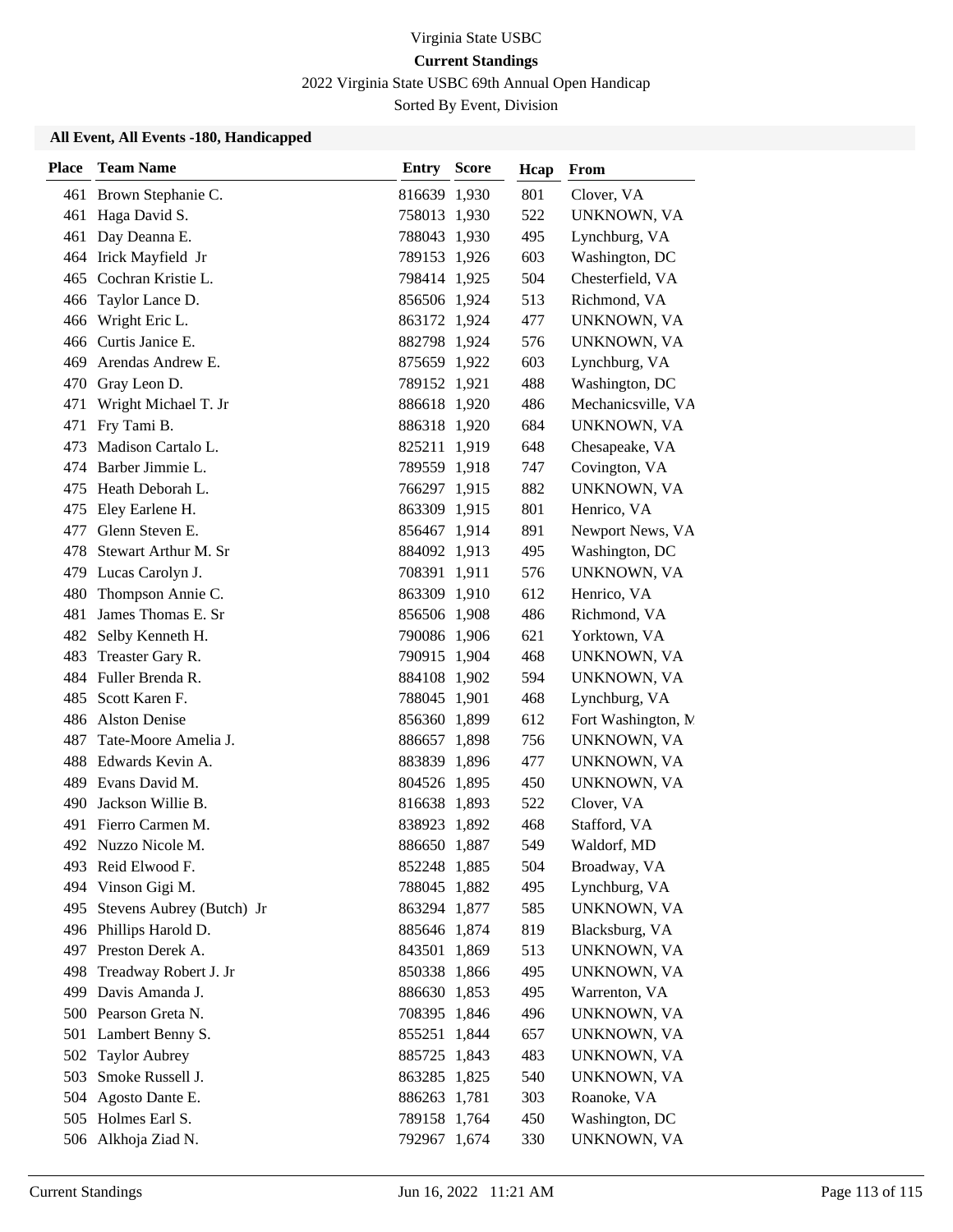Virginia State USBC

**Current Standings**

2022 Virginia State USBC 69th Annual Open Handicap

Sorted By Event, Division

**All Event, All Events -180, Handicapped**

| Place | Team Name | Entry | Score | Hcap | From |
|---|---|---|---|---|---|
| 461 | Brown Stephanie C. | 816639 | 1,930 | 801 | Clover, VA |
| 461 | Haga David S. | 758013 | 1,930 | 522 | UNKNOWN, VA |
| 461 | Day Deanna E. | 788043 | 1,930 | 495 | Lynchburg, VA |
| 464 | Irick Mayfield Jr | 789153 | 1,926 | 603 | Washington, DC |
| 465 | Cochran Kristie L. | 798414 | 1,925 | 504 | Chesterfield, VA |
| 466 | Taylor Lance D. | 856506 | 1,924 | 513 | Richmond, VA |
| 466 | Wright Eric L. | 863172 | 1,924 | 477 | UNKNOWN, VA |
| 466 | Curtis Janice E. | 882798 | 1,924 | 576 | UNKNOWN, VA |
| 469 | Arendas Andrew E. | 875659 | 1,922 | 603 | Lynchburg, VA |
| 470 | Gray Leon D. | 789152 | 1,921 | 488 | Washington, DC |
| 471 | Wright Michael T. Jr | 886618 | 1,920 | 486 | Mechanicsville, VA |
| 471 | Fry Tami B. | 886318 | 1,920 | 684 | UNKNOWN, VA |
| 473 | Madison Cartalo L. | 825211 | 1,919 | 648 | Chesapeake, VA |
| 474 | Barber Jimmie L. | 789559 | 1,918 | 747 | Covington, VA |
| 475 | Heath Deborah L. | 766297 | 1,915 | 882 | UNKNOWN, VA |
| 475 | Eley Earlene H. | 863309 | 1,915 | 801 | Henrico, VA |
| 477 | Glenn Steven E. | 856467 | 1,914 | 891 | Newport News, VA |
| 478 | Stewart Arthur M. Sr | 884092 | 1,913 | 495 | Washington, DC |
| 479 | Lucas Carolyn J. | 708391 | 1,911 | 576 | UNKNOWN, VA |
| 480 | Thompson Annie C. | 863309 | 1,910 | 612 | Henrico, VA |
| 481 | James Thomas E. Sr | 856506 | 1,908 | 486 | Richmond, VA |
| 482 | Selby Kenneth H. | 790086 | 1,906 | 621 | Yorktown, VA |
| 483 | Treaster Gary R. | 790915 | 1,904 | 468 | UNKNOWN, VA |
| 484 | Fuller Brenda R. | 884108 | 1,902 | 594 | UNKNOWN, VA |
| 485 | Scott Karen F. | 788045 | 1,901 | 468 | Lynchburg, VA |
| 486 | Alston Denise | 856360 | 1,899 | 612 | Fort Washington, M |
| 487 | Tate-Moore Amelia J. | 886657 | 1,898 | 756 | UNKNOWN, VA |
| 488 | Edwards Kevin A. | 883839 | 1,896 | 477 | UNKNOWN, VA |
| 489 | Evans David M. | 804526 | 1,895 | 450 | UNKNOWN, VA |
| 490 | Jackson Willie B. | 816638 | 1,893 | 522 | Clover, VA |
| 491 | Fierro Carmen M. | 838923 | 1,892 | 468 | Stafford, VA |
| 492 | Nuzzo Nicole M. | 886650 | 1,887 | 549 | Waldorf, MD |
| 493 | Reid Elwood F. | 852248 | 1,885 | 504 | Broadway, VA |
| 494 | Vinson Gigi M. | 788045 | 1,882 | 495 | Lynchburg, VA |
| 495 | Stevens Aubrey (Butch) Jr | 863294 | 1,877 | 585 | UNKNOWN, VA |
| 496 | Phillips Harold D. | 885646 | 1,874 | 819 | Blacksburg, VA |
| 497 | Preston Derek A. | 843501 | 1,869 | 513 | UNKNOWN, VA |
| 498 | Treadway Robert J. Jr | 850338 | 1,866 | 495 | UNKNOWN, VA |
| 499 | Davis Amanda J. | 886630 | 1,853 | 495 | Warrenton, VA |
| 500 | Pearson Greta N. | 708395 | 1,846 | 496 | UNKNOWN, VA |
| 501 | Lambert Benny S. | 855251 | 1,844 | 657 | UNKNOWN, VA |
| 502 | Taylor Aubrey | 885725 | 1,843 | 483 | UNKNOWN, VA |
| 503 | Smoke Russell J. | 863285 | 1,825 | 540 | UNKNOWN, VA |
| 504 | Agosto Dante E. | 886263 | 1,781 | 303 | Roanoke, VA |
| 505 | Holmes Earl S. | 789158 | 1,764 | 450 | Washington, DC |
| 506 | Alkhoja Ziad N. | 792967 | 1,674 | 330 | UNKNOWN, VA |

Current Standings | Jun 16, 2022 11:21 AM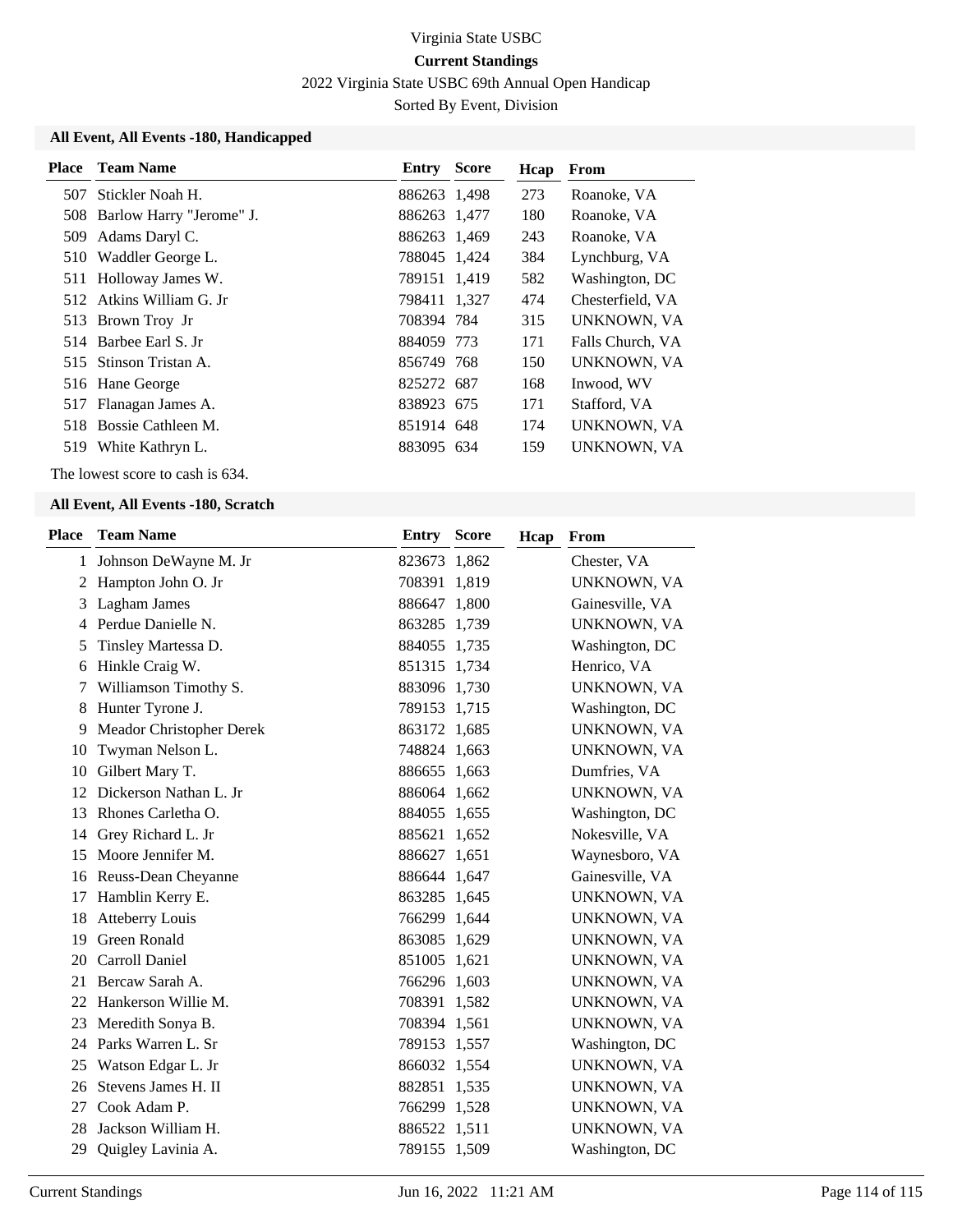Virginia State USBC

**Current Standings**

2022 Virginia State USBC 69th Annual Open Handicap

Sorted By Event, Division

### All Event, All Events -180, Handicapped

| Place | Team Name | Entry | Score | Hcap | From |
|---|---|---|---|---|---|
| 507 | Stickler Noah H. | 886263 | 1,498 | 273 | Roanoke, VA |
| 508 | Barlow Harry "Jerome" J. | 886263 | 1,477 | 180 | Roanoke, VA |
| 509 | Adams Daryl C. | 886263 | 1,469 | 243 | Roanoke, VA |
| 510 | Waddler George L. | 788045 | 1,424 | 384 | Lynchburg, VA |
| 511 | Holloway James W. | 789151 | 1,419 | 582 | Washington, DC |
| 512 | Atkins William G. Jr | 798411 | 1,327 | 474 | Chesterfield, VA |
| 513 | Brown Troy Jr | 708394 | 784 | 315 | UNKNOWN, VA |
| 514 | Barbee Earl S. Jr | 884059 | 773 | 171 | Falls Church, VA |
| 515 | Stinson Tristan A. | 856749 | 768 | 150 | UNKNOWN, VA |
| 516 | Hane George | 825272 | 687 | 168 | Inwood, WV |
| 517 | Flanagan James A. | 838923 | 675 | 171 | Stafford, VA |
| 518 | Bossie Cathleen M. | 851914 | 648 | 174 | UNKNOWN, VA |
| 519 | White Kathryn L. | 883095 | 634 | 159 | UNKNOWN, VA |

The lowest score to cash is 634.

### All Event, All Events -180, Scratch

| Place | Team Name | Entry | Score | Hcap | From |
|---|---|---|---|---|---|
| 1 | Johnson DeWayne M. Jr | 823673 | 1,862 | | Chester, VA |
| 2 | Hampton John O. Jr | 708391 | 1,819 | | UNKNOWN, VA |
| 3 | Lagham James | 886647 | 1,800 | | Gainesville, VA |
| 4 | Perdue Danielle N. | 863285 | 1,739 | | UNKNOWN, VA |
| 5 | Tinsley Martessa D. | 884055 | 1,735 | | Washington, DC |
| 6 | Hinkle Craig W. | 851315 | 1,734 | | Henrico, VA |
| 7 | Williamson Timothy S. | 883096 | 1,730 | | UNKNOWN, VA |
| 8 | Hunter Tyrone J. | 789153 | 1,715 | | Washington, DC |
| 9 | Meador Christopher Derek | 863172 | 1,685 | | UNKNOWN, VA |
| 10 | Twyman Nelson L. | 748824 | 1,663 | | UNKNOWN, VA |
| 10 | Gilbert Mary T. | 886655 | 1,663 | | Dumfries, VA |
| 12 | Dickerson Nathan L. Jr | 886064 | 1,662 | | UNKNOWN, VA |
| 13 | Rhones Carletha O. | 884055 | 1,655 | | Washington, DC |
| 14 | Grey Richard L. Jr | 885621 | 1,652 | | Nokesville, VA |
| 15 | Moore Jennifer M. | 886627 | 1,651 | | Waynesboro, VA |
| 16 | Reuss-Dean Cheyanne | 886644 | 1,647 | | Gainesville, VA |
| 17 | Hamblin Kerry E. | 863285 | 1,645 | | UNKNOWN, VA |
| 18 | Atteberry Louis | 766299 | 1,644 | | UNKNOWN, VA |
| 19 | Green Ronald | 863085 | 1,629 | | UNKNOWN, VA |
| 20 | Carroll Daniel | 851005 | 1,621 | | UNKNOWN, VA |
| 21 | Bercaw Sarah A. | 766296 | 1,603 | | UNKNOWN, VA |
| 22 | Hankerson Willie M. | 708391 | 1,582 | | UNKNOWN, VA |
| 23 | Meredith Sonya B. | 708394 | 1,561 | | UNKNOWN, VA |
| 24 | Parks Warren L. Sr | 789153 | 1,557 | | Washington, DC |
| 25 | Watson Edgar L. Jr | 866032 | 1,554 | | UNKNOWN, VA |
| 26 | Stevens James H. II | 882851 | 1,535 | | UNKNOWN, VA |
| 27 | Cook Adam P. | 766299 | 1,528 | | UNKNOWN, VA |
| 28 | Jackson William H. | 886522 | 1,511 | | UNKNOWN, VA |
| 29 | Quigley Lavinia A. | 789155 | 1,509 | | Washington, DC |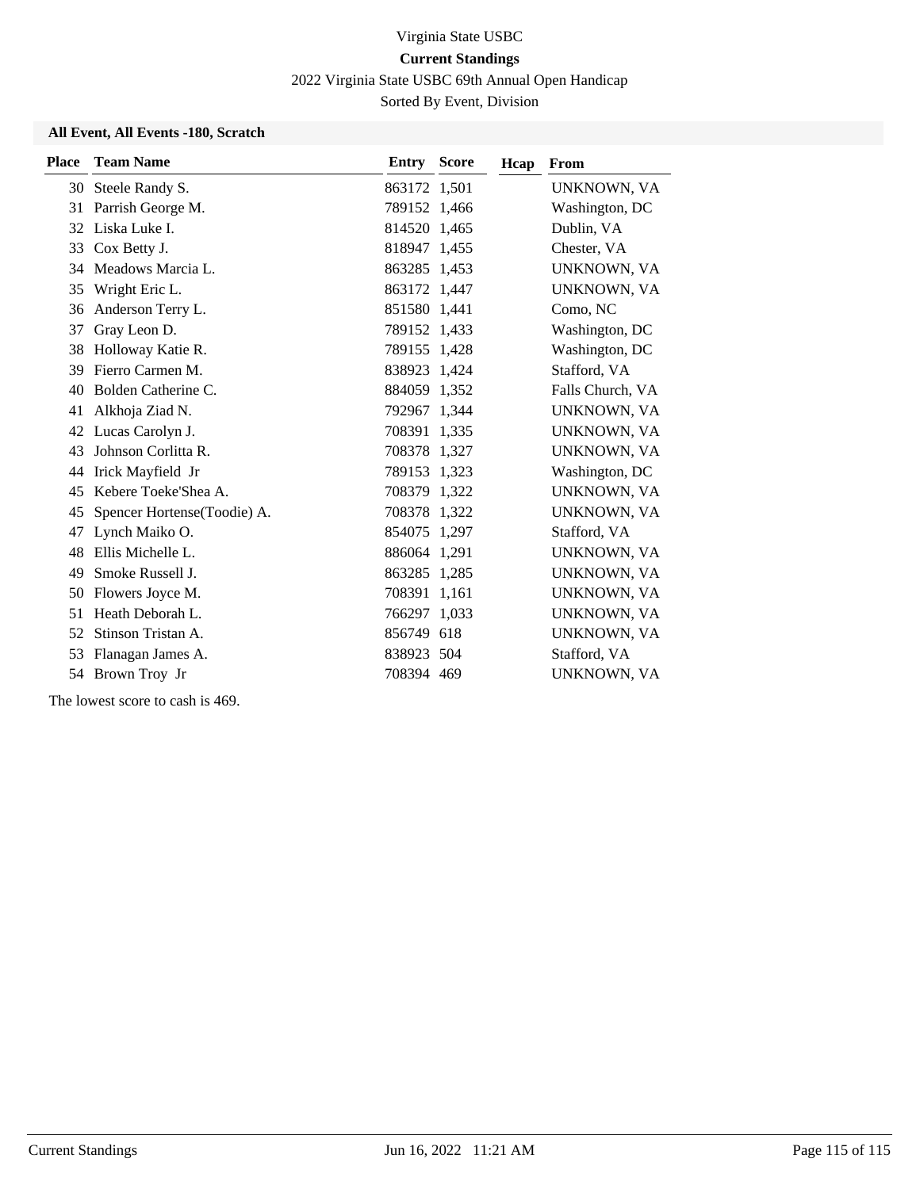Virginia State USBC

**Current Standings**

2022 Virginia State USBC 69th Annual Open Handicap

Sorted By Event, Division

### All Event, All Events -180, Scratch

| Place | Team Name | Entry | Score | Hcap | From |
|---|---|---|---|---|---|
| 30 | Steele Randy S. | 863172 | 1,501 | | UNKNOWN, VA |
| 31 | Parrish George M. | 789152 | 1,466 | | Washington, DC |
| 32 | Liska Luke I. | 814520 | 1,465 | | Dublin, VA |
| 33 | Cox Betty J. | 818947 | 1,455 | | Chester, VA |
| 34 | Meadows Marcia L. | 863285 | 1,453 | | UNKNOWN, VA |
| 35 | Wright Eric L. | 863172 | 1,447 | | UNKNOWN, VA |
| 36 | Anderson Terry L. | 851580 | 1,441 | | Como, NC |
| 37 | Gray Leon D. | 789152 | 1,433 | | Washington, DC |
| 38 | Holloway Katie R. | 789155 | 1,428 | | Washington, DC |
| 39 | Fierro Carmen M. | 838923 | 1,424 | | Stafford, VA |
| 40 | Bolden Catherine C. | 884059 | 1,352 | | Falls Church, VA |
| 41 | Alkhoja Ziad N. | 792967 | 1,344 | | UNKNOWN, VA |
| 42 | Lucas Carolyn J. | 708391 | 1,335 | | UNKNOWN, VA |
| 43 | Johnson Corlitta R. | 708378 | 1,327 | | UNKNOWN, VA |
| 44 | Irick Mayfield Jr | 789153 | 1,323 | | Washington, DC |
| 45 | Kebere Toeke'Shea A. | 708379 | 1,322 | | UNKNOWN, VA |
| 45 | Spencer Hortense(Toodie) A. | 708378 | 1,322 | | UNKNOWN, VA |
| 47 | Lynch Maiko O. | 854075 | 1,297 | | Stafford, VA |
| 48 | Ellis Michelle L. | 886064 | 1,291 | | UNKNOWN, VA |
| 49 | Smoke Russell J. | 863285 | 1,285 | | UNKNOWN, VA |
| 50 | Flowers Joyce M. | 708391 | 1,161 | | UNKNOWN, VA |
| 51 | Heath Deborah L. | 766297 | 1,033 | | UNKNOWN, VA |
| 52 | Stinson Tristan A. | 856749 | 618 | | UNKNOWN, VA |
| 53 | Flanagan James A. | 838923 | 504 | | Stafford, VA |
| 54 | Brown Troy Jr | 708394 | 469 | | UNKNOWN, VA |

The lowest score to cash is 469.